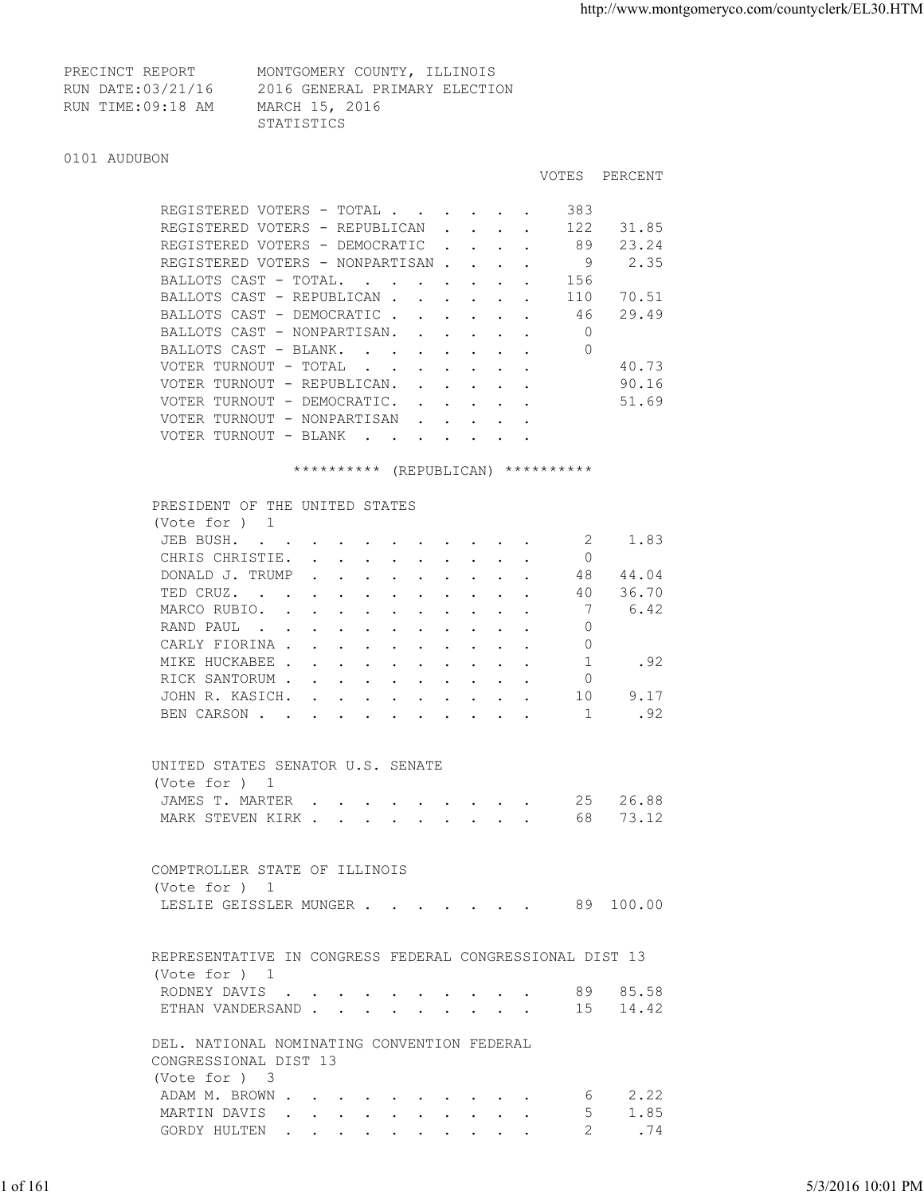PRECINCT REPORT MONTGOMERY COUNTY, ILLINOIS
RUN DATE:03/21/16 2016 GENERAL PRIMARY ELECTION
RUN TIME:09:18 AM MARCH 15, 2016
STATISTICS

## 0101 AUDUBON

| | VOTES | PERCENT |
|---|---|---|
| REGISTERED VOTERS - TOTAL | 383 | |
| REGISTERED VOTERS - REPUBLICAN | 122 | 31.85 |
| REGISTERED VOTERS - DEMOCRATIC | 89 | 23.24 |
| REGISTERED VOTERS - NONPARTISAN | 9 | 2.35 |
| BALLOTS CAST - TOTAL. | 156 | |
| BALLOTS CAST - REPUBLICAN | 110 | 70.51 |
| BALLOTS CAST - DEMOCRATIC | 46 | 29.49 |
| BALLOTS CAST - NONPARTISAN. | 0 | |
| BALLOTS CAST - BLANK. | 0 | |
| VOTER TURNOUT - TOTAL | | 40.73 |
| VOTER TURNOUT - REPUBLICAN. | | 90.16 |
| VOTER TURNOUT - DEMOCRATIC. | | 51.69 |
| VOTER TURNOUT - NONPARTISAN | | |
| VOTER TURNOUT - BLANK | | |

********** (REPUBLICAN) **********

### PRESIDENT OF THE UNITED STATES
(Vote for ) 1

| | VOTES | PERCENT |
|---|---|---|
| JEB BUSH. | 2 | 1.83 |
| CHRIS CHRISTIE. | 0 | |
| DONALD J. TRUMP | 48 | 44.04 |
| TED CRUZ. | 40 | 36.70 |
| MARCO RUBIO. | 7 | 6.42 |
| RAND PAUL | 0 | |
| CARLY FIORINA | 0 | |
| MIKE HUCKABEE | 1 | .92 |
| RICK SANTORUM | 0 | |
| JOHN R. KASICH. | 10 | 9.17 |
| BEN CARSON | 1 | .92 |

### UNITED STATES SENATOR U.S. SENATE
(Vote for ) 1

| | VOTES | PERCENT |
|---|---|---|
| JAMES T. MARTER | 25 | 26.88 |
| MARK STEVEN KIRK | 68 | 73.12 |

### COMPTROLLER STATE OF ILLINOIS
(Vote for ) 1

| | VOTES | PERCENT |
|---|---|---|
| LESLIE GEISSLER MUNGER | 89 | 100.00 |

### REPRESENTATIVE IN CONGRESS FEDERAL CONGRESSIONAL DIST 13
(Vote for ) 1

| | VOTES | PERCENT |
|---|---|---|
| RODNEY DAVIS | 89 | 85.58 |
| ETHAN VANDERSAND | 15 | 14.42 |

### DEL. NATIONAL NOMINATING CONVENTION FEDERAL CONGRESSIONAL DIST 13
(Vote for ) 3

| | VOTES | PERCENT |
|---|---|---|
| ADAM M. BROWN | 6 | 2.22 |
| MARTIN DAVIS | 5 | 1.85 |
| GORDY HULTEN | 2 | .74 |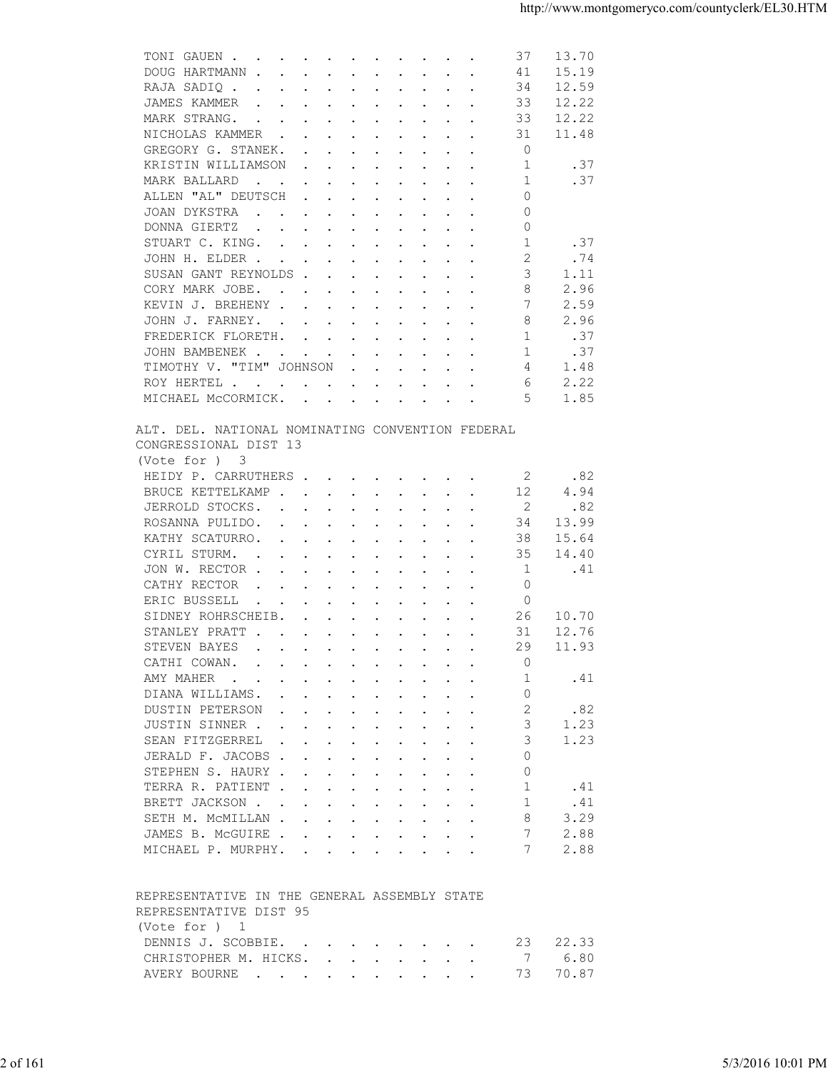| Candidate | Votes | Percent |
|---|---|---|
| TONI GAUEN | 37 | 13.70 |
| DOUG HARTMANN | 41 | 15.19 |
| RAJA SADIQ | 34 | 12.59 |
| JAMES KAMMER | 33 | 12.22 |
| MARK STRANG. | 33 | 12.22 |
| NICHOLAS KAMMER | 31 | 11.48 |
| GREGORY G. STANEK. | 0 | |
| KRISTIN WILLIAMSON | 1 | .37 |
| MARK BALLARD | 1 | .37 |
| ALLEN "AL" DEUTSCH | 0 | |
| JOAN DYKSTRA | 0 | |
| DONNA GIERTZ | 0 | |
| STUART C. KING. | 1 | .37 |
| JOHN H. ELDER | 2 | .74 |
| SUSAN GANT REYNOLDS | 3 | 1.11 |
| CORY MARK JOBE. | 8 | 2.96 |
| KEVIN J. BREHENY | 7 | 2.59 |
| JOHN J. FARNEY. | 8 | 2.96 |
| FREDERICK FLORETH. | 1 | .37 |
| JOHN BAMBENEK | 1 | .37 |
| TIMOTHY V. "TIM" JOHNSON | 4 | 1.48 |
| ROY HERTEL | 6 | 2.22 |
| MICHAEL McCORMICK. | 5 | 1.85 |

ALT. DEL. NATIONAL NOMINATING CONVENTION FEDERAL
CONGRESSIONAL DIST 13
(Vote for ) 3

| Candidate | Votes | Percent |
|---|---|---|
| HEIDY P. CARRUTHERS | 2 | .82 |
| BRUCE KETTELKAMP | 12 | 4.94 |
| JERROLD STOCKS. | 2 | .82 |
| ROSANNA PULIDO. | 34 | 13.99 |
| KATHY SCATURRO. | 38 | 15.64 |
| CYRIL STURM. | 35 | 14.40 |
| JON W. RECTOR | 1 | .41 |
| CATHY RECTOR | 0 | |
| ERIC BUSSELL | 0 | |
| SIDNEY ROHRSCHEIB. | 26 | 10.70 |
| STANLEY PRATT | 31 | 12.76 |
| STEVEN BAYES | 29 | 11.93 |
| CATHI COWAN. | 0 | |
| AMY MAHER | 1 | .41 |
| DIANA WILLIAMS. | 0 | |
| DUSTIN PETERSON | 2 | .82 |
| JUSTIN SINNER | 3 | 1.23 |
| SEAN FITZGERREL | 3 | 1.23 |
| JERALD F. JACOBS | 0 | |
| STEPHEN S. HAURY | 0 | |
| TERRA R. PATIENT | 1 | .41 |
| BRETT JACKSON | 1 | .41 |
| SETH M. McMILLAN | 8 | 3.29 |
| JAMES B. McGUIRE | 7 | 2.88 |
| MICHAEL P. MURPHY. | 7 | 2.88 |

REPRESENTATIVE IN THE GENERAL ASSEMBLY STATE
REPRESENTATIVE DIST 95
(Vote for ) 1

| Candidate | Votes | Percent |
|---|---|---|
| DENNIS J. SCOBBIE. | 23 | 22.33 |
| CHRISTOPHER M. HICKS. | 7 | 6.80 |
| AVERY BOURNE | 73 | 70.87 |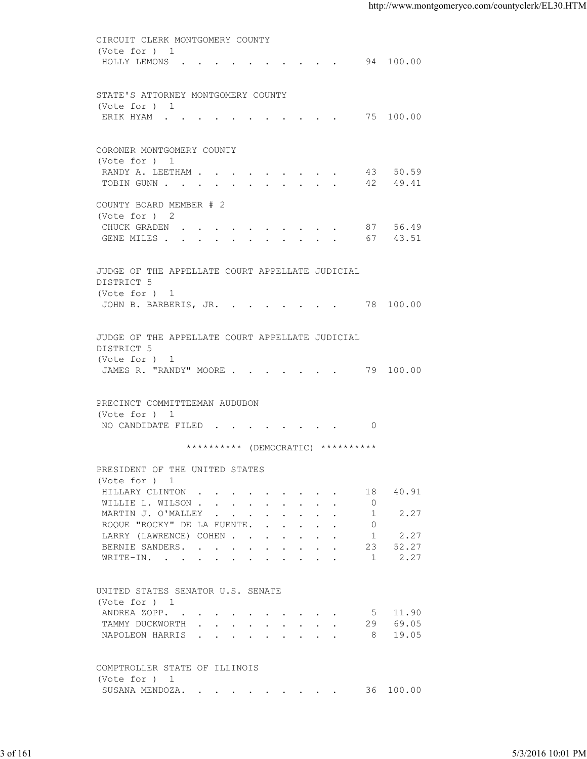CIRCUIT CLERK MONTGOMERY COUNTY
(Vote for ) 1

| Candidate | Votes | Percent |
|---|---|---|
| HOLLY LEMONS | 94 | 100.00 |

STATE'S ATTORNEY MONTGOMERY COUNTY
(Vote for ) 1

| Candidate | Votes | Percent |
|---|---|---|
| ERIK HYAM | 75 | 100.00 |

CORONER MONTGOMERY COUNTY
(Vote for ) 1

| Candidate | Votes | Percent |
|---|---|---|
| RANDY A. LEETHAM | 43 | 50.59 |
| TOBIN GUNN | 42 | 49.41 |

COUNTY BOARD MEMBER # 2
(Vote for ) 2

| Candidate | Votes | Percent |
|---|---|---|
| CHUCK GRADEN | 87 | 56.49 |
| GENE MILES | 67 | 43.51 |

JUDGE OF THE APPELLATE COURT APPELLATE JUDICIAL DISTRICT 5
(Vote for ) 1

| Candidate | Votes | Percent |
|---|---|---|
| JOHN B. BARBERIS, JR. | 78 | 100.00 |

JUDGE OF THE APPELLATE COURT APPELLATE JUDICIAL DISTRICT 5
(Vote for ) 1

| Candidate | Votes | Percent |
|---|---|---|
| JAMES R. "RANDY" MOORE | 79 | 100.00 |

PRECINCT COMMITTEEMAN AUDUBON
(Vote for ) 1

| Candidate | Votes | Percent |
|---|---|---|
| NO CANDIDATE FILED | 0 | |

********** (DEMOCRATIC) **********

PRESIDENT OF THE UNITED STATES
(Vote for ) 1

| Candidate | Votes | Percent |
|---|---|---|
| HILLARY CLINTON | 18 | 40.91 |
| WILLIE L. WILSON | 0 | |
| MARTIN J. O'MALLEY | 1 | 2.27 |
| ROQUE "ROCKY" DE LA FUENTE. | 0 | |
| LARRY (LAWRENCE) COHEN | 1 | 2.27 |
| BERNIE SANDERS. | 23 | 52.27 |
| WRITE-IN. | 1 | 2.27 |

UNITED STATES SENATOR U.S. SENATE
(Vote for ) 1

| Candidate | Votes | Percent |
|---|---|---|
| ANDREA ZOPP. | 5 | 11.90 |
| TAMMY DUCKWORTH | 29 | 69.05 |
| NAPOLEON HARRIS | 8 | 19.05 |

COMPTROLLER STATE OF ILLINOIS
(Vote for ) 1

| Candidate | Votes | Percent |
|---|---|---|
| SUSANA MENDOZA. | 36 | 100.00 |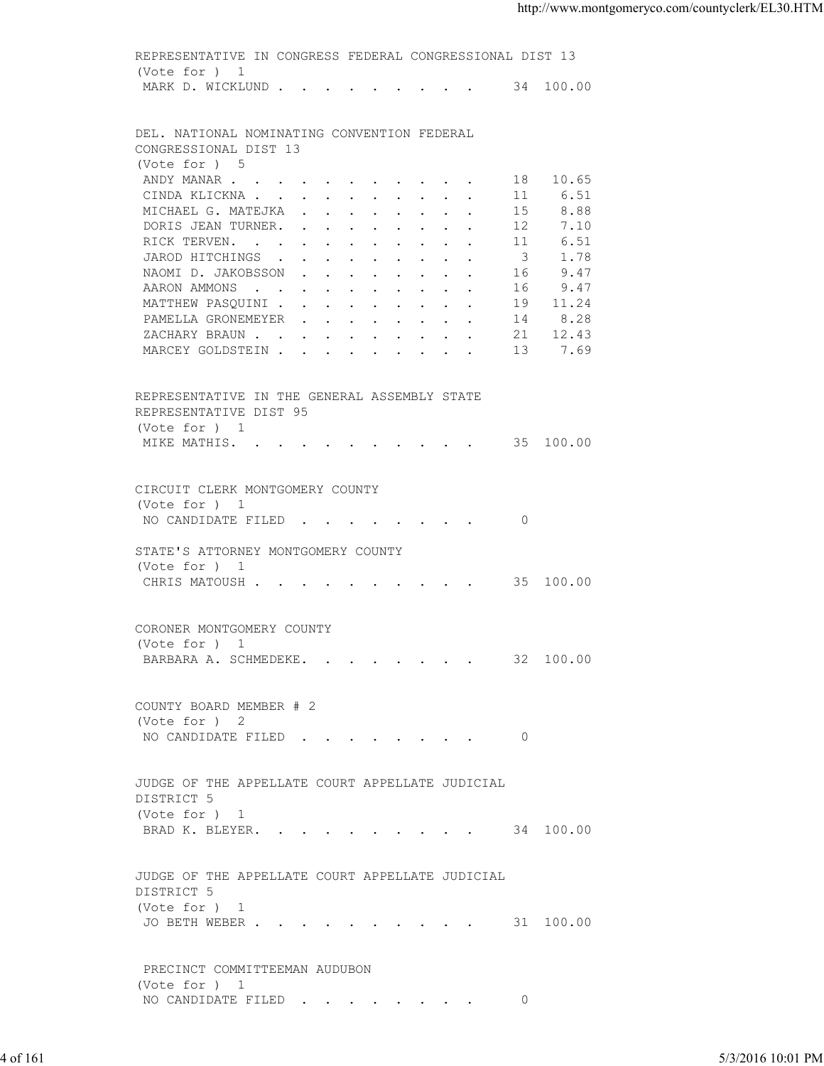REPRESENTATIVE IN CONGRESS FEDERAL CONGRESSIONAL DIST 13
(Vote for ) 1

| Candidate | Votes | Percent |
|---|---|---|
| MARK D. WICKLUND | 34 | 100.00 |

DEL. NATIONAL NOMINATING CONVENTION FEDERAL CONGRESSIONAL DIST 13
(Vote for ) 5

| Candidate | Votes | Percent |
|---|---|---|
| ANDY MANAR | 18 | 10.65 |
| CINDA KLICKNA | 11 | 6.51 |
| MICHAEL G. MATEJKA | 15 | 8.88 |
| DORIS JEAN TURNER | 12 | 7.10 |
| RICK TERVEN | 11 | 6.51 |
| JAROD HITCHINGS | 3 | 1.78 |
| NAOMI D. JAKOBSSON | 16 | 9.47 |
| AARON AMMONS | 16 | 9.47 |
| MATTHEW PASQUINI | 19 | 11.24 |
| PAMELLA GRONEMEYER | 14 | 8.28 |
| ZACHARY BRAUN | 21 | 12.43 |
| MARCEY GOLDSTEIN | 13 | 7.69 |

REPRESENTATIVE IN THE GENERAL ASSEMBLY STATE REPRESENTATIVE DIST 95
(Vote for ) 1

| Candidate | Votes | Percent |
|---|---|---|
| MIKE MATHIS | 35 | 100.00 |

CIRCUIT CLERK MONTGOMERY COUNTY
(Vote for ) 1

| Candidate | Votes | Percent |
|---|---|---|
| NO CANDIDATE FILED | 0 | |

STATE'S ATTORNEY MONTGOMERY COUNTY
(Vote for ) 1

| Candidate | Votes | Percent |
|---|---|---|
| CHRIS MATOUSH | 35 | 100.00 |

CORONER MONTGOMERY COUNTY
(Vote for ) 1

| Candidate | Votes | Percent |
|---|---|---|
| BARBARA A. SCHMEDEKE | 32 | 100.00 |

COUNTY BOARD MEMBER # 2
(Vote for ) 2

| Candidate | Votes | Percent |
|---|---|---|
| NO CANDIDATE FILED | 0 | |

JUDGE OF THE APPELLATE COURT APPELLATE JUDICIAL DISTRICT 5
(Vote for ) 1

| Candidate | Votes | Percent |
|---|---|---|
| BRAD K. BLEYER | 34 | 100.00 |

JUDGE OF THE APPELLATE COURT APPELLATE JUDICIAL DISTRICT 5
(Vote for ) 1

| Candidate | Votes | Percent |
|---|---|---|
| JO BETH WEBER | 31 | 100.00 |

PRECINCT COMMITTEEMAN AUDUBON
(Vote for ) 1

| Candidate | Votes | Percent |
|---|---|---|
| NO CANDIDATE FILED | 0 | |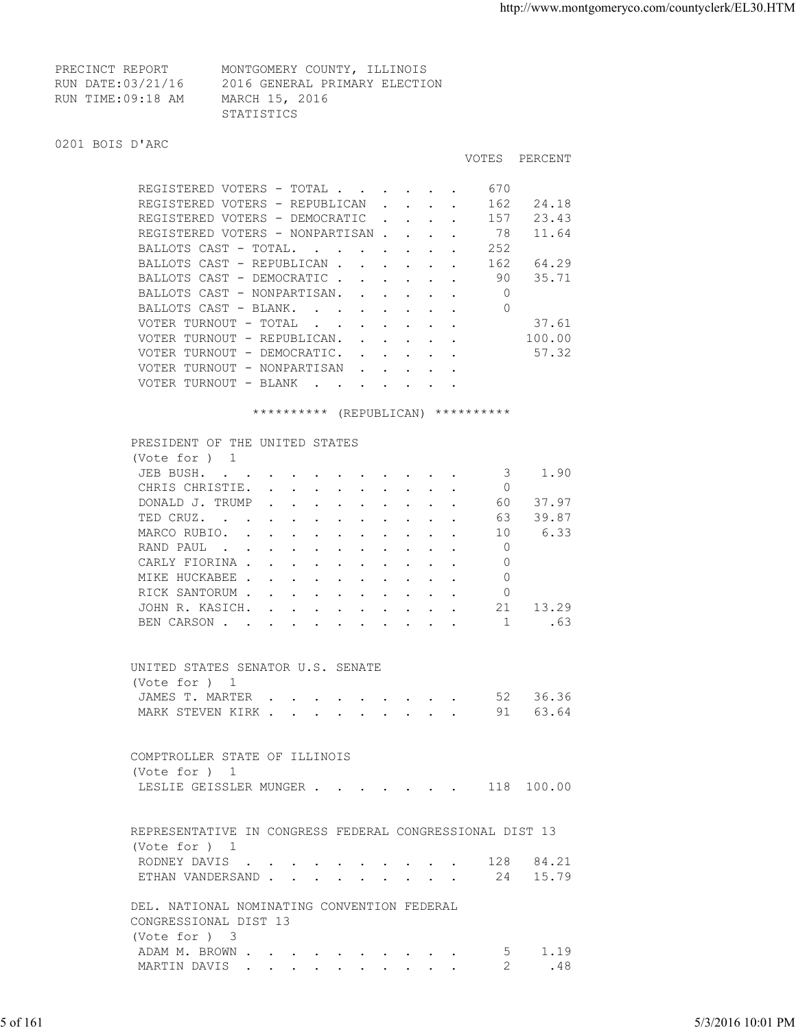PRECINCT REPORT MONTGOMERY COUNTY, ILLINOIS
RUN DATE:03/21/16 2016 GENERAL PRIMARY ELECTION
RUN TIME:09:18 AM MARCH 15, 2016
STATISTICS

## 0201 BOIS D'ARC

| | VOTES | PERCENT |
|---|---|---|
| REGISTERED VOTERS - TOTAL | 670 | |
| REGISTERED VOTERS - REPUBLICAN | 162 | 24.18 |
| REGISTERED VOTERS - DEMOCRATIC | 157 | 23.43 |
| REGISTERED VOTERS - NONPARTISAN | 78 | 11.64 |
| BALLOTS CAST - TOTAL. | 252 | |
| BALLOTS CAST - REPUBLICAN | 162 | 64.29 |
| BALLOTS CAST - DEMOCRATIC | 90 | 35.71 |
| BALLOTS CAST - NONPARTISAN. | 0 | |
| BALLOTS CAST - BLANK. | 0 | |
| VOTER TURNOUT - TOTAL | | 37.61 |
| VOTER TURNOUT - REPUBLICAN. | | 100.00 |
| VOTER TURNOUT - DEMOCRATIC. | | 57.32 |
| VOTER TURNOUT - NONPARTISAN | | |
| VOTER TURNOUT - BLANK | | |

********** (REPUBLICAN) **********

### PRESIDENT OF THE UNITED STATES
(Vote for ) 1

| | VOTES | PERCENT |
|---|---|---|
| JEB BUSH. | 3 | 1.90 |
| CHRIS CHRISTIE. | 0 | |
| DONALD J. TRUMP | 60 | 37.97 |
| TED CRUZ. | 63 | 39.87 |
| MARCO RUBIO. | 10 | 6.33 |
| RAND PAUL | 0 | |
| CARLY FIORINA | 0 | |
| MIKE HUCKABEE | 0 | |
| RICK SANTORUM | 0 | |
| JOHN R. KASICH. | 21 | 13.29 |
| BEN CARSON | 1 | .63 |

### UNITED STATES SENATOR U.S. SENATE
(Vote for ) 1

| | VOTES | PERCENT |
|---|---|---|
| JAMES T. MARTER | 52 | 36.36 |
| MARK STEVEN KIRK | 91 | 63.64 |

### COMPTROLLER STATE OF ILLINOIS
(Vote for ) 1

| | VOTES | PERCENT |
|---|---|---|
| LESLIE GEISSLER MUNGER | 118 | 100.00 |

### REPRESENTATIVE IN CONGRESS FEDERAL CONGRESSIONAL DIST 13
(Vote for ) 1

| | VOTES | PERCENT |
|---|---|---|
| RODNEY DAVIS | 128 | 84.21 |
| ETHAN VANDERSAND | 24 | 15.79 |

### DEL. NATIONAL NOMINATING CONVENTION FEDERAL CONGRESSIONAL DIST 13
(Vote for ) 3

| | VOTES | PERCENT |
|---|---|---|
| ADAM M. BROWN | 5 | 1.19 |
| MARTIN DAVIS | 2 | .48 |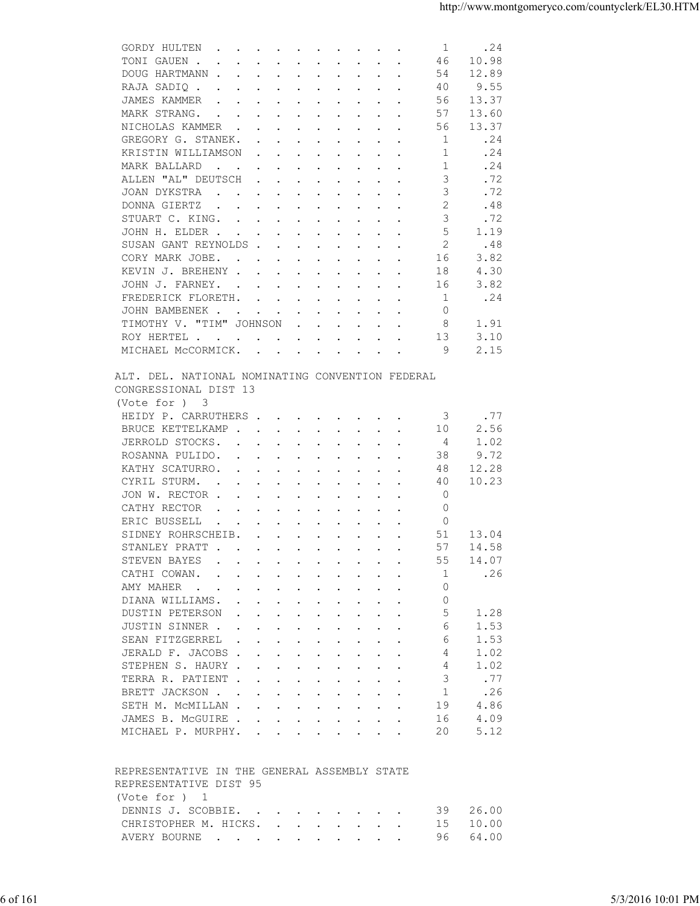| | | |
|---|---|---|
| GORDY HULTEN | 1 | .24 |
| TONI GAUEN | 46 | 10.98 |
| DOUG HARTMANN | 54 | 12.89 |
| RAJA SADIQ | 40 | 9.55 |
| JAMES KAMMER | 56 | 13.37 |
| MARK STRANG. | 57 | 13.60 |
| NICHOLAS KAMMER | 56 | 13.37 |
| GREGORY G. STANEK. | 1 | .24 |
| KRISTIN WILLIAMSON | 1 | .24 |
| MARK BALLARD | 1 | .24 |
| ALLEN "AL" DEUTSCH | 3 | .72 |
| JOAN DYKSTRA | 3 | .72 |
| DONNA GIERTZ | 2 | .48 |
| STUART C. KING. | 3 | .72 |
| JOHN H. ELDER | 5 | 1.19 |
| SUSAN GANT REYNOLDS | 2 | .48 |
| CORY MARK JOBE. | 16 | 3.82 |
| KEVIN J. BREHENY | 18 | 4.30 |
| JOHN J. FARNEY. | 16 | 3.82 |
| FREDERICK FLORETH. | 1 | .24 |
| JOHN BAMBENEK | 0 | |
| TIMOTHY V. "TIM" JOHNSON | 8 | 1.91 |
| ROY HERTEL | 13 | 3.10 |
| MICHAEL McCORMICK. | 9 | 2.15 |

ALT. DEL. NATIONAL NOMINATING CONVENTION FEDERAL CONGRESSIONAL DIST 13
(Vote for ) 3

| | | |
|---|---|---|
| HEIDY P. CARRUTHERS | 3 | .77 |
| BRUCE KETTELKAMP | 10 | 2.56 |
| JERROLD STOCKS. | 4 | 1.02 |
| ROSANNA PULIDO. | 38 | 9.72 |
| KATHY SCATURRO. | 48 | 12.28 |
| CYRIL STURM. | 40 | 10.23 |
| JON W. RECTOR | 0 | |
| CATHY RECTOR | 0 | |
| ERIC BUSSELL | 0 | |
| SIDNEY ROHRSCHEIB. | 51 | 13.04 |
| STANLEY PRATT | 57 | 14.58 |
| STEVEN BAYES | 55 | 14.07 |
| CATHI COWAN. | 1 | .26 |
| AMY MAHER | 0 | |
| DIANA WILLIAMS. | 0 | |
| DUSTIN PETERSON | 5 | 1.28 |
| JUSTIN SINNER | 6 | 1.53 |
| SEAN FITZGERREL | 6 | 1.53 |
| JERALD F. JACOBS | 4 | 1.02 |
| STEPHEN S. HAURY | 4 | 1.02 |
| TERRA R. PATIENT | 3 | .77 |
| BRETT JACKSON | 1 | .26 |
| SETH M. McMILLAN | 19 | 4.86 |
| JAMES B. McGUIRE | 16 | 4.09 |
| MICHAEL P. MURPHY. | 20 | 5.12 |

REPRESENTATIVE IN THE GENERAL ASSEMBLY STATE REPRESENTATIVE DIST 95
(Vote for ) 1

| | | |
|---|---|---|
| DENNIS J. SCOBBIE. | 39 | 26.00 |
| CHRISTOPHER M. HICKS. | 15 | 10.00 |
| AVERY BOURNE | 96 | 64.00 |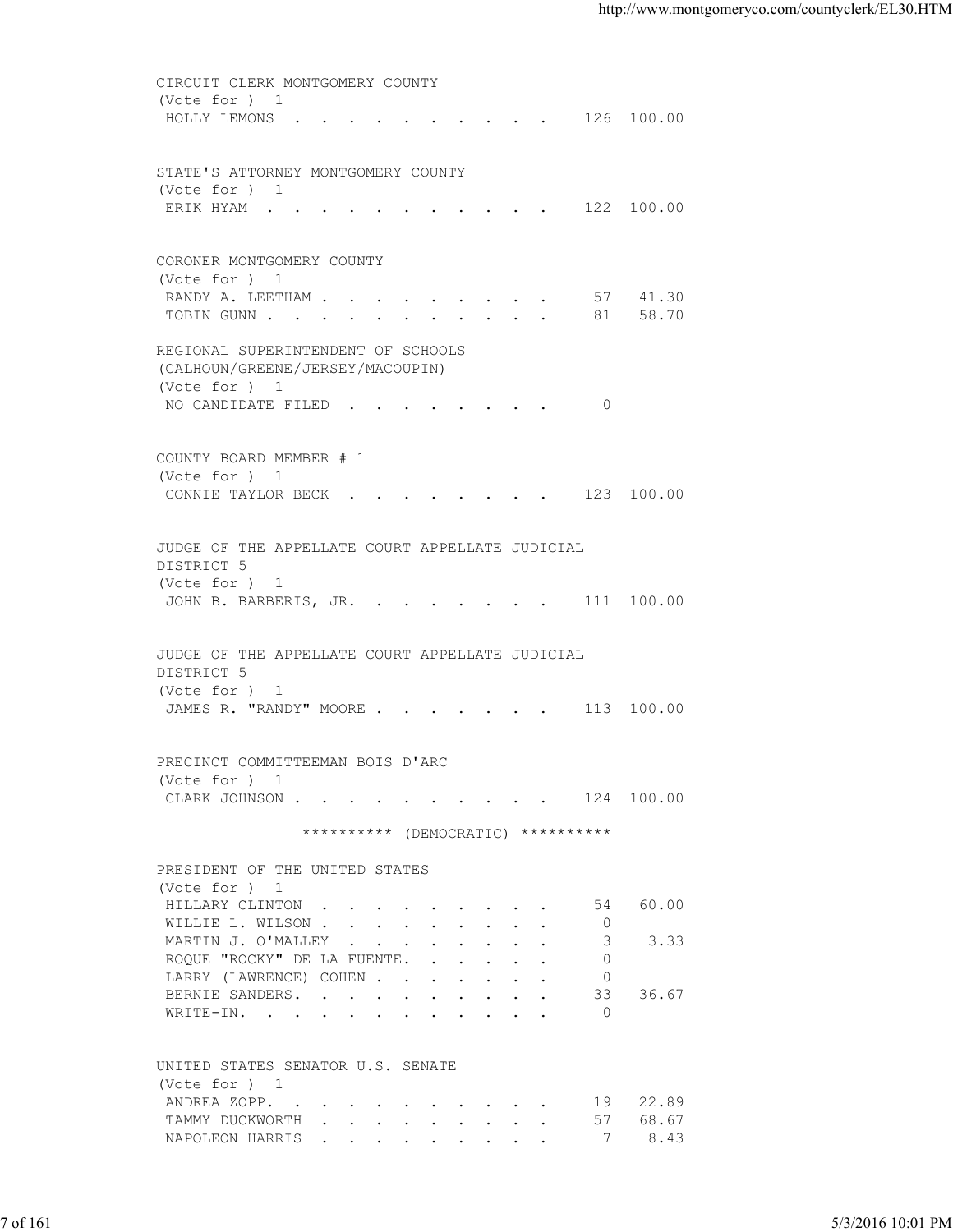CIRCUIT CLERK MONTGOMERY COUNTY
(Vote for ) 1

| Candidate | Votes | Percent |
|---|---|---|
| HOLLY LEMONS | 126 | 100.00 |

STATE'S ATTORNEY MONTGOMERY COUNTY
(Vote for ) 1

| Candidate | Votes | Percent |
|---|---|---|
| ERIK HYAM | 122 | 100.00 |

CORONER MONTGOMERY COUNTY
(Vote for ) 1

| Candidate | Votes | Percent |
|---|---|---|
| RANDY A. LEETHAM | 57 | 41.30 |
| TOBIN GUNN | 81 | 58.70 |

REGIONAL SUPERINTENDENT OF SCHOOLS
(CALHOUN/GREENE/JERSEY/MACOUPIN)
(Vote for ) 1

| Candidate | Votes | Percent |
|---|---|---|
| NO CANDIDATE FILED | 0 | |

COUNTY BOARD MEMBER # 1
(Vote for ) 1

| Candidate | Votes | Percent |
|---|---|---|
| CONNIE TAYLOR BECK | 123 | 100.00 |

JUDGE OF THE APPELLATE COURT APPELLATE JUDICIAL DISTRICT 5
(Vote for ) 1

| Candidate | Votes | Percent |
|---|---|---|
| JOHN B. BARBERIS, JR. | 111 | 100.00 |

JUDGE OF THE APPELLATE COURT APPELLATE JUDICIAL DISTRICT 5
(Vote for ) 1

| Candidate | Votes | Percent |
|---|---|---|
| JAMES R. "RANDY" MOORE | 113 | 100.00 |

PRECINCT COMMITTEEMAN BOIS D'ARC
(Vote for ) 1

| Candidate | Votes | Percent |
|---|---|---|
| CLARK JOHNSON | 124 | 100.00 |

********** (DEMOCRATIC) **********

PRESIDENT OF THE UNITED STATES
(Vote for ) 1

| Candidate | Votes | Percent |
|---|---|---|
| HILLARY CLINTON | 54 | 60.00 |
| WILLIE L. WILSON | 0 | |
| MARTIN J. O'MALLEY | 3 | 3.33 |
| ROQUE "ROCKY" DE LA FUENTE | 0 | |
| LARRY (LAWRENCE) COHEN | 0 | |
| BERNIE SANDERS | 33 | 36.67 |
| WRITE-IN | 0 | |

UNITED STATES SENATOR U.S. SENATE
(Vote for ) 1

| Candidate | Votes | Percent |
|---|---|---|
| ANDREA ZOPP | 19 | 22.89 |
| TAMMY DUCKWORTH | 57 | 68.67 |
| NAPOLEON HARRIS | 7 | 8.43 |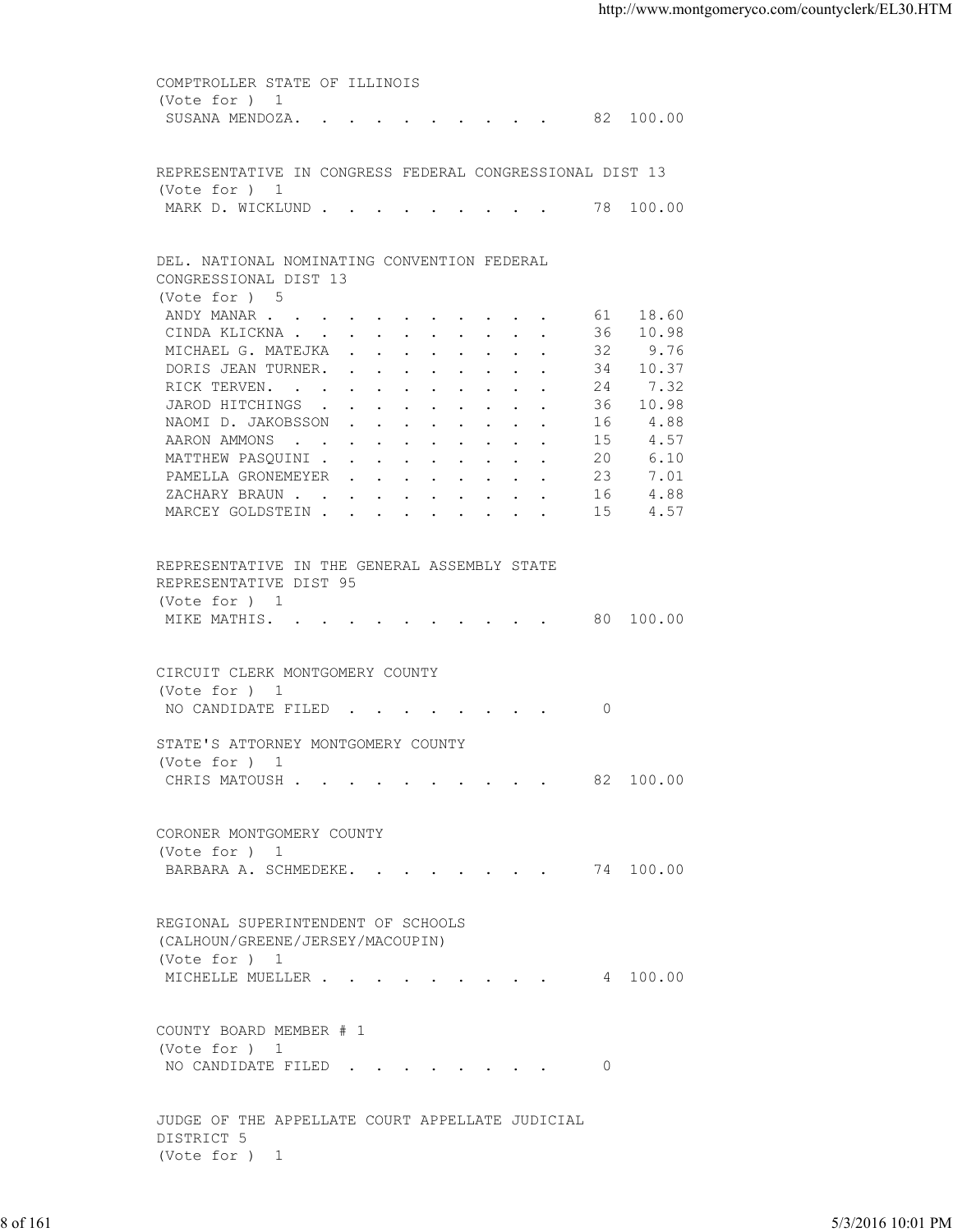COMPTROLLER STATE OF ILLINOIS
(Vote for ) 1

| Candidate | Votes | Percent |
|---|---|---|
| SUSANA MENDOZA | 82 | 100.00 |

REPRESENTATIVE IN CONGRESS FEDERAL CONGRESSIONAL DIST 13
(Vote for ) 1

| Candidate | Votes | Percent |
|---|---|---|
| MARK D. WICKLUND | 78 | 100.00 |

DEL. NATIONAL NOMINATING CONVENTION FEDERAL CONGRESSIONAL DIST 13
(Vote for ) 5

| Candidate | Votes | Percent |
|---|---|---|
| ANDY MANAR | 61 | 18.60 |
| CINDA KLICKNA | 36 | 10.98 |
| MICHAEL G. MATEJKA | 32 | 9.76 |
| DORIS JEAN TURNER | 34 | 10.37 |
| RICK TERVEN | 24 | 7.32 |
| JAROD HITCHINGS | 36 | 10.98 |
| NAOMI D. JAKOBSSON | 16 | 4.88 |
| AARON AMMONS | 15 | 4.57 |
| MATTHEW PASQUINI | 20 | 6.10 |
| PAMELLA GRONEMEYER | 23 | 7.01 |
| ZACHARY BRAUN | 16 | 4.88 |
| MARCEY GOLDSTEIN | 15 | 4.57 |

REPRESENTATIVE IN THE GENERAL ASSEMBLY STATE REPRESENTATIVE DIST 95
(Vote for ) 1

| Candidate | Votes | Percent |
|---|---|---|
| MIKE MATHIS | 80 | 100.00 |

CIRCUIT CLERK MONTGOMERY COUNTY
(Vote for ) 1

| Candidate | Votes | Percent |
|---|---|---|
| NO CANDIDATE FILED | 0 | |

STATE'S ATTORNEY MONTGOMERY COUNTY
(Vote for ) 1

| Candidate | Votes | Percent |
|---|---|---|
| CHRIS MATOUSH | 82 | 100.00 |

CORONER MONTGOMERY COUNTY
(Vote for ) 1

| Candidate | Votes | Percent |
|---|---|---|
| BARBARA A. SCHMEDEKE | 74 | 100.00 |

REGIONAL SUPERINTENDENT OF SCHOOLS (CALHOUN/GREENE/JERSEY/MACOUPIN)
(Vote for ) 1

| Candidate | Votes | Percent |
|---|---|---|
| MICHELLE MUELLER | 4 | 100.00 |

COUNTY BOARD MEMBER # 1
(Vote for ) 1

| Candidate | Votes | Percent |
|---|---|---|
| NO CANDIDATE FILED | 0 | |

JUDGE OF THE APPELLATE COURT APPELLATE JUDICIAL DISTRICT 5
(Vote for ) 1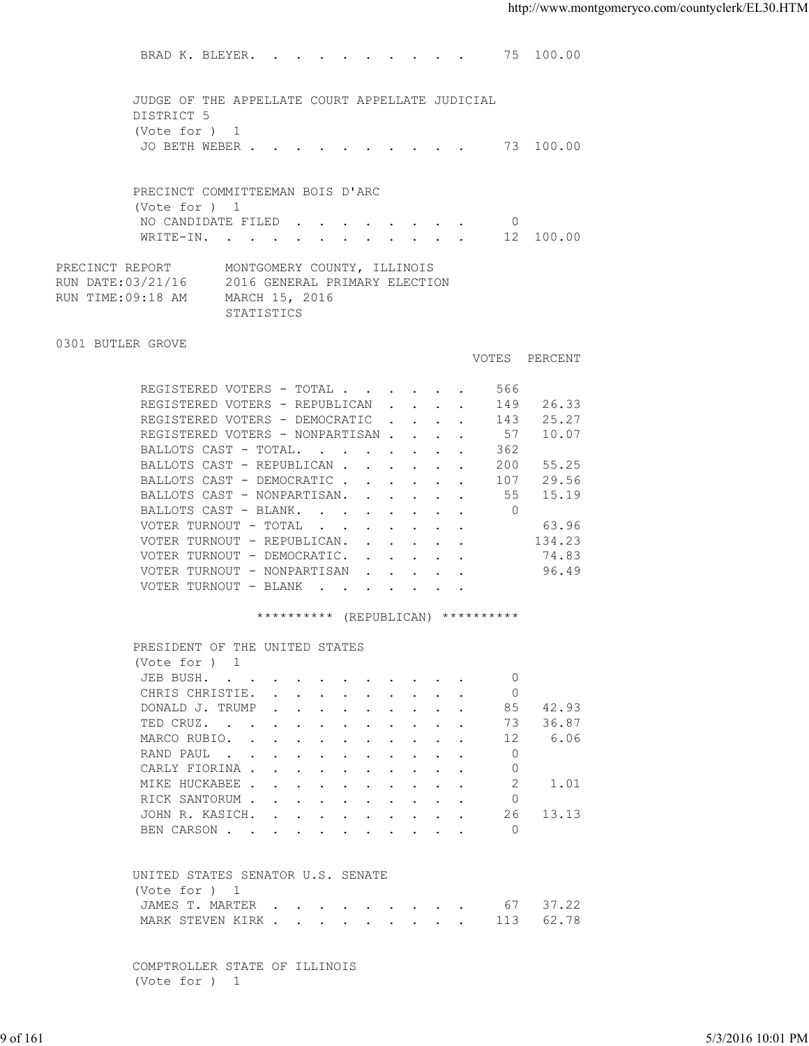| | | |
|---|---|---|
| BRAD K. BLEYER. | 75 | 100.00 |

JUDGE OF THE APPELLATE COURT APPELLATE JUDICIAL DISTRICT 5
(Vote for ) 1

| | | |
|---|---|---|
| JO BETH WEBER | 73 | 100.00 |

PRECINCT COMMITTEEMAN BOIS D'ARC
(Vote for ) 1

| | | |
|---|---|---|
| NO CANDIDATE FILED | 0 | |
| WRITE-IN. | 12 | 100.00 |

PRECINCT REPORT — MONTGOMERY COUNTY, ILLINOIS
RUN DATE:03/21/16 — 2016 GENERAL PRIMARY ELECTION
RUN TIME:09:18 AM — MARCH 15, 2016
STATISTICS

0301 BUTLER GROVE

| | VOTES | PERCENT |
|---|---|---|
| REGISTERED VOTERS - TOTAL | 566 | |
| REGISTERED VOTERS - REPUBLICAN | 149 | 26.33 |
| REGISTERED VOTERS - DEMOCRATIC | 143 | 25.27 |
| REGISTERED VOTERS - NONPARTISAN | 57 | 10.07 |
| BALLOTS CAST - TOTAL. | 362 | |
| BALLOTS CAST - REPUBLICAN | 200 | 55.25 |
| BALLOTS CAST - DEMOCRATIC | 107 | 29.56 |
| BALLOTS CAST - NONPARTISAN. | 55 | 15.19 |
| BALLOTS CAST - BLANK. | 0 | |
| VOTER TURNOUT - TOTAL | | 63.96 |
| VOTER TURNOUT - REPUBLICAN. | | 134.23 |
| VOTER TURNOUT - DEMOCRATIC. | | 74.83 |
| VOTER TURNOUT - NONPARTISAN | | 96.49 |
| VOTER TURNOUT - BLANK | | |

********** (REPUBLICAN) **********

PRESIDENT OF THE UNITED STATES
(Vote for ) 1

| | | |
|---|---|---|
| JEB BUSH. | 0 | |
| CHRIS CHRISTIE. | 0 | |
| DONALD J. TRUMP | 85 | 42.93 |
| TED CRUZ. | 73 | 36.87 |
| MARCO RUBIO. | 12 | 6.06 |
| RAND PAUL | 0 | |
| CARLY FIORINA | 0 | |
| MIKE HUCKABEE | 2 | 1.01 |
| RICK SANTORUM | 0 | |
| JOHN R. KASICH. | 26 | 13.13 |
| BEN CARSON | 0 | |

UNITED STATES SENATOR U.S. SENATE
(Vote for ) 1

| | | |
|---|---|---|
| JAMES T. MARTER | 67 | 37.22 |
| MARK STEVEN KIRK | 113 | 62.78 |

COMPTROLLER STATE OF ILLINOIS
(Vote for ) 1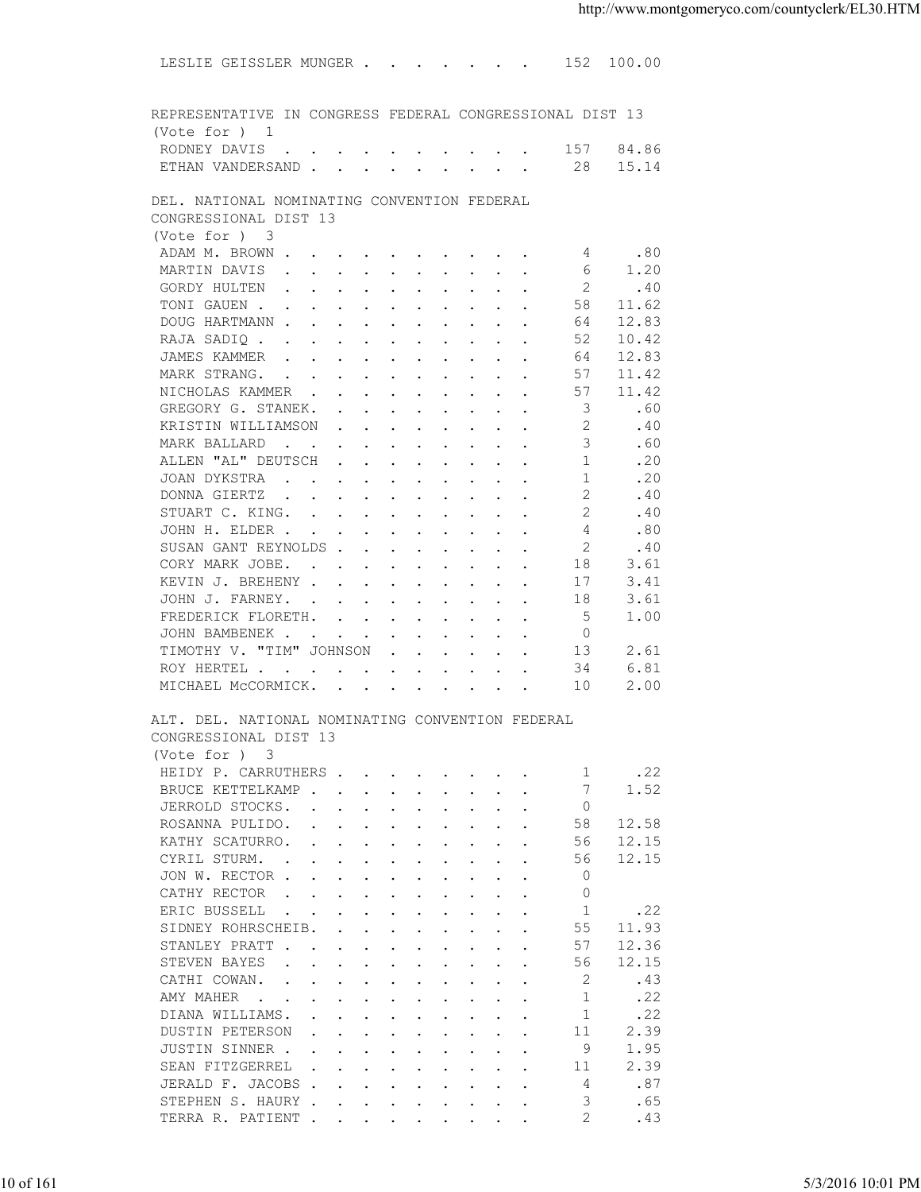| | | |
|---|---|---|
| LESLIE GEISSLER MUNGER | 152 | 100.00 |

REPRESENTATIVE IN CONGRESS FEDERAL CONGRESSIONAL DIST 13
(Vote for ) 1

| Candidate | Votes | Percent |
|---|---|---|
| RODNEY DAVIS | 157 | 84.86 |
| ETHAN VANDERSAND | 28 | 15.14 |

DEL. NATIONAL NOMINATING CONVENTION FEDERAL
CONGRESSIONAL DIST 13
(Vote for ) 3

| Candidate | Votes | Percent |
|---|---|---|
| ADAM M. BROWN | 4 | .80 |
| MARTIN DAVIS | 6 | 1.20 |
| GORDY HULTEN | 2 | .40 |
| TONI GAUEN | 58 | 11.62 |
| DOUG HARTMANN | 64 | 12.83 |
| RAJA SADIQ | 52 | 10.42 |
| JAMES KAMMER | 64 | 12.83 |
| MARK STRANG. | 57 | 11.42 |
| NICHOLAS KAMMER | 57 | 11.42 |
| GREGORY G. STANEK. | 3 | .60 |
| KRISTIN WILLIAMSON | 2 | .40 |
| MARK BALLARD | 3 | .60 |
| ALLEN "AL" DEUTSCH | 1 | .20 |
| JOAN DYKSTRA | 1 | .20 |
| DONNA GIERTZ | 2 | .40 |
| STUART C. KING. | 2 | .40 |
| JOHN H. ELDER | 4 | .80 |
| SUSAN GANT REYNOLDS | 2 | .40 |
| CORY MARK JOBE. | 18 | 3.61 |
| KEVIN J. BREHENY | 17 | 3.41 |
| JOHN J. FARNEY. | 18 | 3.61 |
| FREDERICK FLORETH. | 5 | 1.00 |
| JOHN BAMBENEK | 0 | |
| TIMOTHY V. "TIM" JOHNSON | 13 | 2.61 |
| ROY HERTEL | 34 | 6.81 |
| MICHAEL McCORMICK. | 10 | 2.00 |

ALT. DEL. NATIONAL NOMINATING CONVENTION FEDERAL
CONGRESSIONAL DIST 13
(Vote for ) 3

| Candidate | Votes | Percent |
|---|---|---|
| HEIDY P. CARRUTHERS | 1 | .22 |
| BRUCE KETTELKAMP | 7 | 1.52 |
| JERROLD STOCKS. | 0 | |
| ROSANNA PULIDO. | 58 | 12.58 |
| KATHY SCATURRO. | 56 | 12.15 |
| CYRIL STURM. | 56 | 12.15 |
| JON W. RECTOR | 0 | |
| CATHY RECTOR | 0 | |
| ERIC BUSSELL | 1 | .22 |
| SIDNEY ROHRSCHEIB. | 55 | 11.93 |
| STANLEY PRATT | 57 | 12.36 |
| STEVEN BAYES | 56 | 12.15 |
| CATHI COWAN. | 2 | .43 |
| AMY MAHER | 1 | .22 |
| DIANA WILLIAMS. | 1 | .22 |
| DUSTIN PETERSON | 11 | 2.39 |
| JUSTIN SINNER | 9 | 1.95 |
| SEAN FITZGERREL | 11 | 2.39 |
| JERALD F. JACOBS | 4 | .87 |
| STEPHEN S. HAURY | 3 | .65 |
| TERRA R. PATIENT | 2 | .43 |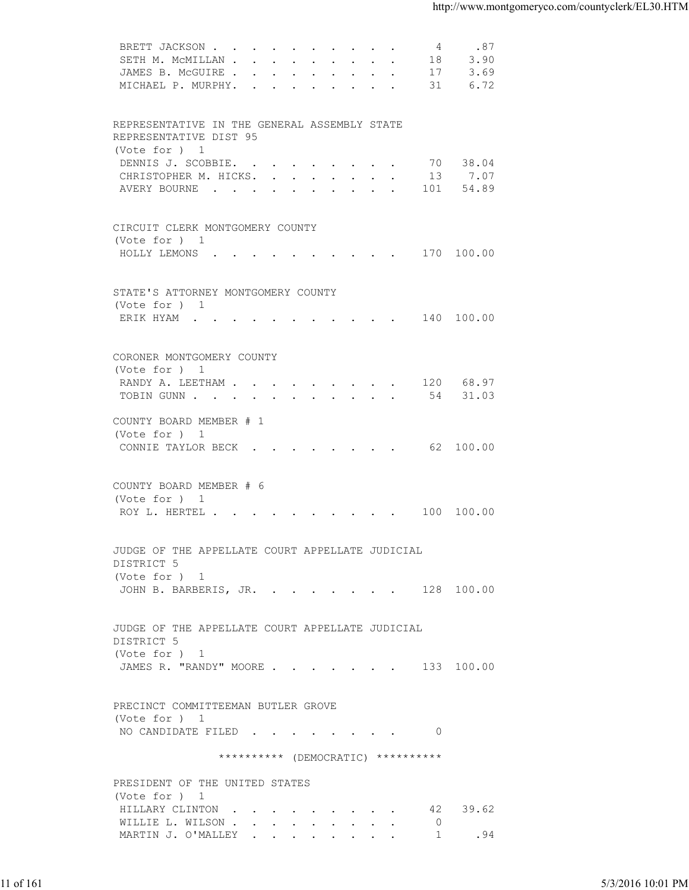| | | |
|---|---|---|
| BRETT JACKSON | 4 | .87 |
| SETH M. McMILLAN | 18 | 3.90 |
| JAMES B. McGUIRE | 17 | 3.69 |
| MICHAEL P. MURPHY. | 31 | 6.72 |

REPRESENTATIVE IN THE GENERAL ASSEMBLY STATE REPRESENTATIVE DIST 95
(Vote for ) 1

| | | |
|---|---|---|
| DENNIS J. SCOBBIE. | 70 | 38.04 |
| CHRISTOPHER M. HICKS. | 13 | 7.07 |
| AVERY BOURNE | 101 | 54.89 |

CIRCUIT CLERK MONTGOMERY COUNTY
(Vote for ) 1

| | | |
|---|---|---|
| HOLLY LEMONS | 170 | 100.00 |

STATE'S ATTORNEY MONTGOMERY COUNTY
(Vote for ) 1

| | | |
|---|---|---|
| ERIK HYAM | 140 | 100.00 |

CORONER MONTGOMERY COUNTY
(Vote for ) 1

| | | |
|---|---|---|
| RANDY A. LEETHAM | 120 | 68.97 |
| TOBIN GUNN | 54 | 31.03 |

COUNTY BOARD MEMBER # 1
(Vote for ) 1

| | | |
|---|---|---|
| CONNIE TAYLOR BECK | 62 | 100.00 |

COUNTY BOARD MEMBER # 6
(Vote for ) 1

| | | |
|---|---|---|
| ROY L. HERTEL | 100 | 100.00 |

JUDGE OF THE APPELLATE COURT APPELLATE JUDICIAL DISTRICT 5
(Vote for ) 1

| | | |
|---|---|---|
| JOHN B. BARBERIS, JR. | 128 | 100.00 |

JUDGE OF THE APPELLATE COURT APPELLATE JUDICIAL DISTRICT 5
(Vote for ) 1

| | | |
|---|---|---|
| JAMES R. "RANDY" MOORE | 133 | 100.00 |

PRECINCT COMMITTEEMAN BUTLER GROVE
(Vote for ) 1

| | | |
|---|---|---|
| NO CANDIDATE FILED | 0 | |

********** (DEMOCRATIC) **********

PRESIDENT OF THE UNITED STATES
(Vote for ) 1

| | | |
|---|---|---|
| HILLARY CLINTON | 42 | 39.62 |
| WILLIE L. WILSON | 0 | |
| MARTIN J. O'MALLEY | 1 | .94 |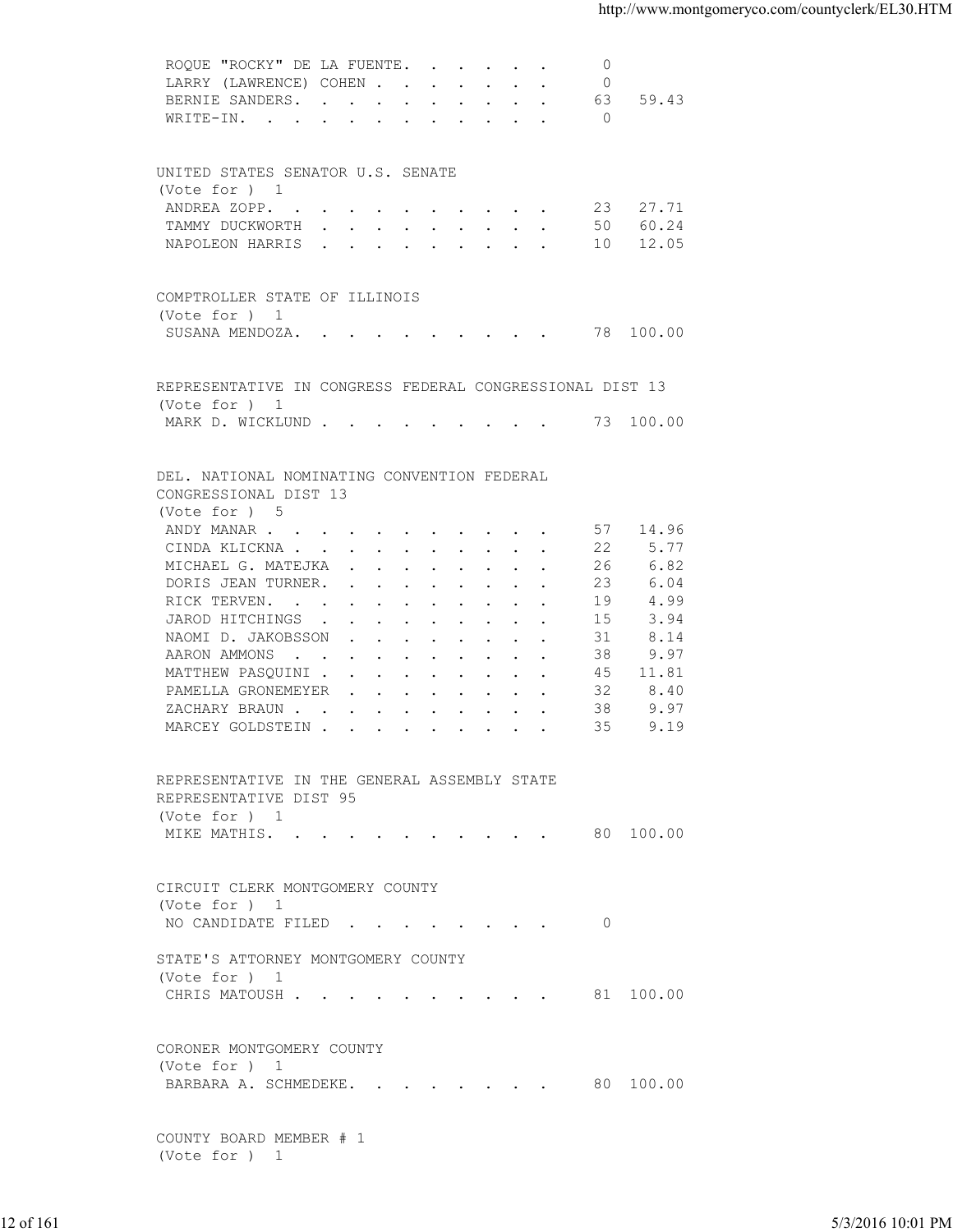| Candidate | Votes | Percent |
|---|---|---|
| ROQUE "ROCKY" DE LA FUENTE | 0 | |
| LARRY (LAWRENCE) COHEN | 0 | |
| BERNIE SANDERS | 63 | 59.43 |
| WRITE-IN | 0 | |

UNITED STATES SENATOR U.S. SENATE
(Vote for ) 1

| Candidate | Votes | Percent |
|---|---|---|
| ANDREA ZOPP | 23 | 27.71 |
| TAMMY DUCKWORTH | 50 | 60.24 |
| NAPOLEON HARRIS | 10 | 12.05 |

COMPTROLLER STATE OF ILLINOIS
(Vote for ) 1

| Candidate | Votes | Percent |
|---|---|---|
| SUSANA MENDOZA | 78 | 100.00 |

REPRESENTATIVE IN CONGRESS FEDERAL CONGRESSIONAL DIST 13
(Vote for ) 1

| Candidate | Votes | Percent |
|---|---|---|
| MARK D. WICKLUND | 73 | 100.00 |

DEL. NATIONAL NOMINATING CONVENTION FEDERAL CONGRESSIONAL DIST 13
(Vote for ) 5

| Candidate | Votes | Percent |
|---|---|---|
| ANDY MANAR | 57 | 14.96 |
| CINDA KLICKNA | 22 | 5.77 |
| MICHAEL G. MATEJKA | 26 | 6.82 |
| DORIS JEAN TURNER | 23 | 6.04 |
| RICK TERVEN | 19 | 4.99 |
| JAROD HITCHINGS | 15 | 3.94 |
| NAOMI D. JAKOBSSON | 31 | 8.14 |
| AARON AMMONS | 38 | 9.97 |
| MATTHEW PASQUINI | 45 | 11.81 |
| PAMELLA GRONEMEYER | 32 | 8.40 |
| ZACHARY BRAUN | 38 | 9.97 |
| MARCEY GOLDSTEIN | 35 | 9.19 |

REPRESENTATIVE IN THE GENERAL ASSEMBLY STATE REPRESENTATIVE DIST 95
(Vote for ) 1

| Candidate | Votes | Percent |
|---|---|---|
| MIKE MATHIS | 80 | 100.00 |

CIRCUIT CLERK MONTGOMERY COUNTY
(Vote for ) 1

| Candidate | Votes | Percent |
|---|---|---|
| NO CANDIDATE FILED | 0 | |

STATE'S ATTORNEY MONTGOMERY COUNTY
(Vote for ) 1

| Candidate | Votes | Percent |
|---|---|---|
| CHRIS MATOUSH | 81 | 100.00 |

CORONER MONTGOMERY COUNTY
(Vote for ) 1

| Candidate | Votes | Percent |
|---|---|---|
| BARBARA A. SCHMEDEKE | 80 | 100.00 |

COUNTY BOARD MEMBER # 1
(Vote for ) 1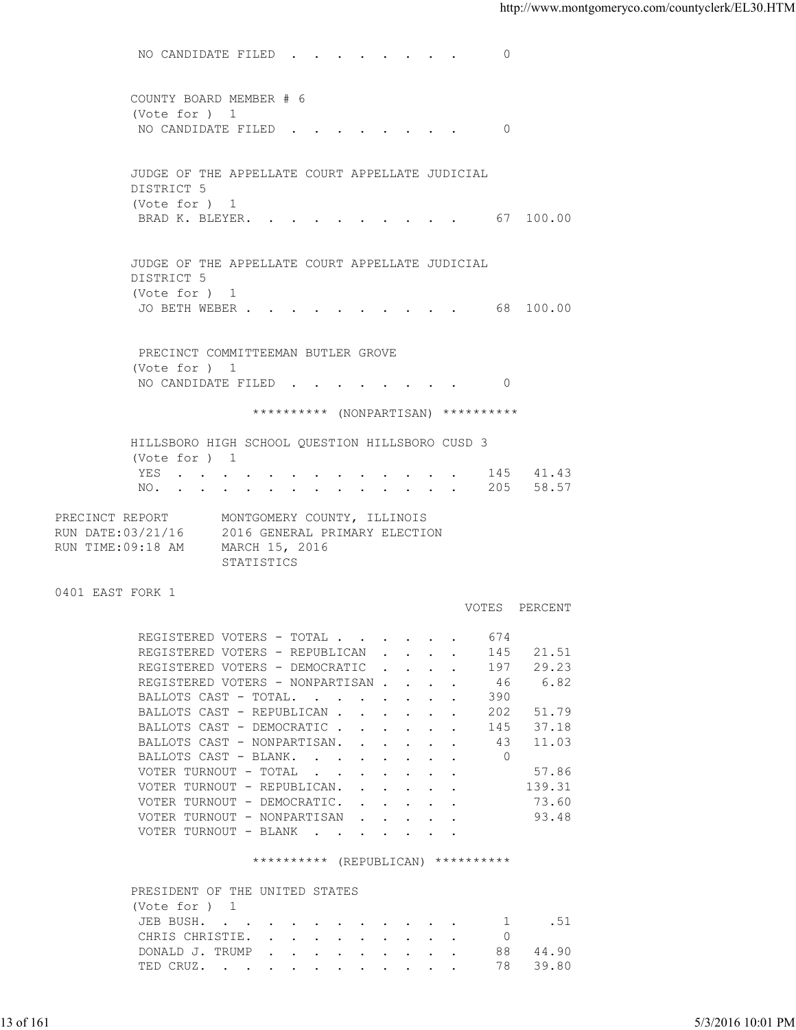NO CANDIDATE FILED . . . . . . . . . 0

COUNTY BOARD MEMBER # 6
(Vote for ) 1

| | | |
|---|---|---|
| NO CANDIDATE FILED . . . . . . . . . | 0 | |

JUDGE OF THE APPELLATE COURT APPELLATE JUDICIAL DISTRICT 5
(Vote for ) 1

| | | |
|---|---|---|
| BRAD K. BLEYER. . . . . . . . . . . | 67 | 100.00 |

JUDGE OF THE APPELLATE COURT APPELLATE JUDICIAL DISTRICT 5
(Vote for ) 1

| | | |
|---|---|---|
| JO BETH WEBER . . . . . . . . . . . | 68 | 100.00 |

PRECINCT COMMITTEEMAN BUTLER GROVE
(Vote for ) 1

| | | |
|---|---|---|
| NO CANDIDATE FILED . . . . . . . . . | 0 | |

********** (NONPARTISAN) **********

HILLSBORO HIGH SCHOOL QUESTION HILLSBORO CUSD 3
(Vote for ) 1

| | | |
|---|---|---|
| YES . . . . . . . . . . . . . . . | 145 | 41.43 |
| NO. . . . . . . . . . . . . . . . | 205 | 58.57 |

PRECINCT REPORT MONTGOMERY COUNTY, ILLINOIS
RUN DATE:03/21/16 2016 GENERAL PRIMARY ELECTION
RUN TIME:09:18 AM MARCH 15, 2016
STATISTICS

0401 EAST FORK 1

| | VOTES | PERCENT |
|---|---|---|
| REGISTERED VOTERS - TOTAL . . . . . . | 674 | |
| REGISTERED VOTERS - REPUBLICAN . . . . | 145 | 21.51 |
| REGISTERED VOTERS - DEMOCRATIC . . . . | 197 | 29.23 |
| REGISTERED VOTERS - NONPARTISAN . . . . | 46 | 6.82 |
| BALLOTS CAST - TOTAL. . . . . . . . | 390 | |
| BALLOTS CAST - REPUBLICAN . . . . . . | 202 | 51.79 |
| BALLOTS CAST - DEMOCRATIC . . . . . . | 145 | 37.18 |
| BALLOTS CAST - NONPARTISAN. . . . . . | 43 | 11.03 |
| BALLOTS CAST - BLANK. . . . . . . . | 0 | |
| VOTER TURNOUT - TOTAL . . . . . . . | | 57.86 |
| VOTER TURNOUT - REPUBLICAN. . . . . . | | 139.31 |
| VOTER TURNOUT - DEMOCRATIC. . . . . . | | 73.60 |
| VOTER TURNOUT - NONPARTISAN . . . . . | | 93.48 |
| VOTER TURNOUT - BLANK . . . . . . . | | |

********** (REPUBLICAN) **********

PRESIDENT OF THE UNITED STATES
(Vote for ) 1

| | | |
|---|---|---|
| JEB BUSH. . . . . . . . . . . . . | 1 | .51 |
| CHRIS CHRISTIE. . . . . . . . . . . | 0 | |
| DONALD J. TRUMP . . . . . . . . . . | 88 | 44.90 |
| TED CRUZ. . . . . . . . . . . . . | 78 | 39.80 |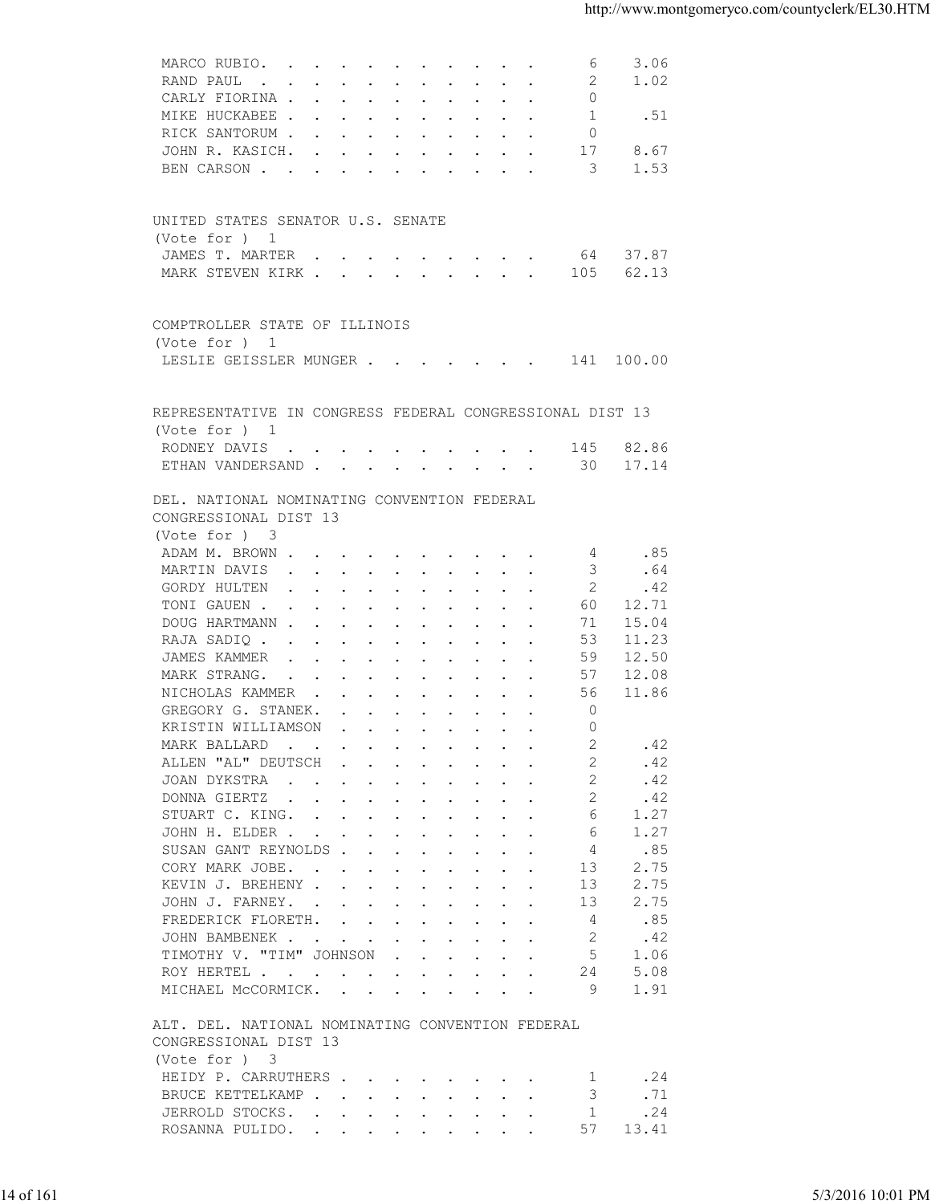| | | |
|---|---|---|
| MARCO RUBIO. | 6 | 3.06 |
| RAND PAUL | 2 | 1.02 |
| CARLY FIORINA | 0 | |
| MIKE HUCKABEE | 1 | .51 |
| RICK SANTORUM | 0 | |
| JOHN R. KASICH. | 17 | 8.67 |
| BEN CARSON | 3 | 1.53 |

UNITED STATES SENATOR U.S. SENATE
(Vote for ) 1

| | | |
|---|---|---|
| JAMES T. MARTER | 64 | 37.87 |
| MARK STEVEN KIRK | 105 | 62.13 |

COMPTROLLER STATE OF ILLINOIS
(Vote for ) 1

| | | |
|---|---|---|
| LESLIE GEISSLER MUNGER | 141 | 100.00 |

REPRESENTATIVE IN CONGRESS FEDERAL CONGRESSIONAL DIST 13
(Vote for ) 1

| | | |
|---|---|---|
| RODNEY DAVIS | 145 | 82.86 |
| ETHAN VANDERSAND | 30 | 17.14 |

DEL. NATIONAL NOMINATING CONVENTION FEDERAL
CONGRESSIONAL DIST 13
(Vote for ) 3

| | | |
|---|---|---|
| ADAM M. BROWN | 4 | .85 |
| MARTIN DAVIS | 3 | .64 |
| GORDY HULTEN | 2 | .42 |
| TONI GAUEN | 60 | 12.71 |
| DOUG HARTMANN | 71 | 15.04 |
| RAJA SADIQ | 53 | 11.23 |
| JAMES KAMMER | 59 | 12.50 |
| MARK STRANG. | 57 | 12.08 |
| NICHOLAS KAMMER | 56 | 11.86 |
| GREGORY G. STANEK. | 0 | |
| KRISTIN WILLIAMSON | 0 | |
| MARK BALLARD | 2 | .42 |
| ALLEN "AL" DEUTSCH | 2 | .42 |
| JOAN DYKSTRA | 2 | .42 |
| DONNA GIERTZ | 2 | .42 |
| STUART C. KING. | 6 | 1.27 |
| JOHN H. ELDER | 6 | 1.27 |
| SUSAN GANT REYNOLDS | 4 | .85 |
| CORY MARK JOBE. | 13 | 2.75 |
| KEVIN J. BREHENY | 13 | 2.75 |
| JOHN J. FARNEY. | 13 | 2.75 |
| FREDERICK FLORETH. | 4 | .85 |
| JOHN BAMBENEK | 2 | .42 |
| TIMOTHY V. "TIM" JOHNSON | 5 | 1.06 |
| ROY HERTEL | 24 | 5.08 |
| MICHAEL McCORMICK. | 9 | 1.91 |

ALT. DEL. NATIONAL NOMINATING CONVENTION FEDERAL
CONGRESSIONAL DIST 13
(Vote for ) 3

| | | |
|---|---|---|
| HEIDY P. CARRUTHERS | 1 | .24 |
| BRUCE KETTELKAMP | 3 | .71 |
| JERROLD STOCKS. | 1 | .24 |
| ROSANNA PULIDO. | 57 | 13.41 |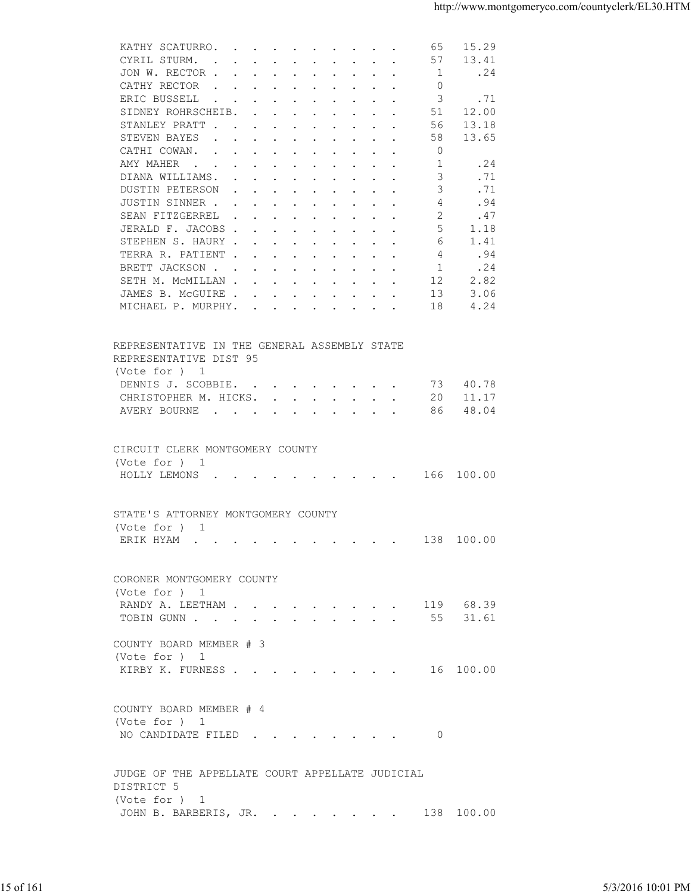| | | |
|---|---|---|
| KATHY SCATURRO | 65 | 15.29 |
| CYRIL STURM | 57 | 13.41 |
| JON W. RECTOR | 1 | .24 |
| CATHY RECTOR | 0 | |
| ERIC BUSSELL | 3 | .71 |
| SIDNEY ROHRSCHEIB | 51 | 12.00 |
| STANLEY PRATT | 56 | 13.18 |
| STEVEN BAYES | 58 | 13.65 |
| CATHI COWAN | 0 | |
| AMY MAHER | 1 | .24 |
| DIANA WILLIAMS | 3 | .71 |
| DUSTIN PETERSON | 3 | .71 |
| JUSTIN SINNER | 4 | .94 |
| SEAN FITZGERREL | 2 | .47 |
| JERALD F. JACOBS | 5 | 1.18 |
| STEPHEN S. HAURY | 6 | 1.41 |
| TERRA R. PATIENT | 4 | .94 |
| BRETT JACKSON | 1 | .24 |
| SETH M. McMILLAN | 12 | 2.82 |
| JAMES B. McGUIRE | 13 | 3.06 |
| MICHAEL P. MURPHY | 18 | 4.24 |

REPRESENTATIVE IN THE GENERAL ASSEMBLY STATE REPRESENTATIVE DIST 95
(Vote for ) 1

| | | |
|---|---|---|
| DENNIS J. SCOBBIE | 73 | 40.78 |
| CHRISTOPHER M. HICKS | 20 | 11.17 |
| AVERY BOURNE | 86 | 48.04 |

CIRCUIT CLERK MONTGOMERY COUNTY
(Vote for ) 1

| | | |
|---|---|---|
| HOLLY LEMONS | 166 | 100.00 |

STATE'S ATTORNEY MONTGOMERY COUNTY
(Vote for ) 1

| | | |
|---|---|---|
| ERIK HYAM | 138 | 100.00 |

CORONER MONTGOMERY COUNTY
(Vote for ) 1

| | | |
|---|---|---|
| RANDY A. LEETHAM | 119 | 68.39 |
| TOBIN GUNN | 55 | 31.61 |

COUNTY BOARD MEMBER # 3
(Vote for ) 1

| | | |
|---|---|---|
| KIRBY K. FURNESS | 16 | 100.00 |

COUNTY BOARD MEMBER # 4
(Vote for ) 1

| | | |
|---|---|---|
| NO CANDIDATE FILED | 0 | |

JUDGE OF THE APPELLATE COURT APPELLATE JUDICIAL DISTRICT 5
(Vote for ) 1

| | | |
|---|---|---|
| JOHN B. BARBERIS, JR. | 138 | 100.00 |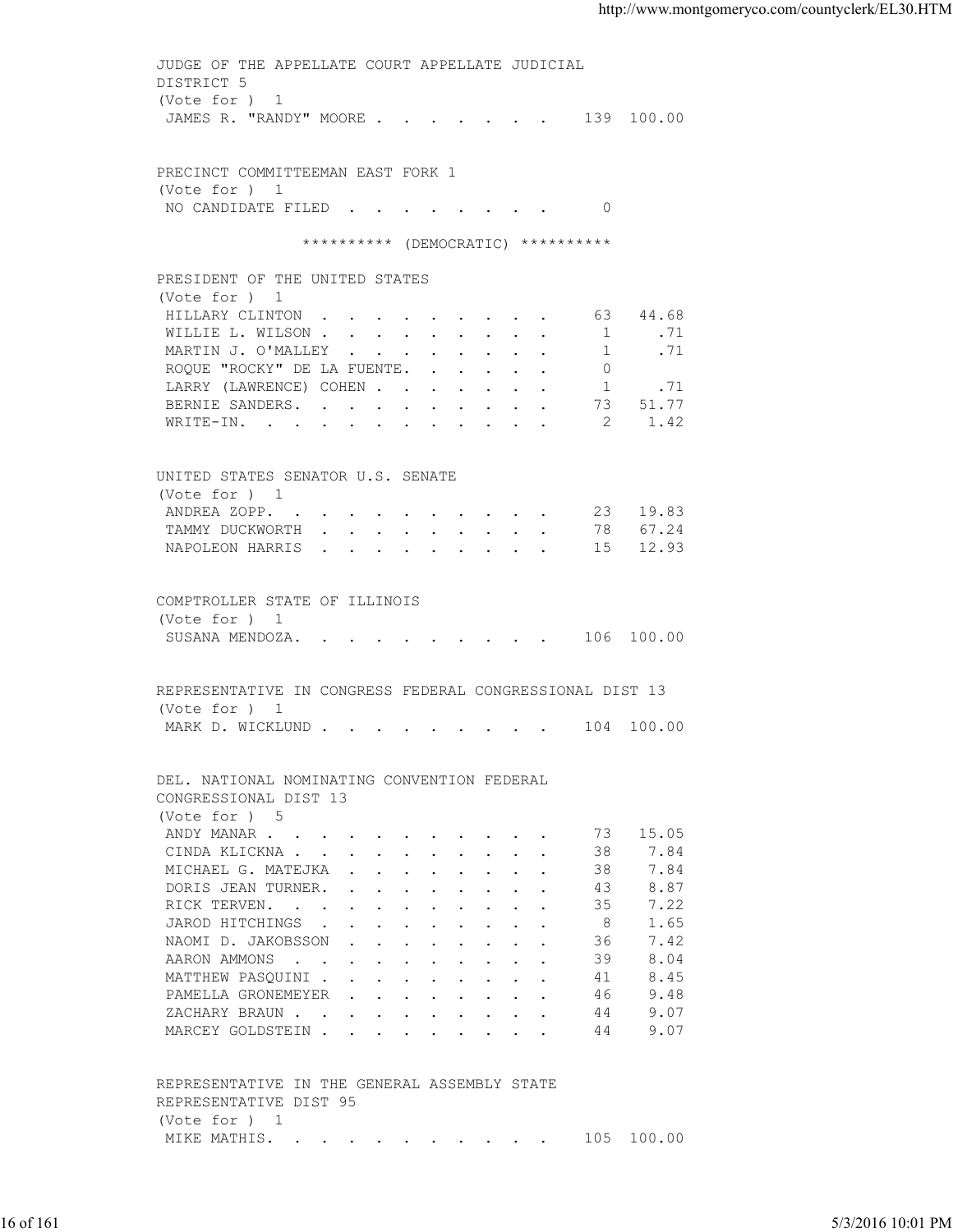JUDGE OF THE APPELLATE COURT APPELLATE JUDICIAL DISTRICT 5
(Vote for ) 1

| Candidate | Votes | Percent |
|---|---|---|
| JAMES R. "RANDY" MOORE | 139 | 100.00 |

PRECINCT COMMITTEEMAN EAST FORK 1
(Vote for ) 1

| Candidate | Votes | Percent |
|---|---|---|
| NO CANDIDATE FILED | 0 | |

********** (DEMOCRATIC) **********

PRESIDENT OF THE UNITED STATES
(Vote for ) 1

| Candidate | Votes | Percent |
|---|---|---|
| HILLARY CLINTON | 63 | 44.68 |
| WILLIE L. WILSON | 1 | .71 |
| MARTIN J. O'MALLEY | 1 | .71 |
| ROQUE "ROCKY" DE LA FUENTE | 0 | |
| LARRY (LAWRENCE) COHEN | 1 | .71 |
| BERNIE SANDERS | 73 | 51.77 |
| WRITE-IN | 2 | 1.42 |

UNITED STATES SENATOR U.S. SENATE
(Vote for ) 1

| Candidate | Votes | Percent |
|---|---|---|
| ANDREA ZOPP | 23 | 19.83 |
| TAMMY DUCKWORTH | 78 | 67.24 |
| NAPOLEON HARRIS | 15 | 12.93 |

COMPTROLLER STATE OF ILLINOIS
(Vote for ) 1

| Candidate | Votes | Percent |
|---|---|---|
| SUSANA MENDOZA | 106 | 100.00 |

REPRESENTATIVE IN CONGRESS FEDERAL CONGRESSIONAL DIST 13
(Vote for ) 1

| Candidate | Votes | Percent |
|---|---|---|
| MARK D. WICKLUND | 104 | 100.00 |

DEL. NATIONAL NOMINATING CONVENTION FEDERAL CONGRESSIONAL DIST 13
(Vote for ) 5

| Candidate | Votes | Percent |
|---|---|---|
| ANDY MANAR | 73 | 15.05 |
| CINDA KLICKNA | 38 | 7.84 |
| MICHAEL G. MATEJKA | 38 | 7.84 |
| DORIS JEAN TURNER | 43 | 8.87 |
| RICK TERVEN | 35 | 7.22 |
| JAROD HITCHINGS | 8 | 1.65 |
| NAOMI D. JAKOBSSON | 36 | 7.42 |
| AARON AMMONS | 39 | 8.04 |
| MATTHEW PASQUINI | 41 | 8.45 |
| PAMELLA GRONEMEYER | 46 | 9.48 |
| ZACHARY BRAUN | 44 | 9.07 |
| MARCEY GOLDSTEIN | 44 | 9.07 |

REPRESENTATIVE IN THE GENERAL ASSEMBLY STATE REPRESENTATIVE DIST 95
(Vote for ) 1

| Candidate | Votes | Percent |
|---|---|---|
| MIKE MATHIS | 105 | 100.00 |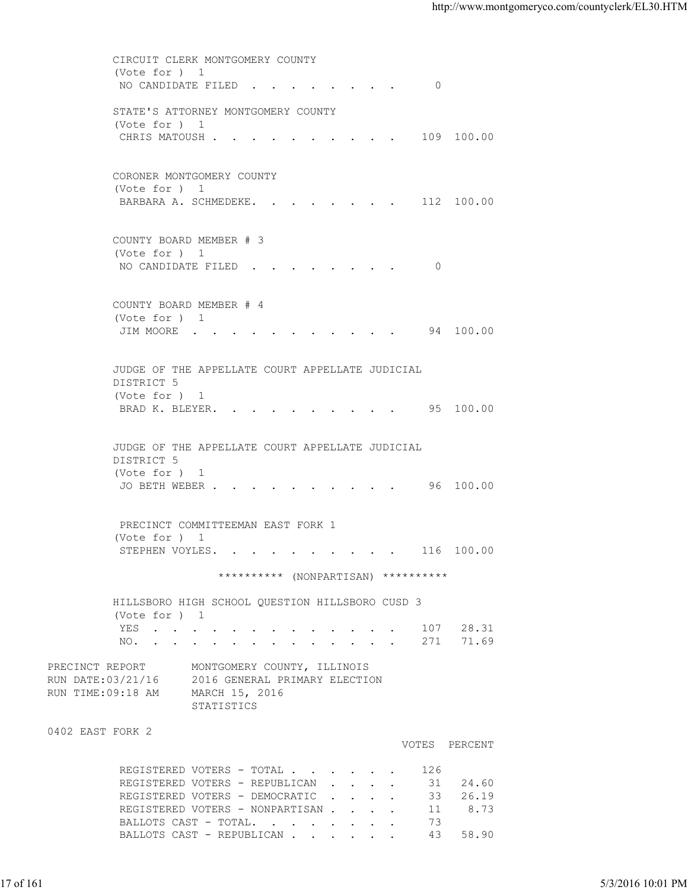CIRCUIT CLERK MONTGOMERY COUNTY
(Vote for ) 1

| | Votes | Percent |
|---|---|---|
| NO CANDIDATE FILED | 0 | |

STATE'S ATTORNEY MONTGOMERY COUNTY
(Vote for ) 1

| | Votes | Percent |
|---|---|---|
| CHRIS MATOUSH | 109 | 100.00 |

CORONER MONTGOMERY COUNTY
(Vote for ) 1

| | Votes | Percent |
|---|---|---|
| BARBARA A. SCHMEDEKE. | 112 | 100.00 |

COUNTY BOARD MEMBER # 3
(Vote for ) 1

| | Votes | Percent |
|---|---|---|
| NO CANDIDATE FILED | 0 | |

COUNTY BOARD MEMBER # 4
(Vote for ) 1

| | Votes | Percent |
|---|---|---|
| JIM MOORE | 94 | 100.00 |

JUDGE OF THE APPELLATE COURT APPELLATE JUDICIAL DISTRICT 5
(Vote for ) 1

| | Votes | Percent |
|---|---|---|
| BRAD K. BLEYER. | 95 | 100.00 |

JUDGE OF THE APPELLATE COURT APPELLATE JUDICIAL DISTRICT 5
(Vote for ) 1

| | Votes | Percent |
|---|---|---|
| JO BETH WEBER | 96 | 100.00 |

PRECINCT COMMITTEEMAN EAST FORK 1
(Vote for ) 1

| | Votes | Percent |
|---|---|---|
| STEPHEN VOYLES. | 116 | 100.00 |

********** (NONPARTISAN) **********

HILLSBORO HIGH SCHOOL QUESTION HILLSBORO CUSD 3
(Vote for ) 1

| | Votes | Percent |
|---|---|---|
| YES | 107 | 28.31 |
| NO. | 271 | 71.69 |

PRECINCT REPORT MONTGOMERY COUNTY, ILLINOIS
RUN DATE:03/21/16 2016 GENERAL PRIMARY ELECTION
RUN TIME:09:18 AM MARCH 15, 2016
STATISTICS

0402 EAST FORK 2

| | VOTES | PERCENT |
|---|---|---|
| REGISTERED VOTERS - TOTAL | 126 | |
| REGISTERED VOTERS - REPUBLICAN | 31 | 24.60 |
| REGISTERED VOTERS - DEMOCRATIC | 33 | 26.19 |
| REGISTERED VOTERS - NONPARTISAN | 11 | 8.73 |
| BALLOTS CAST - TOTAL. | 73 | |
| BALLOTS CAST - REPUBLICAN | 43 | 58.90 |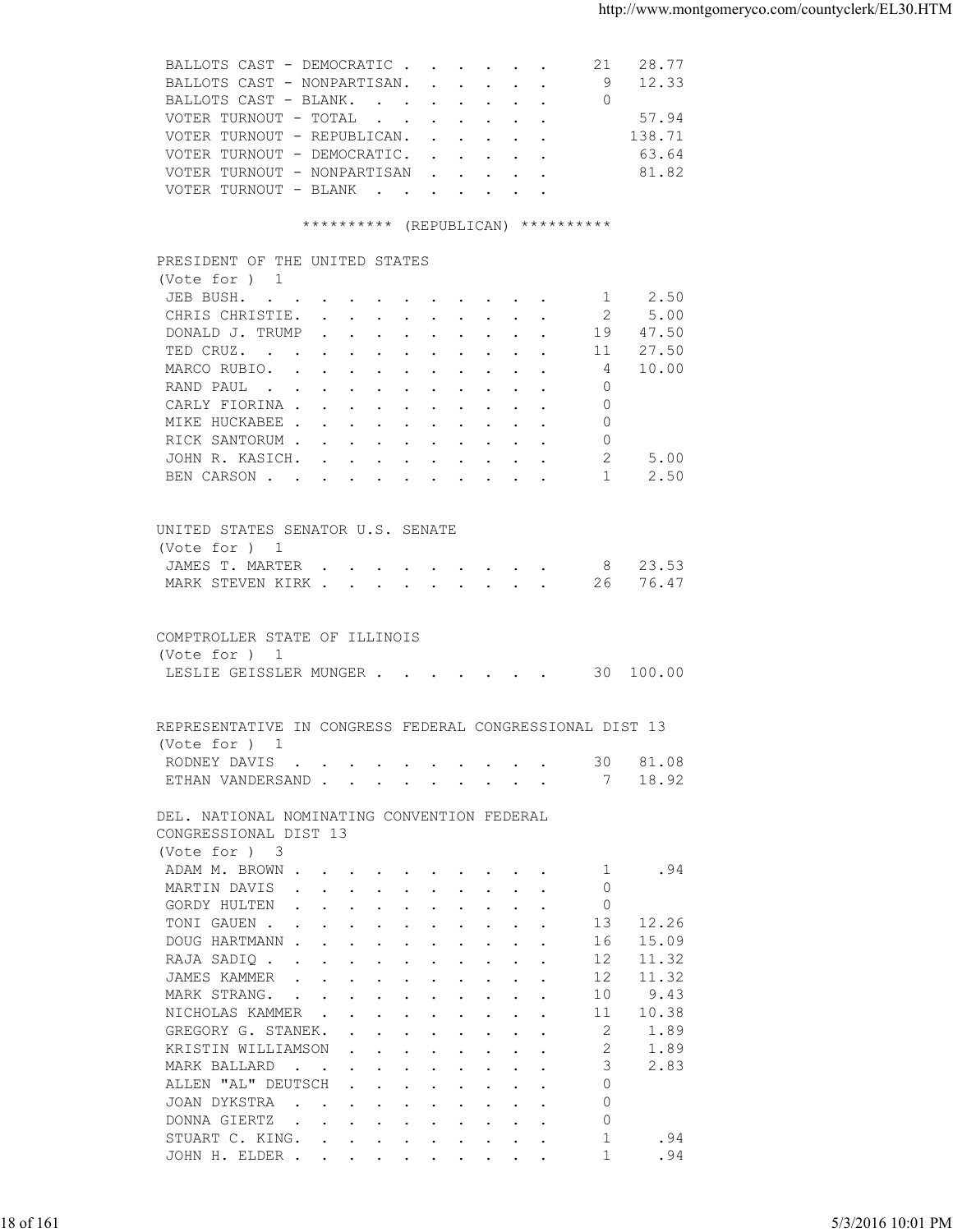| | | |
|---|---|---|
| BALLOTS CAST - DEMOCRATIC | 21 | 28.77 |
| BALLOTS CAST - NONPARTISAN. | 9 | 12.33 |
| BALLOTS CAST - BLANK. | 0 | |
| VOTER TURNOUT - TOTAL | | 57.94 |
| VOTER TURNOUT - REPUBLICAN. | | 138.71 |
| VOTER TURNOUT - DEMOCRATIC. | | 63.64 |
| VOTER TURNOUT - NONPARTISAN | | 81.82 |
| VOTER TURNOUT - BLANK | | |

********** (REPUBLICAN) **********

PRESIDENT OF THE UNITED STATES
(Vote for ) 1

| | | |
|---|---|---|
| JEB BUSH. | 1 | 2.50 |
| CHRIS CHRISTIE. | 2 | 5.00 |
| DONALD J. TRUMP | 19 | 47.50 |
| TED CRUZ. | 11 | 27.50 |
| MARCO RUBIO. | 4 | 10.00 |
| RAND PAUL | 0 | |
| CARLY FIORINA | 0 | |
| MIKE HUCKABEE | 0 | |
| RICK SANTORUM | 0 | |
| JOHN R. KASICH. | 2 | 5.00 |
| BEN CARSON | 1 | 2.50 |

UNITED STATES SENATOR U.S. SENATE
(Vote for ) 1

| | | |
|---|---|---|
| JAMES T. MARTER | 8 | 23.53 |
| MARK STEVEN KIRK | 26 | 76.47 |

COMPTROLLER STATE OF ILLINOIS
(Vote for ) 1

| | | |
|---|---|---|
| LESLIE GEISSLER MUNGER | 30 | 100.00 |

REPRESENTATIVE IN CONGRESS FEDERAL CONGRESSIONAL DIST 13
(Vote for ) 1

| | | |
|---|---|---|
| RODNEY DAVIS | 30 | 81.08 |
| ETHAN VANDERSAND | 7 | 18.92 |

DEL. NATIONAL NOMINATING CONVENTION FEDERAL CONGRESSIONAL DIST 13
(Vote for ) 3

| | | |
|---|---|---|
| ADAM M. BROWN | 1 | .94 |
| MARTIN DAVIS | 0 | |
| GORDY HULTEN | 0 | |
| TONI GAUEN | 13 | 12.26 |
| DOUG HARTMANN | 16 | 15.09 |
| RAJA SADIQ | 12 | 11.32 |
| JAMES KAMMER | 12 | 11.32 |
| MARK STRANG. | 10 | 9.43 |
| NICHOLAS KAMMER | 11 | 10.38 |
| GREGORY G. STANEK. | 2 | 1.89 |
| KRISTIN WILLIAMSON | 2 | 1.89 |
| MARK BALLARD | 3 | 2.83 |
| ALLEN "AL" DEUTSCH | 0 | |
| JOAN DYKSTRA | 0 | |
| DONNA GIERTZ | 0 | |
| STUART C. KING. | 1 | .94 |
| JOHN H. ELDER | 1 | .94 |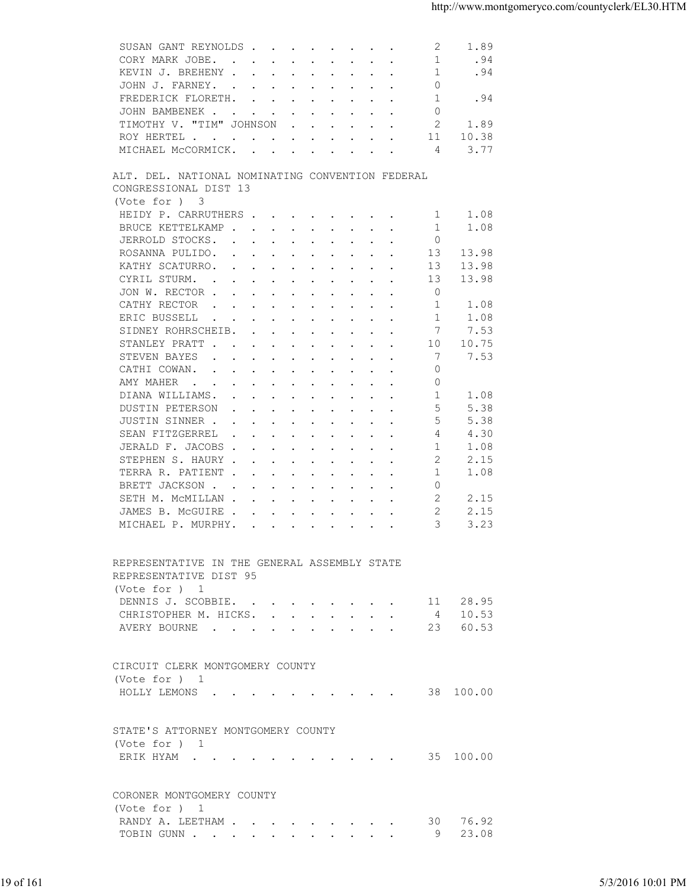| Candidate | Votes | Percent |
|---|---|---|
| SUSAN GANT REYNOLDS | 2 | 1.89 |
| CORY MARK JOBE. | 1 | .94 |
| KEVIN J. BREHENY | 1 | .94 |
| JOHN J. FARNEY. | 0 | |
| FREDERICK FLORETH. | 1 | .94 |
| JOHN BAMBENEK | 0 | |
| TIMOTHY V. "TIM" JOHNSON | 2 | 1.89 |
| ROY HERTEL | 11 | 10.38 |
| MICHAEL McCORMICK. | 4 | 3.77 |

ALT. DEL. NATIONAL NOMINATING CONVENTION FEDERAL CONGRESSIONAL DIST 13
(Vote for ) 3

| Candidate | Votes | Percent |
|---|---|---|
| HEIDY P. CARRUTHERS | 1 | 1.08 |
| BRUCE KETTELKAMP | 1 | 1.08 |
| JERROLD STOCKS. | 0 | |
| ROSANNA PULIDO. | 13 | 13.98 |
| KATHY SCATURRO. | 13 | 13.98 |
| CYRIL STURM. | 13 | 13.98 |
| JON W. RECTOR | 0 | |
| CATHY RECTOR | 1 | 1.08 |
| ERIC BUSSELL | 1 | 1.08 |
| SIDNEY ROHRSCHEIB. | 7 | 7.53 |
| STANLEY PRATT | 10 | 10.75 |
| STEVEN BAYES | 7 | 7.53 |
| CATHI COWAN. | 0 | |
| AMY MAHER | 0 | |
| DIANA WILLIAMS. | 1 | 1.08 |
| DUSTIN PETERSON | 5 | 5.38 |
| JUSTIN SINNER | 5 | 5.38 |
| SEAN FITZGERREL | 4 | 4.30 |
| JERALD F. JACOBS | 1 | 1.08 |
| STEPHEN S. HAURY | 2 | 2.15 |
| TERRA R. PATIENT | 1 | 1.08 |
| BRETT JACKSON | 0 | |
| SETH M. McMILLAN | 2 | 2.15 |
| JAMES B. McGUIRE | 2 | 2.15 |
| MICHAEL P. MURPHY. | 3 | 3.23 |

REPRESENTATIVE IN THE GENERAL ASSEMBLY STATE REPRESENTATIVE DIST 95
(Vote for ) 1

| Candidate | Votes | Percent |
|---|---|---|
| DENNIS J. SCOBBIE. | 11 | 28.95 |
| CHRISTOPHER M. HICKS. | 4 | 10.53 |
| AVERY BOURNE | 23 | 60.53 |

CIRCUIT CLERK MONTGOMERY COUNTY
(Vote for ) 1

| Candidate | Votes | Percent |
|---|---|---|
| HOLLY LEMONS | 38 | 100.00 |

STATE'S ATTORNEY MONTGOMERY COUNTY
(Vote for ) 1

| Candidate | Votes | Percent |
|---|---|---|
| ERIK HYAM | 35 | 100.00 |

CORONER MONTGOMERY COUNTY
(Vote for ) 1

| Candidate | Votes | Percent |
|---|---|---|
| RANDY A. LEETHAM | 30 | 76.92 |
| TOBIN GUNN | 9 | 23.08 |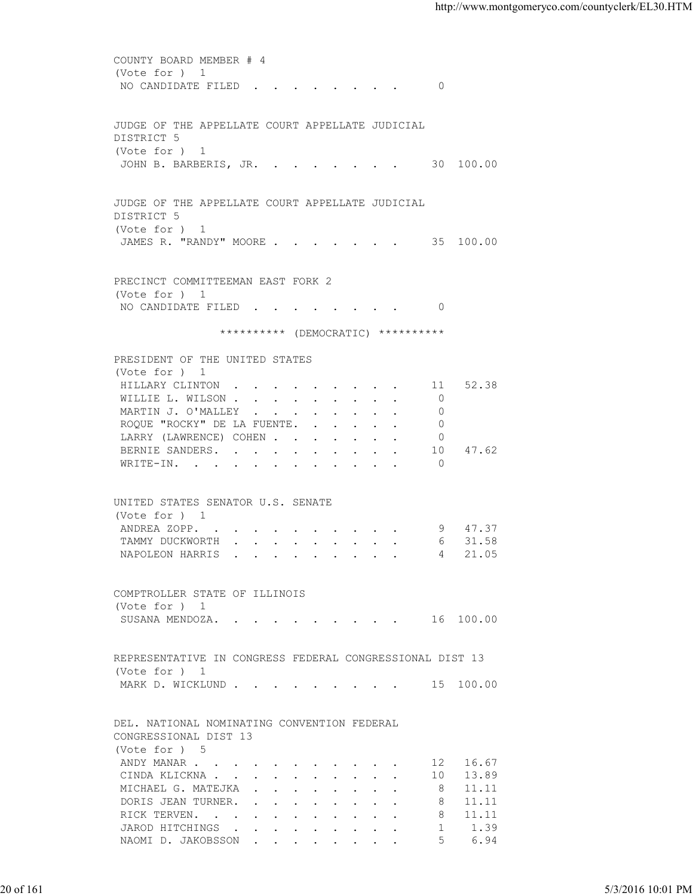COUNTY BOARD MEMBER # 4
(Vote for ) 1

| Candidate | Votes | Percent |
|---|---|---|
| NO CANDIDATE FILED | 0 | |

JUDGE OF THE APPELLATE COURT APPELLATE JUDICIAL DISTRICT 5
(Vote for ) 1

| Candidate | Votes | Percent |
|---|---|---|
| JOHN B. BARBERIS, JR. | 30 | 100.00 |

JUDGE OF THE APPELLATE COURT APPELLATE JUDICIAL DISTRICT 5
(Vote for ) 1

| Candidate | Votes | Percent |
|---|---|---|
| JAMES R. "RANDY" MOORE | 35 | 100.00 |

PRECINCT COMMITTEEMAN EAST FORK 2
(Vote for ) 1

| Candidate | Votes | Percent |
|---|---|---|
| NO CANDIDATE FILED | 0 | |

********** (DEMOCRATIC) **********

PRESIDENT OF THE UNITED STATES
(Vote for ) 1

| Candidate | Votes | Percent |
|---|---|---|
| HILLARY CLINTON | 11 | 52.38 |
| WILLIE L. WILSON | 0 | |
| MARTIN J. O'MALLEY | 0 | |
| ROQUE "ROCKY" DE LA FUENTE. | 0 | |
| LARRY (LAWRENCE) COHEN | 0 | |
| BERNIE SANDERS. | 10 | 47.62 |
| WRITE-IN. | 0 | |

UNITED STATES SENATOR U.S. SENATE
(Vote for ) 1

| Candidate | Votes | Percent |
|---|---|---|
| ANDREA ZOPP. | 9 | 47.37 |
| TAMMY DUCKWORTH | 6 | 31.58 |
| NAPOLEON HARRIS | 4 | 21.05 |

COMPTROLLER STATE OF ILLINOIS
(Vote for ) 1

| Candidate | Votes | Percent |
|---|---|---|
| SUSANA MENDOZA. | 16 | 100.00 |

REPRESENTATIVE IN CONGRESS FEDERAL CONGRESSIONAL DIST 13
(Vote for ) 1

| Candidate | Votes | Percent |
|---|---|---|
| MARK D. WICKLUND | 15 | 100.00 |

DEL. NATIONAL NOMINATING CONVENTION FEDERAL CONGRESSIONAL DIST 13
(Vote for ) 5

| Candidate | Votes | Percent |
|---|---|---|
| ANDY MANAR | 12 | 16.67 |
| CINDA KLICKNA | 10 | 13.89 |
| MICHAEL G. MATEJKA | 8 | 11.11 |
| DORIS JEAN TURNER. | 8 | 11.11 |
| RICK TERVEN. | 8 | 11.11 |
| JAROD HITCHINGS | 1 | 1.39 |
| NAOMI D. JAKOBSSON | 5 | 6.94 |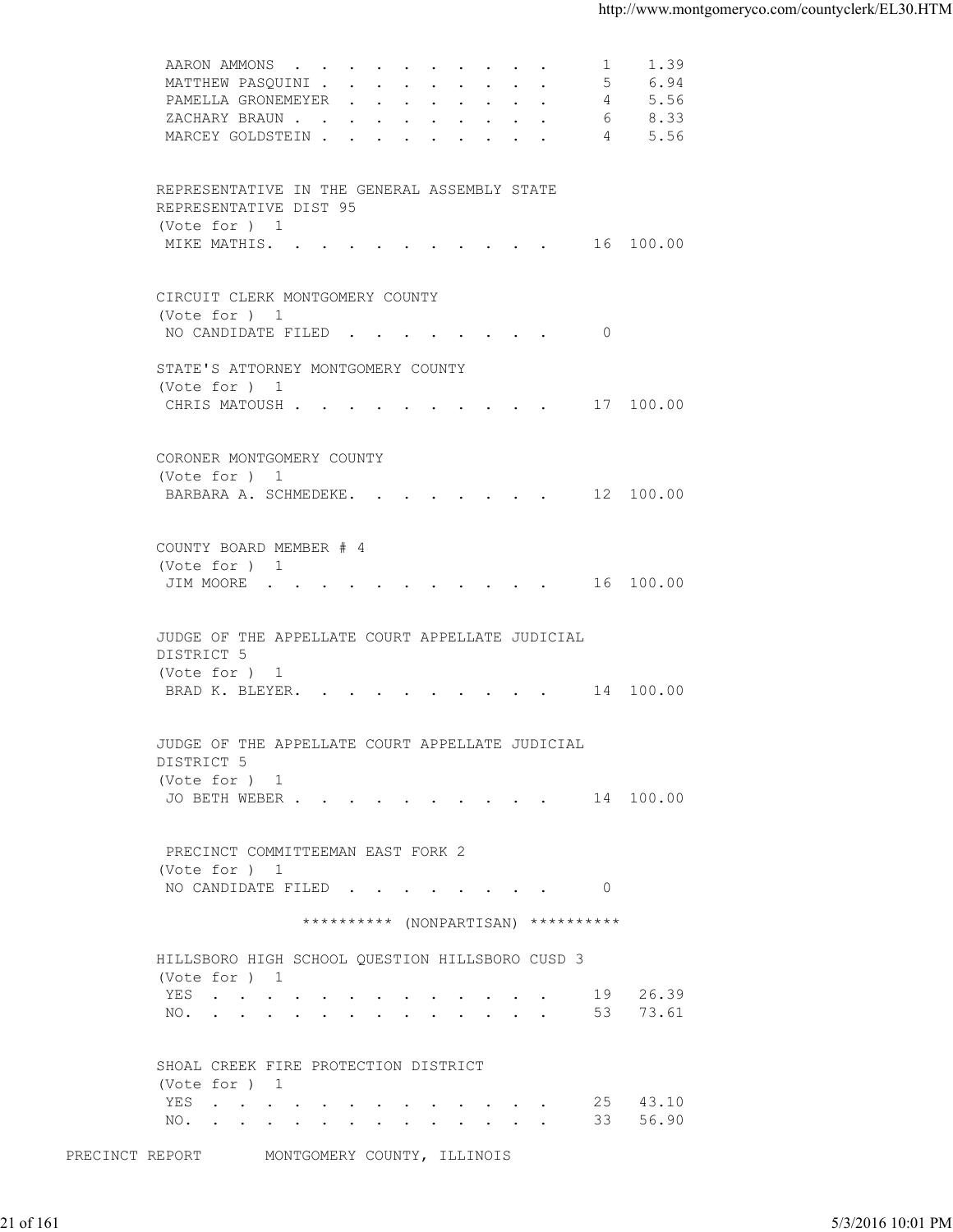| | | |
|---|---|---|
| AARON AMMONS | 1 | 1.39 |
| MATTHEW PASQUINI | 5 | 6.94 |
| PAMELLA GRONEMEYER | 4 | 5.56 |
| ZACHARY BRAUN | 6 | 8.33 |
| MARCEY GOLDSTEIN | 4 | 5.56 |

REPRESENTATIVE IN THE GENERAL ASSEMBLY STATE REPRESENTATIVE DIST 95
(Vote for ) 1

| | | |
|---|---|---|
| MIKE MATHIS | 16 | 100.00 |

CIRCUIT CLERK MONTGOMERY COUNTY
(Vote for ) 1

| | | |
|---|---|---|
| NO CANDIDATE FILED | 0 | |

STATE'S ATTORNEY MONTGOMERY COUNTY
(Vote for ) 1

| | | |
|---|---|---|
| CHRIS MATOUSH | 17 | 100.00 |

CORONER MONTGOMERY COUNTY
(Vote for ) 1

| | | |
|---|---|---|
| BARBARA A. SCHMEDEKE | 12 | 100.00 |

COUNTY BOARD MEMBER # 4
(Vote for ) 1

| | | |
|---|---|---|
| JIM MOORE | 16 | 100.00 |

JUDGE OF THE APPELLATE COURT APPELLATE JUDICIAL DISTRICT 5
(Vote for ) 1

| | | |
|---|---|---|
| BRAD K. BLEYER | 14 | 100.00 |

JUDGE OF THE APPELLATE COURT APPELLATE JUDICIAL DISTRICT 5
(Vote for ) 1

| | | |
|---|---|---|
| JO BETH WEBER | 14 | 100.00 |

PRECINCT COMMITTEEMAN EAST FORK 2
(Vote for ) 1

| | | |
|---|---|---|
| NO CANDIDATE FILED | 0 | |

********** (NONPARTISAN) **********

HILLSBORO HIGH SCHOOL QUESTION HILLSBORO CUSD 3
(Vote for ) 1

| | | |
|---|---|---|
| YES | 19 | 26.39 |
| NO. | 53 | 73.61 |

SHOAL CREEK FIRE PROTECTION DISTRICT
(Vote for ) 1

| | | |
|---|---|---|
| YES | 25 | 43.10 |
| NO. | 33 | 56.90 |

PRECINCT REPORT MONTGOMERY COUNTY, ILLINOIS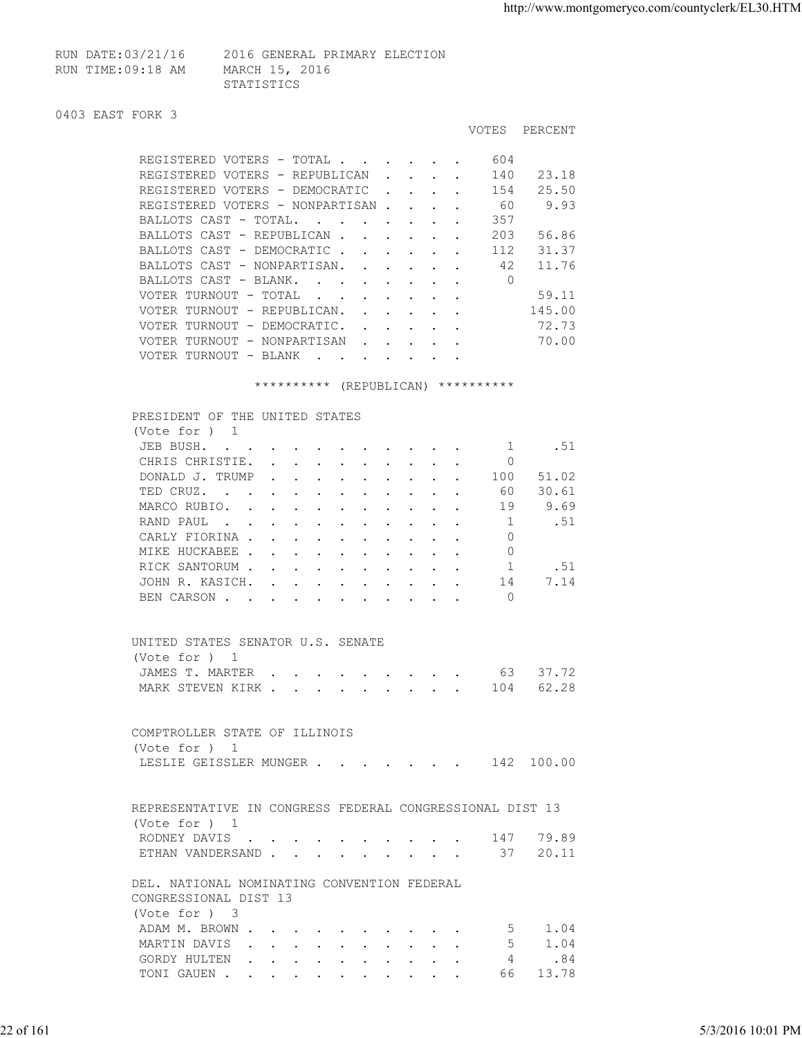RUN DATE:03/21/16 2016 GENERAL PRIMARY ELECTION
RUN TIME:09:18 AM MARCH 15, 2016
STATISTICS

0403 EAST FORK 3

| | VOTES | PERCENT |
|---|---|---|
| REGISTERED VOTERS - TOTAL | 604 | |
| REGISTERED VOTERS - REPUBLICAN | 140 | 23.18 |
| REGISTERED VOTERS - DEMOCRATIC | 154 | 25.50 |
| REGISTERED VOTERS - NONPARTISAN | 60 | 9.93 |
| BALLOTS CAST - TOTAL. | 357 | |
| BALLOTS CAST - REPUBLICAN | 203 | 56.86 |
| BALLOTS CAST - DEMOCRATIC | 112 | 31.37 |
| BALLOTS CAST - NONPARTISAN. | 42 | 11.76 |
| BALLOTS CAST - BLANK. | 0 | |
| VOTER TURNOUT - TOTAL | | 59.11 |
| VOTER TURNOUT - REPUBLICAN. | | 145.00 |
| VOTER TURNOUT - DEMOCRATIC. | | 72.73 |
| VOTER TURNOUT - NONPARTISAN | | 70.00 |
| VOTER TURNOUT - BLANK | | |

********** (REPUBLICAN) **********

PRESIDENT OF THE UNITED STATES
(Vote for ) 1

| | VOTES | PERCENT |
|---|---|---|
| JEB BUSH. | 1 | .51 |
| CHRIS CHRISTIE. | 0 | |
| DONALD J. TRUMP | 100 | 51.02 |
| TED CRUZ. | 60 | 30.61 |
| MARCO RUBIO. | 19 | 9.69 |
| RAND PAUL | 1 | .51 |
| CARLY FIORINA | 0 | |
| MIKE HUCKABEE | 0 | |
| RICK SANTORUM | 1 | .51 |
| JOHN R. KASICH. | 14 | 7.14 |
| BEN CARSON | 0 | |

UNITED STATES SENATOR U.S. SENATE
(Vote for ) 1

| | VOTES | PERCENT |
|---|---|---|
| JAMES T. MARTER | 63 | 37.72 |
| MARK STEVEN KIRK | 104 | 62.28 |

COMPTROLLER STATE OF ILLINOIS
(Vote for ) 1

| | VOTES | PERCENT |
|---|---|---|
| LESLIE GEISSLER MUNGER | 142 | 100.00 |

REPRESENTATIVE IN CONGRESS FEDERAL CONGRESSIONAL DIST 13
(Vote for ) 1

| | VOTES | PERCENT |
|---|---|---|
| RODNEY DAVIS | 147 | 79.89 |
| ETHAN VANDERSAND | 37 | 20.11 |

DEL. NATIONAL NOMINATING CONVENTION FEDERAL CONGRESSIONAL DIST 13
(Vote for ) 3

| | VOTES | PERCENT |
|---|---|---|
| ADAM M. BROWN | 5 | 1.04 |
| MARTIN DAVIS | 5 | 1.04 |
| GORDY HULTEN | 4 | .84 |
| TONI GAUEN | 66 | 13.78 |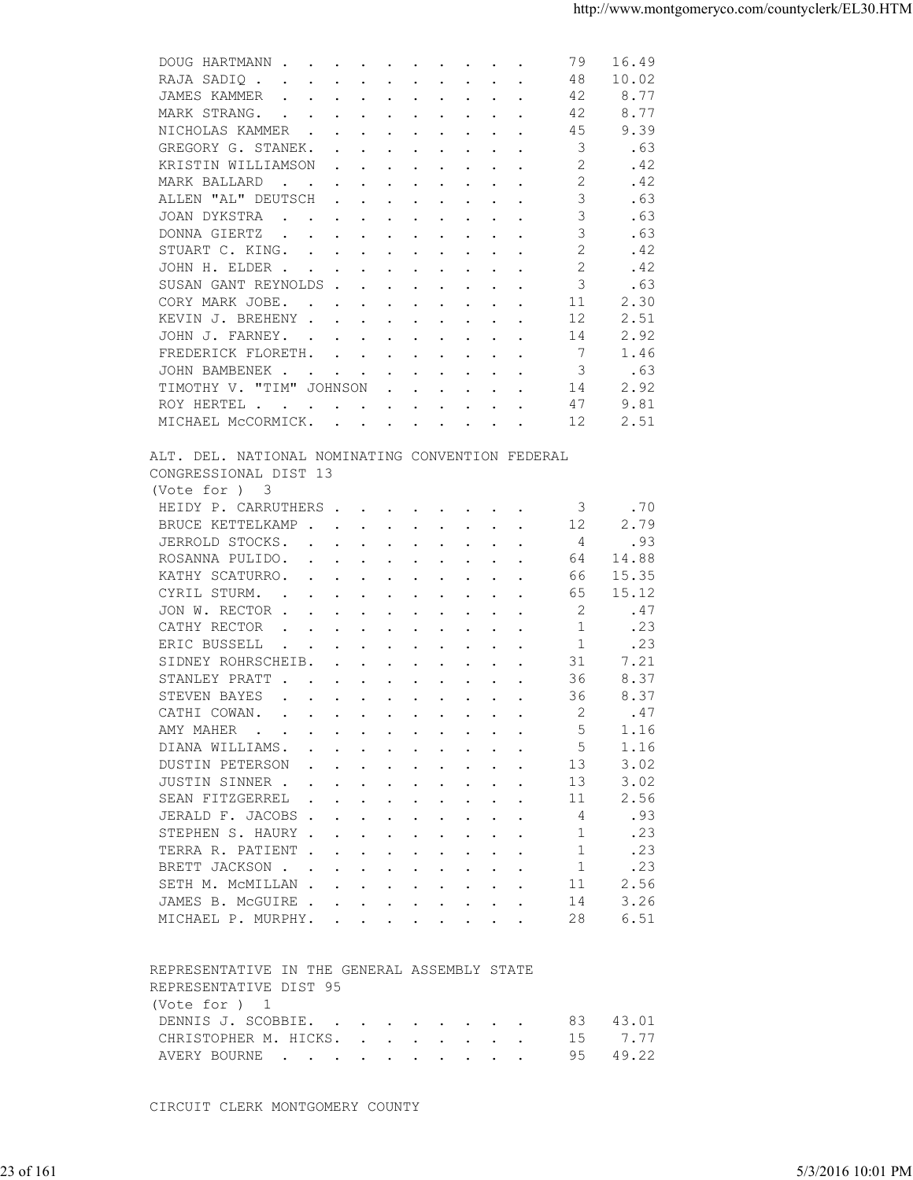| | | |
|---|---|---|
| DOUG HARTMANN | 79 | 16.49 |
| RAJA SADIQ | 48 | 10.02 |
| JAMES KAMMER | 42 | 8.77 |
| MARK STRANG. | 42 | 8.77 |
| NICHOLAS KAMMER | 45 | 9.39 |
| GREGORY G. STANEK. | 3 | .63 |
| KRISTIN WILLIAMSON | 2 | .42 |
| MARK BALLARD | 2 | .42 |
| ALLEN "AL" DEUTSCH | 3 | .63 |
| JOAN DYKSTRA | 3 | .63 |
| DONNA GIERTZ | 3 | .63 |
| STUART C. KING. | 2 | .42 |
| JOHN H. ELDER | 2 | .42 |
| SUSAN GANT REYNOLDS | 3 | .63 |
| CORY MARK JOBE. | 11 | 2.30 |
| KEVIN J. BREHENY | 12 | 2.51 |
| JOHN J. FARNEY. | 14 | 2.92 |
| FREDERICK FLORETH. | 7 | 1.46 |
| JOHN BAMBENEK | 3 | .63 |
| TIMOTHY V. "TIM" JOHNSON | 14 | 2.92 |
| ROY HERTEL | 47 | 9.81 |
| MICHAEL McCORMICK. | 12 | 2.51 |

ALT. DEL. NATIONAL NOMINATING CONVENTION FEDERAL CONGRESSIONAL DIST 13
(Vote for ) 3

| | | |
|---|---|---|
| HEIDY P. CARRUTHERS | 3 | .70 |
| BRUCE KETTELKAMP | 12 | 2.79 |
| JERROLD STOCKS. | 4 | .93 |
| ROSANNA PULIDO. | 64 | 14.88 |
| KATHY SCATURRO. | 66 | 15.35 |
| CYRIL STURM. | 65 | 15.12 |
| JON W. RECTOR | 2 | .47 |
| CATHY RECTOR | 1 | .23 |
| ERIC BUSSELL | 1 | .23 |
| SIDNEY ROHRSCHEIB. | 31 | 7.21 |
| STANLEY PRATT | 36 | 8.37 |
| STEVEN BAYES | 36 | 8.37 |
| CATHI COWAN. | 2 | .47 |
| AMY MAHER | 5 | 1.16 |
| DIANA WILLIAMS. | 5 | 1.16 |
| DUSTIN PETERSON | 13 | 3.02 |
| JUSTIN SINNER | 13 | 3.02 |
| SEAN FITZGERREL | 11 | 2.56 |
| JERALD F. JACOBS | 4 | .93 |
| STEPHEN S. HAURY | 1 | .23 |
| TERRA R. PATIENT | 1 | .23 |
| BRETT JACKSON | 1 | .23 |
| SETH M. McMILLAN | 11 | 2.56 |
| JAMES B. McGUIRE | 14 | 3.26 |
| MICHAEL P. MURPHY. | 28 | 6.51 |

REPRESENTATIVE IN THE GENERAL ASSEMBLY STATE REPRESENTATIVE DIST 95
(Vote for ) 1

| | | |
|---|---|---|
| DENNIS J. SCOBBIE. | 83 | 43.01 |
| CHRISTOPHER M. HICKS. | 15 | 7.77 |
| AVERY BOURNE | 95 | 49.22 |

CIRCUIT CLERK MONTGOMERY COUNTY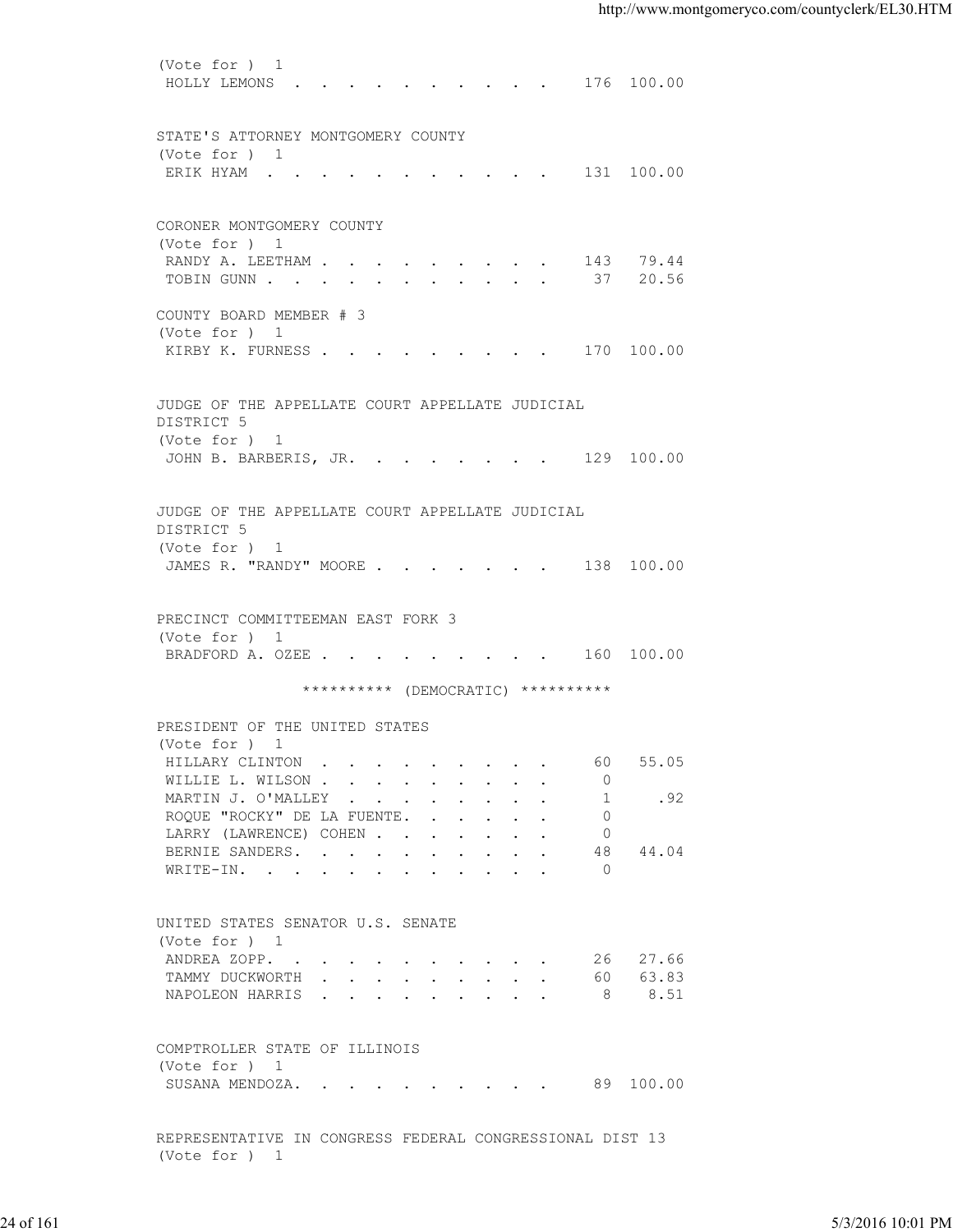(Vote for ) 1

| | | |
|---|---|---|
| HOLLY LEMONS | 176 | 100.00 |

STATE'S ATTORNEY MONTGOMERY COUNTY
(Vote for ) 1

| | | |
|---|---|---|
| ERIK HYAM | 131 | 100.00 |

CORONER MONTGOMERY COUNTY
(Vote for ) 1

| | | |
|---|---|---|
| RANDY A. LEETHAM | 143 | 79.44 |
| TOBIN GUNN | 37 | 20.56 |

COUNTY BOARD MEMBER # 3
(Vote for ) 1

| | | |
|---|---|---|
| KIRBY K. FURNESS | 170 | 100.00 |

JUDGE OF THE APPELLATE COURT APPELLATE JUDICIAL DISTRICT 5
(Vote for ) 1

| | | |
|---|---|---|
| JOHN B. BARBERIS, JR. | 129 | 100.00 |

JUDGE OF THE APPELLATE COURT APPELLATE JUDICIAL DISTRICT 5
(Vote for ) 1

| | | |
|---|---|---|
| JAMES R. "RANDY" MOORE | 138 | 100.00 |

PRECINCT COMMITTEEMAN EAST FORK 3
(Vote for ) 1

| | | |
|---|---|---|
| BRADFORD A. OZEE | 160 | 100.00 |

********** (DEMOCRATIC) **********

PRESIDENT OF THE UNITED STATES
(Vote for ) 1

| | | |
|---|---|---|
| HILLARY CLINTON | 60 | 55.05 |
| WILLIE L. WILSON | 0 | |
| MARTIN J. O'MALLEY | 1 | .92 |
| ROQUE "ROCKY" DE LA FUENTE | 0 | |
| LARRY (LAWRENCE) COHEN | 0 | |
| BERNIE SANDERS | 48 | 44.04 |
| WRITE-IN | 0 | |

UNITED STATES SENATOR U.S. SENATE
(Vote for ) 1

| | | |
|---|---|---|
| ANDREA ZOPP | 26 | 27.66 |
| TAMMY DUCKWORTH | 60 | 63.83 |
| NAPOLEON HARRIS | 8 | 8.51 |

COMPTROLLER STATE OF ILLINOIS
(Vote for ) 1

| | | |
|---|---|---|
| SUSANA MENDOZA | 89 | 100.00 |

REPRESENTATIVE IN CONGRESS FEDERAL CONGRESSIONAL DIST 13
(Vote for ) 1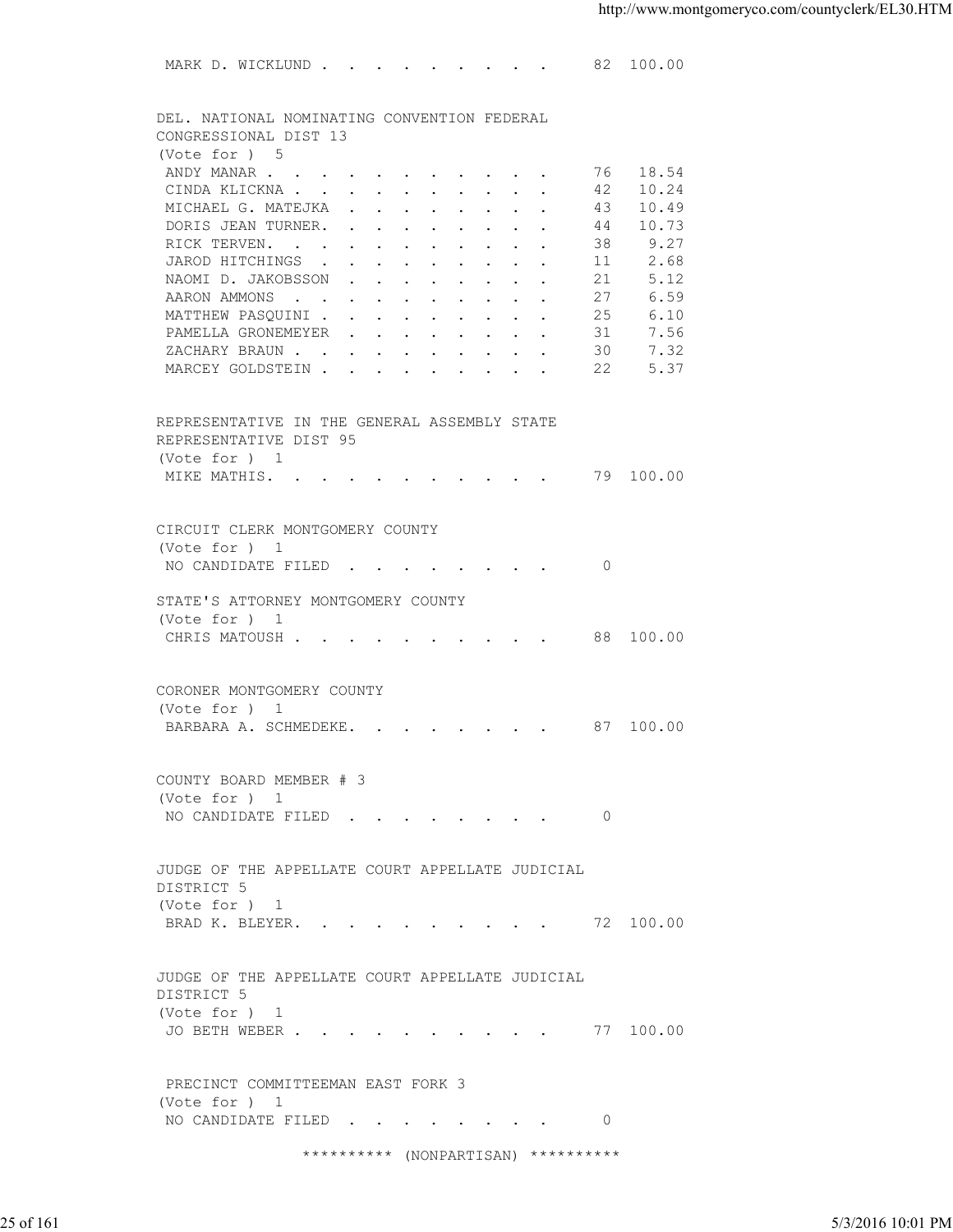| | Votes | Percent |
|---|---|---|
| MARK D. WICKLUND | 82 | 100.00 |

DEL. NATIONAL NOMINATING CONVENTION FEDERAL CONGRESSIONAL DIST 13
(Vote for ) 5

| Candidate | Votes | Percent |
|---|---|---|
| ANDY MANAR | 76 | 18.54 |
| CINDA KLICKNA | 42 | 10.24 |
| MICHAEL G. MATEJKA | 43 | 10.49 |
| DORIS JEAN TURNER. | 44 | 10.73 |
| RICK TERVEN. | 38 | 9.27 |
| JAROD HITCHINGS | 11 | 2.68 |
| NAOMI D. JAKOBSSON | 21 | 5.12 |
| AARON AMMONS | 27 | 6.59 |
| MATTHEW PASQUINI | 25 | 6.10 |
| PAMELLA GRONEMEYER | 31 | 7.56 |
| ZACHARY BRAUN | 30 | 7.32 |
| MARCEY GOLDSTEIN | 22 | 5.37 |

REPRESENTATIVE IN THE GENERAL ASSEMBLY STATE REPRESENTATIVE DIST 95
(Vote for ) 1

| Candidate | Votes | Percent |
|---|---|---|
| MIKE MATHIS. | 79 | 100.00 |

CIRCUIT CLERK MONTGOMERY COUNTY
(Vote for ) 1

| Candidate | Votes | Percent |
|---|---|---|
| NO CANDIDATE FILED | 0 | |

STATE'S ATTORNEY MONTGOMERY COUNTY
(Vote for ) 1

| Candidate | Votes | Percent |
|---|---|---|
| CHRIS MATOUSH | 88 | 100.00 |

CORONER MONTGOMERY COUNTY
(Vote for ) 1

| Candidate | Votes | Percent |
|---|---|---|
| BARBARA A. SCHMEDEKE. | 87 | 100.00 |

COUNTY BOARD MEMBER # 3
(Vote for ) 1

| Candidate | Votes | Percent |
|---|---|---|
| NO CANDIDATE FILED | 0 | |

JUDGE OF THE APPELLATE COURT APPELLATE JUDICIAL DISTRICT 5
(Vote for ) 1

| Candidate | Votes | Percent |
|---|---|---|
| BRAD K. BLEYER. | 72 | 100.00 |

JUDGE OF THE APPELLATE COURT APPELLATE JUDICIAL DISTRICT 5
(Vote for ) 1

| Candidate | Votes | Percent |
|---|---|---|
| JO BETH WEBER | 77 | 100.00 |

PRECINCT COMMITTEEMAN EAST FORK 3
(Vote for ) 1

| Candidate | Votes | Percent |
|---|---|---|
| NO CANDIDATE FILED | 0 | |

********** (NONPARTISAN) **********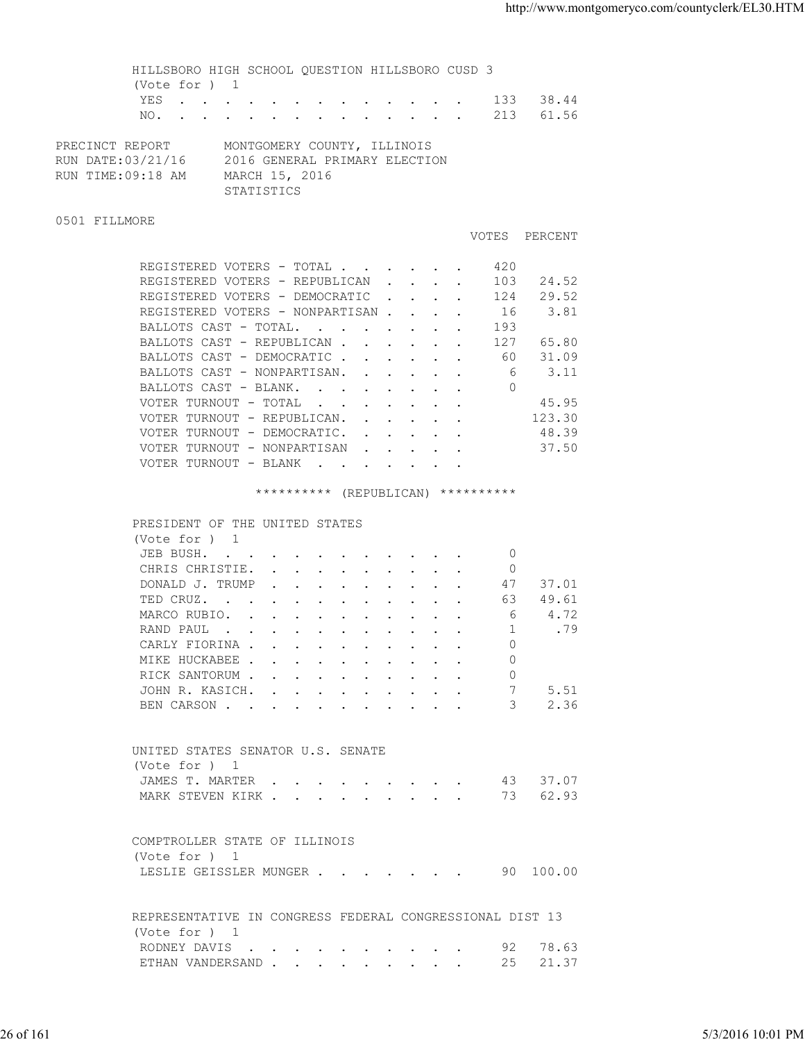HILLSBORO HIGH SCHOOL QUESTION HILLSBORO CUSD 3
(Vote for ) 1

| | VOTES | PERCENT |
|---|---|---|
| YES | 133 | 38.44 |
| NO. | 213 | 61.56 |

PRECINCT REPORT MONTGOMERY COUNTY, ILLINOIS
RUN DATE:03/21/16 2016 GENERAL PRIMARY ELECTION
RUN TIME:09:18 AM MARCH 15, 2016
STATISTICS

0501 FILLMORE

| | VOTES | PERCENT |
|---|---|---|
| REGISTERED VOTERS - TOTAL | 420 | |
| REGISTERED VOTERS - REPUBLICAN | 103 | 24.52 |
| REGISTERED VOTERS - DEMOCRATIC | 124 | 29.52 |
| REGISTERED VOTERS - NONPARTISAN | 16 | 3.81 |
| BALLOTS CAST - TOTAL. | 193 | |
| BALLOTS CAST - REPUBLICAN | 127 | 65.80 |
| BALLOTS CAST - DEMOCRATIC | 60 | 31.09 |
| BALLOTS CAST - NONPARTISAN. | 6 | 3.11 |
| BALLOTS CAST - BLANK. | 0 | |
| VOTER TURNOUT - TOTAL | | 45.95 |
| VOTER TURNOUT - REPUBLICAN. | | 123.30 |
| VOTER TURNOUT - DEMOCRATIC. | | 48.39 |
| VOTER TURNOUT - NONPARTISAN | | 37.50 |
| VOTER TURNOUT - BLANK | | |

********** (REPUBLICAN) **********

PRESIDENT OF THE UNITED STATES
(Vote for ) 1

| | VOTES | PERCENT |
|---|---|---|
| JEB BUSH. | 0 | |
| CHRIS CHRISTIE. | 0 | |
| DONALD J. TRUMP | 47 | 37.01 |
| TED CRUZ. | 63 | 49.61 |
| MARCO RUBIO. | 6 | 4.72 |
| RAND PAUL | 1 | .79 |
| CARLY FIORINA | 0 | |
| MIKE HUCKABEE | 0 | |
| RICK SANTORUM | 0 | |
| JOHN R. KASICH. | 7 | 5.51 |
| BEN CARSON | 3 | 2.36 |

UNITED STATES SENATOR U.S. SENATE
(Vote for ) 1

| | VOTES | PERCENT |
|---|---|---|
| JAMES T. MARTER | 43 | 37.07 |
| MARK STEVEN KIRK | 73 | 62.93 |

COMPTROLLER STATE OF ILLINOIS
(Vote for ) 1

| | VOTES | PERCENT |
|---|---|---|
| LESLIE GEISSLER MUNGER | 90 | 100.00 |

REPRESENTATIVE IN CONGRESS FEDERAL CONGRESSIONAL DIST 13
(Vote for ) 1

| | VOTES | PERCENT |
|---|---|---|
| RODNEY DAVIS | 92 | 78.63 |
| ETHAN VANDERSAND | 25 | 21.37 |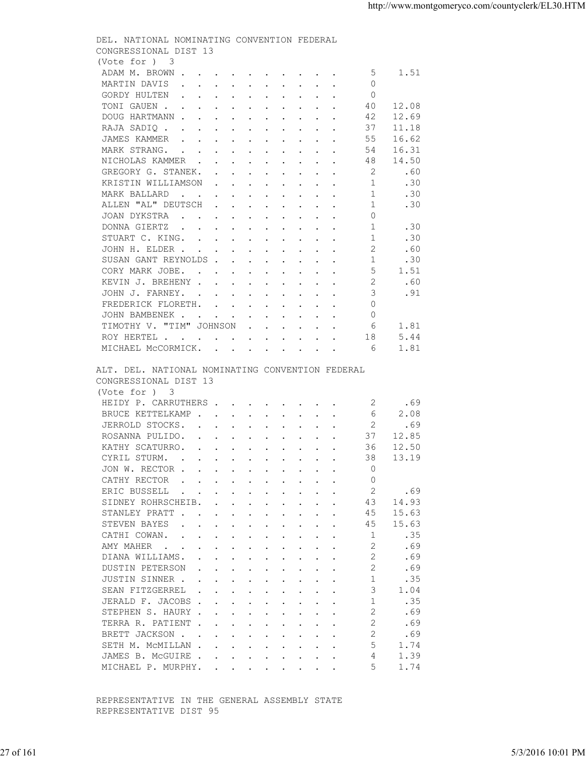DEL. NATIONAL NOMINATING CONVENTION FEDERAL
CONGRESSIONAL DIST 13
(Vote for ) 3

| Candidate | Votes | Percent |
|---|---|---|
| ADAM M. BROWN | 5 | 1.51 |
| MARTIN DAVIS | 0 | |
| GORDY HULTEN | 0 | |
| TONI GAUEN | 40 | 12.08 |
| DOUG HARTMANN | 42 | 12.69 |
| RAJA SADIQ | 37 | 11.18 |
| JAMES KAMMER | 55 | 16.62 |
| MARK STRANG. | 54 | 16.31 |
| NICHOLAS KAMMER | 48 | 14.50 |
| GREGORY G. STANEK. | 2 | .60 |
| KRISTIN WILLIAMSON | 1 | .30 |
| MARK BALLARD | 1 | .30 |
| ALLEN "AL" DEUTSCH | 1 | .30 |
| JOAN DYKSTRA | 0 | |
| DONNA GIERTZ | 1 | .30 |
| STUART C. KING. | 1 | .30 |
| JOHN H. ELDER | 2 | .60 |
| SUSAN GANT REYNOLDS | 1 | .30 |
| CORY MARK JOBE. | 5 | 1.51 |
| KEVIN J. BREHENY | 2 | .60 |
| JOHN J. FARNEY. | 3 | .91 |
| FREDERICK FLORETH. | 0 | |
| JOHN BAMBENEK | 0 | |
| TIMOTHY V. "TIM" JOHNSON | 6 | 1.81 |
| ROY HERTEL | 18 | 5.44 |
| MICHAEL McCORMICK. | 6 | 1.81 |

ALT. DEL. NATIONAL NOMINATING CONVENTION FEDERAL
CONGRESSIONAL DIST 13
(Vote for ) 3

| Candidate | Votes | Percent |
|---|---|---|
| HEIDY P. CARRUTHERS | 2 | .69 |
| BRUCE KETTELKAMP | 6 | 2.08 |
| JERROLD STOCKS. | 2 | .69 |
| ROSANNA PULIDO. | 37 | 12.85 |
| KATHY SCATURRO. | 36 | 12.50 |
| CYRIL STURM. | 38 | 13.19 |
| JON W. RECTOR | 0 | |
| CATHY RECTOR | 0 | |
| ERIC BUSSELL | 2 | .69 |
| SIDNEY ROHRSCHEIB. | 43 | 14.93 |
| STANLEY PRATT | 45 | 15.63 |
| STEVEN BAYES | 45 | 15.63 |
| CATHI COWAN. | 1 | .35 |
| AMY MAHER | 2 | .69 |
| DIANA WILLIAMS. | 2 | .69 |
| DUSTIN PETERSON | 2 | .69 |
| JUSTIN SINNER | 1 | .35 |
| SEAN FITZGERREL | 3 | 1.04 |
| JERALD F. JACOBS | 1 | .35 |
| STEPHEN S. HAURY | 2 | .69 |
| TERRA R. PATIENT | 2 | .69 |
| BRETT JACKSON | 2 | .69 |
| SETH M. McMILLAN | 5 | 1.74 |
| JAMES B. McGUIRE | 4 | 1.39 |
| MICHAEL P. MURPHY. | 5 | 1.74 |

REPRESENTATIVE IN THE GENERAL ASSEMBLY STATE
REPRESENTATIVE DIST 95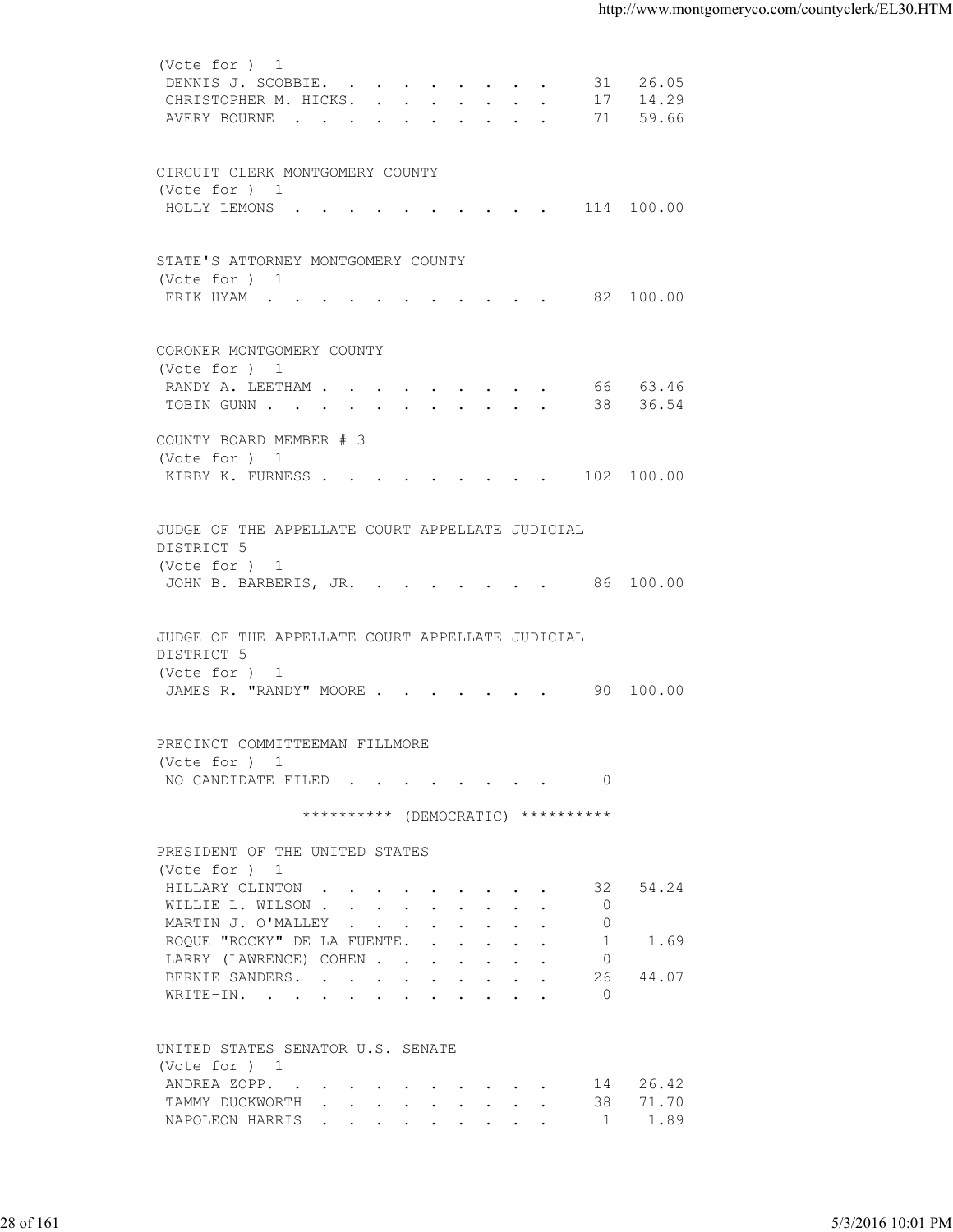(Vote for ) 1

| | | |
|---|---|---|
| DENNIS J. SCOBBIE. . . . . . . . . . | 31 | 26.05 |
| CHRISTOPHER M. HICKS. . . . . . . . . | 17 | 14.29 |
| AVERY BOURNE . . . . . . . . . . . | 71 | 59.66 |

CIRCUIT CLERK MONTGOMERY COUNTY
(Vote for ) 1

| | | |
|---|---|---|
| HOLLY LEMONS . . . . . . . . . . . | 114 | 100.00 |

STATE'S ATTORNEY MONTGOMERY COUNTY
(Vote for ) 1

| | | |
|---|---|---|
| ERIK HYAM . . . . . . . . . . . . | 82 | 100.00 |

CORONER MONTGOMERY COUNTY
(Vote for ) 1

| | | |
|---|---|---|
| RANDY A. LEETHAM . . . . . . . . . . | 66 | 63.46 |
| TOBIN GUNN . . . . . . . . . . . . | 38 | 36.54 |

COUNTY BOARD MEMBER # 3
(Vote for ) 1

| | | |
|---|---|---|
| KIRBY K. FURNESS . . . . . . . . . . | 102 | 100.00 |

JUDGE OF THE APPELLATE COURT APPELLATE JUDICIAL DISTRICT 5
(Vote for ) 1

| | | |
|---|---|---|
| JOHN B. BARBERIS, JR. . . . . . . . . | 86 | 100.00 |

JUDGE OF THE APPELLATE COURT APPELLATE JUDICIAL DISTRICT 5
(Vote for ) 1

| | | |
|---|---|---|
| JAMES R. "RANDY" MOORE . . . . . . . . | 90 | 100.00 |

PRECINCT COMMITTEEMAN FILLMORE
(Vote for ) 1

| | | |
|---|---|---|
| NO CANDIDATE FILED . . . . . . . . . | 0 | |

********** (DEMOCRATIC) **********

PRESIDENT OF THE UNITED STATES
(Vote for ) 1

| | | |
|---|---|---|
| HILLARY CLINTON . . . . . . . . . . | 32 | 54.24 |
| WILLIE L. WILSON . . . . . . . . . . | 0 | |
| MARTIN J. O'MALLEY . . . . . . . . . | 0 | |
| ROQUE "ROCKY" DE LA FUENTE. . . . . . | 1 | 1.69 |
| LARRY (LAWRENCE) COHEN . . . . . . . . | 0 | |
| BERNIE SANDERS. . . . . . . . . . . | 26 | 44.07 |
| WRITE-IN. . . . . . . . . . . . . | 0 | |

UNITED STATES SENATOR U.S. SENATE
(Vote for ) 1

| | | |
|---|---|---|
| ANDREA ZOPP. . . . . . . . . . . . | 14 | 26.42 |
| TAMMY DUCKWORTH . . . . . . . . . . | 38 | 71.70 |
| NAPOLEON HARRIS . . . . . . . . . . | 1 | 1.89 |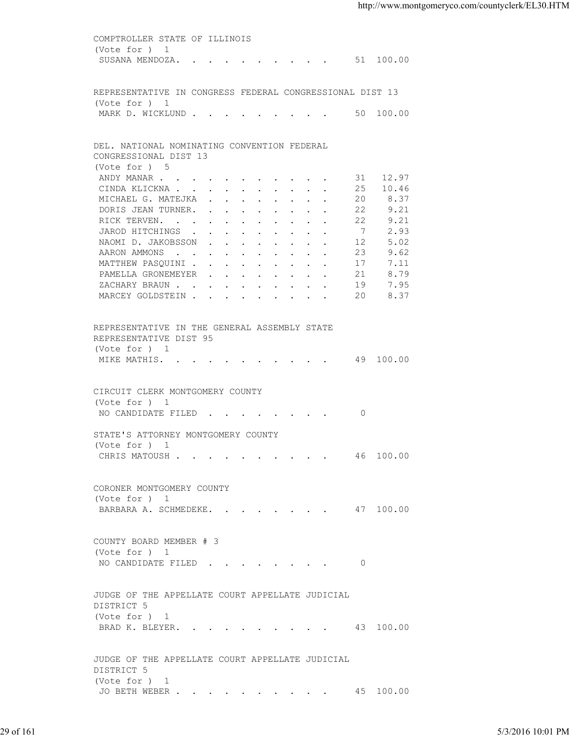COMPTROLLER STATE OF ILLINOIS
(Vote for ) 1

| Candidate | Votes | Percent |
|---|---|---|
| SUSANA MENDOZA | 51 | 100.00 |

REPRESENTATIVE IN CONGRESS FEDERAL CONGRESSIONAL DIST 13
(Vote for ) 1

| Candidate | Votes | Percent |
|---|---|---|
| MARK D. WICKLUND | 50 | 100.00 |

DEL. NATIONAL NOMINATING CONVENTION FEDERAL CONGRESSIONAL DIST 13
(Vote for ) 5

| Candidate | Votes | Percent |
|---|---|---|
| ANDY MANAR | 31 | 12.97 |
| CINDA KLICKNA | 25 | 10.46 |
| MICHAEL G. MATEJKA | 20 | 8.37 |
| DORIS JEAN TURNER | 22 | 9.21 |
| RICK TERVEN | 22 | 9.21 |
| JAROD HITCHINGS | 7 | 2.93 |
| NAOMI D. JAKOBSSON | 12 | 5.02 |
| AARON AMMONS | 23 | 9.62 |
| MATTHEW PASQUINI | 17 | 7.11 |
| PAMELLA GRONEMEYER | 21 | 8.79 |
| ZACHARY BRAUN | 19 | 7.95 |
| MARCEY GOLDSTEIN | 20 | 8.37 |

REPRESENTATIVE IN THE GENERAL ASSEMBLY STATE REPRESENTATIVE DIST 95
(Vote for ) 1

| Candidate | Votes | Percent |
|---|---|---|
| MIKE MATHIS | 49 | 100.00 |

CIRCUIT CLERK MONTGOMERY COUNTY
(Vote for ) 1

| Candidate | Votes | Percent |
|---|---|---|
| NO CANDIDATE FILED | 0 | |

STATE'S ATTORNEY MONTGOMERY COUNTY
(Vote for ) 1

| Candidate | Votes | Percent |
|---|---|---|
| CHRIS MATOUSH | 46 | 100.00 |

CORONER MONTGOMERY COUNTY
(Vote for ) 1

| Candidate | Votes | Percent |
|---|---|---|
| BARBARA A. SCHMEDEKE | 47 | 100.00 |

COUNTY BOARD MEMBER # 3
(Vote for ) 1

| Candidate | Votes | Percent |
|---|---|---|
| NO CANDIDATE FILED | 0 | |

JUDGE OF THE APPELLATE COURT APPELLATE JUDICIAL DISTRICT 5
(Vote for ) 1

| Candidate | Votes | Percent |
|---|---|---|
| BRAD K. BLEYER | 43 | 100.00 |

JUDGE OF THE APPELLATE COURT APPELLATE JUDICIAL DISTRICT 5
(Vote for ) 1

| Candidate | Votes | Percent |
|---|---|---|
| JO BETH WEBER | 45 | 100.00 |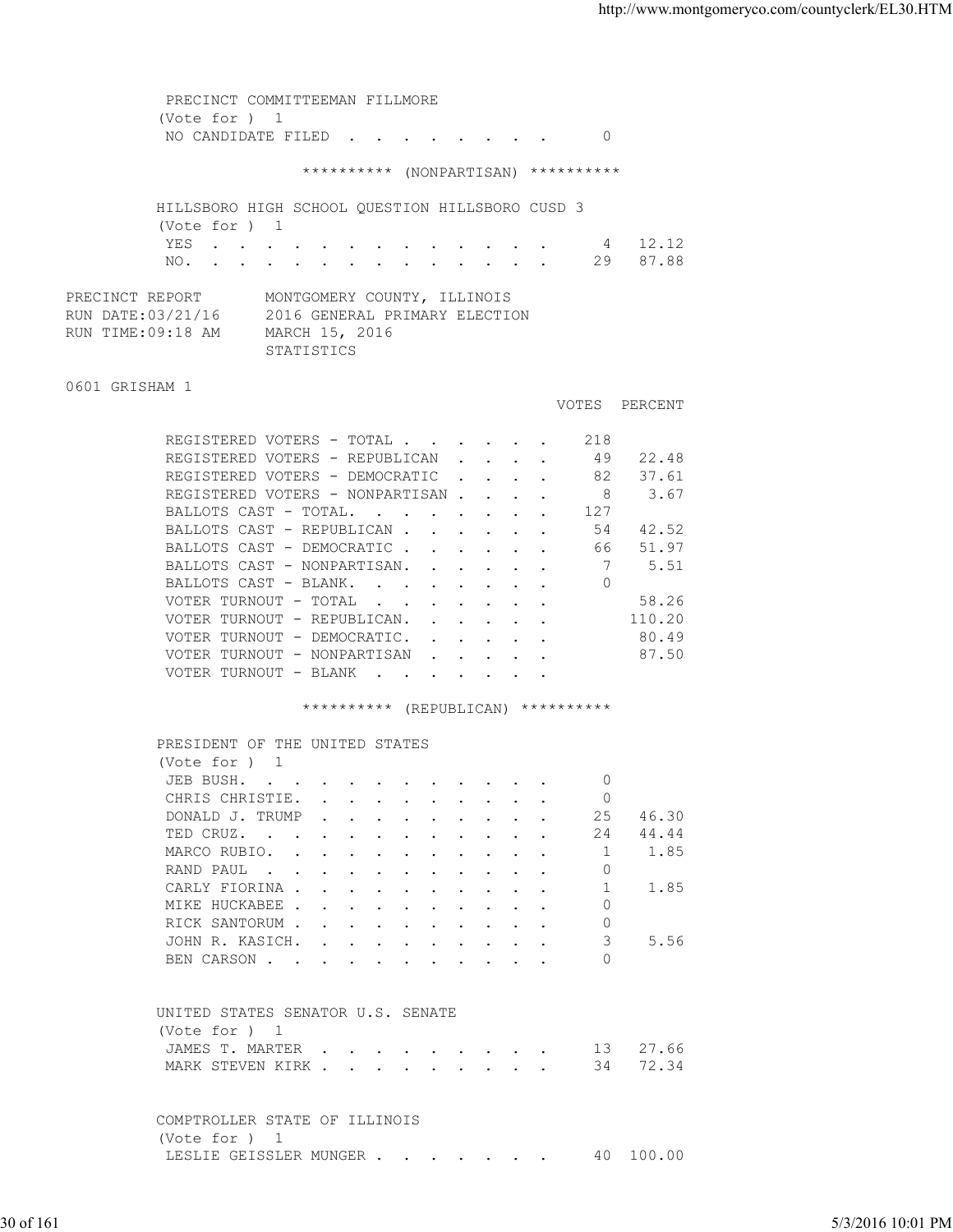PRECINCT COMMITTEEMAN FILLMORE
(Vote for ) 1

| | VOTES |
|---|---|
| NO CANDIDATE FILED | 0 |

********** (NONPARTISAN) **********

HILLSBORO HIGH SCHOOL QUESTION HILLSBORO CUSD 3
(Vote for ) 1

| | VOTES | PERCENT |
|---|---|---|
| YES | 4 | 12.12 |
| NO. | 29 | 87.88 |

PRECINCT REPORT MONTGOMERY COUNTY, ILLINOIS
RUN DATE:03/21/16 2016 GENERAL PRIMARY ELECTION
RUN TIME:09:18 AM MARCH 15, 2016
STATISTICS

0601 GRISHAM 1

| | VOTES | PERCENT |
|---|---|---|
| REGISTERED VOTERS - TOTAL | 218 | |
| REGISTERED VOTERS - REPUBLICAN | 49 | 22.48 |
| REGISTERED VOTERS - DEMOCRATIC | 82 | 37.61 |
| REGISTERED VOTERS - NONPARTISAN | 8 | 3.67 |
| BALLOTS CAST - TOTAL. | 127 | |
| BALLOTS CAST - REPUBLICAN | 54 | 42.52 |
| BALLOTS CAST - DEMOCRATIC | 66 | 51.97 |
| BALLOTS CAST - NONPARTISAN. | 7 | 5.51 |
| BALLOTS CAST - BLANK. | 0 | |
| VOTER TURNOUT - TOTAL | | 58.26 |
| VOTER TURNOUT - REPUBLICAN. | | 110.20 |
| VOTER TURNOUT - DEMOCRATIC. | | 80.49 |
| VOTER TURNOUT - NONPARTISAN | | 87.50 |
| VOTER TURNOUT - BLANK | | |

********** (REPUBLICAN) **********

PRESIDENT OF THE UNITED STATES
(Vote for ) 1

| | VOTES | PERCENT |
|---|---|---|
| JEB BUSH. | 0 | |
| CHRIS CHRISTIE. | 0 | |
| DONALD J. TRUMP | 25 | 46.30 |
| TED CRUZ. | 24 | 44.44 |
| MARCO RUBIO. | 1 | 1.85 |
| RAND PAUL | 0 | |
| CARLY FIORINA | 1 | 1.85 |
| MIKE HUCKABEE | 0 | |
| RICK SANTORUM | 0 | |
| JOHN R. KASICH. | 3 | 5.56 |
| BEN CARSON | 0 | |

UNITED STATES SENATOR U.S. SENATE
(Vote for ) 1

| | VOTES | PERCENT |
|---|---|---|
| JAMES T. MARTER | 13 | 27.66 |
| MARK STEVEN KIRK | 34 | 72.34 |

COMPTROLLER STATE OF ILLINOIS
(Vote for ) 1

| | VOTES | PERCENT |
|---|---|---|
| LESLIE GEISSLER MUNGER | 40 | 100.00 |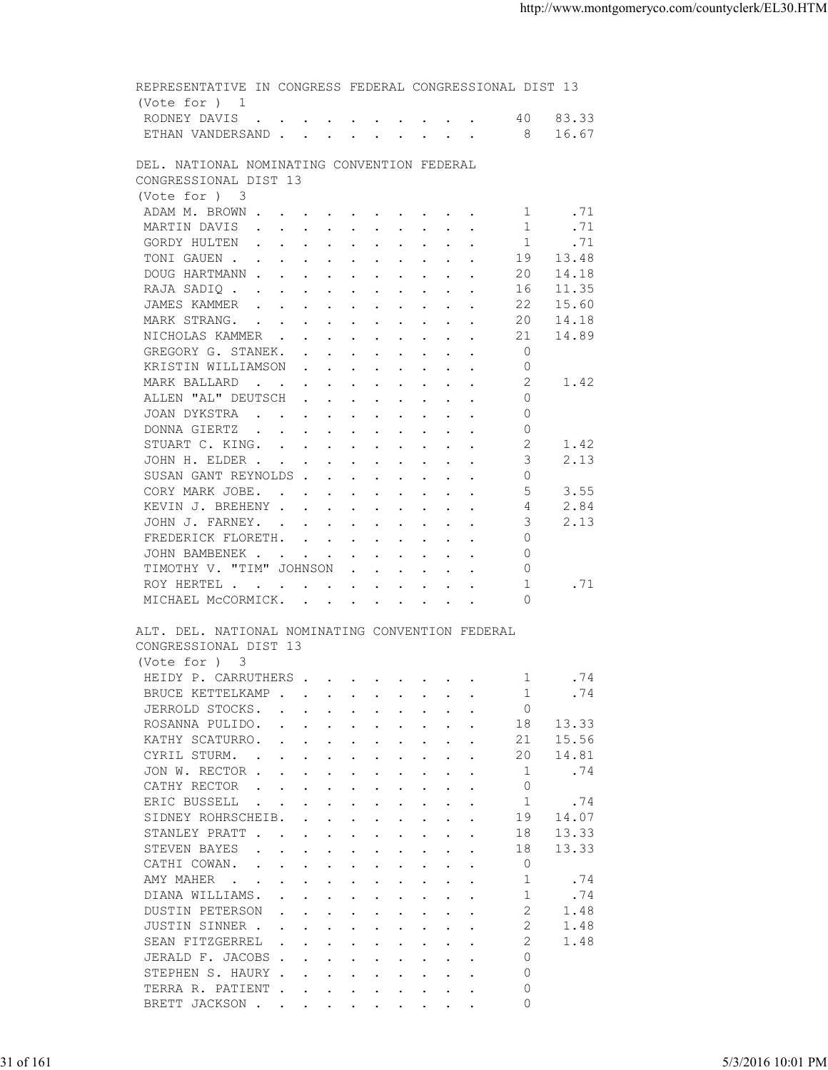REPRESENTATIVE IN CONGRESS FEDERAL CONGRESSIONAL DIST 13
(Vote for ) 1

| Candidate | Votes | Percent |
|---|---|---|
| RODNEY DAVIS | 40 | 83.33 |
| ETHAN VANDERSAND | 8 | 16.67 |

DEL. NATIONAL NOMINATING CONVENTION FEDERAL CONGRESSIONAL DIST 13
(Vote for ) 3

| Candidate | Votes | Percent |
|---|---|---|
| ADAM M. BROWN | 1 | .71 |
| MARTIN DAVIS | 1 | .71 |
| GORDY HULTEN | 1 | .71 |
| TONI GAUEN | 19 | 13.48 |
| DOUG HARTMANN | 20 | 14.18 |
| RAJA SADIQ | 16 | 11.35 |
| JAMES KAMMER | 22 | 15.60 |
| MARK STRANG. | 20 | 14.18 |
| NICHOLAS KAMMER | 21 | 14.89 |
| GREGORY G. STANEK. | 0 | |
| KRISTIN WILLIAMSON | 0 | |
| MARK BALLARD | 2 | 1.42 |
| ALLEN "AL" DEUTSCH | 0 | |
| JOAN DYKSTRA | 0 | |
| DONNA GIERTZ | 0 | |
| STUART C. KING. | 2 | 1.42 |
| JOHN H. ELDER | 3 | 2.13 |
| SUSAN GANT REYNOLDS | 0 | |
| CORY MARK JOBE. | 5 | 3.55 |
| KEVIN J. BREHENY | 4 | 2.84 |
| JOHN J. FARNEY. | 3 | 2.13 |
| FREDERICK FLORETH. | 0 | |
| JOHN BAMBENEK | 0 | |
| TIMOTHY V. "TIM" JOHNSON | 0 | |
| ROY HERTEL | 1 | .71 |
| MICHAEL McCORMICK. | 0 | |

ALT. DEL. NATIONAL NOMINATING CONVENTION FEDERAL CONGRESSIONAL DIST 13
(Vote for ) 3

| Candidate | Votes | Percent |
|---|---|---|
| HEIDY P. CARRUTHERS | 1 | .74 |
| BRUCE KETTELKAMP | 1 | .74 |
| JERROLD STOCKS. | 0 | |
| ROSANNA PULIDO. | 18 | 13.33 |
| KATHY SCATURRO. | 21 | 15.56 |
| CYRIL STURM. | 20 | 14.81 |
| JON W. RECTOR | 1 | .74 |
| CATHY RECTOR | 0 | |
| ERIC BUSSELL | 1 | .74 |
| SIDNEY ROHRSCHEIB. | 19 | 14.07 |
| STANLEY PRATT | 18 | 13.33 |
| STEVEN BAYES | 18 | 13.33 |
| CATHI COWAN. | 0 | |
| AMY MAHER | 1 | .74 |
| DIANA WILLIAMS. | 1 | .74 |
| DUSTIN PETERSON | 2 | 1.48 |
| JUSTIN SINNER | 2 | 1.48 |
| SEAN FITZGERREL | 2 | 1.48 |
| JERALD F. JACOBS | 0 | |
| STEPHEN S. HAURY | 0 | |
| TERRA R. PATIENT | 0 | |
| BRETT JACKSON | 0 | |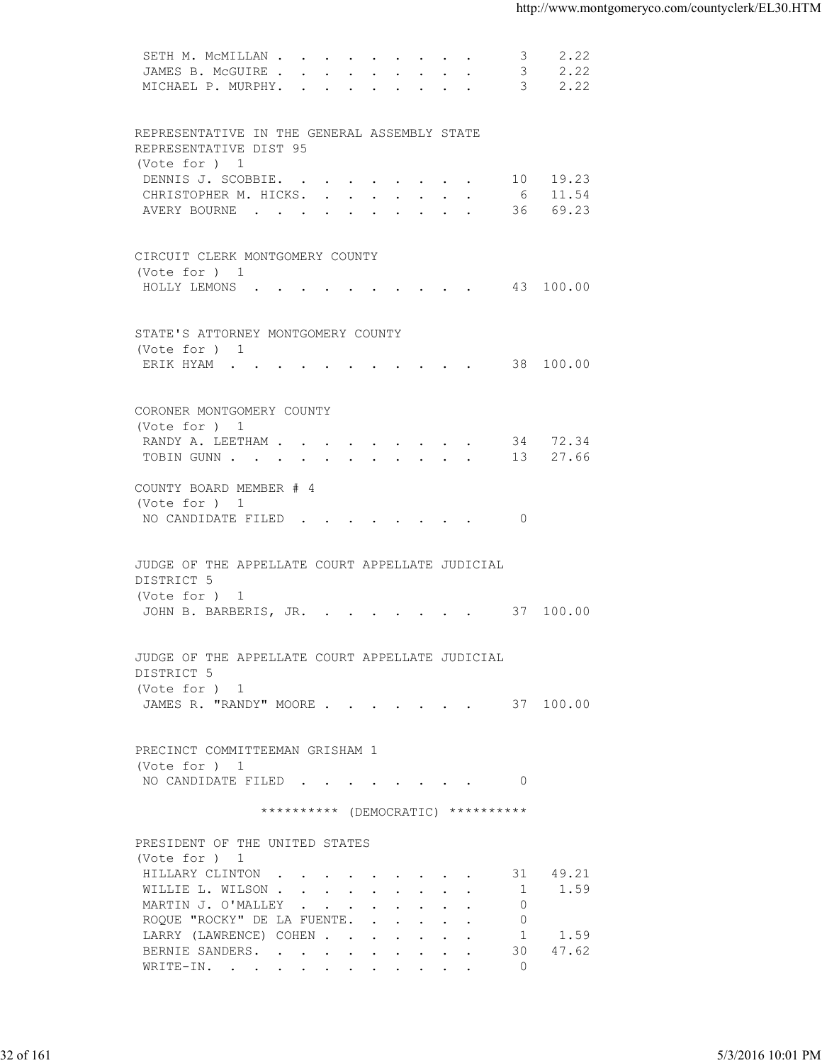| | | |
|---|---|---|
| SETH M. McMILLAN | 3 | 2.22 |
| JAMES B. McGUIRE | 3 | 2.22 |
| MICHAEL P. MURPHY | 3 | 2.22 |

REPRESENTATIVE IN THE GENERAL ASSEMBLY STATE REPRESENTATIVE DIST 95
(Vote for ) 1

| | | |
|---|---|---|
| DENNIS J. SCOBBIE | 10 | 19.23 |
| CHRISTOPHER M. HICKS | 6 | 11.54 |
| AVERY BOURNE | 36 | 69.23 |

CIRCUIT CLERK MONTGOMERY COUNTY
(Vote for ) 1

| | | |
|---|---|---|
| HOLLY LEMONS | 43 | 100.00 |

STATE'S ATTORNEY MONTGOMERY COUNTY
(Vote for ) 1

| | | |
|---|---|---|
| ERIK HYAM | 38 | 100.00 |

CORONER MONTGOMERY COUNTY
(Vote for ) 1

| | | |
|---|---|---|
| RANDY A. LEETHAM | 34 | 72.34 |
| TOBIN GUNN | 13 | 27.66 |

COUNTY BOARD MEMBER # 4
(Vote for ) 1

| | | |
|---|---|---|
| NO CANDIDATE FILED | 0 | |

JUDGE OF THE APPELLATE COURT APPELLATE JUDICIAL DISTRICT 5
(Vote for ) 1

| | | |
|---|---|---|
| JOHN B. BARBERIS, JR. | 37 | 100.00 |

JUDGE OF THE APPELLATE COURT APPELLATE JUDICIAL DISTRICT 5
(Vote for ) 1

| | | |
|---|---|---|
| JAMES R. "RANDY" MOORE | 37 | 100.00 |

PRECINCT COMMITTEEMAN GRISHAM 1
(Vote for ) 1

| | | |
|---|---|---|
| NO CANDIDATE FILED | 0 | |

********** (DEMOCRATIC) **********

PRESIDENT OF THE UNITED STATES
(Vote for ) 1

| | | |
|---|---|---|
| HILLARY CLINTON | 31 | 49.21 |
| WILLIE L. WILSON | 1 | 1.59 |
| MARTIN J. O'MALLEY | 0 | |
| ROQUE "ROCKY" DE LA FUENTE | 0 | |
| LARRY (LAWRENCE) COHEN | 1 | 1.59 |
| BERNIE SANDERS | 30 | 47.62 |
| WRITE-IN | 0 | |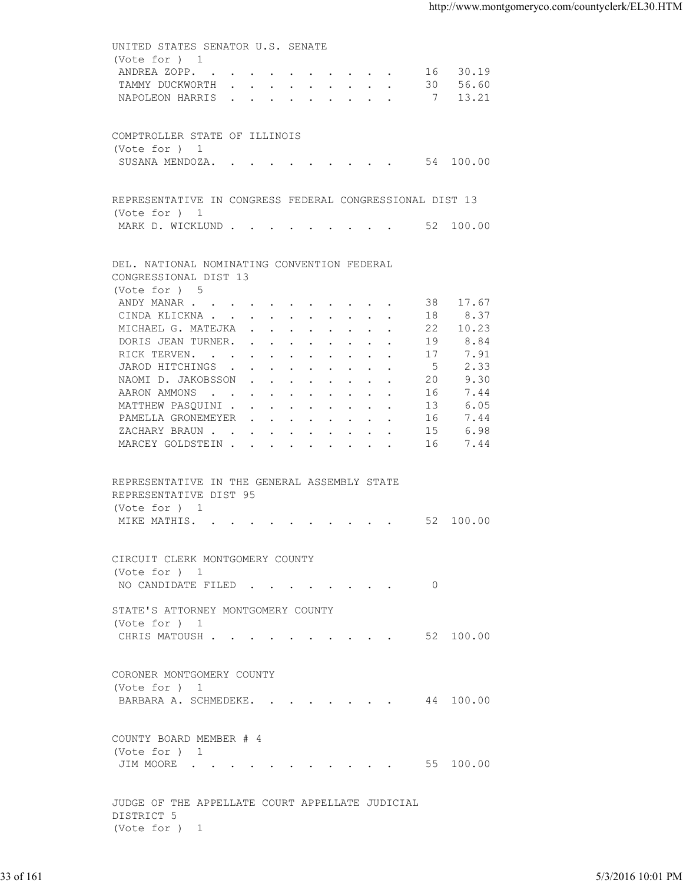UNITED STATES SENATOR U.S. SENATE
(Vote for ) 1

| | | |
|---|---|---|
| ANDREA ZOPP. | 16 | 30.19 |
| TAMMY DUCKWORTH | 30 | 56.60 |
| NAPOLEON HARRIS | 7 | 13.21 |

COMPTROLLER STATE OF ILLINOIS
(Vote for ) 1

| | | |
|---|---|---|
| SUSANA MENDOZA. | 54 | 100.00 |

REPRESENTATIVE IN CONGRESS FEDERAL CONGRESSIONAL DIST 13
(Vote for ) 1

| | | |
|---|---|---|
| MARK D. WICKLUND | 52 | 100.00 |

DEL. NATIONAL NOMINATING CONVENTION FEDERAL CONGRESSIONAL DIST 13
(Vote for ) 5

| | | |
|---|---|---|
| ANDY MANAR | 38 | 17.67 |
| CINDA KLICKNA | 18 | 8.37 |
| MICHAEL G. MATEJKA | 22 | 10.23 |
| DORIS JEAN TURNER. | 19 | 8.84 |
| RICK TERVEN. | 17 | 7.91 |
| JAROD HITCHINGS | 5 | 2.33 |
| NAOMI D. JAKOBSSON | 20 | 9.30 |
| AARON AMMONS | 16 | 7.44 |
| MATTHEW PASQUINI | 13 | 6.05 |
| PAMELLA GRONEMEYER | 16 | 7.44 |
| ZACHARY BRAUN | 15 | 6.98 |
| MARCEY GOLDSTEIN | 16 | 7.44 |

REPRESENTATIVE IN THE GENERAL ASSEMBLY STATE REPRESENTATIVE DIST 95
(Vote for ) 1

| | | |
|---|---|---|
| MIKE MATHIS. | 52 | 100.00 |

CIRCUIT CLERK MONTGOMERY COUNTY
(Vote for ) 1

| | | |
|---|---|---|
| NO CANDIDATE FILED | 0 | |

STATE'S ATTORNEY MONTGOMERY COUNTY
(Vote for ) 1

| | | |
|---|---|---|
| CHRIS MATOUSH | 52 | 100.00 |

CORONER MONTGOMERY COUNTY
(Vote for ) 1

| | | |
|---|---|---|
| BARBARA A. SCHMEDEKE. | 44 | 100.00 |

COUNTY BOARD MEMBER # 4
(Vote for ) 1

| | | |
|---|---|---|
| JIM MOORE | 55 | 100.00 |

JUDGE OF THE APPELLATE COURT APPELLATE JUDICIAL DISTRICT 5
(Vote for ) 1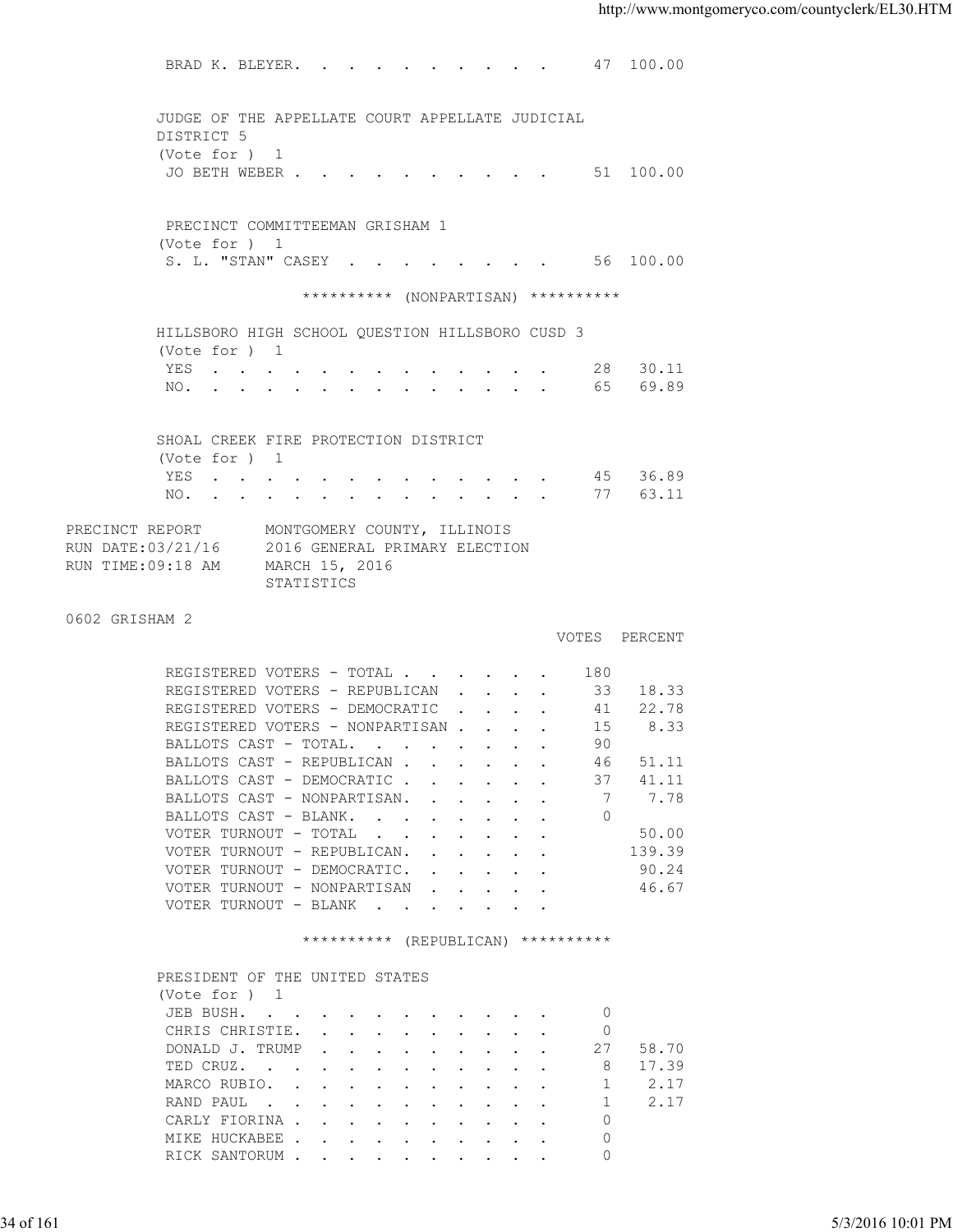| | | |
|---|---|---|
| BRAD K. BLEYER. | 47 | 100.00 |

JUDGE OF THE APPELLATE COURT APPELLATE JUDICIAL DISTRICT 5
(Vote for ) 1

| | | |
|---|---|---|
| JO BETH WEBER | 51 | 100.00 |

PRECINCT COMMITTEEMAN GRISHAM 1
(Vote for ) 1

| | | |
|---|---|---|
| S. L. "STAN" CASEY | 56 | 100.00 |

********** (NONPARTISAN) **********

HILLSBORO HIGH SCHOOL QUESTION HILLSBORO CUSD 3
(Vote for ) 1

| | | |
|---|---|---|
| YES | 28 | 30.11 |
| NO. | 65 | 69.89 |

SHOAL CREEK FIRE PROTECTION DISTRICT
(Vote for ) 1

| | | |
|---|---|---|
| YES | 45 | 36.89 |
| NO. | 77 | 63.11 |

PRECINCT REPORT MONTGOMERY COUNTY, ILLINOIS
RUN DATE:03/21/16 2016 GENERAL PRIMARY ELECTION
RUN TIME:09:18 AM MARCH 15, 2016
STATISTICS

0602 GRISHAM 2

| | VOTES | PERCENT |
|---|---|---|
| REGISTERED VOTERS - TOTAL | 180 | |
| REGISTERED VOTERS - REPUBLICAN | 33 | 18.33 |
| REGISTERED VOTERS - DEMOCRATIC | 41 | 22.78 |
| REGISTERED VOTERS - NONPARTISAN | 15 | 8.33 |
| BALLOTS CAST - TOTAL. | 90 | |
| BALLOTS CAST - REPUBLICAN | 46 | 51.11 |
| BALLOTS CAST - DEMOCRATIC | 37 | 41.11 |
| BALLOTS CAST - NONPARTISAN. | 7 | 7.78 |
| BALLOTS CAST - BLANK. | 0 | |
| VOTER TURNOUT - TOTAL | | 50.00 |
| VOTER TURNOUT - REPUBLICAN. | | 139.39 |
| VOTER TURNOUT - DEMOCRATIC. | | 90.24 |
| VOTER TURNOUT - NONPARTISAN | | 46.67 |
| VOTER TURNOUT - BLANK | | |

********** (REPUBLICAN) **********

PRESIDENT OF THE UNITED STATES
(Vote for ) 1

| | | |
|---|---|---|
| JEB BUSH. | 0 | |
| CHRIS CHRISTIE. | 0 | |
| DONALD J. TRUMP | 27 | 58.70 |
| TED CRUZ. | 8 | 17.39 |
| MARCO RUBIO. | 1 | 2.17 |
| RAND PAUL | 1 | 2.17 |
| CARLY FIORINA | 0 | |
| MIKE HUCKABEE | 0 | |
| RICK SANTORUM | 0 | |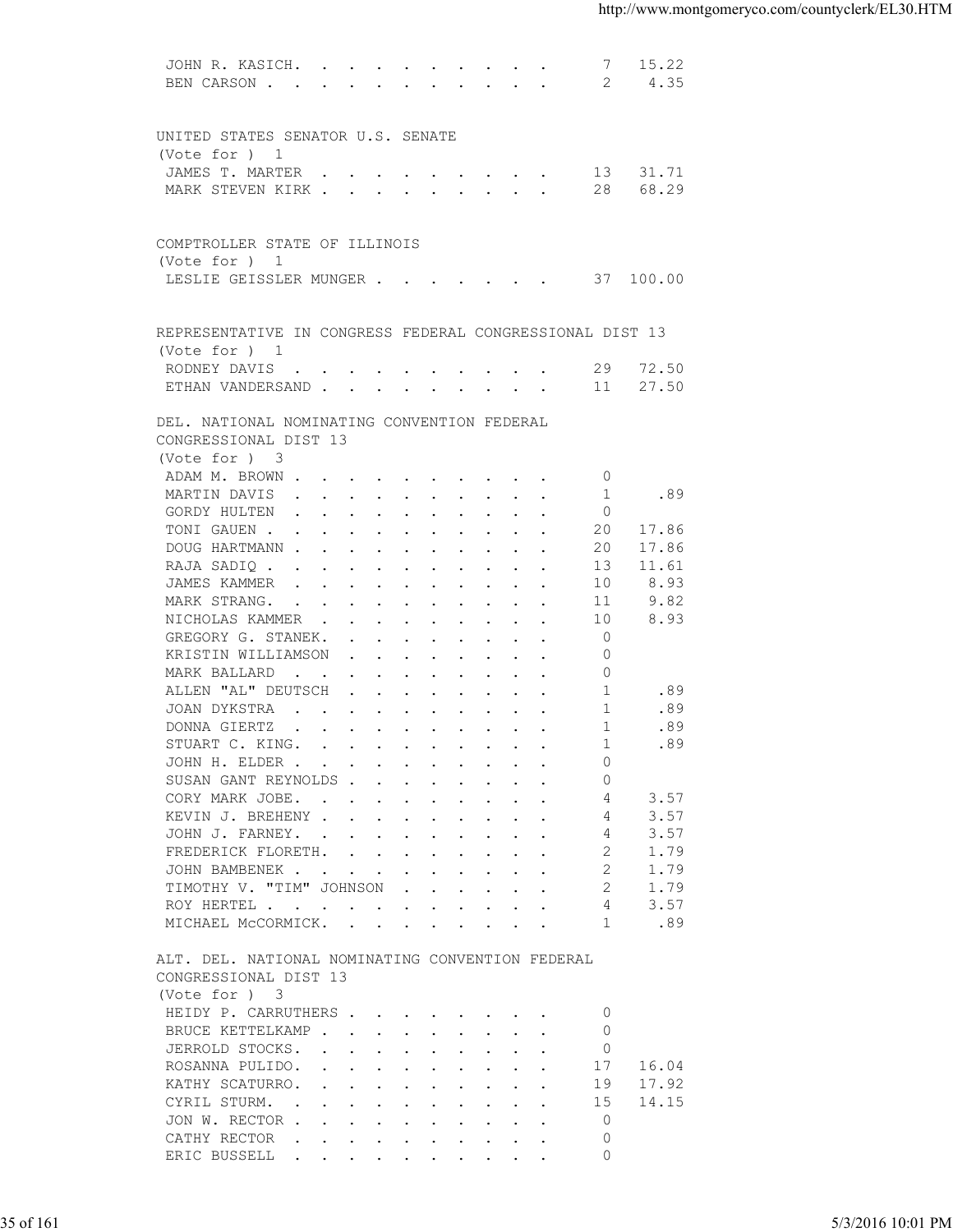| Candidate | Votes | Percent |
| --- | --- | --- |
| JOHN R. KASICH | 7 | 15.22 |
| BEN CARSON | 2 | 4.35 |

UNITED STATES SENATOR U.S. SENATE
(Vote for ) 1

| Candidate | Votes | Percent |
| --- | --- | --- |
| JAMES T. MARTER | 13 | 31.71 |
| MARK STEVEN KIRK | 28 | 68.29 |

COMPTROLLER STATE OF ILLINOIS
(Vote for ) 1

| Candidate | Votes | Percent |
| --- | --- | --- |
| LESLIE GEISSLER MUNGER | 37 | 100.00 |

REPRESENTATIVE IN CONGRESS FEDERAL CONGRESSIONAL DIST 13
(Vote for ) 1

| Candidate | Votes | Percent |
| --- | --- | --- |
| RODNEY DAVIS | 29 | 72.50 |
| ETHAN VANDERSAND | 11 | 27.50 |

DEL. NATIONAL NOMINATING CONVENTION FEDERAL
CONGRESSIONAL DIST 13
(Vote for ) 3

| Candidate | Votes | Percent |
| --- | --- | --- |
| ADAM M. BROWN | 0 | |
| MARTIN DAVIS | 1 | .89 |
| GORDY HULTEN | 0 | |
| TONI GAUEN | 20 | 17.86 |
| DOUG HARTMANN | 20 | 17.86 |
| RAJA SADIQ | 13 | 11.61 |
| JAMES KAMMER | 10 | 8.93 |
| MARK STRANG. | 11 | 9.82 |
| NICHOLAS KAMMER | 10 | 8.93 |
| GREGORY G. STANEK. | 0 | |
| KRISTIN WILLIAMSON | 0 | |
| MARK BALLARD | 0 | |
| ALLEN "AL" DEUTSCH | 1 | .89 |
| JOAN DYKSTRA | 1 | .89 |
| DONNA GIERTZ | 1 | .89 |
| STUART C. KING. | 1 | .89 |
| JOHN H. ELDER | 0 | |
| SUSAN GANT REYNOLDS | 0 | |
| CORY MARK JOBE. | 4 | 3.57 |
| KEVIN J. BREHENY | 4 | 3.57 |
| JOHN J. FARNEY. | 4 | 3.57 |
| FREDERICK FLORETH. | 2 | 1.79 |
| JOHN BAMBENEK | 2 | 1.79 |
| TIMOTHY V. "TIM" JOHNSON | 2 | 1.79 |
| ROY HERTEL | 4 | 3.57 |
| MICHAEL McCORMICK. | 1 | .89 |

ALT. DEL. NATIONAL NOMINATING CONVENTION FEDERAL
CONGRESSIONAL DIST 13
(Vote for ) 3

| Candidate | Votes | Percent |
| --- | --- | --- |
| HEIDY P. CARRUTHERS | 0 | |
| BRUCE KETTELKAMP | 0 | |
| JERROLD STOCKS. | 0 | |
| ROSANNA PULIDO. | 17 | 16.04 |
| KATHY SCATURRO. | 19 | 17.92 |
| CYRIL STURM. | 15 | 14.15 |
| JON W. RECTOR | 0 | |
| CATHY RECTOR | 0 | |
| ERIC BUSSELL | 0 | |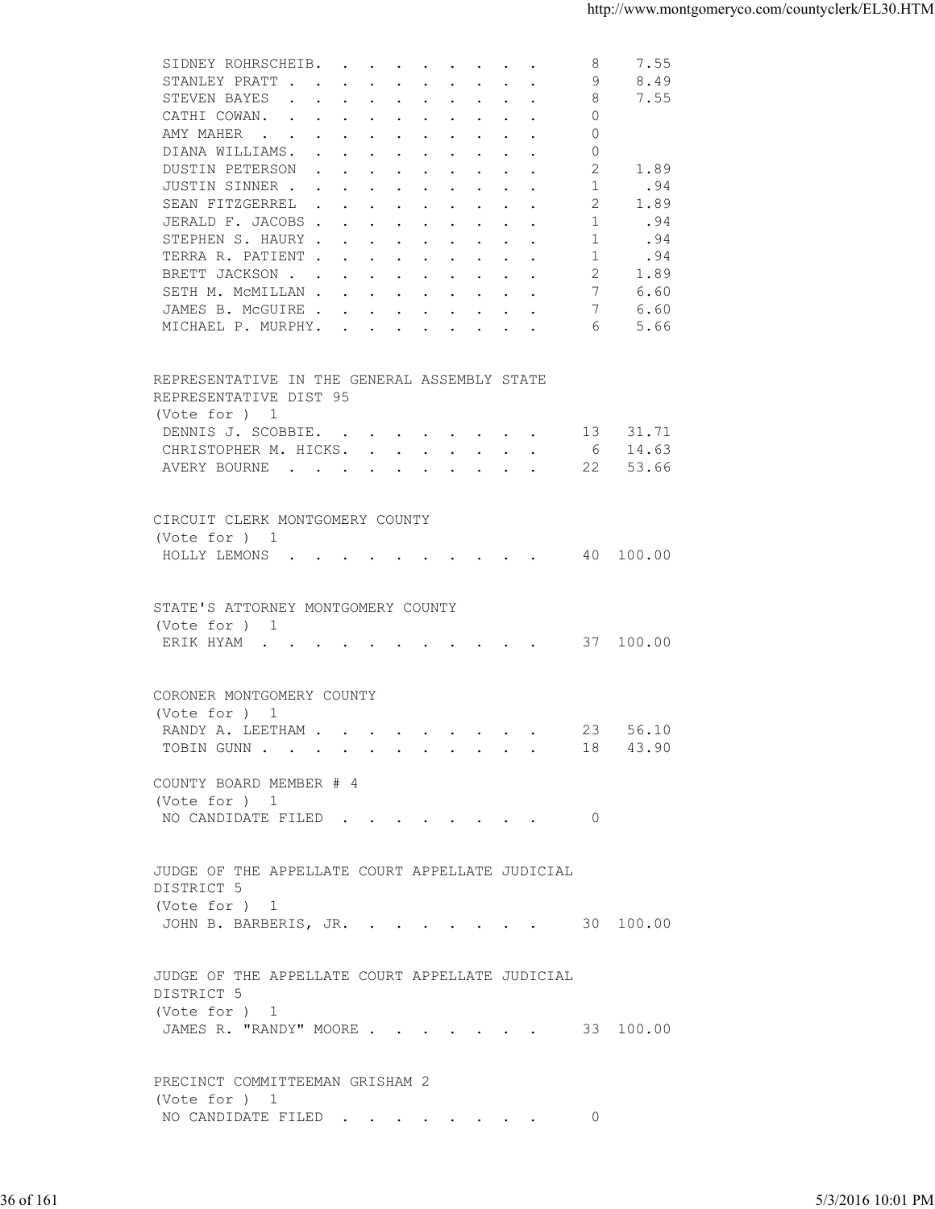| | | |
|---|---|---|
| SIDNEY ROHRSCHEIB. | 8 | 7.55 |
| STANLEY PRATT | 9 | 8.49 |
| STEVEN BAYES | 8 | 7.55 |
| CATHI COWAN. | 0 | |
| AMY MAHER | 0 | |
| DIANA WILLIAMS. | 0 | |
| DUSTIN PETERSON | 2 | 1.89 |
| JUSTIN SINNER | 1 | .94 |
| SEAN FITZGERREL | 2 | 1.89 |
| JERALD F. JACOBS | 1 | .94 |
| STEPHEN S. HAURY | 1 | .94 |
| TERRA R. PATIENT | 1 | .94 |
| BRETT JACKSON | 2 | 1.89 |
| SETH M. McMILLAN | 7 | 6.60 |
| JAMES B. McGUIRE | 7 | 6.60 |
| MICHAEL P. MURPHY. | 6 | 5.66 |

REPRESENTATIVE IN THE GENERAL ASSEMBLY STATE REPRESENTATIVE DIST 95
(Vote for ) 1

| | | |
|---|---|---|
| DENNIS J. SCOBBIE. | 13 | 31.71 |
| CHRISTOPHER M. HICKS. | 6 | 14.63 |
| AVERY BOURNE | 22 | 53.66 |

CIRCUIT CLERK MONTGOMERY COUNTY
(Vote for ) 1

| | | |
|---|---|---|
| HOLLY LEMONS | 40 | 100.00 |

STATE'S ATTORNEY MONTGOMERY COUNTY
(Vote for ) 1

| | | |
|---|---|---|
| ERIK HYAM | 37 | 100.00 |

CORONER MONTGOMERY COUNTY
(Vote for ) 1

| | | |
|---|---|---|
| RANDY A. LEETHAM | 23 | 56.10 |
| TOBIN GUNN | 18 | 43.90 |

COUNTY BOARD MEMBER # 4
(Vote for ) 1

| | | |
|---|---|---|
| NO CANDIDATE FILED | 0 | |

JUDGE OF THE APPELLATE COURT APPELLATE JUDICIAL DISTRICT 5
(Vote for ) 1

| | | |
|---|---|---|
| JOHN B. BARBERIS, JR. | 30 | 100.00 |

JUDGE OF THE APPELLATE COURT APPELLATE JUDICIAL DISTRICT 5
(Vote for ) 1

| | | |
|---|---|---|
| JAMES R. "RANDY" MOORE | 33 | 100.00 |

PRECINCT COMMITTEEMAN GRISHAM 2
(Vote for ) 1

| | | |
|---|---|---|
| NO CANDIDATE FILED | 0 | |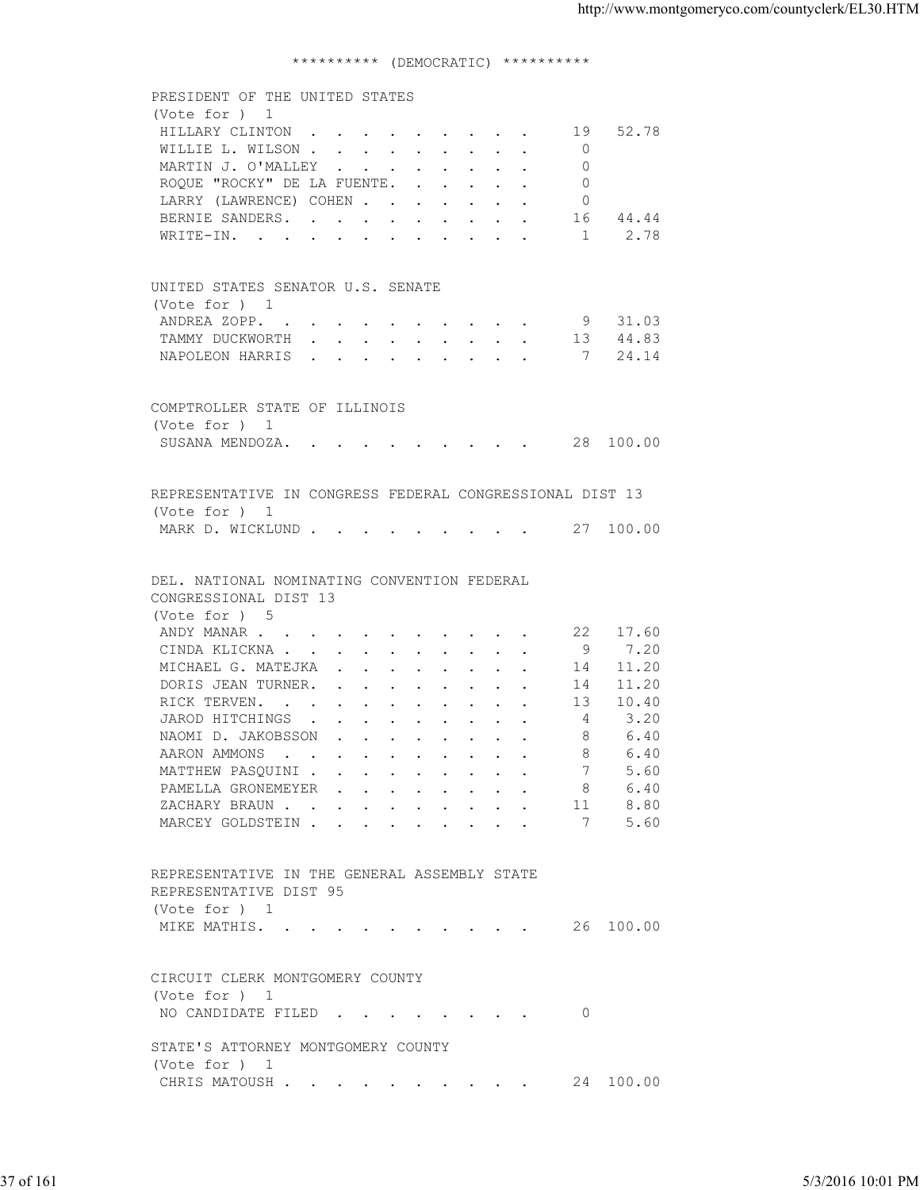********** (DEMOCRATIC) **********

PRESIDENT OF THE UNITED STATES
(Vote for ) 1

| Candidate | Votes | Percent |
|---|---|---|
| HILLARY CLINTON | 19 | 52.78 |
| WILLIE L. WILSON | 0 | |
| MARTIN J. O'MALLEY | 0 | |
| ROQUE "ROCKY" DE LA FUENTE | 0 | |
| LARRY (LAWRENCE) COHEN | 0 | |
| BERNIE SANDERS | 16 | 44.44 |
| WRITE-IN | 1 | 2.78 |

UNITED STATES SENATOR U.S. SENATE
(Vote for ) 1

| Candidate | Votes | Percent |
|---|---|---|
| ANDREA ZOPP | 9 | 31.03 |
| TAMMY DUCKWORTH | 13 | 44.83 |
| NAPOLEON HARRIS | 7 | 24.14 |

COMPTROLLER STATE OF ILLINOIS
(Vote for ) 1

| Candidate | Votes | Percent |
|---|---|---|
| SUSANA MENDOZA | 28 | 100.00 |

REPRESENTATIVE IN CONGRESS FEDERAL CONGRESSIONAL DIST 13
(Vote for ) 1

| Candidate | Votes | Percent |
|---|---|---|
| MARK D. WICKLUND | 27 | 100.00 |

DEL. NATIONAL NOMINATING CONVENTION FEDERAL CONGRESSIONAL DIST 13
(Vote for ) 5

| Candidate | Votes | Percent |
|---|---|---|
| ANDY MANAR | 22 | 17.60 |
| CINDA KLICKNA | 9 | 7.20 |
| MICHAEL G. MATEJKA | 14 | 11.20 |
| DORIS JEAN TURNER | 14 | 11.20 |
| RICK TERVEN | 13 | 10.40 |
| JAROD HITCHINGS | 4 | 3.20 |
| NAOMI D. JAKOBSSON | 8 | 6.40 |
| AARON AMMONS | 8 | 6.40 |
| MATTHEW PASQUINI | 7 | 5.60 |
| PAMELLA GRONEMEYER | 8 | 6.40 |
| ZACHARY BRAUN | 11 | 8.80 |
| MARCEY GOLDSTEIN | 7 | 5.60 |

REPRESENTATIVE IN THE GENERAL ASSEMBLY STATE REPRESENTATIVE DIST 95
(Vote for ) 1

| Candidate | Votes | Percent |
|---|---|---|
| MIKE MATHIS | 26 | 100.00 |

CIRCUIT CLERK MONTGOMERY COUNTY
(Vote for ) 1

| Candidate | Votes | Percent |
|---|---|---|
| NO CANDIDATE FILED | 0 | |

STATE'S ATTORNEY MONTGOMERY COUNTY
(Vote for ) 1

| Candidate | Votes | Percent |
|---|---|---|
| CHRIS MATOUSH | 24 | 100.00 |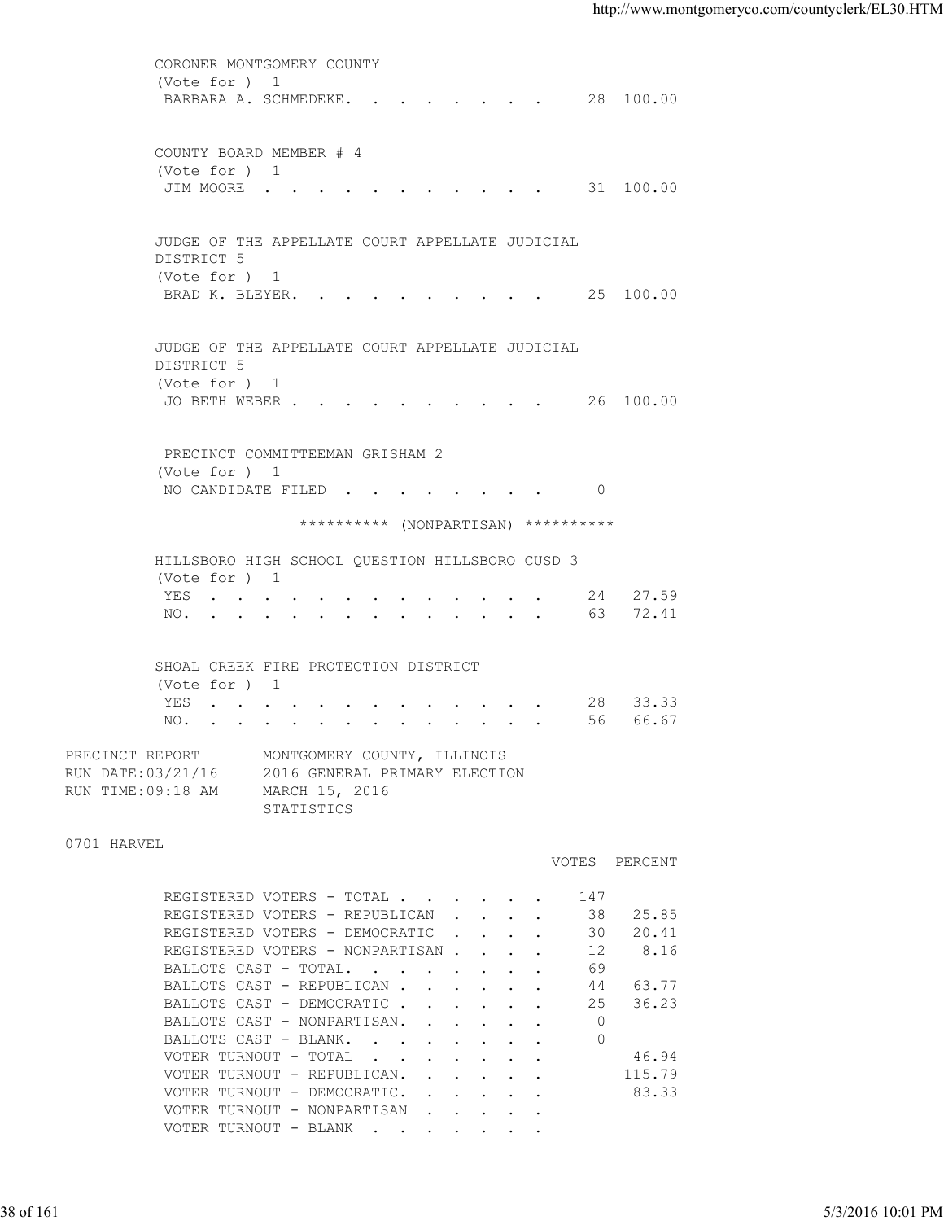CORONER MONTGOMERY COUNTY
(Vote for ) 1

| | | |
|---|---|---|
| BARBARA A. SCHMEDEKE | 28 | 100.00 |

COUNTY BOARD MEMBER # 4
(Vote for ) 1

| | | |
|---|---|---|
| JIM MOORE | 31 | 100.00 |

JUDGE OF THE APPELLATE COURT APPELLATE JUDICIAL DISTRICT 5
(Vote for ) 1

| | | |
|---|---|---|
| BRAD K. BLEYER | 25 | 100.00 |

JUDGE OF THE APPELLATE COURT APPELLATE JUDICIAL DISTRICT 5
(Vote for ) 1

| | | |
|---|---|---|
| JO BETH WEBER | 26 | 100.00 |

PRECINCT COMMITTEEMAN GRISHAM 2
(Vote for ) 1

| | | |
|---|---|---|
| NO CANDIDATE FILED | 0 | |

********** (NONPARTISAN) **********

HILLSBORO HIGH SCHOOL QUESTION HILLSBORO CUSD 3
(Vote for ) 1

| | | |
|---|---|---|
| YES | 24 | 27.59 |
| NO. | 63 | 72.41 |

SHOAL CREEK FIRE PROTECTION DISTRICT
(Vote for ) 1

| | | |
|---|---|---|
| YES | 28 | 33.33 |
| NO. | 56 | 66.67 |

PRECINCT REPORT MONTGOMERY COUNTY, ILLINOIS
RUN DATE:03/21/16 2016 GENERAL PRIMARY ELECTION
RUN TIME:09:18 AM MARCH 15, 2016
STATISTICS

0701 HARVEL

| | VOTES | PERCENT |
|---|---|---|
| REGISTERED VOTERS - TOTAL | 147 | |
| REGISTERED VOTERS - REPUBLICAN | 38 | 25.85 |
| REGISTERED VOTERS - DEMOCRATIC | 30 | 20.41 |
| REGISTERED VOTERS - NONPARTISAN | 12 | 8.16 |
| BALLOTS CAST - TOTAL. | 69 | |
| BALLOTS CAST - REPUBLICAN | 44 | 63.77 |
| BALLOTS CAST - DEMOCRATIC | 25 | 36.23 |
| BALLOTS CAST - NONPARTISAN. | 0 | |
| BALLOTS CAST - BLANK. | 0 | |
| VOTER TURNOUT - TOTAL | | 46.94 |
| VOTER TURNOUT - REPUBLICAN. | | 115.79 |
| VOTER TURNOUT - DEMOCRATIC. | | 83.33 |
| VOTER TURNOUT - NONPARTISAN | | |
| VOTER TURNOUT - BLANK | | |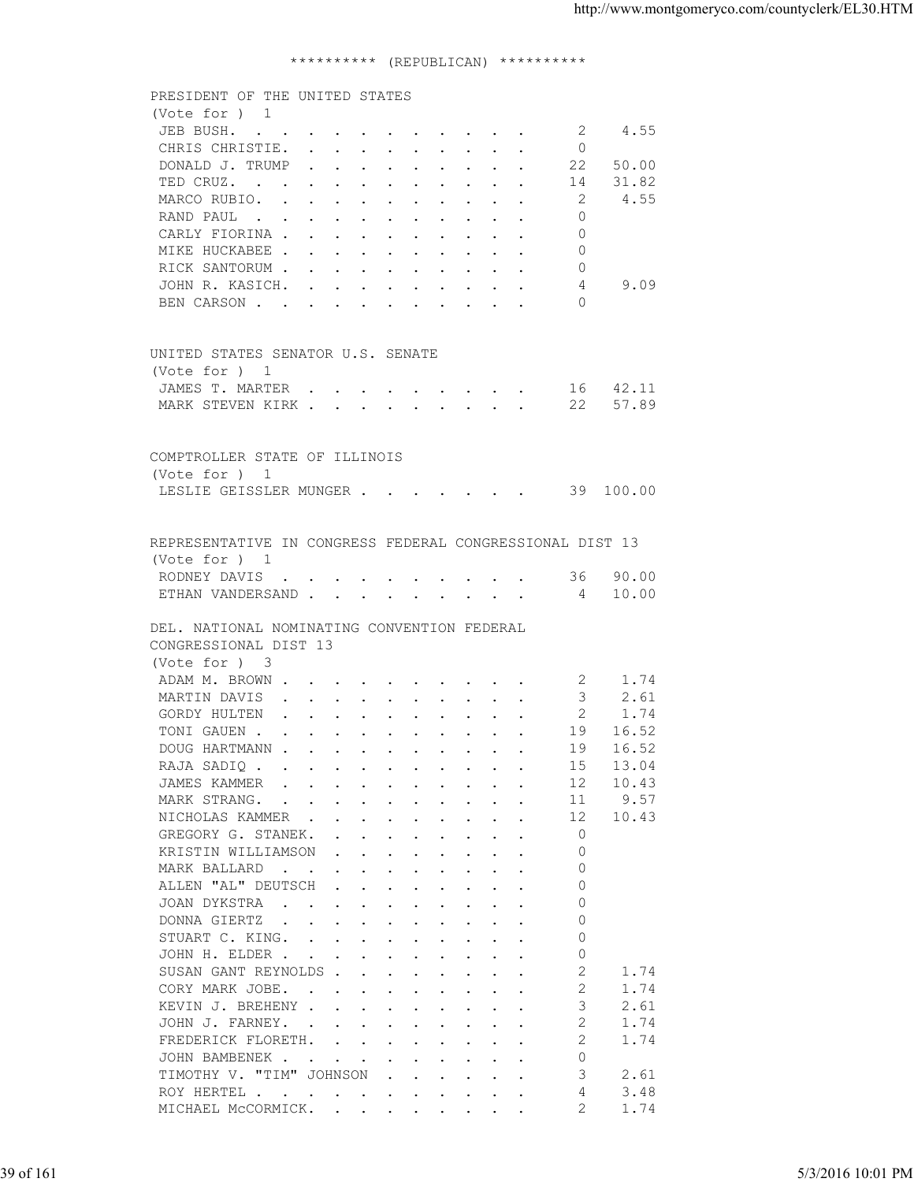********** (REPUBLICAN) **********

PRESIDENT OF THE UNITED STATES
(Vote for ) 1

| Candidate | Votes | Percent |
|---|---|---|
| JEB BUSH | 2 | 4.55 |
| CHRIS CHRISTIE | 0 | |
| DONALD J. TRUMP | 22 | 50.00 |
| TED CRUZ | 14 | 31.82 |
| MARCO RUBIO | 2 | 4.55 |
| RAND PAUL | 0 | |
| CARLY FIORINA | 0 | |
| MIKE HUCKABEE | 0 | |
| RICK SANTORUM | 0 | |
| JOHN R. KASICH | 4 | 9.09 |
| BEN CARSON | 0 | |

UNITED STATES SENATOR U.S. SENATE
(Vote for ) 1

| Candidate | Votes | Percent |
|---|---|---|
| JAMES T. MARTER | 16 | 42.11 |
| MARK STEVEN KIRK | 22 | 57.89 |

COMPTROLLER STATE OF ILLINOIS
(Vote for ) 1

| Candidate | Votes | Percent |
|---|---|---|
| LESLIE GEISSLER MUNGER | 39 | 100.00 |

REPRESENTATIVE IN CONGRESS FEDERAL CONGRESSIONAL DIST 13
(Vote for ) 1

| Candidate | Votes | Percent |
|---|---|---|
| RODNEY DAVIS | 36 | 90.00 |
| ETHAN VANDERSAND | 4 | 10.00 |

DEL. NATIONAL NOMINATING CONVENTION FEDERAL
CONGRESSIONAL DIST 13
(Vote for ) 3

| Candidate | Votes | Percent |
|---|---|---|
| ADAM M. BROWN | 2 | 1.74 |
| MARTIN DAVIS | 3 | 2.61 |
| GORDY HULTEN | 2 | 1.74 |
| TONI GAUEN | 19 | 16.52 |
| DOUG HARTMANN | 19 | 16.52 |
| RAJA SADIQ | 15 | 13.04 |
| JAMES KAMMER | 12 | 10.43 |
| MARK STRANG | 11 | 9.57 |
| NICHOLAS KAMMER | 12 | 10.43 |
| GREGORY G. STANEK | 0 | |
| KRISTIN WILLIAMSON | 0 | |
| MARK BALLARD | 0 | |
| ALLEN "AL" DEUTSCH | 0 | |
| JOAN DYKSTRA | 0 | |
| DONNA GIERTZ | 0 | |
| STUART C. KING | 0 | |
| JOHN H. ELDER | 0 | |
| SUSAN GANT REYNOLDS | 2 | 1.74 |
| CORY MARK JOBE | 2 | 1.74 |
| KEVIN J. BREHENY | 3 | 2.61 |
| JOHN J. FARNEY | 2 | 1.74 |
| FREDERICK FLORETH | 2 | 1.74 |
| JOHN BAMBENEK | 0 | |
| TIMOTHY V. "TIM" JOHNSON | 3 | 2.61 |
| ROY HERTEL | 4 | 3.48 |
| MICHAEL McCORMICK | 2 | 1.74 |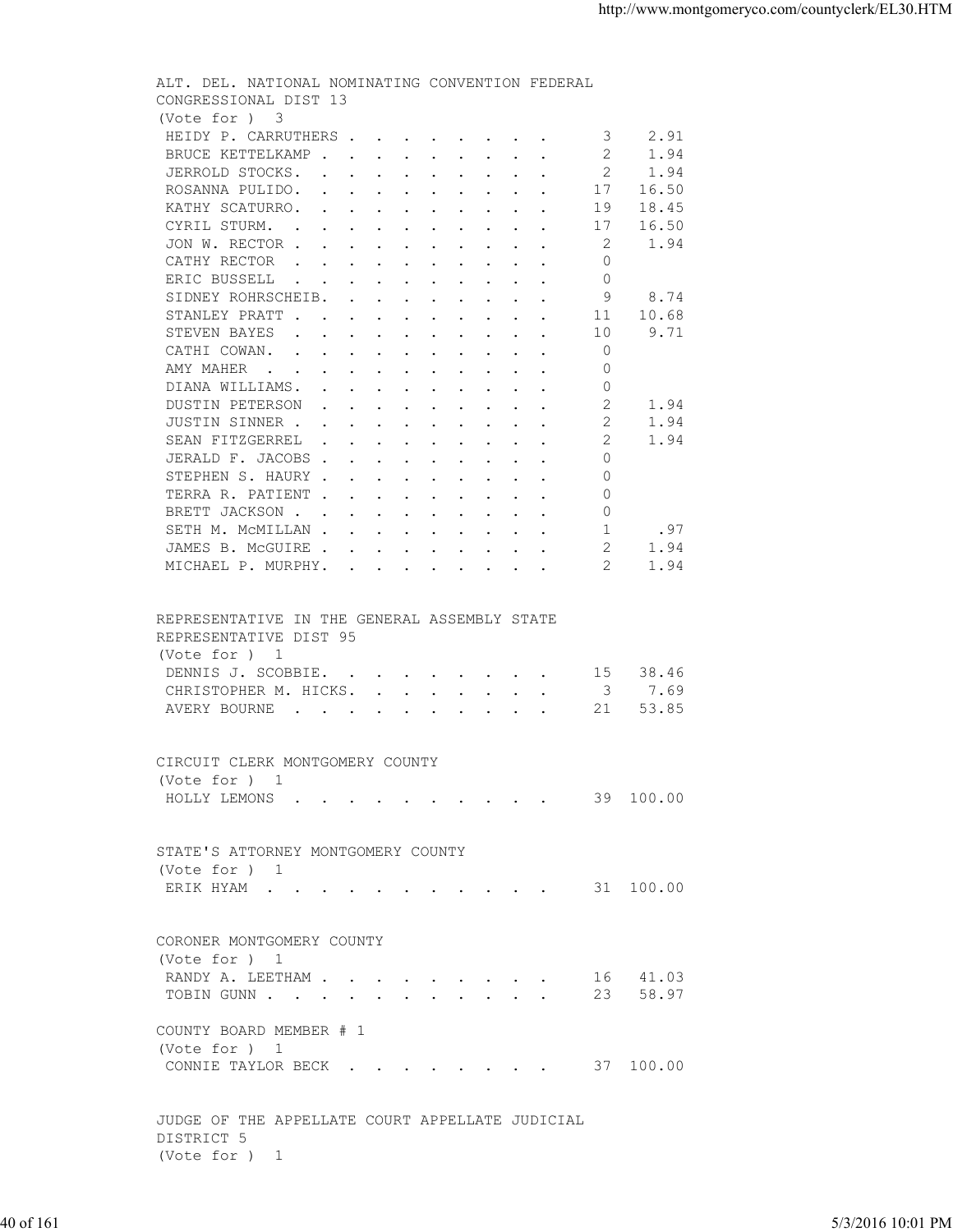ALT. DEL. NATIONAL NOMINATING CONVENTION FEDERAL CONGRESSIONAL DIST 13
(Vote for ) 3

| Candidate | Votes | Percent |
|---|---|---|
| HEIDY P. CARRUTHERS | 3 | 2.91 |
| BRUCE KETTELKAMP | 2 | 1.94 |
| JERROLD STOCKS | 2 | 1.94 |
| ROSANNA PULIDO | 17 | 16.50 |
| KATHY SCATURRO | 19 | 18.45 |
| CYRIL STURM | 17 | 16.50 |
| JON W. RECTOR | 2 | 1.94 |
| CATHY RECTOR | 0 | |
| ERIC BUSSELL | 0 | |
| SIDNEY ROHRSCHEIB | 9 | 8.74 |
| STANLEY PRATT | 11 | 10.68 |
| STEVEN BAYES | 10 | 9.71 |
| CATHI COWAN | 0 | |
| AMY MAHER | 0 | |
| DIANA WILLIAMS | 0 | |
| DUSTIN PETERSON | 2 | 1.94 |
| JUSTIN SINNER | 2 | 1.94 |
| SEAN FITZGERREL | 2 | 1.94 |
| JERALD F. JACOBS | 0 | |
| STEPHEN S. HAURY | 0 | |
| TERRA R. PATIENT | 0 | |
| BRETT JACKSON | 0 | |
| SETH M. McMILLAN | 1 | .97 |
| JAMES B. McGUIRE | 2 | 1.94 |
| MICHAEL P. MURPHY | 2 | 1.94 |

REPRESENTATIVE IN THE GENERAL ASSEMBLY STATE REPRESENTATIVE DIST 95
(Vote for ) 1

| Candidate | Votes | Percent |
|---|---|---|
| DENNIS J. SCOBBIE | 15 | 38.46 |
| CHRISTOPHER M. HICKS | 3 | 7.69 |
| AVERY BOURNE | 21 | 53.85 |

CIRCUIT CLERK MONTGOMERY COUNTY
(Vote for ) 1

| Candidate | Votes | Percent |
|---|---|---|
| HOLLY LEMONS | 39 | 100.00 |

STATE'S ATTORNEY MONTGOMERY COUNTY
(Vote for ) 1

| Candidate | Votes | Percent |
|---|---|---|
| ERIK HYAM | 31 | 100.00 |

CORONER MONTGOMERY COUNTY
(Vote for ) 1

| Candidate | Votes | Percent |
|---|---|---|
| RANDY A. LEETHAM | 16 | 41.03 |
| TOBIN GUNN | 23 | 58.97 |

COUNTY BOARD MEMBER # 1
(Vote for ) 1

| Candidate | Votes | Percent |
|---|---|---|
| CONNIE TAYLOR BECK | 37 | 100.00 |

JUDGE OF THE APPELLATE COURT APPELLATE JUDICIAL DISTRICT 5
(Vote for ) 1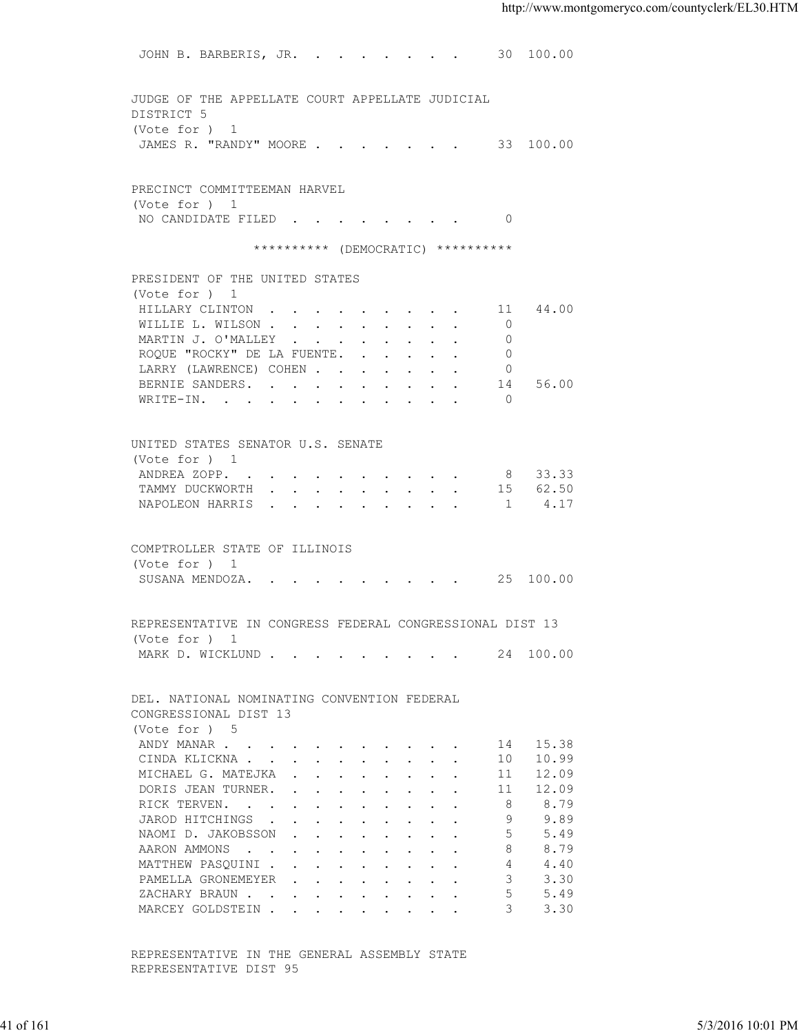JOHN B. BARBERIS, JR. . . . . . . . . 30 100.00

JUDGE OF THE APPELLATE COURT APPELLATE JUDICIAL DISTRICT 5
(Vote for ) 1

| Candidate | Votes | Percent |
|---|---|---|
| JAMES R. "RANDY" MOORE | 33 | 100.00 |

PRECINCT COMMITTEEMAN HARVEL
(Vote for ) 1

| Candidate | Votes | Percent |
|---|---|---|
| NO CANDIDATE FILED | 0 | |

********** (DEMOCRATIC) **********

PRESIDENT OF THE UNITED STATES
(Vote for ) 1

| Candidate | Votes | Percent |
|---|---|---|
| HILLARY CLINTON | 11 | 44.00 |
| WILLIE L. WILSON | 0 | |
| MARTIN J. O'MALLEY | 0 | |
| ROQUE "ROCKY" DE LA FUENTE | 0 | |
| LARRY (LAWRENCE) COHEN | 0 | |
| BERNIE SANDERS | 14 | 56.00 |
| WRITE-IN | 0 | |

UNITED STATES SENATOR U.S. SENATE
(Vote for ) 1

| Candidate | Votes | Percent |
|---|---|---|
| ANDREA ZOPP | 8 | 33.33 |
| TAMMY DUCKWORTH | 15 | 62.50 |
| NAPOLEON HARRIS | 1 | 4.17 |

COMPTROLLER STATE OF ILLINOIS
(Vote for ) 1

| Candidate | Votes | Percent |
|---|---|---|
| SUSANA MENDOZA | 25 | 100.00 |

REPRESENTATIVE IN CONGRESS FEDERAL CONGRESSIONAL DIST 13
(Vote for ) 1

| Candidate | Votes | Percent |
|---|---|---|
| MARK D. WICKLUND | 24 | 100.00 |

DEL. NATIONAL NOMINATING CONVENTION FEDERAL CONGRESSIONAL DIST 13
(Vote for ) 5

| Candidate | Votes | Percent |
|---|---|---|
| ANDY MANAR | 14 | 15.38 |
| CINDA KLICKNA | 10 | 10.99 |
| MICHAEL G. MATEJKA | 11 | 12.09 |
| DORIS JEAN TURNER | 11 | 12.09 |
| RICK TERVEN | 8 | 8.79 |
| JAROD HITCHINGS | 9 | 9.89 |
| NAOMI D. JAKOBSSON | 5 | 5.49 |
| AARON AMMONS | 8 | 8.79 |
| MATTHEW PASQUINI | 4 | 4.40 |
| PAMELLA GRONEMEYER | 3 | 3.30 |
| ZACHARY BRAUN | 5 | 5.49 |
| MARCEY GOLDSTEIN | 3 | 3.30 |

REPRESENTATIVE IN THE GENERAL ASSEMBLY STATE REPRESENTATIVE DIST 95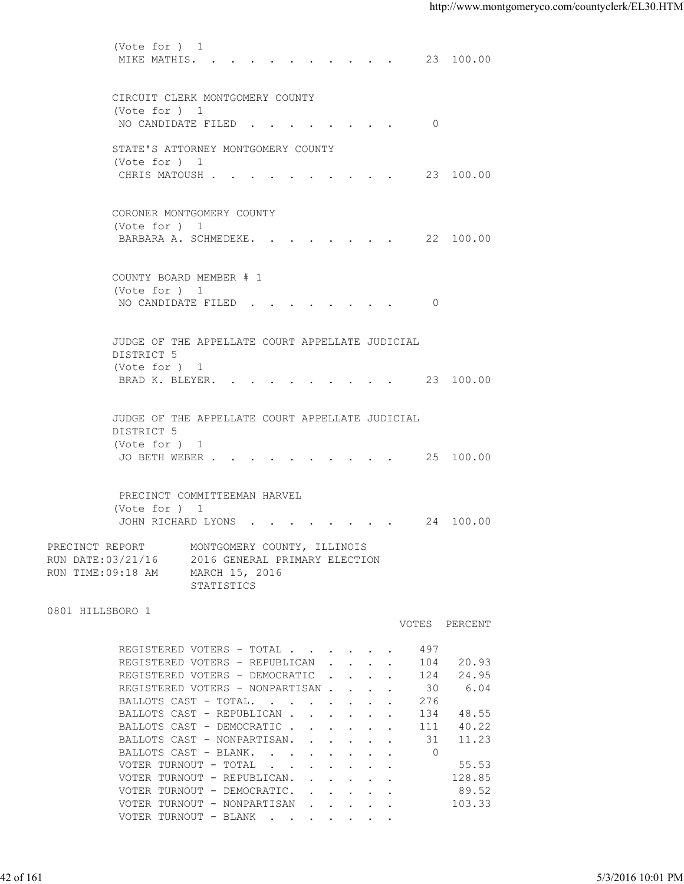(Vote for ) 1

| | VOTES | PERCENT |
|---|---|---|
| MIKE MATHIS | 23 | 100.00 |

CIRCUIT CLERK MONTGOMERY COUNTY
(Vote for ) 1

| | VOTES | PERCENT |
|---|---|---|
| NO CANDIDATE FILED | 0 | |

STATE'S ATTORNEY MONTGOMERY COUNTY
(Vote for ) 1

| | VOTES | PERCENT |
|---|---|---|
| CHRIS MATOUSH | 23 | 100.00 |

CORONER MONTGOMERY COUNTY
(Vote for ) 1

| | VOTES | PERCENT |
|---|---|---|
| BARBARA A. SCHMEDEKE | 22 | 100.00 |

COUNTY BOARD MEMBER # 1
(Vote for ) 1

| | VOTES | PERCENT |
|---|---|---|
| NO CANDIDATE FILED | 0 | |

JUDGE OF THE APPELLATE COURT APPELLATE JUDICIAL DISTRICT 5
(Vote for ) 1

| | VOTES | PERCENT |
|---|---|---|
| BRAD K. BLEYER | 23 | 100.00 |

JUDGE OF THE APPELLATE COURT APPELLATE JUDICIAL DISTRICT 5
(Vote for ) 1

| | VOTES | PERCENT |
|---|---|---|
| JO BETH WEBER | 25 | 100.00 |

PRECINCT COMMITTEEMAN HARVEL
(Vote for ) 1

| | VOTES | PERCENT |
|---|---|---|
| JOHN RICHARD LYONS | 24 | 100.00 |

PRECINCT REPORT — MONTGOMERY COUNTY, ILLINOIS
RUN DATE:03/21/16 — 2016 GENERAL PRIMARY ELECTION
RUN TIME:09:18 AM — MARCH 15, 2016
STATISTICS

0801 HILLSBORO 1

| | VOTES | PERCENT |
|---|---|---|
| REGISTERED VOTERS - TOTAL | 497 | |
| REGISTERED VOTERS - REPUBLICAN | 104 | 20.93 |
| REGISTERED VOTERS - DEMOCRATIC | 124 | 24.95 |
| REGISTERED VOTERS - NONPARTISAN | 30 | 6.04 |
| BALLOTS CAST - TOTAL. | 276 | |
| BALLOTS CAST - REPUBLICAN | 134 | 48.55 |
| BALLOTS CAST - DEMOCRATIC | 111 | 40.22 |
| BALLOTS CAST - NONPARTISAN. | 31 | 11.23 |
| BALLOTS CAST - BLANK. | 0 | |
| VOTER TURNOUT - TOTAL | | 55.53 |
| VOTER TURNOUT - REPUBLICAN. | | 128.85 |
| VOTER TURNOUT - DEMOCRATIC. | | 89.52 |
| VOTER TURNOUT - NONPARTISAN | | 103.33 |
| VOTER TURNOUT - BLANK | | |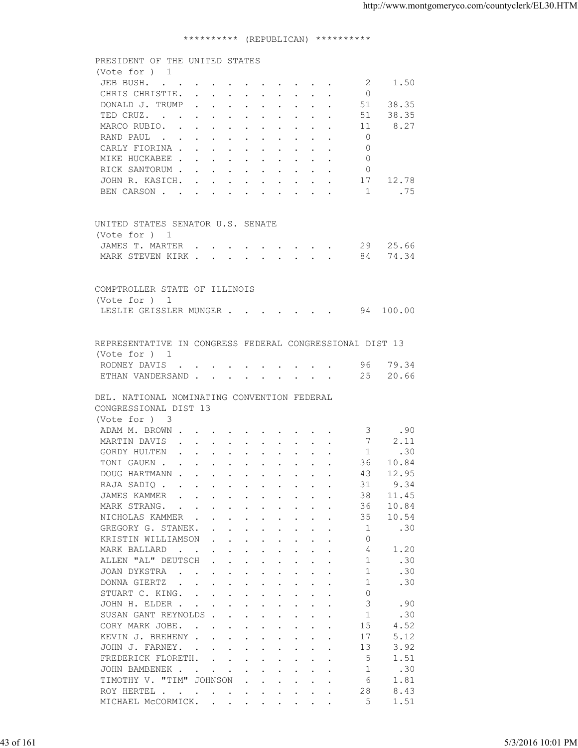********** (REPUBLICAN) **********

PRESIDENT OF THE UNITED STATES
(Vote for ) 1

| Candidate | Votes | Percent |
|---|---|---|
| JEB BUSH | 2 | 1.50 |
| CHRIS CHRISTIE | 0 | |
| DONALD J. TRUMP | 51 | 38.35 |
| TED CRUZ | 51 | 38.35 |
| MARCO RUBIO | 11 | 8.27 |
| RAND PAUL | 0 | |
| CARLY FIORINA | 0 | |
| MIKE HUCKABEE | 0 | |
| RICK SANTORUM | 0 | |
| JOHN R. KASICH | 17 | 12.78 |
| BEN CARSON | 1 | .75 |

UNITED STATES SENATOR U.S. SENATE
(Vote for ) 1

| Candidate | Votes | Percent |
|---|---|---|
| JAMES T. MARTER | 29 | 25.66 |
| MARK STEVEN KIRK | 84 | 74.34 |

COMPTROLLER STATE OF ILLINOIS
(Vote for ) 1

| Candidate | Votes | Percent |
|---|---|---|
| LESLIE GEISSLER MUNGER | 94 | 100.00 |

REPRESENTATIVE IN CONGRESS FEDERAL CONGRESSIONAL DIST 13
(Vote for ) 1

| Candidate | Votes | Percent |
|---|---|---|
| RODNEY DAVIS | 96 | 79.34 |
| ETHAN VANDERSAND | 25 | 20.66 |

DEL. NATIONAL NOMINATING CONVENTION FEDERAL CONGRESSIONAL DIST 13
(Vote for ) 3

| Candidate | Votes | Percent |
|---|---|---|
| ADAM M. BROWN | 3 | .90 |
| MARTIN DAVIS | 7 | 2.11 |
| GORDY HULTEN | 1 | .30 |
| TONI GAUEN | 36 | 10.84 |
| DOUG HARTMANN | 43 | 12.95 |
| RAJA SADIQ | 31 | 9.34 |
| JAMES KAMMER | 38 | 11.45 |
| MARK STRANG | 36 | 10.84 |
| NICHOLAS KAMMER | 35 | 10.54 |
| GREGORY G. STANEK | 1 | .30 |
| KRISTIN WILLIAMSON | 0 | |
| MARK BALLARD | 4 | 1.20 |
| ALLEN "AL" DEUTSCH | 1 | .30 |
| JOAN DYKSTRA | 1 | .30 |
| DONNA GIERTZ | 1 | .30 |
| STUART C. KING | 0 | |
| JOHN H. ELDER | 3 | .90 |
| SUSAN GANT REYNOLDS | 1 | .30 |
| CORY MARK JOBE | 15 | 4.52 |
| KEVIN J. BREHENY | 17 | 5.12 |
| JOHN J. FARNEY | 13 | 3.92 |
| FREDERICK FLORETH | 5 | 1.51 |
| JOHN BAMBENEK | 1 | .30 |
| TIMOTHY V. "TIM" JOHNSON | 6 | 1.81 |
| ROY HERTEL | 28 | 8.43 |
| MICHAEL McCORMICK | 5 | 1.51 |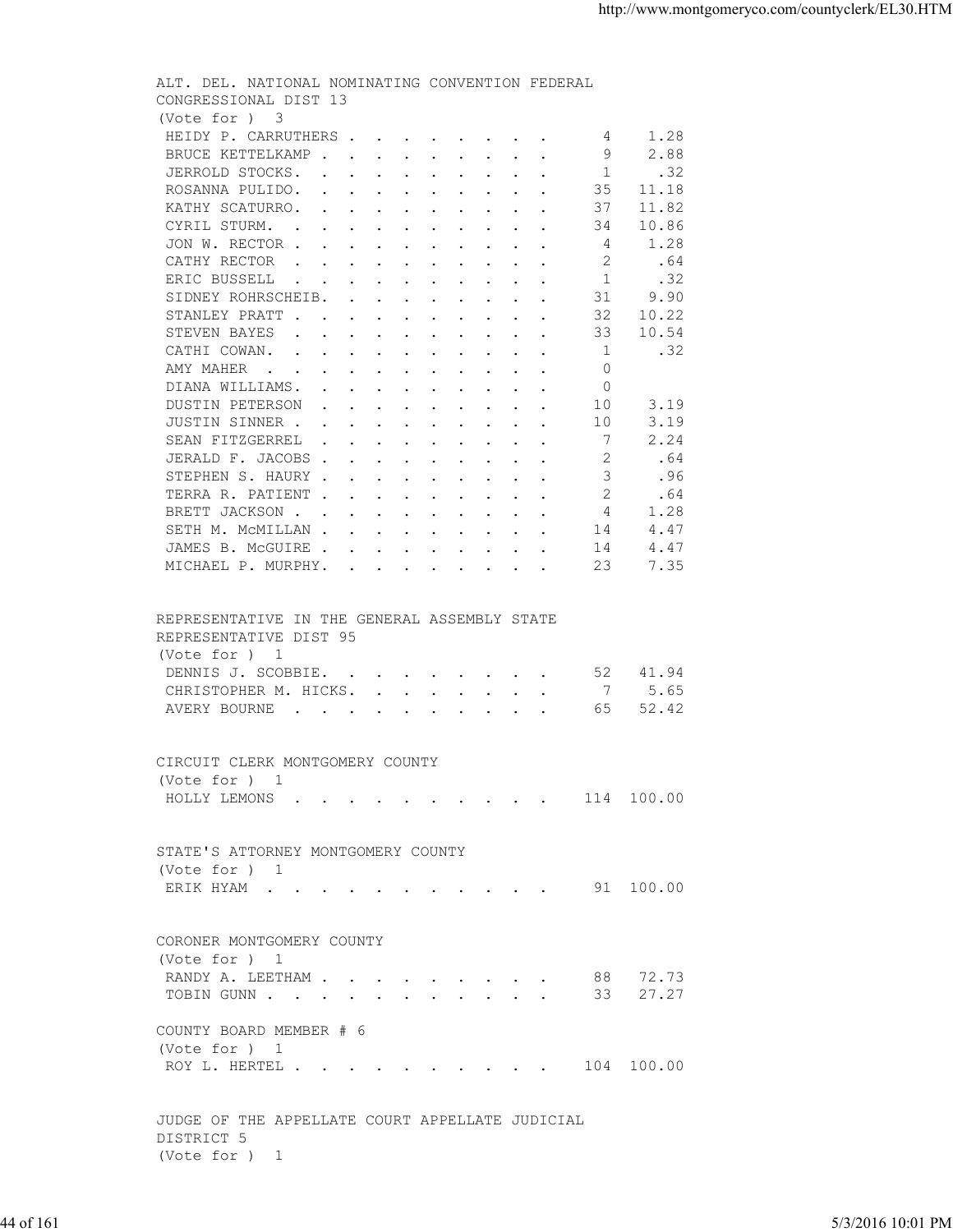ALT. DEL. NATIONAL NOMINATING CONVENTION FEDERAL CONGRESSIONAL DIST 13
(Vote for ) 3

| Candidate | Votes | Percent |
|---|---|---|
| HEIDY P. CARRUTHERS | 4 | 1.28 |
| BRUCE KETTELKAMP | 9 | 2.88 |
| JERROLD STOCKS. | 1 | .32 |
| ROSANNA PULIDO. | 35 | 11.18 |
| KATHY SCATURRO. | 37 | 11.82 |
| CYRIL STURM. | 34 | 10.86 |
| JON W. RECTOR | 4 | 1.28 |
| CATHY RECTOR | 2 | .64 |
| ERIC BUSSELL | 1 | .32 |
| SIDNEY ROHRSCHEIB. | 31 | 9.90 |
| STANLEY PRATT | 32 | 10.22 |
| STEVEN BAYES | 33 | 10.54 |
| CATHI COWAN. | 1 | .32 |
| AMY MAHER | 0 | |
| DIANA WILLIAMS. | 0 | |
| DUSTIN PETERSON | 10 | 3.19 |
| JUSTIN SINNER | 10 | 3.19 |
| SEAN FITZGERREL | 7 | 2.24 |
| JERALD F. JACOBS | 2 | .64 |
| STEPHEN S. HAURY | 3 | .96 |
| TERRA R. PATIENT | 2 | .64 |
| BRETT JACKSON | 4 | 1.28 |
| SETH M. McMILLAN | 14 | 4.47 |
| JAMES B. McGUIRE | 14 | 4.47 |
| MICHAEL P. MURPHY. | 23 | 7.35 |

REPRESENTATIVE IN THE GENERAL ASSEMBLY STATE REPRESENTATIVE DIST 95
(Vote for ) 1

| Candidate | Votes | Percent |
|---|---|---|
| DENNIS J. SCOBBIE. | 52 | 41.94 |
| CHRISTOPHER M. HICKS. | 7 | 5.65 |
| AVERY BOURNE | 65 | 52.42 |

CIRCUIT CLERK MONTGOMERY COUNTY
(Vote for ) 1

| Candidate | Votes | Percent |
|---|---|---|
| HOLLY LEMONS | 114 | 100.00 |

STATE'S ATTORNEY MONTGOMERY COUNTY
(Vote for ) 1

| Candidate | Votes | Percent |
|---|---|---|
| ERIK HYAM | 91 | 100.00 |

CORONER MONTGOMERY COUNTY
(Vote for ) 1

| Candidate | Votes | Percent |
|---|---|---|
| RANDY A. LEETHAM | 88 | 72.73 |
| TOBIN GUNN | 33 | 27.27 |

COUNTY BOARD MEMBER # 6
(Vote for ) 1

| Candidate | Votes | Percent |
|---|---|---|
| ROY L. HERTEL | 104 | 100.00 |

JUDGE OF THE APPELLATE COURT APPELLATE JUDICIAL DISTRICT 5
(Vote for ) 1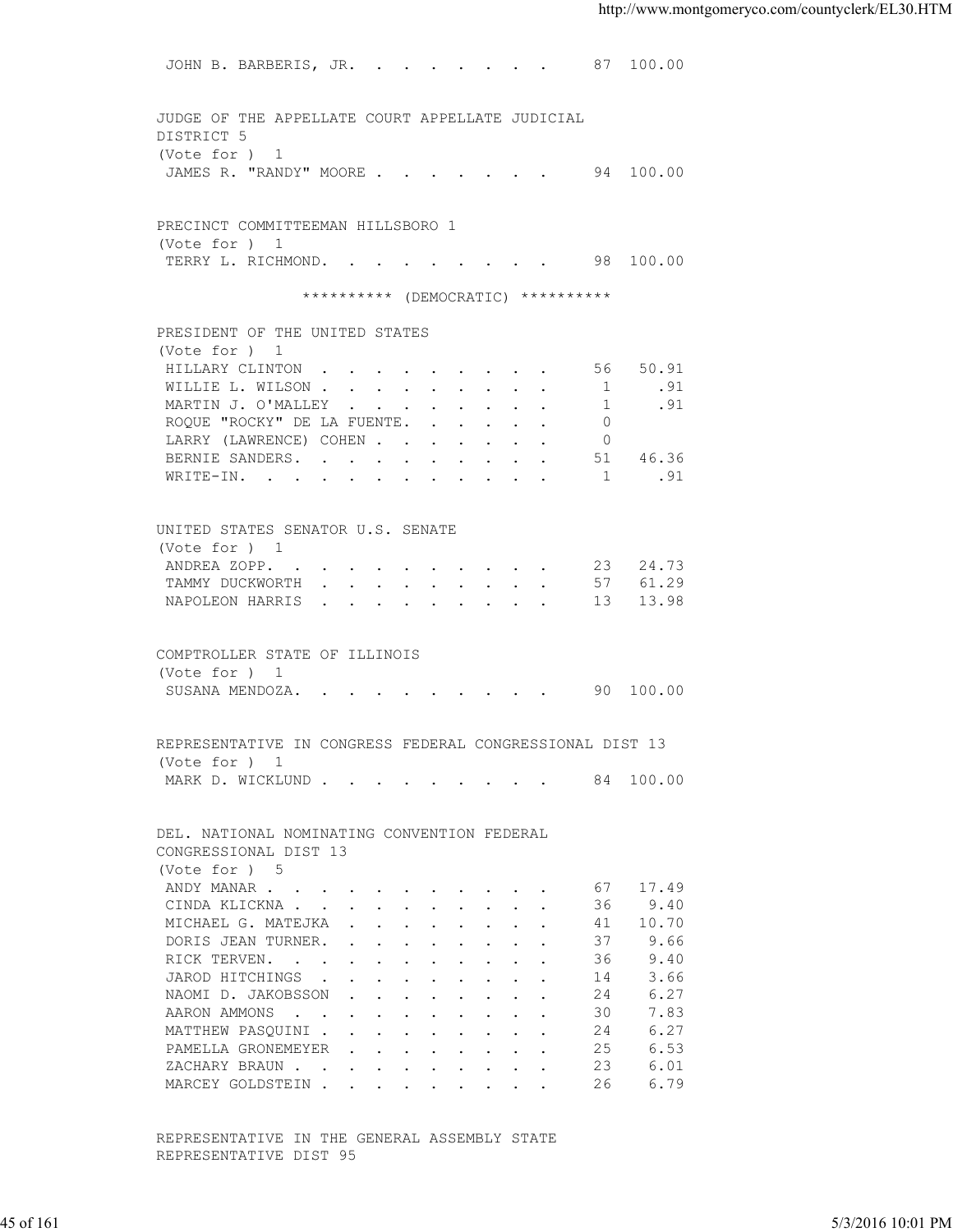JOHN B. BARBERIS, JR. . . . . . . . . 87 100.00

JUDGE OF THE APPELLATE COURT APPELLATE JUDICIAL DISTRICT 5
(Vote for ) 1

| Candidate | Votes | Percent |
|---|---|---|
| JAMES R. "RANDY" MOORE | 94 | 100.00 |

PRECINCT COMMITTEEMAN HILLSBORO 1
(Vote for ) 1

| Candidate | Votes | Percent |
|---|---|---|
| TERRY L. RICHMOND | 98 | 100.00 |

********** (DEMOCRATIC) **********

PRESIDENT OF THE UNITED STATES
(Vote for ) 1

| Candidate | Votes | Percent |
|---|---|---|
| HILLARY CLINTON | 56 | 50.91 |
| WILLIE L. WILSON | 1 | .91 |
| MARTIN J. O'MALLEY | 1 | .91 |
| ROQUE "ROCKY" DE LA FUENTE | 0 | |
| LARRY (LAWRENCE) COHEN | 0 | |
| BERNIE SANDERS | 51 | 46.36 |
| WRITE-IN | 1 | .91 |

UNITED STATES SENATOR U.S. SENATE
(Vote for ) 1

| Candidate | Votes | Percent |
|---|---|---|
| ANDREA ZOPP | 23 | 24.73 |
| TAMMY DUCKWORTH | 57 | 61.29 |
| NAPOLEON HARRIS | 13 | 13.98 |

COMPTROLLER STATE OF ILLINOIS
(Vote for ) 1

| Candidate | Votes | Percent |
|---|---|---|
| SUSANA MENDOZA | 90 | 100.00 |

REPRESENTATIVE IN CONGRESS FEDERAL CONGRESSIONAL DIST 13
(Vote for ) 1

| Candidate | Votes | Percent |
|---|---|---|
| MARK D. WICKLUND | 84 | 100.00 |

DEL. NATIONAL NOMINATING CONVENTION FEDERAL CONGRESSIONAL DIST 13
(Vote for ) 5

| Candidate | Votes | Percent |
|---|---|---|
| ANDY MANAR | 67 | 17.49 |
| CINDA KLICKNA | 36 | 9.40 |
| MICHAEL G. MATEJKA | 41 | 10.70 |
| DORIS JEAN TURNER | 37 | 9.66 |
| RICK TERVEN | 36 | 9.40 |
| JAROD HITCHINGS | 14 | 3.66 |
| NAOMI D. JAKOBSSON | 24 | 6.27 |
| AARON AMMONS | 30 | 7.83 |
| MATTHEW PASQUINI | 24 | 6.27 |
| PAMELLA GRONEMEYER | 25 | 6.53 |
| ZACHARY BRAUN | 23 | 6.01 |
| MARCEY GOLDSTEIN | 26 | 6.79 |

REPRESENTATIVE IN THE GENERAL ASSEMBLY STATE REPRESENTATIVE DIST 95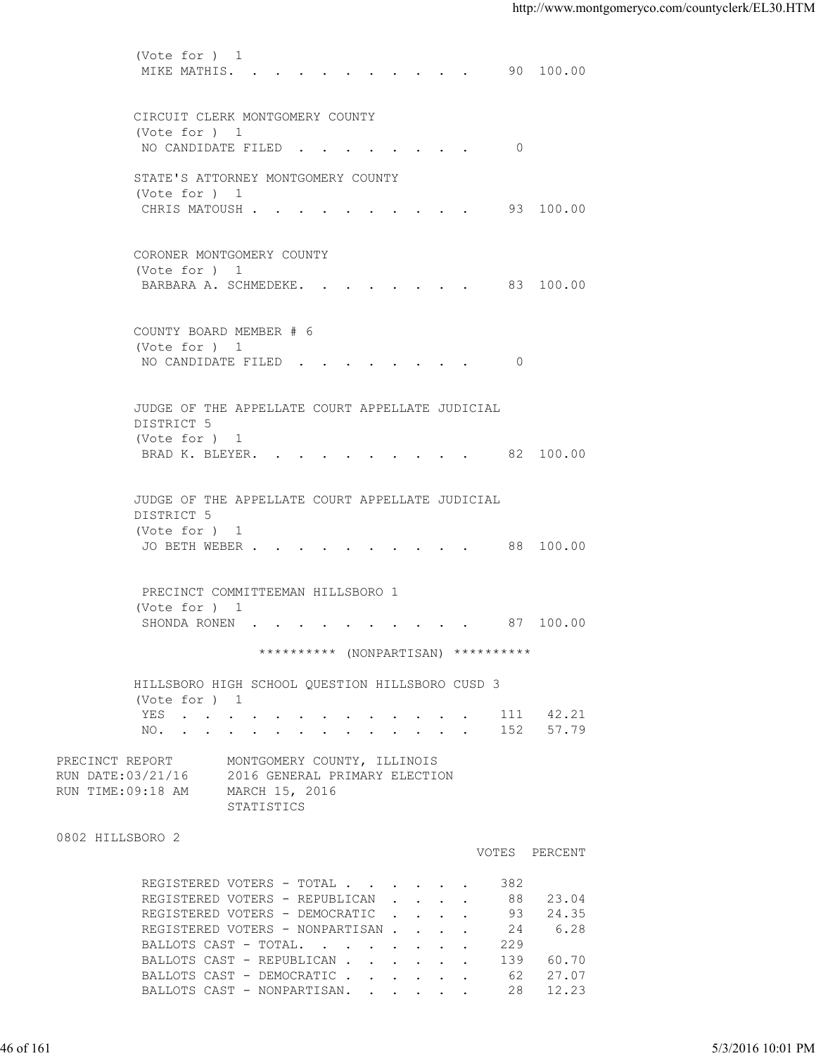(Vote for ) 1

| | | |
|---|---|---|
| MIKE MATHIS | 90 | 100.00 |

CIRCUIT CLERK MONTGOMERY COUNTY
(Vote for ) 1

| | | |
|---|---|---|
| NO CANDIDATE FILED | 0 | |

STATE'S ATTORNEY MONTGOMERY COUNTY
(Vote for ) 1

| | | |
|---|---|---|
| CHRIS MATOUSH | 93 | 100.00 |

CORONER MONTGOMERY COUNTY
(Vote for ) 1

| | | |
|---|---|---|
| BARBARA A. SCHMEDEKE | 83 | 100.00 |

COUNTY BOARD MEMBER # 6
(Vote for ) 1

| | | |
|---|---|---|
| NO CANDIDATE FILED | 0 | |

JUDGE OF THE APPELLATE COURT APPELLATE JUDICIAL DISTRICT 5
(Vote for ) 1

| | | |
|---|---|---|
| BRAD K. BLEYER | 82 | 100.00 |

JUDGE OF THE APPELLATE COURT APPELLATE JUDICIAL DISTRICT 5
(Vote for ) 1

| | | |
|---|---|---|
| JO BETH WEBER | 88 | 100.00 |

PRECINCT COMMITTEEMAN HILLSBORO 1
(Vote for ) 1

| | | |
|---|---|---|
| SHONDA RONEN | 87 | 100.00 |

********** (NONPARTISAN) **********

HILLSBORO HIGH SCHOOL QUESTION HILLSBORO CUSD 3
(Vote for ) 1

| | | |
|---|---|---|
| YES | 111 | 42.21 |
| NO. | 152 | 57.79 |

PRECINCT REPORT MONTGOMERY COUNTY, ILLINOIS
RUN DATE:03/21/16 2016 GENERAL PRIMARY ELECTION
RUN TIME:09:18 AM MARCH 15, 2016
STATISTICS

0802 HILLSBORO 2

| | VOTES | PERCENT |
|---|---|---|
| REGISTERED VOTERS - TOTAL | 382 | |
| REGISTERED VOTERS - REPUBLICAN | 88 | 23.04 |
| REGISTERED VOTERS - DEMOCRATIC | 93 | 24.35 |
| REGISTERED VOTERS - NONPARTISAN | 24 | 6.28 |
| BALLOTS CAST - TOTAL. | 229 | |
| BALLOTS CAST - REPUBLICAN | 139 | 60.70 |
| BALLOTS CAST - DEMOCRATIC | 62 | 27.07 |
| BALLOTS CAST - NONPARTISAN. | 28 | 12.23 |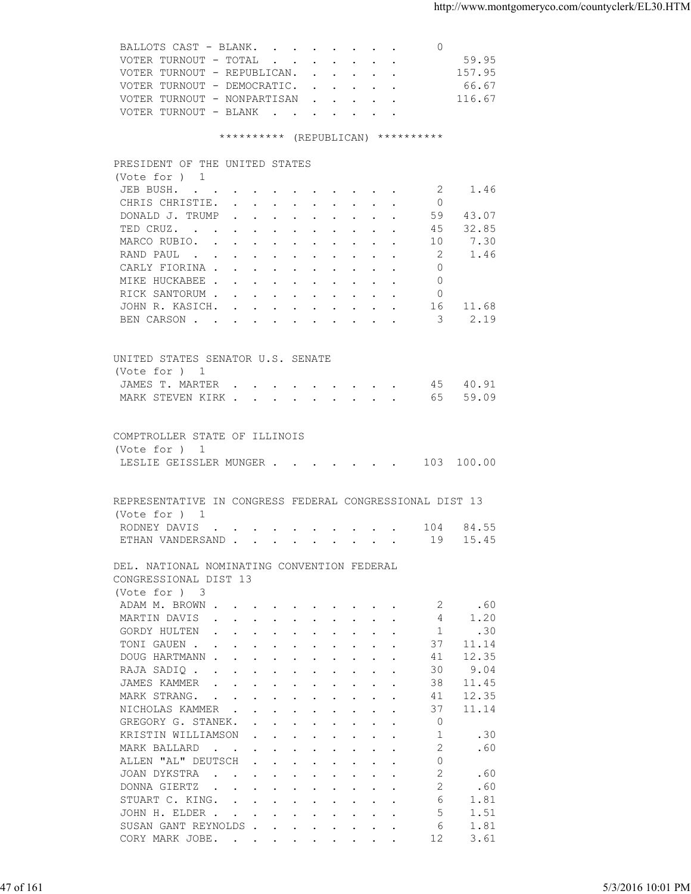| | | |
|---|---|---|
| BALLOTS CAST - BLANK. | 0 | |
| VOTER TURNOUT - TOTAL | | 59.95 |
| VOTER TURNOUT - REPUBLICAN. | | 157.95 |
| VOTER TURNOUT - DEMOCRATIC. | | 66.67 |
| VOTER TURNOUT - NONPARTISAN | | 116.67 |
| VOTER TURNOUT - BLANK | | |

********** (REPUBLICAN) **********

PRESIDENT OF THE UNITED STATES
(Vote for ) 1

| | | |
|---|---|---|
| JEB BUSH. | 2 | 1.46 |
| CHRIS CHRISTIE. | 0 | |
| DONALD J. TRUMP | 59 | 43.07 |
| TED CRUZ. | 45 | 32.85 |
| MARCO RUBIO. | 10 | 7.30 |
| RAND PAUL | 2 | 1.46 |
| CARLY FIORINA | 0 | |
| MIKE HUCKABEE | 0 | |
| RICK SANTORUM | 0 | |
| JOHN R. KASICH. | 16 | 11.68 |
| BEN CARSON | 3 | 2.19 |

UNITED STATES SENATOR U.S. SENATE
(Vote for ) 1

| | | |
|---|---|---|
| JAMES T. MARTER | 45 | 40.91 |
| MARK STEVEN KIRK | 65 | 59.09 |

COMPTROLLER STATE OF ILLINOIS
(Vote for ) 1

| | | |
|---|---|---|
| LESLIE GEISSLER MUNGER | 103 | 100.00 |

REPRESENTATIVE IN CONGRESS FEDERAL CONGRESSIONAL DIST 13
(Vote for ) 1

| | | |
|---|---|---|
| RODNEY DAVIS | 104 | 84.55 |
| ETHAN VANDERSAND | 19 | 15.45 |

DEL. NATIONAL NOMINATING CONVENTION FEDERAL
CONGRESSIONAL DIST 13
(Vote for ) 3

| | | |
|---|---|---|
| ADAM M. BROWN | 2 | .60 |
| MARTIN DAVIS | 4 | 1.20 |
| GORDY HULTEN | 1 | .30 |
| TONI GAUEN | 37 | 11.14 |
| DOUG HARTMANN | 41 | 12.35 |
| RAJA SADIQ | 30 | 9.04 |
| JAMES KAMMER | 38 | 11.45 |
| MARK STRANG. | 41 | 12.35 |
| NICHOLAS KAMMER | 37 | 11.14 |
| GREGORY G. STANEK. | 0 | |
| KRISTIN WILLIAMSON | 1 | .30 |
| MARK BALLARD | 2 | .60 |
| ALLEN "AL" DEUTSCH | 0 | |
| JOAN DYKSTRA | 2 | .60 |
| DONNA GIERTZ | 2 | .60 |
| STUART C. KING. | 6 | 1.81 |
| JOHN H. ELDER | 5 | 1.51 |
| SUSAN GANT REYNOLDS | 6 | 1.81 |
| CORY MARK JOBE. | 12 | 3.61 |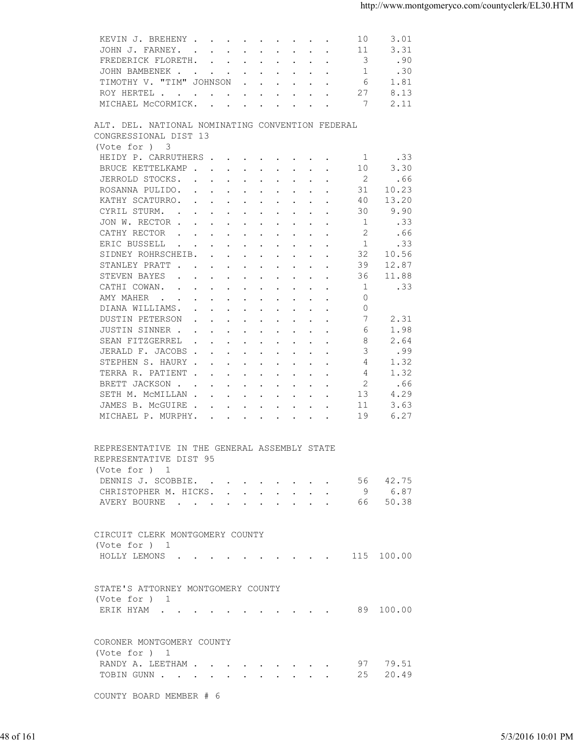| | | |
|---|---|---|
| KEVIN J. BREHENY | 10 | 3.01 |
| JOHN J. FARNEY. | 11 | 3.31 |
| FREDERICK FLORETH. | 3 | .90 |
| JOHN BAMBENEK | 1 | .30 |
| TIMOTHY V. "TIM" JOHNSON | 6 | 1.81 |
| ROY HERTEL | 27 | 8.13 |
| MICHAEL McCORMICK. | 7 | 2.11 |

ALT. DEL. NATIONAL NOMINATING CONVENTION FEDERAL CONGRESSIONAL DIST 13
(Vote for ) 3

| | | |
|---|---|---|
| HEIDY P. CARRUTHERS | 1 | .33 |
| BRUCE KETTELKAMP | 10 | 3.30 |
| JERROLD STOCKS. | 2 | .66 |
| ROSANNA PULIDO. | 31 | 10.23 |
| KATHY SCATURRO. | 40 | 13.20 |
| CYRIL STURM. | 30 | 9.90 |
| JON W. RECTOR | 1 | .33 |
| CATHY RECTOR | 2 | .66 |
| ERIC BUSSELL | 1 | .33 |
| SIDNEY ROHRSCHEIB. | 32 | 10.56 |
| STANLEY PRATT | 39 | 12.87 |
| STEVEN BAYES | 36 | 11.88 |
| CATHI COWAN. | 1 | .33 |
| AMY MAHER | 0 | |
| DIANA WILLIAMS. | 0 | |
| DUSTIN PETERSON | 7 | 2.31 |
| JUSTIN SINNER | 6 | 1.98 |
| SEAN FITZGERREL | 8 | 2.64 |
| JERALD F. JACOBS | 3 | .99 |
| STEPHEN S. HAURY | 4 | 1.32 |
| TERRA R. PATIENT | 4 | 1.32 |
| BRETT JACKSON | 2 | .66 |
| SETH M. McMILLAN | 13 | 4.29 |
| JAMES B. McGUIRE | 11 | 3.63 |
| MICHAEL P. MURPHY. | 19 | 6.27 |

REPRESENTATIVE IN THE GENERAL ASSEMBLY STATE REPRESENTATIVE DIST 95
(Vote for ) 1

| | | |
|---|---|---|
| DENNIS J. SCOBBIE. | 56 | 42.75 |
| CHRISTOPHER M. HICKS. | 9 | 6.87 |
| AVERY BOURNE | 66 | 50.38 |

CIRCUIT CLERK MONTGOMERY COUNTY
(Vote for ) 1

| | | |
|---|---|---|
| HOLLY LEMONS | 115 | 100.00 |

STATE'S ATTORNEY MONTGOMERY COUNTY
(Vote for ) 1

| | | |
|---|---|---|
| ERIK HYAM | 89 | 100.00 |

CORONER MONTGOMERY COUNTY
(Vote for ) 1

| | | |
|---|---|---|
| RANDY A. LEETHAM | 97 | 79.51 |
| TOBIN GUNN | 25 | 20.49 |

COUNTY BOARD MEMBER # 6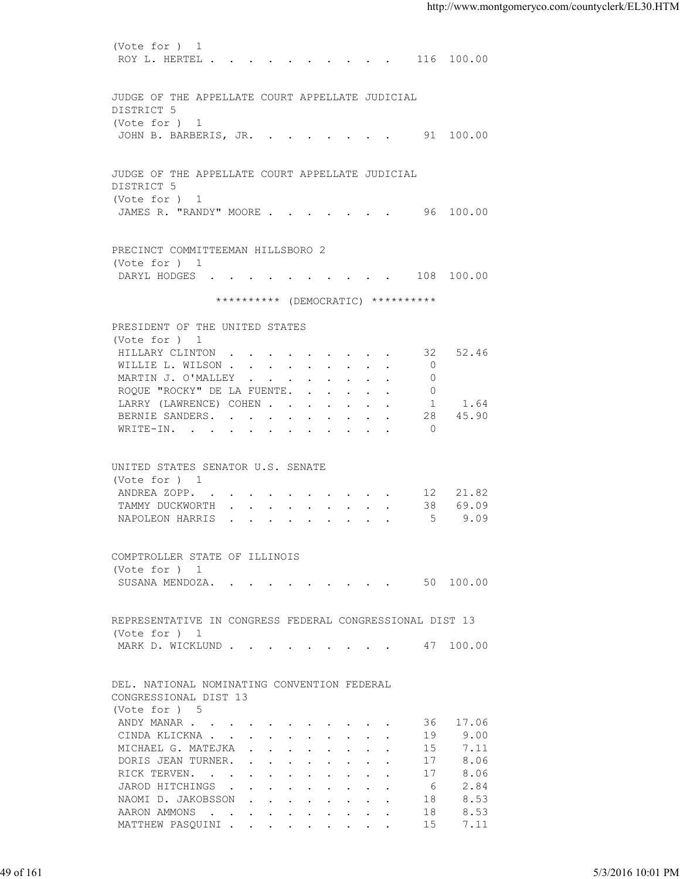(Vote for ) 1

| | | |
|---|---|---|
| ROY L. HERTEL | 116 | 100.00 |

JUDGE OF THE APPELLATE COURT APPELLATE JUDICIAL DISTRICT 5

(Vote for ) 1

| | | |
|---|---|---|
| JOHN B. BARBERIS, JR. | 91 | 100.00 |

JUDGE OF THE APPELLATE COURT APPELLATE JUDICIAL DISTRICT 5

(Vote for ) 1

| | | |
|---|---|---|
| JAMES R. "RANDY" MOORE | 96 | 100.00 |

PRECINCT COMMITTEEMAN HILLSBORO 2

(Vote for ) 1

| | | |
|---|---|---|
| DARYL HODGES | 108 | 100.00 |

********** (DEMOCRATIC) **********

PRESIDENT OF THE UNITED STATES

(Vote for ) 1

| | | |
|---|---|---|
| HILLARY CLINTON | 32 | 52.46 |
| WILLIE L. WILSON | 0 | |
| MARTIN J. O'MALLEY | 0 | |
| ROQUE "ROCKY" DE LA FUENTE | 0 | |
| LARRY (LAWRENCE) COHEN | 1 | 1.64 |
| BERNIE SANDERS | 28 | 45.90 |
| WRITE-IN | 0 | |

UNITED STATES SENATOR U.S. SENATE

(Vote for ) 1

| | | |
|---|---|---|
| ANDREA ZOPP | 12 | 21.82 |
| TAMMY DUCKWORTH | 38 | 69.09 |
| NAPOLEON HARRIS | 5 | 9.09 |

COMPTROLLER STATE OF ILLINOIS

(Vote for ) 1

| | | |
|---|---|---|
| SUSANA MENDOZA | 50 | 100.00 |

REPRESENTATIVE IN CONGRESS FEDERAL CONGRESSIONAL DIST 13

(Vote for ) 1

| | | |
|---|---|---|
| MARK D. WICKLUND | 47 | 100.00 |

DEL. NATIONAL NOMINATING CONVENTION FEDERAL CONGRESSIONAL DIST 13

(Vote for ) 5

| | | |
|---|---|---|
| ANDY MANAR | 36 | 17.06 |
| CINDA KLICKNA | 19 | 9.00 |
| MICHAEL G. MATEJKA | 15 | 7.11 |
| DORIS JEAN TURNER | 17 | 8.06 |
| RICK TERVEN | 17 | 8.06 |
| JAROD HITCHINGS | 6 | 2.84 |
| NAOMI D. JAKOBSSON | 18 | 8.53 |
| AARON AMMONS | 18 | 8.53 |
| MATTHEW PASQUINI | 15 | 7.11 |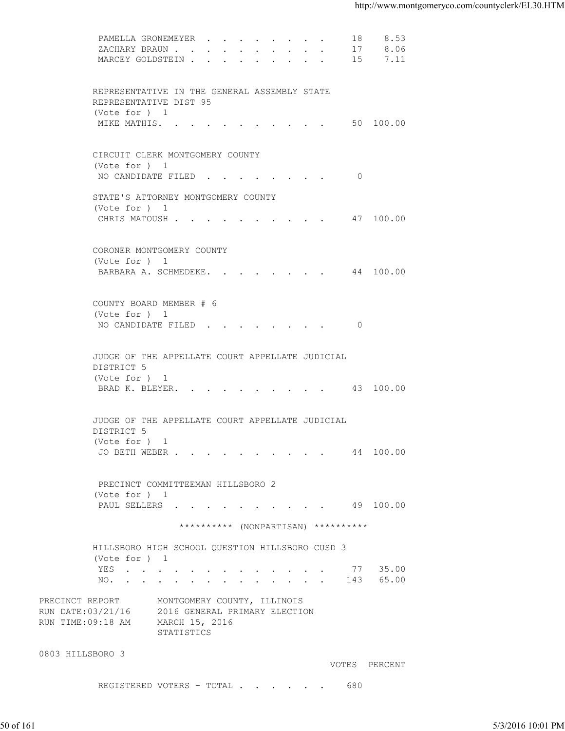```
 PAMELLA GRONEMEYER . . . . . . . . .    18    8.53
 ZACHARY BRAUN . . . . . . . . . . .     17    8.06
 MARCEY GOLDSTEIN . . . . . . . . . .    15    7.11


REPRESENTATIVE IN THE GENERAL ASSEMBLY STATE
REPRESENTATIVE DIST 95
(Vote for ) 1
 MIKE MATHIS. . . . . . . . . . . .      50  100.00


CIRCUIT CLERK MONTGOMERY COUNTY
(Vote for ) 1
 NO CANDIDATE FILED . . . . . . . . .     0

STATE'S ATTORNEY MONTGOMERY COUNTY
(Vote for ) 1
 CHRIS MATOUSH . . . . . . . . . . .     47  100.00


CORONER MONTGOMERY COUNTY
(Vote for ) 1
 BARBARA A. SCHMEDEKE. . . . . . . . .   44  100.00


COUNTY BOARD MEMBER # 6
(Vote for ) 1
 NO CANDIDATE FILED . . . . . . . . .     0


JUDGE OF THE APPELLATE COURT APPELLATE JUDICIAL
DISTRICT 5
(Vote for ) 1
 BRAD K. BLEYER. . . . . . . . . . .     43  100.00


JUDGE OF THE APPELLATE COURT APPELLATE JUDICIAL
DISTRICT 5
(Vote for ) 1
 JO BETH WEBER . . . . . . . . . . .     44  100.00


 PRECINCT COMMITTEEMAN HILLSBORO 2
(Vote for ) 1
 PAUL SELLERS . . . . . . . . . . .      49  100.00

              ********** (NONPARTISAN) **********

HILLSBORO HIGH SCHOOL QUESTION HILLSBORO CUSD 3
(Vote for ) 1
 YES . . . . . . . . . . . . . . .       77   35.00
 NO. . . . . . . . . . . . . . . .      143   65.00

PRECINCT REPORT       MONTGOMERY COUNTY, ILLINOIS
RUN DATE:03/21/16     2016 GENERAL PRIMARY ELECTION
RUN TIME:09:18 AM     MARCH 15, 2016
                      STATISTICS

0803 HILLSBORO 3
                                              VOTES  PERCENT

 REGISTERED VOTERS - TOTAL . . . . . . .    680
```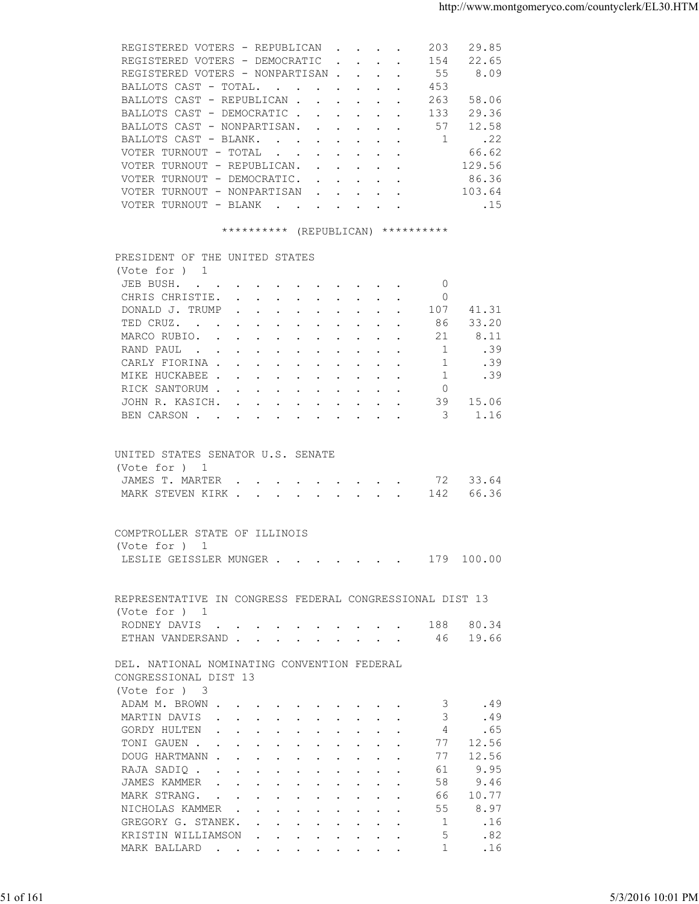| | | |
|---|---|---|
| REGISTERED VOTERS - REPUBLICAN | 203 | 29.85 |
| REGISTERED VOTERS - DEMOCRATIC | 154 | 22.65 |
| REGISTERED VOTERS - NONPARTISAN | 55 | 8.09 |
| BALLOTS CAST - TOTAL. | 453 | |
| BALLOTS CAST - REPUBLICAN | 263 | 58.06 |
| BALLOTS CAST - DEMOCRATIC | 133 | 29.36 |
| BALLOTS CAST - NONPARTISAN. | 57 | 12.58 |
| BALLOTS CAST - BLANK. | 1 | .22 |
| VOTER TURNOUT - TOTAL | | 66.62 |
| VOTER TURNOUT - REPUBLICAN. | | 129.56 |
| VOTER TURNOUT - DEMOCRATIC. | | 86.36 |
| VOTER TURNOUT - NONPARTISAN | | 103.64 |
| VOTER TURNOUT - BLANK | | .15 |

********** (REPUBLICAN) **********

PRESIDENT OF THE UNITED STATES
(Vote for ) 1

| | | |
|---|---|---|
| JEB BUSH. | 0 | |
| CHRIS CHRISTIE. | 0 | |
| DONALD J. TRUMP | 107 | 41.31 |
| TED CRUZ. | 86 | 33.20 |
| MARCO RUBIO. | 21 | 8.11 |
| RAND PAUL | 1 | .39 |
| CARLY FIORINA | 1 | .39 |
| MIKE HUCKABEE | 1 | .39 |
| RICK SANTORUM | 0 | |
| JOHN R. KASICH. | 39 | 15.06 |
| BEN CARSON | 3 | 1.16 |

UNITED STATES SENATOR U.S. SENATE
(Vote for ) 1

| | | |
|---|---|---|
| JAMES T. MARTER | 72 | 33.64 |
| MARK STEVEN KIRK | 142 | 66.36 |

COMPTROLLER STATE OF ILLINOIS
(Vote for ) 1

| | | |
|---|---|---|
| LESLIE GEISSLER MUNGER | 179 | 100.00 |

REPRESENTATIVE IN CONGRESS FEDERAL CONGRESSIONAL DIST 13
(Vote for ) 1

| | | |
|---|---|---|
| RODNEY DAVIS | 188 | 80.34 |
| ETHAN VANDERSAND | 46 | 19.66 |

DEL. NATIONAL NOMINATING CONVENTION FEDERAL
CONGRESSIONAL DIST 13
(Vote for ) 3

| | | |
|---|---|---|
| ADAM M. BROWN | 3 | .49 |
| MARTIN DAVIS | 3 | .49 |
| GORDY HULTEN | 4 | .65 |
| TONI GAUEN | 77 | 12.56 |
| DOUG HARTMANN | 77 | 12.56 |
| RAJA SADIQ | 61 | 9.95 |
| JAMES KAMMER | 58 | 9.46 |
| MARK STRANG. | 66 | 10.77 |
| NICHOLAS KAMMER | 55 | 8.97 |
| GREGORY G. STANEK. | 1 | .16 |
| KRISTIN WILLIAMSON | 5 | .82 |
| MARK BALLARD | 1 | .16 |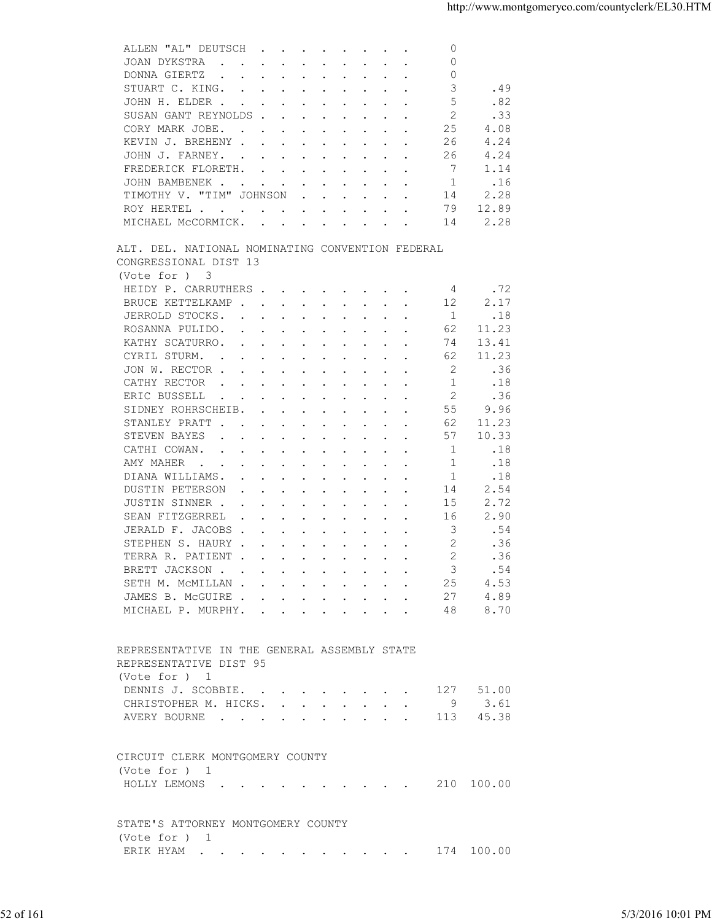| | | |
|---|---|---|
| ALLEN "AL" DEUTSCH | 0 | |
| JOAN DYKSTRA | 0 | |
| DONNA GIERTZ | 0 | |
| STUART C. KING. | 3 | .49 |
| JOHN H. ELDER | 5 | .82 |
| SUSAN GANT REYNOLDS | 2 | .33 |
| CORY MARK JOBE. | 25 | 4.08 |
| KEVIN J. BREHENY | 26 | 4.24 |
| JOHN J. FARNEY. | 26 | 4.24 |
| FREDERICK FLORETH. | 7 | 1.14 |
| JOHN BAMBENEK | 1 | .16 |
| TIMOTHY V. "TIM" JOHNSON | 14 | 2.28 |
| ROY HERTEL | 79 | 12.89 |
| MICHAEL McCORMICK. | 14 | 2.28 |

ALT. DEL. NATIONAL NOMINATING CONVENTION FEDERAL
CONGRESSIONAL DIST 13
(Vote for ) 3

| | | |
|---|---|---|
| HEIDY P. CARRUTHERS | 4 | .72 |
| BRUCE KETTELKAMP | 12 | 2.17 |
| JERROLD STOCKS. | 1 | .18 |
| ROSANNA PULIDO. | 62 | 11.23 |
| KATHY SCATURRO. | 74 | 13.41 |
| CYRIL STURM. | 62 | 11.23 |
| JON W. RECTOR | 2 | .36 |
| CATHY RECTOR | 1 | .18 |
| ERIC BUSSELL | 2 | .36 |
| SIDNEY ROHRSCHEIB. | 55 | 9.96 |
| STANLEY PRATT | 62 | 11.23 |
| STEVEN BAYES | 57 | 10.33 |
| CATHI COWAN. | 1 | .18 |
| AMY MAHER | 1 | .18 |
| DIANA WILLIAMS. | 1 | .18 |
| DUSTIN PETERSON | 14 | 2.54 |
| JUSTIN SINNER | 15 | 2.72 |
| SEAN FITZGERREL | 16 | 2.90 |
| JERALD F. JACOBS | 3 | .54 |
| STEPHEN S. HAURY | 2 | .36 |
| TERRA R. PATIENT | 2 | .36 |
| BRETT JACKSON | 3 | .54 |
| SETH M. McMILLAN | 25 | 4.53 |
| JAMES B. McGUIRE | 27 | 4.89 |
| MICHAEL P. MURPHY. | 48 | 8.70 |

REPRESENTATIVE IN THE GENERAL ASSEMBLY STATE
REPRESENTATIVE DIST 95
(Vote for ) 1

| | | |
|---|---|---|
| DENNIS J. SCOBBIE. | 127 | 51.00 |
| CHRISTOPHER M. HICKS. | 9 | 3.61 |
| AVERY BOURNE | 113 | 45.38 |

CIRCUIT CLERK MONTGOMERY COUNTY
(Vote for ) 1

| | | |
|---|---|---|
| HOLLY LEMONS | 210 | 100.00 |

STATE'S ATTORNEY MONTGOMERY COUNTY
(Vote for ) 1

| | | |
|---|---|---|
| ERIK HYAM | 174 | 100.00 |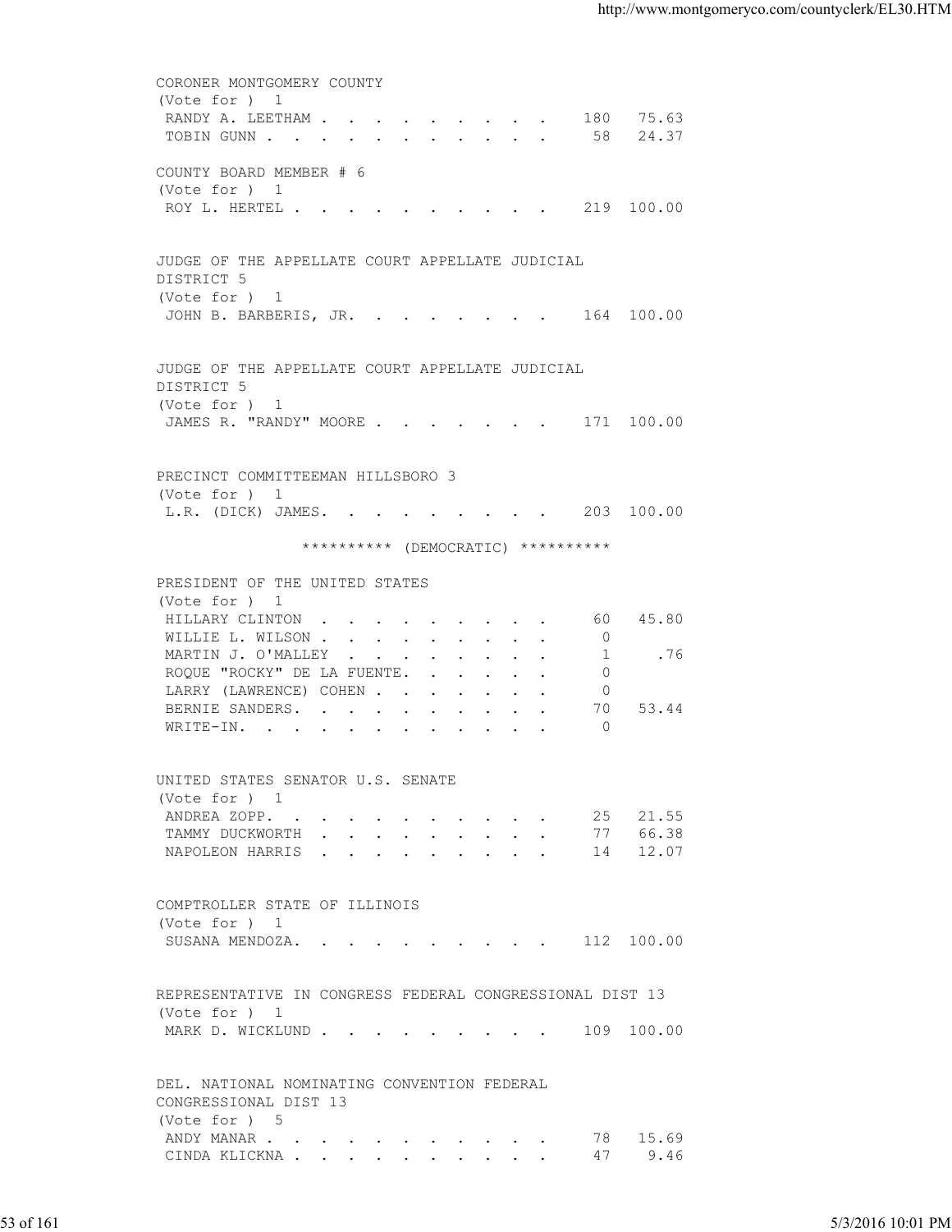CORONER MONTGOMERY COUNTY
(Vote for ) 1

| Candidate | Votes | Percent |
|---|---|---|
| RANDY A. LEETHAM | 180 | 75.63 |
| TOBIN GUNN | 58 | 24.37 |

COUNTY BOARD MEMBER # 6
(Vote for ) 1

| Candidate | Votes | Percent |
|---|---|---|
| ROY L. HERTEL | 219 | 100.00 |

JUDGE OF THE APPELLATE COURT APPELLATE JUDICIAL DISTRICT 5
(Vote for ) 1

| Candidate | Votes | Percent |
|---|---|---|
| JOHN B. BARBERIS, JR. | 164 | 100.00 |

JUDGE OF THE APPELLATE COURT APPELLATE JUDICIAL DISTRICT 5
(Vote for ) 1

| Candidate | Votes | Percent |
|---|---|---|
| JAMES R. "RANDY" MOORE | 171 | 100.00 |

PRECINCT COMMITTEEMAN HILLSBORO 3
(Vote for ) 1

| Candidate | Votes | Percent |
|---|---|---|
| L.R. (DICK) JAMES. | 203 | 100.00 |

********** (DEMOCRATIC) **********

PRESIDENT OF THE UNITED STATES
(Vote for ) 1

| Candidate | Votes | Percent |
|---|---|---|
| HILLARY CLINTON | 60 | 45.80 |
| WILLIE L. WILSON | 0 | |
| MARTIN J. O'MALLEY | 1 | .76 |
| ROQUE "ROCKY" DE LA FUENTE. | 0 | |
| LARRY (LAWRENCE) COHEN | 0 | |
| BERNIE SANDERS. | 70 | 53.44 |
| WRITE-IN. | 0 | |

UNITED STATES SENATOR U.S. SENATE
(Vote for ) 1

| Candidate | Votes | Percent |
|---|---|---|
| ANDREA ZOPP. | 25 | 21.55 |
| TAMMY DUCKWORTH | 77 | 66.38 |
| NAPOLEON HARRIS | 14 | 12.07 |

COMPTROLLER STATE OF ILLINOIS
(Vote for ) 1

| Candidate | Votes | Percent |
|---|---|---|
| SUSANA MENDOZA. | 112 | 100.00 |

REPRESENTATIVE IN CONGRESS FEDERAL CONGRESSIONAL DIST 13
(Vote for ) 1

| Candidate | Votes | Percent |
|---|---|---|
| MARK D. WICKLUND | 109 | 100.00 |

DEL. NATIONAL NOMINATING CONVENTION FEDERAL CONGRESSIONAL DIST 13
(Vote for ) 5

| Candidate | Votes | Percent |
|---|---|---|
| ANDY MANAR | 78 | 15.69 |
| CINDA KLICKNA | 47 | 9.46 |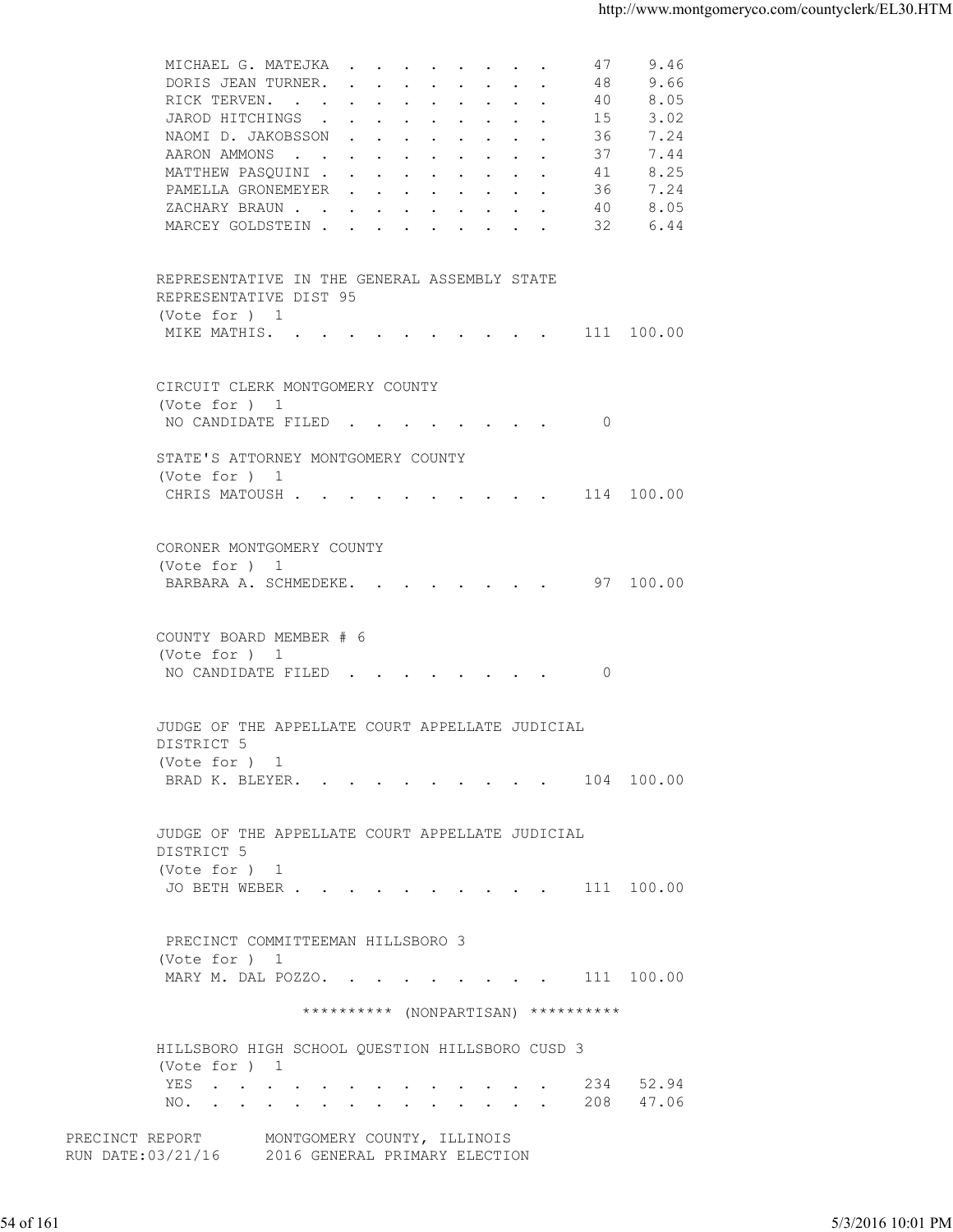| | | |
|---|---|---|
| MICHAEL G. MATEJKA | 47 | 9.46 |
| DORIS JEAN TURNER. | 48 | 9.66 |
| RICK TERVEN. | 40 | 8.05 |
| JAROD HITCHINGS | 15 | 3.02 |
| NAOMI D. JAKOBSSON | 36 | 7.24 |
| AARON AMMONS | 37 | 7.44 |
| MATTHEW PASQUINI | 41 | 8.25 |
| PAMELLA GRONEMEYER | 36 | 7.24 |
| ZACHARY BRAUN | 40 | 8.05 |
| MARCEY GOLDSTEIN | 32 | 6.44 |

REPRESENTATIVE IN THE GENERAL ASSEMBLY STATE REPRESENTATIVE DIST 95
(Vote for ) 1

| | | |
|---|---|---|
| MIKE MATHIS. | 111 | 100.00 |

CIRCUIT CLERK MONTGOMERY COUNTY
(Vote for ) 1

| | | |
|---|---|---|
| NO CANDIDATE FILED | 0 | |

STATE'S ATTORNEY MONTGOMERY COUNTY
(Vote for ) 1

| | | |
|---|---|---|
| CHRIS MATOUSH | 114 | 100.00 |

CORONER MONTGOMERY COUNTY
(Vote for ) 1

| | | |
|---|---|---|
| BARBARA A. SCHMEDEKE. | 97 | 100.00 |

COUNTY BOARD MEMBER # 6
(Vote for ) 1

| | | |
|---|---|---|
| NO CANDIDATE FILED | 0 | |

JUDGE OF THE APPELLATE COURT APPELLATE JUDICIAL DISTRICT 5
(Vote for ) 1

| | | |
|---|---|---|
| BRAD K. BLEYER. | 104 | 100.00 |

JUDGE OF THE APPELLATE COURT APPELLATE JUDICIAL DISTRICT 5
(Vote for ) 1

| | | |
|---|---|---|
| JO BETH WEBER | 111 | 100.00 |

PRECINCT COMMITTEEMAN HILLSBORO 3
(Vote for ) 1

| | | |
|---|---|---|
| MARY M. DAL POZZO. | 111 | 100.00 |

********** (NONPARTISAN) **********

HILLSBORO HIGH SCHOOL QUESTION HILLSBORO CUSD 3
(Vote for ) 1

| | | |
|---|---|---|
| YES | 234 | 52.94 |
| NO. | 208 | 47.06 |

PRECINCT REPORT MONTGOMERY COUNTY, ILLINOIS
RUN DATE:03/21/16 2016 GENERAL PRIMARY ELECTION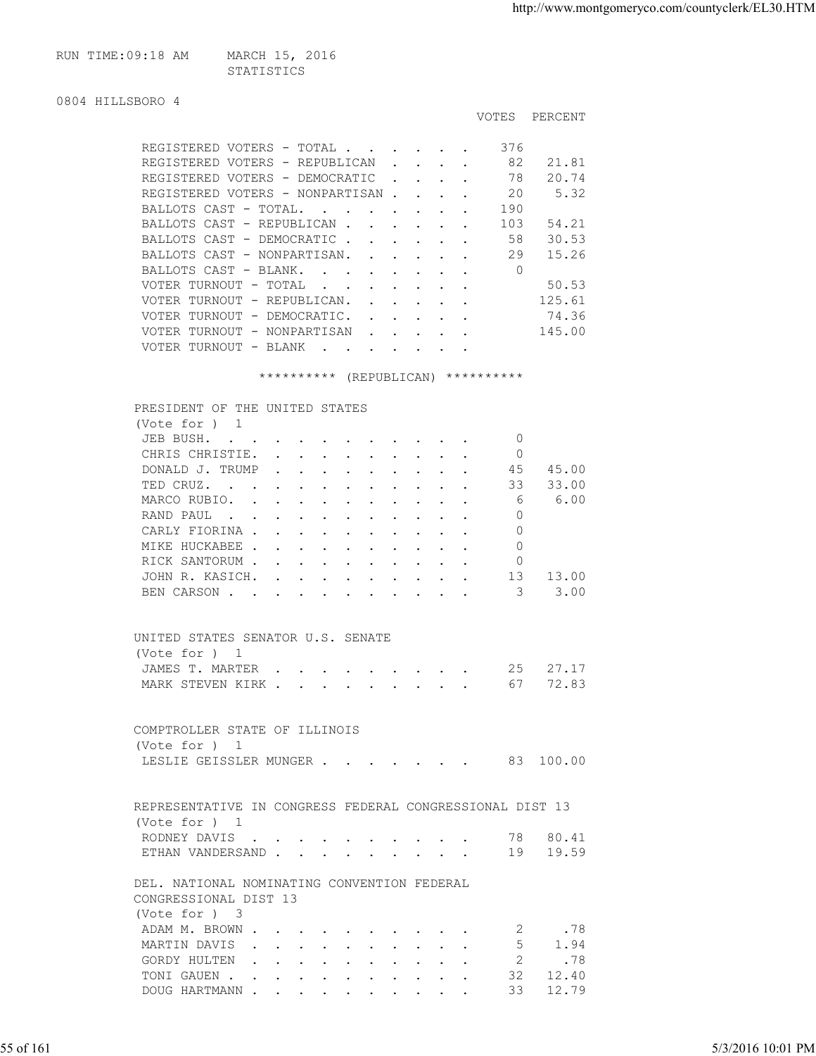RUN TIME:09:18 AM MARCH 15, 2016
STATISTICS

0804 HILLSBORO 4

| | VOTES | PERCENT |
|---|---|---|
| REGISTERED VOTERS - TOTAL | 376 | |
| REGISTERED VOTERS - REPUBLICAN | 82 | 21.81 |
| REGISTERED VOTERS - DEMOCRATIC | 78 | 20.74 |
| REGISTERED VOTERS - NONPARTISAN | 20 | 5.32 |
| BALLOTS CAST - TOTAL. | 190 | |
| BALLOTS CAST - REPUBLICAN | 103 | 54.21 |
| BALLOTS CAST - DEMOCRATIC | 58 | 30.53 |
| BALLOTS CAST - NONPARTISAN. | 29 | 15.26 |
| BALLOTS CAST - BLANK. | 0 | |
| VOTER TURNOUT - TOTAL | | 50.53 |
| VOTER TURNOUT - REPUBLICAN. | | 125.61 |
| VOTER TURNOUT - DEMOCRATIC. | | 74.36 |
| VOTER TURNOUT - NONPARTISAN | | 145.00 |
| VOTER TURNOUT - BLANK | | |

********** (REPUBLICAN) **********

PRESIDENT OF THE UNITED STATES
(Vote for ) 1

| | VOTES | PERCENT |
|---|---|---|
| JEB BUSH. | 0 | |
| CHRIS CHRISTIE. | 0 | |
| DONALD J. TRUMP | 45 | 45.00 |
| TED CRUZ. | 33 | 33.00 |
| MARCO RUBIO. | 6 | 6.00 |
| RAND PAUL | 0 | |
| CARLY FIORINA | 0 | |
| MIKE HUCKABEE | 0 | |
| RICK SANTORUM | 0 | |
| JOHN R. KASICH. | 13 | 13.00 |
| BEN CARSON | 3 | 3.00 |

UNITED STATES SENATOR U.S. SENATE
(Vote for ) 1

| | VOTES | PERCENT |
|---|---|---|
| JAMES T. MARTER | 25 | 27.17 |
| MARK STEVEN KIRK | 67 | 72.83 |

COMPTROLLER STATE OF ILLINOIS
(Vote for ) 1

| | VOTES | PERCENT |
|---|---|---|
| LESLIE GEISSLER MUNGER | 83 | 100.00 |

REPRESENTATIVE IN CONGRESS FEDERAL CONGRESSIONAL DIST 13
(Vote for ) 1

| | VOTES | PERCENT |
|---|---|---|
| RODNEY DAVIS | 78 | 80.41 |
| ETHAN VANDERSAND | 19 | 19.59 |

DEL. NATIONAL NOMINATING CONVENTION FEDERAL CONGRESSIONAL DIST 13
(Vote for ) 3

| | VOTES | PERCENT |
|---|---|---|
| ADAM M. BROWN | 2 | .78 |
| MARTIN DAVIS | 5 | 1.94 |
| GORDY HULTEN | 2 | .78 |
| TONI GAUEN | 32 | 12.40 |
| DOUG HARTMANN | 33 | 12.79 |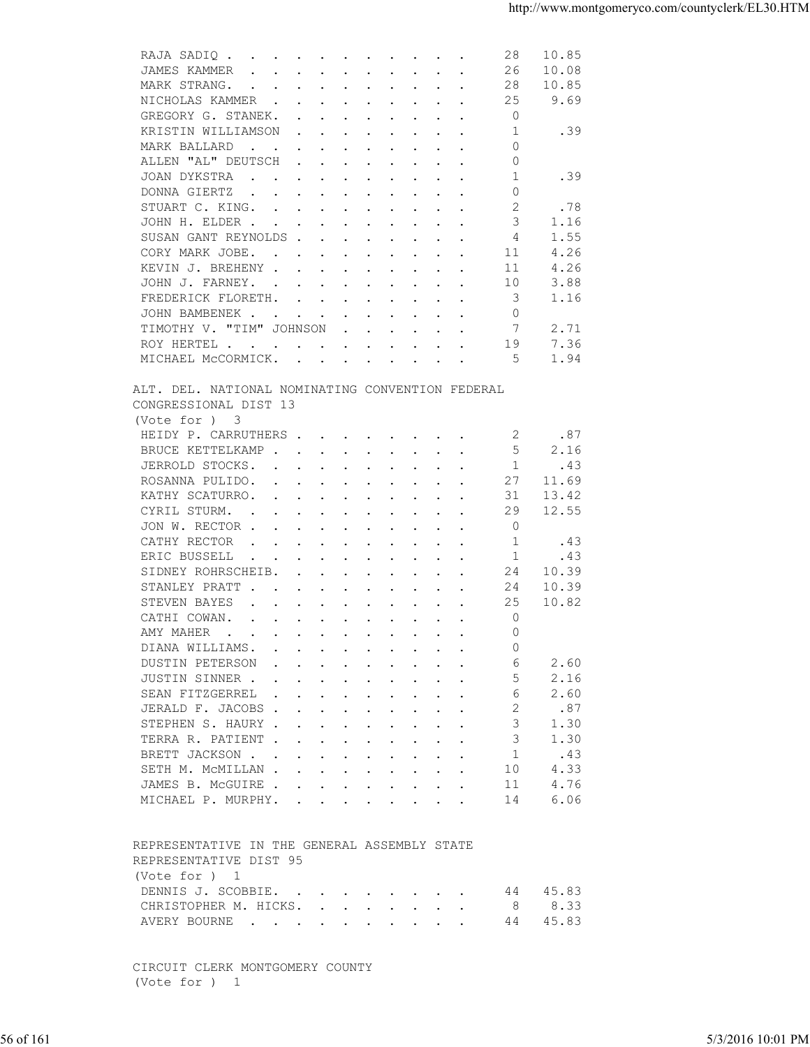| Candidate | Votes | Percent |
|---|---|---|
| RAJA SADIQ | 28 | 10.85 |
| JAMES KAMMER | 26 | 10.08 |
| MARK STRANG. | 28 | 10.85 |
| NICHOLAS KAMMER | 25 | 9.69 |
| GREGORY G. STANEK. | 0 | |
| KRISTIN WILLIAMSON | 1 | .39 |
| MARK BALLARD | 0 | |
| ALLEN "AL" DEUTSCH | 0 | |
| JOAN DYKSTRA | 1 | .39 |
| DONNA GIERTZ | 0 | |
| STUART C. KING. | 2 | .78 |
| JOHN H. ELDER | 3 | 1.16 |
| SUSAN GANT REYNOLDS | 4 | 1.55 |
| CORY MARK JOBE. | 11 | 4.26 |
| KEVIN J. BREHENY | 11 | 4.26 |
| JOHN J. FARNEY. | 10 | 3.88 |
| FREDERICK FLORETH. | 3 | 1.16 |
| JOHN BAMBENEK | 0 | |
| TIMOTHY V. "TIM" JOHNSON | 7 | 2.71 |
| ROY HERTEL | 19 | 7.36 |
| MICHAEL McCORMICK. | 5 | 1.94 |

ALT. DEL. NATIONAL NOMINATING CONVENTION FEDERAL CONGRESSIONAL DIST 13
(Vote for ) 3

| Candidate | Votes | Percent |
|---|---|---|
| HEIDY P. CARRUTHERS | 2 | .87 |
| BRUCE KETTELKAMP | 5 | 2.16 |
| JERROLD STOCKS. | 1 | .43 |
| ROSANNA PULIDO. | 27 | 11.69 |
| KATHY SCATURRO. | 31 | 13.42 |
| CYRIL STURM. | 29 | 12.55 |
| JON W. RECTOR | 0 | |
| CATHY RECTOR | 1 | .43 |
| ERIC BUSSELL | 1 | .43 |
| SIDNEY ROHRSCHEIB. | 24 | 10.39 |
| STANLEY PRATT | 24 | 10.39 |
| STEVEN BAYES | 25 | 10.82 |
| CATHI COWAN. | 0 | |
| AMY MAHER | 0 | |
| DIANA WILLIAMS. | 0 | |
| DUSTIN PETERSON | 6 | 2.60 |
| JUSTIN SINNER | 5 | 2.16 |
| SEAN FITZGERREL | 6 | 2.60 |
| JERALD F. JACOBS | 2 | .87 |
| STEPHEN S. HAURY | 3 | 1.30 |
| TERRA R. PATIENT | 3 | 1.30 |
| BRETT JACKSON | 1 | .43 |
| SETH M. McMILLAN | 10 | 4.33 |
| JAMES B. McGUIRE | 11 | 4.76 |
| MICHAEL P. MURPHY. | 14 | 6.06 |

REPRESENTATIVE IN THE GENERAL ASSEMBLY STATE REPRESENTATIVE DIST 95
(Vote for ) 1

| Candidate | Votes | Percent |
|---|---|---|
| DENNIS J. SCOBBIE. | 44 | 45.83 |
| CHRISTOPHER M. HICKS. | 8 | 8.33 |
| AVERY BOURNE | 44 | 45.83 |

CIRCUIT CLERK MONTGOMERY COUNTY
(Vote for ) 1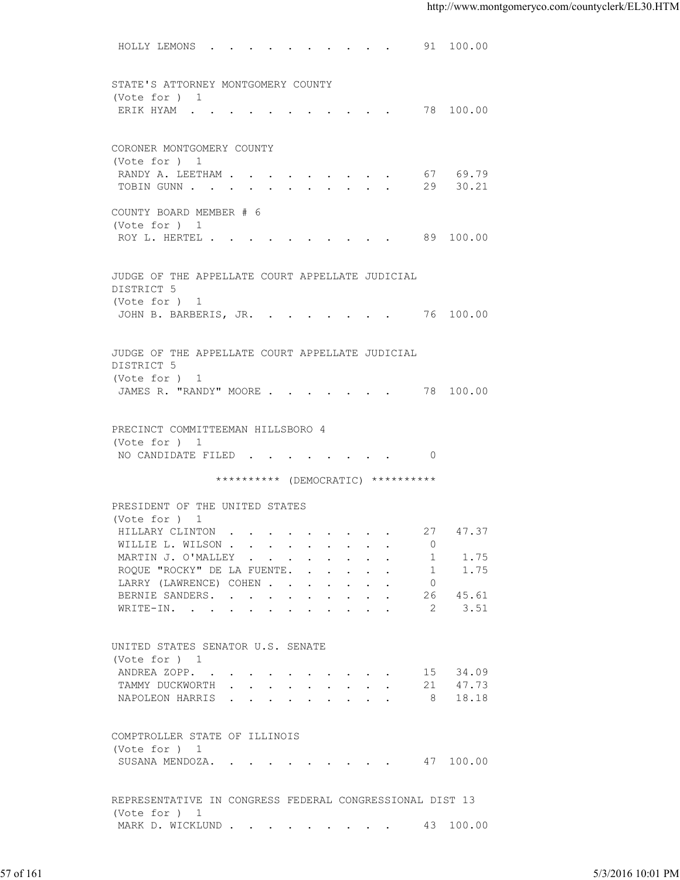| | | |
|---|---|---|
| HOLLY LEMONS | 91 | 100.00 |

**STATE'S ATTORNEY MONTGOMERY COUNTY**
(Vote for ) 1

| | | |
|---|---|---|
| ERIK HYAM | 78 | 100.00 |

**CORONER MONTGOMERY COUNTY**
(Vote for ) 1

| | | |
|---|---|---|
| RANDY A. LEETHAM | 67 | 69.79 |
| TOBIN GUNN | 29 | 30.21 |

**COUNTY BOARD MEMBER # 6**
(Vote for ) 1

| | | |
|---|---|---|
| ROY L. HERTEL | 89 | 100.00 |

**JUDGE OF THE APPELLATE COURT APPELLATE JUDICIAL DISTRICT 5**
(Vote for ) 1

| | | |
|---|---|---|
| JOHN B. BARBERIS, JR. | 76 | 100.00 |

**JUDGE OF THE APPELLATE COURT APPELLATE JUDICIAL DISTRICT 5**
(Vote for ) 1

| | | |
|---|---|---|
| JAMES R. "RANDY" MOORE | 78 | 100.00 |

**PRECINCT COMMITTEEMAN HILLSBORO 4**
(Vote for ) 1

| | | |
|---|---|---|
| NO CANDIDATE FILED | 0 | |

********** (DEMOCRATIC) **********

**PRESIDENT OF THE UNITED STATES**
(Vote for ) 1

| | | |
|---|---|---|
| HILLARY CLINTON | 27 | 47.37 |
| WILLIE L. WILSON | 0 | |
| MARTIN J. O'MALLEY | 1 | 1.75 |
| ROQUE "ROCKY" DE LA FUENTE | 1 | 1.75 |
| LARRY (LAWRENCE) COHEN | 0 | |
| BERNIE SANDERS | 26 | 45.61 |
| WRITE-IN | 2 | 3.51 |

**UNITED STATES SENATOR U.S. SENATE**
(Vote for ) 1

| | | |
|---|---|---|
| ANDREA ZOPP | 15 | 34.09 |
| TAMMY DUCKWORTH | 21 | 47.73 |
| NAPOLEON HARRIS | 8 | 18.18 |

**COMPTROLLER STATE OF ILLINOIS**
(Vote for ) 1

| | | |
|---|---|---|
| SUSANA MENDOZA | 47 | 100.00 |

**REPRESENTATIVE IN CONGRESS FEDERAL CONGRESSIONAL DIST 13**
(Vote for ) 1

| | | |
|---|---|---|
| MARK D. WICKLUND | 43 | 100.00 |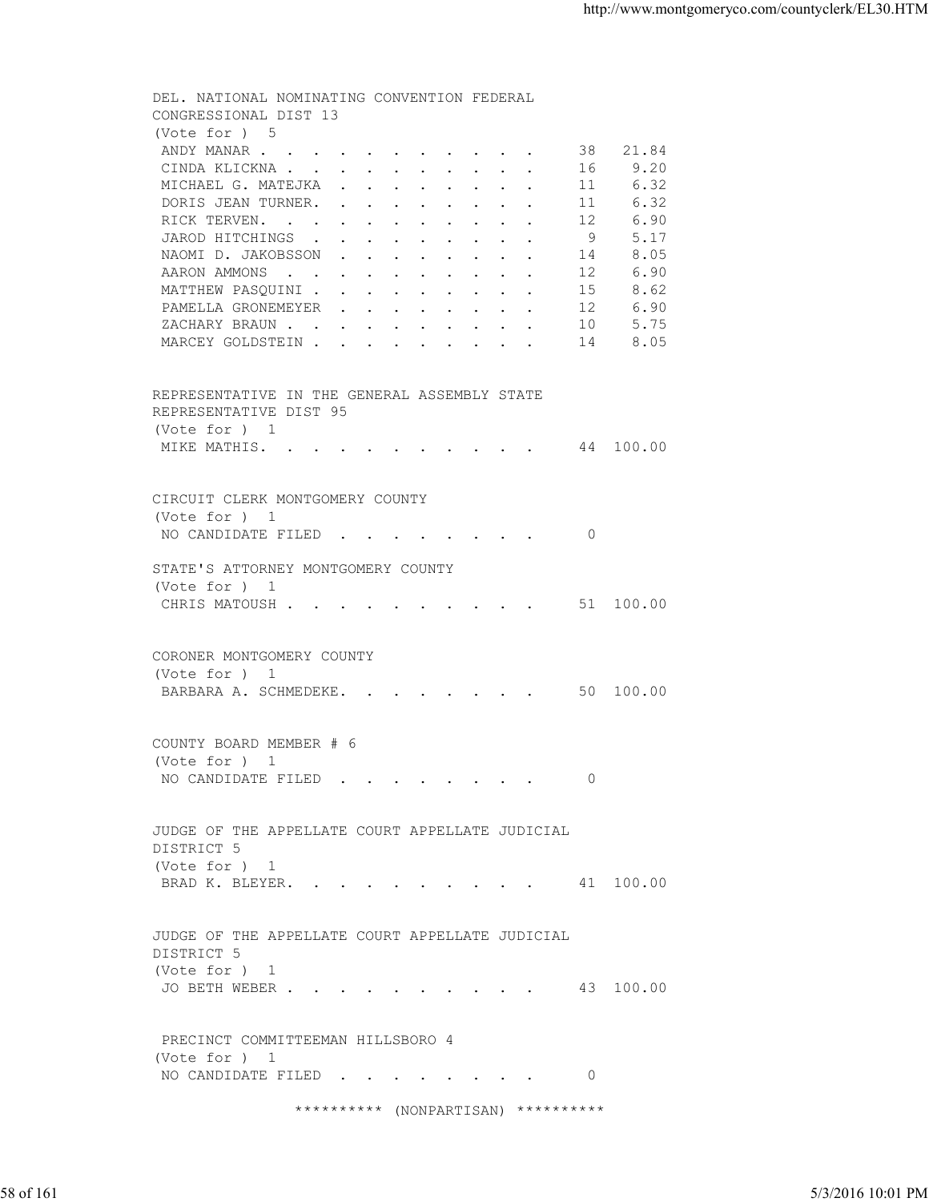DEL. NATIONAL NOMINATING CONVENTION FEDERAL CONGRESSIONAL DIST 13
(Vote for ) 5

| Candidate | Votes | Percent |
|---|---|---|
| ANDY MANAR | 38 | 21.84 |
| CINDA KLICKNA | 16 | 9.20 |
| MICHAEL G. MATEJKA | 11 | 6.32 |
| DORIS JEAN TURNER | 11 | 6.32 |
| RICK TERVEN | 12 | 6.90 |
| JAROD HITCHINGS | 9 | 5.17 |
| NAOMI D. JAKOBSSON | 14 | 8.05 |
| AARON AMMONS | 12 | 6.90 |
| MATTHEW PASQUINI | 15 | 8.62 |
| PAMELLA GRONEMEYER | 12 | 6.90 |
| ZACHARY BRAUN | 10 | 5.75 |
| MARCEY GOLDSTEIN | 14 | 8.05 |

REPRESENTATIVE IN THE GENERAL ASSEMBLY STATE REPRESENTATIVE DIST 95
(Vote for ) 1

| Candidate | Votes | Percent |
|---|---|---|
| MIKE MATHIS | 44 | 100.00 |

CIRCUIT CLERK MONTGOMERY COUNTY
(Vote for ) 1

| Candidate | Votes | Percent |
|---|---|---|
| NO CANDIDATE FILED | 0 | |

STATE'S ATTORNEY MONTGOMERY COUNTY
(Vote for ) 1

| Candidate | Votes | Percent |
|---|---|---|
| CHRIS MATOUSH | 51 | 100.00 |

CORONER MONTGOMERY COUNTY
(Vote for ) 1

| Candidate | Votes | Percent |
|---|---|---|
| BARBARA A. SCHMEDEKE | 50 | 100.00 |

COUNTY BOARD MEMBER # 6
(Vote for ) 1

| Candidate | Votes | Percent |
|---|---|---|
| NO CANDIDATE FILED | 0 | |

JUDGE OF THE APPELLATE COURT APPELLATE JUDICIAL DISTRICT 5
(Vote for ) 1

| Candidate | Votes | Percent |
|---|---|---|
| BRAD K. BLEYER | 41 | 100.00 |

JUDGE OF THE APPELLATE COURT APPELLATE JUDICIAL DISTRICT 5
(Vote for ) 1

| Candidate | Votes | Percent |
|---|---|---|
| JO BETH WEBER | 43 | 100.00 |

PRECINCT COMMITTEEMAN HILLSBORO 4
(Vote for ) 1

| Candidate | Votes | Percent |
|---|---|---|
| NO CANDIDATE FILED | 0 | |

********** (NONPARTISAN) **********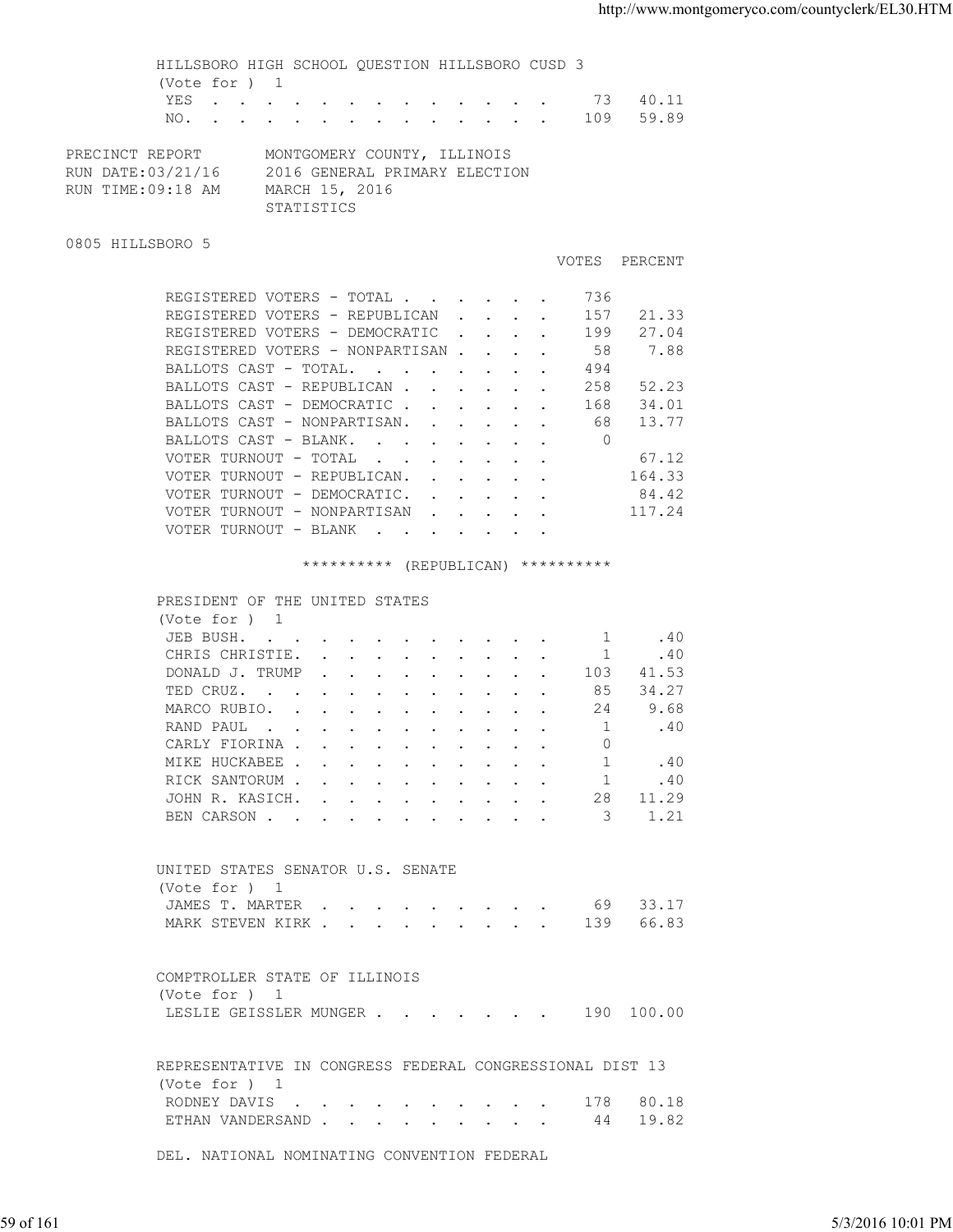HILLSBORO HIGH SCHOOL QUESTION HILLSBORO CUSD 3
(Vote for ) 1

| | VOTES | PERCENT |
|---|---|---|
| YES | 73 | 40.11 |
| NO. | 109 | 59.89 |

PRECINCT REPORT — MONTGOMERY COUNTY, ILLINOIS
RUN DATE:03/21/16 — 2016 GENERAL PRIMARY ELECTION
RUN TIME:09:18 AM — MARCH 15, 2016
STATISTICS

0805 HILLSBORO 5

| | VOTES | PERCENT |
|---|---|---|
| REGISTERED VOTERS - TOTAL | 736 | |
| REGISTERED VOTERS - REPUBLICAN | 157 | 21.33 |
| REGISTERED VOTERS - DEMOCRATIC | 199 | 27.04 |
| REGISTERED VOTERS - NONPARTISAN | 58 | 7.88 |
| BALLOTS CAST - TOTAL. | 494 | |
| BALLOTS CAST - REPUBLICAN | 258 | 52.23 |
| BALLOTS CAST - DEMOCRATIC | 168 | 34.01 |
| BALLOTS CAST - NONPARTISAN. | 68 | 13.77 |
| BALLOTS CAST - BLANK. | 0 | |
| VOTER TURNOUT - TOTAL | | 67.12 |
| VOTER TURNOUT - REPUBLICAN. | | 164.33 |
| VOTER TURNOUT - DEMOCRATIC. | | 84.42 |
| VOTER TURNOUT - NONPARTISAN | | 117.24 |
| VOTER TURNOUT - BLANK | | |

********** (REPUBLICAN) **********

PRESIDENT OF THE UNITED STATES
(Vote for ) 1

| | VOTES | PERCENT |
|---|---|---|
| JEB BUSH. | 1 | .40 |
| CHRIS CHRISTIE. | 1 | .40 |
| DONALD J. TRUMP | 103 | 41.53 |
| TED CRUZ. | 85 | 34.27 |
| MARCO RUBIO. | 24 | 9.68 |
| RAND PAUL | 1 | .40 |
| CARLY FIORINA | 0 | |
| MIKE HUCKABEE | 1 | .40 |
| RICK SANTORUM | 1 | .40 |
| JOHN R. KASICH. | 28 | 11.29 |
| BEN CARSON | 3 | 1.21 |

UNITED STATES SENATOR U.S. SENATE
(Vote for ) 1

| | VOTES | PERCENT |
|---|---|---|
| JAMES T. MARTER | 69 | 33.17 |
| MARK STEVEN KIRK | 139 | 66.83 |

COMPTROLLER STATE OF ILLINOIS
(Vote for ) 1

| | VOTES | PERCENT |
|---|---|---|
| LESLIE GEISSLER MUNGER | 190 | 100.00 |

REPRESENTATIVE IN CONGRESS FEDERAL CONGRESSIONAL DIST 13
(Vote for ) 1

| | VOTES | PERCENT |
|---|---|---|
| RODNEY DAVIS | 178 | 80.18 |
| ETHAN VANDERSAND | 44 | 19.82 |

DEL. NATIONAL NOMINATING CONVENTION FEDERAL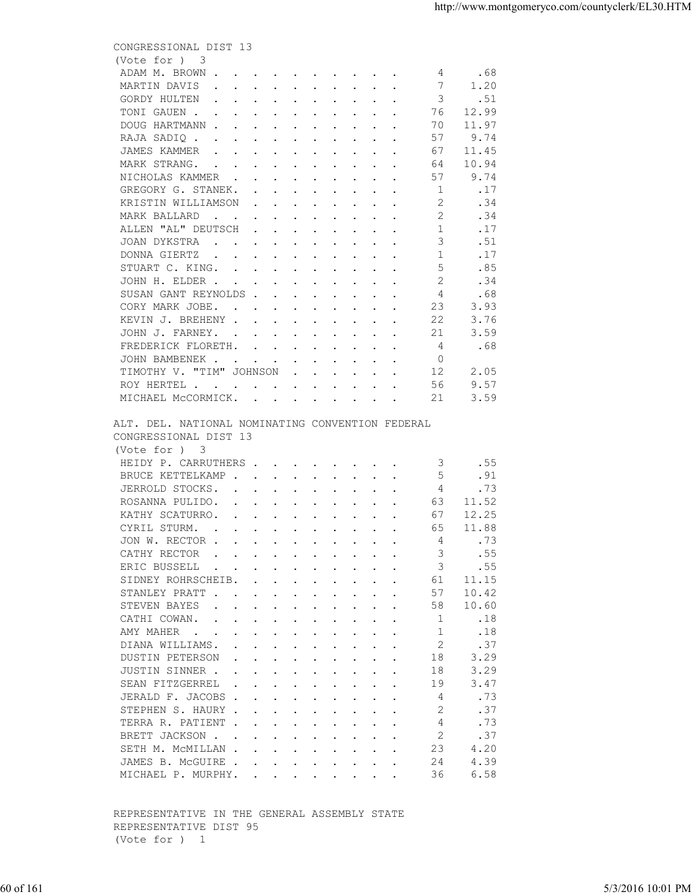CONGRESSIONAL DIST 13
(Vote for ) 3

| Candidate | Votes | Percent |
|---|---|---|
| ADAM M. BROWN | 4 | .68 |
| MARTIN DAVIS | 7 | 1.20 |
| GORDY HULTEN | 3 | .51 |
| TONI GAUEN | 76 | 12.99 |
| DOUG HARTMANN | 70 | 11.97 |
| RAJA SADIQ | 57 | 9.74 |
| JAMES KAMMER | 67 | 11.45 |
| MARK STRANG. | 64 | 10.94 |
| NICHOLAS KAMMER | 57 | 9.74 |
| GREGORY G. STANEK. | 1 | .17 |
| KRISTIN WILLIAMSON | 2 | .34 |
| MARK BALLARD | 2 | .34 |
| ALLEN "AL" DEUTSCH | 1 | .17 |
| JOAN DYKSTRA | 3 | .51 |
| DONNA GIERTZ | 1 | .17 |
| STUART C. KING. | 5 | .85 |
| JOHN H. ELDER | 2 | .34 |
| SUSAN GANT REYNOLDS | 4 | .68 |
| CORY MARK JOBE. | 23 | 3.93 |
| KEVIN J. BREHENY | 22 | 3.76 |
| JOHN J. FARNEY. | 21 | 3.59 |
| FREDERICK FLORETH. | 4 | .68 |
| JOHN BAMBENEK | 0 | |
| TIMOTHY V. "TIM" JOHNSON | 12 | 2.05 |
| ROY HERTEL | 56 | 9.57 |
| MICHAEL McCORMICK. | 21 | 3.59 |

ALT. DEL. NATIONAL NOMINATING CONVENTION FEDERAL
CONGRESSIONAL DIST 13
(Vote for ) 3

| Candidate | Votes | Percent |
|---|---|---|
| HEIDY P. CARRUTHERS | 3 | .55 |
| BRUCE KETTELKAMP | 5 | .91 |
| JERROLD STOCKS. | 4 | .73 |
| ROSANNA PULIDO. | 63 | 11.52 |
| KATHY SCATURRO. | 67 | 12.25 |
| CYRIL STURM. | 65 | 11.88 |
| JON W. RECTOR | 4 | .73 |
| CATHY RECTOR | 3 | .55 |
| ERIC BUSSELL | 3 | .55 |
| SIDNEY ROHRSCHEIB. | 61 | 11.15 |
| STANLEY PRATT | 57 | 10.42 |
| STEVEN BAYES | 58 | 10.60 |
| CATHI COWAN. | 1 | .18 |
| AMY MAHER | 1 | .18 |
| DIANA WILLIAMS. | 2 | .37 |
| DUSTIN PETERSON | 18 | 3.29 |
| JUSTIN SINNER | 18 | 3.29 |
| SEAN FITZGERREL | 19 | 3.47 |
| JERALD F. JACOBS | 4 | .73 |
| STEPHEN S. HAURY | 2 | .37 |
| TERRA R. PATIENT | 4 | .73 |
| BRETT JACKSON | 2 | .37 |
| SETH M. McMILLAN | 23 | 4.20 |
| JAMES B. McGUIRE | 24 | 4.39 |
| MICHAEL P. MURPHY. | 36 | 6.58 |

REPRESENTATIVE IN THE GENERAL ASSEMBLY STATE
REPRESENTATIVE DIST 95
(Vote for ) 1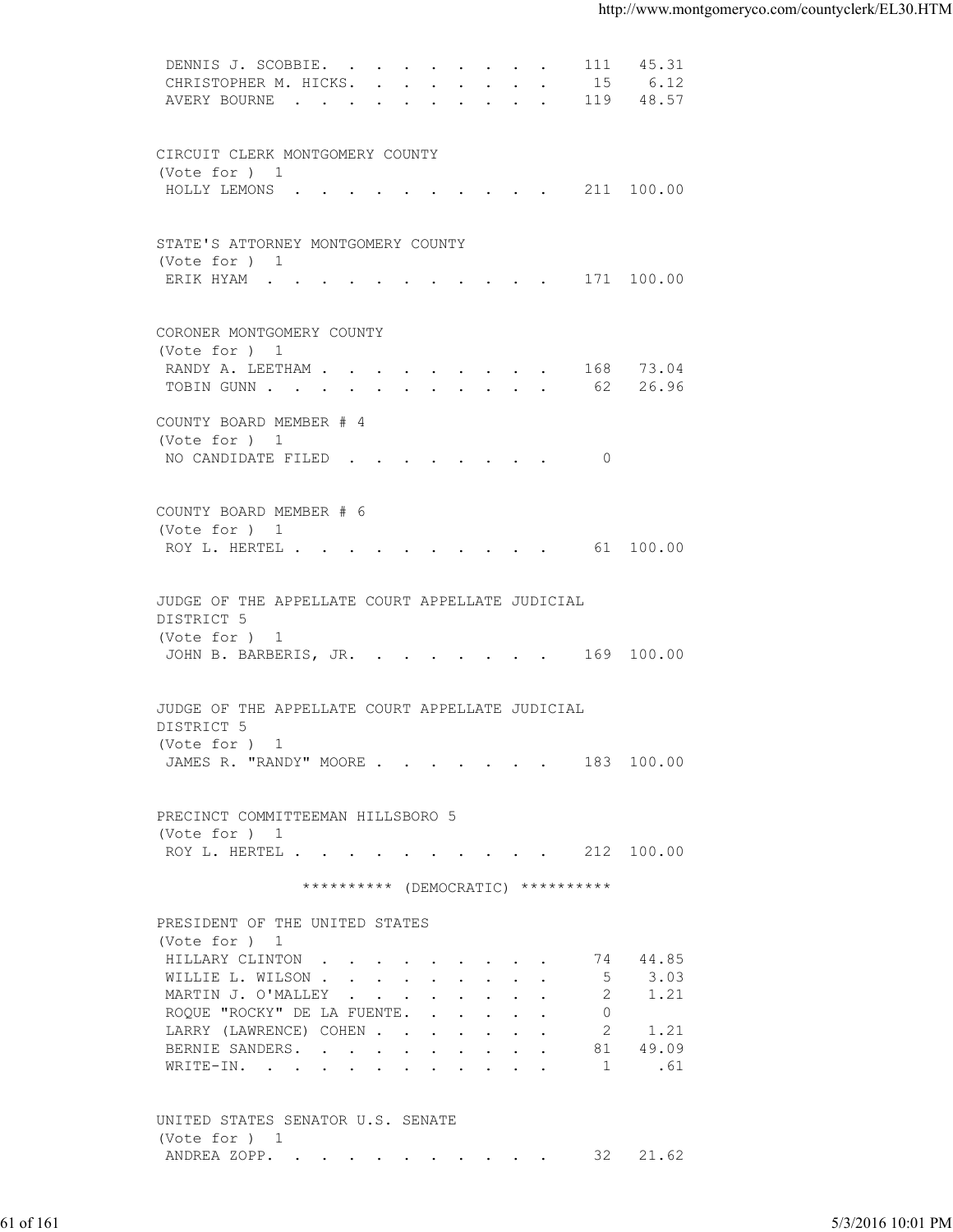| | | |
|---|---|---|
| DENNIS J. SCOBBIE. | 111 | 45.31 |
| CHRISTOPHER M. HICKS. | 15 | 6.12 |
| AVERY BOURNE | 119 | 48.57 |

CIRCUIT CLERK MONTGOMERY COUNTY
(Vote for ) 1

| | | |
|---|---|---|
| HOLLY LEMONS | 211 | 100.00 |

STATE'S ATTORNEY MONTGOMERY COUNTY
(Vote for ) 1

| | | |
|---|---|---|
| ERIK HYAM | 171 | 100.00 |

CORONER MONTGOMERY COUNTY
(Vote for ) 1

| | | |
|---|---|---|
| RANDY A. LEETHAM | 168 | 73.04 |
| TOBIN GUNN | 62 | 26.96 |

COUNTY BOARD MEMBER # 4
(Vote for ) 1

| | | |
|---|---|---|
| NO CANDIDATE FILED | 0 | |

COUNTY BOARD MEMBER # 6
(Vote for ) 1

| | | |
|---|---|---|
| ROY L. HERTEL | 61 | 100.00 |

JUDGE OF THE APPELLATE COURT APPELLATE JUDICIAL DISTRICT 5
(Vote for ) 1

| | | |
|---|---|---|
| JOHN B. BARBERIS, JR. | 169 | 100.00 |

JUDGE OF THE APPELLATE COURT APPELLATE JUDICIAL DISTRICT 5
(Vote for ) 1

| | | |
|---|---|---|
| JAMES R. "RANDY" MOORE | 183 | 100.00 |

PRECINCT COMMITTEEMAN HILLSBORO 5
(Vote for ) 1

| | | |
|---|---|---|
| ROY L. HERTEL | 212 | 100.00 |

********** (DEMOCRATIC) **********

PRESIDENT OF THE UNITED STATES
(Vote for ) 1

| | | |
|---|---|---|
| HILLARY CLINTON | 74 | 44.85 |
| WILLIE L. WILSON | 5 | 3.03 |
| MARTIN J. O'MALLEY | 2 | 1.21 |
| ROQUE "ROCKY" DE LA FUENTE. | 0 | |
| LARRY (LAWRENCE) COHEN | 2 | 1.21 |
| BERNIE SANDERS. | 81 | 49.09 |
| WRITE-IN. | 1 | .61 |

UNITED STATES SENATOR U.S. SENATE
(Vote for ) 1

| | | |
|---|---|---|
| ANDREA ZOPP. | 32 | 21.62 |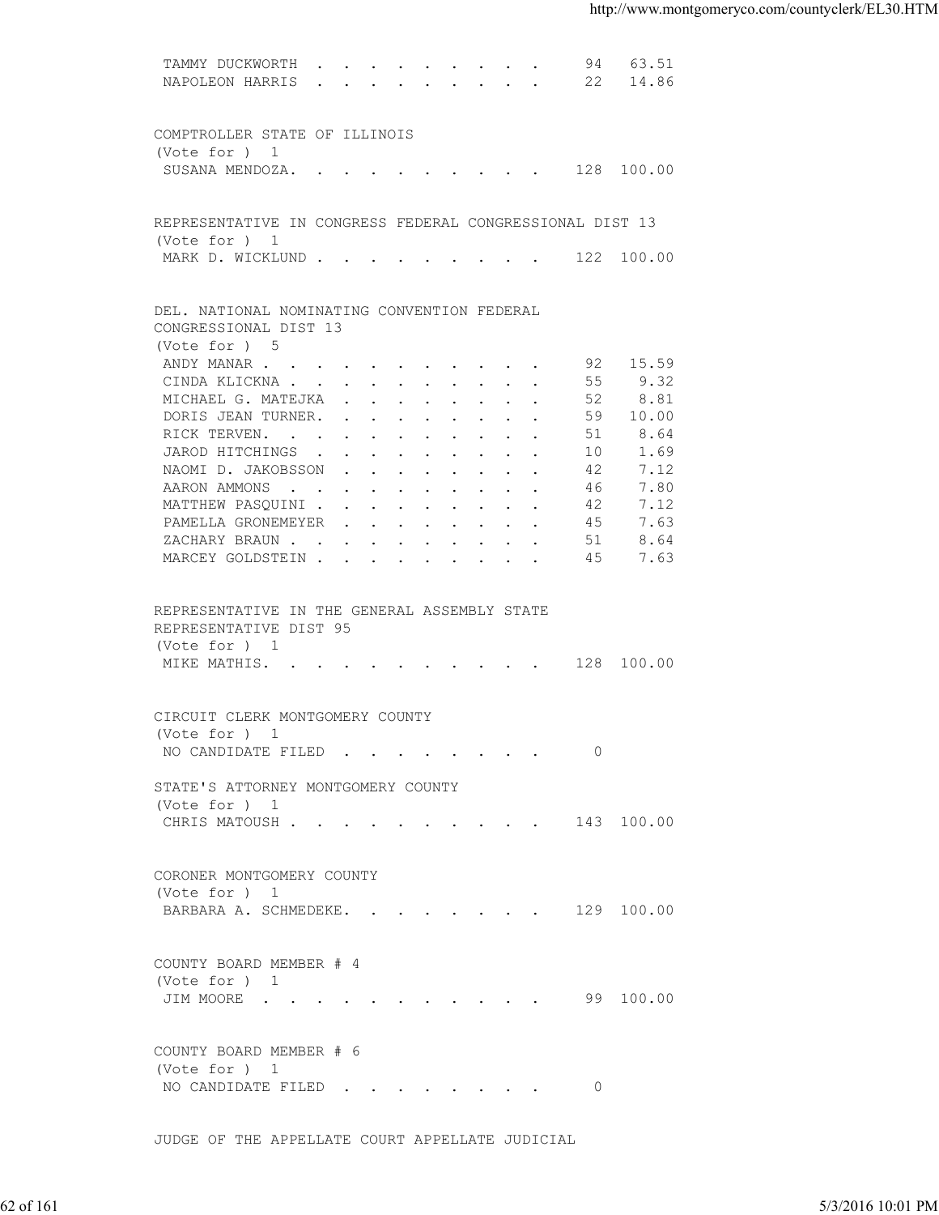| | | |
|---|---|---|
| TAMMY DUCKWORTH | 94 | 63.51 |
| NAPOLEON HARRIS | 22 | 14.86 |

COMPTROLLER STATE OF ILLINOIS
(Vote for ) 1

| | | |
|---|---|---|
| SUSANA MENDOZA | 128 | 100.00 |

REPRESENTATIVE IN CONGRESS FEDERAL CONGRESSIONAL DIST 13
(Vote for ) 1

| | | |
|---|---|---|
| MARK D. WICKLUND | 122 | 100.00 |

DEL. NATIONAL NOMINATING CONVENTION FEDERAL CONGRESSIONAL DIST 13
(Vote for ) 5

| | | |
|---|---|---|
| ANDY MANAR | 92 | 15.59 |
| CINDA KLICKNA | 55 | 9.32 |
| MICHAEL G. MATEJKA | 52 | 8.81 |
| DORIS JEAN TURNER | 59 | 10.00 |
| RICK TERVEN | 51 | 8.64 |
| JAROD HITCHINGS | 10 | 1.69 |
| NAOMI D. JAKOBSSON | 42 | 7.12 |
| AARON AMMONS | 46 | 7.80 |
| MATTHEW PASQUINI | 42 | 7.12 |
| PAMELLA GRONEMEYER | 45 | 7.63 |
| ZACHARY BRAUN | 51 | 8.64 |
| MARCEY GOLDSTEIN | 45 | 7.63 |

REPRESENTATIVE IN THE GENERAL ASSEMBLY STATE REPRESENTATIVE DIST 95
(Vote for ) 1

| | | |
|---|---|---|
| MIKE MATHIS | 128 | 100.00 |

CIRCUIT CLERK MONTGOMERY COUNTY
(Vote for ) 1

| | | |
|---|---|---|
| NO CANDIDATE FILED | 0 | |

STATE'S ATTORNEY MONTGOMERY COUNTY
(Vote for ) 1

| | | |
|---|---|---|
| CHRIS MATOUSH | 143 | 100.00 |

CORONER MONTGOMERY COUNTY
(Vote for ) 1

| | | |
|---|---|---|
| BARBARA A. SCHMEDEKE | 129 | 100.00 |

COUNTY BOARD MEMBER # 4
(Vote for ) 1

| | | |
|---|---|---|
| JIM MOORE | 99 | 100.00 |

COUNTY BOARD MEMBER # 6
(Vote for ) 1

| | | |
|---|---|---|
| NO CANDIDATE FILED | 0 | |

JUDGE OF THE APPELLATE COURT APPELLATE JUDICIAL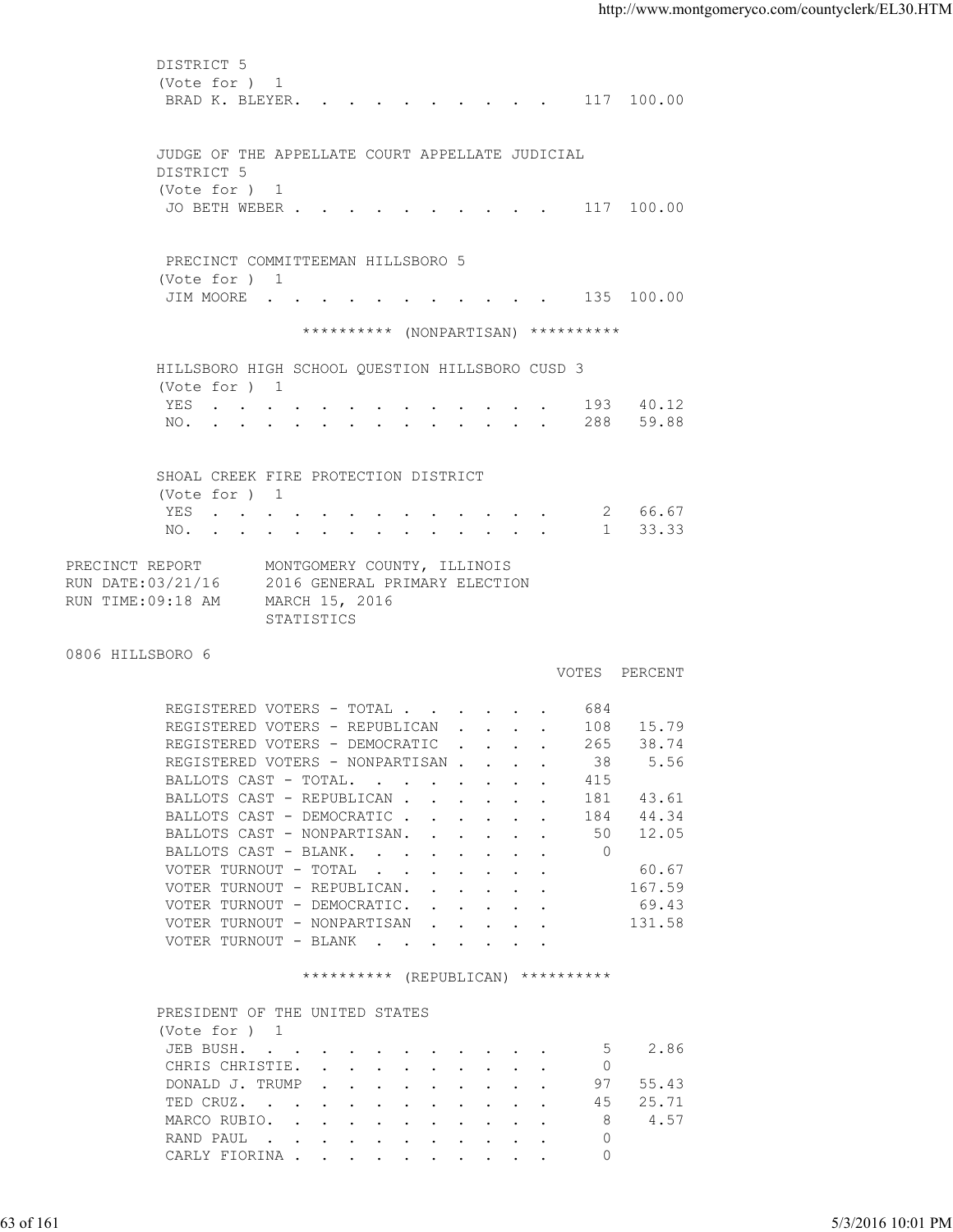DISTRICT 5
(Vote for ) 1

| | VOTES | PERCENT |
|---|---|---|
| BRAD K. BLEYER | 117 | 100.00 |

JUDGE OF THE APPELLATE COURT APPELLATE JUDICIAL DISTRICT 5
(Vote for ) 1

| | VOTES | PERCENT |
|---|---|---|
| JO BETH WEBER | 117 | 100.00 |

PRECINCT COMMITTEEMAN HILLSBORO 5
(Vote for ) 1

| | VOTES | PERCENT |
|---|---|---|
| JIM MOORE | 135 | 100.00 |

********** (NONPARTISAN) **********

HILLSBORO HIGH SCHOOL QUESTION HILLSBORO CUSD 3
(Vote for ) 1

| | VOTES | PERCENT |
|---|---|---|
| YES | 193 | 40.12 |
| NO. | 288 | 59.88 |

SHOAL CREEK FIRE PROTECTION DISTRICT
(Vote for ) 1

| | VOTES | PERCENT |
|---|---|---|
| YES | 2 | 66.67 |
| NO. | 1 | 33.33 |

PRECINCT REPORT — MONTGOMERY COUNTY, ILLINOIS
RUN DATE:03/21/16 — 2016 GENERAL PRIMARY ELECTION
RUN TIME:09:18 AM — MARCH 15, 2016
STATISTICS

## 0806 HILLSBORO 6

| | VOTES | PERCENT |
|---|---|---|
| REGISTERED VOTERS - TOTAL | 684 | |
| REGISTERED VOTERS - REPUBLICAN | 108 | 15.79 |
| REGISTERED VOTERS - DEMOCRATIC | 265 | 38.74 |
| REGISTERED VOTERS - NONPARTISAN | 38 | 5.56 |
| BALLOTS CAST - TOTAL. | 415 | |
| BALLOTS CAST - REPUBLICAN | 181 | 43.61 |
| BALLOTS CAST - DEMOCRATIC | 184 | 44.34 |
| BALLOTS CAST - NONPARTISAN. | 50 | 12.05 |
| BALLOTS CAST - BLANK. | 0 | |
| VOTER TURNOUT - TOTAL | | 60.67 |
| VOTER TURNOUT - REPUBLICAN. | | 167.59 |
| VOTER TURNOUT - DEMOCRATIC. | | 69.43 |
| VOTER TURNOUT - NONPARTISAN | | 131.58 |
| VOTER TURNOUT - BLANK | | |

********** (REPUBLICAN) **********

PRESIDENT OF THE UNITED STATES
(Vote for ) 1

| | VOTES | PERCENT |
|---|---|---|
| JEB BUSH. | 5 | 2.86 |
| CHRIS CHRISTIE. | 0 | |
| DONALD J. TRUMP | 97 | 55.43 |
| TED CRUZ. | 45 | 25.71 |
| MARCO RUBIO. | 8 | 4.57 |
| RAND PAUL | 0 | |
| CARLY FIORINA | 0 | |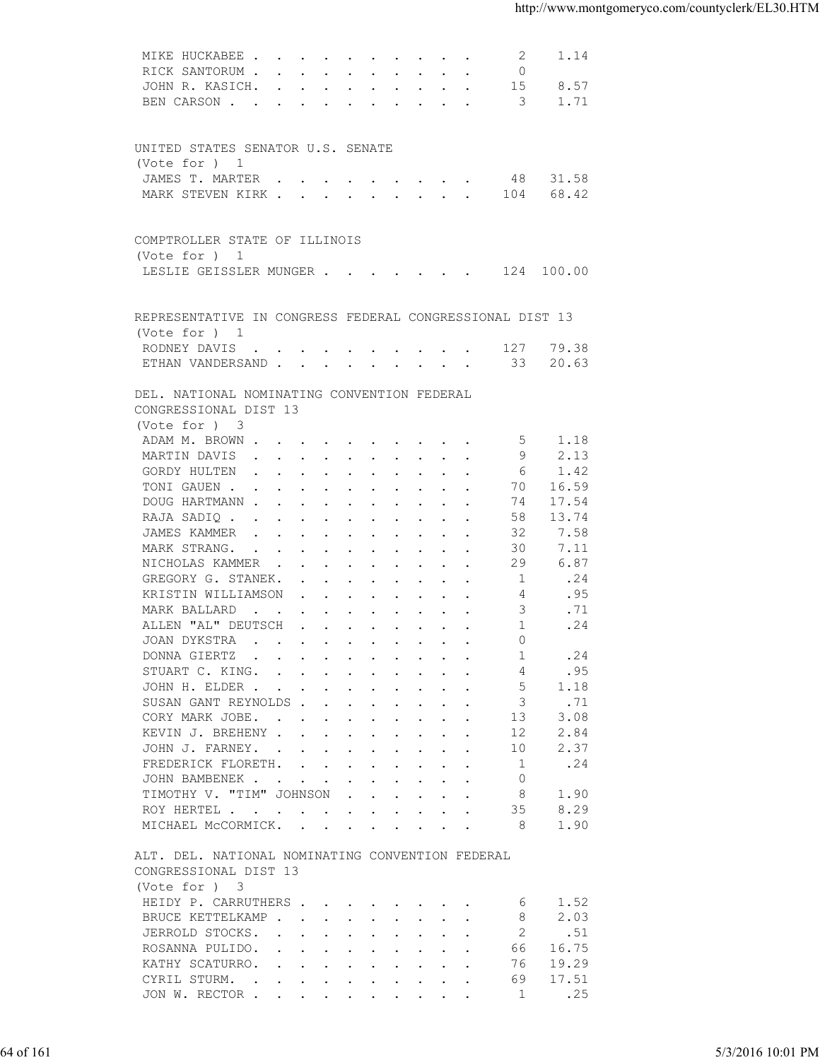| Candidate | Votes | Percent |
|---|---|---|
| MIKE HUCKABEE | 2 | 1.14 |
| RICK SANTORUM | 0 | |
| JOHN R. KASICH. | 15 | 8.57 |
| BEN CARSON | 3 | 1.71 |

UNITED STATES SENATOR U.S. SENATE
(Vote for ) 1

| Candidate | Votes | Percent |
|---|---|---|
| JAMES T. MARTER | 48 | 31.58 |
| MARK STEVEN KIRK | 104 | 68.42 |

COMPTROLLER STATE OF ILLINOIS
(Vote for ) 1

| Candidate | Votes | Percent |
|---|---|---|
| LESLIE GEISSLER MUNGER | 124 | 100.00 |

REPRESENTATIVE IN CONGRESS FEDERAL CONGRESSIONAL DIST 13
(Vote for ) 1

| Candidate | Votes | Percent |
|---|---|---|
| RODNEY DAVIS | 127 | 79.38 |
| ETHAN VANDERSAND | 33 | 20.63 |

DEL. NATIONAL NOMINATING CONVENTION FEDERAL
CONGRESSIONAL DIST 13
(Vote for ) 3

| Candidate | Votes | Percent |
|---|---|---|
| ADAM M. BROWN | 5 | 1.18 |
| MARTIN DAVIS | 9 | 2.13 |
| GORDY HULTEN | 6 | 1.42 |
| TONI GAUEN | 70 | 16.59 |
| DOUG HARTMANN | 74 | 17.54 |
| RAJA SADIQ | 58 | 13.74 |
| JAMES KAMMER | 32 | 7.58 |
| MARK STRANG. | 30 | 7.11 |
| NICHOLAS KAMMER | 29 | 6.87 |
| GREGORY G. STANEK. | 1 | .24 |
| KRISTIN WILLIAMSON | 4 | .95 |
| MARK BALLARD | 3 | .71 |
| ALLEN "AL" DEUTSCH | 1 | .24 |
| JOAN DYKSTRA | 0 | |
| DONNA GIERTZ | 1 | .24 |
| STUART C. KING. | 4 | .95 |
| JOHN H. ELDER | 5 | 1.18 |
| SUSAN GANT REYNOLDS | 3 | .71 |
| CORY MARK JOBE. | 13 | 3.08 |
| KEVIN J. BREHENY | 12 | 2.84 |
| JOHN J. FARNEY. | 10 | 2.37 |
| FREDERICK FLORETH. | 1 | .24 |
| JOHN BAMBENEK | 0 | |
| TIMOTHY V. "TIM" JOHNSON | 8 | 1.90 |
| ROY HERTEL | 35 | 8.29 |
| MICHAEL McCORMICK. | 8 | 1.90 |

ALT. DEL. NATIONAL NOMINATING CONVENTION FEDERAL
CONGRESSIONAL DIST 13
(Vote for ) 3

| Candidate | Votes | Percent |
|---|---|---|
| HEIDY P. CARRUTHERS | 6 | 1.52 |
| BRUCE KETTELKAMP | 8 | 2.03 |
| JERROLD STOCKS. | 2 | .51 |
| ROSANNA PULIDO. | 66 | 16.75 |
| KATHY SCATURRO. | 76 | 19.29 |
| CYRIL STURM. | 69 | 17.51 |
| JON W. RECTOR | 1 | .25 |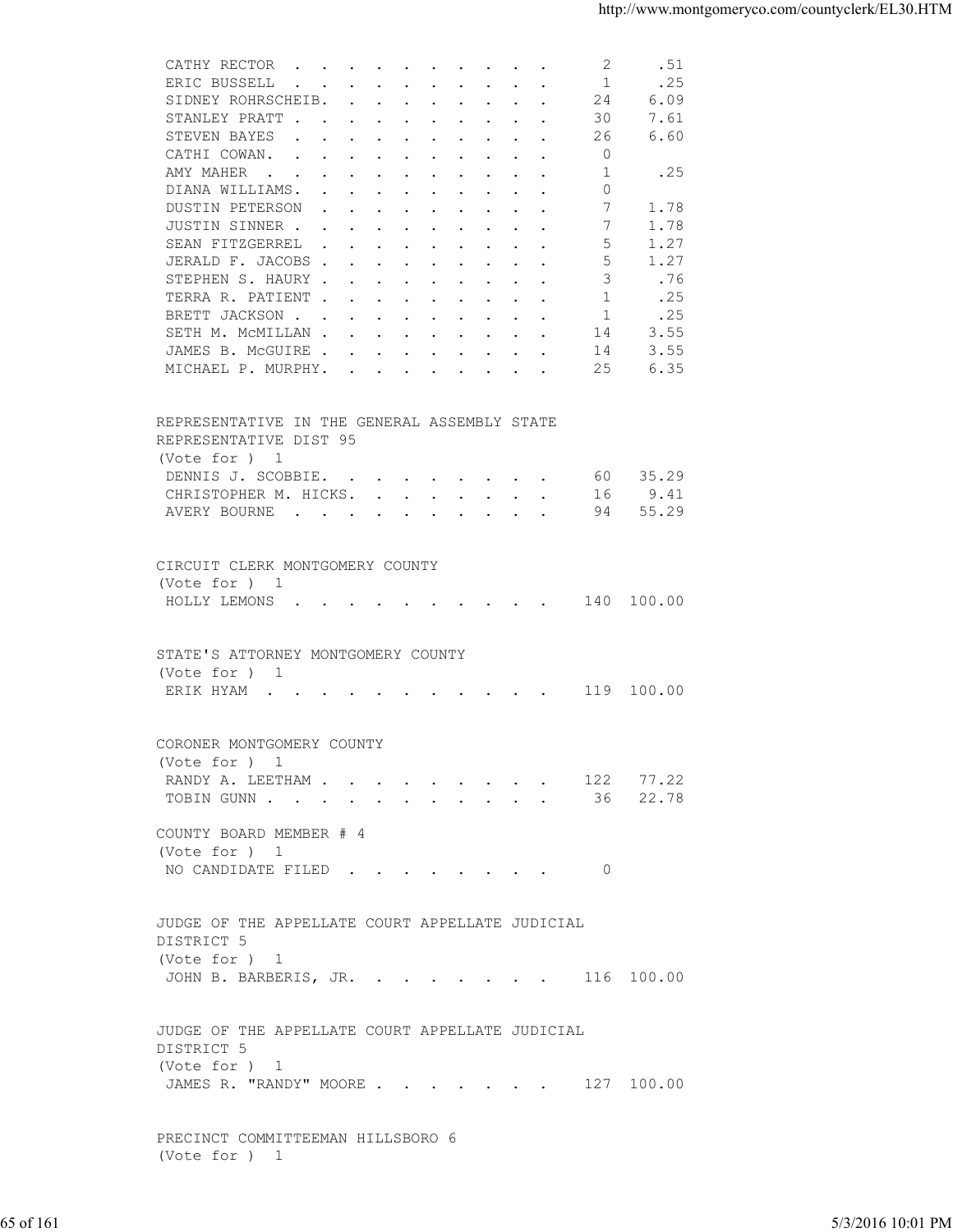| | | |
|---|---|---|
| CATHY RECTOR | 2 | .51 |
| ERIC BUSSELL | 1 | .25 |
| SIDNEY ROHRSCHEIB. | 24 | 6.09 |
| STANLEY PRATT | 30 | 7.61 |
| STEVEN BAYES | 26 | 6.60 |
| CATHI COWAN. | 0 | |
| AMY MAHER | 1 | .25 |
| DIANA WILLIAMS. | 0 | |
| DUSTIN PETERSON | 7 | 1.78 |
| JUSTIN SINNER | 7 | 1.78 |
| SEAN FITZGERREL | 5 | 1.27 |
| JERALD F. JACOBS | 5 | 1.27 |
| STEPHEN S. HAURY | 3 | .76 |
| TERRA R. PATIENT | 1 | .25 |
| BRETT JACKSON | 1 | .25 |
| SETH M. McMILLAN | 14 | 3.55 |
| JAMES B. McGUIRE | 14 | 3.55 |
| MICHAEL P. MURPHY. | 25 | 6.35 |

REPRESENTATIVE IN THE GENERAL ASSEMBLY STATE REPRESENTATIVE DIST 95
(Vote for ) 1

| | | |
|---|---|---|
| DENNIS J. SCOBBIE. | 60 | 35.29 |
| CHRISTOPHER M. HICKS. | 16 | 9.41 |
| AVERY BOURNE | 94 | 55.29 |

CIRCUIT CLERK MONTGOMERY COUNTY
(Vote for ) 1

| | | |
|---|---|---|
| HOLLY LEMONS | 140 | 100.00 |

STATE'S ATTORNEY MONTGOMERY COUNTY
(Vote for ) 1

| | | |
|---|---|---|
| ERIK HYAM | 119 | 100.00 |

CORONER MONTGOMERY COUNTY
(Vote for ) 1

| | | |
|---|---|---|
| RANDY A. LEETHAM | 122 | 77.22 |
| TOBIN GUNN | 36 | 22.78 |

COUNTY BOARD MEMBER # 4
(Vote for ) 1

| | | |
|---|---|---|
| NO CANDIDATE FILED | 0 | |

JUDGE OF THE APPELLATE COURT APPELLATE JUDICIAL DISTRICT 5
(Vote for ) 1

| | | |
|---|---|---|
| JOHN B. BARBERIS, JR. | 116 | 100.00 |

JUDGE OF THE APPELLATE COURT APPELLATE JUDICIAL DISTRICT 5
(Vote for ) 1

| | | |
|---|---|---|
| JAMES R. "RANDY" MOORE | 127 | 100.00 |

PRECINCT COMMITTEEMAN HILLSBORO 6
(Vote for ) 1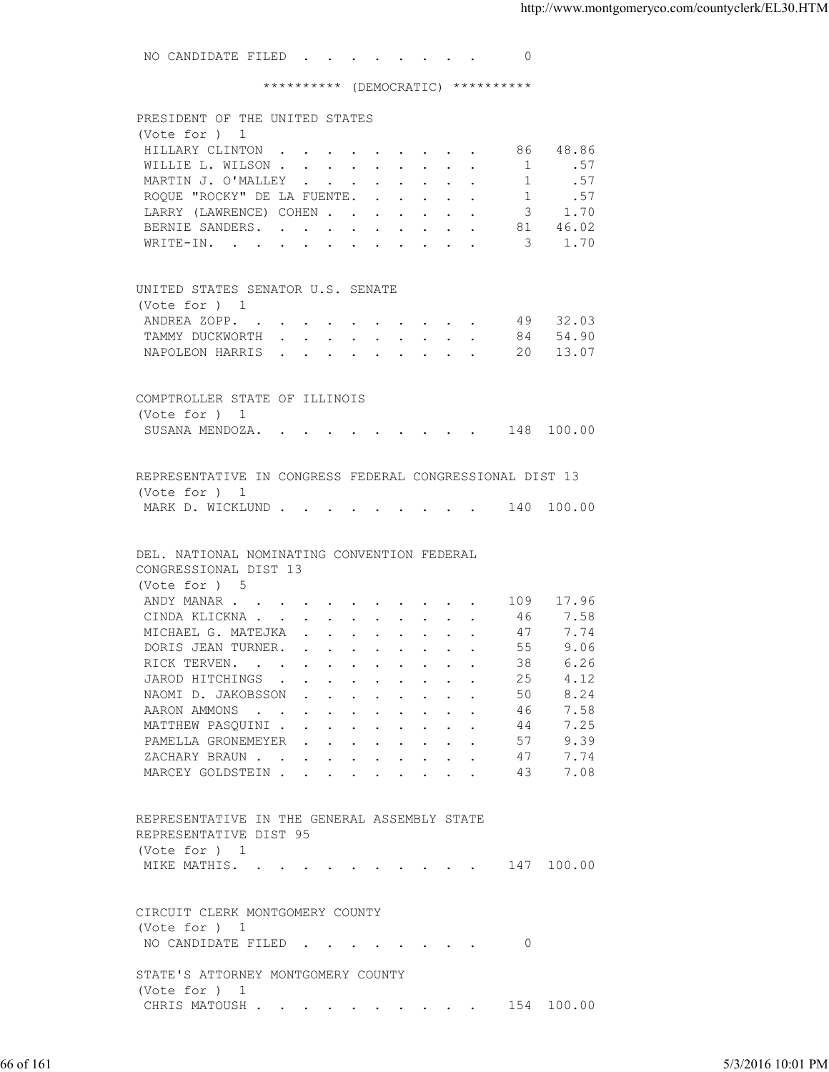NO CANDIDATE FILED . . . . . . . . . 0

********** (DEMOCRATIC) **********

PRESIDENT OF THE UNITED STATES
(Vote for ) 1

| Candidate | Votes | Percent |
|---|---|---|
| HILLARY CLINTON | 86 | 48.86 |
| WILLIE L. WILSON | 1 | .57 |
| MARTIN J. O'MALLEY | 1 | .57 |
| ROQUE "ROCKY" DE LA FUENTE | 1 | .57 |
| LARRY (LAWRENCE) COHEN | 3 | 1.70 |
| BERNIE SANDERS | 81 | 46.02 |
| WRITE-IN | 3 | 1.70 |

UNITED STATES SENATOR U.S. SENATE
(Vote for ) 1

| Candidate | Votes | Percent |
|---|---|---|
| ANDREA ZOPP | 49 | 32.03 |
| TAMMY DUCKWORTH | 84 | 54.90 |
| NAPOLEON HARRIS | 20 | 13.07 |

COMPTROLLER STATE OF ILLINOIS
(Vote for ) 1

| Candidate | Votes | Percent |
|---|---|---|
| SUSANA MENDOZA | 148 | 100.00 |

REPRESENTATIVE IN CONGRESS FEDERAL CONGRESSIONAL DIST 13
(Vote for ) 1

| Candidate | Votes | Percent |
|---|---|---|
| MARK D. WICKLUND | 140 | 100.00 |

DEL. NATIONAL NOMINATING CONVENTION FEDERAL
CONGRESSIONAL DIST 13
(Vote for ) 5

| Candidate | Votes | Percent |
|---|---|---|
| ANDY MANAR | 109 | 17.96 |
| CINDA KLICKNA | 46 | 7.58 |
| MICHAEL G. MATEJKA | 47 | 7.74 |
| DORIS JEAN TURNER | 55 | 9.06 |
| RICK TERVEN | 38 | 6.26 |
| JAROD HITCHINGS | 25 | 4.12 |
| NAOMI D. JAKOBSSON | 50 | 8.24 |
| AARON AMMONS | 46 | 7.58 |
| MATTHEW PASQUINI | 44 | 7.25 |
| PAMELLA GRONEMEYER | 57 | 9.39 |
| ZACHARY BRAUN | 47 | 7.74 |
| MARCEY GOLDSTEIN | 43 | 7.08 |

REPRESENTATIVE IN THE GENERAL ASSEMBLY STATE
REPRESENTATIVE DIST 95
(Vote for ) 1

| Candidate | Votes | Percent |
|---|---|---|
| MIKE MATHIS | 147 | 100.00 |

CIRCUIT CLERK MONTGOMERY COUNTY
(Vote for ) 1

NO CANDIDATE FILED . . . . . . . . . 0

STATE'S ATTORNEY MONTGOMERY COUNTY
(Vote for ) 1

| Candidate | Votes | Percent |
|---|---|---|
| CHRIS MATOUSH | 154 | 100.00 |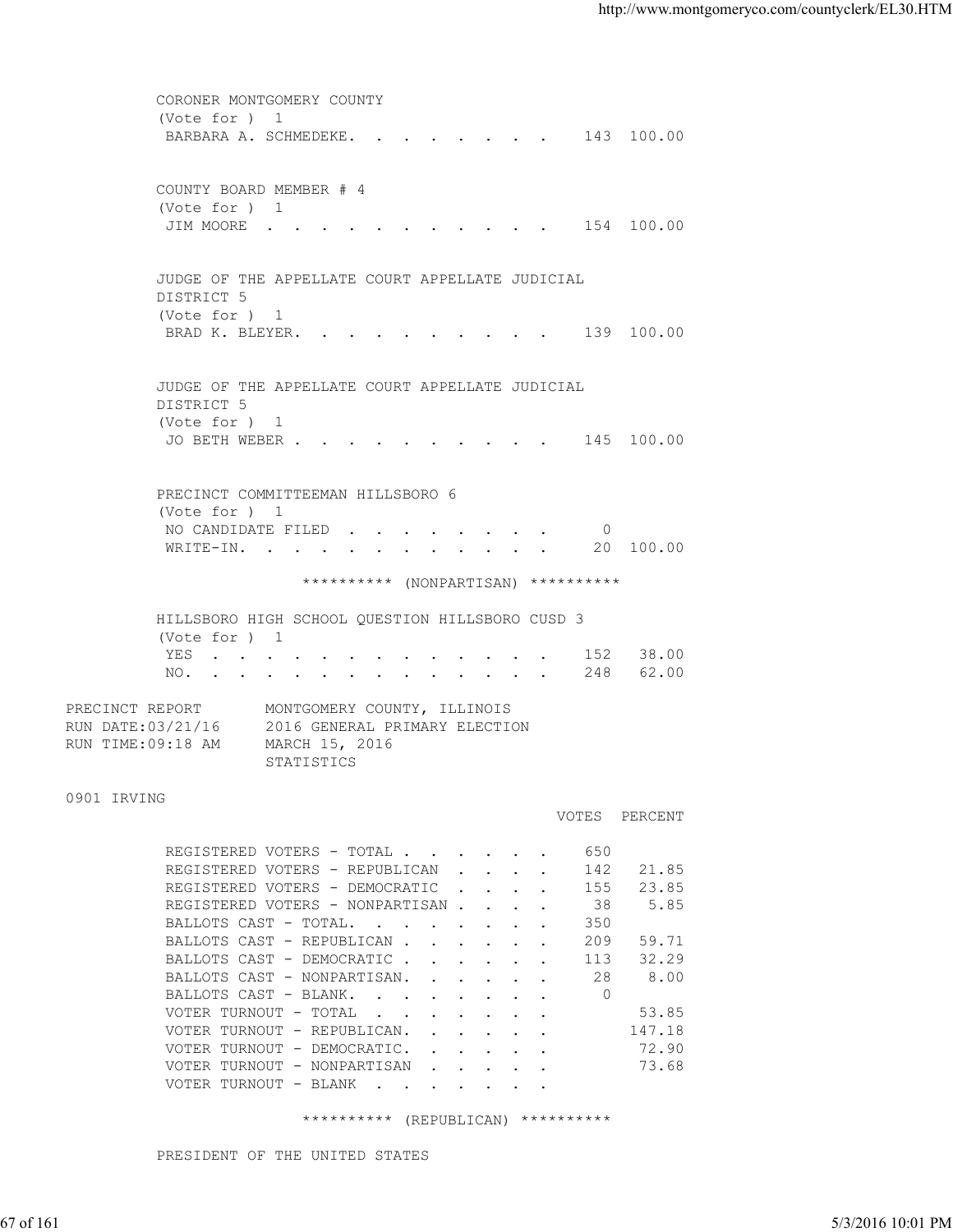CORONER MONTGOMERY COUNTY
(Vote for ) 1

| | VOTES | PERCENT |
|---|---|---|
| BARBARA A. SCHMEDEKE | 143 | 100.00 |

COUNTY BOARD MEMBER # 4
(Vote for ) 1

| | VOTES | PERCENT |
|---|---|---|
| JIM MOORE | 154 | 100.00 |

JUDGE OF THE APPELLATE COURT APPELLATE JUDICIAL DISTRICT 5
(Vote for ) 1

| | VOTES | PERCENT |
|---|---|---|
| BRAD K. BLEYER | 139 | 100.00 |

JUDGE OF THE APPELLATE COURT APPELLATE JUDICIAL DISTRICT 5
(Vote for ) 1

| | VOTES | PERCENT |
|---|---|---|
| JO BETH WEBER | 145 | 100.00 |

PRECINCT COMMITTEEMAN HILLSBORO 6
(Vote for ) 1

| | VOTES | PERCENT |
|---|---|---|
| NO CANDIDATE FILED | 0 | |
| WRITE-IN. | 20 | 100.00 |

********** (NONPARTISAN) **********

HILLSBORO HIGH SCHOOL QUESTION HILLSBORO CUSD 3
(Vote for ) 1

| | VOTES | PERCENT |
|---|---|---|
| YES | 152 | 38.00 |
| NO. | 248 | 62.00 |

PRECINCT REPORT MONTGOMERY COUNTY, ILLINOIS
RUN DATE:03/21/16 2016 GENERAL PRIMARY ELECTION
RUN TIME:09:18 AM MARCH 15, 2016
STATISTICS

0901 IRVING

| | VOTES | PERCENT |
|---|---|---|
| REGISTERED VOTERS - TOTAL | 650 | |
| REGISTERED VOTERS - REPUBLICAN | 142 | 21.85 |
| REGISTERED VOTERS - DEMOCRATIC | 155 | 23.85 |
| REGISTERED VOTERS - NONPARTISAN | 38 | 5.85 |
| BALLOTS CAST - TOTAL. | 350 | |
| BALLOTS CAST - REPUBLICAN | 209 | 59.71 |
| BALLOTS CAST - DEMOCRATIC | 113 | 32.29 |
| BALLOTS CAST - NONPARTISAN. | 28 | 8.00 |
| BALLOTS CAST - BLANK. | 0 | |
| VOTER TURNOUT - TOTAL | | 53.85 |
| VOTER TURNOUT - REPUBLICAN. | | 147.18 |
| VOTER TURNOUT - DEMOCRATIC. | | 72.90 |
| VOTER TURNOUT - NONPARTISAN | | 73.68 |
| VOTER TURNOUT - BLANK | | |

********** (REPUBLICAN) **********

PRESIDENT OF THE UNITED STATES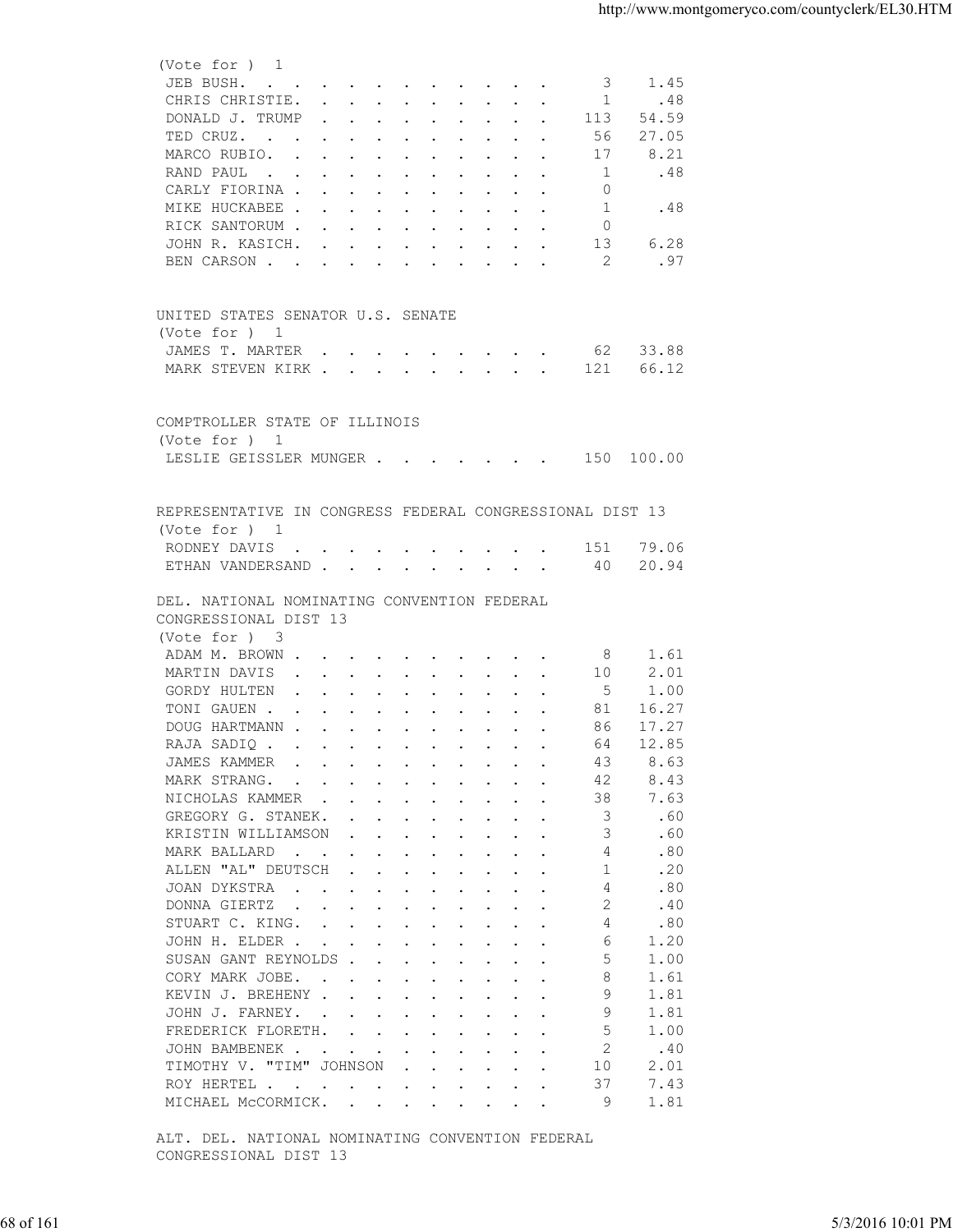(Vote for ) 1

| Candidate | Votes | Percent |
| --- | --- | --- |
| JEB BUSH. | 3 | 1.45 |
| CHRIS CHRISTIE. | 1 | .48 |
| DONALD J. TRUMP | 113 | 54.59 |
| TED CRUZ. | 56 | 27.05 |
| MARCO RUBIO. | 17 | 8.21 |
| RAND PAUL | 1 | .48 |
| CARLY FIORINA | 0 | |
| MIKE HUCKABEE | 1 | .48 |
| RICK SANTORUM | 0 | |
| JOHN R. KASICH. | 13 | 6.28 |
| BEN CARSON | 2 | .97 |

UNITED STATES SENATOR U.S. SENATE

(Vote for ) 1

| Candidate | Votes | Percent |
| --- | --- | --- |
| JAMES T. MARTER | 62 | 33.88 |
| MARK STEVEN KIRK | 121 | 66.12 |

COMPTROLLER STATE OF ILLINOIS

(Vote for ) 1

| Candidate | Votes | Percent |
| --- | --- | --- |
| LESLIE GEISSLER MUNGER | 150 | 100.00 |

REPRESENTATIVE IN CONGRESS FEDERAL CONGRESSIONAL DIST 13

(Vote for ) 1

| Candidate | Votes | Percent |
| --- | --- | --- |
| RODNEY DAVIS | 151 | 79.06 |
| ETHAN VANDERSAND | 40 | 20.94 |

DEL. NATIONAL NOMINATING CONVENTION FEDERAL CONGRESSIONAL DIST 13

(Vote for ) 3

| Candidate | Votes | Percent |
| --- | --- | --- |
| ADAM M. BROWN | 8 | 1.61 |
| MARTIN DAVIS | 10 | 2.01 |
| GORDY HULTEN | 5 | 1.00 |
| TONI GAUEN | 81 | 16.27 |
| DOUG HARTMANN | 86 | 17.27 |
| RAJA SADIQ | 64 | 12.85 |
| JAMES KAMMER | 43 | 8.63 |
| MARK STRANG. | 42 | 8.43 |
| NICHOLAS KAMMER | 38 | 7.63 |
| GREGORY G. STANEK. | 3 | .60 |
| KRISTIN WILLIAMSON | 3 | .60 |
| MARK BALLARD | 4 | .80 |
| ALLEN "AL" DEUTSCH | 1 | .20 |
| JOAN DYKSTRA | 4 | .80 |
| DONNA GIERTZ | 2 | .40 |
| STUART C. KING. | 4 | .80 |
| JOHN H. ELDER | 6 | 1.20 |
| SUSAN GANT REYNOLDS | 5 | 1.00 |
| CORY MARK JOBE. | 8 | 1.61 |
| KEVIN J. BREHENY | 9 | 1.81 |
| JOHN J. FARNEY. | 9 | 1.81 |
| FREDERICK FLORETH. | 5 | 1.00 |
| JOHN BAMBENEK | 2 | .40 |
| TIMOTHY V. "TIM" JOHNSON | 10 | 2.01 |
| ROY HERTEL | 37 | 7.43 |
| MICHAEL McCORMICK. | 9 | 1.81 |

ALT. DEL. NATIONAL NOMINATING CONVENTION FEDERAL CONGRESSIONAL DIST 13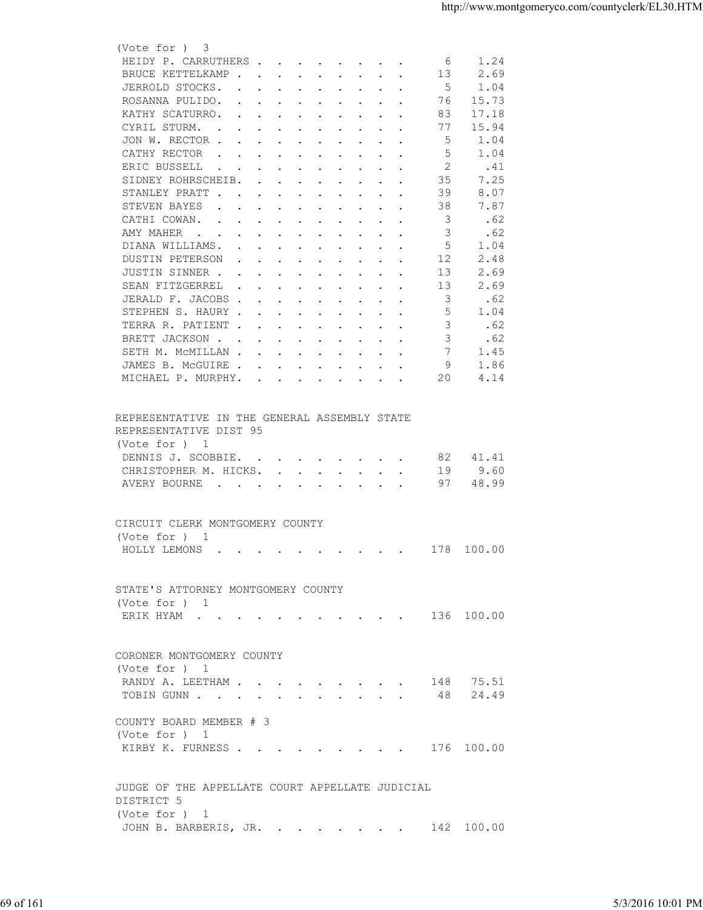(Vote for ) 3

| Candidate | Votes | Percent |
|---|---|---|
| HEIDY P. CARRUTHERS | 6 | 1.24 |
| BRUCE KETTELKAMP | 13 | 2.69 |
| JERROLD STOCKS. | 5 | 1.04 |
| ROSANNA PULIDO. | 76 | 15.73 |
| KATHY SCATURRO. | 83 | 17.18 |
| CYRIL STURM. | 77 | 15.94 |
| JON W. RECTOR | 5 | 1.04 |
| CATHY RECTOR | 5 | 1.04 |
| ERIC BUSSELL | 2 | .41 |
| SIDNEY ROHRSCHEIB. | 35 | 7.25 |
| STANLEY PRATT | 39 | 8.07 |
| STEVEN BAYES | 38 | 7.87 |
| CATHI COWAN. | 3 | .62 |
| AMY MAHER | 3 | .62 |
| DIANA WILLIAMS. | 5 | 1.04 |
| DUSTIN PETERSON | 12 | 2.48 |
| JUSTIN SINNER | 13 | 2.69 |
| SEAN FITZGERREL | 13 | 2.69 |
| JERALD F. JACOBS | 3 | .62 |
| STEPHEN S. HAURY | 5 | 1.04 |
| TERRA R. PATIENT | 3 | .62 |
| BRETT JACKSON | 3 | .62 |
| SETH M. McMILLAN | 7 | 1.45 |
| JAMES B. McGUIRE | 9 | 1.86 |
| MICHAEL P. MURPHY. | 20 | 4.14 |

REPRESENTATIVE IN THE GENERAL ASSEMBLY STATE REPRESENTATIVE DIST 95
(Vote for ) 1

| Candidate | Votes | Percent |
|---|---|---|
| DENNIS J. SCOBBIE. | 82 | 41.41 |
| CHRISTOPHER M. HICKS. | 19 | 9.60 |
| AVERY BOURNE | 97 | 48.99 |

CIRCUIT CLERK MONTGOMERY COUNTY
(Vote for ) 1

| Candidate | Votes | Percent |
|---|---|---|
| HOLLY LEMONS | 178 | 100.00 |

STATE'S ATTORNEY MONTGOMERY COUNTY
(Vote for ) 1

| Candidate | Votes | Percent |
|---|---|---|
| ERIK HYAM | 136 | 100.00 |

CORONER MONTGOMERY COUNTY
(Vote for ) 1

| Candidate | Votes | Percent |
|---|---|---|
| RANDY A. LEETHAM | 148 | 75.51 |
| TOBIN GUNN | 48 | 24.49 |

COUNTY BOARD MEMBER # 3
(Vote for ) 1

| Candidate | Votes | Percent |
|---|---|---|
| KIRBY K. FURNESS | 176 | 100.00 |

JUDGE OF THE APPELLATE COURT APPELLATE JUDICIAL DISTRICT 5
(Vote for ) 1

| Candidate | Votes | Percent |
|---|---|---|
| JOHN B. BARBERIS, JR. | 142 | 100.00 |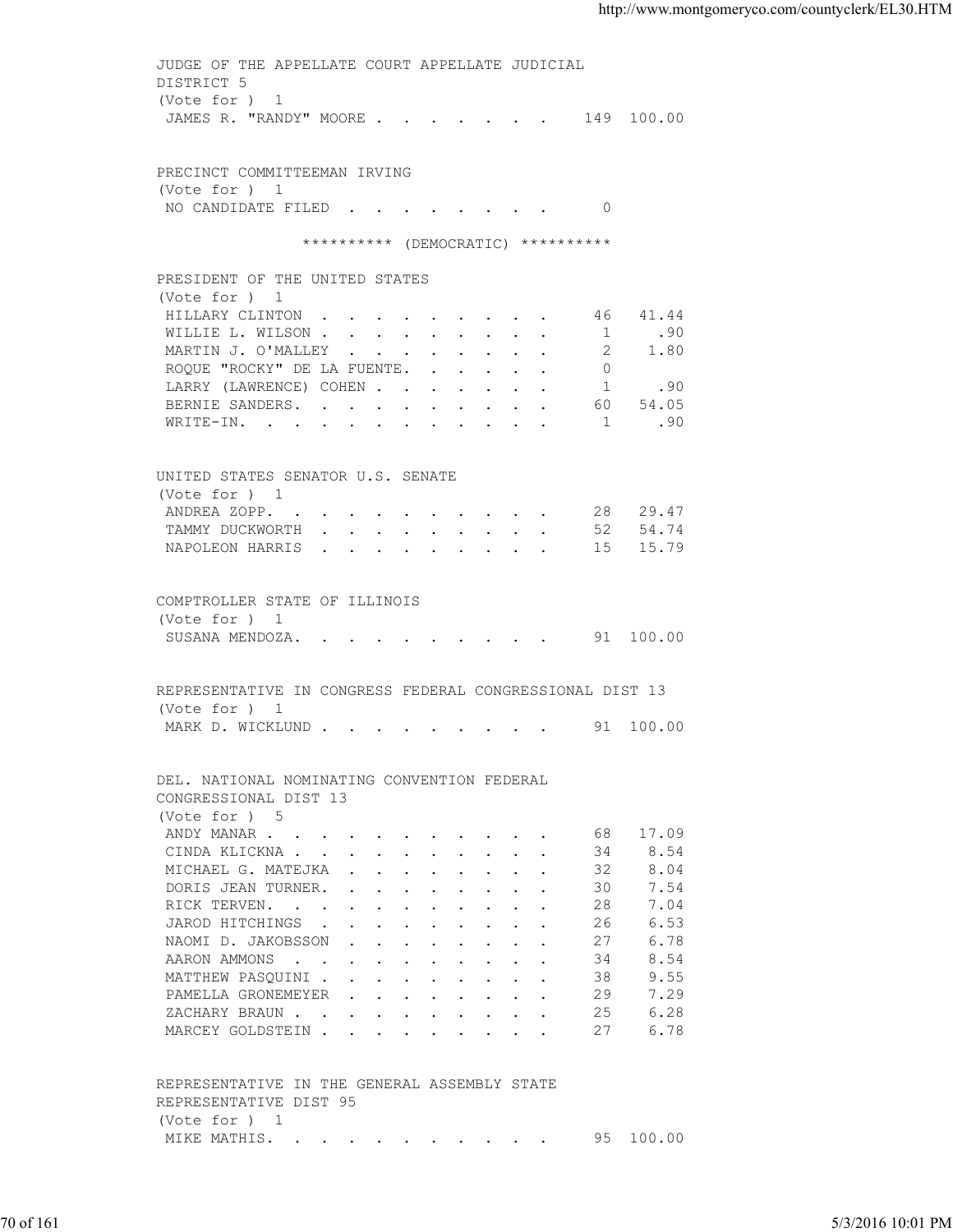JUDGE OF THE APPELLATE COURT APPELLATE JUDICIAL DISTRICT 5
(Vote for ) 1

| Candidate | Votes | Percent |
|---|---|---|
| JAMES R. "RANDY" MOORE | 149 | 100.00 |

PRECINCT COMMITTEEMAN IRVING
(Vote for ) 1

| Candidate | Votes | Percent |
|---|---|---|
| NO CANDIDATE FILED | 0 | |

********** (DEMOCRATIC) **********

PRESIDENT OF THE UNITED STATES
(Vote for ) 1

| Candidate | Votes | Percent |
|---|---|---|
| HILLARY CLINTON | 46 | 41.44 |
| WILLIE L. WILSON | 1 | .90 |
| MARTIN J. O'MALLEY | 2 | 1.80 |
| ROQUE "ROCKY" DE LA FUENTE | 0 | |
| LARRY (LAWRENCE) COHEN | 1 | .90 |
| BERNIE SANDERS | 60 | 54.05 |
| WRITE-IN | 1 | .90 |

UNITED STATES SENATOR U.S. SENATE
(Vote for ) 1

| Candidate | Votes | Percent |
|---|---|---|
| ANDREA ZOPP | 28 | 29.47 |
| TAMMY DUCKWORTH | 52 | 54.74 |
| NAPOLEON HARRIS | 15 | 15.79 |

COMPTROLLER STATE OF ILLINOIS
(Vote for ) 1

| Candidate | Votes | Percent |
|---|---|---|
| SUSANA MENDOZA | 91 | 100.00 |

REPRESENTATIVE IN CONGRESS FEDERAL CONGRESSIONAL DIST 13
(Vote for ) 1

| Candidate | Votes | Percent |
|---|---|---|
| MARK D. WICKLUND | 91 | 100.00 |

DEL. NATIONAL NOMINATING CONVENTION FEDERAL CONGRESSIONAL DIST 13
(Vote for ) 5

| Candidate | Votes | Percent |
|---|---|---|
| ANDY MANAR | 68 | 17.09 |
| CINDA KLICKNA | 34 | 8.54 |
| MICHAEL G. MATEJKA | 32 | 8.04 |
| DORIS JEAN TURNER | 30 | 7.54 |
| RICK TERVEN | 28 | 7.04 |
| JAROD HITCHINGS | 26 | 6.53 |
| NAOMI D. JAKOBSSON | 27 | 6.78 |
| AARON AMMONS | 34 | 8.54 |
| MATTHEW PASQUINI | 38 | 9.55 |
| PAMELLA GRONEMEYER | 29 | 7.29 |
| ZACHARY BRAUN | 25 | 6.28 |
| MARCEY GOLDSTEIN | 27 | 6.78 |

REPRESENTATIVE IN THE GENERAL ASSEMBLY STATE REPRESENTATIVE DIST 95
(Vote for ) 1

| Candidate | Votes | Percent |
|---|---|---|
| MIKE MATHIS | 95 | 100.00 |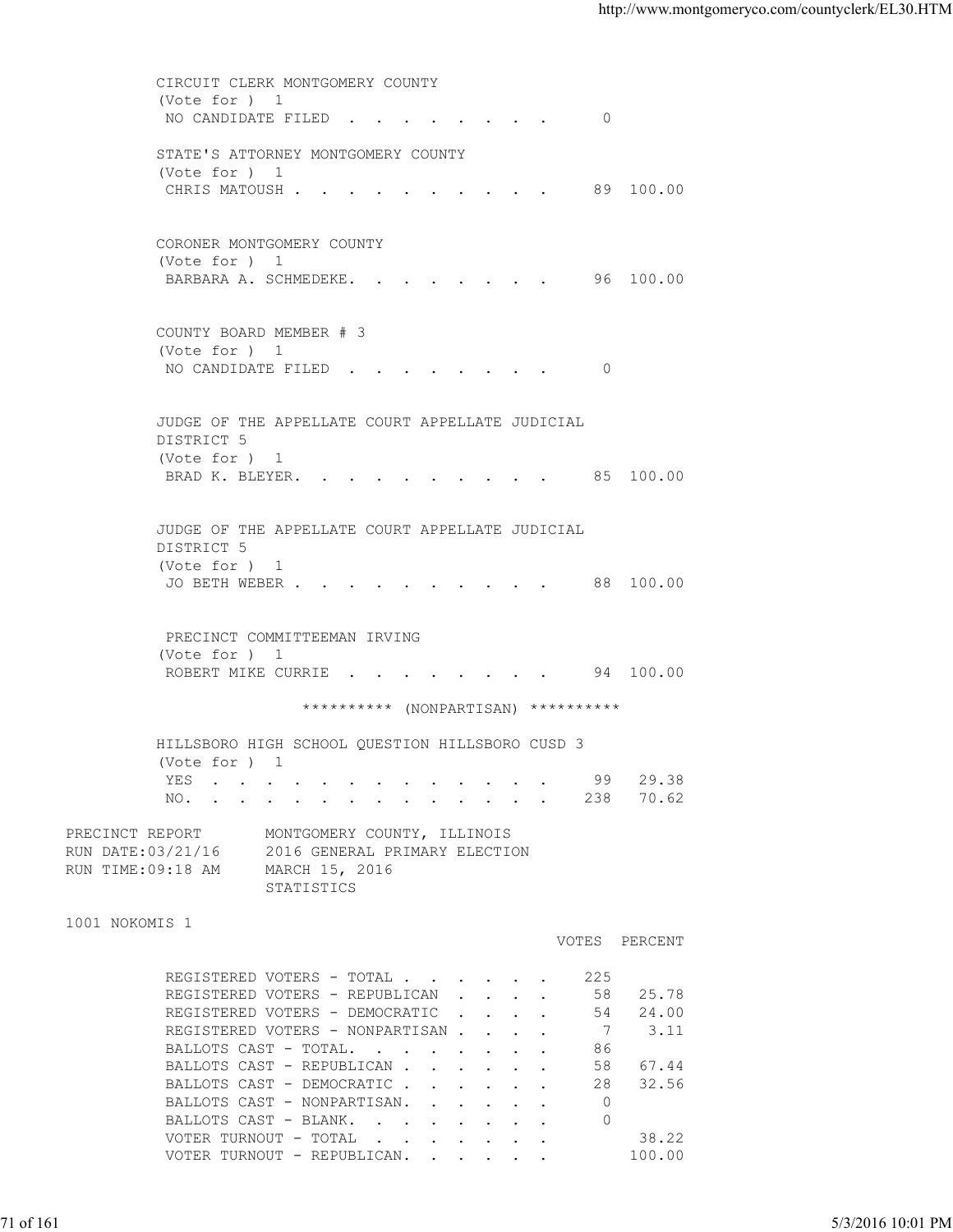CIRCUIT CLERK MONTGOMERY COUNTY
(Vote for ) 1

| | Votes | Percent |
|---|---|---|
| NO CANDIDATE FILED | 0 | |

STATE'S ATTORNEY MONTGOMERY COUNTY
(Vote for ) 1

| | Votes | Percent |
|---|---|---|
| CHRIS MATOUSH | 89 | 100.00 |

CORONER MONTGOMERY COUNTY
(Vote for ) 1

| | Votes | Percent |
|---|---|---|
| BARBARA A. SCHMEDEKE. | 96 | 100.00 |

COUNTY BOARD MEMBER # 3
(Vote for ) 1

| | Votes | Percent |
|---|---|---|
| NO CANDIDATE FILED | 0 | |

JUDGE OF THE APPELLATE COURT APPELLATE JUDICIAL DISTRICT 5
(Vote for ) 1

| | Votes | Percent |
|---|---|---|
| BRAD K. BLEYER. | 85 | 100.00 |

JUDGE OF THE APPELLATE COURT APPELLATE JUDICIAL DISTRICT 5
(Vote for ) 1

| | Votes | Percent |
|---|---|---|
| JO BETH WEBER | 88 | 100.00 |

PRECINCT COMMITTEEMAN IRVING
(Vote for ) 1

| | Votes | Percent |
|---|---|---|
| ROBERT MIKE CURRIE | 94 | 100.00 |

********** (NONPARTISAN) **********

HILLSBORO HIGH SCHOOL QUESTION HILLSBORO CUSD 3
(Vote for ) 1

| | Votes | Percent |
|---|---|---|
| YES | 99 | 29.38 |
| NO. | 238 | 70.62 |

PRECINCT REPORT — MONTGOMERY COUNTY, ILLINOIS
RUN DATE:03/21/16 — 2016 GENERAL PRIMARY ELECTION
RUN TIME:09:18 AM — MARCH 15, 2016
STATISTICS

1001 NOKOMIS 1

| | VOTES | PERCENT |
|---|---|---|
| REGISTERED VOTERS - TOTAL | 225 | |
| REGISTERED VOTERS - REPUBLICAN | 58 | 25.78 |
| REGISTERED VOTERS - DEMOCRATIC | 54 | 24.00 |
| REGISTERED VOTERS - NONPARTISAN | 7 | 3.11 |
| BALLOTS CAST - TOTAL. | 86 | |
| BALLOTS CAST - REPUBLICAN | 58 | 67.44 |
| BALLOTS CAST - DEMOCRATIC | 28 | 32.56 |
| BALLOTS CAST - NONPARTISAN. | 0 | |
| BALLOTS CAST - BLANK. | 0 | |
| VOTER TURNOUT - TOTAL | | 38.22 |
| VOTER TURNOUT - REPUBLICAN. | | 100.00 |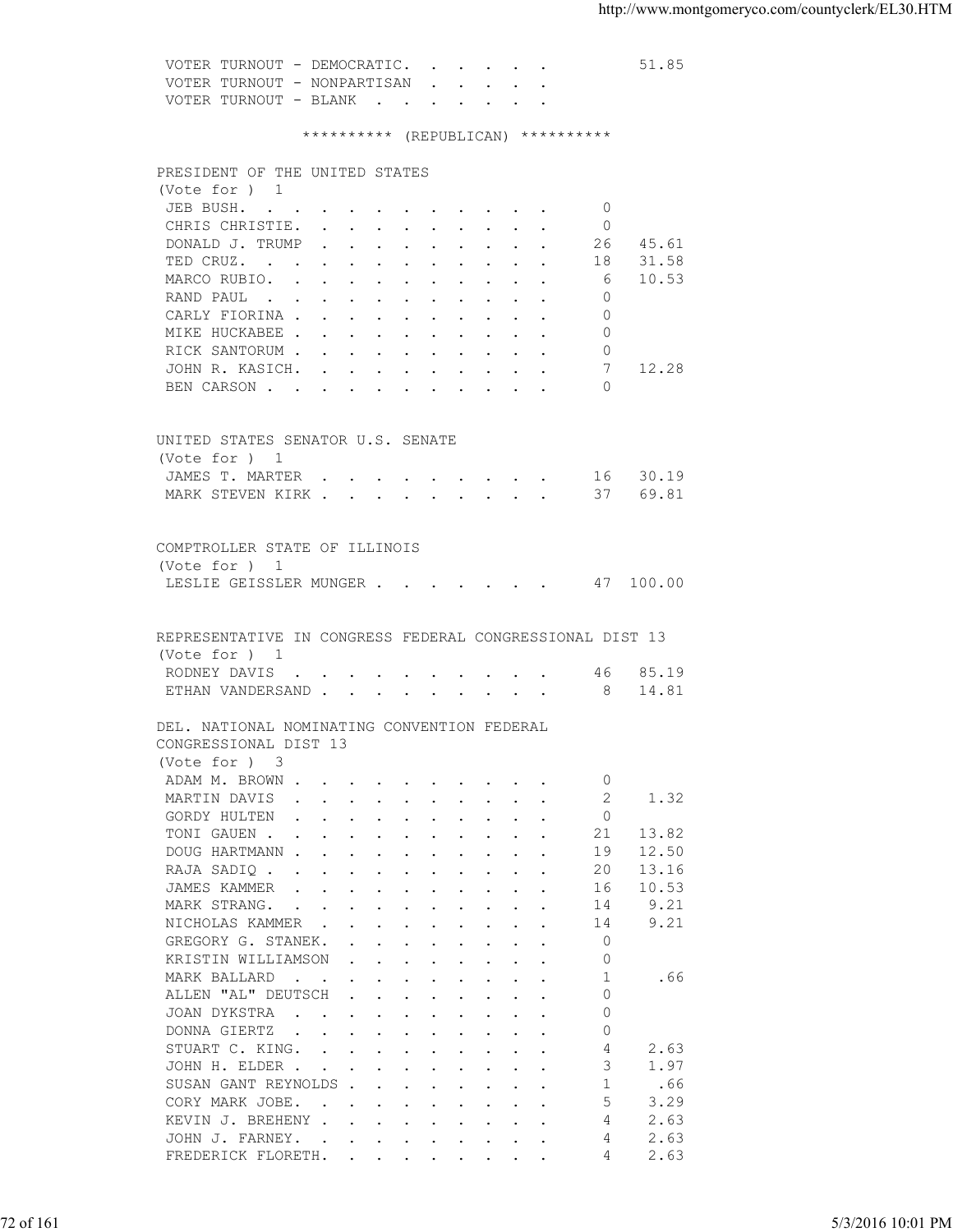| | | |
|---|---|---|
| VOTER TURNOUT - DEMOCRATIC | | 51.85 |
| VOTER TURNOUT - NONPARTISAN | | |
| VOTER TURNOUT - BLANK | | |

********** (REPUBLICAN) **********

PRESIDENT OF THE UNITED STATES
(Vote for ) 1

| Candidate | Votes | Percent |
|---|---|---|
| JEB BUSH | 0 | |
| CHRIS CHRISTIE | 0 | |
| DONALD J. TRUMP | 26 | 45.61 |
| TED CRUZ | 18 | 31.58 |
| MARCO RUBIO | 6 | 10.53 |
| RAND PAUL | 0 | |
| CARLY FIORINA | 0 | |
| MIKE HUCKABEE | 0 | |
| RICK SANTORUM | 0 | |
| JOHN R. KASICH | 7 | 12.28 |
| BEN CARSON | 0 | |

UNITED STATES SENATOR U.S. SENATE
(Vote for ) 1

| Candidate | Votes | Percent |
|---|---|---|
| JAMES T. MARTER | 16 | 30.19 |
| MARK STEVEN KIRK | 37 | 69.81 |

COMPTROLLER STATE OF ILLINOIS
(Vote for ) 1

| Candidate | Votes | Percent |
|---|---|---|
| LESLIE GEISSLER MUNGER | 47 | 100.00 |

REPRESENTATIVE IN CONGRESS FEDERAL CONGRESSIONAL DIST 13
(Vote for ) 1

| Candidate | Votes | Percent |
|---|---|---|
| RODNEY DAVIS | 46 | 85.19 |
| ETHAN VANDERSAND | 8 | 14.81 |

DEL. NATIONAL NOMINATING CONVENTION FEDERAL CONGRESSIONAL DIST 13
(Vote for ) 3

| Candidate | Votes | Percent |
|---|---|---|
| ADAM M. BROWN | 0 | |
| MARTIN DAVIS | 2 | 1.32 |
| GORDY HULTEN | 0 | |
| TONI GAUEN | 21 | 13.82 |
| DOUG HARTMANN | 19 | 12.50 |
| RAJA SADIQ | 20 | 13.16 |
| JAMES KAMMER | 16 | 10.53 |
| MARK STRANG | 14 | 9.21 |
| NICHOLAS KAMMER | 14 | 9.21 |
| GREGORY G. STANEK | 0 | |
| KRISTIN WILLIAMSON | 0 | |
| MARK BALLARD | 1 | .66 |
| ALLEN "AL" DEUTSCH | 0 | |
| JOAN DYKSTRA | 0 | |
| DONNA GIERTZ | 0 | |
| STUART C. KING | 4 | 2.63 |
| JOHN H. ELDER | 3 | 1.97 |
| SUSAN GANT REYNOLDS | 1 | .66 |
| CORY MARK JOBE | 5 | 3.29 |
| KEVIN J. BREHENY | 4 | 2.63 |
| JOHN J. FARNEY | 4 | 2.63 |
| FREDERICK FLORETH | 4 | 2.63 |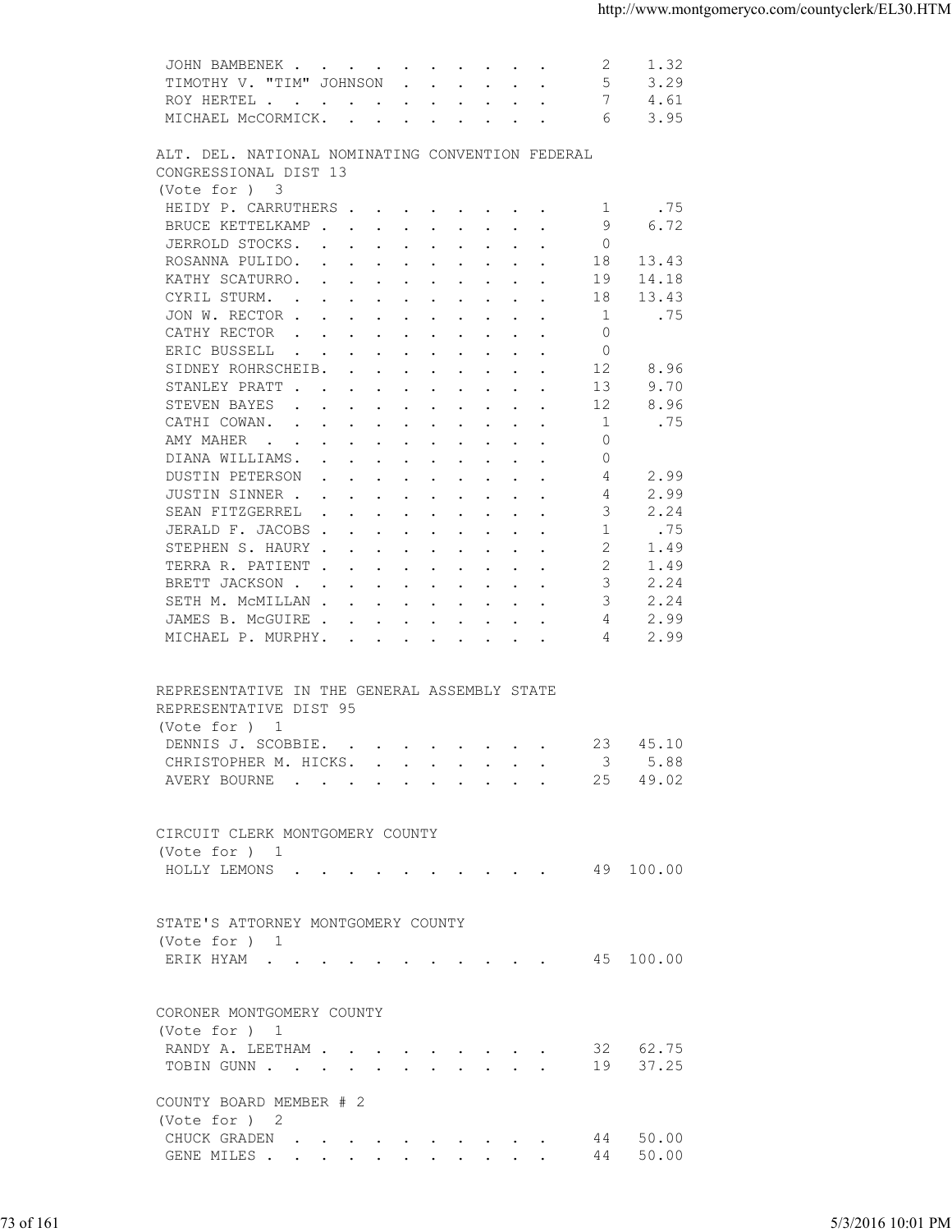| | | |
|---|---|---|
| JOHN BAMBENEK | 2 | 1.32 |
| TIMOTHY V. "TIM" JOHNSON | 5 | 3.29 |
| ROY HERTEL | 7 | 4.61 |
| MICHAEL McCORMICK | 6 | 3.95 |

ALT. DEL. NATIONAL NOMINATING CONVENTION FEDERAL CONGRESSIONAL DIST 13
(Vote for ) 3

| | | |
|---|---|---|
| HEIDY P. CARRUTHERS | 1 | .75 |
| BRUCE KETTELKAMP | 9 | 6.72 |
| JERROLD STOCKS | 0 | |
| ROSANNA PULIDO | 18 | 13.43 |
| KATHY SCATURRO | 19 | 14.18 |
| CYRIL STURM | 18 | 13.43 |
| JON W. RECTOR | 1 | .75 |
| CATHY RECTOR | 0 | |
| ERIC BUSSELL | 0 | |
| SIDNEY ROHRSCHEIB | 12 | 8.96 |
| STANLEY PRATT | 13 | 9.70 |
| STEVEN BAYES | 12 | 8.96 |
| CATHI COWAN | 1 | .75 |
| AMY MAHER | 0 | |
| DIANA WILLIAMS | 0 | |
| DUSTIN PETERSON | 4 | 2.99 |
| JUSTIN SINNER | 4 | 2.99 |
| SEAN FITZGERREL | 3 | 2.24 |
| JERALD F. JACOBS | 1 | .75 |
| STEPHEN S. HAURY | 2 | 1.49 |
| TERRA R. PATIENT | 2 | 1.49 |
| BRETT JACKSON | 3 | 2.24 |
| SETH M. McMILLAN | 3 | 2.24 |
| JAMES B. McGUIRE | 4 | 2.99 |
| MICHAEL P. MURPHY | 4 | 2.99 |

REPRESENTATIVE IN THE GENERAL ASSEMBLY STATE REPRESENTATIVE DIST 95
(Vote for ) 1

| | | |
|---|---|---|
| DENNIS J. SCOBBIE | 23 | 45.10 |
| CHRISTOPHER M. HICKS | 3 | 5.88 |
| AVERY BOURNE | 25 | 49.02 |

CIRCUIT CLERK MONTGOMERY COUNTY
(Vote for ) 1

| | | |
|---|---|---|
| HOLLY LEMONS | 49 | 100.00 |

STATE'S ATTORNEY MONTGOMERY COUNTY
(Vote for ) 1

| | | |
|---|---|---|
| ERIK HYAM | 45 | 100.00 |

CORONER MONTGOMERY COUNTY
(Vote for ) 1

| | | |
|---|---|---|
| RANDY A. LEETHAM | 32 | 62.75 |
| TOBIN GUNN | 19 | 37.25 |

COUNTY BOARD MEMBER # 2
(Vote for ) 2

| | | |
|---|---|---|
| CHUCK GRADEN | 44 | 50.00 |
| GENE MILES | 44 | 50.00 |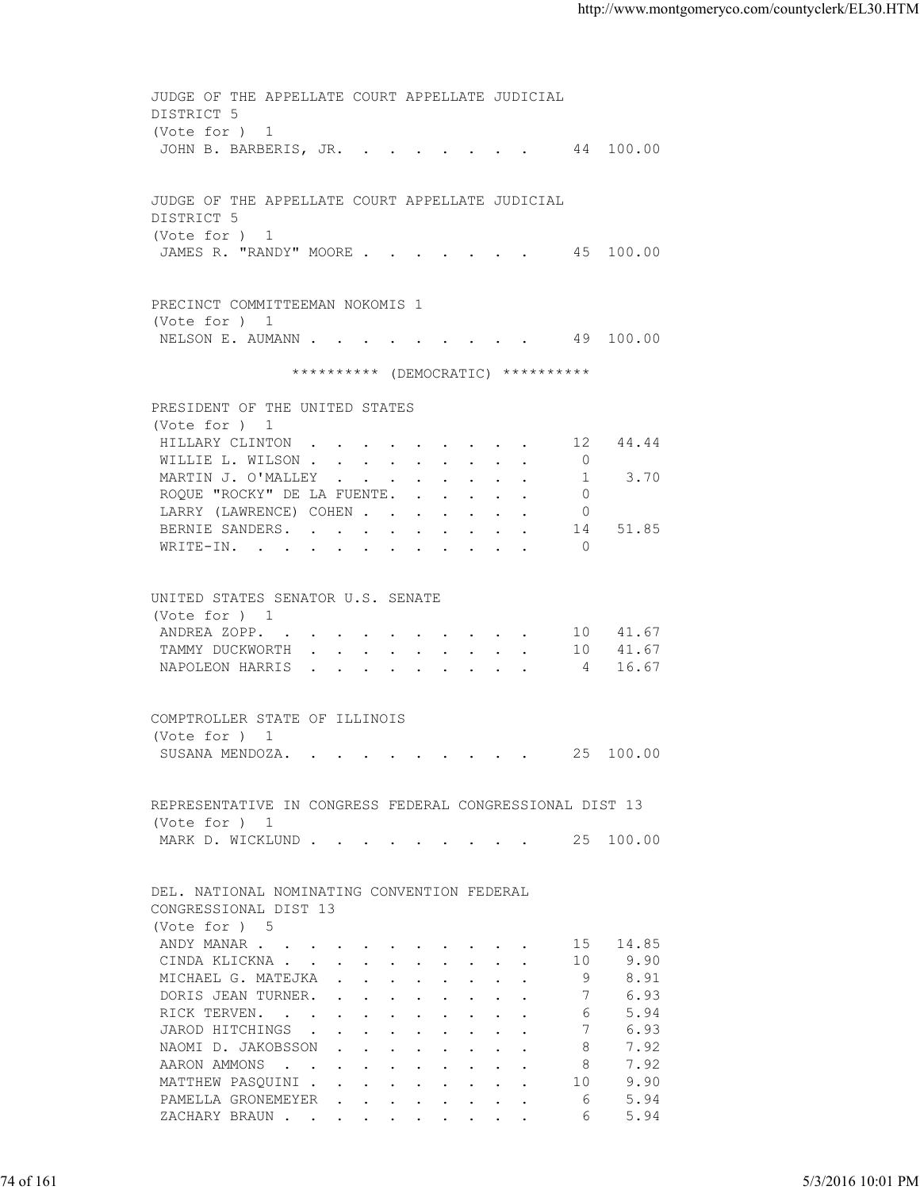JUDGE OF THE APPELLATE COURT APPELLATE JUDICIAL DISTRICT 5
(Vote for ) 1

| Candidate | Votes | Percent |
|---|---|---|
| JOHN B. BARBERIS, JR. | 44 | 100.00 |

JUDGE OF THE APPELLATE COURT APPELLATE JUDICIAL DISTRICT 5
(Vote for ) 1

| Candidate | Votes | Percent |
|---|---|---|
| JAMES R. "RANDY" MOORE | 45 | 100.00 |

PRECINCT COMMITTEEMAN NOKOMIS 1
(Vote for ) 1

| Candidate | Votes | Percent |
|---|---|---|
| NELSON E. AUMANN | 49 | 100.00 |

********** (DEMOCRATIC) **********

PRESIDENT OF THE UNITED STATES
(Vote for ) 1

| Candidate | Votes | Percent |
|---|---|---|
| HILLARY CLINTON | 12 | 44.44 |
| WILLIE L. WILSON | 0 | |
| MARTIN J. O'MALLEY | 1 | 3.70 |
| ROQUE "ROCKY" DE LA FUENTE | 0 | |
| LARRY (LAWRENCE) COHEN | 0 | |
| BERNIE SANDERS | 14 | 51.85 |
| WRITE-IN | 0 | |

UNITED STATES SENATOR U.S. SENATE
(Vote for ) 1

| Candidate | Votes | Percent |
|---|---|---|
| ANDREA ZOPP | 10 | 41.67 |
| TAMMY DUCKWORTH | 10 | 41.67 |
| NAPOLEON HARRIS | 4 | 16.67 |

COMPTROLLER STATE OF ILLINOIS
(Vote for ) 1

| Candidate | Votes | Percent |
|---|---|---|
| SUSANA MENDOZA | 25 | 100.00 |

REPRESENTATIVE IN CONGRESS FEDERAL CONGRESSIONAL DIST 13
(Vote for ) 1

| Candidate | Votes | Percent |
|---|---|---|
| MARK D. WICKLUND | 25 | 100.00 |

DEL. NATIONAL NOMINATING CONVENTION FEDERAL CONGRESSIONAL DIST 13
(Vote for ) 5

| Candidate | Votes | Percent |
|---|---|---|
| ANDY MANAR | 15 | 14.85 |
| CINDA KLICKNA | 10 | 9.90 |
| MICHAEL G. MATEJKA | 9 | 8.91 |
| DORIS JEAN TURNER | 7 | 6.93 |
| RICK TERVEN | 6 | 5.94 |
| JAROD HITCHINGS | 7 | 6.93 |
| NAOMI D. JAKOBSSON | 8 | 7.92 |
| AARON AMMONS | 8 | 7.92 |
| MATTHEW PASQUINI | 10 | 9.90 |
| PAMELLA GRONEMEYER | 6 | 5.94 |
| ZACHARY BRAUN | 6 | 5.94 |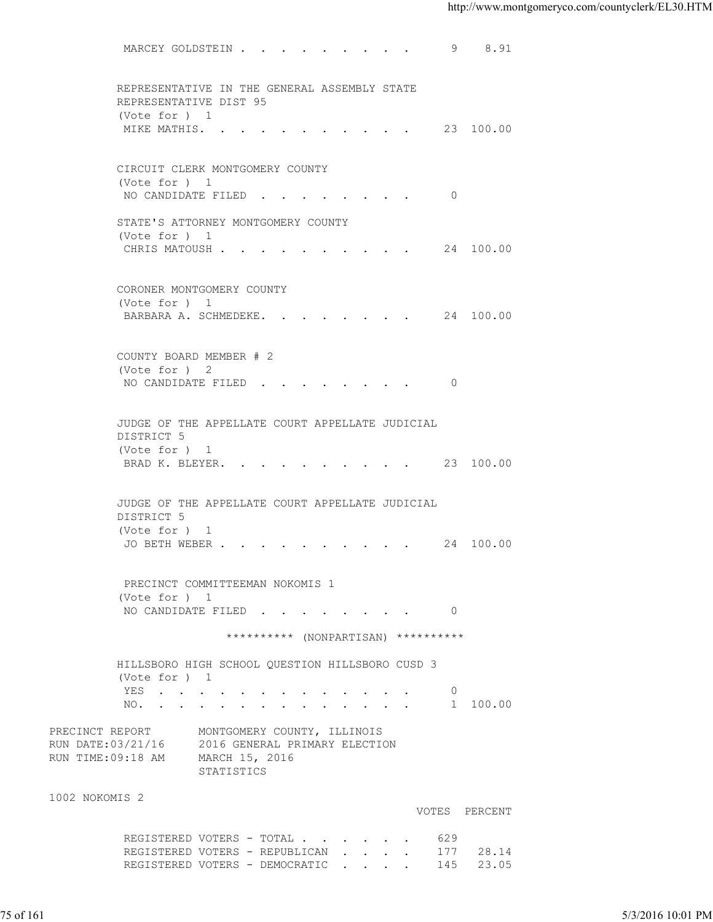MARCEY GOLDSTEIN . . . . . . . . . . 9 8.91

REPRESENTATIVE IN THE GENERAL ASSEMBLY STATE REPRESENTATIVE DIST 95
(Vote for ) 1

| | VOTES | PERCENT |
|---|---|---|
| MIKE MATHIS. . . . . . . . . . . . | 23 | 100.00 |

CIRCUIT CLERK MONTGOMERY COUNTY
(Vote for ) 1

| | VOTES | PERCENT |
|---|---|---|
| NO CANDIDATE FILED . . . . . . . . . | 0 | |

STATE'S ATTORNEY MONTGOMERY COUNTY
(Vote for ) 1

| | VOTES | PERCENT |
|---|---|---|
| CHRIS MATOUSH . . . . . . . . . . . | 24 | 100.00 |

CORONER MONTGOMERY COUNTY
(Vote for ) 1

| | VOTES | PERCENT |
|---|---|---|
| BARBARA A. SCHMEDEKE. . . . . . . . . | 24 | 100.00 |

COUNTY BOARD MEMBER # 2
(Vote for ) 2

| | VOTES | PERCENT |
|---|---|---|
| NO CANDIDATE FILED . . . . . . . . . | 0 | |

JUDGE OF THE APPELLATE COURT APPELLATE JUDICIAL DISTRICT 5
(Vote for ) 1

| | VOTES | PERCENT |
|---|---|---|
| BRAD K. BLEYER. . . . . . . . . . . | 23 | 100.00 |

JUDGE OF THE APPELLATE COURT APPELLATE JUDICIAL DISTRICT 5
(Vote for ) 1

| | VOTES | PERCENT |
|---|---|---|
| JO BETH WEBER . . . . . . . . . . . | 24 | 100.00 |

PRECINCT COMMITTEEMAN NOKOMIS 1
(Vote for ) 1

| | VOTES | PERCENT |
|---|---|---|
| NO CANDIDATE FILED . . . . . . . . . | 0 | |

********** (NONPARTISAN) **********

HILLSBORO HIGH SCHOOL QUESTION HILLSBORO CUSD 3
(Vote for ) 1

| | VOTES | PERCENT |
|---|---|---|
| YES . . . . . . . . . . . . . . | 0 | |
| NO. . . . . . . . . . . . . . . | 1 | 100.00 |

PRECINCT REPORT MONTGOMERY COUNTY, ILLINOIS
RUN DATE:03/21/16 2016 GENERAL PRIMARY ELECTION
RUN TIME:09:18 AM MARCH 15, 2016
STATISTICS

1002 NOKOMIS 2

| | VOTES | PERCENT |
|---|---|---|
| REGISTERED VOTERS - TOTAL . . . . . . . | 629 | |
| REGISTERED VOTERS - REPUBLICAN . . . . . | 177 | 28.14 |
| REGISTERED VOTERS - DEMOCRATIC . . . . . | 145 | 23.05 |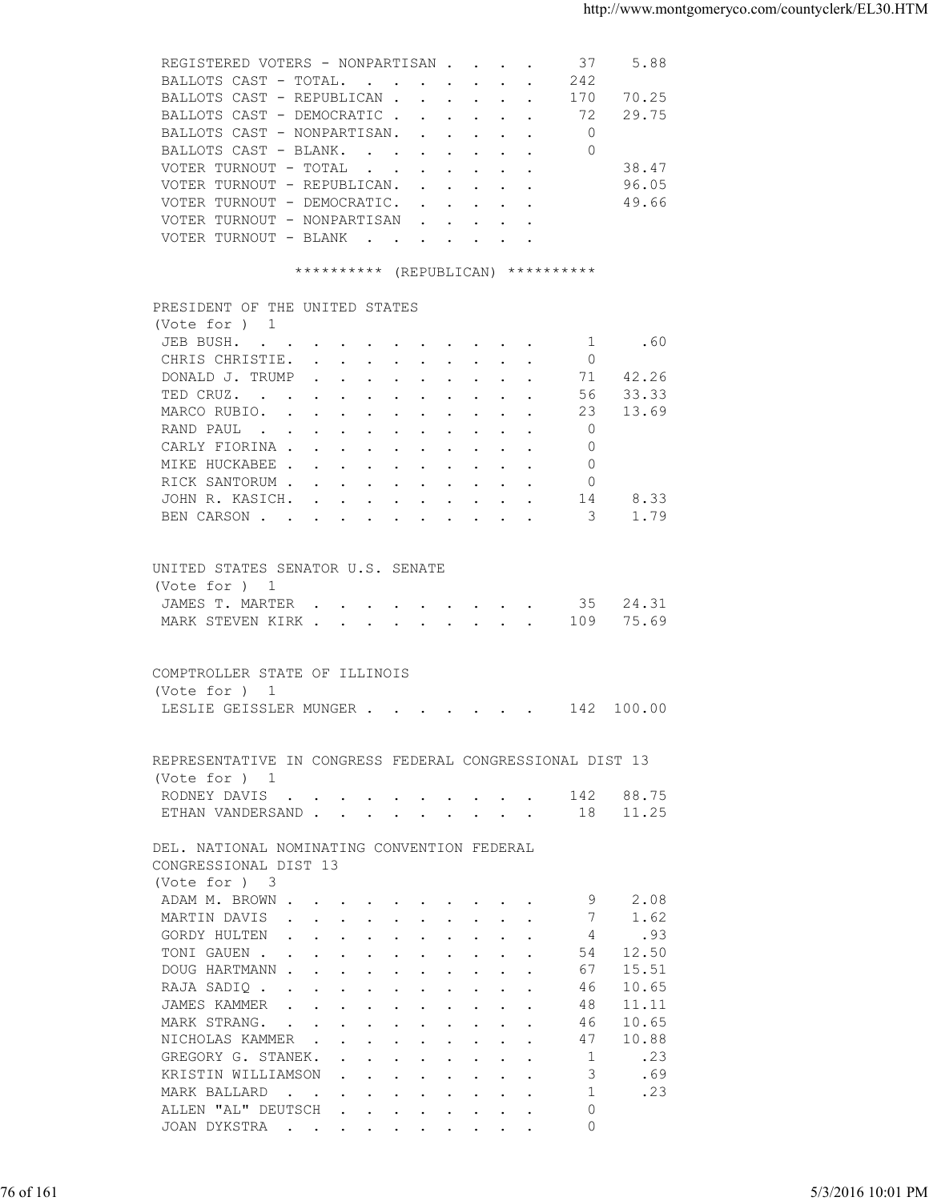| | | |
|---|---|---|
| REGISTERED VOTERS - NONPARTISAN | 37 | 5.88 |
| BALLOTS CAST - TOTAL. | 242 | |
| BALLOTS CAST - REPUBLICAN | 170 | 70.25 |
| BALLOTS CAST - DEMOCRATIC | 72 | 29.75 |
| BALLOTS CAST - NONPARTISAN. | 0 | |
| BALLOTS CAST - BLANK. | 0 | |
| VOTER TURNOUT - TOTAL | | 38.47 |
| VOTER TURNOUT - REPUBLICAN. | | 96.05 |
| VOTER TURNOUT - DEMOCRATIC. | | 49.66 |
| VOTER TURNOUT - NONPARTISAN | | |
| VOTER TURNOUT - BLANK | | |

********** (REPUBLICAN) **********

PRESIDENT OF THE UNITED STATES
(Vote for ) 1

| | | |
|---|---|---|
| JEB BUSH. | 1 | .60 |
| CHRIS CHRISTIE. | 0 | |
| DONALD J. TRUMP | 71 | 42.26 |
| TED CRUZ. | 56 | 33.33 |
| MARCO RUBIO. | 23 | 13.69 |
| RAND PAUL | 0 | |
| CARLY FIORINA | 0 | |
| MIKE HUCKABEE | 0 | |
| RICK SANTORUM | 0 | |
| JOHN R. KASICH. | 14 | 8.33 |
| BEN CARSON | 3 | 1.79 |

UNITED STATES SENATOR U.S. SENATE
(Vote for ) 1

| | | |
|---|---|---|
| JAMES T. MARTER | 35 | 24.31 |
| MARK STEVEN KIRK | 109 | 75.69 |

COMPTROLLER STATE OF ILLINOIS
(Vote for ) 1

| | | |
|---|---|---|
| LESLIE GEISSLER MUNGER | 142 | 100.00 |

REPRESENTATIVE IN CONGRESS FEDERAL CONGRESSIONAL DIST 13
(Vote for ) 1

| | | |
|---|---|---|
| RODNEY DAVIS | 142 | 88.75 |
| ETHAN VANDERSAND | 18 | 11.25 |

DEL. NATIONAL NOMINATING CONVENTION FEDERAL
CONGRESSIONAL DIST 13
(Vote for ) 3

| | | |
|---|---|---|
| ADAM M. BROWN | 9 | 2.08 |
| MARTIN DAVIS | 7 | 1.62 |
| GORDY HULTEN | 4 | .93 |
| TONI GAUEN | 54 | 12.50 |
| DOUG HARTMANN | 67 | 15.51 |
| RAJA SADIQ | 46 | 10.65 |
| JAMES KAMMER | 48 | 11.11 |
| MARK STRANG. | 46 | 10.65 |
| NICHOLAS KAMMER | 47 | 10.88 |
| GREGORY G. STANEK. | 1 | .23 |
| KRISTIN WILLIAMSON | 3 | .69 |
| MARK BALLARD | 1 | .23 |
| ALLEN "AL" DEUTSCH | 0 | |
| JOAN DYKSTRA | 0 | |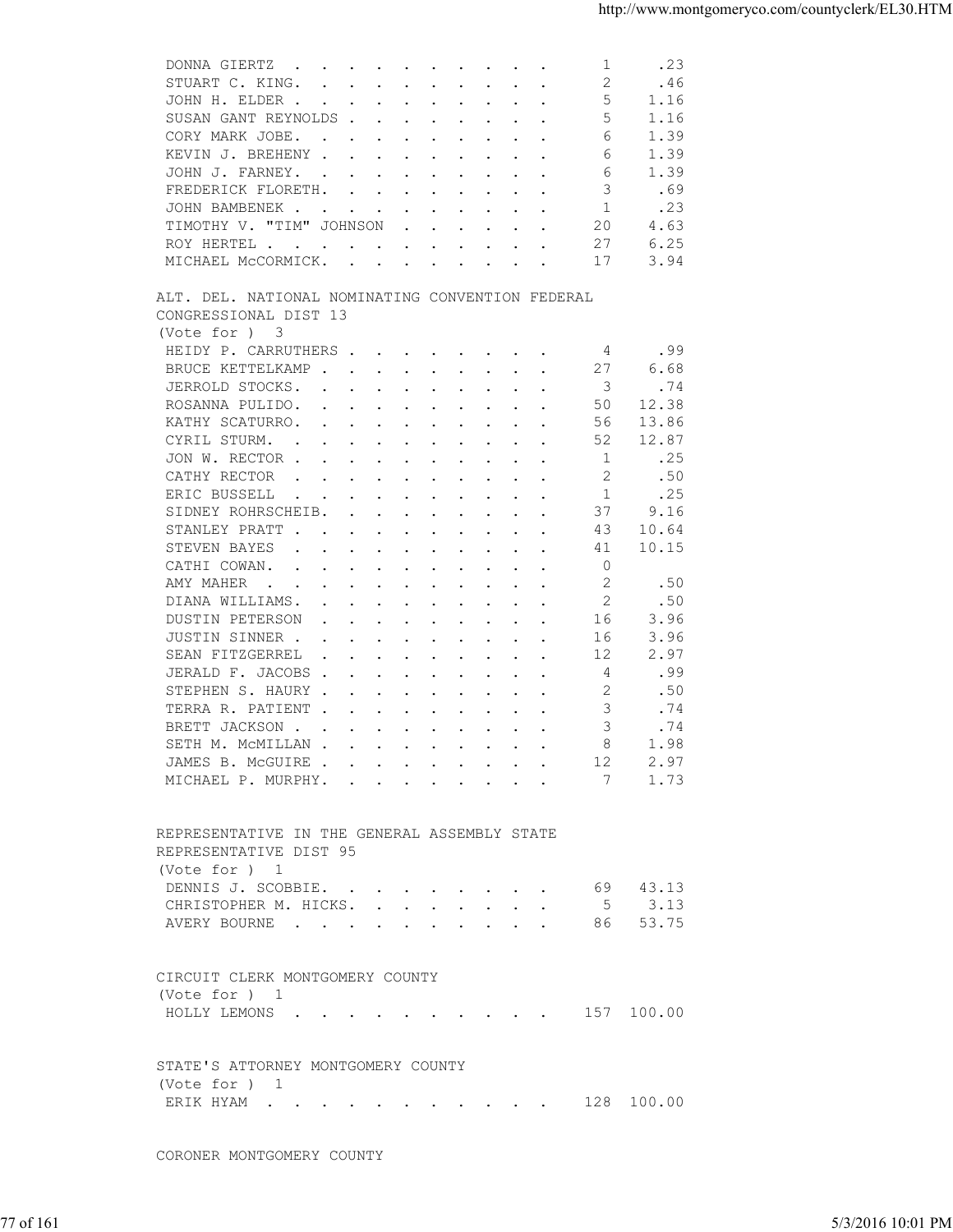| | | |
|---|---|---|
| DONNA GIERTZ | 1 | .23 |
| STUART C. KING. | 2 | .46 |
| JOHN H. ELDER | 5 | 1.16 |
| SUSAN GANT REYNOLDS | 5 | 1.16 |
| CORY MARK JOBE. | 6 | 1.39 |
| KEVIN J. BREHENY | 6 | 1.39 |
| JOHN J. FARNEY. | 6 | 1.39 |
| FREDERICK FLORETH. | 3 | .69 |
| JOHN BAMBENEK | 1 | .23 |
| TIMOTHY V. "TIM" JOHNSON | 20 | 4.63 |
| ROY HERTEL | 27 | 6.25 |
| MICHAEL McCORMICK. | 17 | 3.94 |

ALT. DEL. NATIONAL NOMINATING CONVENTION FEDERAL CONGRESSIONAL DIST 13
(Vote for ) 3

| | | |
|---|---|---|
| HEIDY P. CARRUTHERS | 4 | .99 |
| BRUCE KETTELKAMP | 27 | 6.68 |
| JERROLD STOCKS. | 3 | .74 |
| ROSANNA PULIDO. | 50 | 12.38 |
| KATHY SCATURRO. | 56 | 13.86 |
| CYRIL STURM. | 52 | 12.87 |
| JON W. RECTOR | 1 | .25 |
| CATHY RECTOR | 2 | .50 |
| ERIC BUSSELL | 1 | .25 |
| SIDNEY ROHRSCHEIB. | 37 | 9.16 |
| STANLEY PRATT | 43 | 10.64 |
| STEVEN BAYES | 41 | 10.15 |
| CATHI COWAN. | 0 | |
| AMY MAHER | 2 | .50 |
| DIANA WILLIAMS. | 2 | .50 |
| DUSTIN PETERSON | 16 | 3.96 |
| JUSTIN SINNER | 16 | 3.96 |
| SEAN FITZGERREL | 12 | 2.97 |
| JERALD F. JACOBS | 4 | .99 |
| STEPHEN S. HAURY | 2 | .50 |
| TERRA R. PATIENT | 3 | .74 |
| BRETT JACKSON | 3 | .74 |
| SETH M. McMILLAN | 8 | 1.98 |
| JAMES B. McGUIRE | 12 | 2.97 |
| MICHAEL P. MURPHY. | 7 | 1.73 |

REPRESENTATIVE IN THE GENERAL ASSEMBLY STATE REPRESENTATIVE DIST 95
(Vote for ) 1

| | | |
|---|---|---|
| DENNIS J. SCOBBIE. | 69 | 43.13 |
| CHRISTOPHER M. HICKS. | 5 | 3.13 |
| AVERY BOURNE | 86 | 53.75 |

CIRCUIT CLERK MONTGOMERY COUNTY
(Vote for ) 1

| | | |
|---|---|---|
| HOLLY LEMONS | 157 | 100.00 |

STATE'S ATTORNEY MONTGOMERY COUNTY
(Vote for ) 1

| | | |
|---|---|---|
| ERIK HYAM | 128 | 100.00 |

CORONER MONTGOMERY COUNTY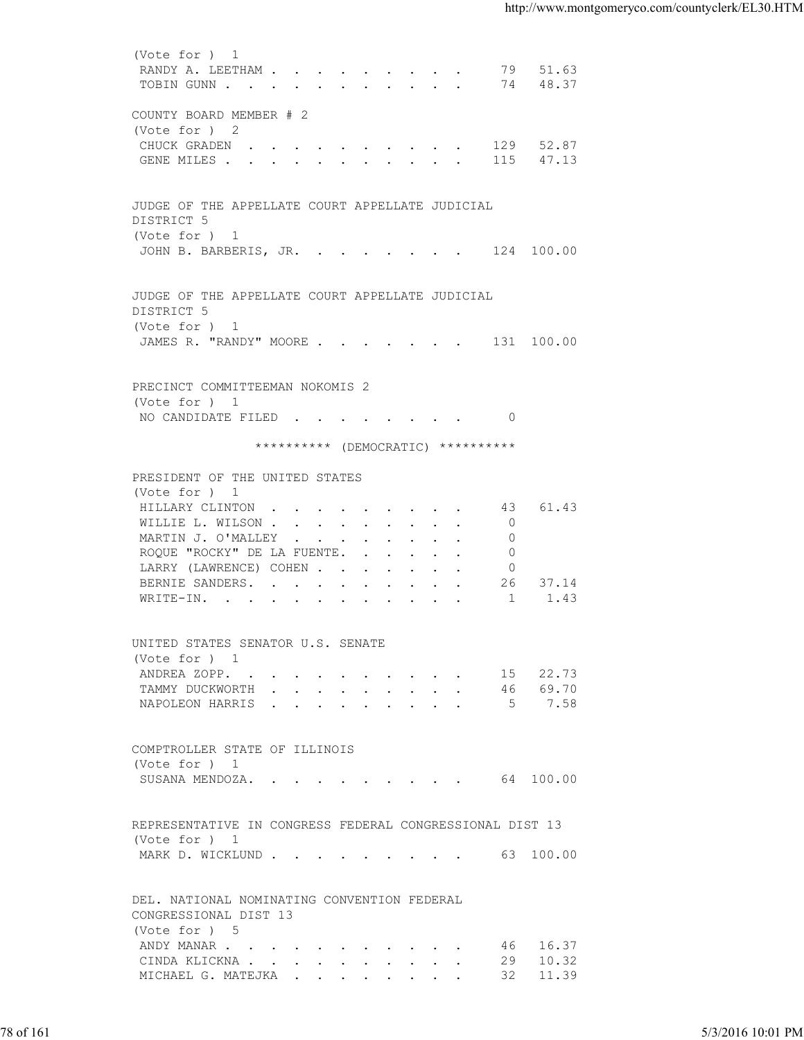(Vote for ) 1

| Candidate | Votes | Percent |
|---|---|---|
| RANDY A. LEETHAM | 79 | 51.63 |
| TOBIN GUNN | 74 | 48.37 |

COUNTY BOARD MEMBER # 2
(Vote for ) 2

| Candidate | Votes | Percent |
|---|---|---|
| CHUCK GRADEN | 129 | 52.87 |
| GENE MILES | 115 | 47.13 |

JUDGE OF THE APPELLATE COURT APPELLATE JUDICIAL DISTRICT 5
(Vote for ) 1

| Candidate | Votes | Percent |
|---|---|---|
| JOHN B. BARBERIS, JR. | 124 | 100.00 |

JUDGE OF THE APPELLATE COURT APPELLATE JUDICIAL DISTRICT 5
(Vote for ) 1

| Candidate | Votes | Percent |
|---|---|---|
| JAMES R. "RANDY" MOORE | 131 | 100.00 |

PRECINCT COMMITTEEMAN NOKOMIS 2
(Vote for ) 1

| Candidate | Votes | Percent |
|---|---|---|
| NO CANDIDATE FILED | 0 | |

********** (DEMOCRATIC) **********

PRESIDENT OF THE UNITED STATES
(Vote for ) 1

| Candidate | Votes | Percent |
|---|---|---|
| HILLARY CLINTON | 43 | 61.43 |
| WILLIE L. WILSON | 0 | |
| MARTIN J. O'MALLEY | 0 | |
| ROQUE "ROCKY" DE LA FUENTE | 0 | |
| LARRY (LAWRENCE) COHEN | 0 | |
| BERNIE SANDERS | 26 | 37.14 |
| WRITE-IN | 1 | 1.43 |

UNITED STATES SENATOR U.S. SENATE
(Vote for ) 1

| Candidate | Votes | Percent |
|---|---|---|
| ANDREA ZOPP | 15 | 22.73 |
| TAMMY DUCKWORTH | 46 | 69.70 |
| NAPOLEON HARRIS | 5 | 7.58 |

COMPTROLLER STATE OF ILLINOIS
(Vote for ) 1

| Candidate | Votes | Percent |
|---|---|---|
| SUSANA MENDOZA | 64 | 100.00 |

REPRESENTATIVE IN CONGRESS FEDERAL CONGRESSIONAL DIST 13
(Vote for ) 1

| Candidate | Votes | Percent |
|---|---|---|
| MARK D. WICKLUND | 63 | 100.00 |

DEL. NATIONAL NOMINATING CONVENTION FEDERAL CONGRESSIONAL DIST 13
(Vote for ) 5

| Candidate | Votes | Percent |
|---|---|---|
| ANDY MANAR | 46 | 16.37 |
| CINDA KLICKNA | 29 | 10.32 |
| MICHAEL G. MATEJKA | 32 | 11.39 |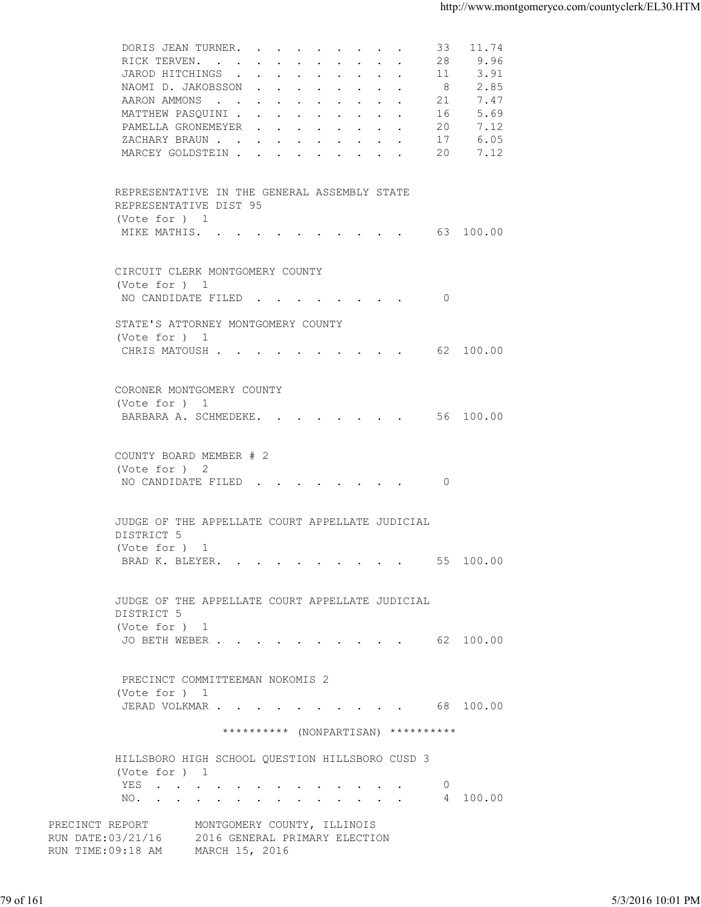| | | |
|---|---|---|
| DORIS JEAN TURNER | 33 | 11.74 |
| RICK TERVEN | 28 | 9.96 |
| JAROD HITCHINGS | 11 | 3.91 |
| NAOMI D. JAKOBSSON | 8 | 2.85 |
| AARON AMMONS | 21 | 7.47 |
| MATTHEW PASQUINI | 16 | 5.69 |
| PAMELLA GRONEMEYER | 20 | 7.12 |
| ZACHARY BRAUN | 17 | 6.05 |
| MARCEY GOLDSTEIN | 20 | 7.12 |

REPRESENTATIVE IN THE GENERAL ASSEMBLY STATE REPRESENTATIVE DIST 95
(Vote for ) 1

| | | |
|---|---|---|
| MIKE MATHIS | 63 | 100.00 |

CIRCUIT CLERK MONTGOMERY COUNTY
(Vote for ) 1

| | | |
|---|---|---|
| NO CANDIDATE FILED | 0 | |

STATE'S ATTORNEY MONTGOMERY COUNTY
(Vote for ) 1

| | | |
|---|---|---|
| CHRIS MATOUSH | 62 | 100.00 |

CORONER MONTGOMERY COUNTY
(Vote for ) 1

| | | |
|---|---|---|
| BARBARA A. SCHMEDEKE | 56 | 100.00 |

COUNTY BOARD MEMBER # 2
(Vote for ) 2

| | | |
|---|---|---|
| NO CANDIDATE FILED | 0 | |

JUDGE OF THE APPELLATE COURT APPELLATE JUDICIAL DISTRICT 5
(Vote for ) 1

| | | |
|---|---|---|
| BRAD K. BLEYER | 55 | 100.00 |

JUDGE OF THE APPELLATE COURT APPELLATE JUDICIAL DISTRICT 5
(Vote for ) 1

| | | |
|---|---|---|
| JO BETH WEBER | 62 | 100.00 |

PRECINCT COMMITTEEMAN NOKOMIS 2
(Vote for ) 1

| | | |
|---|---|---|
| JERAD VOLKMAR | 68 | 100.00 |

********** (NONPARTISAN) **********

HILLSBORO HIGH SCHOOL QUESTION HILLSBORO CUSD 3
(Vote for ) 1

| | | |
|---|---|---|
| YES | 0 | |
| NO | 4 | 100.00 |

PRECINCT REPORT MONTGOMERY COUNTY, ILLINOIS
RUN DATE:03/21/16 2016 GENERAL PRIMARY ELECTION
RUN TIME:09:18 AM MARCH 15, 2016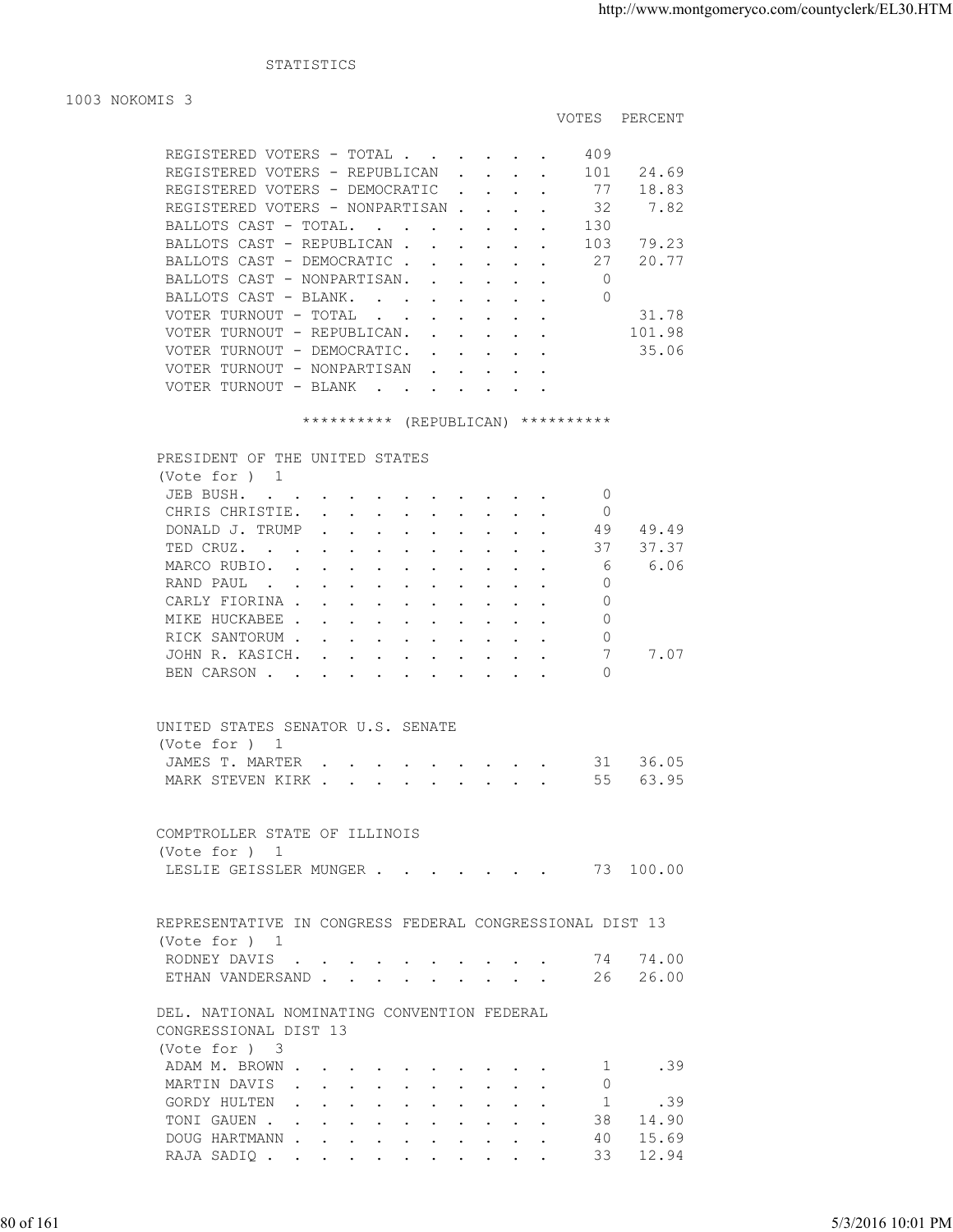STATISTICS

1003 NOKOMIS 3

| | VOTES | PERCENT |
|---|---|---|
| REGISTERED VOTERS - TOTAL | 409 | |
| REGISTERED VOTERS - REPUBLICAN | 101 | 24.69 |
| REGISTERED VOTERS - DEMOCRATIC | 77 | 18.83 |
| REGISTERED VOTERS - NONPARTISAN | 32 | 7.82 |
| BALLOTS CAST - TOTAL. | 130 | |
| BALLOTS CAST - REPUBLICAN | 103 | 79.23 |
| BALLOTS CAST - DEMOCRATIC | 27 | 20.77 |
| BALLOTS CAST - NONPARTISAN. | 0 | |
| BALLOTS CAST - BLANK. | 0 | |
| VOTER TURNOUT - TOTAL | | 31.78 |
| VOTER TURNOUT - REPUBLICAN. | | 101.98 |
| VOTER TURNOUT - DEMOCRATIC. | | 35.06 |
| VOTER TURNOUT - NONPARTISAN | | |
| VOTER TURNOUT - BLANK | | |

********** (REPUBLICAN) **********

PRESIDENT OF THE UNITED STATES
(Vote for ) 1

| | VOTES | PERCENT |
|---|---|---|
| JEB BUSH. | 0 | |
| CHRIS CHRISTIE. | 0 | |
| DONALD J. TRUMP | 49 | 49.49 |
| TED CRUZ. | 37 | 37.37 |
| MARCO RUBIO. | 6 | 6.06 |
| RAND PAUL | 0 | |
| CARLY FIORINA | 0 | |
| MIKE HUCKABEE | 0 | |
| RICK SANTORUM | 0 | |
| JOHN R. KASICH. | 7 | 7.07 |
| BEN CARSON | 0 | |

UNITED STATES SENATOR U.S. SENATE
(Vote for ) 1

| | VOTES | PERCENT |
|---|---|---|
| JAMES T. MARTER | 31 | 36.05 |
| MARK STEVEN KIRK | 55 | 63.95 |

COMPTROLLER STATE OF ILLINOIS
(Vote for ) 1

| | VOTES | PERCENT |
|---|---|---|
| LESLIE GEISSLER MUNGER | 73 | 100.00 |

REPRESENTATIVE IN CONGRESS FEDERAL CONGRESSIONAL DIST 13
(Vote for ) 1

| | VOTES | PERCENT |
|---|---|---|
| RODNEY DAVIS | 74 | 74.00 |
| ETHAN VANDERSAND | 26 | 26.00 |

DEL. NATIONAL NOMINATING CONVENTION FEDERAL
CONGRESSIONAL DIST 13
(Vote for ) 3

| | VOTES | PERCENT |
|---|---|---|
| ADAM M. BROWN | 1 | .39 |
| MARTIN DAVIS | 0 | |
| GORDY HULTEN | 1 | .39 |
| TONI GAUEN | 38 | 14.90 |
| DOUG HARTMANN | 40 | 15.69 |
| RAJA SADIQ | 33 | 12.94 |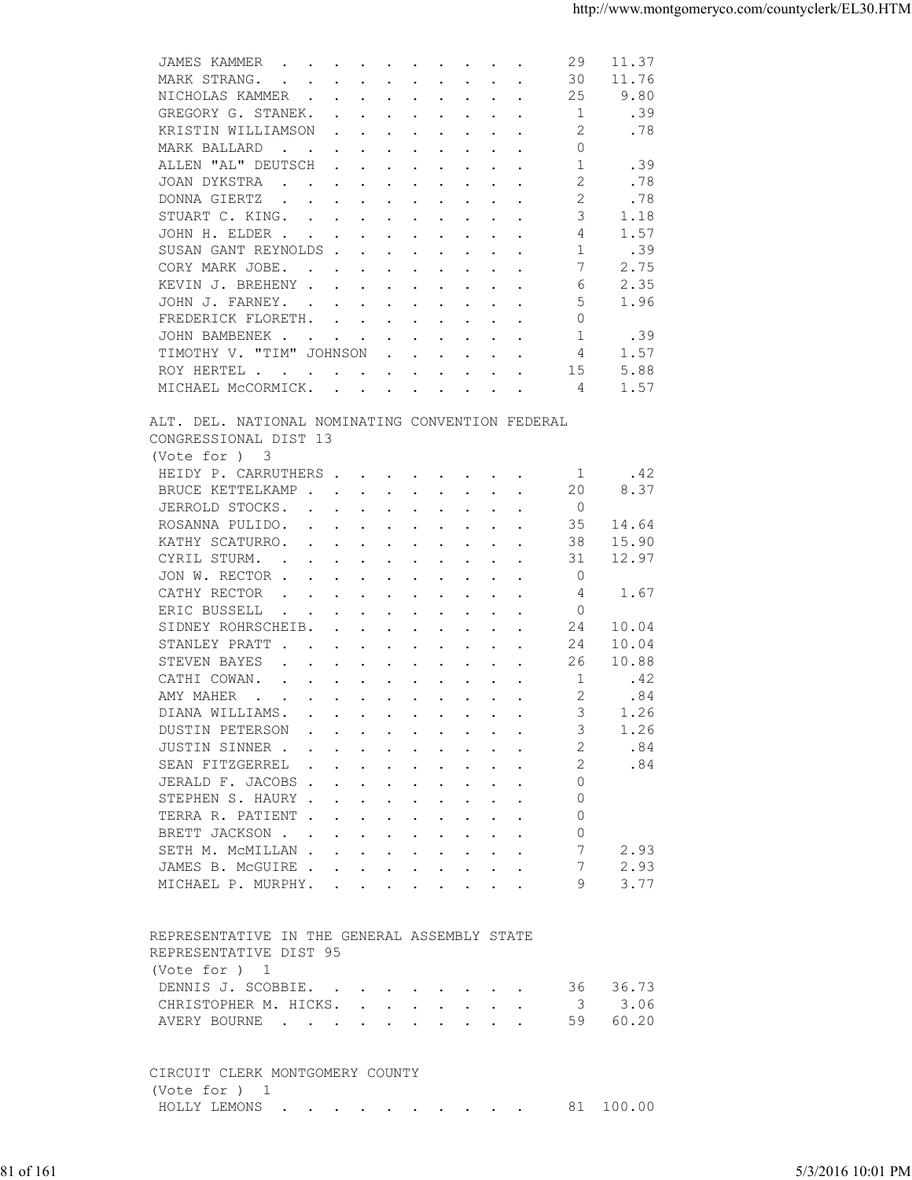| Candidate | Votes | Percent |
|---|---|---|
| JAMES KAMMER | 29 | 11.37 |
| MARK STRANG. | 30 | 11.76 |
| NICHOLAS KAMMER | 25 | 9.80 |
| GREGORY G. STANEK. | 1 | .39 |
| KRISTIN WILLIAMSON | 2 | .78 |
| MARK BALLARD | 0 | |
| ALLEN "AL" DEUTSCH | 1 | .39 |
| JOAN DYKSTRA | 2 | .78 |
| DONNA GIERTZ | 2 | .78 |
| STUART C. KING. | 3 | 1.18 |
| JOHN H. ELDER | 4 | 1.57 |
| SUSAN GANT REYNOLDS | 1 | .39 |
| CORY MARK JOBE. | 7 | 2.75 |
| KEVIN J. BREHENY | 6 | 2.35 |
| JOHN J. FARNEY. | 5 | 1.96 |
| FREDERICK FLORETH. | 0 | |
| JOHN BAMBENEK | 1 | .39 |
| TIMOTHY V. "TIM" JOHNSON | 4 | 1.57 |
| ROY HERTEL | 15 | 5.88 |
| MICHAEL McCORMICK. | 4 | 1.57 |

ALT. DEL. NATIONAL NOMINATING CONVENTION FEDERAL CONGRESSIONAL DIST 13
(Vote for ) 3

| Candidate | Votes | Percent |
|---|---|---|
| HEIDY P. CARRUTHERS | 1 | .42 |
| BRUCE KETTELKAMP | 20 | 8.37 |
| JERROLD STOCKS. | 0 | |
| ROSANNA PULIDO. | 35 | 14.64 |
| KATHY SCATURRO. | 38 | 15.90 |
| CYRIL STURM. | 31 | 12.97 |
| JON W. RECTOR | 0 | |
| CATHY RECTOR | 4 | 1.67 |
| ERIC BUSSELL | 0 | |
| SIDNEY ROHRSCHEIB. | 24 | 10.04 |
| STANLEY PRATT | 24 | 10.04 |
| STEVEN BAYES | 26 | 10.88 |
| CATHI COWAN. | 1 | .42 |
| AMY MAHER | 2 | .84 |
| DIANA WILLIAMS. | 3 | 1.26 |
| DUSTIN PETERSON | 3 | 1.26 |
| JUSTIN SINNER | 2 | .84 |
| SEAN FITZGERREL | 2 | .84 |
| JERALD F. JACOBS | 0 | |
| STEPHEN S. HAURY | 0 | |
| TERRA R. PATIENT | 0 | |
| BRETT JACKSON | 0 | |
| SETH M. McMILLAN | 7 | 2.93 |
| JAMES B. McGUIRE | 7 | 2.93 |
| MICHAEL P. MURPHY. | 9 | 3.77 |

REPRESENTATIVE IN THE GENERAL ASSEMBLY STATE REPRESENTATIVE DIST 95
(Vote for ) 1

| Candidate | Votes | Percent |
|---|---|---|
| DENNIS J. SCOBBIE. | 36 | 36.73 |
| CHRISTOPHER M. HICKS. | 3 | 3.06 |
| AVERY BOURNE | 59 | 60.20 |

CIRCUIT CLERK MONTGOMERY COUNTY
(Vote for ) 1

| Candidate | Votes | Percent |
|---|---|---|
| HOLLY LEMONS | 81 | 100.00 |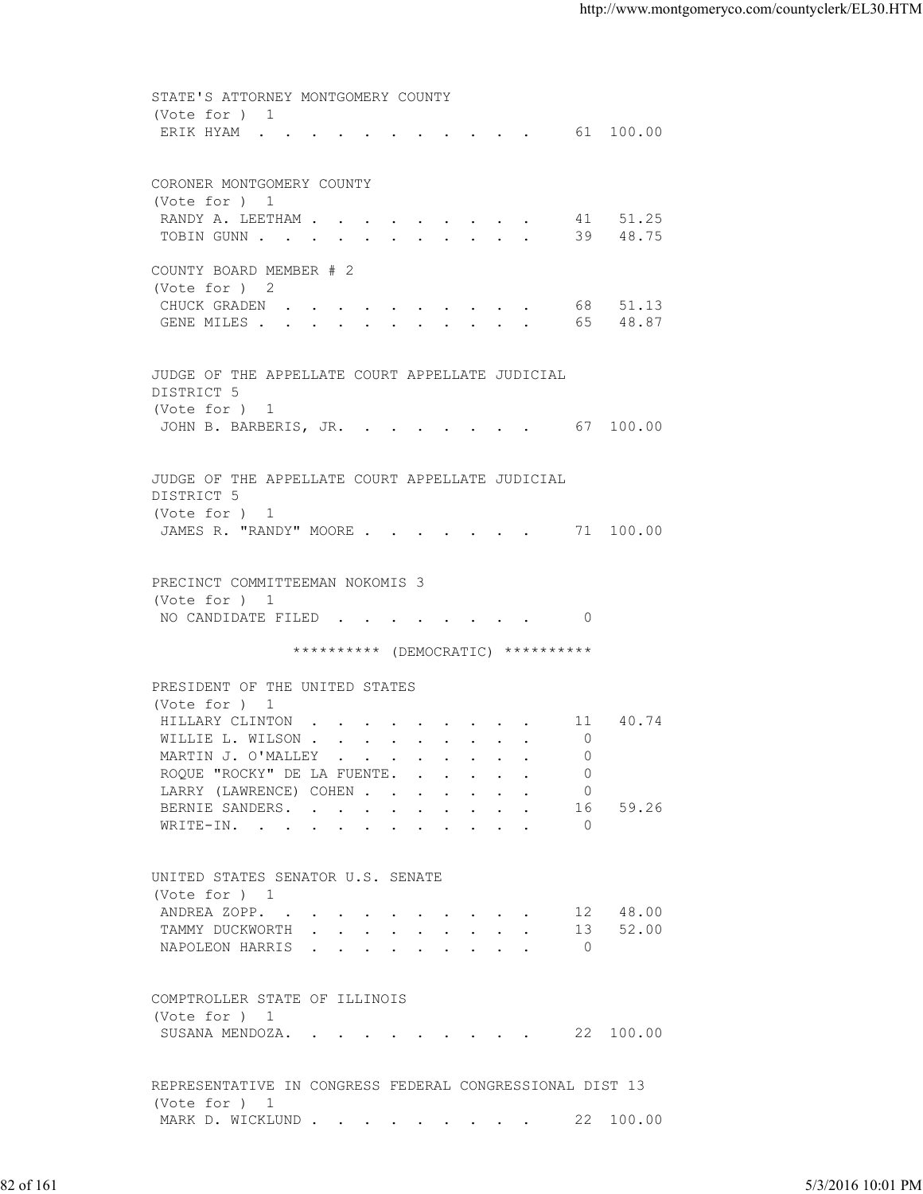STATE'S ATTORNEY MONTGOMERY COUNTY
(Vote for ) 1

| Candidate | Votes | Percent |
|---|---|---|
| ERIK HYAM | 61 | 100.00 |

CORONER MONTGOMERY COUNTY
(Vote for ) 1

| Candidate | Votes | Percent |
|---|---|---|
| RANDY A. LEETHAM | 41 | 51.25 |
| TOBIN GUNN | 39 | 48.75 |

COUNTY BOARD MEMBER # 2
(Vote for ) 2

| Candidate | Votes | Percent |
|---|---|---|
| CHUCK GRADEN | 68 | 51.13 |
| GENE MILES | 65 | 48.87 |

JUDGE OF THE APPELLATE COURT APPELLATE JUDICIAL DISTRICT 5
(Vote for ) 1

| Candidate | Votes | Percent |
|---|---|---|
| JOHN B. BARBERIS, JR. | 67 | 100.00 |

JUDGE OF THE APPELLATE COURT APPELLATE JUDICIAL DISTRICT 5
(Vote for ) 1

| Candidate | Votes | Percent |
|---|---|---|
| JAMES R. "RANDY" MOORE | 71 | 100.00 |

PRECINCT COMMITTEEMAN NOKOMIS 3
(Vote for ) 1

| Candidate | Votes | Percent |
|---|---|---|
| NO CANDIDATE FILED | 0 | |

********** (DEMOCRATIC) **********

PRESIDENT OF THE UNITED STATES
(Vote for ) 1

| Candidate | Votes | Percent |
|---|---|---|
| HILLARY CLINTON | 11 | 40.74 |
| WILLIE L. WILSON | 0 | |
| MARTIN J. O'MALLEY | 0 | |
| ROQUE "ROCKY" DE LA FUENTE. | 0 | |
| LARRY (LAWRENCE) COHEN | 0 | |
| BERNIE SANDERS. | 16 | 59.26 |
| WRITE-IN. | 0 | |

UNITED STATES SENATOR U.S. SENATE
(Vote for ) 1

| Candidate | Votes | Percent |
|---|---|---|
| ANDREA ZOPP. | 12 | 48.00 |
| TAMMY DUCKWORTH | 13 | 52.00 |
| NAPOLEON HARRIS | 0 | |

COMPTROLLER STATE OF ILLINOIS
(Vote for ) 1

| Candidate | Votes | Percent |
|---|---|---|
| SUSANA MENDOZA. | 22 | 100.00 |

REPRESENTATIVE IN CONGRESS FEDERAL CONGRESSIONAL DIST 13
(Vote for ) 1

| Candidate | Votes | Percent |
|---|---|---|
| MARK D. WICKLUND | 22 | 100.00 |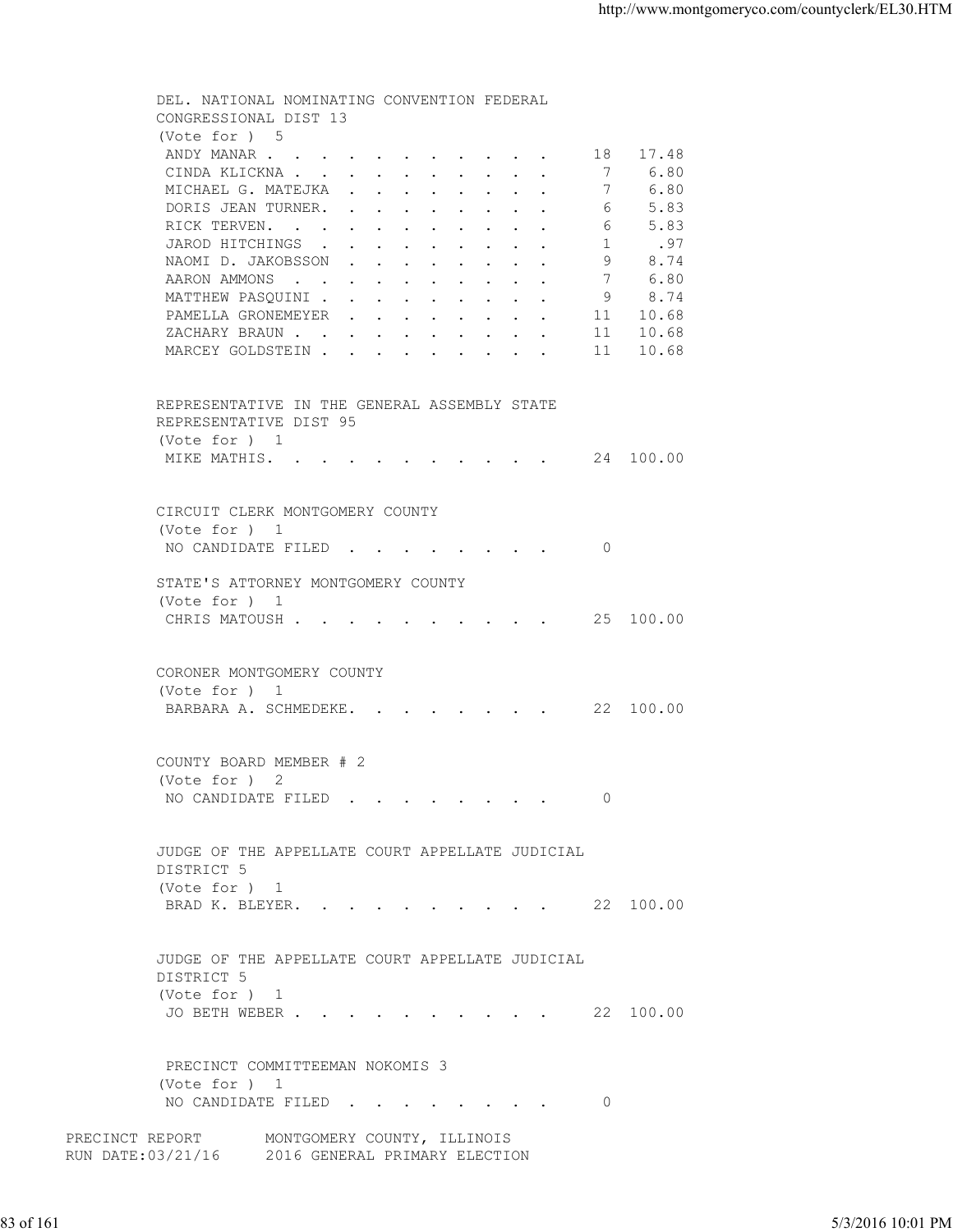DEL. NATIONAL NOMINATING CONVENTION FEDERAL CONGRESSIONAL DIST 13
(Vote for ) 5

| Candidate | Votes | Percent |
|---|---|---|
| ANDY MANAR | 18 | 17.48 |
| CINDA KLICKNA | 7 | 6.80 |
| MICHAEL G. MATEJKA | 7 | 6.80 |
| DORIS JEAN TURNER | 6 | 5.83 |
| RICK TERVEN | 6 | 5.83 |
| JAROD HITCHINGS | 1 | .97 |
| NAOMI D. JAKOBSSON | 9 | 8.74 |
| AARON AMMONS | 7 | 6.80 |
| MATTHEW PASQUINI | 9 | 8.74 |
| PAMELLA GRONEMEYER | 11 | 10.68 |
| ZACHARY BRAUN | 11 | 10.68 |
| MARCEY GOLDSTEIN | 11 | 10.68 |

REPRESENTATIVE IN THE GENERAL ASSEMBLY STATE REPRESENTATIVE DIST 95
(Vote for ) 1

| Candidate | Votes | Percent |
|---|---|---|
| MIKE MATHIS | 24 | 100.00 |

CIRCUIT CLERK MONTGOMERY COUNTY
(Vote for ) 1

| Candidate | Votes | Percent |
|---|---|---|
| NO CANDIDATE FILED | 0 | |

STATE'S ATTORNEY MONTGOMERY COUNTY
(Vote for ) 1

| Candidate | Votes | Percent |
|---|---|---|
| CHRIS MATOUSH | 25 | 100.00 |

CORONER MONTGOMERY COUNTY
(Vote for ) 1

| Candidate | Votes | Percent |
|---|---|---|
| BARBARA A. SCHMEDEKE | 22 | 100.00 |

COUNTY BOARD MEMBER # 2
(Vote for ) 2

| Candidate | Votes | Percent |
|---|---|---|
| NO CANDIDATE FILED | 0 | |

JUDGE OF THE APPELLATE COURT APPELLATE JUDICIAL DISTRICT 5
(Vote for ) 1

| Candidate | Votes | Percent |
|---|---|---|
| BRAD K. BLEYER | 22 | 100.00 |

JUDGE OF THE APPELLATE COURT APPELLATE JUDICIAL DISTRICT 5
(Vote for ) 1

| Candidate | Votes | Percent |
|---|---|---|
| JO BETH WEBER | 22 | 100.00 |

PRECINCT COMMITTEEMAN NOKOMIS 3
(Vote for ) 1

| Candidate | Votes | Percent |
|---|---|---|
| NO CANDIDATE FILED | 0 | |

PRECINCT REPORT MONTGOMERY COUNTY, ILLINOIS
RUN DATE:03/21/16 2016 GENERAL PRIMARY ELECTION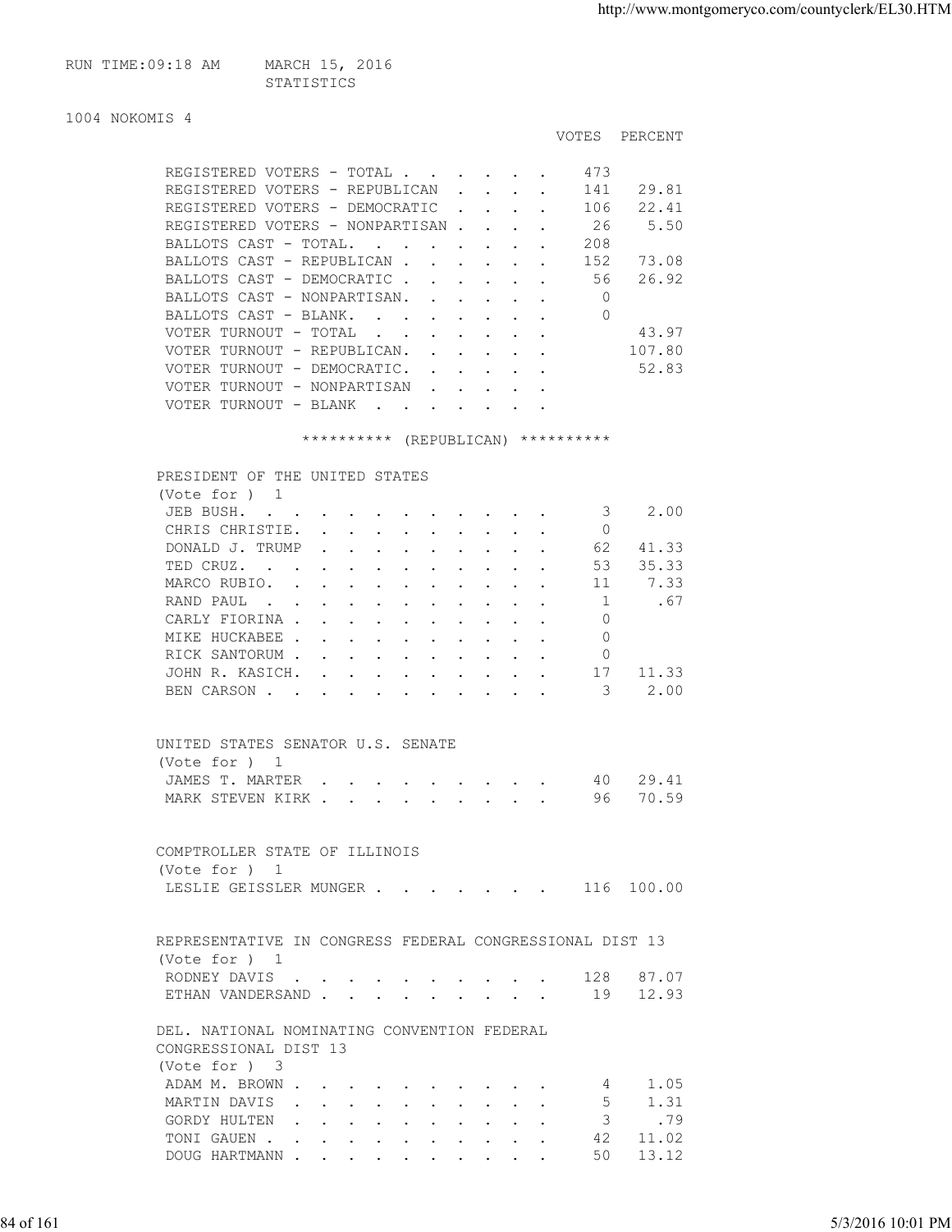RUN TIME:09:18 AM MARCH 15, 2016

STATISTICS

1004 NOKOMIS 4

| | VOTES | PERCENT |
|---|---|---|
| REGISTERED VOTERS - TOTAL | 473 | |
| REGISTERED VOTERS - REPUBLICAN | 141 | 29.81 |
| REGISTERED VOTERS - DEMOCRATIC | 106 | 22.41 |
| REGISTERED VOTERS - NONPARTISAN | 26 | 5.50 |
| BALLOTS CAST - TOTAL. | 208 | |
| BALLOTS CAST - REPUBLICAN | 152 | 73.08 |
| BALLOTS CAST - DEMOCRATIC | 56 | 26.92 |
| BALLOTS CAST - NONPARTISAN. | 0 | |
| BALLOTS CAST - BLANK. | 0 | |
| VOTER TURNOUT - TOTAL | | 43.97 |
| VOTER TURNOUT - REPUBLICAN. | | 107.80 |
| VOTER TURNOUT - DEMOCRATIC. | | 52.83 |
| VOTER TURNOUT - NONPARTISAN | | |
| VOTER TURNOUT - BLANK | | |

********** (REPUBLICAN) **********

PRESIDENT OF THE UNITED STATES
(Vote for ) 1

| | VOTES | PERCENT |
|---|---|---|
| JEB BUSH. | 3 | 2.00 |
| CHRIS CHRISTIE. | 0 | |
| DONALD J. TRUMP | 62 | 41.33 |
| TED CRUZ. | 53 | 35.33 |
| MARCO RUBIO. | 11 | 7.33 |
| RAND PAUL | 1 | .67 |
| CARLY FIORINA | 0 | |
| MIKE HUCKABEE | 0 | |
| RICK SANTORUM | 0 | |
| JOHN R. KASICH. | 17 | 11.33 |
| BEN CARSON | 3 | 2.00 |

UNITED STATES SENATOR U.S. SENATE
(Vote for ) 1

| | VOTES | PERCENT |
|---|---|---|
| JAMES T. MARTER | 40 | 29.41 |
| MARK STEVEN KIRK | 96 | 70.59 |

COMPTROLLER STATE OF ILLINOIS
(Vote for ) 1

| | VOTES | PERCENT |
|---|---|---|
| LESLIE GEISSLER MUNGER | 116 | 100.00 |

REPRESENTATIVE IN CONGRESS FEDERAL CONGRESSIONAL DIST 13
(Vote for ) 1

| | VOTES | PERCENT |
|---|---|---|
| RODNEY DAVIS | 128 | 87.07 |
| ETHAN VANDERSAND | 19 | 12.93 |

DEL. NATIONAL NOMINATING CONVENTION FEDERAL
CONGRESSIONAL DIST 13
(Vote for ) 3

| | VOTES | PERCENT |
|---|---|---|
| ADAM M. BROWN | 4 | 1.05 |
| MARTIN DAVIS | 5 | 1.31 |
| GORDY HULTEN | 3 | .79 |
| TONI GAUEN | 42 | 11.02 |
| DOUG HARTMANN | 50 | 13.12 |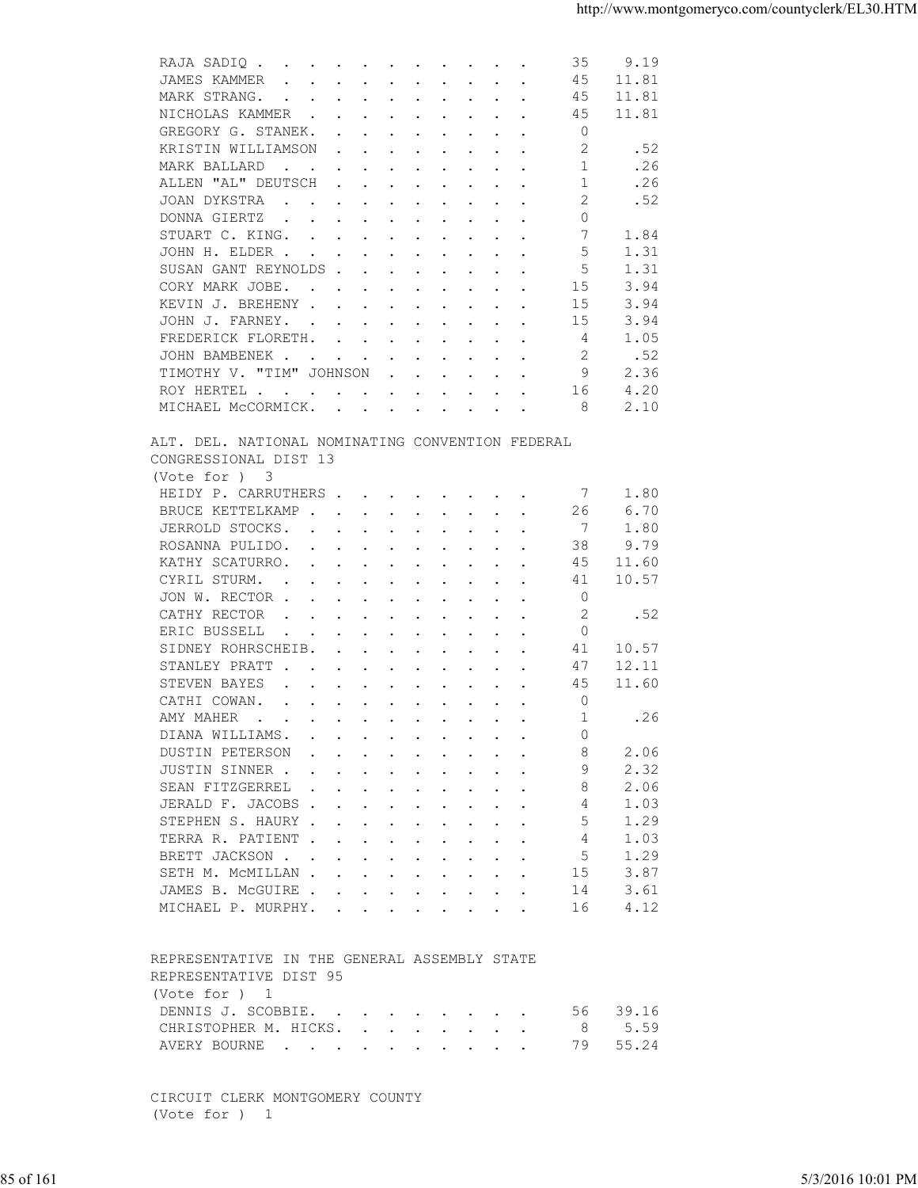| | | |
|---|---|---|
| RAJA SADIQ | 35 | 9.19 |
| JAMES KAMMER | 45 | 11.81 |
| MARK STRANG. | 45 | 11.81 |
| NICHOLAS KAMMER | 45 | 11.81 |
| GREGORY G. STANEK. | 0 | |
| KRISTIN WILLIAMSON | 2 | .52 |
| MARK BALLARD | 1 | .26 |
| ALLEN "AL" DEUTSCH | 1 | .26 |
| JOAN DYKSTRA | 2 | .52 |
| DONNA GIERTZ | 0 | |
| STUART C. KING. | 7 | 1.84 |
| JOHN H. ELDER | 5 | 1.31 |
| SUSAN GANT REYNOLDS | 5 | 1.31 |
| CORY MARK JOBE. | 15 | 3.94 |
| KEVIN J. BREHENY | 15 | 3.94 |
| JOHN J. FARNEY. | 15 | 3.94 |
| FREDERICK FLORETH. | 4 | 1.05 |
| JOHN BAMBENEK | 2 | .52 |
| TIMOTHY V. "TIM" JOHNSON | 9 | 2.36 |
| ROY HERTEL | 16 | 4.20 |
| MICHAEL McCORMICK. | 8 | 2.10 |

ALT. DEL. NATIONAL NOMINATING CONVENTION FEDERAL
CONGRESSIONAL DIST 13
(Vote for ) 3

| | | |
|---|---|---|
| HEIDY P. CARRUTHERS | 7 | 1.80 |
| BRUCE KETTELKAMP | 26 | 6.70 |
| JERROLD STOCKS. | 7 | 1.80 |
| ROSANNA PULIDO. | 38 | 9.79 |
| KATHY SCATURRO. | 45 | 11.60 |
| CYRIL STURM. | 41 | 10.57 |
| JON W. RECTOR | 0 | |
| CATHY RECTOR | 2 | .52 |
| ERIC BUSSELL | 0 | |
| SIDNEY ROHRSCHEIB. | 41 | 10.57 |
| STANLEY PRATT | 47 | 12.11 |
| STEVEN BAYES | 45 | 11.60 |
| CATHI COWAN. | 0 | |
| AMY MAHER | 1 | .26 |
| DIANA WILLIAMS. | 0 | |
| DUSTIN PETERSON | 8 | 2.06 |
| JUSTIN SINNER | 9 | 2.32 |
| SEAN FITZGERREL | 8 | 2.06 |
| JERALD F. JACOBS | 4 | 1.03 |
| STEPHEN S. HAURY | 5 | 1.29 |
| TERRA R. PATIENT | 4 | 1.03 |
| BRETT JACKSON | 5 | 1.29 |
| SETH M. McMILLAN | 15 | 3.87 |
| JAMES B. McGUIRE | 14 | 3.61 |
| MICHAEL P. MURPHY. | 16 | 4.12 |

REPRESENTATIVE IN THE GENERAL ASSEMBLY STATE
REPRESENTATIVE DIST 95
(Vote for ) 1

| | | |
|---|---|---|
| DENNIS J. SCOBBIE. | 56 | 39.16 |
| CHRISTOPHER M. HICKS. | 8 | 5.59 |
| AVERY BOURNE | 79 | 55.24 |

CIRCUIT CLERK MONTGOMERY COUNTY
(Vote for ) 1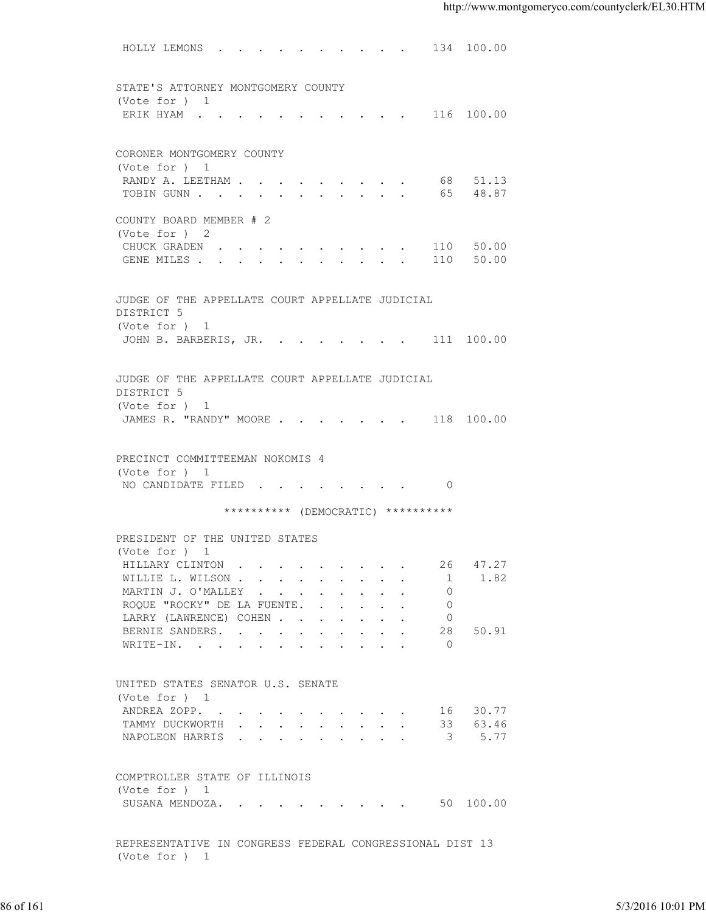HOLLY LEMONS . . . . . . . . . . . 134 100.00

STATE'S ATTORNEY MONTGOMERY COUNTY
(Vote for ) 1

| | | |
|---|---|---|
| ERIK HYAM | 116 | 100.00 |

CORONER MONTGOMERY COUNTY
(Vote for ) 1

| | | |
|---|---|---|
| RANDY A. LEETHAM | 68 | 51.13 |
| TOBIN GUNN | 65 | 48.87 |

COUNTY BOARD MEMBER # 2
(Vote for ) 2

| | | |
|---|---|---|
| CHUCK GRADEN | 110 | 50.00 |
| GENE MILES | 110 | 50.00 |

JUDGE OF THE APPELLATE COURT APPELLATE JUDICIAL DISTRICT 5
(Vote for ) 1

| | | |
|---|---|---|
| JOHN B. BARBERIS, JR. | 111 | 100.00 |

JUDGE OF THE APPELLATE COURT APPELLATE JUDICIAL DISTRICT 5
(Vote for ) 1

| | | |
|---|---|---|
| JAMES R. "RANDY" MOORE | 118 | 100.00 |

PRECINCT COMMITTEEMAN NOKOMIS 4
(Vote for ) 1

| | | |
|---|---|---|
| NO CANDIDATE FILED | 0 | |

********** (DEMOCRATIC) **********

PRESIDENT OF THE UNITED STATES
(Vote for ) 1

| | | |
|---|---|---|
| HILLARY CLINTON | 26 | 47.27 |
| WILLIE L. WILSON | 1 | 1.82 |
| MARTIN J. O'MALLEY | 0 | |
| ROQUE "ROCKY" DE LA FUENTE. | 0 | |
| LARRY (LAWRENCE) COHEN | 0 | |
| BERNIE SANDERS. | 28 | 50.91 |
| WRITE-IN. | 0 | |

UNITED STATES SENATOR U.S. SENATE
(Vote for ) 1

| | | |
|---|---|---|
| ANDREA ZOPP. | 16 | 30.77 |
| TAMMY DUCKWORTH | 33 | 63.46 |
| NAPOLEON HARRIS | 3 | 5.77 |

COMPTROLLER STATE OF ILLINOIS
(Vote for ) 1

| | | |
|---|---|---|
| SUSANA MENDOZA. | 50 | 100.00 |

REPRESENTATIVE IN CONGRESS FEDERAL CONGRESSIONAL DIST 13
(Vote for ) 1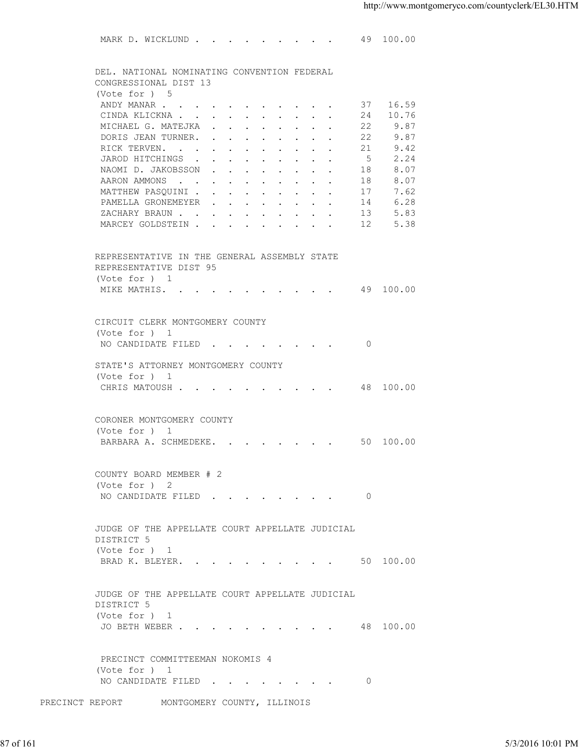MARK D. WICKLUND . . . . . . . . . . 49 100.00

DEL. NATIONAL NOMINATING CONVENTION FEDERAL CONGRESSIONAL DIST 13
(Vote for ) 5

| Candidate | Votes | Percent |
|---|---|---|
| ANDY MANAR | 37 | 16.59 |
| CINDA KLICKNA | 24 | 10.76 |
| MICHAEL G. MATEJKA | 22 | 9.87 |
| DORIS JEAN TURNER. | 22 | 9.87 |
| RICK TERVEN. | 21 | 9.42 |
| JAROD HITCHINGS | 5 | 2.24 |
| NAOMI D. JAKOBSSON | 18 | 8.07 |
| AARON AMMONS | 18 | 8.07 |
| MATTHEW PASQUINI | 17 | 7.62 |
| PAMELLA GRONEMEYER | 14 | 6.28 |
| ZACHARY BRAUN | 13 | 5.83 |
| MARCEY GOLDSTEIN | 12 | 5.38 |

REPRESENTATIVE IN THE GENERAL ASSEMBLY STATE REPRESENTATIVE DIST 95
(Vote for ) 1
MIKE MATHIS. . . . . . . . . . . . 49 100.00

CIRCUIT CLERK MONTGOMERY COUNTY
(Vote for ) 1
NO CANDIDATE FILED . . . . . . . . . 0

STATE'S ATTORNEY MONTGOMERY COUNTY
(Vote for ) 1
CHRIS MATOUSH . . . . . . . . . . . 48 100.00

CORONER MONTGOMERY COUNTY
(Vote for ) 1
BARBARA A. SCHMEDEKE. . . . . . . . . 50 100.00

COUNTY BOARD MEMBER # 2
(Vote for ) 2
NO CANDIDATE FILED . . . . . . . . . 0

JUDGE OF THE APPELLATE COURT APPELLATE JUDICIAL DISTRICT 5
(Vote for ) 1
BRAD K. BLEYER. . . . . . . . . . . 50 100.00

JUDGE OF THE APPELLATE COURT APPELLATE JUDICIAL DISTRICT 5
(Vote for ) 1
JO BETH WEBER . . . . . . . . . . . 48 100.00

PRECINCT COMMITTEEMAN NOKOMIS 4
(Vote for ) 1
NO CANDIDATE FILED . . . . . . . . . 0

PRECINCT REPORT MONTGOMERY COUNTY, ILLINOIS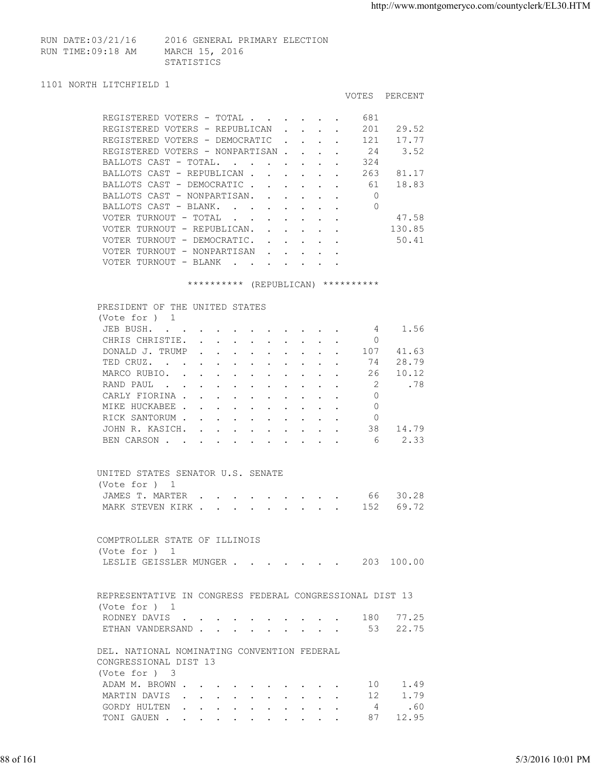RUN DATE:03/21/16 2016 GENERAL PRIMARY ELECTION
RUN TIME:09:18 AM MARCH 15, 2016
STATISTICS

## 1101 NORTH LITCHFIELD 1

| | VOTES | PERCENT |
|---|---|---|
| REGISTERED VOTERS - TOTAL | 681 | |
| REGISTERED VOTERS - REPUBLICAN | 201 | 29.52 |
| REGISTERED VOTERS - DEMOCRATIC | 121 | 17.77 |
| REGISTERED VOTERS - NONPARTISAN | 24 | 3.52 |
| BALLOTS CAST - TOTAL. | 324 | |
| BALLOTS CAST - REPUBLICAN | 263 | 81.17 |
| BALLOTS CAST - DEMOCRATIC | 61 | 18.83 |
| BALLOTS CAST - NONPARTISAN. | 0 | |
| BALLOTS CAST - BLANK. | 0 | |
| VOTER TURNOUT - TOTAL | | 47.58 |
| VOTER TURNOUT - REPUBLICAN. | | 130.85 |
| VOTER TURNOUT - DEMOCRATIC. | | 50.41 |
| VOTER TURNOUT - NONPARTISAN | | |
| VOTER TURNOUT - BLANK | | |

********** (REPUBLICAN) **********

### PRESIDENT OF THE UNITED STATES
(Vote for ) 1

| | VOTES | PERCENT |
|---|---|---|
| JEB BUSH. | 4 | 1.56 |
| CHRIS CHRISTIE. | 0 | |
| DONALD J. TRUMP | 107 | 41.63 |
| TED CRUZ. | 74 | 28.79 |
| MARCO RUBIO. | 26 | 10.12 |
| RAND PAUL | 2 | .78 |
| CARLY FIORINA | 0 | |
| MIKE HUCKABEE | 0 | |
| RICK SANTORUM | 0 | |
| JOHN R. KASICH. | 38 | 14.79 |
| BEN CARSON | 6 | 2.33 |

### UNITED STATES SENATOR U.S. SENATE
(Vote for ) 1

| | VOTES | PERCENT |
|---|---|---|
| JAMES T. MARTER | 66 | 30.28 |
| MARK STEVEN KIRK | 152 | 69.72 |

### COMPTROLLER STATE OF ILLINOIS
(Vote for ) 1

| | VOTES | PERCENT |
|---|---|---|
| LESLIE GEISSLER MUNGER | 203 | 100.00 |

### REPRESENTATIVE IN CONGRESS FEDERAL CONGRESSIONAL DIST 13
(Vote for ) 1

| | VOTES | PERCENT |
|---|---|---|
| RODNEY DAVIS | 180 | 77.25 |
| ETHAN VANDERSAND | 53 | 22.75 |

### DEL. NATIONAL NOMINATING CONVENTION FEDERAL CONGRESSIONAL DIST 13
(Vote for ) 3

| | VOTES | PERCENT |
|---|---|---|
| ADAM M. BROWN | 10 | 1.49 |
| MARTIN DAVIS | 12 | 1.79 |
| GORDY HULTEN | 4 | .60 |
| TONI GAUEN | 87 | 12.95 |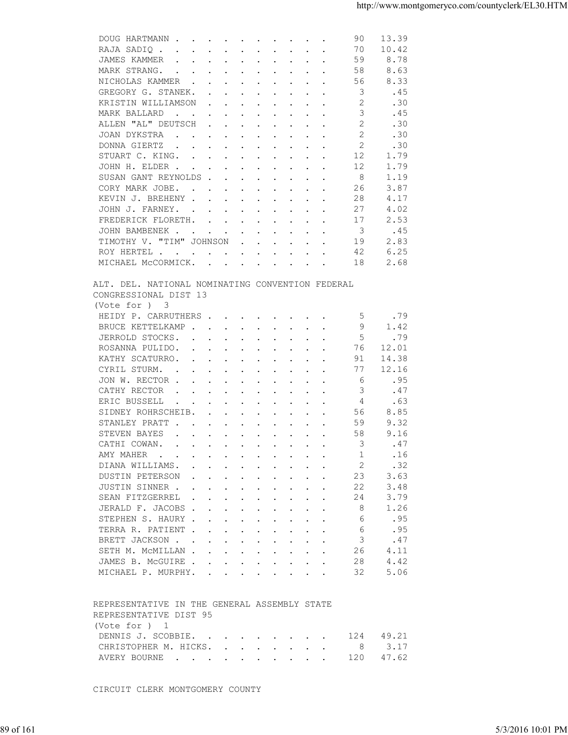| | | |
|---|---|---|
| DOUG HARTMANN | 90 | 13.39 |
| RAJA SADIQ | 70 | 10.42 |
| JAMES KAMMER | 59 | 8.78 |
| MARK STRANG. | 58 | 8.63 |
| NICHOLAS KAMMER | 56 | 8.33 |
| GREGORY G. STANEK. | 3 | .45 |
| KRISTIN WILLIAMSON | 2 | .30 |
| MARK BALLARD | 3 | .45 |
| ALLEN "AL" DEUTSCH | 2 | .30 |
| JOAN DYKSTRA | 2 | .30 |
| DONNA GIERTZ | 2 | .30 |
| STUART C. KING. | 12 | 1.79 |
| JOHN H. ELDER | 12 | 1.79 |
| SUSAN GANT REYNOLDS | 8 | 1.19 |
| CORY MARK JOBE. | 26 | 3.87 |
| KEVIN J. BREHENY | 28 | 4.17 |
| JOHN J. FARNEY. | 27 | 4.02 |
| FREDERICK FLORETH. | 17 | 2.53 |
| JOHN BAMBENEK | 3 | .45 |
| TIMOTHY V. "TIM" JOHNSON | 19 | 2.83 |
| ROY HERTEL | 42 | 6.25 |
| MICHAEL McCORMICK. | 18 | 2.68 |

ALT. DEL. NATIONAL NOMINATING CONVENTION FEDERAL CONGRESSIONAL DIST 13
(Vote for ) 3

| | | |
|---|---|---|
| HEIDY P. CARRUTHERS | 5 | .79 |
| BRUCE KETTELKAMP | 9 | 1.42 |
| JERROLD STOCKS. | 5 | .79 |
| ROSANNA PULIDO. | 76 | 12.01 |
| KATHY SCATURRO. | 91 | 14.38 |
| CYRIL STURM. | 77 | 12.16 |
| JON W. RECTOR | 6 | .95 |
| CATHY RECTOR | 3 | .47 |
| ERIC BUSSELL | 4 | .63 |
| SIDNEY ROHRSCHEIB. | 56 | 8.85 |
| STANLEY PRATT | 59 | 9.32 |
| STEVEN BAYES | 58 | 9.16 |
| CATHI COWAN. | 3 | .47 |
| AMY MAHER | 1 | .16 |
| DIANA WILLIAMS. | 2 | .32 |
| DUSTIN PETERSON | 23 | 3.63 |
| JUSTIN SINNER | 22 | 3.48 |
| SEAN FITZGERREL | 24 | 3.79 |
| JERALD F. JACOBS | 8 | 1.26 |
| STEPHEN S. HAURY | 6 | .95 |
| TERRA R. PATIENT | 6 | .95 |
| BRETT JACKSON | 3 | .47 |
| SETH M. McMILLAN | 26 | 4.11 |
| JAMES B. McGUIRE | 28 | 4.42 |
| MICHAEL P. MURPHY. | 32 | 5.06 |

REPRESENTATIVE IN THE GENERAL ASSEMBLY STATE REPRESENTATIVE DIST 95
(Vote for ) 1

| | | |
|---|---|---|
| DENNIS J. SCOBBIE. | 124 | 49.21 |
| CHRISTOPHER M. HICKS. | 8 | 3.17 |
| AVERY BOURNE | 120 | 47.62 |

CIRCUIT CLERK MONTGOMERY COUNTY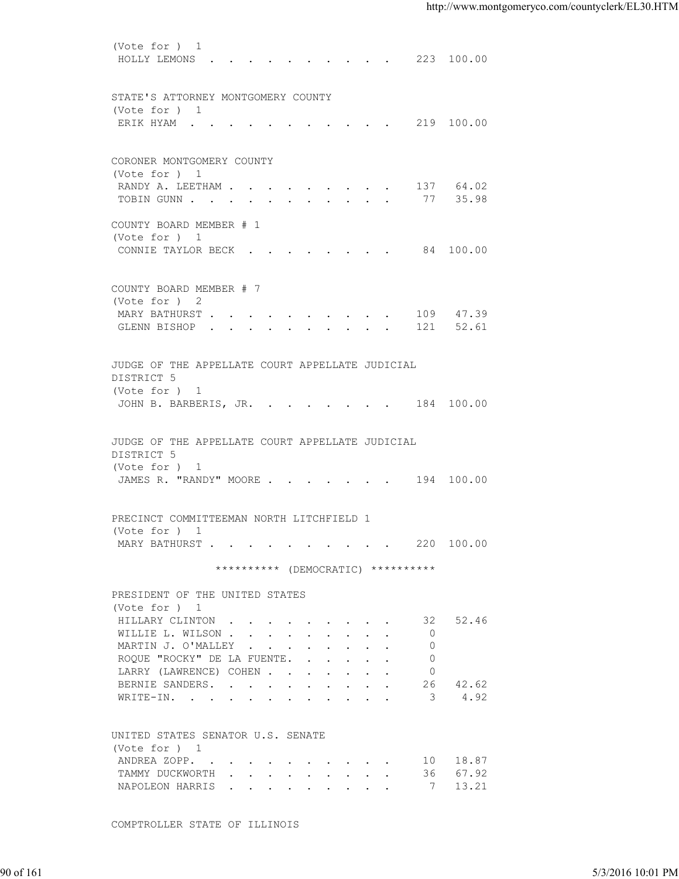(Vote for ) 1

| Candidate | Votes | Percent |
|---|---|---|
| HOLLY LEMONS | 223 | 100.00 |

STATE'S ATTORNEY MONTGOMERY COUNTY

(Vote for ) 1

| Candidate | Votes | Percent |
|---|---|---|
| ERIK HYAM | 219 | 100.00 |

CORONER MONTGOMERY COUNTY

(Vote for ) 1

| Candidate | Votes | Percent |
|---|---|---|
| RANDY A. LEETHAM | 137 | 64.02 |
| TOBIN GUNN | 77 | 35.98 |

COUNTY BOARD MEMBER # 1

(Vote for ) 1

| Candidate | Votes | Percent |
|---|---|---|
| CONNIE TAYLOR BECK | 84 | 100.00 |

COUNTY BOARD MEMBER # 7

(Vote for ) 2

| Candidate | Votes | Percent |
|---|---|---|
| MARY BATHURST | 109 | 47.39 |
| GLENN BISHOP | 121 | 52.61 |

JUDGE OF THE APPELLATE COURT APPELLATE JUDICIAL DISTRICT 5

(Vote for ) 1

| Candidate | Votes | Percent |
|---|---|---|
| JOHN B. BARBERIS, JR. | 184 | 100.00 |

JUDGE OF THE APPELLATE COURT APPELLATE JUDICIAL DISTRICT 5

(Vote for ) 1

| Candidate | Votes | Percent |
|---|---|---|
| JAMES R. "RANDY" MOORE | 194 | 100.00 |

PRECINCT COMMITTEEMAN NORTH LITCHFIELD 1

(Vote for ) 1

| Candidate | Votes | Percent |
|---|---|---|
| MARY BATHURST | 220 | 100.00 |

********** (DEMOCRATIC) **********

PRESIDENT OF THE UNITED STATES

(Vote for ) 1

| Candidate | Votes | Percent |
|---|---|---|
| HILLARY CLINTON | 32 | 52.46 |
| WILLIE L. WILSON | 0 | |
| MARTIN J. O'MALLEY | 0 | |
| ROQUE "ROCKY" DE LA FUENTE. | 0 | |
| LARRY (LAWRENCE) COHEN | 0 | |
| BERNIE SANDERS. | 26 | 42.62 |
| WRITE-IN. | 3 | 4.92 |

UNITED STATES SENATOR U.S. SENATE

(Vote for ) 1

| Candidate | Votes | Percent |
|---|---|---|
| ANDREA ZOPP. | 10 | 18.87 |
| TAMMY DUCKWORTH | 36 | 67.92 |
| NAPOLEON HARRIS | 7 | 13.21 |

COMPTROLLER STATE OF ILLINOIS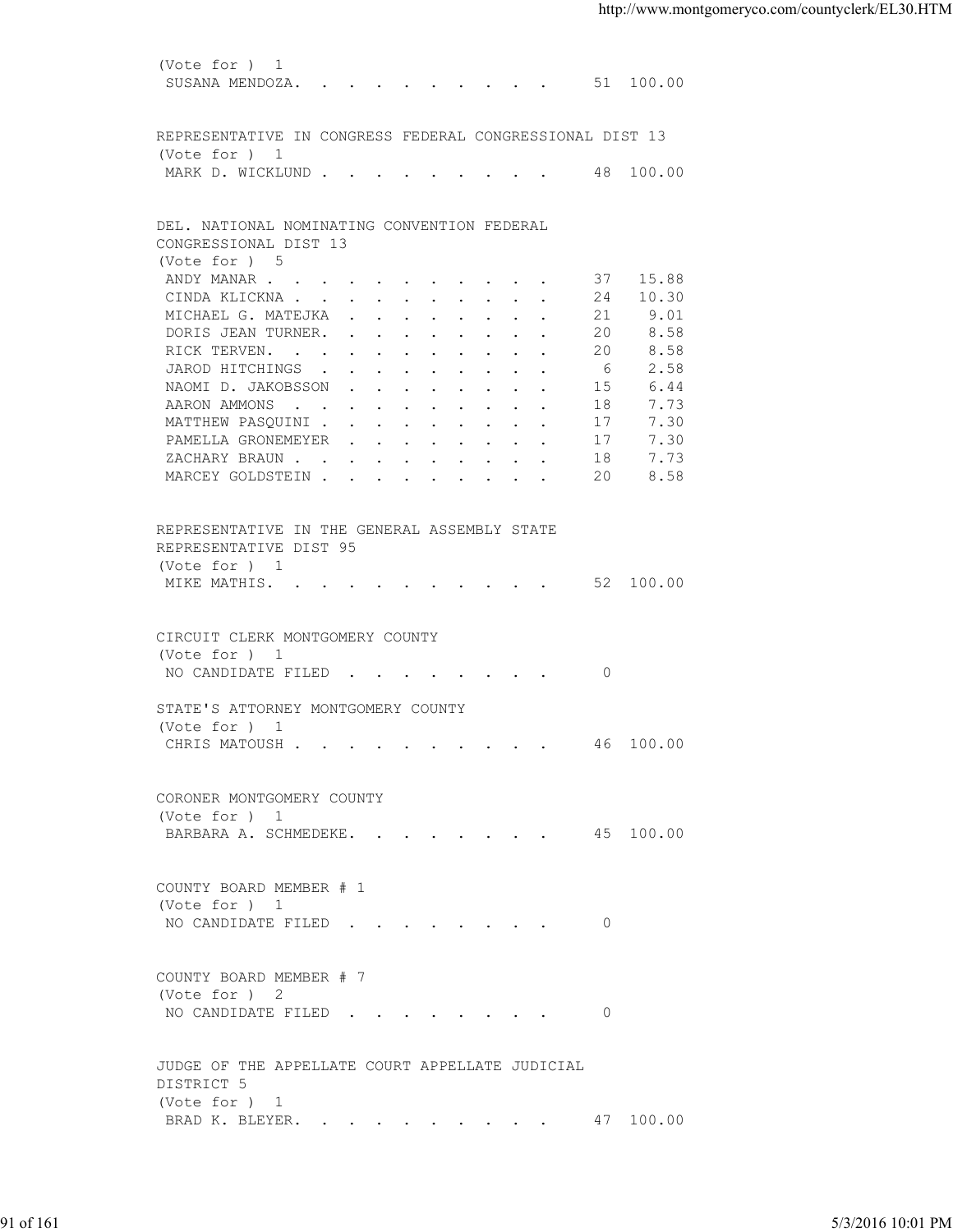(Vote for ) 1

| Candidate | Votes | Percent |
|---|---|---|
| SUSANA MENDOZA | 51 | 100.00 |

REPRESENTATIVE IN CONGRESS FEDERAL CONGRESSIONAL DIST 13

(Vote for ) 1

| Candidate | Votes | Percent |
|---|---|---|
| MARK D. WICKLUND | 48 | 100.00 |

DEL. NATIONAL NOMINATING CONVENTION FEDERAL CONGRESSIONAL DIST 13

(Vote for ) 5

| Candidate | Votes | Percent |
|---|---|---|
| ANDY MANAR | 37 | 15.88 |
| CINDA KLICKNA | 24 | 10.30 |
| MICHAEL G. MATEJKA | 21 | 9.01 |
| DORIS JEAN TURNER | 20 | 8.58 |
| RICK TERVEN | 20 | 8.58 |
| JAROD HITCHINGS | 6 | 2.58 |
| NAOMI D. JAKOBSSON | 15 | 6.44 |
| AARON AMMONS | 18 | 7.73 |
| MATTHEW PASQUINI | 17 | 7.30 |
| PAMELLA GRONEMEYER | 17 | 7.30 |
| ZACHARY BRAUN | 18 | 7.73 |
| MARCEY GOLDSTEIN | 20 | 8.58 |

REPRESENTATIVE IN THE GENERAL ASSEMBLY STATE REPRESENTATIVE DIST 95

(Vote for ) 1

| Candidate | Votes | Percent |
|---|---|---|
| MIKE MATHIS | 52 | 100.00 |

CIRCUIT CLERK MONTGOMERY COUNTY

(Vote for ) 1

| Candidate | Votes | Percent |
|---|---|---|
| NO CANDIDATE FILED | 0 | |

STATE'S ATTORNEY MONTGOMERY COUNTY

(Vote for ) 1

| Candidate | Votes | Percent |
|---|---|---|
| CHRIS MATOUSH | 46 | 100.00 |

CORONER MONTGOMERY COUNTY

(Vote for ) 1

| Candidate | Votes | Percent |
|---|---|---|
| BARBARA A. SCHMEDEKE | 45 | 100.00 |

COUNTY BOARD MEMBER # 1

(Vote for ) 1

| Candidate | Votes | Percent |
|---|---|---|
| NO CANDIDATE FILED | 0 | |

COUNTY BOARD MEMBER # 7

(Vote for ) 2

| Candidate | Votes | Percent |
|---|---|---|
| NO CANDIDATE FILED | 0 | |

JUDGE OF THE APPELLATE COURT APPELLATE JUDICIAL DISTRICT 5

(Vote for ) 1

| Candidate | Votes | Percent |
|---|---|---|
| BRAD K. BLEYER | 47 | 100.00 |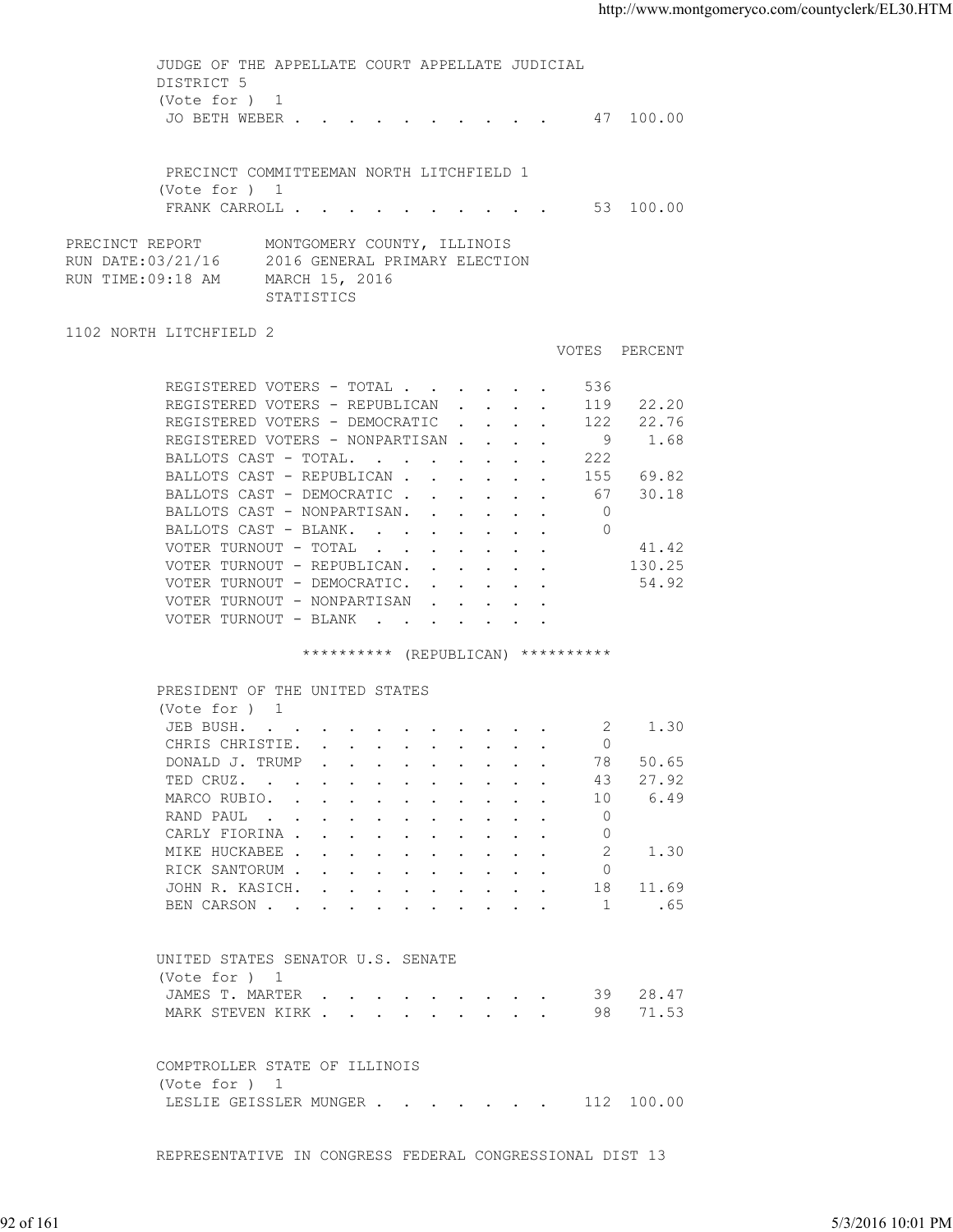JUDGE OF THE APPELLATE COURT APPELLATE JUDICIAL DISTRICT 5
(Vote for ) 1

| | VOTES | PERCENT |
|---|---|---|
| JO BETH WEBER | 47 | 100.00 |

PRECINCT COMMITTEEMAN NORTH LITCHFIELD 1
(Vote for ) 1

| | VOTES | PERCENT |
|---|---|---|
| FRANK CARROLL | 53 | 100.00 |

PRECINCT REPORT — MONTGOMERY COUNTY, ILLINOIS
RUN DATE:03/21/16 — 2016 GENERAL PRIMARY ELECTION
RUN TIME:09:18 AM — MARCH 15, 2016
STATISTICS

1102 NORTH LITCHFIELD 2

| | VOTES | PERCENT |
|---|---|---|
| REGISTERED VOTERS - TOTAL | 536 | |
| REGISTERED VOTERS - REPUBLICAN | 119 | 22.20 |
| REGISTERED VOTERS - DEMOCRATIC | 122 | 22.76 |
| REGISTERED VOTERS - NONPARTISAN | 9 | 1.68 |
| BALLOTS CAST - TOTAL. | 222 | |
| BALLOTS CAST - REPUBLICAN | 155 | 69.82 |
| BALLOTS CAST - DEMOCRATIC | 67 | 30.18 |
| BALLOTS CAST - NONPARTISAN. | 0 | |
| BALLOTS CAST - BLANK. | 0 | |
| VOTER TURNOUT - TOTAL | | 41.42 |
| VOTER TURNOUT - REPUBLICAN. | | 130.25 |
| VOTER TURNOUT - DEMOCRATIC. | | 54.92 |
| VOTER TURNOUT - NONPARTISAN | | |
| VOTER TURNOUT - BLANK | | |

********** (REPUBLICAN) **********

PRESIDENT OF THE UNITED STATES
(Vote for ) 1

| | VOTES | PERCENT |
|---|---|---|
| JEB BUSH. | 2 | 1.30 |
| CHRIS CHRISTIE. | 0 | |
| DONALD J. TRUMP | 78 | 50.65 |
| TED CRUZ. | 43 | 27.92 |
| MARCO RUBIO. | 10 | 6.49 |
| RAND PAUL | 0 | |
| CARLY FIORINA | 0 | |
| MIKE HUCKABEE | 2 | 1.30 |
| RICK SANTORUM | 0 | |
| JOHN R. KASICH. | 18 | 11.69 |
| BEN CARSON | 1 | .65 |

UNITED STATES SENATOR U.S. SENATE
(Vote for ) 1

| | VOTES | PERCENT |
|---|---|---|
| JAMES T. MARTER | 39 | 28.47 |
| MARK STEVEN KIRK | 98 | 71.53 |

COMPTROLLER STATE OF ILLINOIS
(Vote for ) 1

| | VOTES | PERCENT |
|---|---|---|
| LESLIE GEISSLER MUNGER | 112 | 100.00 |

REPRESENTATIVE IN CONGRESS FEDERAL CONGRESSIONAL DIST 13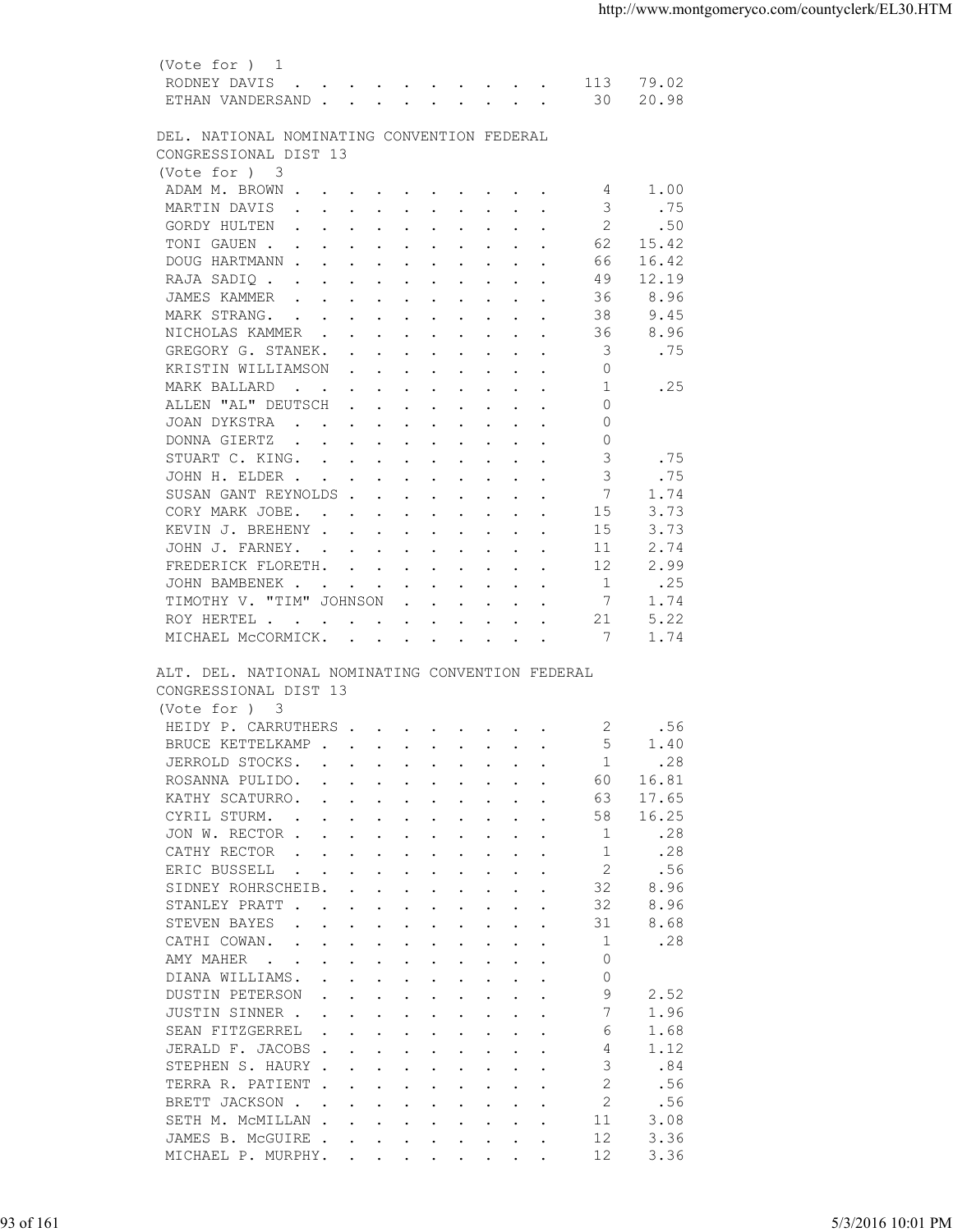(Vote for ) 1

| Candidate | Votes | Percent |
|---|---|---|
| RODNEY DAVIS | 113 | 79.02 |
| ETHAN VANDERSAND | 30 | 20.98 |

DEL. NATIONAL NOMINATING CONVENTION FEDERAL CONGRESSIONAL DIST 13

(Vote for ) 3

| Candidate | Votes | Percent |
|---|---|---|
| ADAM M. BROWN | 4 | 1.00 |
| MARTIN DAVIS | 3 | .75 |
| GORDY HULTEN | 2 | .50 |
| TONI GAUEN | 62 | 15.42 |
| DOUG HARTMANN | 66 | 16.42 |
| RAJA SADIQ | 49 | 12.19 |
| JAMES KAMMER | 36 | 8.96 |
| MARK STRANG. | 38 | 9.45 |
| NICHOLAS KAMMER | 36 | 8.96 |
| GREGORY G. STANEK. | 3 | .75 |
| KRISTIN WILLIAMSON | 0 | |
| MARK BALLARD | 1 | .25 |
| ALLEN "AL" DEUTSCH | 0 | |
| JOAN DYKSTRA | 0 | |
| DONNA GIERTZ | 0 | |
| STUART C. KING. | 3 | .75 |
| JOHN H. ELDER | 3 | .75 |
| SUSAN GANT REYNOLDS | 7 | 1.74 |
| CORY MARK JOBE. | 15 | 3.73 |
| KEVIN J. BREHENY | 15 | 3.73 |
| JOHN J. FARNEY. | 11 | 2.74 |
| FREDERICK FLORETH. | 12 | 2.99 |
| JOHN BAMBENEK | 1 | .25 |
| TIMOTHY V. "TIM" JOHNSON | 7 | 1.74 |
| ROY HERTEL | 21 | 5.22 |
| MICHAEL McCORMICK. | 7 | 1.74 |

ALT. DEL. NATIONAL NOMINATING CONVENTION FEDERAL CONGRESSIONAL DIST 13

(Vote for ) 3

| Candidate | Votes | Percent |
|---|---|---|
| HEIDY P. CARRUTHERS | 2 | .56 |
| BRUCE KETTELKAMP | 5 | 1.40 |
| JERROLD STOCKS. | 1 | .28 |
| ROSANNA PULIDO. | 60 | 16.81 |
| KATHY SCATURRO. | 63 | 17.65 |
| CYRIL STURM. | 58 | 16.25 |
| JON W. RECTOR | 1 | .28 |
| CATHY RECTOR | 1 | .28 |
| ERIC BUSSELL | 2 | .56 |
| SIDNEY ROHRSCHEIB. | 32 | 8.96 |
| STANLEY PRATT | 32 | 8.96 |
| STEVEN BAYES | 31 | 8.68 |
| CATHI COWAN. | 1 | .28 |
| AMY MAHER | 0 | |
| DIANA WILLIAMS. | 0 | |
| DUSTIN PETERSON | 9 | 2.52 |
| JUSTIN SINNER | 7 | 1.96 |
| SEAN FITZGERREL | 6 | 1.68 |
| JERALD F. JACOBS | 4 | 1.12 |
| STEPHEN S. HAURY | 3 | .84 |
| TERRA R. PATIENT | 2 | .56 |
| BRETT JACKSON | 2 | .56 |
| SETH M. McMILLAN | 11 | 3.08 |
| JAMES B. McGUIRE | 12 | 3.36 |
| MICHAEL P. MURPHY. | 12 | 3.36 |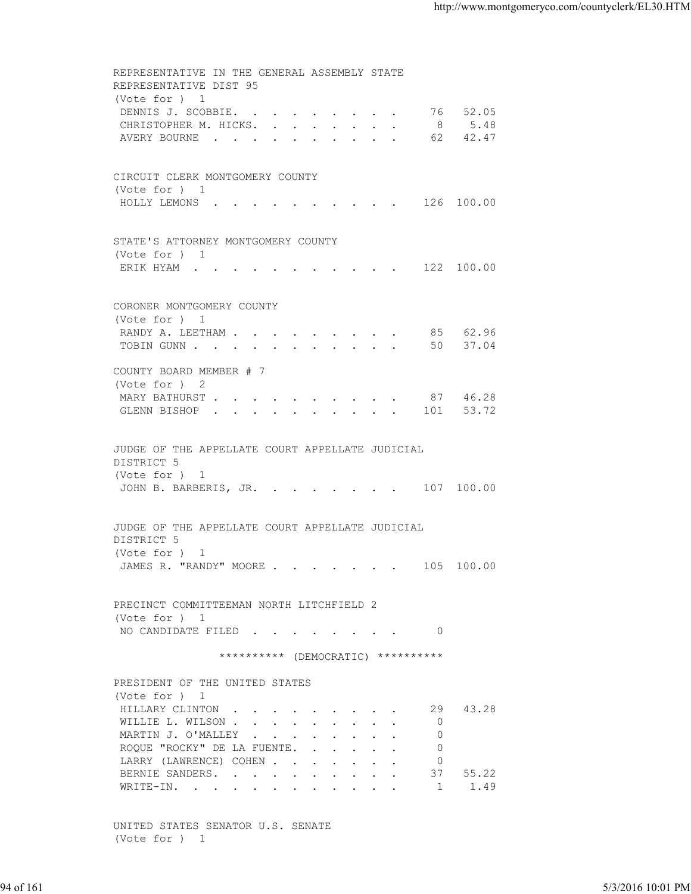REPRESENTATIVE IN THE GENERAL ASSEMBLY STATE REPRESENTATIVE DIST 95
(Vote for ) 1

| Candidate | Votes | Percent |
|---|---|---|
| DENNIS J. SCOBBIE | 76 | 52.05 |
| CHRISTOPHER M. HICKS | 8 | 5.48 |
| AVERY BOURNE | 62 | 42.47 |

CIRCUIT CLERK MONTGOMERY COUNTY
(Vote for ) 1

| Candidate | Votes | Percent |
|---|---|---|
| HOLLY LEMONS | 126 | 100.00 |

STATE'S ATTORNEY MONTGOMERY COUNTY
(Vote for ) 1

| Candidate | Votes | Percent |
|---|---|---|
| ERIK HYAM | 122 | 100.00 |

CORONER MONTGOMERY COUNTY
(Vote for ) 1

| Candidate | Votes | Percent |
|---|---|---|
| RANDY A. LEETHAM | 85 | 62.96 |
| TOBIN GUNN | 50 | 37.04 |

COUNTY BOARD MEMBER # 7
(Vote for ) 2

| Candidate | Votes | Percent |
|---|---|---|
| MARY BATHURST | 87 | 46.28 |
| GLENN BISHOP | 101 | 53.72 |

JUDGE OF THE APPELLATE COURT APPELLATE JUDICIAL DISTRICT 5
(Vote for ) 1

| Candidate | Votes | Percent |
|---|---|---|
| JOHN B. BARBERIS, JR. | 107 | 100.00 |

JUDGE OF THE APPELLATE COURT APPELLATE JUDICIAL DISTRICT 5
(Vote for ) 1

| Candidate | Votes | Percent |
|---|---|---|
| JAMES R. "RANDY" MOORE | 105 | 100.00 |

PRECINCT COMMITTEEMAN NORTH LITCHFIELD 2
(Vote for ) 1

| Candidate | Votes | Percent |
|---|---|---|
| NO CANDIDATE FILED | 0 | |

********** (DEMOCRATIC) **********

PRESIDENT OF THE UNITED STATES
(Vote for ) 1

| Candidate | Votes | Percent |
|---|---|---|
| HILLARY CLINTON | 29 | 43.28 |
| WILLIE L. WILSON | 0 | |
| MARTIN J. O'MALLEY | 0 | |
| ROQUE "ROCKY" DE LA FUENTE | 0 | |
| LARRY (LAWRENCE) COHEN | 0 | |
| BERNIE SANDERS | 37 | 55.22 |
| WRITE-IN | 1 | 1.49 |

UNITED STATES SENATOR U.S. SENATE
(Vote for ) 1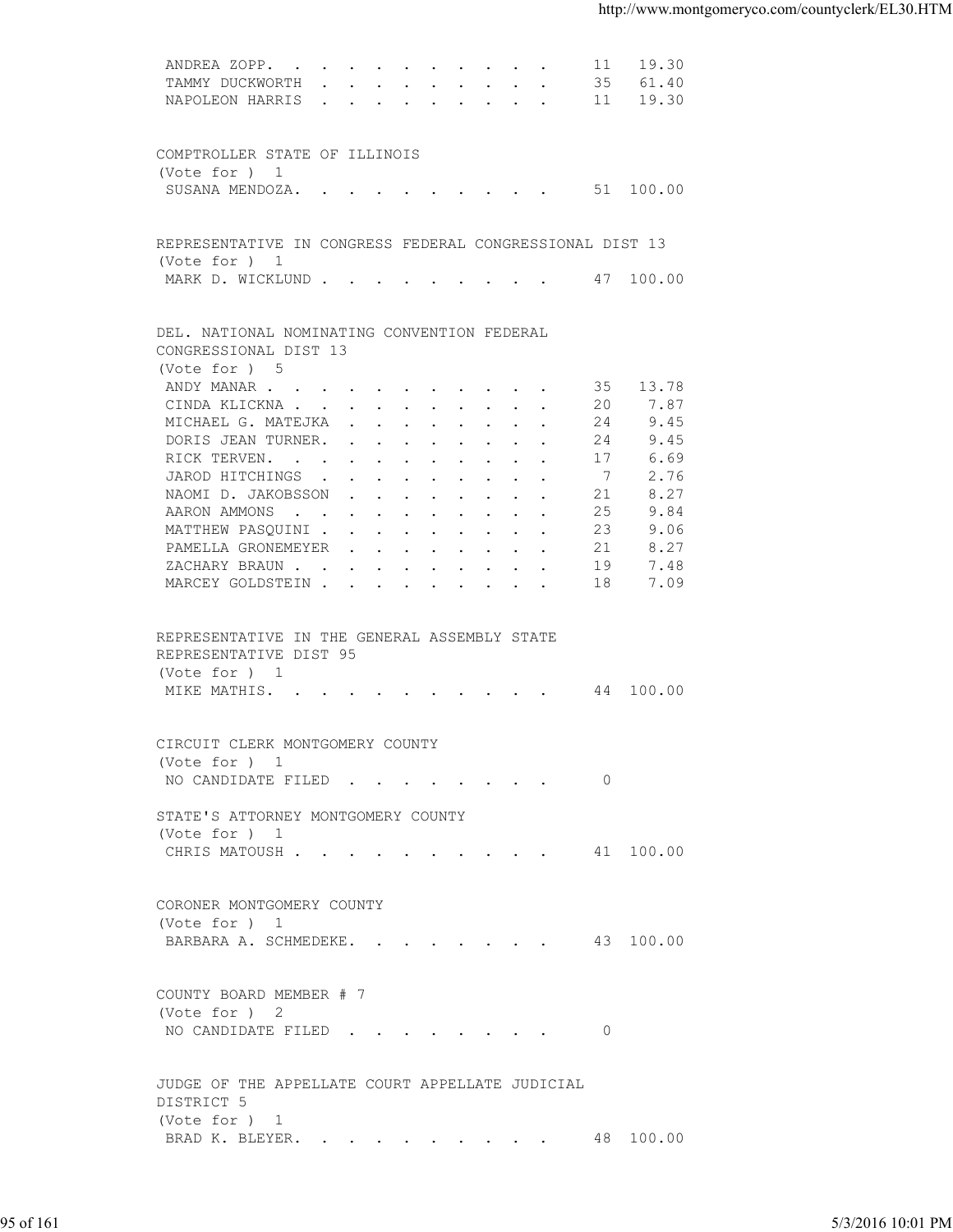| Candidate | Votes | Percent |
|---|---|---|
| ANDREA ZOPP. | 11 | 19.30 |
| TAMMY DUCKWORTH | 35 | 61.40 |
| NAPOLEON HARRIS | 11 | 19.30 |

COMPTROLLER STATE OF ILLINOIS
(Vote for ) 1

| Candidate | Votes | Percent |
|---|---|---|
| SUSANA MENDOZA. | 51 | 100.00 |

REPRESENTATIVE IN CONGRESS FEDERAL CONGRESSIONAL DIST 13
(Vote for ) 1

| Candidate | Votes | Percent |
|---|---|---|
| MARK D. WICKLUND | 47 | 100.00 |

DEL. NATIONAL NOMINATING CONVENTION FEDERAL CONGRESSIONAL DIST 13
(Vote for ) 5

| Candidate | Votes | Percent |
|---|---|---|
| ANDY MANAR | 35 | 13.78 |
| CINDA KLICKNA | 20 | 7.87 |
| MICHAEL G. MATEJKA | 24 | 9.45 |
| DORIS JEAN TURNER. | 24 | 9.45 |
| RICK TERVEN. | 17 | 6.69 |
| JAROD HITCHINGS | 7 | 2.76 |
| NAOMI D. JAKOBSSON | 21 | 8.27 |
| AARON AMMONS | 25 | 9.84 |
| MATTHEW PASQUINI | 23 | 9.06 |
| PAMELLA GRONEMEYER | 21 | 8.27 |
| ZACHARY BRAUN | 19 | 7.48 |
| MARCEY GOLDSTEIN | 18 | 7.09 |

REPRESENTATIVE IN THE GENERAL ASSEMBLY STATE REPRESENTATIVE DIST 95
(Vote for ) 1

| Candidate | Votes | Percent |
|---|---|---|
| MIKE MATHIS. | 44 | 100.00 |

CIRCUIT CLERK MONTGOMERY COUNTY
(Vote for ) 1

| Candidate | Votes | Percent |
|---|---|---|
| NO CANDIDATE FILED | 0 | |

STATE'S ATTORNEY MONTGOMERY COUNTY
(Vote for ) 1

| Candidate | Votes | Percent |
|---|---|---|
| CHRIS MATOUSH | 41 | 100.00 |

CORONER MONTGOMERY COUNTY
(Vote for ) 1

| Candidate | Votes | Percent |
|---|---|---|
| BARBARA A. SCHMEDEKE. | 43 | 100.00 |

COUNTY BOARD MEMBER # 7
(Vote for ) 2

| Candidate | Votes | Percent |
|---|---|---|
| NO CANDIDATE FILED | 0 | |

JUDGE OF THE APPELLATE COURT APPELLATE JUDICIAL DISTRICT 5
(Vote for ) 1

| Candidate | Votes | Percent |
|---|---|---|
| BRAD K. BLEYER. | 48 | 100.00 |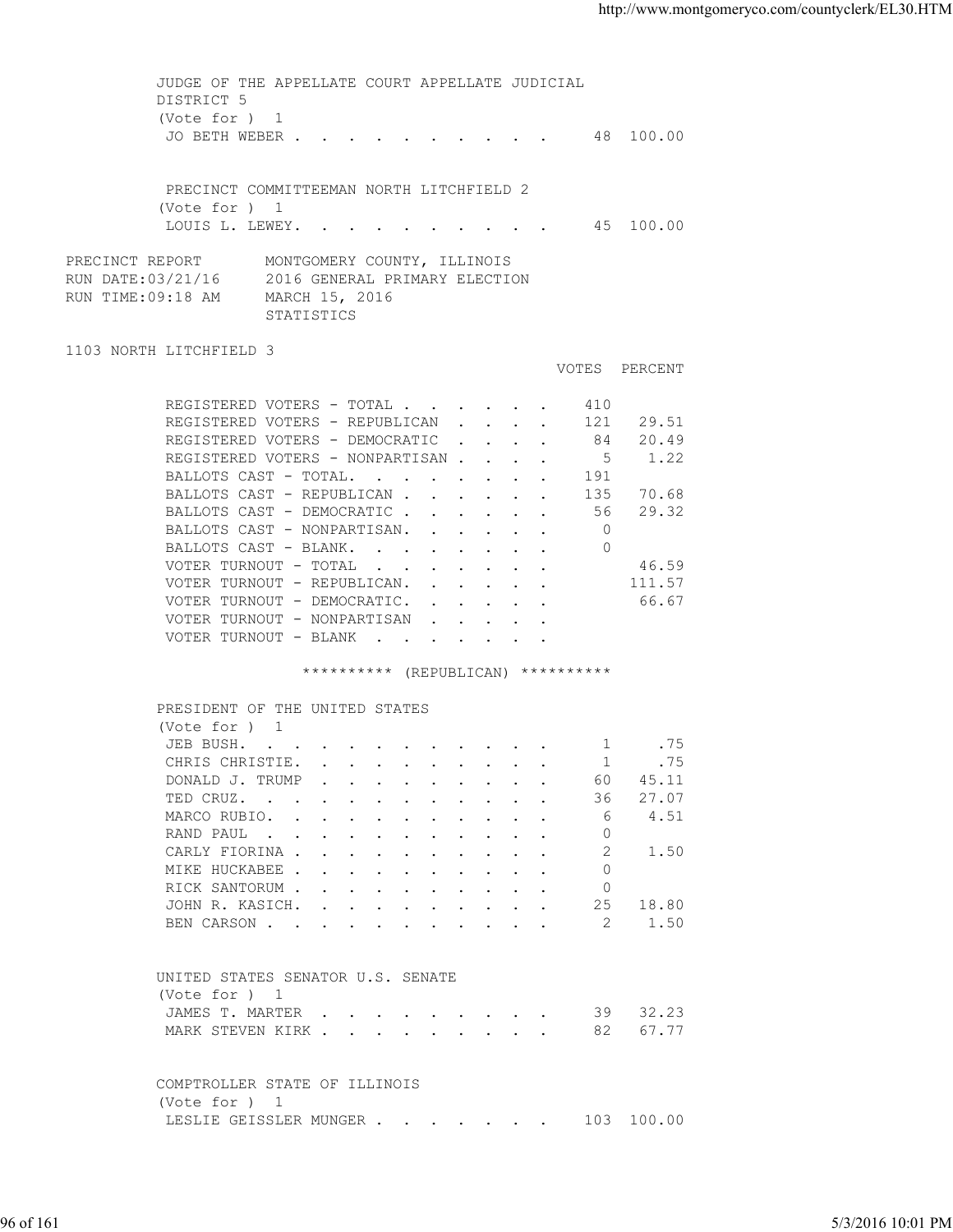JUDGE OF THE APPELLATE COURT APPELLATE JUDICIAL DISTRICT 5
(Vote for ) 1

| | VOTES | PERCENT |
|---|---|---|
| JO BETH WEBER | 48 | 100.00 |

PRECINCT COMMITTEEMAN NORTH LITCHFIELD 2
(Vote for ) 1

| | VOTES | PERCENT |
|---|---|---|
| LOUIS L. LEWEY | 45 | 100.00 |

PRECINCT REPORT — MONTGOMERY COUNTY, ILLINOIS
RUN DATE:03/21/16 — 2016 GENERAL PRIMARY ELECTION
RUN TIME:09:18 AM — MARCH 15, 2016
STATISTICS

## 1103 NORTH LITCHFIELD 3

| | VOTES | PERCENT |
|---|---|---|
| REGISTERED VOTERS - TOTAL | 410 | |
| REGISTERED VOTERS - REPUBLICAN | 121 | 29.51 |
| REGISTERED VOTERS - DEMOCRATIC | 84 | 20.49 |
| REGISTERED VOTERS - NONPARTISAN | 5 | 1.22 |
| BALLOTS CAST - TOTAL. | 191 | |
| BALLOTS CAST - REPUBLICAN | 135 | 70.68 |
| BALLOTS CAST - DEMOCRATIC | 56 | 29.32 |
| BALLOTS CAST - NONPARTISAN. | 0 | |
| BALLOTS CAST - BLANK. | 0 | |
| VOTER TURNOUT - TOTAL | | 46.59 |
| VOTER TURNOUT - REPUBLICAN. | | 111.57 |
| VOTER TURNOUT - DEMOCRATIC. | | 66.67 |
| VOTER TURNOUT - NONPARTISAN | | |
| VOTER TURNOUT - BLANK | | |

********** (REPUBLICAN) **********

PRESIDENT OF THE UNITED STATES
(Vote for ) 1

| | VOTES | PERCENT |
|---|---|---|
| JEB BUSH. | 1 | .75 |
| CHRIS CHRISTIE. | 1 | .75 |
| DONALD J. TRUMP | 60 | 45.11 |
| TED CRUZ. | 36 | 27.07 |
| MARCO RUBIO. | 6 | 4.51 |
| RAND PAUL | 0 | |
| CARLY FIORINA | 2 | 1.50 |
| MIKE HUCKABEE | 0 | |
| RICK SANTORUM | 0 | |
| JOHN R. KASICH. | 25 | 18.80 |
| BEN CARSON | 2 | 1.50 |

UNITED STATES SENATOR U.S. SENATE
(Vote for ) 1

| | VOTES | PERCENT |
|---|---|---|
| JAMES T. MARTER | 39 | 32.23 |
| MARK STEVEN KIRK | 82 | 67.77 |

COMPTROLLER STATE OF ILLINOIS
(Vote for ) 1

| | VOTES | PERCENT |
|---|---|---|
| LESLIE GEISSLER MUNGER | 103 | 100.00 |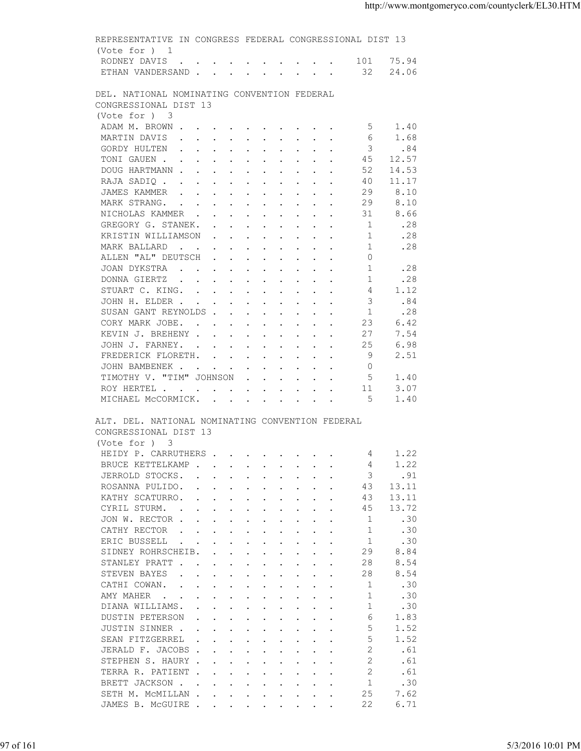REPRESENTATIVE IN CONGRESS FEDERAL CONGRESSIONAL DIST 13
(Vote for ) 1

| | | |
|---|---|---|
| RODNEY DAVIS | 101 | 75.94 |
| ETHAN VANDERSAND | 32 | 24.06 |

DEL. NATIONAL NOMINATING CONVENTION FEDERAL CONGRESSIONAL DIST 13
(Vote for ) 3

| | | |
|---|---|---|
| ADAM M. BROWN | 5 | 1.40 |
| MARTIN DAVIS | 6 | 1.68 |
| GORDY HULTEN | 3 | .84 |
| TONI GAUEN | 45 | 12.57 |
| DOUG HARTMANN | 52 | 14.53 |
| RAJA SADIQ | 40 | 11.17 |
| JAMES KAMMER | 29 | 8.10 |
| MARK STRANG. | 29 | 8.10 |
| NICHOLAS KAMMER | 31 | 8.66 |
| GREGORY G. STANEK. | 1 | .28 |
| KRISTIN WILLIAMSON | 1 | .28 |
| MARK BALLARD | 1 | .28 |
| ALLEN "AL" DEUTSCH | 0 | |
| JOAN DYKSTRA | 1 | .28 |
| DONNA GIERTZ | 1 | .28 |
| STUART C. KING. | 4 | 1.12 |
| JOHN H. ELDER | 3 | .84 |
| SUSAN GANT REYNOLDS | 1 | .28 |
| CORY MARK JOBE. | 23 | 6.42 |
| KEVIN J. BREHENY | 27 | 7.54 |
| JOHN J. FARNEY. | 25 | 6.98 |
| FREDERICK FLORETH. | 9 | 2.51 |
| JOHN BAMBENEK | 0 | |
| TIMOTHY V. "TIM" JOHNSON | 5 | 1.40 |
| ROY HERTEL | 11 | 3.07 |
| MICHAEL McCORMICK. | 5 | 1.40 |

ALT. DEL. NATIONAL NOMINATING CONVENTION FEDERAL CONGRESSIONAL DIST 13
(Vote for ) 3

| | | |
|---|---|---|
| HEIDY P. CARRUTHERS | 4 | 1.22 |
| BRUCE KETTELKAMP | 4 | 1.22 |
| JERROLD STOCKS. | 3 | .91 |
| ROSANNA PULIDO. | 43 | 13.11 |
| KATHY SCATURRO. | 43 | 13.11 |
| CYRIL STURM. | 45 | 13.72 |
| JON W. RECTOR | 1 | .30 |
| CATHY RECTOR | 1 | .30 |
| ERIC BUSSELL | 1 | .30 |
| SIDNEY ROHRSCHEIB. | 29 | 8.84 |
| STANLEY PRATT | 28 | 8.54 |
| STEVEN BAYES | 28 | 8.54 |
| CATHI COWAN. | 1 | .30 |
| AMY MAHER | 1 | .30 |
| DIANA WILLIAMS. | 1 | .30 |
| DUSTIN PETERSON | 6 | 1.83 |
| JUSTIN SINNER | 5 | 1.52 |
| SEAN FITZGERREL | 5 | 1.52 |
| JERALD F. JACOBS | 2 | .61 |
| STEPHEN S. HAURY | 2 | .61 |
| TERRA R. PATIENT | 2 | .61 |
| BRETT JACKSON | 1 | .30 |
| SETH M. McMILLAN | 25 | 7.62 |
| JAMES B. McGUIRE | 22 | 6.71 |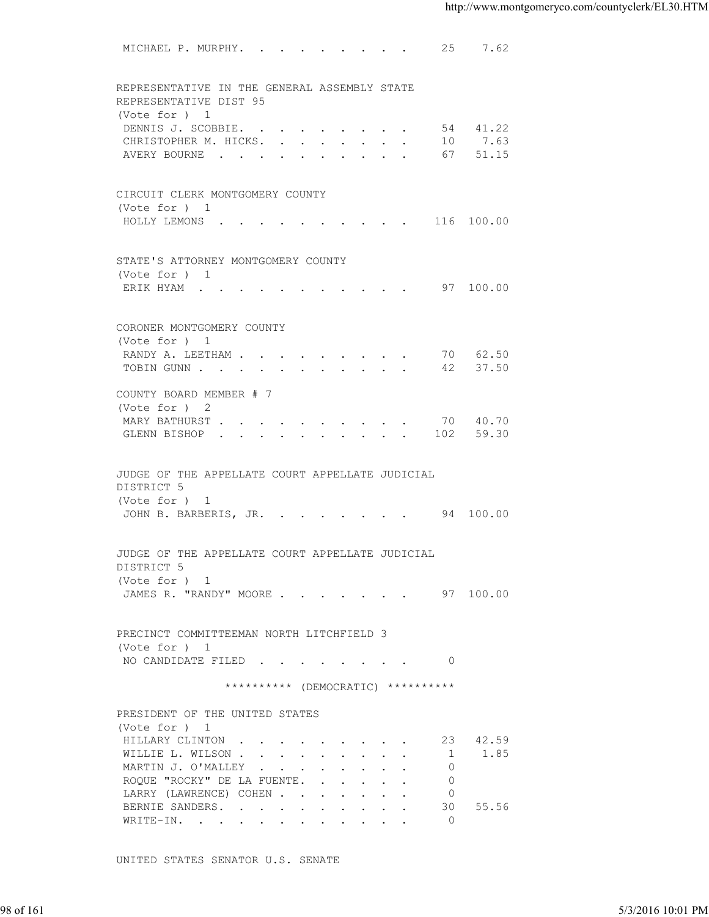MICHAEL P. MURPHY. . . . . . . . . . 25 7.62

REPRESENTATIVE IN THE GENERAL ASSEMBLY STATE REPRESENTATIVE DIST 95
(Vote for ) 1

| Candidate | Votes | Percent |
|---|---|---|
| DENNIS J. SCOBBIE. . . . . . . . . . | 54 | 41.22 |
| CHRISTOPHER M. HICKS. . . . . . . . . | 10 | 7.63 |
| AVERY BOURNE . . . . . . . . . . . | 67 | 51.15 |

CIRCUIT CLERK MONTGOMERY COUNTY
(Vote for ) 1

| Candidate | Votes | Percent |
|---|---|---|
| HOLLY LEMONS . . . . . . . . . . . | 116 | 100.00 |

STATE'S ATTORNEY MONTGOMERY COUNTY
(Vote for ) 1

| Candidate | Votes | Percent |
|---|---|---|
| ERIK HYAM . . . . . . . . . . . . | 97 | 100.00 |

CORONER MONTGOMERY COUNTY
(Vote for ) 1

| Candidate | Votes | Percent |
|---|---|---|
| RANDY A. LEETHAM . . . . . . . . . . | 70 | 62.50 |
| TOBIN GUNN . . . . . . . . . . . . | 42 | 37.50 |

COUNTY BOARD MEMBER # 7
(Vote for ) 2

| Candidate | Votes | Percent |
|---|---|---|
| MARY BATHURST . . . . . . . . . . . | 70 | 40.70 |
| GLENN BISHOP . . . . . . . . . . . | 102 | 59.30 |

JUDGE OF THE APPELLATE COURT APPELLATE JUDICIAL DISTRICT 5
(Vote for ) 1

| Candidate | Votes | Percent |
|---|---|---|
| JOHN B. BARBERIS, JR. . . . . . . . . | 94 | 100.00 |

JUDGE OF THE APPELLATE COURT APPELLATE JUDICIAL DISTRICT 5
(Vote for ) 1

| Candidate | Votes | Percent |
|---|---|---|
| JAMES R. "RANDY" MOORE . . . . . . . . | 97 | 100.00 |

PRECINCT COMMITTEEMAN NORTH LITCHFIELD 3
(Vote for ) 1

| Candidate | Votes | Percent |
|---|---|---|
| NO CANDIDATE FILED . . . . . . . . . | 0 | |

********** (DEMOCRATIC) **********

PRESIDENT OF THE UNITED STATES
(Vote for ) 1

| Candidate | Votes | Percent |
|---|---|---|
| HILLARY CLINTON . . . . . . . . . . | 23 | 42.59 |
| WILLIE L. WILSON . . . . . . . . . . | 1 | 1.85 |
| MARTIN J. O'MALLEY . . . . . . . . . | 0 | |
| ROQUE "ROCKY" DE LA FUENTE. . . . . . | 0 | |
| LARRY (LAWRENCE) COHEN . . . . . . . . | 0 | |
| BERNIE SANDERS. . . . . . . . . . . | 30 | 55.56 |
| WRITE-IN. . . . . . . . . . . . . | 0 | |

UNITED STATES SENATOR U.S. SENATE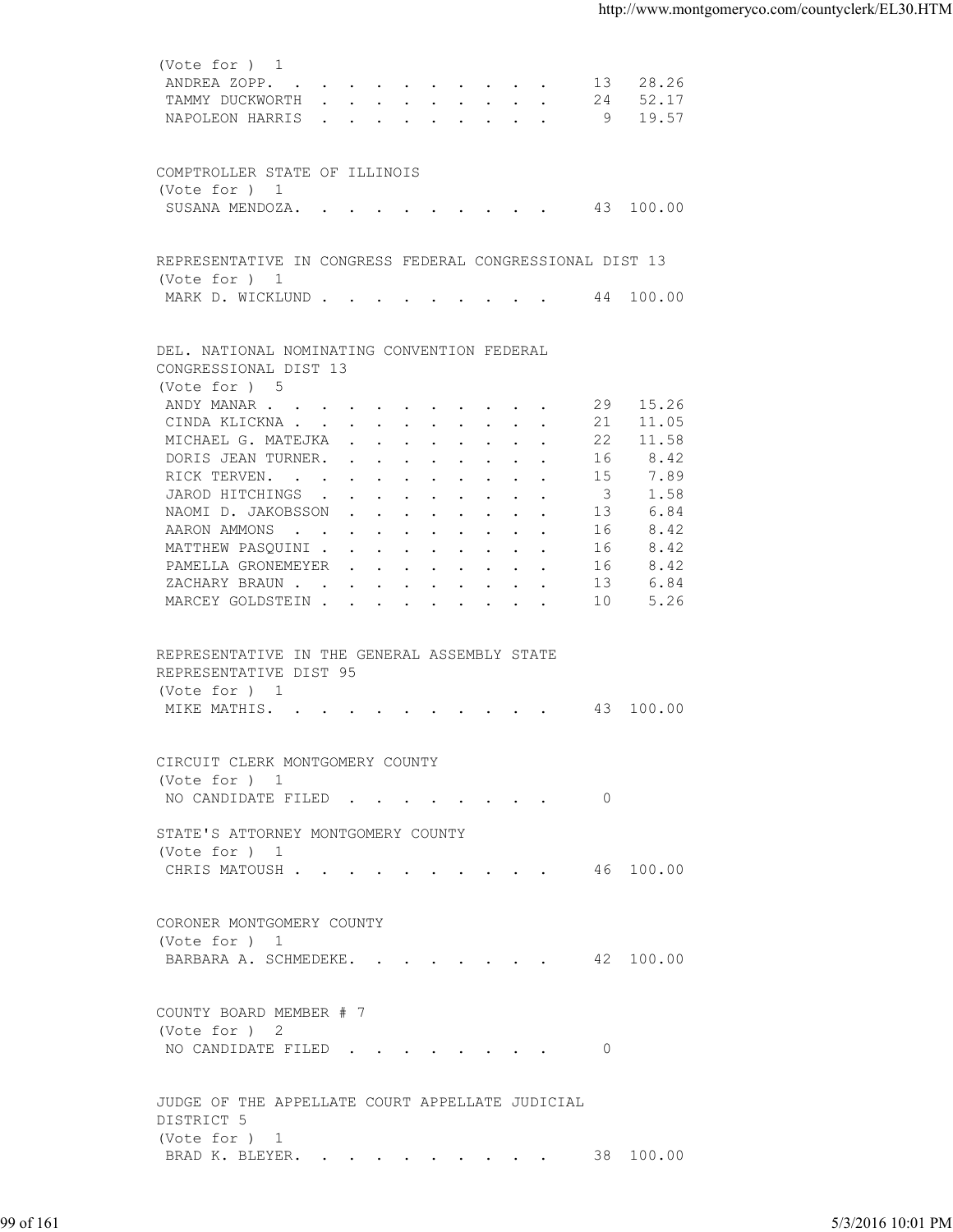(Vote for ) 1

| Candidate | Votes | Percent |
|---|---|---|
| ANDREA ZOPP. | 13 | 28.26 |
| TAMMY DUCKWORTH | 24 | 52.17 |
| NAPOLEON HARRIS | 9 | 19.57 |

COMPTROLLER STATE OF ILLINOIS
(Vote for ) 1

| Candidate | Votes | Percent |
|---|---|---|
| SUSANA MENDOZA. | 43 | 100.00 |

REPRESENTATIVE IN CONGRESS FEDERAL CONGRESSIONAL DIST 13
(Vote for ) 1

| Candidate | Votes | Percent |
|---|---|---|
| MARK D. WICKLUND | 44 | 100.00 |

DEL. NATIONAL NOMINATING CONVENTION FEDERAL
CONGRESSIONAL DIST 13
(Vote for ) 5

| Candidate | Votes | Percent |
|---|---|---|
| ANDY MANAR | 29 | 15.26 |
| CINDA KLICKNA | 21 | 11.05 |
| MICHAEL G. MATEJKA | 22 | 11.58 |
| DORIS JEAN TURNER. | 16 | 8.42 |
| RICK TERVEN. | 15 | 7.89 |
| JAROD HITCHINGS | 3 | 1.58 |
| NAOMI D. JAKOBSSON | 13 | 6.84 |
| AARON AMMONS | 16 | 8.42 |
| MATTHEW PASQUINI | 16 | 8.42 |
| PAMELLA GRONEMEYER | 16 | 8.42 |
| ZACHARY BRAUN | 13 | 6.84 |
| MARCEY GOLDSTEIN | 10 | 5.26 |

REPRESENTATIVE IN THE GENERAL ASSEMBLY STATE
REPRESENTATIVE DIST 95
(Vote for ) 1

| Candidate | Votes | Percent |
|---|---|---|
| MIKE MATHIS. | 43 | 100.00 |

CIRCUIT CLERK MONTGOMERY COUNTY
(Vote for ) 1

| Candidate | Votes | Percent |
|---|---|---|
| NO CANDIDATE FILED | 0 | |

STATE'S ATTORNEY MONTGOMERY COUNTY
(Vote for ) 1

| Candidate | Votes | Percent |
|---|---|---|
| CHRIS MATOUSH | 46 | 100.00 |

CORONER MONTGOMERY COUNTY
(Vote for ) 1

| Candidate | Votes | Percent |
|---|---|---|
| BARBARA A. SCHMEDEKE. | 42 | 100.00 |

COUNTY BOARD MEMBER # 7
(Vote for ) 2

| Candidate | Votes | Percent |
|---|---|---|
| NO CANDIDATE FILED | 0 | |

JUDGE OF THE APPELLATE COURT APPELLATE JUDICIAL
DISTRICT 5
(Vote for ) 1

| Candidate | Votes | Percent |
|---|---|---|
| BRAD K. BLEYER. | 38 | 100.00 |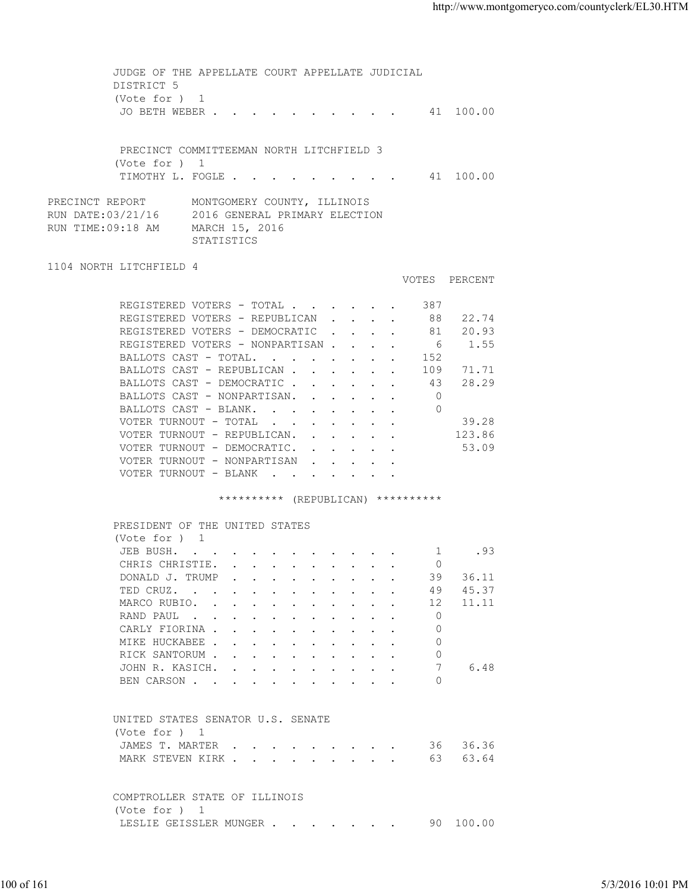JUDGE OF THE APPELLATE COURT APPELLATE JUDICIAL DISTRICT 5
(Vote for ) 1

| | | |
|---|---|---|
| JO BETH WEBER | 41 | 100.00 |

PRECINCT COMMITTEEMAN NORTH LITCHFIELD 3
(Vote for ) 1

| | | |
|---|---|---|
| TIMOTHY L. FOGLE | 41 | 100.00 |

PRECINCT REPORT MONTGOMERY COUNTY, ILLINOIS
RUN DATE:03/21/16 2016 GENERAL PRIMARY ELECTION
RUN TIME:09:18 AM MARCH 15, 2016
STATISTICS

1104 NORTH LITCHFIELD 4

| | VOTES | PERCENT |
|---|---|---|
| REGISTERED VOTERS - TOTAL | 387 | |
| REGISTERED VOTERS - REPUBLICAN | 88 | 22.74 |
| REGISTERED VOTERS - DEMOCRATIC | 81 | 20.93 |
| REGISTERED VOTERS - NONPARTISAN | 6 | 1.55 |
| BALLOTS CAST - TOTAL. | 152 | |
| BALLOTS CAST - REPUBLICAN | 109 | 71.71 |
| BALLOTS CAST - DEMOCRATIC | 43 | 28.29 |
| BALLOTS CAST - NONPARTISAN. | 0 | |
| BALLOTS CAST - BLANK. | 0 | |
| VOTER TURNOUT - TOTAL | | 39.28 |
| VOTER TURNOUT - REPUBLICAN. | | 123.86 |
| VOTER TURNOUT - DEMOCRATIC. | | 53.09 |
| VOTER TURNOUT - NONPARTISAN | | |
| VOTER TURNOUT - BLANK | | |

********** (REPUBLICAN) **********

PRESIDENT OF THE UNITED STATES
(Vote for ) 1

| | | |
|---|---|---|
| JEB BUSH. | 1 | .93 |
| CHRIS CHRISTIE. | 0 | |
| DONALD J. TRUMP | 39 | 36.11 |
| TED CRUZ. | 49 | 45.37 |
| MARCO RUBIO. | 12 | 11.11 |
| RAND PAUL | 0 | |
| CARLY FIORINA | 0 | |
| MIKE HUCKABEE | 0 | |
| RICK SANTORUM | 0 | |
| JOHN R. KASICH. | 7 | 6.48 |
| BEN CARSON | 0 | |

UNITED STATES SENATOR U.S. SENATE
(Vote for ) 1

| | | |
|---|---|---|
| JAMES T. MARTER | 36 | 36.36 |
| MARK STEVEN KIRK | 63 | 63.64 |

COMPTROLLER STATE OF ILLINOIS
(Vote for ) 1

| | | |
|---|---|---|
| LESLIE GEISSLER MUNGER | 90 | 100.00 |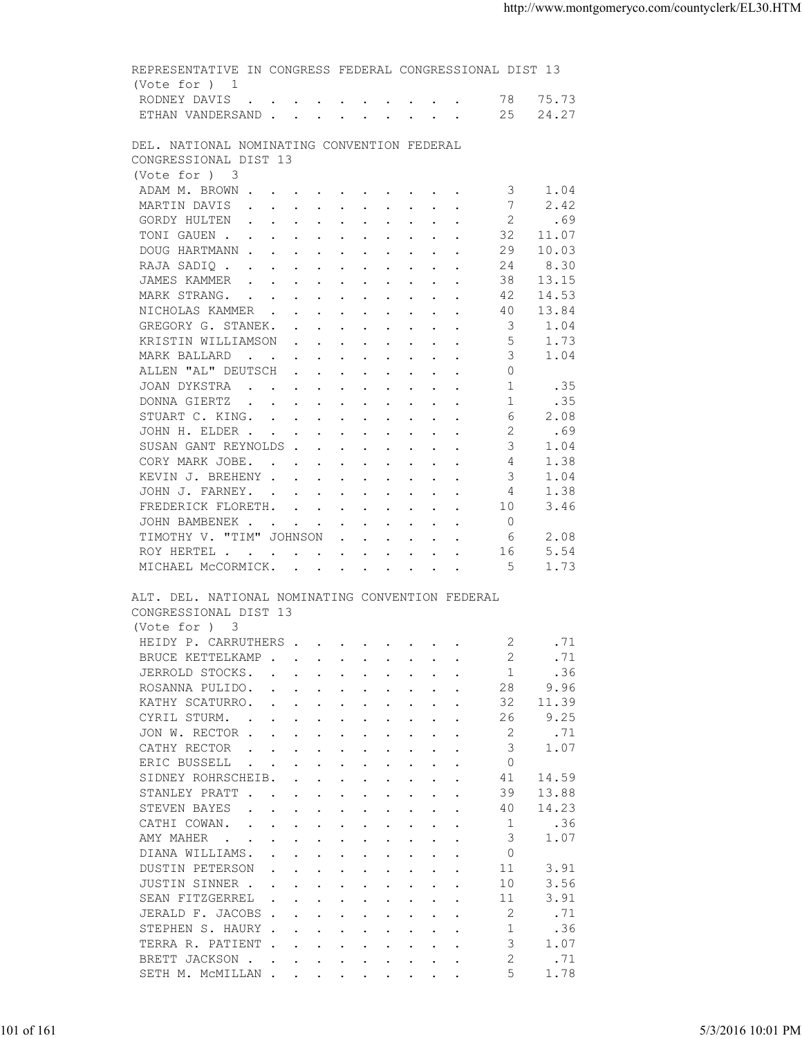REPRESENTATIVE IN CONGRESS FEDERAL CONGRESSIONAL DIST 13
(Vote for ) 1

| | | |
|---|---|---|
| RODNEY DAVIS | 78 | 75.73 |
| ETHAN VANDERSAND | 25 | 24.27 |

DEL. NATIONAL NOMINATING CONVENTION FEDERAL
CONGRESSIONAL DIST 13
(Vote for ) 3

| | | |
|---|---|---|
| ADAM M. BROWN | 3 | 1.04 |
| MARTIN DAVIS | 7 | 2.42 |
| GORDY HULTEN | 2 | .69 |
| TONI GAUEN | 32 | 11.07 |
| DOUG HARTMANN | 29 | 10.03 |
| RAJA SADIQ | 24 | 8.30 |
| JAMES KAMMER | 38 | 13.15 |
| MARK STRANG. | 42 | 14.53 |
| NICHOLAS KAMMER | 40 | 13.84 |
| GREGORY G. STANEK. | 3 | 1.04 |
| KRISTIN WILLIAMSON | 5 | 1.73 |
| MARK BALLARD | 3 | 1.04 |
| ALLEN "AL" DEUTSCH | 0 | |
| JOAN DYKSTRA | 1 | .35 |
| DONNA GIERTZ | 1 | .35 |
| STUART C. KING. | 6 | 2.08 |
| JOHN H. ELDER | 2 | .69 |
| SUSAN GANT REYNOLDS | 3 | 1.04 |
| CORY MARK JOBE. | 4 | 1.38 |
| KEVIN J. BREHENY | 3 | 1.04 |
| JOHN J. FARNEY. | 4 | 1.38 |
| FREDERICK FLORETH. | 10 | 3.46 |
| JOHN BAMBENEK | 0 | |
| TIMOTHY V. "TIM" JOHNSON | 6 | 2.08 |
| ROY HERTEL | 16 | 5.54 |
| MICHAEL McCORMICK. | 5 | 1.73 |

ALT. DEL. NATIONAL NOMINATING CONVENTION FEDERAL
CONGRESSIONAL DIST 13
(Vote for ) 3

| | | |
|---|---|---|
| HEIDY P. CARRUTHERS | 2 | .71 |
| BRUCE KETTELKAMP | 2 | .71 |
| JERROLD STOCKS. | 1 | .36 |
| ROSANNA PULIDO. | 28 | 9.96 |
| KATHY SCATURRO. | 32 | 11.39 |
| CYRIL STURM. | 26 | 9.25 |
| JON W. RECTOR | 2 | .71 |
| CATHY RECTOR | 3 | 1.07 |
| ERIC BUSSELL | 0 | |
| SIDNEY ROHRSCHEIB. | 41 | 14.59 |
| STANLEY PRATT | 39 | 13.88 |
| STEVEN BAYES | 40 | 14.23 |
| CATHI COWAN. | 1 | .36 |
| AMY MAHER | 3 | 1.07 |
| DIANA WILLIAMS. | 0 | |
| DUSTIN PETERSON | 11 | 3.91 |
| JUSTIN SINNER | 10 | 3.56 |
| SEAN FITZGERREL | 11 | 3.91 |
| JERALD F. JACOBS | 2 | .71 |
| STEPHEN S. HAURY | 1 | .36 |
| TERRA R. PATIENT | 3 | 1.07 |
| BRETT JACKSON | 2 | .71 |
| SETH M. McMILLAN | 5 | 1.78 |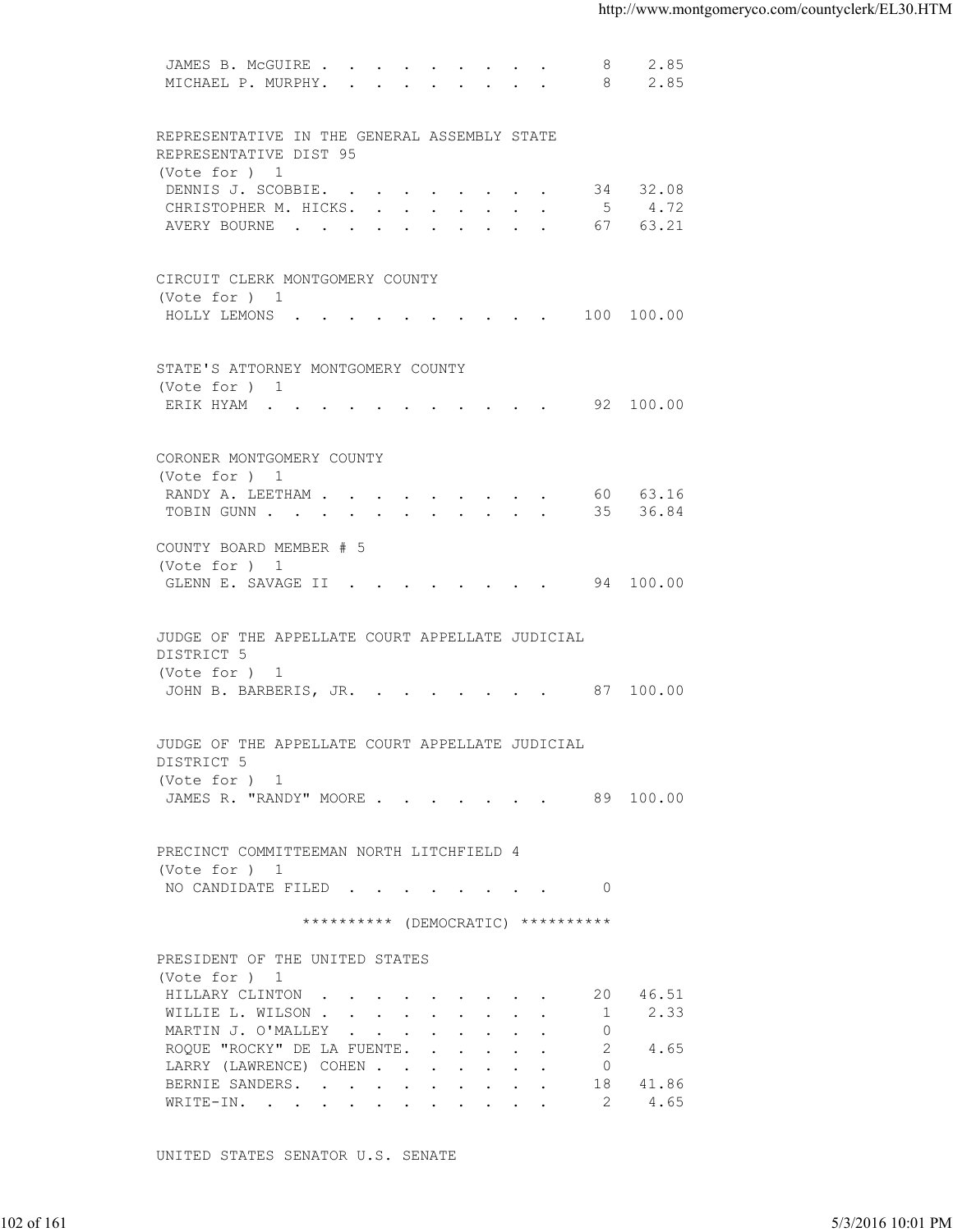| | | |
|---|---|---|
| JAMES B. McGUIRE | 8 | 2.85 |
| MICHAEL P. MURPHY. | 8 | 2.85 |

REPRESENTATIVE IN THE GENERAL ASSEMBLY STATE REPRESENTATIVE DIST 95
(Vote for ) 1

| | | |
|---|---|---|
| DENNIS J. SCOBBIE. | 34 | 32.08 |
| CHRISTOPHER M. HICKS. | 5 | 4.72 |
| AVERY BOURNE | 67 | 63.21 |

CIRCUIT CLERK MONTGOMERY COUNTY
(Vote for ) 1

| | | |
|---|---|---|
| HOLLY LEMONS | 100 | 100.00 |

STATE'S ATTORNEY MONTGOMERY COUNTY
(Vote for ) 1

| | | |
|---|---|---|
| ERIK HYAM | 92 | 100.00 |

CORONER MONTGOMERY COUNTY
(Vote for ) 1

| | | |
|---|---|---|
| RANDY A. LEETHAM | 60 | 63.16 |
| TOBIN GUNN | 35 | 36.84 |

COUNTY BOARD MEMBER # 5
(Vote for ) 1

| | | |
|---|---|---|
| GLENN E. SAVAGE II | 94 | 100.00 |

JUDGE OF THE APPELLATE COURT APPELLATE JUDICIAL DISTRICT 5
(Vote for ) 1

| | | |
|---|---|---|
| JOHN B. BARBERIS, JR. | 87 | 100.00 |

JUDGE OF THE APPELLATE COURT APPELLATE JUDICIAL DISTRICT 5
(Vote for ) 1

| | | |
|---|---|---|
| JAMES R. "RANDY" MOORE | 89 | 100.00 |

PRECINCT COMMITTEEMAN NORTH LITCHFIELD 4
(Vote for ) 1

| | | |
|---|---|---|
| NO CANDIDATE FILED | 0 | |

********** (DEMOCRATIC) **********

PRESIDENT OF THE UNITED STATES
(Vote for ) 1

| | | |
|---|---|---|
| HILLARY CLINTON | 20 | 46.51 |
| WILLIE L. WILSON | 1 | 2.33 |
| MARTIN J. O'MALLEY | 0 | |
| ROQUE "ROCKY" DE LA FUENTE. | 2 | 4.65 |
| LARRY (LAWRENCE) COHEN | 0 | |
| BERNIE SANDERS. | 18 | 41.86 |
| WRITE-IN. | 2 | 4.65 |

UNITED STATES SENATOR U.S. SENATE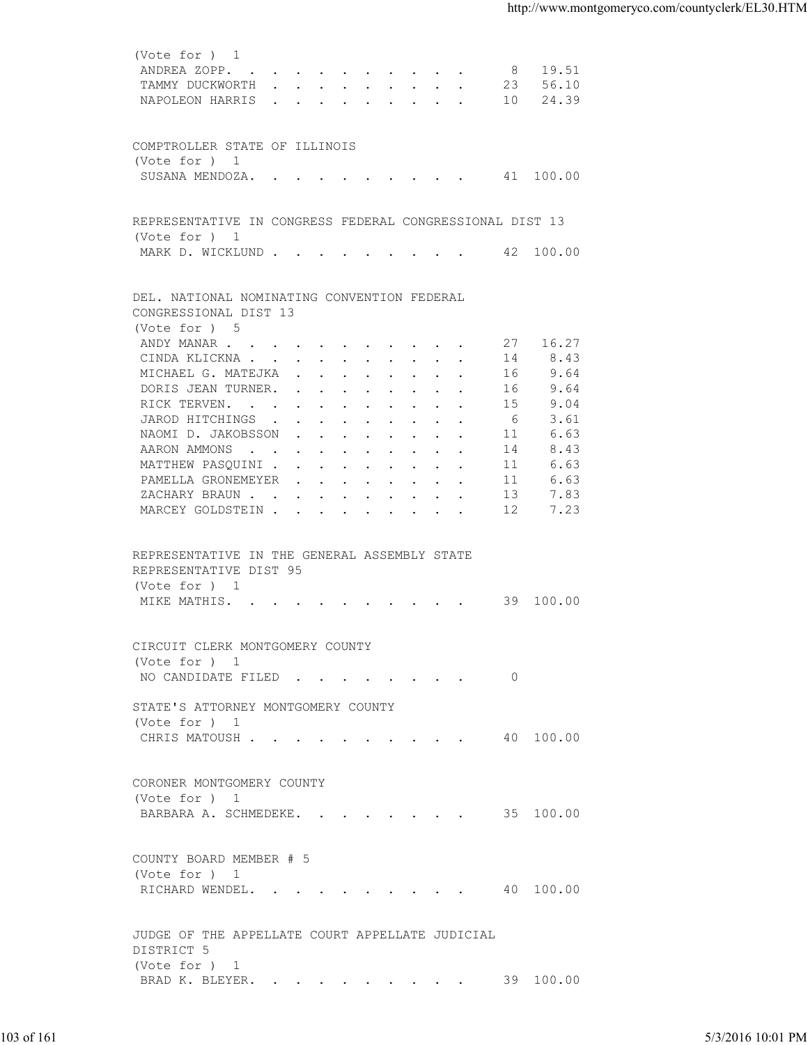(Vote for ) 1

| Candidate | Votes | Percent |
|---|---|---|
| ANDREA ZOPP. | 8 | 19.51 |
| TAMMY DUCKWORTH | 23 | 56.10 |
| NAPOLEON HARRIS | 10 | 24.39 |

COMPTROLLER STATE OF ILLINOIS

(Vote for ) 1

| Candidate | Votes | Percent |
|---|---|---|
| SUSANA MENDOZA. | 41 | 100.00 |

REPRESENTATIVE IN CONGRESS FEDERAL CONGRESSIONAL DIST 13

(Vote for ) 1

| Candidate | Votes | Percent |
|---|---|---|
| MARK D. WICKLUND | 42 | 100.00 |

DEL. NATIONAL NOMINATING CONVENTION FEDERAL CONGRESSIONAL DIST 13

(Vote for ) 5

| Candidate | Votes | Percent |
|---|---|---|
| ANDY MANAR | 27 | 16.27 |
| CINDA KLICKNA | 14 | 8.43 |
| MICHAEL G. MATEJKA | 16 | 9.64 |
| DORIS JEAN TURNER. | 16 | 9.64 |
| RICK TERVEN. | 15 | 9.04 |
| JAROD HITCHINGS | 6 | 3.61 |
| NAOMI D. JAKOBSSON | 11 | 6.63 |
| AARON AMMONS | 14 | 8.43 |
| MATTHEW PASQUINI | 11 | 6.63 |
| PAMELLA GRONEMEYER | 11 | 6.63 |
| ZACHARY BRAUN | 13 | 7.83 |
| MARCEY GOLDSTEIN | 12 | 7.23 |

REPRESENTATIVE IN THE GENERAL ASSEMBLY STATE REPRESENTATIVE DIST 95

(Vote for ) 1

| Candidate | Votes | Percent |
|---|---|---|
| MIKE MATHIS. | 39 | 100.00 |

CIRCUIT CLERK MONTGOMERY COUNTY

(Vote for ) 1

| Candidate | Votes | Percent |
|---|---|---|
| NO CANDIDATE FILED | 0 | |

STATE'S ATTORNEY MONTGOMERY COUNTY

(Vote for ) 1

| Candidate | Votes | Percent |
|---|---|---|
| CHRIS MATOUSH | 40 | 100.00 |

CORONER MONTGOMERY COUNTY

(Vote for ) 1

| Candidate | Votes | Percent |
|---|---|---|
| BARBARA A. SCHMEDEKE. | 35 | 100.00 |

COUNTY BOARD MEMBER # 5

(Vote for ) 1

| Candidate | Votes | Percent |
|---|---|---|
| RICHARD WENDEL. | 40 | 100.00 |

JUDGE OF THE APPELLATE COURT APPELLATE JUDICIAL DISTRICT 5

(Vote for ) 1

| Candidate | Votes | Percent |
|---|---|---|
| BRAD K. BLEYER. | 39 | 100.00 |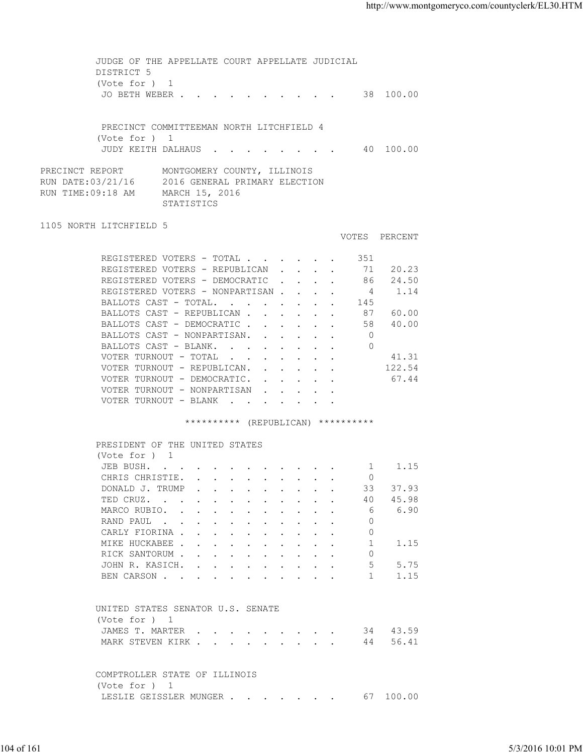JUDGE OF THE APPELLATE COURT APPELLATE JUDICIAL DISTRICT 5
(Vote for ) 1

| | | |
|---|---|---|
| JO BETH WEBER | 38 | 100.00 |

PRECINCT COMMITTEEMAN NORTH LITCHFIELD 4
(Vote for ) 1

| | | |
|---|---|---|
| JUDY KEITH DALHAUS | 40 | 100.00 |

PRECINCT REPORT — MONTGOMERY COUNTY, ILLINOIS
RUN DATE:03/21/16 — 2016 GENERAL PRIMARY ELECTION
RUN TIME:09:18 AM — MARCH 15, 2016
STATISTICS

1105 NORTH LITCHFIELD 5

| | VOTES | PERCENT |
|---|---|---|
| REGISTERED VOTERS - TOTAL | 351 | |
| REGISTERED VOTERS - REPUBLICAN | 71 | 20.23 |
| REGISTERED VOTERS - DEMOCRATIC | 86 | 24.50 |
| REGISTERED VOTERS - NONPARTISAN | 4 | 1.14 |
| BALLOTS CAST - TOTAL. | 145 | |
| BALLOTS CAST - REPUBLICAN | 87 | 60.00 |
| BALLOTS CAST - DEMOCRATIC | 58 | 40.00 |
| BALLOTS CAST - NONPARTISAN. | 0 | |
| BALLOTS CAST - BLANK. | 0 | |
| VOTER TURNOUT - TOTAL | | 41.31 |
| VOTER TURNOUT - REPUBLICAN. | | 122.54 |
| VOTER TURNOUT - DEMOCRATIC. | | 67.44 |
| VOTER TURNOUT - NONPARTISAN | | |
| VOTER TURNOUT - BLANK | | |

********** (REPUBLICAN) **********

PRESIDENT OF THE UNITED STATES
(Vote for ) 1

| | | |
|---|---|---|
| JEB BUSH. | 1 | 1.15 |
| CHRIS CHRISTIE. | 0 | |
| DONALD J. TRUMP | 33 | 37.93 |
| TED CRUZ. | 40 | 45.98 |
| MARCO RUBIO. | 6 | 6.90 |
| RAND PAUL | 0 | |
| CARLY FIORINA | 0 | |
| MIKE HUCKABEE | 1 | 1.15 |
| RICK SANTORUM | 0 | |
| JOHN R. KASICH. | 5 | 5.75 |
| BEN CARSON | 1 | 1.15 |

UNITED STATES SENATOR U.S. SENATE
(Vote for ) 1

| | | |
|---|---|---|
| JAMES T. MARTER | 34 | 43.59 |
| MARK STEVEN KIRK | 44 | 56.41 |

COMPTROLLER STATE OF ILLINOIS
(Vote for ) 1

| | | |
|---|---|---|
| LESLIE GEISSLER MUNGER | 67 | 100.00 |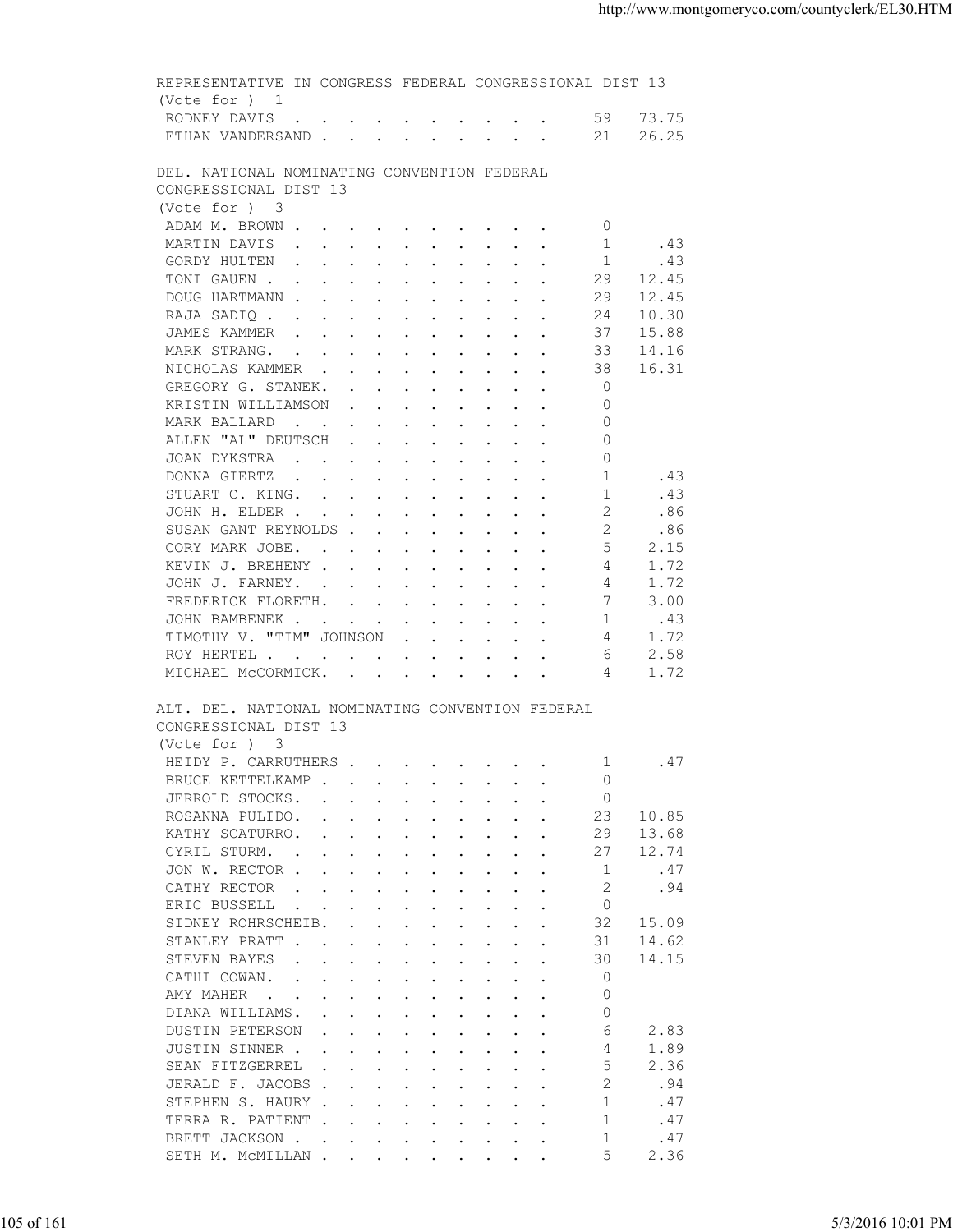REPRESENTATIVE IN CONGRESS FEDERAL CONGRESSIONAL DIST 13
(Vote for ) 1

| Candidate | Votes | Percent |
|---|---|---|
| RODNEY DAVIS | 59 | 73.75 |
| ETHAN VANDERSAND | 21 | 26.25 |

DEL. NATIONAL NOMINATING CONVENTION FEDERAL CONGRESSIONAL DIST 13
(Vote for ) 3

| Candidate | Votes | Percent |
|---|---|---|
| ADAM M. BROWN | 0 | |
| MARTIN DAVIS | 1 | .43 |
| GORDY HULTEN | 1 | .43 |
| TONI GAUEN | 29 | 12.45 |
| DOUG HARTMANN | 29 | 12.45 |
| RAJA SADIQ | 24 | 10.30 |
| JAMES KAMMER | 37 | 15.88 |
| MARK STRANG. | 33 | 14.16 |
| NICHOLAS KAMMER | 38 | 16.31 |
| GREGORY G. STANEK. | 0 | |
| KRISTIN WILLIAMSON | 0 | |
| MARK BALLARD | 0 | |
| ALLEN "AL" DEUTSCH | 0 | |
| JOAN DYKSTRA | 0 | |
| DONNA GIERTZ | 1 | .43 |
| STUART C. KING. | 1 | .43 |
| JOHN H. ELDER | 2 | .86 |
| SUSAN GANT REYNOLDS | 2 | .86 |
| CORY MARK JOBE. | 5 | 2.15 |
| KEVIN J. BREHENY | 4 | 1.72 |
| JOHN J. FARNEY. | 4 | 1.72 |
| FREDERICK FLORETH. | 7 | 3.00 |
| JOHN BAMBENEK | 1 | .43 |
| TIMOTHY V. "TIM" JOHNSON | 4 | 1.72 |
| ROY HERTEL | 6 | 2.58 |
| MICHAEL McCORMICK. | 4 | 1.72 |

ALT. DEL. NATIONAL NOMINATING CONVENTION FEDERAL CONGRESSIONAL DIST 13
(Vote for ) 3

| Candidate | Votes | Percent |
|---|---|---|
| HEIDY P. CARRUTHERS | 1 | .47 |
| BRUCE KETTELKAMP | 0 | |
| JERROLD STOCKS. | 0 | |
| ROSANNA PULIDO. | 23 | 10.85 |
| KATHY SCATURRO. | 29 | 13.68 |
| CYRIL STURM. | 27 | 12.74 |
| JON W. RECTOR | 1 | .47 |
| CATHY RECTOR | 2 | .94 |
| ERIC BUSSELL | 0 | |
| SIDNEY ROHRSCHEIB. | 32 | 15.09 |
| STANLEY PRATT | 31 | 14.62 |
| STEVEN BAYES | 30 | 14.15 |
| CATHI COWAN. | 0 | |
| AMY MAHER | 0 | |
| DIANA WILLIAMS. | 0 | |
| DUSTIN PETERSON | 6 | 2.83 |
| JUSTIN SINNER | 4 | 1.89 |
| SEAN FITZGERREL | 5 | 2.36 |
| JERALD F. JACOBS | 2 | .94 |
| STEPHEN S. HAURY | 1 | .47 |
| TERRA R. PATIENT | 1 | .47 |
| BRETT JACKSON | 1 | .47 |
| SETH M. McMILLAN | 5 | 2.36 |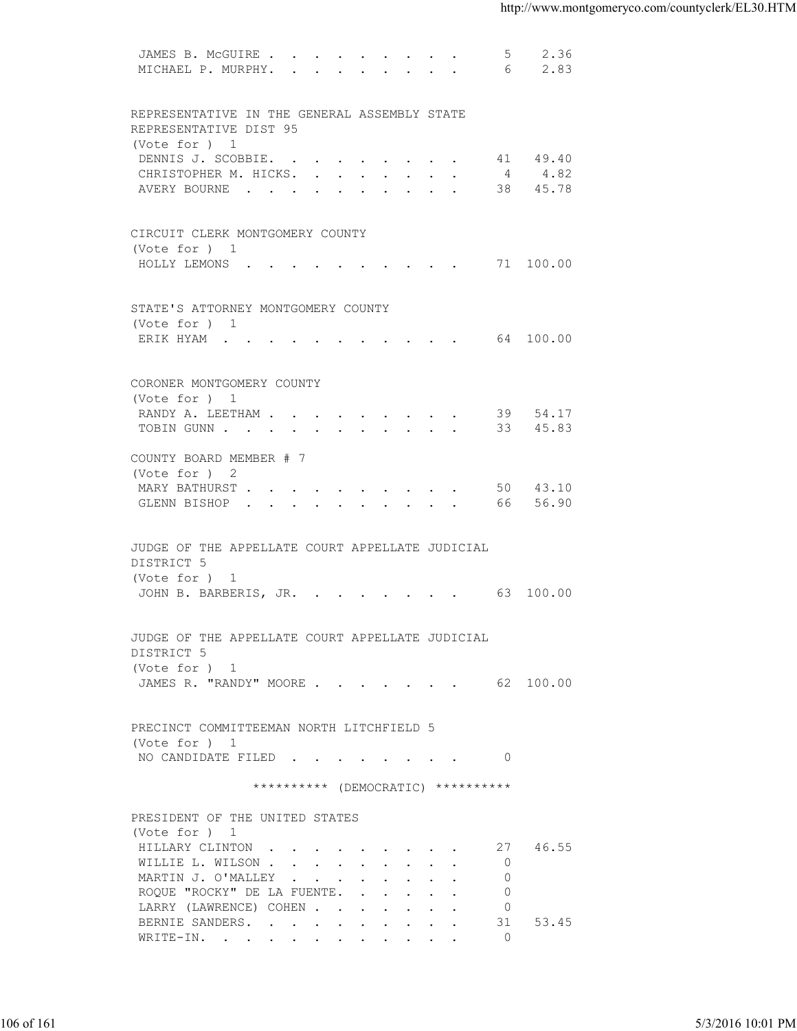| | | |
|---|---|---|
| JAMES B. McGUIRE | 5 | 2.36 |
| MICHAEL P. MURPHY | 6 | 2.83 |

REPRESENTATIVE IN THE GENERAL ASSEMBLY STATE REPRESENTATIVE DIST 95
(Vote for ) 1

| | | |
|---|---|---|
| DENNIS J. SCOBBIE | 41 | 49.40 |
| CHRISTOPHER M. HICKS | 4 | 4.82 |
| AVERY BOURNE | 38 | 45.78 |

CIRCUIT CLERK MONTGOMERY COUNTY
(Vote for ) 1

| | | |
|---|---|---|
| HOLLY LEMONS | 71 | 100.00 |

STATE'S ATTORNEY MONTGOMERY COUNTY
(Vote for ) 1

| | | |
|---|---|---|
| ERIK HYAM | 64 | 100.00 |

CORONER MONTGOMERY COUNTY
(Vote for ) 1

| | | |
|---|---|---|
| RANDY A. LEETHAM | 39 | 54.17 |
| TOBIN GUNN | 33 | 45.83 |

COUNTY BOARD MEMBER # 7
(Vote for ) 2

| | | |
|---|---|---|
| MARY BATHURST | 50 | 43.10 |
| GLENN BISHOP | 66 | 56.90 |

JUDGE OF THE APPELLATE COURT APPELLATE JUDICIAL DISTRICT 5
(Vote for ) 1

| | | |
|---|---|---|
| JOHN B. BARBERIS, JR. | 63 | 100.00 |

JUDGE OF THE APPELLATE COURT APPELLATE JUDICIAL DISTRICT 5
(Vote for ) 1

| | | |
|---|---|---|
| JAMES R. "RANDY" MOORE | 62 | 100.00 |

PRECINCT COMMITTEEMAN NORTH LITCHFIELD 5
(Vote for ) 1

| | | |
|---|---|---|
| NO CANDIDATE FILED | 0 | |

********** (DEMOCRATIC) **********

PRESIDENT OF THE UNITED STATES
(Vote for ) 1

| | | |
|---|---|---|
| HILLARY CLINTON | 27 | 46.55 |
| WILLIE L. WILSON | 0 | |
| MARTIN J. O'MALLEY | 0 | |
| ROQUE "ROCKY" DE LA FUENTE | 0 | |
| LARRY (LAWRENCE) COHEN | 0 | |
| BERNIE SANDERS | 31 | 53.45 |
| WRITE-IN. | 0 | |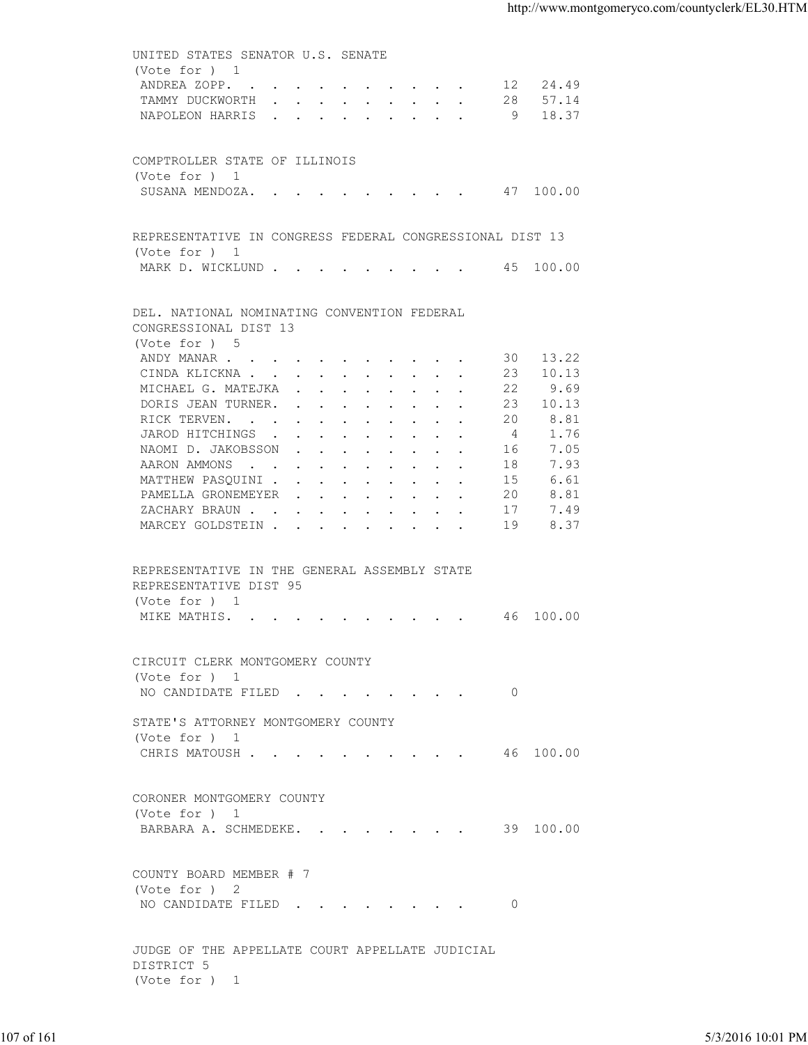UNITED STATES SENATOR U.S. SENATE
(Vote for ) 1

| Candidate | Votes | Percent |
|---|---|---|
| ANDREA ZOPP. | 12 | 24.49 |
| TAMMY DUCKWORTH | 28 | 57.14 |
| NAPOLEON HARRIS | 9 | 18.37 |

COMPTROLLER STATE OF ILLINOIS
(Vote for ) 1

| Candidate | Votes | Percent |
|---|---|---|
| SUSANA MENDOZA. | 47 | 100.00 |

REPRESENTATIVE IN CONGRESS FEDERAL CONGRESSIONAL DIST 13
(Vote for ) 1

| Candidate | Votes | Percent |
|---|---|---|
| MARK D. WICKLUND | 45 | 100.00 |

DEL. NATIONAL NOMINATING CONVENTION FEDERAL CONGRESSIONAL DIST 13
(Vote for ) 5

| Candidate | Votes | Percent |
|---|---|---|
| ANDY MANAR | 30 | 13.22 |
| CINDA KLICKNA | 23 | 10.13 |
| MICHAEL G. MATEJKA | 22 | 9.69 |
| DORIS JEAN TURNER. | 23 | 10.13 |
| RICK TERVEN. | 20 | 8.81 |
| JAROD HITCHINGS | 4 | 1.76 |
| NAOMI D. JAKOBSSON | 16 | 7.05 |
| AARON AMMONS | 18 | 7.93 |
| MATTHEW PASQUINI | 15 | 6.61 |
| PAMELLA GRONEMEYER | 20 | 8.81 |
| ZACHARY BRAUN | 17 | 7.49 |
| MARCEY GOLDSTEIN | 19 | 8.37 |

REPRESENTATIVE IN THE GENERAL ASSEMBLY STATE REPRESENTATIVE DIST 95
(Vote for ) 1

| Candidate | Votes | Percent |
|---|---|---|
| MIKE MATHIS. | 46 | 100.00 |

CIRCUIT CLERK MONTGOMERY COUNTY
(Vote for ) 1

| Candidate | Votes | Percent |
|---|---|---|
| NO CANDIDATE FILED | 0 | |

STATE'S ATTORNEY MONTGOMERY COUNTY
(Vote for ) 1

| Candidate | Votes | Percent |
|---|---|---|
| CHRIS MATOUSH | 46 | 100.00 |

CORONER MONTGOMERY COUNTY
(Vote for ) 1

| Candidate | Votes | Percent |
|---|---|---|
| BARBARA A. SCHMEDEKE. | 39 | 100.00 |

COUNTY BOARD MEMBER # 7
(Vote for ) 2

| Candidate | Votes | Percent |
|---|---|---|
| NO CANDIDATE FILED | 0 | |

JUDGE OF THE APPELLATE COURT APPELLATE JUDICIAL DISTRICT 5
(Vote for ) 1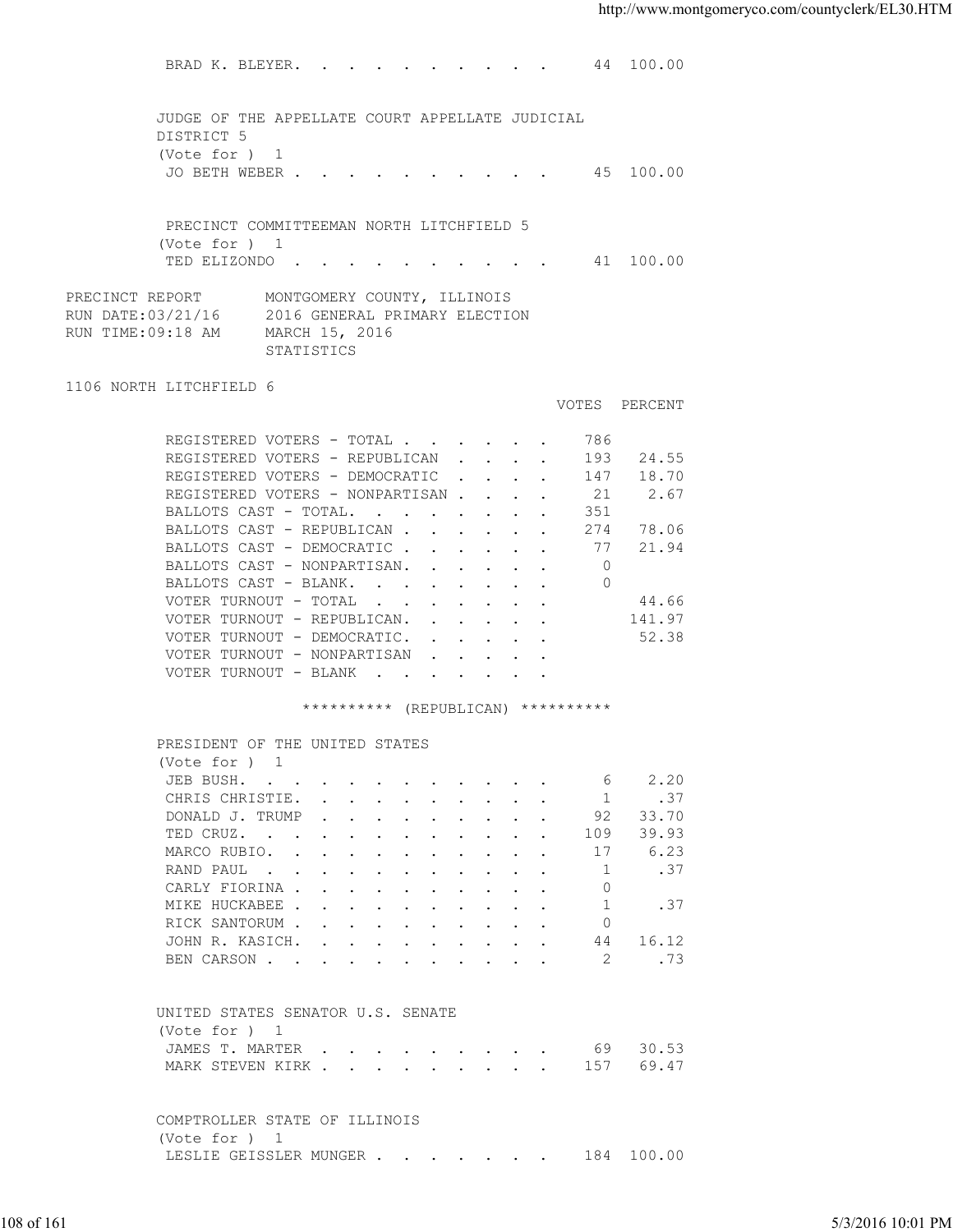| | | |
|---|---|---|
| BRAD K. BLEYER | 44 | 100.00 |

JUDGE OF THE APPELLATE COURT APPELLATE JUDICIAL DISTRICT 5
(Vote for ) 1

| | | |
|---|---|---|
| JO BETH WEBER | 45 | 100.00 |

PRECINCT COMMITTEEMAN NORTH LITCHFIELD 5
(Vote for ) 1

| | | |
|---|---|---|
| TED ELIZONDO | 41 | 100.00 |

PRECINCT REPORT — MONTGOMERY COUNTY, ILLINOIS
RUN DATE:03/21/16 — 2016 GENERAL PRIMARY ELECTION
RUN TIME:09:18 AM — MARCH 15, 2016
STATISTICS

## 1106 NORTH LITCHFIELD 6

| | VOTES | PERCENT |
|---|---|---|
| REGISTERED VOTERS - TOTAL | 786 | |
| REGISTERED VOTERS - REPUBLICAN | 193 | 24.55 |
| REGISTERED VOTERS - DEMOCRATIC | 147 | 18.70 |
| REGISTERED VOTERS - NONPARTISAN | 21 | 2.67 |
| BALLOTS CAST - TOTAL. | 351 | |
| BALLOTS CAST - REPUBLICAN | 274 | 78.06 |
| BALLOTS CAST - DEMOCRATIC | 77 | 21.94 |
| BALLOTS CAST - NONPARTISAN. | 0 | |
| BALLOTS CAST - BLANK. | 0 | |
| VOTER TURNOUT - TOTAL | | 44.66 |
| VOTER TURNOUT - REPUBLICAN. | | 141.97 |
| VOTER TURNOUT - DEMOCRATIC. | | 52.38 |
| VOTER TURNOUT - NONPARTISAN | | |
| VOTER TURNOUT - BLANK | | |

********** (REPUBLICAN) **********

PRESIDENT OF THE UNITED STATES
(Vote for ) 1

| | | |
|---|---|---|
| JEB BUSH. | 6 | 2.20 |
| CHRIS CHRISTIE. | 1 | .37 |
| DONALD J. TRUMP | 92 | 33.70 |
| TED CRUZ. | 109 | 39.93 |
| MARCO RUBIO. | 17 | 6.23 |
| RAND PAUL | 1 | .37 |
| CARLY FIORINA | 0 | |
| MIKE HUCKABEE | 1 | .37 |
| RICK SANTORUM | 0 | |
| JOHN R. KASICH. | 44 | 16.12 |
| BEN CARSON | 2 | .73 |

UNITED STATES SENATOR U.S. SENATE
(Vote for ) 1

| | | |
|---|---|---|
| JAMES T. MARTER | 69 | 30.53 |
| MARK STEVEN KIRK | 157 | 69.47 |

COMPTROLLER STATE OF ILLINOIS
(Vote for ) 1

| | | |
|---|---|---|
| LESLIE GEISSLER MUNGER | 184 | 100.00 |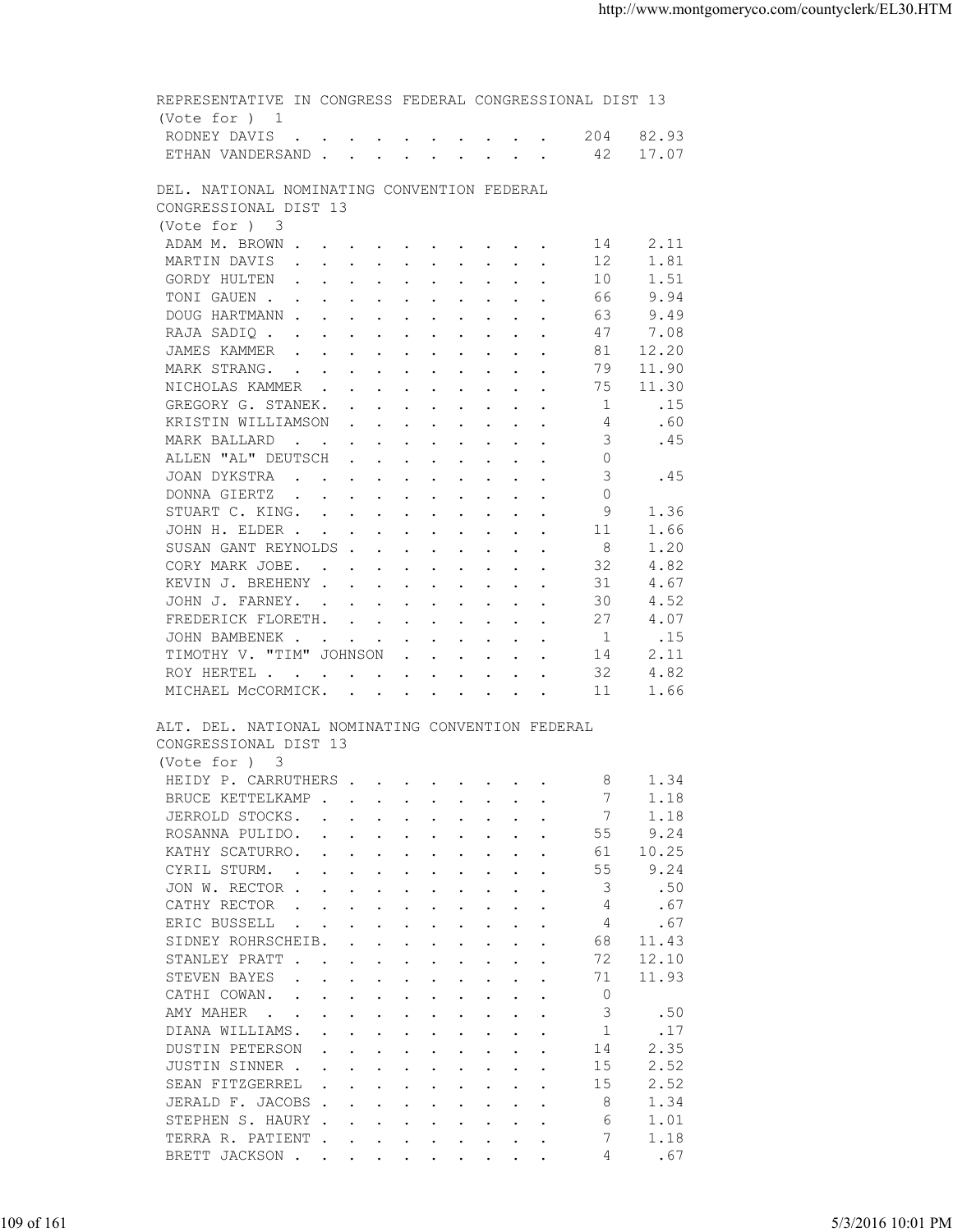REPRESENTATIVE IN CONGRESS FEDERAL CONGRESSIONAL DIST 13
(Vote for ) 1

| Candidate | Votes | Percent |
|---|---|---|
| RODNEY DAVIS | 204 | 82.93 |
| ETHAN VANDERSAND | 42 | 17.07 |

DEL. NATIONAL NOMINATING CONVENTION FEDERAL CONGRESSIONAL DIST 13
(Vote for ) 3

| Candidate | Votes | Percent |
|---|---|---|
| ADAM M. BROWN | 14 | 2.11 |
| MARTIN DAVIS | 12 | 1.81 |
| GORDY HULTEN | 10 | 1.51 |
| TONI GAUEN | 66 | 9.94 |
| DOUG HARTMANN | 63 | 9.49 |
| RAJA SADIQ | 47 | 7.08 |
| JAMES KAMMER | 81 | 12.20 |
| MARK STRANG. | 79 | 11.90 |
| NICHOLAS KAMMER | 75 | 11.30 |
| GREGORY G. STANEK. | 1 | .15 |
| KRISTIN WILLIAMSON | 4 | .60 |
| MARK BALLARD | 3 | .45 |
| ALLEN "AL" DEUTSCH | 0 | |
| JOAN DYKSTRA | 3 | .45 |
| DONNA GIERTZ | 0 | |
| STUART C. KING. | 9 | 1.36 |
| JOHN H. ELDER | 11 | 1.66 |
| SUSAN GANT REYNOLDS | 8 | 1.20 |
| CORY MARK JOBE. | 32 | 4.82 |
| KEVIN J. BREHENY | 31 | 4.67 |
| JOHN J. FARNEY. | 30 | 4.52 |
| FREDERICK FLORETH. | 27 | 4.07 |
| JOHN BAMBENEK | 1 | .15 |
| TIMOTHY V. "TIM" JOHNSON | 14 | 2.11 |
| ROY HERTEL | 32 | 4.82 |
| MICHAEL McCORMICK. | 11 | 1.66 |

ALT. DEL. NATIONAL NOMINATING CONVENTION FEDERAL CONGRESSIONAL DIST 13
(Vote for ) 3

| Candidate | Votes | Percent |
|---|---|---|
| HEIDY P. CARRUTHERS | 8 | 1.34 |
| BRUCE KETTELKAMP | 7 | 1.18 |
| JERROLD STOCKS. | 7 | 1.18 |
| ROSANNA PULIDO. | 55 | 9.24 |
| KATHY SCATURRO. | 61 | 10.25 |
| CYRIL STURM. | 55 | 9.24 |
| JON W. RECTOR | 3 | .50 |
| CATHY RECTOR | 4 | .67 |
| ERIC BUSSELL | 4 | .67 |
| SIDNEY ROHRSCHEIB. | 68 | 11.43 |
| STANLEY PRATT | 72 | 12.10 |
| STEVEN BAYES | 71 | 11.93 |
| CATHI COWAN. | 0 | |
| AMY MAHER | 3 | .50 |
| DIANA WILLIAMS. | 1 | .17 |
| DUSTIN PETERSON | 14 | 2.35 |
| JUSTIN SINNER | 15 | 2.52 |
| SEAN FITZGERREL | 15 | 2.52 |
| JERALD F. JACOBS | 8 | 1.34 |
| STEPHEN S. HAURY | 6 | 1.01 |
| TERRA R. PATIENT | 7 | 1.18 |
| BRETT JACKSON | 4 | .67 |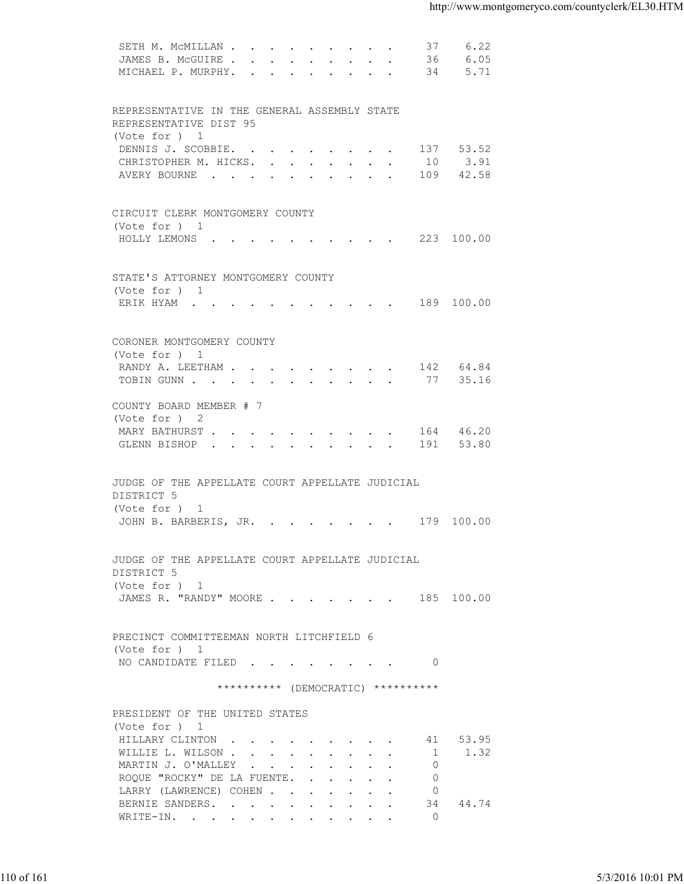SETH M. McMILLAN . . . . . . . . . . 37 6.22
JAMES B. McGUIRE . . . . . . . . . . 36 6.05
MICHAEL P. MURPHY. . . . . . . . . . 34 5.71

REPRESENTATIVE IN THE GENERAL ASSEMBLY STATE
REPRESENTATIVE DIST 95
(Vote for ) 1

| Candidate | Votes | Percent |
|---|---|---|
| DENNIS J. SCOBBIE. | 137 | 53.52 |
| CHRISTOPHER M. HICKS. | 10 | 3.91 |
| AVERY BOURNE | 109 | 42.58 |

CIRCUIT CLERK MONTGOMERY COUNTY
(Vote for ) 1

| Candidate | Votes | Percent |
|---|---|---|
| HOLLY LEMONS | 223 | 100.00 |

STATE'S ATTORNEY MONTGOMERY COUNTY
(Vote for ) 1

| Candidate | Votes | Percent |
|---|---|---|
| ERIK HYAM | 189 | 100.00 |

CORONER MONTGOMERY COUNTY
(Vote for ) 1

| Candidate | Votes | Percent |
|---|---|---|
| RANDY A. LEETHAM | 142 | 64.84 |
| TOBIN GUNN | 77 | 35.16 |

COUNTY BOARD MEMBER # 7
(Vote for ) 2

| Candidate | Votes | Percent |
|---|---|---|
| MARY BATHURST | 164 | 46.20 |
| GLENN BISHOP | 191 | 53.80 |

JUDGE OF THE APPELLATE COURT APPELLATE JUDICIAL
DISTRICT 5
(Vote for ) 1

| Candidate | Votes | Percent |
|---|---|---|
| JOHN B. BARBERIS, JR. | 179 | 100.00 |

JUDGE OF THE APPELLATE COURT APPELLATE JUDICIAL
DISTRICT 5
(Vote for ) 1

| Candidate | Votes | Percent |
|---|---|---|
| JAMES R. "RANDY" MOORE | 185 | 100.00 |

PRECINCT COMMITTEEMAN NORTH LITCHFIELD 6
(Vote for ) 1

| Candidate | Votes | Percent |
|---|---|---|
| NO CANDIDATE FILED | 0 | |

********** (DEMOCRATIC) **********

PRESIDENT OF THE UNITED STATES
(Vote for ) 1

| Candidate | Votes | Percent |
|---|---|---|
| HILLARY CLINTON | 41 | 53.95 |
| WILLIE L. WILSON | 1 | 1.32 |
| MARTIN J. O'MALLEY | 0 | |
| ROQUE "ROCKY" DE LA FUENTE. | 0 | |
| LARRY (LAWRENCE) COHEN | 0 | |
| BERNIE SANDERS. | 34 | 44.74 |
| WRITE-IN. | 0 | |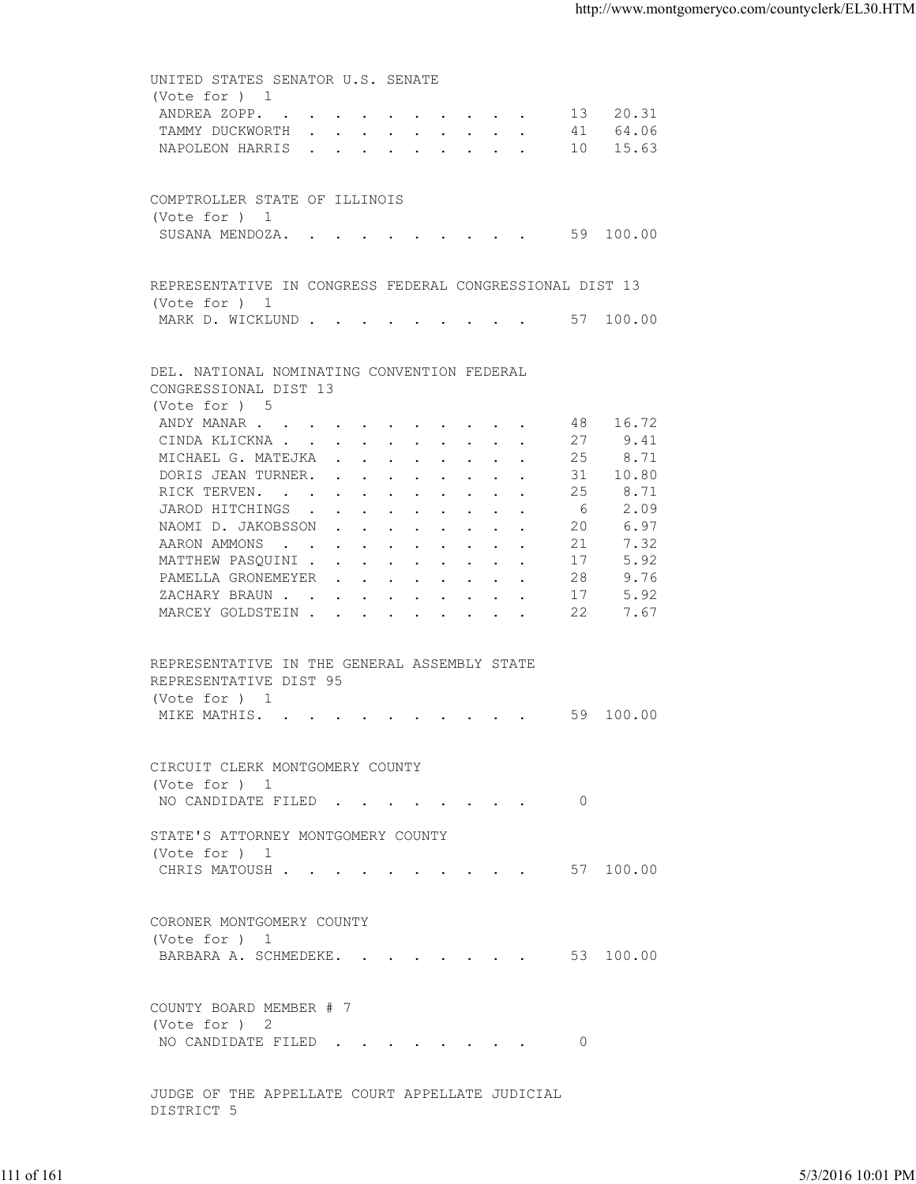UNITED STATES SENATOR U.S. SENATE
(Vote for ) 1

| | | |
|---|---|---|
| ANDREA ZOPP. | 13 | 20.31 |
| TAMMY DUCKWORTH | 41 | 64.06 |
| NAPOLEON HARRIS | 10 | 15.63 |

COMPTROLLER STATE OF ILLINOIS
(Vote for ) 1

| | | |
|---|---|---|
| SUSANA MENDOZA. | 59 | 100.00 |

REPRESENTATIVE IN CONGRESS FEDERAL CONGRESSIONAL DIST 13
(Vote for ) 1

| | | |
|---|---|---|
| MARK D. WICKLUND | 57 | 100.00 |

DEL. NATIONAL NOMINATING CONVENTION FEDERAL CONGRESSIONAL DIST 13
(Vote for ) 5

| | | |
|---|---|---|
| ANDY MANAR | 48 | 16.72 |
| CINDA KLICKNA | 27 | 9.41 |
| MICHAEL G. MATEJKA | 25 | 8.71 |
| DORIS JEAN TURNER. | 31 | 10.80 |
| RICK TERVEN. | 25 | 8.71 |
| JAROD HITCHINGS | 6 | 2.09 |
| NAOMI D. JAKOBSSON | 20 | 6.97 |
| AARON AMMONS | 21 | 7.32 |
| MATTHEW PASQUINI | 17 | 5.92 |
| PAMELLA GRONEMEYER | 28 | 9.76 |
| ZACHARY BRAUN | 17 | 5.92 |
| MARCEY GOLDSTEIN | 22 | 7.67 |

REPRESENTATIVE IN THE GENERAL ASSEMBLY STATE REPRESENTATIVE DIST 95
(Vote for ) 1

| | | |
|---|---|---|
| MIKE MATHIS. | 59 | 100.00 |

CIRCUIT CLERK MONTGOMERY COUNTY
(Vote for ) 1

| | | |
|---|---|---|
| NO CANDIDATE FILED | 0 | |

STATE'S ATTORNEY MONTGOMERY COUNTY
(Vote for ) 1

| | | |
|---|---|---|
| CHRIS MATOUSH | 57 | 100.00 |

CORONER MONTGOMERY COUNTY
(Vote for ) 1

| | | |
|---|---|---|
| BARBARA A. SCHMEDEKE. | 53 | 100.00 |

COUNTY BOARD MEMBER # 7
(Vote for ) 2

| | | |
|---|---|---|
| NO CANDIDATE FILED | 0 | |

JUDGE OF THE APPELLATE COURT APPELLATE JUDICIAL DISTRICT 5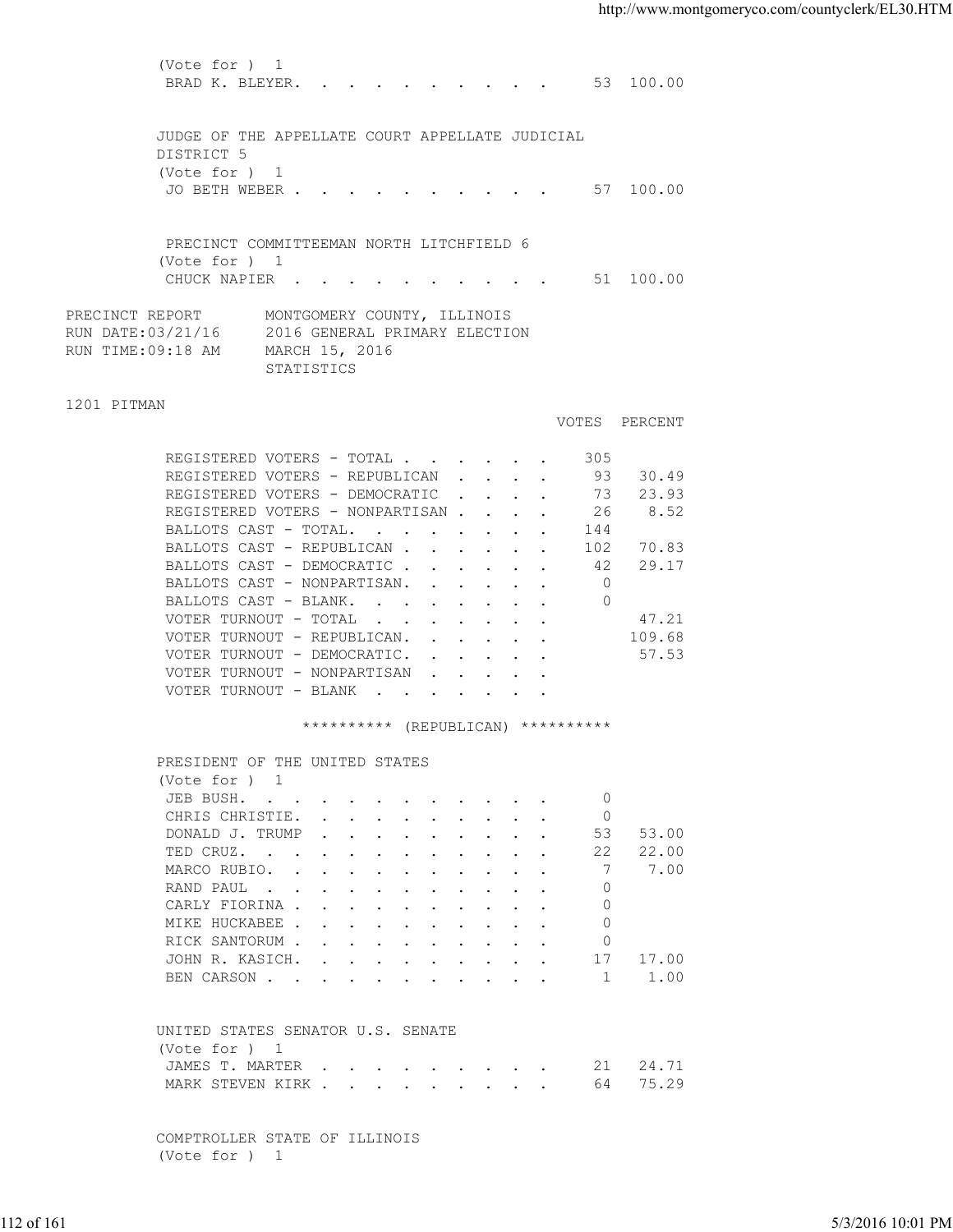(Vote for ) 1

| | VOTES | PERCENT |
|---|---|---|
| BRAD K. BLEYER | 53 | 100.00 |

JUDGE OF THE APPELLATE COURT APPELLATE JUDICIAL DISTRICT 5
(Vote for ) 1

| | VOTES | PERCENT |
|---|---|---|
| JO BETH WEBER | 57 | 100.00 |

PRECINCT COMMITTEEMAN NORTH LITCHFIELD 6
(Vote for ) 1

| | VOTES | PERCENT |
|---|---|---|
| CHUCK NAPIER | 51 | 100.00 |

PRECINCT REPORT MONTGOMERY COUNTY, ILLINOIS
RUN DATE:03/21/16 2016 GENERAL PRIMARY ELECTION
RUN TIME:09:18 AM MARCH 15, 2016
STATISTICS

## 1201 PITMAN

| | VOTES | PERCENT |
|---|---|---|
| REGISTERED VOTERS - TOTAL | 305 | |
| REGISTERED VOTERS - REPUBLICAN | 93 | 30.49 |
| REGISTERED VOTERS - DEMOCRATIC | 73 | 23.93 |
| REGISTERED VOTERS - NONPARTISAN | 26 | 8.52 |
| BALLOTS CAST - TOTAL. | 144 | |
| BALLOTS CAST - REPUBLICAN | 102 | 70.83 |
| BALLOTS CAST - DEMOCRATIC | 42 | 29.17 |
| BALLOTS CAST - NONPARTISAN. | 0 | |
| BALLOTS CAST - BLANK. | 0 | |
| VOTER TURNOUT - TOTAL | | 47.21 |
| VOTER TURNOUT - REPUBLICAN. | | 109.68 |
| VOTER TURNOUT - DEMOCRATIC. | | 57.53 |
| VOTER TURNOUT - NONPARTISAN | | |
| VOTER TURNOUT - BLANK | | |

********** (REPUBLICAN) **********

PRESIDENT OF THE UNITED STATES
(Vote for ) 1

| | VOTES | PERCENT |
|---|---|---|
| JEB BUSH. | 0 | |
| CHRIS CHRISTIE. | 0 | |
| DONALD J. TRUMP | 53 | 53.00 |
| TED CRUZ. | 22 | 22.00 |
| MARCO RUBIO. | 7 | 7.00 |
| RAND PAUL | 0 | |
| CARLY FIORINA | 0 | |
| MIKE HUCKABEE | 0 | |
| RICK SANTORUM | 0 | |
| JOHN R. KASICH. | 17 | 17.00 |
| BEN CARSON | 1 | 1.00 |

UNITED STATES SENATOR U.S. SENATE
(Vote for ) 1

| | VOTES | PERCENT |
|---|---|---|
| JAMES T. MARTER | 21 | 24.71 |
| MARK STEVEN KIRK | 64 | 75.29 |

COMPTROLLER STATE OF ILLINOIS
(Vote for ) 1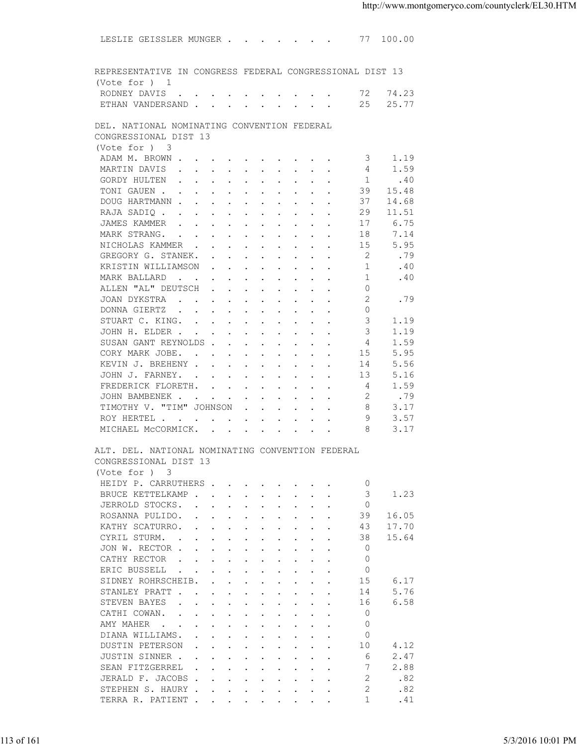| | | |
|---|---|---|
| LESLIE GEISSLER MUNGER | 77 | 100.00 |

REPRESENTATIVE IN CONGRESS FEDERAL CONGRESSIONAL DIST 13
(Vote for ) 1

| | | |
|---|---|---|
| RODNEY DAVIS | 72 | 74.23 |
| ETHAN VANDERSAND | 25 | 25.77 |

DEL. NATIONAL NOMINATING CONVENTION FEDERAL CONGRESSIONAL DIST 13
(Vote for ) 3

| | | |
|---|---|---|
| ADAM M. BROWN | 3 | 1.19 |
| MARTIN DAVIS | 4 | 1.59 |
| GORDY HULTEN | 1 | .40 |
| TONI GAUEN | 39 | 15.48 |
| DOUG HARTMANN | 37 | 14.68 |
| RAJA SADIQ | 29 | 11.51 |
| JAMES KAMMER | 17 | 6.75 |
| MARK STRANG. | 18 | 7.14 |
| NICHOLAS KAMMER | 15 | 5.95 |
| GREGORY G. STANEK. | 2 | .79 |
| KRISTIN WILLIAMSON | 1 | .40 |
| MARK BALLARD | 1 | .40 |
| ALLEN "AL" DEUTSCH | 0 | |
| JOAN DYKSTRA | 2 | .79 |
| DONNA GIERTZ | 0 | |
| STUART C. KING. | 3 | 1.19 |
| JOHN H. ELDER | 3 | 1.19 |
| SUSAN GANT REYNOLDS | 4 | 1.59 |
| CORY MARK JOBE. | 15 | 5.95 |
| KEVIN J. BREHENY | 14 | 5.56 |
| JOHN J. FARNEY. | 13 | 5.16 |
| FREDERICK FLORETH. | 4 | 1.59 |
| JOHN BAMBENEK | 2 | .79 |
| TIMOTHY V. "TIM" JOHNSON | 8 | 3.17 |
| ROY HERTEL | 9 | 3.57 |
| MICHAEL McCORMICK. | 8 | 3.17 |

ALT. DEL. NATIONAL NOMINATING CONVENTION FEDERAL CONGRESSIONAL DIST 13
(Vote for ) 3

| | | |
|---|---|---|
| HEIDY P. CARRUTHERS | 0 | |
| BRUCE KETTELKAMP | 3 | 1.23 |
| JERROLD STOCKS. | 0 | |
| ROSANNA PULIDO. | 39 | 16.05 |
| KATHY SCATURRO. | 43 | 17.70 |
| CYRIL STURM. | 38 | 15.64 |
| JON W. RECTOR | 0 | |
| CATHY RECTOR | 0 | |
| ERIC BUSSELL | 0 | |
| SIDNEY ROHRSCHEIB. | 15 | 6.17 |
| STANLEY PRATT | 14 | 5.76 |
| STEVEN BAYES | 16 | 6.58 |
| CATHI COWAN. | 0 | |
| AMY MAHER | 0 | |
| DIANA WILLIAMS. | 0 | |
| DUSTIN PETERSON | 10 | 4.12 |
| JUSTIN SINNER | 6 | 2.47 |
| SEAN FITZGERREL | 7 | 2.88 |
| JERALD F. JACOBS | 2 | .82 |
| STEPHEN S. HAURY | 2 | .82 |
| TERRA R. PATIENT | 1 | .41 |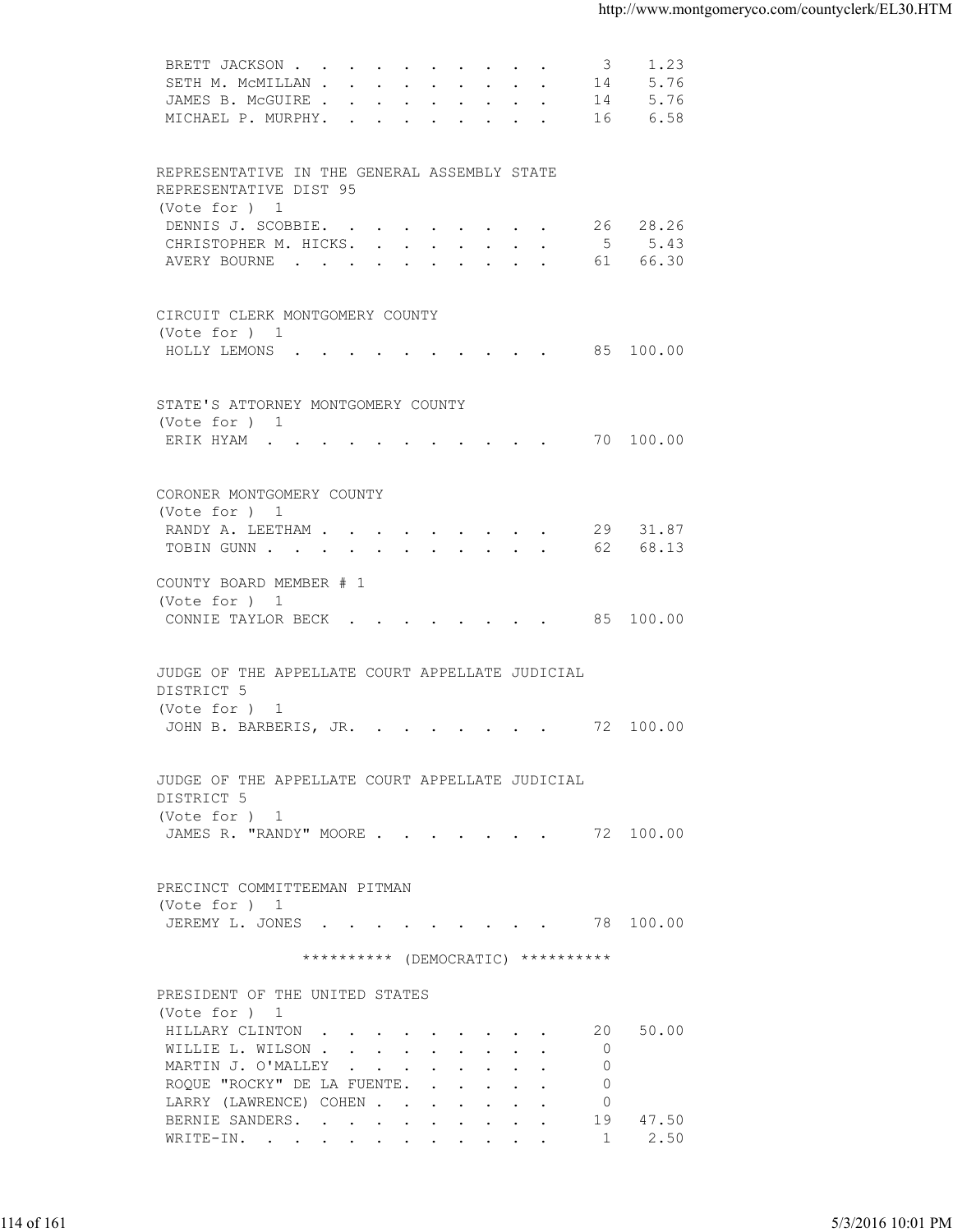| | | |
|---|---|---|
| BRETT JACKSON | 3 | 1.23 |
| SETH M. McMILLAN | 14 | 5.76 |
| JAMES B. McGUIRE | 14 | 5.76 |
| MICHAEL P. MURPHY. | 16 | 6.58 |

REPRESENTATIVE IN THE GENERAL ASSEMBLY STATE REPRESENTATIVE DIST 95
(Vote for ) 1

| | | |
|---|---|---|
| DENNIS J. SCOBBIE. | 26 | 28.26 |
| CHRISTOPHER M. HICKS. | 5 | 5.43 |
| AVERY BOURNE | 61 | 66.30 |

CIRCUIT CLERK MONTGOMERY COUNTY
(Vote for ) 1

| | | |
|---|---|---|
| HOLLY LEMONS | 85 | 100.00 |

STATE'S ATTORNEY MONTGOMERY COUNTY
(Vote for ) 1

| | | |
|---|---|---|
| ERIK HYAM | 70 | 100.00 |

CORONER MONTGOMERY COUNTY
(Vote for ) 1

| | | |
|---|---|---|
| RANDY A. LEETHAM | 29 | 31.87 |
| TOBIN GUNN | 62 | 68.13 |

COUNTY BOARD MEMBER # 1
(Vote for ) 1

| | | |
|---|---|---|
| CONNIE TAYLOR BECK | 85 | 100.00 |

JUDGE OF THE APPELLATE COURT APPELLATE JUDICIAL DISTRICT 5
(Vote for ) 1

| | | |
|---|---|---|
| JOHN B. BARBERIS, JR. | 72 | 100.00 |

JUDGE OF THE APPELLATE COURT APPELLATE JUDICIAL DISTRICT 5
(Vote for ) 1

| | | |
|---|---|---|
| JAMES R. "RANDY" MOORE | 72 | 100.00 |

PRECINCT COMMITTEEMAN PITMAN
(Vote for ) 1

| | | |
|---|---|---|
| JEREMY L. JONES | 78 | 100.00 |

********** (DEMOCRATIC) **********

PRESIDENT OF THE UNITED STATES
(Vote for ) 1

| | | |
|---|---|---|
| HILLARY CLINTON | 20 | 50.00 |
| WILLIE L. WILSON | 0 | |
| MARTIN J. O'MALLEY | 0 | |
| ROQUE "ROCKY" DE LA FUENTE. | 0 | |
| LARRY (LAWRENCE) COHEN | 0 | |
| BERNIE SANDERS. | 19 | 47.50 |
| WRITE-IN. | 1 | 2.50 |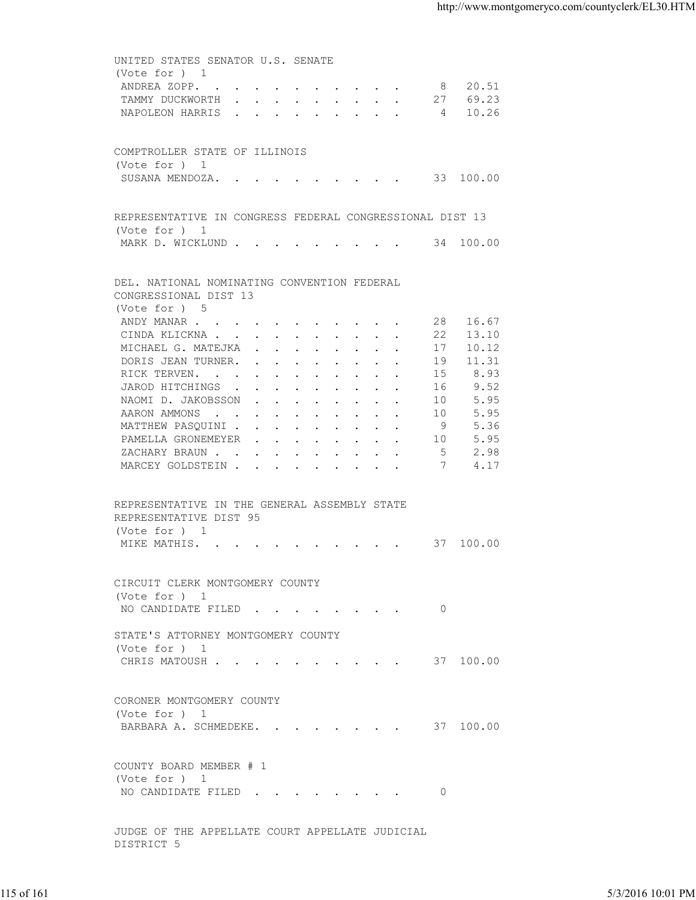UNITED STATES SENATOR U.S. SENATE
(Vote for ) 1

| | | |
|---|---|---|
| ANDREA ZOPP. | 8 | 20.51 |
| TAMMY DUCKWORTH | 27 | 69.23 |
| NAPOLEON HARRIS | 4 | 10.26 |

COMPTROLLER STATE OF ILLINOIS
(Vote for ) 1

| | | |
|---|---|---|
| SUSANA MENDOZA. | 33 | 100.00 |

REPRESENTATIVE IN CONGRESS FEDERAL CONGRESSIONAL DIST 13
(Vote for ) 1

| | | |
|---|---|---|
| MARK D. WICKLUND | 34 | 100.00 |

DEL. NATIONAL NOMINATING CONVENTION FEDERAL CONGRESSIONAL DIST 13
(Vote for ) 5

| | | |
|---|---|---|
| ANDY MANAR | 28 | 16.67 |
| CINDA KLICKNA | 22 | 13.10 |
| MICHAEL G. MATEJKA | 17 | 10.12 |
| DORIS JEAN TURNER. | 19 | 11.31 |
| RICK TERVEN. | 15 | 8.93 |
| JAROD HITCHINGS | 16 | 9.52 |
| NAOMI D. JAKOBSSON | 10 | 5.95 |
| AARON AMMONS | 10 | 5.95 |
| MATTHEW PASQUINI | 9 | 5.36 |
| PAMELLA GRONEMEYER | 10 | 5.95 |
| ZACHARY BRAUN | 5 | 2.98 |
| MARCEY GOLDSTEIN | 7 | 4.17 |

REPRESENTATIVE IN THE GENERAL ASSEMBLY STATE REPRESENTATIVE DIST 95
(Vote for ) 1

| | | |
|---|---|---|
| MIKE MATHIS. | 37 | 100.00 |

CIRCUIT CLERK MONTGOMERY COUNTY
(Vote for ) 1

| | | |
|---|---|---|
| NO CANDIDATE FILED | 0 | |

STATE'S ATTORNEY MONTGOMERY COUNTY
(Vote for ) 1

| | | |
|---|---|---|
| CHRIS MATOUSH | 37 | 100.00 |

CORONER MONTGOMERY COUNTY
(Vote for ) 1

| | | |
|---|---|---|
| BARBARA A. SCHMEDEKE. | 37 | 100.00 |

COUNTY BOARD MEMBER # 1
(Vote for ) 1

| | | |
|---|---|---|
| NO CANDIDATE FILED | 0 | |

JUDGE OF THE APPELLATE COURT APPELLATE JUDICIAL DISTRICT 5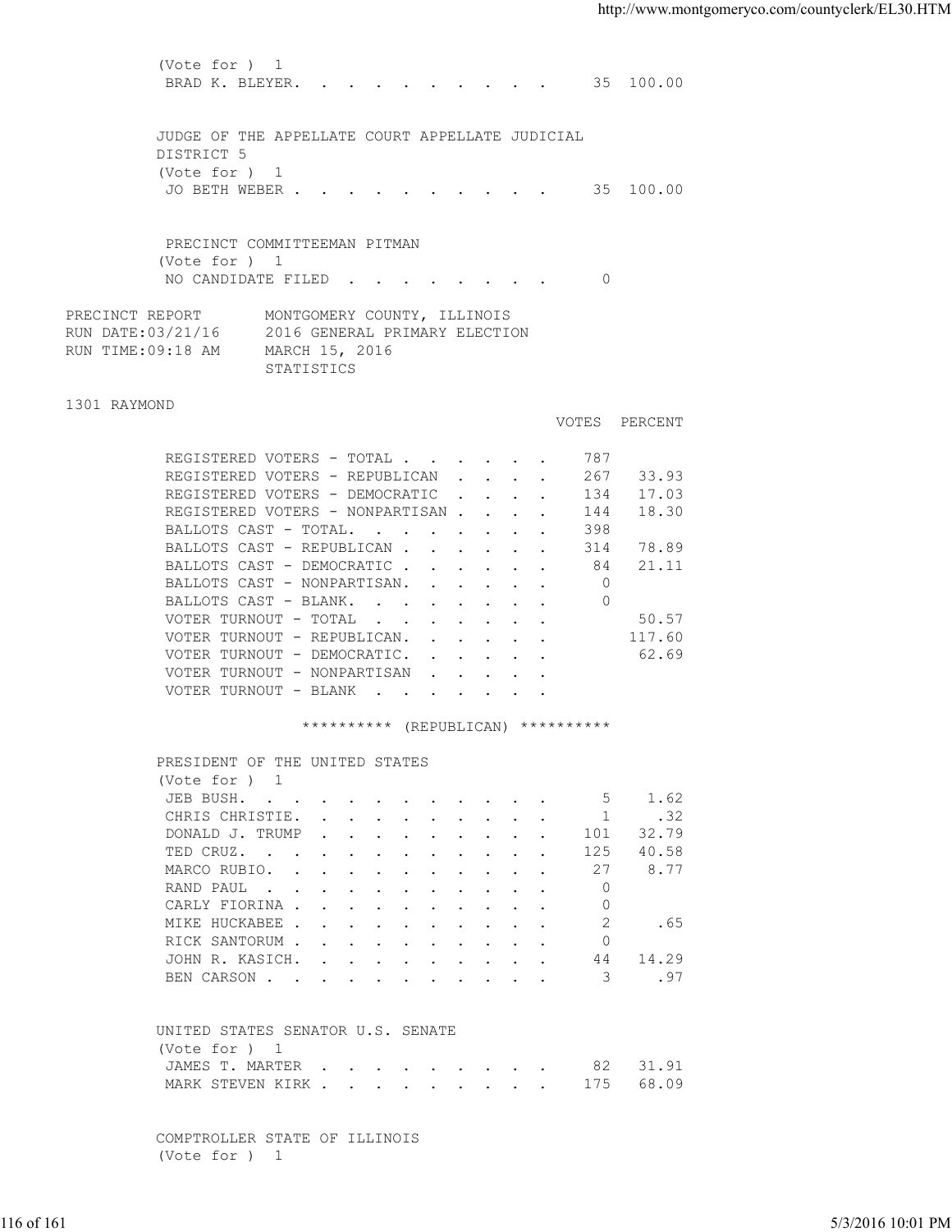(Vote for ) 1

| | VOTES | PERCENT |
|---|---|---|
| BRAD K. BLEYER | 35 | 100.00 |

JUDGE OF THE APPELLATE COURT APPELLATE JUDICIAL DISTRICT 5

(Vote for ) 1

| | VOTES | PERCENT |
|---|---|---|
| JO BETH WEBER | 35 | 100.00 |

PRECINCT COMMITTEEMAN PITMAN

(Vote for ) 1

| | VOTES | PERCENT |
|---|---|---|
| NO CANDIDATE FILED | 0 | |

PRECINCT REPORT — MONTGOMERY COUNTY, ILLINOIS
RUN DATE:03/21/16 — 2016 GENERAL PRIMARY ELECTION
RUN TIME:09:18 AM — MARCH 15, 2016
STATISTICS

1301 RAYMOND

| | VOTES | PERCENT |
|---|---|---|
| REGISTERED VOTERS - TOTAL | 787 | |
| REGISTERED VOTERS - REPUBLICAN | 267 | 33.93 |
| REGISTERED VOTERS - DEMOCRATIC | 134 | 17.03 |
| REGISTERED VOTERS - NONPARTISAN | 144 | 18.30 |
| BALLOTS CAST - TOTAL. | 398 | |
| BALLOTS CAST - REPUBLICAN | 314 | 78.89 |
| BALLOTS CAST - DEMOCRATIC | 84 | 21.11 |
| BALLOTS CAST - NONPARTISAN. | 0 | |
| BALLOTS CAST - BLANK. | 0 | |
| VOTER TURNOUT - TOTAL | | 50.57 |
| VOTER TURNOUT - REPUBLICAN. | | 117.60 |
| VOTER TURNOUT - DEMOCRATIC. | | 62.69 |
| VOTER TURNOUT - NONPARTISAN | | |
| VOTER TURNOUT - BLANK | | |

********** (REPUBLICAN) **********

PRESIDENT OF THE UNITED STATES

(Vote for ) 1

| | VOTES | PERCENT |
|---|---|---|
| JEB BUSH. | 5 | 1.62 |
| CHRIS CHRISTIE. | 1 | .32 |
| DONALD J. TRUMP | 101 | 32.79 |
| TED CRUZ. | 125 | 40.58 |
| MARCO RUBIO. | 27 | 8.77 |
| RAND PAUL | 0 | |
| CARLY FIORINA | 0 | |
| MIKE HUCKABEE | 2 | .65 |
| RICK SANTORUM | 0 | |
| JOHN R. KASICH. | 44 | 14.29 |
| BEN CARSON | 3 | .97 |

UNITED STATES SENATOR U.S. SENATE

(Vote for ) 1

| | VOTES | PERCENT |
|---|---|---|
| JAMES T. MARTER | 82 | 31.91 |
| MARK STEVEN KIRK | 175 | 68.09 |

COMPTROLLER STATE OF ILLINOIS

(Vote for ) 1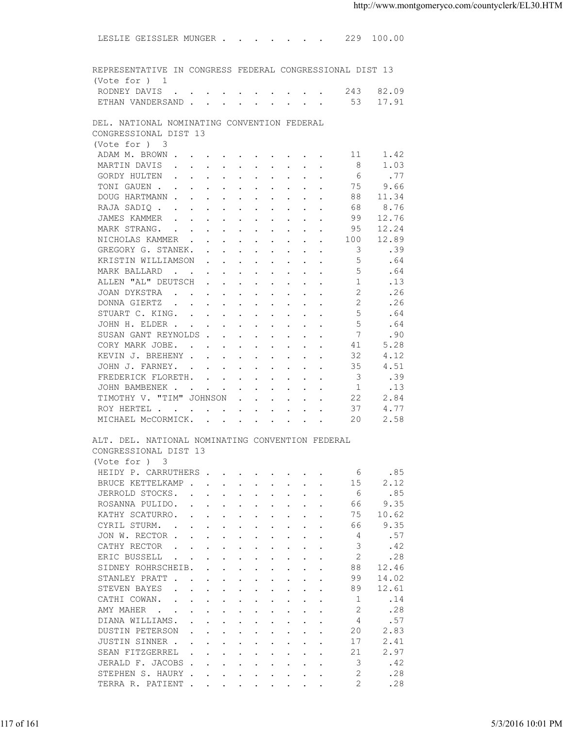| | | |
|---|---|---|
| LESLIE GEISSLER MUNGER | 229 | 100.00 |

REPRESENTATIVE IN CONGRESS FEDERAL CONGRESSIONAL DIST 13
(Vote for ) 1

| | | |
|---|---|---|
| RODNEY DAVIS | 243 | 82.09 |
| ETHAN VANDERSAND | 53 | 17.91 |

DEL. NATIONAL NOMINATING CONVENTION FEDERAL CONGRESSIONAL DIST 13
(Vote for ) 3

| | | |
|---|---|---|
| ADAM M. BROWN | 11 | 1.42 |
| MARTIN DAVIS | 8 | 1.03 |
| GORDY HULTEN | 6 | .77 |
| TONI GAUEN | 75 | 9.66 |
| DOUG HARTMANN | 88 | 11.34 |
| RAJA SADIQ | 68 | 8.76 |
| JAMES KAMMER | 99 | 12.76 |
| MARK STRANG. | 95 | 12.24 |
| NICHOLAS KAMMER | 100 | 12.89 |
| GREGORY G. STANEK. | 3 | .39 |
| KRISTIN WILLIAMSON | 5 | .64 |
| MARK BALLARD | 5 | .64 |
| ALLEN "AL" DEUTSCH | 1 | .13 |
| JOAN DYKSTRA | 2 | .26 |
| DONNA GIERTZ | 2 | .26 |
| STUART C. KING. | 5 | .64 |
| JOHN H. ELDER | 5 | .64 |
| SUSAN GANT REYNOLDS | 7 | .90 |
| CORY MARK JOBE. | 41 | 5.28 |
| KEVIN J. BREHENY | 32 | 4.12 |
| JOHN J. FARNEY. | 35 | 4.51 |
| FREDERICK FLORETH. | 3 | .39 |
| JOHN BAMBENEK | 1 | .13 |
| TIMOTHY V. "TIM" JOHNSON | 22 | 2.84 |
| ROY HERTEL | 37 | 4.77 |
| MICHAEL McCORMICK. | 20 | 2.58 |

ALT. DEL. NATIONAL NOMINATING CONVENTION FEDERAL CONGRESSIONAL DIST 13
(Vote for ) 3

| | | |
|---|---|---|
| HEIDY P. CARRUTHERS | 6 | .85 |
| BRUCE KETTELKAMP | 15 | 2.12 |
| JERROLD STOCKS. | 6 | .85 |
| ROSANNA PULIDO. | 66 | 9.35 |
| KATHY SCATURRO. | 75 | 10.62 |
| CYRIL STURM. | 66 | 9.35 |
| JON W. RECTOR | 4 | .57 |
| CATHY RECTOR | 3 | .42 |
| ERIC BUSSELL | 2 | .28 |
| SIDNEY ROHRSCHEIB. | 88 | 12.46 |
| STANLEY PRATT | 99 | 14.02 |
| STEVEN BAYES | 89 | 12.61 |
| CATHI COWAN. | 1 | .14 |
| AMY MAHER | 2 | .28 |
| DIANA WILLIAMS. | 4 | .57 |
| DUSTIN PETERSON | 20 | 2.83 |
| JUSTIN SINNER | 17 | 2.41 |
| SEAN FITZGERREL | 21 | 2.97 |
| JERALD F. JACOBS | 3 | .42 |
| STEPHEN S. HAURY | 2 | .28 |
| TERRA R. PATIENT | 2 | .28 |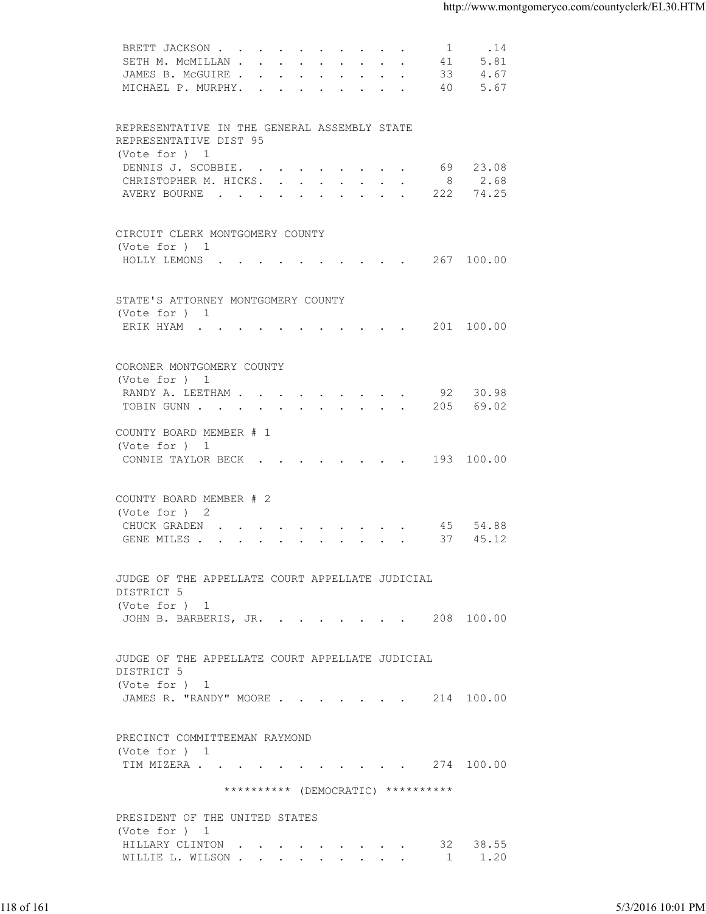| | | |
|---|---|---|
| BRETT JACKSON | 1 | .14 |
| SETH M. McMILLAN | 41 | 5.81 |
| JAMES B. McGUIRE | 33 | 4.67 |
| MICHAEL P. MURPHY | 40 | 5.67 |

REPRESENTATIVE IN THE GENERAL ASSEMBLY STATE REPRESENTATIVE DIST 95
(Vote for ) 1

| | | |
|---|---|---|
| DENNIS J. SCOBBIE | 69 | 23.08 |
| CHRISTOPHER M. HICKS | 8 | 2.68 |
| AVERY BOURNE | 222 | 74.25 |

CIRCUIT CLERK MONTGOMERY COUNTY
(Vote for ) 1

| | | |
|---|---|---|
| HOLLY LEMONS | 267 | 100.00 |

STATE'S ATTORNEY MONTGOMERY COUNTY
(Vote for ) 1

| | | |
|---|---|---|
| ERIK HYAM | 201 | 100.00 |

CORONER MONTGOMERY COUNTY
(Vote for ) 1

| | | |
|---|---|---|
| RANDY A. LEETHAM | 92 | 30.98 |
| TOBIN GUNN | 205 | 69.02 |

COUNTY BOARD MEMBER # 1
(Vote for ) 1

| | | |
|---|---|---|
| CONNIE TAYLOR BECK | 193 | 100.00 |

COUNTY BOARD MEMBER # 2
(Vote for ) 2

| | | |
|---|---|---|
| CHUCK GRADEN | 45 | 54.88 |
| GENE MILES | 37 | 45.12 |

JUDGE OF THE APPELLATE COURT APPELLATE JUDICIAL DISTRICT 5
(Vote for ) 1

| | | |
|---|---|---|
| JOHN B. BARBERIS, JR. | 208 | 100.00 |

JUDGE OF THE APPELLATE COURT APPELLATE JUDICIAL DISTRICT 5
(Vote for ) 1

| | | |
|---|---|---|
| JAMES R. "RANDY" MOORE | 214 | 100.00 |

PRECINCT COMMITTEEMAN RAYMOND
(Vote for ) 1

| | | |
|---|---|---|
| TIM MIZERA | 274 | 100.00 |

********** (DEMOCRATIC) **********

PRESIDENT OF THE UNITED STATES
(Vote for ) 1

| | | |
|---|---|---|
| HILLARY CLINTON | 32 | 38.55 |
| WILLIE L. WILSON | 1 | 1.20 |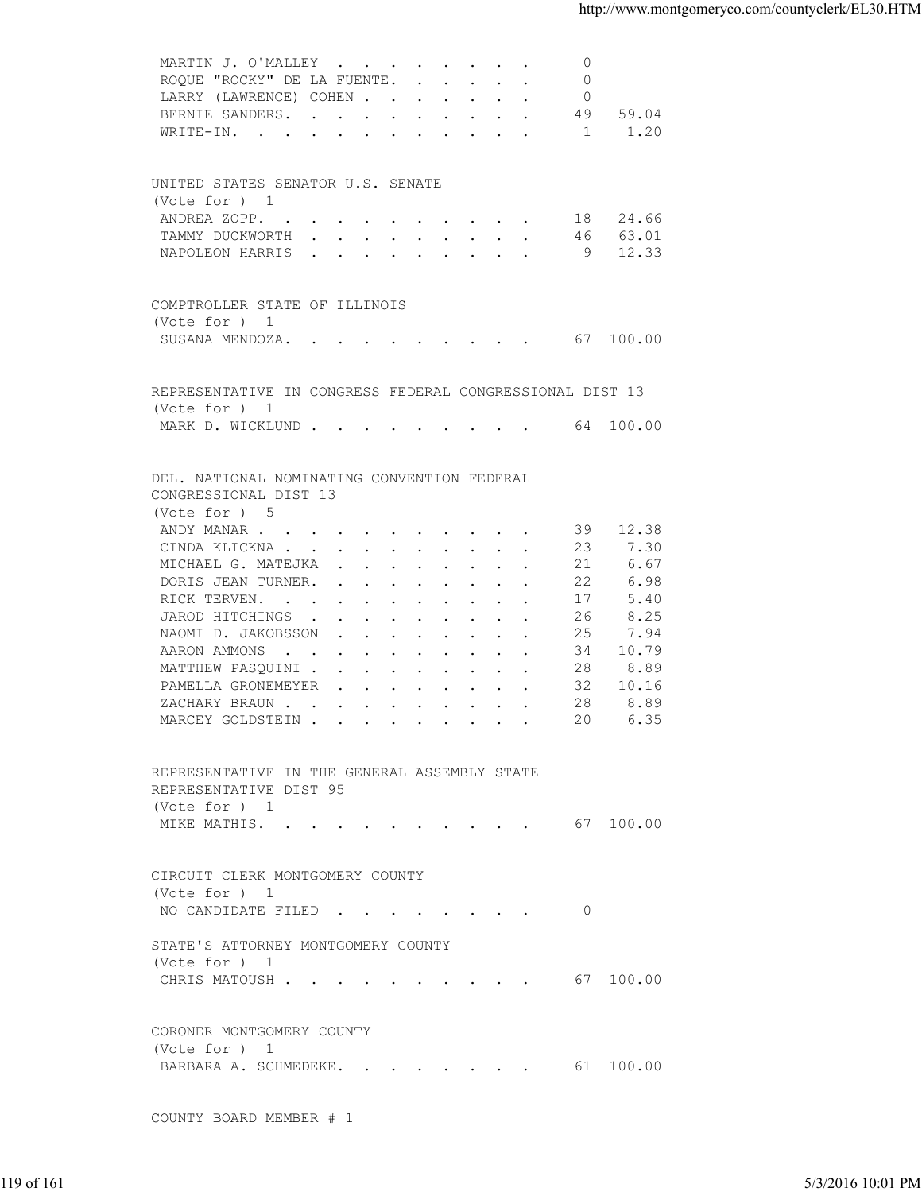| | | |
|---|---|---|
| MARTIN J. O'MALLEY | 0 | |
| ROQUE "ROCKY" DE LA FUENTE | 0 | |
| LARRY (LAWRENCE) COHEN | 0 | |
| BERNIE SANDERS | 49 | 59.04 |
| WRITE-IN | 1 | 1.20 |

UNITED STATES SENATOR U.S. SENATE
(Vote for ) 1

| | | |
|---|---|---|
| ANDREA ZOPP | 18 | 24.66 |
| TAMMY DUCKWORTH | 46 | 63.01 |
| NAPOLEON HARRIS | 9 | 12.33 |

COMPTROLLER STATE OF ILLINOIS
(Vote for ) 1

| | | |
|---|---|---|
| SUSANA MENDOZA | 67 | 100.00 |

REPRESENTATIVE IN CONGRESS FEDERAL CONGRESSIONAL DIST 13
(Vote for ) 1

| | | |
|---|---|---|
| MARK D. WICKLUND | 64 | 100.00 |

DEL. NATIONAL NOMINATING CONVENTION FEDERAL CONGRESSIONAL DIST 13
(Vote for ) 5

| | | |
|---|---|---|
| ANDY MANAR | 39 | 12.38 |
| CINDA KLICKNA | 23 | 7.30 |
| MICHAEL G. MATEJKA | 21 | 6.67 |
| DORIS JEAN TURNER | 22 | 6.98 |
| RICK TERVEN | 17 | 5.40 |
| JAROD HITCHINGS | 26 | 8.25 |
| NAOMI D. JAKOBSSON | 25 | 7.94 |
| AARON AMMONS | 34 | 10.79 |
| MATTHEW PASQUINI | 28 | 8.89 |
| PAMELLA GRONEMEYER | 32 | 10.16 |
| ZACHARY BRAUN | 28 | 8.89 |
| MARCEY GOLDSTEIN | 20 | 6.35 |

REPRESENTATIVE IN THE GENERAL ASSEMBLY STATE REPRESENTATIVE DIST 95
(Vote for ) 1

| | | |
|---|---|---|
| MIKE MATHIS | 67 | 100.00 |

CIRCUIT CLERK MONTGOMERY COUNTY
(Vote for ) 1

| | | |
|---|---|---|
| NO CANDIDATE FILED | 0 | |

STATE'S ATTORNEY MONTGOMERY COUNTY
(Vote for ) 1

| | | |
|---|---|---|
| CHRIS MATOUSH | 67 | 100.00 |

CORONER MONTGOMERY COUNTY
(Vote for ) 1

| | | |
|---|---|---|
| BARBARA A. SCHMEDEKE | 61 | 100.00 |

COUNTY BOARD MEMBER # 1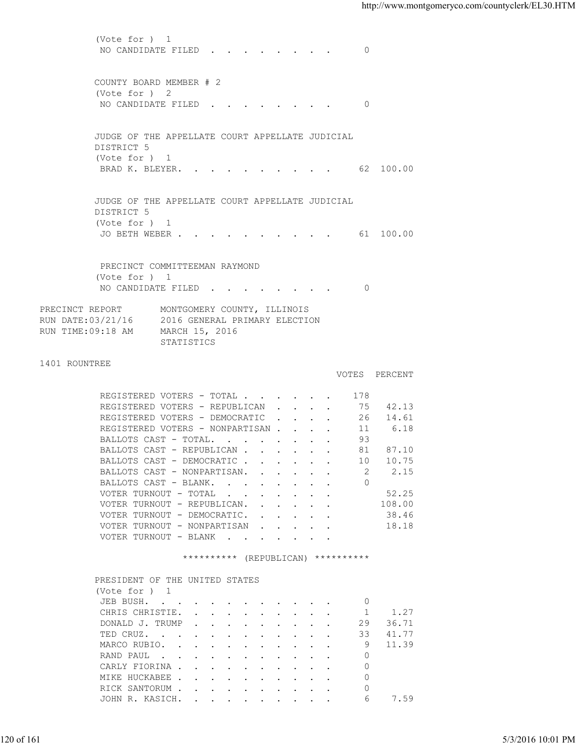(Vote for ) 1

| | VOTES |
|---|---|
| NO CANDIDATE FILED | 0 |

COUNTY BOARD MEMBER # 2
(Vote for ) 2

| | VOTES |
|---|---|
| NO CANDIDATE FILED | 0 |

JUDGE OF THE APPELLATE COURT APPELLATE JUDICIAL DISTRICT 5
(Vote for ) 1

| | VOTES | PERCENT |
|---|---|---|
| BRAD K. BLEYER | 62 | 100.00 |

JUDGE OF THE APPELLATE COURT APPELLATE JUDICIAL DISTRICT 5
(Vote for ) 1

| | VOTES | PERCENT |
|---|---|---|
| JO BETH WEBER | 61 | 100.00 |

PRECINCT COMMITTEEMAN RAYMOND
(Vote for ) 1

| | VOTES |
|---|---|
| NO CANDIDATE FILED | 0 |

PRECINCT REPORT — MONTGOMERY COUNTY, ILLINOIS
RUN DATE:03/21/16 — 2016 GENERAL PRIMARY ELECTION
RUN TIME:09:18 AM — MARCH 15, 2016
STATISTICS

1401 ROUNTREE

| | VOTES | PERCENT |
|---|---|---|
| REGISTERED VOTERS - TOTAL | 178 | |
| REGISTERED VOTERS - REPUBLICAN | 75 | 42.13 |
| REGISTERED VOTERS - DEMOCRATIC | 26 | 14.61 |
| REGISTERED VOTERS - NONPARTISAN | 11 | 6.18 |
| BALLOTS CAST - TOTAL. | 93 | |
| BALLOTS CAST - REPUBLICAN | 81 | 87.10 |
| BALLOTS CAST - DEMOCRATIC | 10 | 10.75 |
| BALLOTS CAST - NONPARTISAN. | 2 | 2.15 |
| BALLOTS CAST - BLANK. | 0 | |
| VOTER TURNOUT - TOTAL | | 52.25 |
| VOTER TURNOUT - REPUBLICAN. | | 108.00 |
| VOTER TURNOUT - DEMOCRATIC. | | 38.46 |
| VOTER TURNOUT - NONPARTISAN | | 18.18 |
| VOTER TURNOUT - BLANK | | |

********** (REPUBLICAN) **********

PRESIDENT OF THE UNITED STATES
(Vote for ) 1

| | VOTES | PERCENT |
|---|---|---|
| JEB BUSH. | 0 | |
| CHRIS CHRISTIE. | 1 | 1.27 |
| DONALD J. TRUMP | 29 | 36.71 |
| TED CRUZ. | 33 | 41.77 |
| MARCO RUBIO. | 9 | 11.39 |
| RAND PAUL | 0 | |
| CARLY FIORINA | 0 | |
| MIKE HUCKABEE | 0 | |
| RICK SANTORUM | 0 | |
| JOHN R. KASICH. | 6 | 7.59 |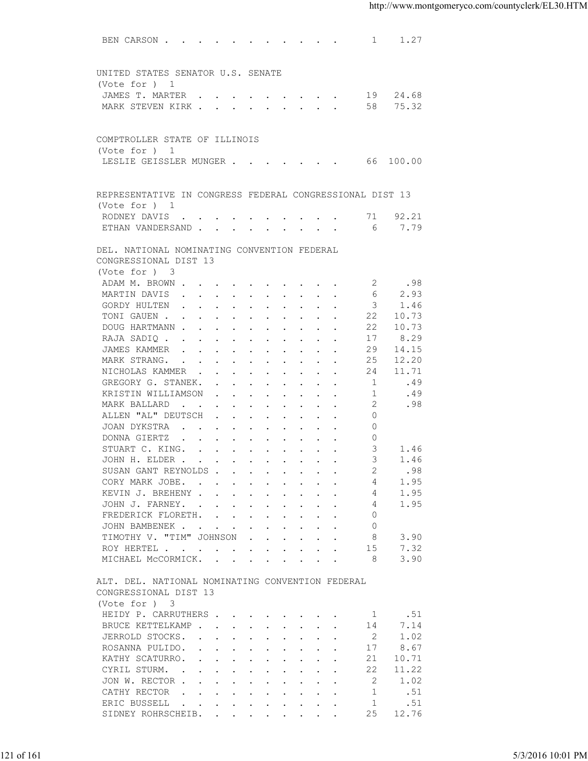BEN CARSON . . . . . . . . . . . . 1 1.27

UNITED STATES SENATOR U.S. SENATE
(Vote for ) 1

| Candidate | Votes | Percent |
|---|---|---|
| JAMES T. MARTER | 19 | 24.68 |
| MARK STEVEN KIRK | 58 | 75.32 |

COMPTROLLER STATE OF ILLINOIS
(Vote for ) 1

| Candidate | Votes | Percent |
|---|---|---|
| LESLIE GEISSLER MUNGER | 66 | 100.00 |

REPRESENTATIVE IN CONGRESS FEDERAL CONGRESSIONAL DIST 13
(Vote for ) 1

| Candidate | Votes | Percent |
|---|---|---|
| RODNEY DAVIS | 71 | 92.21 |
| ETHAN VANDERSAND | 6 | 7.79 |

DEL. NATIONAL NOMINATING CONVENTION FEDERAL
CONGRESSIONAL DIST 13
(Vote for ) 3

| Candidate | Votes | Percent |
|---|---|---|
| ADAM M. BROWN | 2 | .98 |
| MARTIN DAVIS | 6 | 2.93 |
| GORDY HULTEN | 3 | 1.46 |
| TONI GAUEN | 22 | 10.73 |
| DOUG HARTMANN | 22 | 10.73 |
| RAJA SADIQ | 17 | 8.29 |
| JAMES KAMMER | 29 | 14.15 |
| MARK STRANG. | 25 | 12.20 |
| NICHOLAS KAMMER | 24 | 11.71 |
| GREGORY G. STANEK. | 1 | .49 |
| KRISTIN WILLIAMSON | 1 | .49 |
| MARK BALLARD | 2 | .98 |
| ALLEN "AL" DEUTSCH | 0 | |
| JOAN DYKSTRA | 0 | |
| DONNA GIERTZ | 0 | |
| STUART C. KING. | 3 | 1.46 |
| JOHN H. ELDER | 3 | 1.46 |
| SUSAN GANT REYNOLDS | 2 | .98 |
| CORY MARK JOBE. | 4 | 1.95 |
| KEVIN J. BREHENY | 4 | 1.95 |
| JOHN J. FARNEY. | 4 | 1.95 |
| FREDERICK FLORETH. | 0 | |
| JOHN BAMBENEK | 0 | |
| TIMOTHY V. "TIM" JOHNSON | 8 | 3.90 |
| ROY HERTEL | 15 | 7.32 |
| MICHAEL McCORMICK. | 8 | 3.90 |

ALT. DEL. NATIONAL NOMINATING CONVENTION FEDERAL
CONGRESSIONAL DIST 13
(Vote for ) 3

| Candidate | Votes | Percent |
|---|---|---|
| HEIDY P. CARRUTHERS | 1 | .51 |
| BRUCE KETTELKAMP | 14 | 7.14 |
| JERROLD STOCKS. | 2 | 1.02 |
| ROSANNA PULIDO. | 17 | 8.67 |
| KATHY SCATURRO. | 21 | 10.71 |
| CYRIL STURM. | 22 | 11.22 |
| JON W. RECTOR | 2 | 1.02 |
| CATHY RECTOR | 1 | .51 |
| ERIC BUSSELL | 1 | .51 |
| SIDNEY ROHRSCHEIB. | 25 | 12.76 |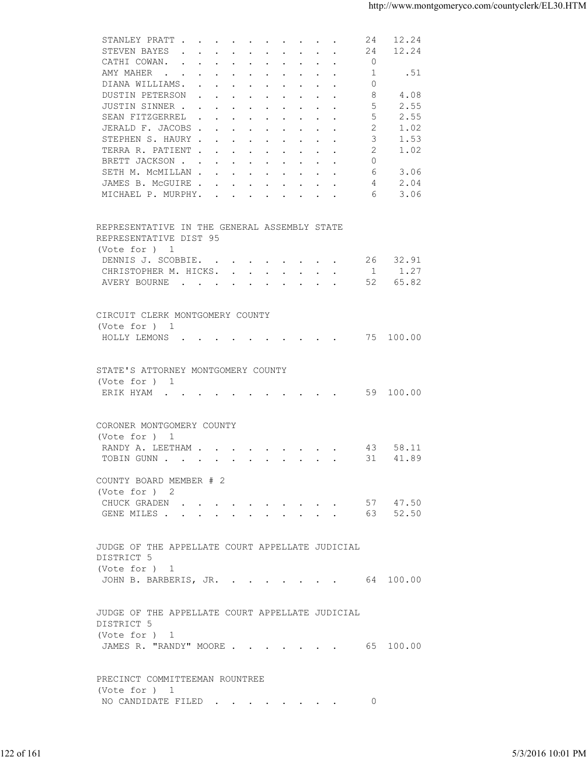| | | |
|---|---|---|
| STANLEY PRATT | 24 | 12.24 |
| STEVEN BAYES | 24 | 12.24 |
| CATHI COWAN. | 0 | |
| AMY MAHER | 1 | .51 |
| DIANA WILLIAMS. | 0 | |
| DUSTIN PETERSON | 8 | 4.08 |
| JUSTIN SINNER | 5 | 2.55 |
| SEAN FITZGERREL | 5 | 2.55 |
| JERALD F. JACOBS | 2 | 1.02 |
| STEPHEN S. HAURY | 3 | 1.53 |
| TERRA R. PATIENT | 2 | 1.02 |
| BRETT JACKSON | 0 | |
| SETH M. McMILLAN | 6 | 3.06 |
| JAMES B. McGUIRE | 4 | 2.04 |
| MICHAEL P. MURPHY. | 6 | 3.06 |

REPRESENTATIVE IN THE GENERAL ASSEMBLY STATE REPRESENTATIVE DIST 95
(Vote for ) 1

| | | |
|---|---|---|
| DENNIS J. SCOBBIE. | 26 | 32.91 |
| CHRISTOPHER M. HICKS. | 1 | 1.27 |
| AVERY BOURNE | 52 | 65.82 |

CIRCUIT CLERK MONTGOMERY COUNTY
(Vote for ) 1

| | | |
|---|---|---|
| HOLLY LEMONS | 75 | 100.00 |

STATE'S ATTORNEY MONTGOMERY COUNTY
(Vote for ) 1

| | | |
|---|---|---|
| ERIK HYAM | 59 | 100.00 |

CORONER MONTGOMERY COUNTY
(Vote for ) 1

| | | |
|---|---|---|
| RANDY A. LEETHAM | 43 | 58.11 |
| TOBIN GUNN | 31 | 41.89 |

COUNTY BOARD MEMBER # 2
(Vote for ) 2

| | | |
|---|---|---|
| CHUCK GRADEN | 57 | 47.50 |
| GENE MILES | 63 | 52.50 |

JUDGE OF THE APPELLATE COURT APPELLATE JUDICIAL DISTRICT 5
(Vote for ) 1

| | | |
|---|---|---|
| JOHN B. BARBERIS, JR. | 64 | 100.00 |

JUDGE OF THE APPELLATE COURT APPELLATE JUDICIAL DISTRICT 5
(Vote for ) 1

| | | |
|---|---|---|
| JAMES R. "RANDY" MOORE | 65 | 100.00 |

PRECINCT COMMITTEEMAN ROUNTREE
(Vote for ) 1

| | | |
|---|---|---|
| NO CANDIDATE FILED | 0 | |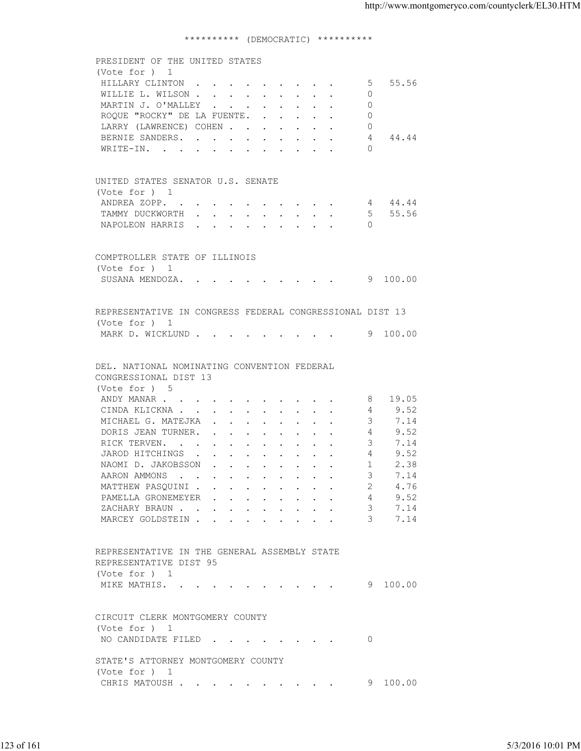********** (DEMOCRATIC) **********

PRESIDENT OF THE UNITED STATES
(Vote for ) 1

| Candidate | Votes | Percent |
|---|---|---|
| HILLARY CLINTON | 5 | 55.56 |
| WILLIE L. WILSON | 0 | |
| MARTIN J. O'MALLEY | 0 | |
| ROQUE "ROCKY" DE LA FUENTE | 0 | |
| LARRY (LAWRENCE) COHEN | 0 | |
| BERNIE SANDERS | 4 | 44.44 |
| WRITE-IN | 0 | |

UNITED STATES SENATOR U.S. SENATE
(Vote for ) 1

| Candidate | Votes | Percent |
|---|---|---|
| ANDREA ZOPP | 4 | 44.44 |
| TAMMY DUCKWORTH | 5 | 55.56 |
| NAPOLEON HARRIS | 0 | |

COMPTROLLER STATE OF ILLINOIS
(Vote for ) 1

| Candidate | Votes | Percent |
|---|---|---|
| SUSANA MENDOZA | 9 | 100.00 |

REPRESENTATIVE IN CONGRESS FEDERAL CONGRESSIONAL DIST 13
(Vote for ) 1

| Candidate | Votes | Percent |
|---|---|---|
| MARK D. WICKLUND | 9 | 100.00 |

DEL. NATIONAL NOMINATING CONVENTION FEDERAL CONGRESSIONAL DIST 13
(Vote for ) 5

| Candidate | Votes | Percent |
|---|---|---|
| ANDY MANAR | 8 | 19.05 |
| CINDA KLICKNA | 4 | 9.52 |
| MICHAEL G. MATEJKA | 3 | 7.14 |
| DORIS JEAN TURNER | 4 | 9.52 |
| RICK TERVEN | 3 | 7.14 |
| JAROD HITCHINGS | 4 | 9.52 |
| NAOMI D. JAKOBSSON | 1 | 2.38 |
| AARON AMMONS | 3 | 7.14 |
| MATTHEW PASQUINI | 2 | 4.76 |
| PAMELLA GRONEMEYER | 4 | 9.52 |
| ZACHARY BRAUN | 3 | 7.14 |
| MARCEY GOLDSTEIN | 3 | 7.14 |

REPRESENTATIVE IN THE GENERAL ASSEMBLY STATE REPRESENTATIVE DIST 95
(Vote for ) 1

| Candidate | Votes | Percent |
|---|---|---|
| MIKE MATHIS | 9 | 100.00 |

CIRCUIT CLERK MONTGOMERY COUNTY
(Vote for ) 1

| Candidate | Votes | Percent |
|---|---|---|
| NO CANDIDATE FILED | 0 | |

STATE'S ATTORNEY MONTGOMERY COUNTY
(Vote for ) 1

| Candidate | Votes | Percent |
|---|---|---|
| CHRIS MATOUSH | 9 | 100.00 |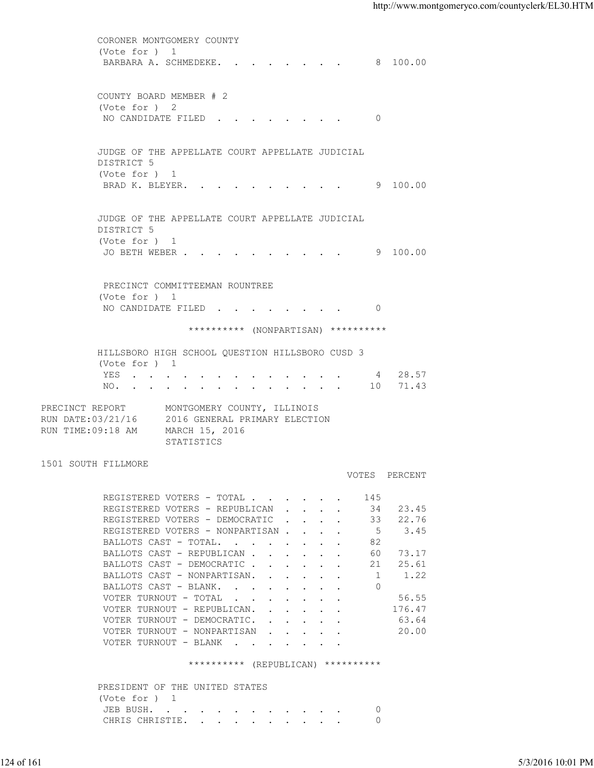CORONER MONTGOMERY COUNTY
(Vote for ) 1

| | VOTES | PERCENT |
|---|---|---|
| BARBARA A. SCHMEDEKE | 8 | 100.00 |

COUNTY BOARD MEMBER # 2
(Vote for ) 2

| | VOTES | PERCENT |
|---|---|---|
| NO CANDIDATE FILED | 0 | |

JUDGE OF THE APPELLATE COURT APPELLATE JUDICIAL DISTRICT 5
(Vote for ) 1

| | VOTES | PERCENT |
|---|---|---|
| BRAD K. BLEYER | 9 | 100.00 |

JUDGE OF THE APPELLATE COURT APPELLATE JUDICIAL DISTRICT 5
(Vote for ) 1

| | VOTES | PERCENT |
|---|---|---|
| JO BETH WEBER | 9 | 100.00 |

PRECINCT COMMITTEEMAN ROUNTREE
(Vote for ) 1

| | VOTES | PERCENT |
|---|---|---|
| NO CANDIDATE FILED | 0 | |

********** (NONPARTISAN) **********

HILLSBORO HIGH SCHOOL QUESTION HILLSBORO CUSD 3
(Vote for ) 1

| | VOTES | PERCENT |
|---|---|---|
| YES | 4 | 28.57 |
| NO. | 10 | 71.43 |

PRECINCT REPORT MONTGOMERY COUNTY, ILLINOIS
RUN DATE:03/21/16 2016 GENERAL PRIMARY ELECTION
RUN TIME:09:18 AM MARCH 15, 2016
STATISTICS

1501 SOUTH FILLMORE

| | VOTES | PERCENT |
|---|---|---|
| REGISTERED VOTERS - TOTAL | 145 | |
| REGISTERED VOTERS - REPUBLICAN | 34 | 23.45 |
| REGISTERED VOTERS - DEMOCRATIC | 33 | 22.76 |
| REGISTERED VOTERS - NONPARTISAN | 5 | 3.45 |
| BALLOTS CAST - TOTAL. | 82 | |
| BALLOTS CAST - REPUBLICAN | 60 | 73.17 |
| BALLOTS CAST - DEMOCRATIC | 21 | 25.61 |
| BALLOTS CAST - NONPARTISAN. | 1 | 1.22 |
| BALLOTS CAST - BLANK. | 0 | |
| VOTER TURNOUT - TOTAL | | 56.55 |
| VOTER TURNOUT - REPUBLICAN. | | 176.47 |
| VOTER TURNOUT - DEMOCRATIC. | | 63.64 |
| VOTER TURNOUT - NONPARTISAN | | 20.00 |
| VOTER TURNOUT - BLANK | | |

********** (REPUBLICAN) **********

PRESIDENT OF THE UNITED STATES
(Vote for ) 1

| | VOTES | PERCENT |
|---|---|---|
| JEB BUSH. | 0 | |
| CHRIS CHRISTIE. | 0 | |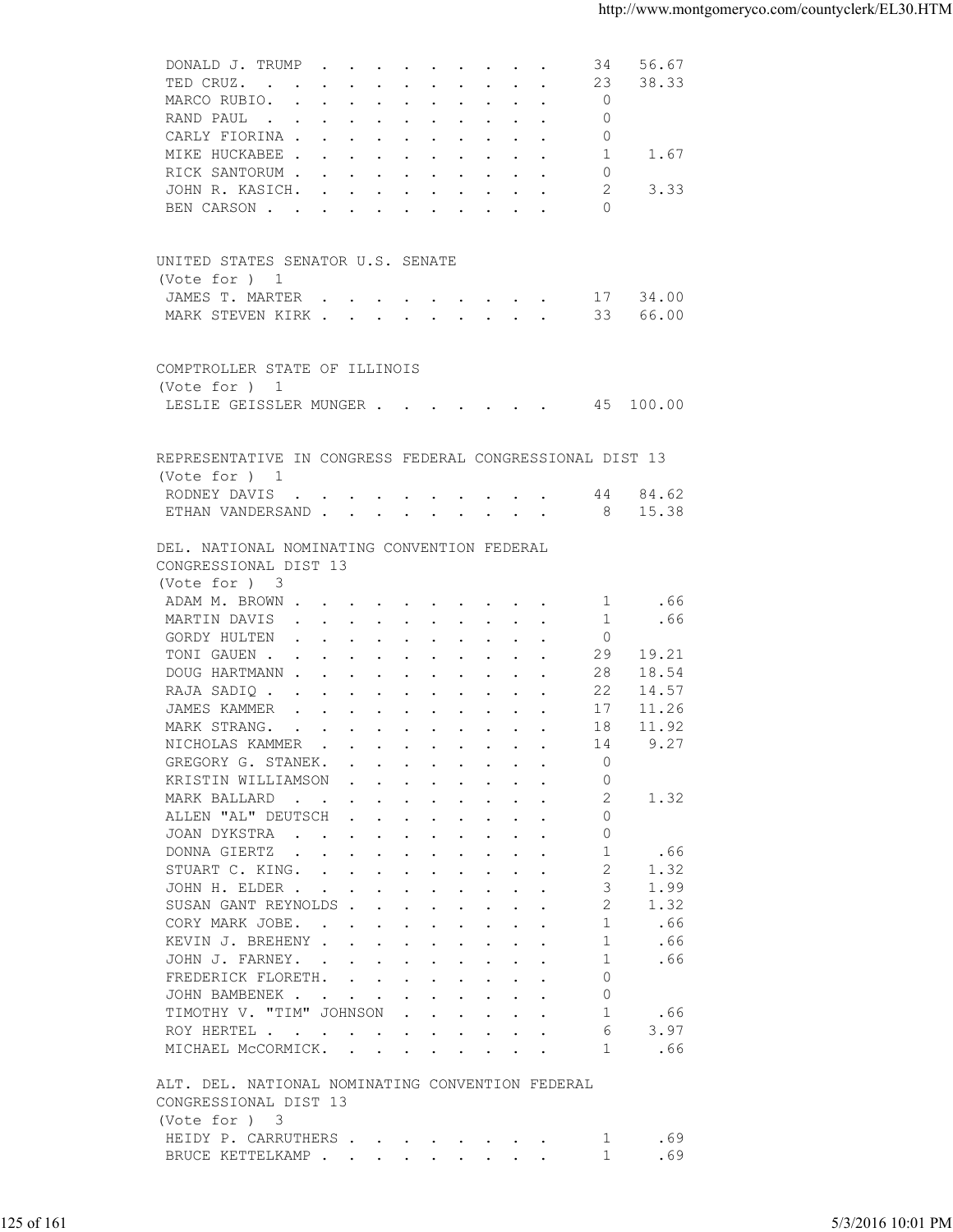| Candidate | Votes | Percent |
|---|---|---|
| DONALD J. TRUMP | 34 | 56.67 |
| TED CRUZ. | 23 | 38.33 |
| MARCO RUBIO. | 0 | |
| RAND PAUL | 0 | |
| CARLY FIORINA | 0 | |
| MIKE HUCKABEE | 1 | 1.67 |
| RICK SANTORUM | 0 | |
| JOHN R. KASICH. | 2 | 3.33 |
| BEN CARSON | 0 | |

UNITED STATES SENATOR U.S. SENATE
(Vote for ) 1

| Candidate | Votes | Percent |
|---|---|---|
| JAMES T. MARTER | 17 | 34.00 |
| MARK STEVEN KIRK | 33 | 66.00 |

COMPTROLLER STATE OF ILLINOIS
(Vote for ) 1

| Candidate | Votes | Percent |
|---|---|---|
| LESLIE GEISSLER MUNGER | 45 | 100.00 |

REPRESENTATIVE IN CONGRESS FEDERAL CONGRESSIONAL DIST 13
(Vote for ) 1

| Candidate | Votes | Percent |
|---|---|---|
| RODNEY DAVIS | 44 | 84.62 |
| ETHAN VANDERSAND | 8 | 15.38 |

DEL. NATIONAL NOMINATING CONVENTION FEDERAL CONGRESSIONAL DIST 13
(Vote for ) 3

| Candidate | Votes | Percent |
|---|---|---|
| ADAM M. BROWN | 1 | .66 |
| MARTIN DAVIS | 1 | .66 |
| GORDY HULTEN | 0 | |
| TONI GAUEN | 29 | 19.21 |
| DOUG HARTMANN | 28 | 18.54 |
| RAJA SADIQ | 22 | 14.57 |
| JAMES KAMMER | 17 | 11.26 |
| MARK STRANG. | 18 | 11.92 |
| NICHOLAS KAMMER | 14 | 9.27 |
| GREGORY G. STANEK. | 0 | |
| KRISTIN WILLIAMSON | 0 | |
| MARK BALLARD | 2 | 1.32 |
| ALLEN "AL" DEUTSCH | 0 | |
| JOAN DYKSTRA | 0 | |
| DONNA GIERTZ | 1 | .66 |
| STUART C. KING. | 2 | 1.32 |
| JOHN H. ELDER | 3 | 1.99 |
| SUSAN GANT REYNOLDS | 2 | 1.32 |
| CORY MARK JOBE. | 1 | .66 |
| KEVIN J. BREHENY | 1 | .66 |
| JOHN J. FARNEY. | 1 | .66 |
| FREDERICK FLORETH. | 0 | |
| JOHN BAMBENEK | 0 | |
| TIMOTHY V. "TIM" JOHNSON | 1 | .66 |
| ROY HERTEL | 6 | 3.97 |
| MICHAEL McCORMICK. | 1 | .66 |

ALT. DEL. NATIONAL NOMINATING CONVENTION FEDERAL CONGRESSIONAL DIST 13
(Vote for ) 3

| Candidate | Votes | Percent |
|---|---|---|
| HEIDY P. CARRUTHERS | 1 | .69 |
| BRUCE KETTELKAMP | 1 | .69 |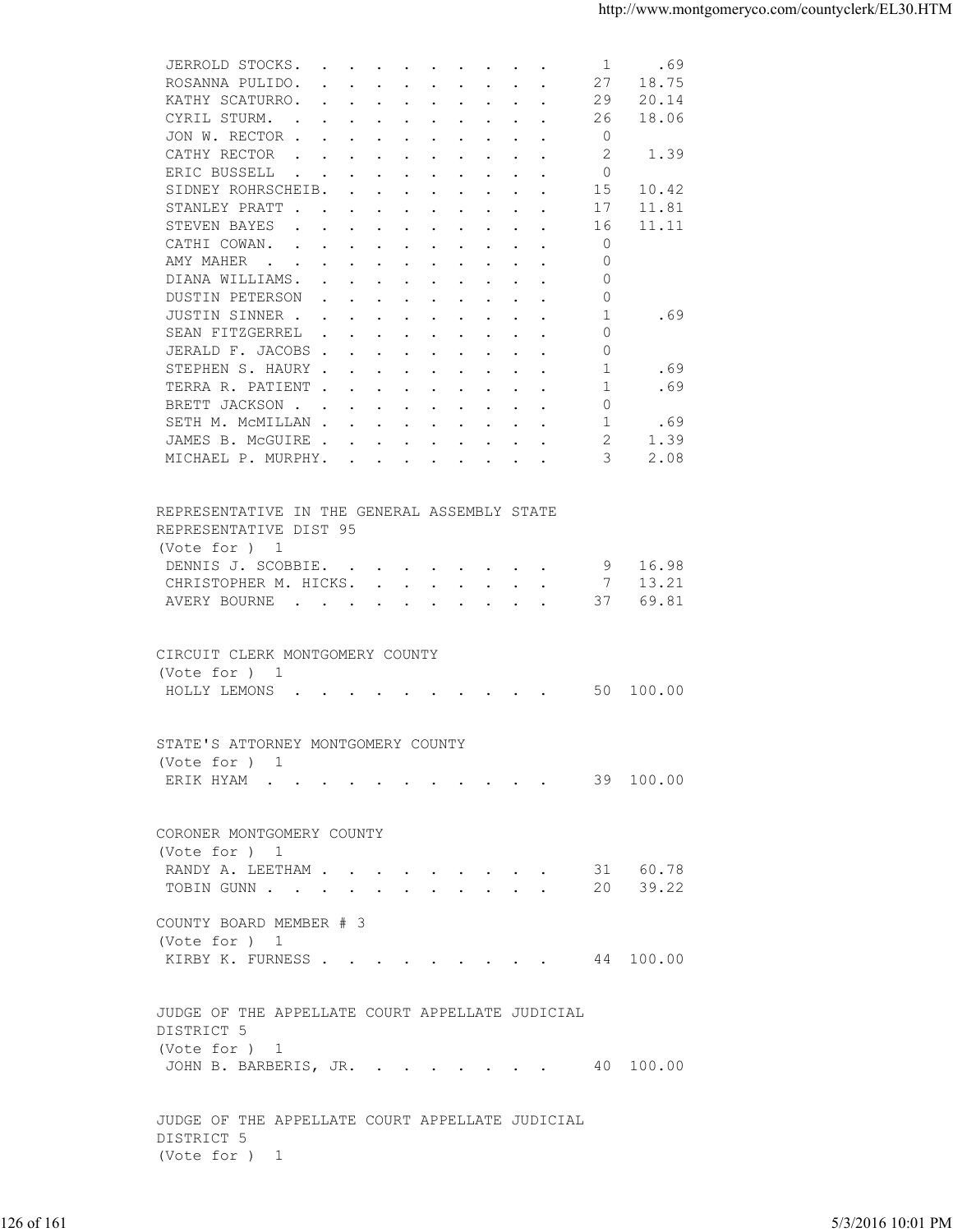| | | |
|---|---|---|
| JERROLD STOCKS. | 1 | .69 |
| ROSANNA PULIDO. | 27 | 18.75 |
| KATHY SCATURRO. | 29 | 20.14 |
| CYRIL STURM. | 26 | 18.06 |
| JON W. RECTOR | 0 | |
| CATHY RECTOR | 2 | 1.39 |
| ERIC BUSSELL | 0 | |
| SIDNEY ROHRSCHEIB. | 15 | 10.42 |
| STANLEY PRATT | 17 | 11.81 |
| STEVEN BAYES | 16 | 11.11 |
| CATHI COWAN. | 0 | |
| AMY MAHER | 0 | |
| DIANA WILLIAMS. | 0 | |
| DUSTIN PETERSON | 0 | |
| JUSTIN SINNER | 1 | .69 |
| SEAN FITZGERREL | 0 | |
| JERALD F. JACOBS | 0 | |
| STEPHEN S. HAURY | 1 | .69 |
| TERRA R. PATIENT | 1 | .69 |
| BRETT JACKSON | 0 | |
| SETH M. McMILLAN | 1 | .69 |
| JAMES B. McGUIRE | 2 | 1.39 |
| MICHAEL P. MURPHY. | 3 | 2.08 |

REPRESENTATIVE IN THE GENERAL ASSEMBLY STATE REPRESENTATIVE DIST 95
(Vote for ) 1

| | | |
|---|---|---|
| DENNIS J. SCOBBIE. | 9 | 16.98 |
| CHRISTOPHER M. HICKS. | 7 | 13.21 |
| AVERY BOURNE | 37 | 69.81 |

CIRCUIT CLERK MONTGOMERY COUNTY
(Vote for ) 1

| | | |
|---|---|---|
| HOLLY LEMONS | 50 | 100.00 |

STATE'S ATTORNEY MONTGOMERY COUNTY
(Vote for ) 1

| | | |
|---|---|---|
| ERIK HYAM | 39 | 100.00 |

CORONER MONTGOMERY COUNTY
(Vote for ) 1

| | | |
|---|---|---|
| RANDY A. LEETHAM | 31 | 60.78 |
| TOBIN GUNN | 20 | 39.22 |

COUNTY BOARD MEMBER # 3
(Vote for ) 1

| | | |
|---|---|---|
| KIRBY K. FURNESS | 44 | 100.00 |

JUDGE OF THE APPELLATE COURT APPELLATE JUDICIAL DISTRICT 5
(Vote for ) 1

| | | |
|---|---|---|
| JOHN B. BARBERIS, JR. | 40 | 100.00 |

JUDGE OF THE APPELLATE COURT APPELLATE JUDICIAL DISTRICT 5
(Vote for ) 1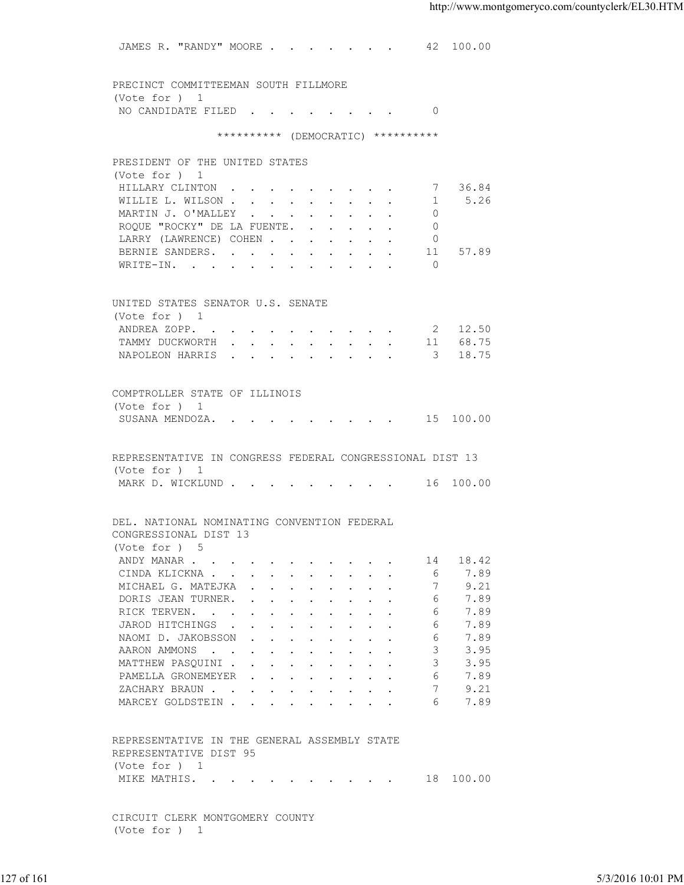| Candidate | Votes | Percent |
|---|---|---|
| JAMES R. "RANDY" MOORE | 42 | 100.00 |

PRECINCT COMMITTEEMAN SOUTH FILLMORE
(Vote for ) 1

| Candidate | Votes | Percent |
|---|---|---|
| NO CANDIDATE FILED | 0 | |

********** (DEMOCRATIC) **********

PRESIDENT OF THE UNITED STATES
(Vote for ) 1

| Candidate | Votes | Percent |
|---|---|---|
| HILLARY CLINTON | 7 | 36.84 |
| WILLIE L. WILSON | 1 | 5.26 |
| MARTIN J. O'MALLEY | 0 | |
| ROQUE "ROCKY" DE LA FUENTE | 0 | |
| LARRY (LAWRENCE) COHEN | 0 | |
| BERNIE SANDERS | 11 | 57.89 |
| WRITE-IN | 0 | |

UNITED STATES SENATOR U.S. SENATE
(Vote for ) 1

| Candidate | Votes | Percent |
|---|---|---|
| ANDREA ZOPP | 2 | 12.50 |
| TAMMY DUCKWORTH | 11 | 68.75 |
| NAPOLEON HARRIS | 3 | 18.75 |

COMPTROLLER STATE OF ILLINOIS
(Vote for ) 1

| Candidate | Votes | Percent |
|---|---|---|
| SUSANA MENDOZA | 15 | 100.00 |

REPRESENTATIVE IN CONGRESS FEDERAL CONGRESSIONAL DIST 13
(Vote for ) 1

| Candidate | Votes | Percent |
|---|---|---|
| MARK D. WICKLUND | 16 | 100.00 |

DEL. NATIONAL NOMINATING CONVENTION FEDERAL CONGRESSIONAL DIST 13
(Vote for ) 5

| Candidate | Votes | Percent |
|---|---|---|
| ANDY MANAR | 14 | 18.42 |
| CINDA KLICKNA | 6 | 7.89 |
| MICHAEL G. MATEJKA | 7 | 9.21 |
| DORIS JEAN TURNER | 6 | 7.89 |
| RICK TERVEN | 6 | 7.89 |
| JAROD HITCHINGS | 6 | 7.89 |
| NAOMI D. JAKOBSSON | 6 | 7.89 |
| AARON AMMONS | 3 | 3.95 |
| MATTHEW PASQUINI | 3 | 3.95 |
| PAMELLA GRONEMEYER | 6 | 7.89 |
| ZACHARY BRAUN | 7 | 9.21 |
| MARCEY GOLDSTEIN | 6 | 7.89 |

REPRESENTATIVE IN THE GENERAL ASSEMBLY STATE REPRESENTATIVE DIST 95
(Vote for ) 1

| Candidate | Votes | Percent |
|---|---|---|
| MIKE MATHIS | 18 | 100.00 |

CIRCUIT CLERK MONTGOMERY COUNTY
(Vote for ) 1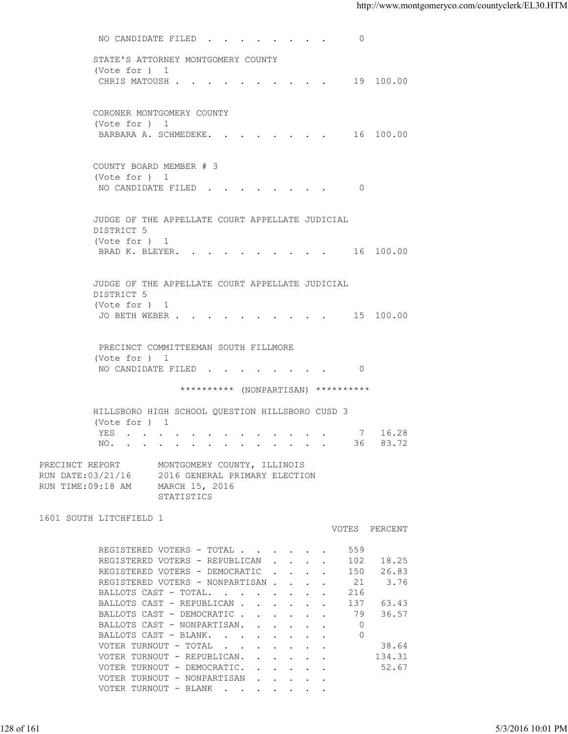NO CANDIDATE FILED . . . . . . . . . 0

STATE'S ATTORNEY MONTGOMERY COUNTY
(Vote for ) 1

| | | |
|---|---|---|
| CHRIS MATOUSH . . . . . . . . . . . | 19 | 100.00 |

CORONER MONTGOMERY COUNTY
(Vote for ) 1

| | | |
|---|---|---|
| BARBARA A. SCHMEDEKE. . . . . . . . . | 16 | 100.00 |

COUNTY BOARD MEMBER # 3
(Vote for ) 1

NO CANDIDATE FILED . . . . . . . . . 0

JUDGE OF THE APPELLATE COURT APPELLATE JUDICIAL DISTRICT 5
(Vote for ) 1

| | | |
|---|---|---|
| BRAD K. BLEYER. . . . . . . . . . . | 16 | 100.00 |

JUDGE OF THE APPELLATE COURT APPELLATE JUDICIAL DISTRICT 5
(Vote for ) 1

| | | |
|---|---|---|
| JO BETH WEBER . . . . . . . . . . . | 15 | 100.00 |

PRECINCT COMMITTEEMAN SOUTH FILLMORE
(Vote for ) 1

NO CANDIDATE FILED . . . . . . . . . 0

********** (NONPARTISAN) **********

HILLSBORO HIGH SCHOOL QUESTION HILLSBORO CUSD 3
(Vote for ) 1

| | | |
|---|---|---|
| YES . . . . . . . . . . . . . . . | 7 | 16.28 |
| NO. . . . . . . . . . . . . . . . | 36 | 83.72 |

PRECINCT REPORT MONTGOMERY COUNTY, ILLINOIS
RUN DATE:03/21/16 2016 GENERAL PRIMARY ELECTION
RUN TIME:09:18 AM MARCH 15, 2016
STATISTICS

1601 SOUTH LITCHFIELD 1

| | VOTES | PERCENT |
|---|---|---|
| REGISTERED VOTERS - TOTAL . . . . . . | 559 | |
| REGISTERED VOTERS - REPUBLICAN . . . . | 102 | 18.25 |
| REGISTERED VOTERS - DEMOCRATIC . . . . | 150 | 26.83 |
| REGISTERED VOTERS - NONPARTISAN . . . . | 21 | 3.76 |
| BALLOTS CAST - TOTAL. . . . . . . . | 216 | |
| BALLOTS CAST - REPUBLICAN . . . . . . | 137 | 63.43 |
| BALLOTS CAST - DEMOCRATIC . . . . . . | 79 | 36.57 |
| BALLOTS CAST - NONPARTISAN. . . . . . | 0 | |
| BALLOTS CAST - BLANK. . . . . . . . | 0 | |
| VOTER TURNOUT - TOTAL . . . . . . . | | 38.64 |
| VOTER TURNOUT - REPUBLICAN. . . . . . | | 134.31 |
| VOTER TURNOUT - DEMOCRATIC. . . . . . | | 52.67 |
| VOTER TURNOUT - NONPARTISAN . . . . . | | |
| VOTER TURNOUT - BLANK . . . . . . . | | |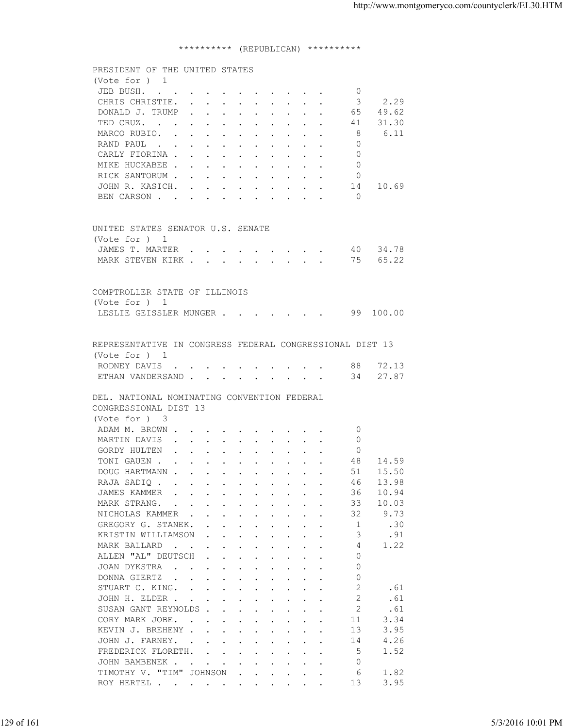********** (REPUBLICAN) **********

PRESIDENT OF THE UNITED STATES
(Vote for ) 1

| Candidate | Votes | Percent |
|---|---|---|
| JEB BUSH | 0 | |
| CHRIS CHRISTIE | 3 | 2.29 |
| DONALD J. TRUMP | 65 | 49.62 |
| TED CRUZ | 41 | 31.30 |
| MARCO RUBIO | 8 | 6.11 |
| RAND PAUL | 0 | |
| CARLY FIORINA | 0 | |
| MIKE HUCKABEE | 0 | |
| RICK SANTORUM | 0 | |
| JOHN R. KASICH | 14 | 10.69 |
| BEN CARSON | 0 | |

UNITED STATES SENATOR U.S. SENATE
(Vote for ) 1

| Candidate | Votes | Percent |
|---|---|---|
| JAMES T. MARTER | 40 | 34.78 |
| MARK STEVEN KIRK | 75 | 65.22 |

COMPTROLLER STATE OF ILLINOIS
(Vote for ) 1

| Candidate | Votes | Percent |
|---|---|---|
| LESLIE GEISSLER MUNGER | 99 | 100.00 |

REPRESENTATIVE IN CONGRESS FEDERAL CONGRESSIONAL DIST 13
(Vote for ) 1

| Candidate | Votes | Percent |
|---|---|---|
| RODNEY DAVIS | 88 | 72.13 |
| ETHAN VANDERSAND | 34 | 27.87 |

DEL. NATIONAL NOMINATING CONVENTION FEDERAL CONGRESSIONAL DIST 13
(Vote for ) 3

| Candidate | Votes | Percent |
|---|---|---|
| ADAM M. BROWN | 0 | |
| MARTIN DAVIS | 0 | |
| GORDY HULTEN | 0 | |
| TONI GAUEN | 48 | 14.59 |
| DOUG HARTMANN | 51 | 15.50 |
| RAJA SADIQ | 46 | 13.98 |
| JAMES KAMMER | 36 | 10.94 |
| MARK STRANG | 33 | 10.03 |
| NICHOLAS KAMMER | 32 | 9.73 |
| GREGORY G. STANEK | 1 | .30 |
| KRISTIN WILLIAMSON | 3 | .91 |
| MARK BALLARD | 4 | 1.22 |
| ALLEN "AL" DEUTSCH | 0 | |
| JOAN DYKSTRA | 0 | |
| DONNA GIERTZ | 0 | |
| STUART C. KING | 2 | .61 |
| JOHN H. ELDER | 2 | .61 |
| SUSAN GANT REYNOLDS | 2 | .61 |
| CORY MARK JOBE | 11 | 3.34 |
| KEVIN J. BREHENY | 13 | 3.95 |
| JOHN J. FARNEY | 14 | 4.26 |
| FREDERICK FLORETH | 5 | 1.52 |
| JOHN BAMBENEK | 0 | |
| TIMOTHY V. "TIM" JOHNSON | 6 | 1.82 |
| ROY HERTEL | 13 | 3.95 |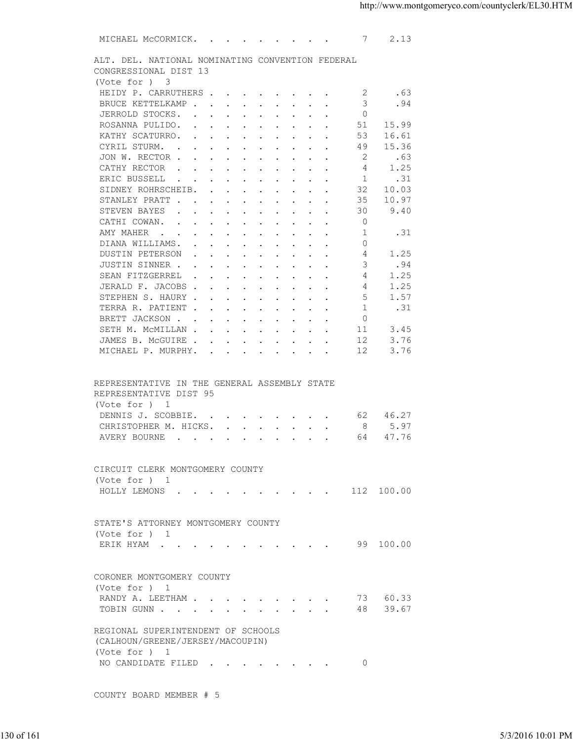| | | |
|---|---|---|
| MICHAEL McCORMICK | 7 | 2.13 |

ALT. DEL. NATIONAL NOMINATING CONVENTION FEDERAL CONGRESSIONAL DIST 13
(Vote for ) 3

| Candidate | Votes | Percent |
|---|---|---|
| HEIDY P. CARRUTHERS | 2 | .63 |
| BRUCE KETTELKAMP | 3 | .94 |
| JERROLD STOCKS | 0 | |
| ROSANNA PULIDO | 51 | 15.99 |
| KATHY SCATURRO | 53 | 16.61 |
| CYRIL STURM | 49 | 15.36 |
| JON W. RECTOR | 2 | .63 |
| CATHY RECTOR | 4 | 1.25 |
| ERIC BUSSELL | 1 | .31 |
| SIDNEY ROHRSCHEIB | 32 | 10.03 |
| STANLEY PRATT | 35 | 10.97 |
| STEVEN BAYES | 30 | 9.40 |
| CATHI COWAN | 0 | |
| AMY MAHER | 1 | .31 |
| DIANA WILLIAMS | 0 | |
| DUSTIN PETERSON | 4 | 1.25 |
| JUSTIN SINNER | 3 | .94 |
| SEAN FITZGERREL | 4 | 1.25 |
| JERALD F. JACOBS | 4 | 1.25 |
| STEPHEN S. HAURY | 5 | 1.57 |
| TERRA R. PATIENT | 1 | .31 |
| BRETT JACKSON | 0 | |
| SETH M. McMILLAN | 11 | 3.45 |
| JAMES B. McGUIRE | 12 | 3.76 |
| MICHAEL P. MURPHY | 12 | 3.76 |

REPRESENTATIVE IN THE GENERAL ASSEMBLY STATE REPRESENTATIVE DIST 95
(Vote for ) 1

| Candidate | Votes | Percent |
|---|---|---|
| DENNIS J. SCOBBIE | 62 | 46.27 |
| CHRISTOPHER M. HICKS | 8 | 5.97 |
| AVERY BOURNE | 64 | 47.76 |

CIRCUIT CLERK MONTGOMERY COUNTY
(Vote for ) 1

| Candidate | Votes | Percent |
|---|---|---|
| HOLLY LEMONS | 112 | 100.00 |

STATE'S ATTORNEY MONTGOMERY COUNTY
(Vote for ) 1

| Candidate | Votes | Percent |
|---|---|---|
| ERIK HYAM | 99 | 100.00 |

CORONER MONTGOMERY COUNTY
(Vote for ) 1

| Candidate | Votes | Percent |
|---|---|---|
| RANDY A. LEETHAM | 73 | 60.33 |
| TOBIN GUNN | 48 | 39.67 |

REGIONAL SUPERINTENDENT OF SCHOOLS (CALHOUN/GREENE/JERSEY/MACOUPIN)
(Vote for ) 1

| Candidate | Votes | Percent |
|---|---|---|
| NO CANDIDATE FILED | 0 | |

COUNTY BOARD MEMBER # 5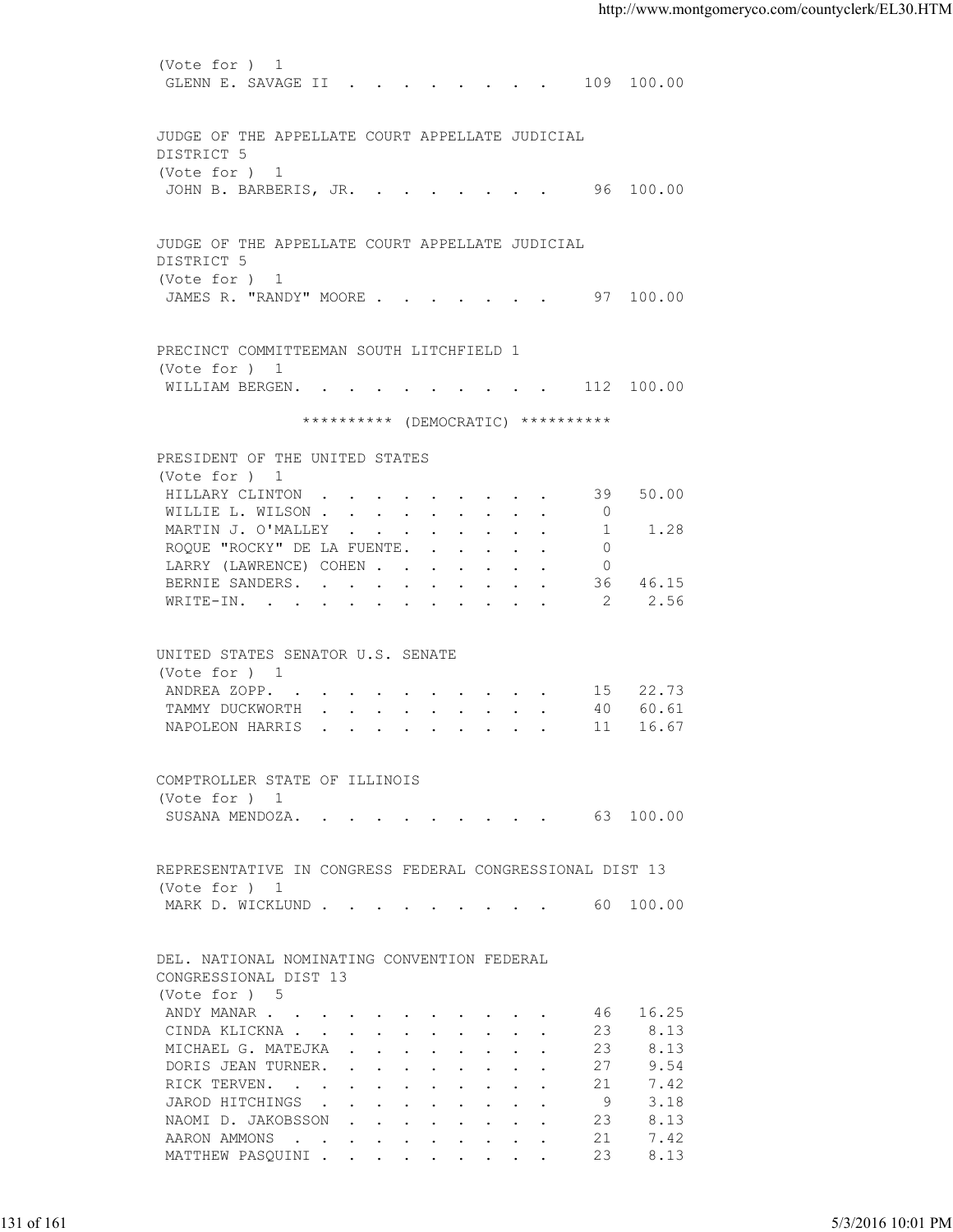(Vote for ) 1

| | | |
|---|---|---|
| GLENN E. SAVAGE II | 109 | 100.00 |

JUDGE OF THE APPELLATE COURT APPELLATE JUDICIAL DISTRICT 5

(Vote for ) 1

| | | |
|---|---|---|
| JOHN B. BARBERIS, JR. | 96 | 100.00 |

JUDGE OF THE APPELLATE COURT APPELLATE JUDICIAL DISTRICT 5

(Vote for ) 1

| | | |
|---|---|---|
| JAMES R. "RANDY" MOORE | 97 | 100.00 |

PRECINCT COMMITTEEMAN SOUTH LITCHFIELD 1

(Vote for ) 1

| | | |
|---|---|---|
| WILLIAM BERGEN. | 112 | 100.00 |

********** (DEMOCRATIC) **********

PRESIDENT OF THE UNITED STATES

(Vote for ) 1

| | | |
|---|---|---|
| HILLARY CLINTON | 39 | 50.00 |
| WILLIE L. WILSON | 0 | |
| MARTIN J. O'MALLEY | 1 | 1.28 |
| ROQUE "ROCKY" DE LA FUENTE. | 0 | |
| LARRY (LAWRENCE) COHEN | 0 | |
| BERNIE SANDERS. | 36 | 46.15 |
| WRITE-IN. | 2 | 2.56 |

UNITED STATES SENATOR U.S. SENATE

(Vote for ) 1

| | | |
|---|---|---|
| ANDREA ZOPP. | 15 | 22.73 |
| TAMMY DUCKWORTH | 40 | 60.61 |
| NAPOLEON HARRIS | 11 | 16.67 |

COMPTROLLER STATE OF ILLINOIS

(Vote for ) 1

| | | |
|---|---|---|
| SUSANA MENDOZA. | 63 | 100.00 |

REPRESENTATIVE IN CONGRESS FEDERAL CONGRESSIONAL DIST 13

(Vote for ) 1

| | | |
|---|---|---|
| MARK D. WICKLUND | 60 | 100.00 |

DEL. NATIONAL NOMINATING CONVENTION FEDERAL CONGRESSIONAL DIST 13

(Vote for ) 5

| | | |
|---|---|---|
| ANDY MANAR | 46 | 16.25 |
| CINDA KLICKNA | 23 | 8.13 |
| MICHAEL G. MATEJKA | 23 | 8.13 |
| DORIS JEAN TURNER. | 27 | 9.54 |
| RICK TERVEN. | 21 | 7.42 |
| JAROD HITCHINGS | 9 | 3.18 |
| NAOMI D. JAKOBSSON | 23 | 8.13 |
| AARON AMMONS | 21 | 7.42 |
| MATTHEW PASQUINI | 23 | 8.13 |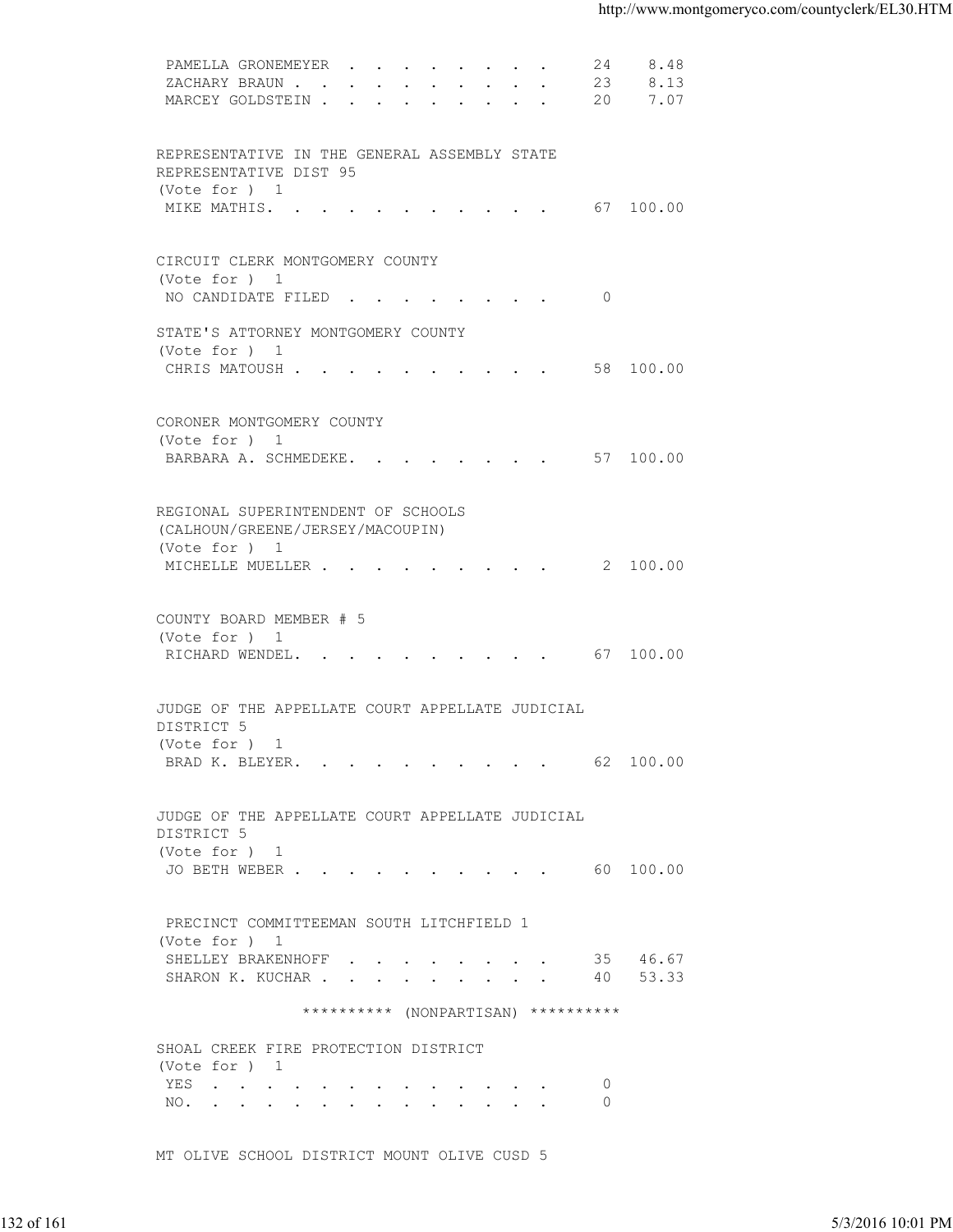PAMELLA GRONEMEYER . . . . . . . . . 24 8.48
ZACHARY BRAUN . . . . . . . . . . 23 8.13
MARCEY GOLDSTEIN . . . . . . . . . 20 7.07

REPRESENTATIVE IN THE GENERAL ASSEMBLY STATE REPRESENTATIVE DIST 95
(Vote for ) 1
MIKE MATHIS. . . . . . . . . . . 67 100.00

CIRCUIT CLERK MONTGOMERY COUNTY
(Vote for ) 1
NO CANDIDATE FILED . . . . . . . . 0

STATE'S ATTORNEY MONTGOMERY COUNTY
(Vote for ) 1
CHRIS MATOUSH . . . . . . . . . . 58 100.00

CORONER MONTGOMERY COUNTY
(Vote for ) 1
BARBARA A. SCHMEDEKE. . . . . . . . 57 100.00

REGIONAL SUPERINTENDENT OF SCHOOLS (CALHOUN/GREENE/JERSEY/MACOUPIN)
(Vote for ) 1
MICHELLE MUELLER . . . . . . . . . 2 100.00

COUNTY BOARD MEMBER # 5
(Vote for ) 1
RICHARD WENDEL. . . . . . . . . . 67 100.00

JUDGE OF THE APPELLATE COURT APPELLATE JUDICIAL DISTRICT 5
(Vote for ) 1
BRAD K. BLEYER. . . . . . . . . . 62 100.00

JUDGE OF THE APPELLATE COURT APPELLATE JUDICIAL DISTRICT 5
(Vote for ) 1
JO BETH WEBER . . . . . . . . . . 60 100.00

PRECINCT COMMITTEEMAN SOUTH LITCHFIELD 1
(Vote for ) 1
SHELLEY BRAKENHOFF . . . . . . . . 35 46.67
SHARON K. KUCHAR . . . . . . . . . 40 53.33

********** (NONPARTISAN) **********

SHOAL CREEK FIRE PROTECTION DISTRICT
(Vote for ) 1
YES . . . . . . . . . . . . . . 0
NO. . . . . . . . . . . . . . . 0

MT OLIVE SCHOOL DISTRICT MOUNT OLIVE CUSD 5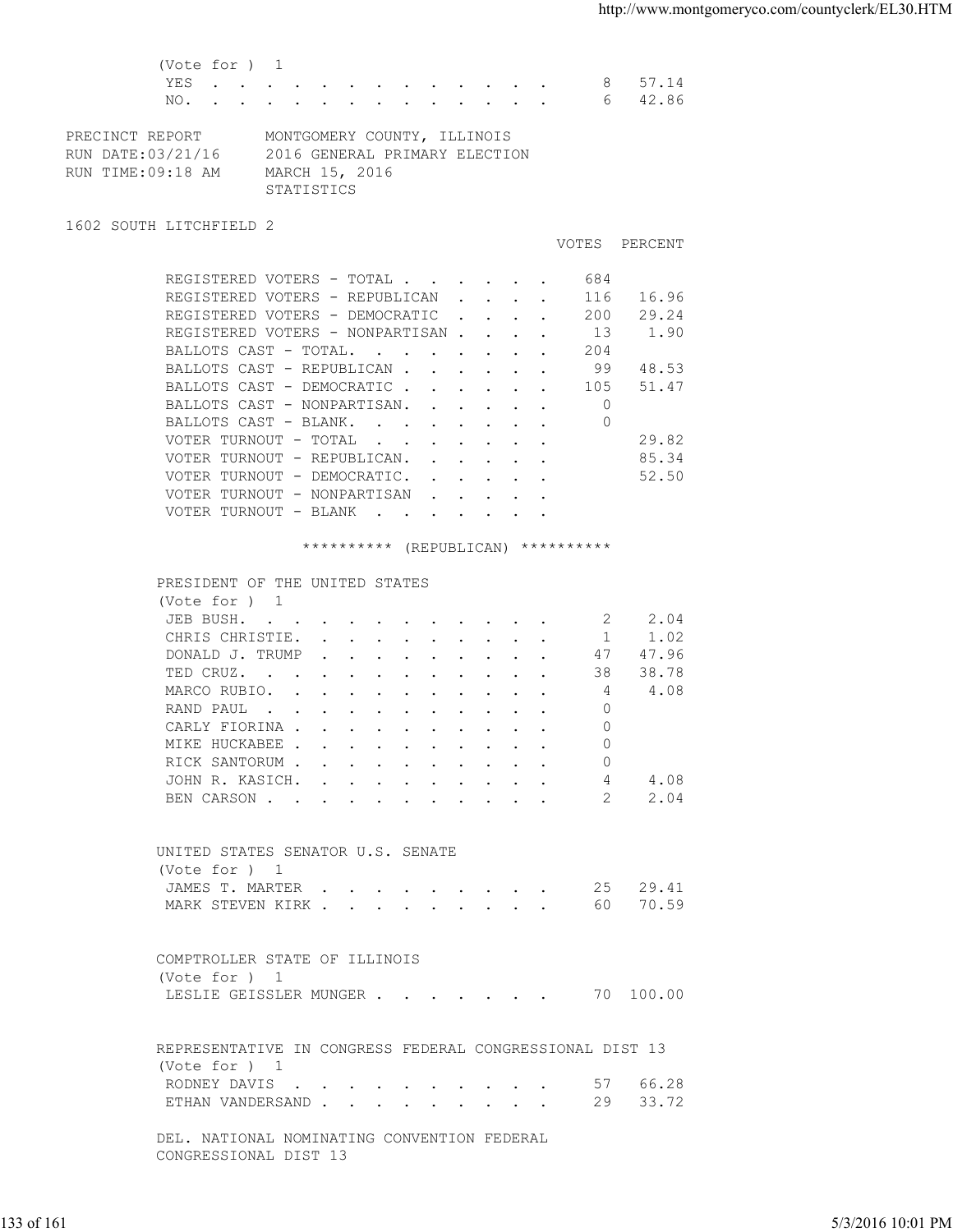(Vote for ) 1

| | VOTES | PERCENT |
|---|---|---|
| YES | 8 | 57.14 |
| NO. | 6 | 42.86 |

PRECINCT REPORT MONTGOMERY COUNTY, ILLINOIS
RUN DATE:03/21/16 2016 GENERAL PRIMARY ELECTION
RUN TIME:09:18 AM MARCH 15, 2016
STATISTICS

1602 SOUTH LITCHFIELD 2

| | VOTES | PERCENT |
|---|---|---|
| REGISTERED VOTERS - TOTAL | 684 | |
| REGISTERED VOTERS - REPUBLICAN | 116 | 16.96 |
| REGISTERED VOTERS - DEMOCRATIC | 200 | 29.24 |
| REGISTERED VOTERS - NONPARTISAN | 13 | 1.90 |
| BALLOTS CAST - TOTAL. | 204 | |
| BALLOTS CAST - REPUBLICAN | 99 | 48.53 |
| BALLOTS CAST - DEMOCRATIC | 105 | 51.47 |
| BALLOTS CAST - NONPARTISAN. | 0 | |
| BALLOTS CAST - BLANK. | 0 | |
| VOTER TURNOUT - TOTAL | | 29.82 |
| VOTER TURNOUT - REPUBLICAN. | | 85.34 |
| VOTER TURNOUT - DEMOCRATIC. | | 52.50 |
| VOTER TURNOUT - NONPARTISAN | | |
| VOTER TURNOUT - BLANK | | |

********** (REPUBLICAN) **********

PRESIDENT OF THE UNITED STATES
(Vote for ) 1

| | VOTES | PERCENT |
|---|---|---|
| JEB BUSH. | 2 | 2.04 |
| CHRIS CHRISTIE. | 1 | 1.02 |
| DONALD J. TRUMP | 47 | 47.96 |
| TED CRUZ. | 38 | 38.78 |
| MARCO RUBIO. | 4 | 4.08 |
| RAND PAUL | 0 | |
| CARLY FIORINA | 0 | |
| MIKE HUCKABEE | 0 | |
| RICK SANTORUM | 0 | |
| JOHN R. KASICH. | 4 | 4.08 |
| BEN CARSON | 2 | 2.04 |

UNITED STATES SENATOR U.S. SENATE
(Vote for ) 1

| | VOTES | PERCENT |
|---|---|---|
| JAMES T. MARTER | 25 | 29.41 |
| MARK STEVEN KIRK | 60 | 70.59 |

COMPTROLLER STATE OF ILLINOIS
(Vote for ) 1

| | VOTES | PERCENT |
|---|---|---|
| LESLIE GEISSLER MUNGER | 70 | 100.00 |

REPRESENTATIVE IN CONGRESS FEDERAL CONGRESSIONAL DIST 13
(Vote for ) 1

| | VOTES | PERCENT |
|---|---|---|
| RODNEY DAVIS | 57 | 66.28 |
| ETHAN VANDERSAND | 29 | 33.72 |

DEL. NATIONAL NOMINATING CONVENTION FEDERAL
CONGRESSIONAL DIST 13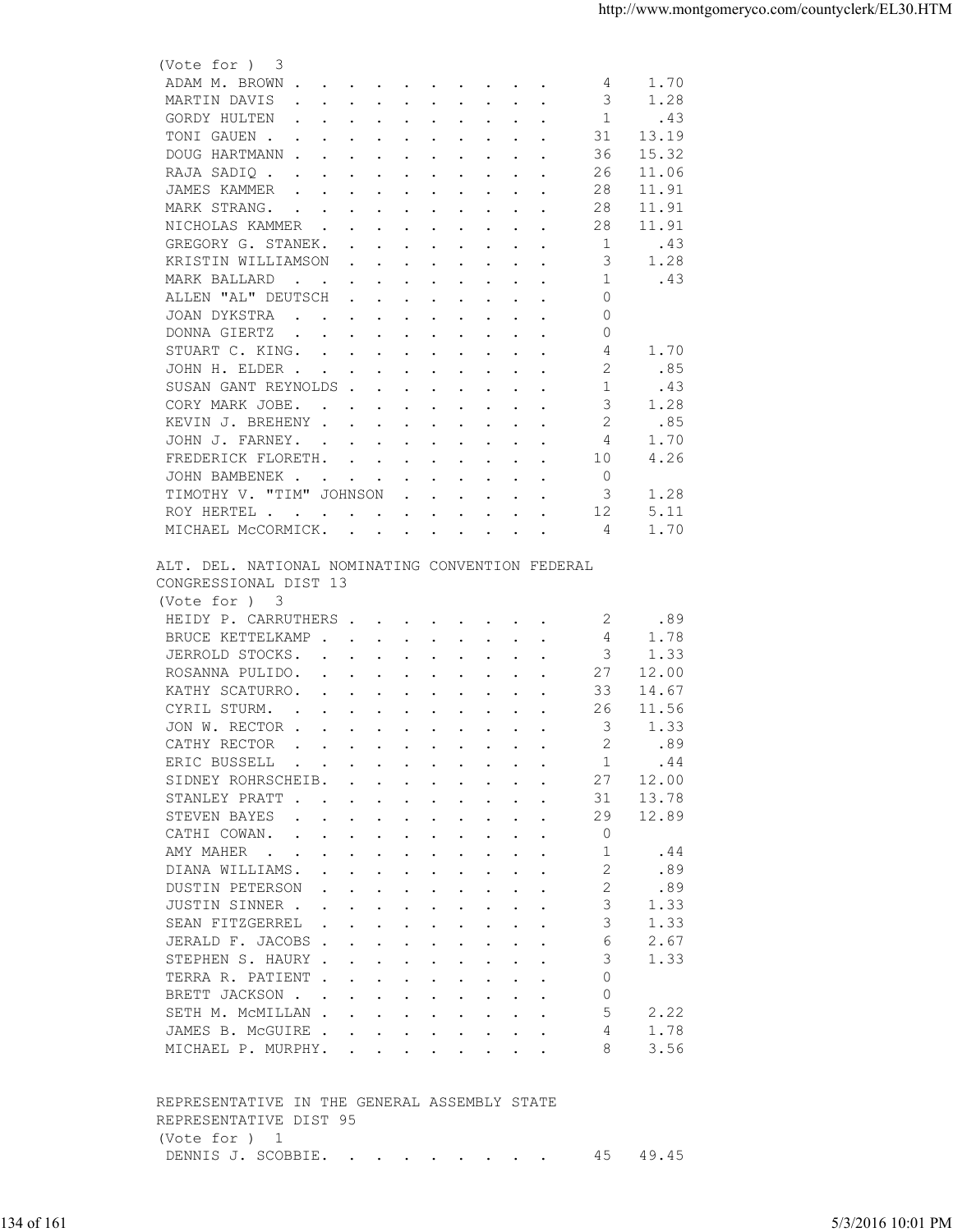(Vote for ) 3

| Candidate | Votes | Percent |
|---|---|---|
| ADAM M. BROWN | 4 | 1.70 |
| MARTIN DAVIS | 3 | 1.28 |
| GORDY HULTEN | 1 | .43 |
| TONI GAUEN | 31 | 13.19 |
| DOUG HARTMANN | 36 | 15.32 |
| RAJA SADIQ | 26 | 11.06 |
| JAMES KAMMER | 28 | 11.91 |
| MARK STRANG. | 28 | 11.91 |
| NICHOLAS KAMMER | 28 | 11.91 |
| GREGORY G. STANEK. | 1 | .43 |
| KRISTIN WILLIAMSON | 3 | 1.28 |
| MARK BALLARD | 1 | .43 |
| ALLEN "AL" DEUTSCH | 0 | |
| JOAN DYKSTRA | 0 | |
| DONNA GIERTZ | 0 | |
| STUART C. KING. | 4 | 1.70 |
| JOHN H. ELDER | 2 | .85 |
| SUSAN GANT REYNOLDS | 1 | .43 |
| CORY MARK JOBE. | 3 | 1.28 |
| KEVIN J. BREHENY | 2 | .85 |
| JOHN J. FARNEY. | 4 | 1.70 |
| FREDERICK FLORETH. | 10 | 4.26 |
| JOHN BAMBENEK | 0 | |
| TIMOTHY V. "TIM" JOHNSON | 3 | 1.28 |
| ROY HERTEL | 12 | 5.11 |
| MICHAEL McCORMICK. | 4 | 1.70 |

ALT. DEL. NATIONAL NOMINATING CONVENTION FEDERAL CONGRESSIONAL DIST 13

(Vote for ) 3

| Candidate | Votes | Percent |
|---|---|---|
| HEIDY P. CARRUTHERS | 2 | .89 |
| BRUCE KETTELKAMP | 4 | 1.78 |
| JERROLD STOCKS. | 3 | 1.33 |
| ROSANNA PULIDO. | 27 | 12.00 |
| KATHY SCATURRO. | 33 | 14.67 |
| CYRIL STURM. | 26 | 11.56 |
| JON W. RECTOR | 3 | 1.33 |
| CATHY RECTOR | 2 | .89 |
| ERIC BUSSELL | 1 | .44 |
| SIDNEY ROHRSCHEIB. | 27 | 12.00 |
| STANLEY PRATT | 31 | 13.78 |
| STEVEN BAYES | 29 | 12.89 |
| CATHI COWAN. | 0 | |
| AMY MAHER | 1 | .44 |
| DIANA WILLIAMS. | 2 | .89 |
| DUSTIN PETERSON | 2 | .89 |
| JUSTIN SINNER | 3 | 1.33 |
| SEAN FITZGERREL | 3 | 1.33 |
| JERALD F. JACOBS | 6 | 2.67 |
| STEPHEN S. HAURY | 3 | 1.33 |
| TERRA R. PATIENT | 0 | |
| BRETT JACKSON | 0 | |
| SETH M. McMILLAN | 5 | 2.22 |
| JAMES B. McGUIRE | 4 | 1.78 |
| MICHAEL P. MURPHY. | 8 | 3.56 |

REPRESENTATIVE IN THE GENERAL ASSEMBLY STATE REPRESENTATIVE DIST 95

(Vote for ) 1

| Candidate | Votes | Percent |
|---|---|---|
| DENNIS J. SCOBBIE. | 45 | 49.45 |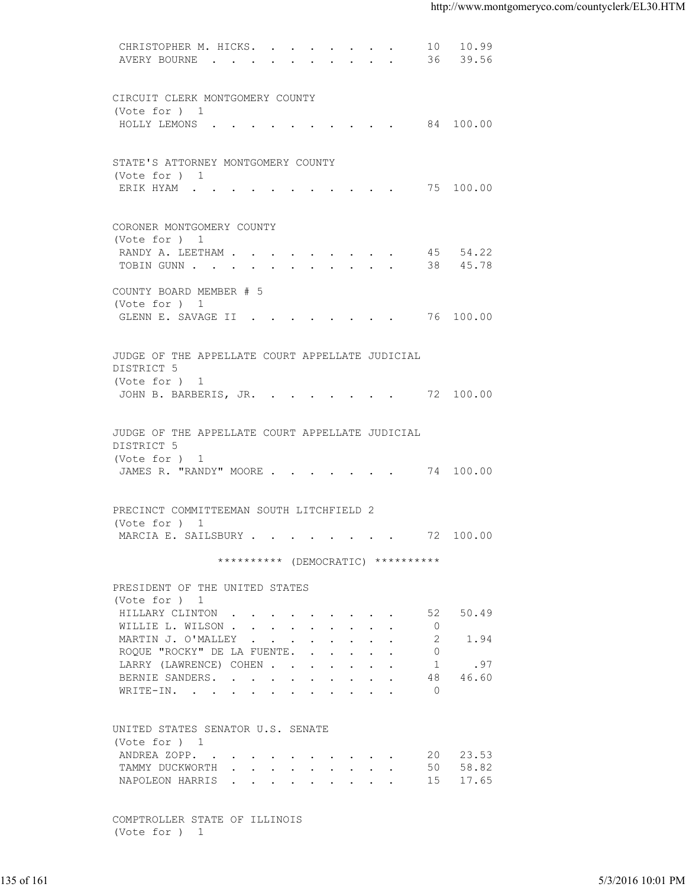| | | |
|---|---|---|
| CHRISTOPHER M. HICKS. | 10 | 10.99 |
| AVERY BOURNE | 36 | 39.56 |

CIRCUIT CLERK MONTGOMERY COUNTY
(Vote for ) 1

| | | |
|---|---|---|
| HOLLY LEMONS | 84 | 100.00 |

STATE'S ATTORNEY MONTGOMERY COUNTY
(Vote for ) 1

| | | |
|---|---|---|
| ERIK HYAM | 75 | 100.00 |

CORONER MONTGOMERY COUNTY
(Vote for ) 1

| | | |
|---|---|---|
| RANDY A. LEETHAM | 45 | 54.22 |
| TOBIN GUNN | 38 | 45.78 |

COUNTY BOARD MEMBER # 5
(Vote for ) 1

| | | |
|---|---|---|
| GLENN E. SAVAGE II | 76 | 100.00 |

JUDGE OF THE APPELLATE COURT APPELLATE JUDICIAL DISTRICT 5
(Vote for ) 1

| | | |
|---|---|---|
| JOHN B. BARBERIS, JR. | 72 | 100.00 |

JUDGE OF THE APPELLATE COURT APPELLATE JUDICIAL DISTRICT 5
(Vote for ) 1

| | | |
|---|---|---|
| JAMES R. "RANDY" MOORE | 74 | 100.00 |

PRECINCT COMMITTEEMAN SOUTH LITCHFIELD 2
(Vote for ) 1

| | | |
|---|---|---|
| MARCIA E. SAILSBURY | 72 | 100.00 |

********** (DEMOCRATIC) **********

PRESIDENT OF THE UNITED STATES
(Vote for ) 1

| | | |
|---|---|---|
| HILLARY CLINTON | 52 | 50.49 |
| WILLIE L. WILSON | 0 | |
| MARTIN J. O'MALLEY | 2 | 1.94 |
| ROQUE "ROCKY" DE LA FUENTE. | 0 | |
| LARRY (LAWRENCE) COHEN | 1 | .97 |
| BERNIE SANDERS. | 48 | 46.60 |
| WRITE-IN. | 0 | |

UNITED STATES SENATOR U.S. SENATE
(Vote for ) 1

| | | |
|---|---|---|
| ANDREA ZOPP. | 20 | 23.53 |
| TAMMY DUCKWORTH | 50 | 58.82 |
| NAPOLEON HARRIS | 15 | 17.65 |

COMPTROLLER STATE OF ILLINOIS
(Vote for ) 1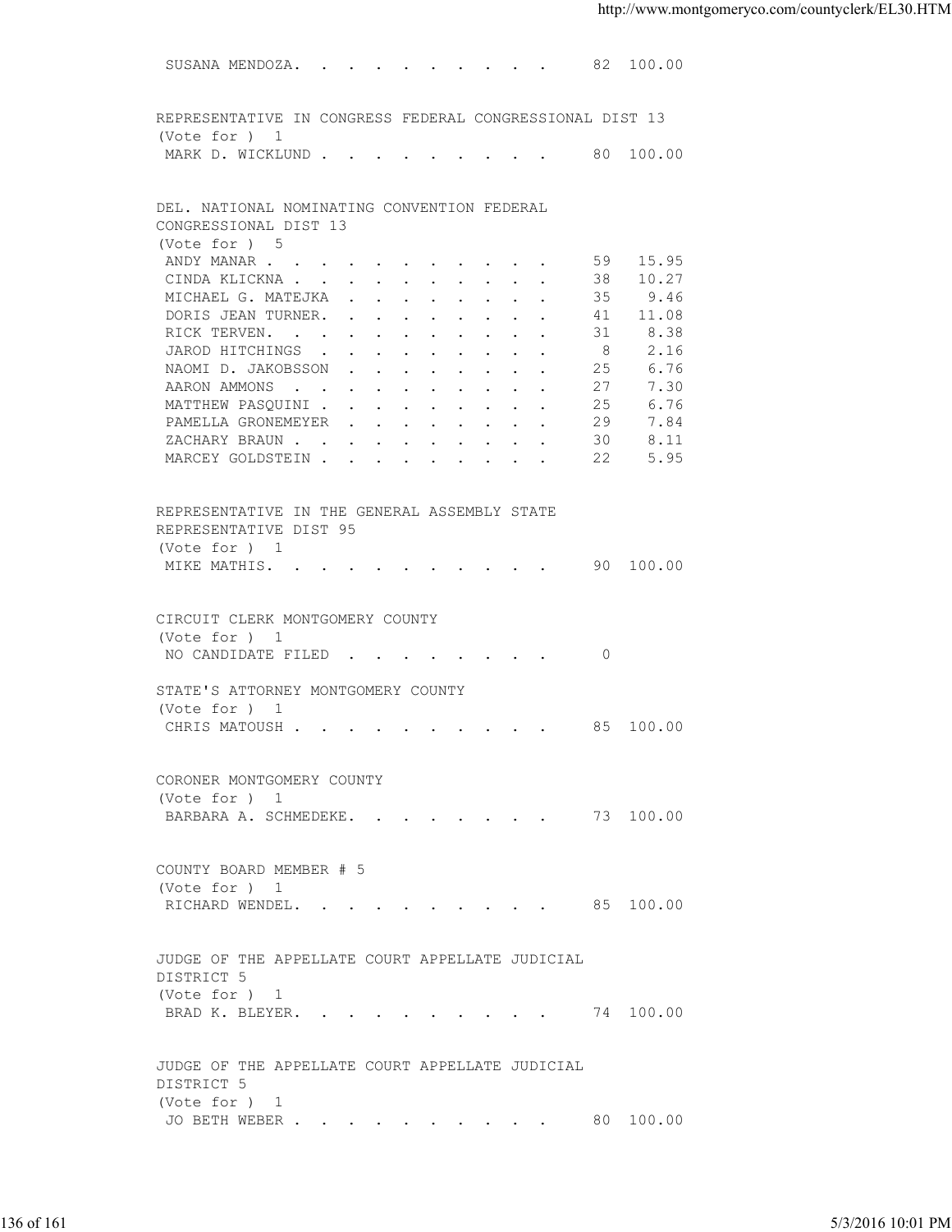SUSANA MENDOZA. . . . . . . . . . . 82 100.00

REPRESENTATIVE IN CONGRESS FEDERAL CONGRESSIONAL DIST 13
(Vote for ) 1

| | | |
|---|---|---|
| MARK D. WICKLUND | 80 | 100.00 |

DEL. NATIONAL NOMINATING CONVENTION FEDERAL
CONGRESSIONAL DIST 13
(Vote for ) 5

| | | |
|---|---|---|
| ANDY MANAR | 59 | 15.95 |
| CINDA KLICKNA | 38 | 10.27 |
| MICHAEL G. MATEJKA | 35 | 9.46 |
| DORIS JEAN TURNER | 41 | 11.08 |
| RICK TERVEN | 31 | 8.38 |
| JAROD HITCHINGS | 8 | 2.16 |
| NAOMI D. JAKOBSSON | 25 | 6.76 |
| AARON AMMONS | 27 | 7.30 |
| MATTHEW PASQUINI | 25 | 6.76 |
| PAMELLA GRONEMEYER | 29 | 7.84 |
| ZACHARY BRAUN | 30 | 8.11 |
| MARCEY GOLDSTEIN | 22 | 5.95 |

REPRESENTATIVE IN THE GENERAL ASSEMBLY STATE
REPRESENTATIVE DIST 95
(Vote for ) 1

| | | |
|---|---|---|
| MIKE MATHIS | 90 | 100.00 |

CIRCUIT CLERK MONTGOMERY COUNTY
(Vote for ) 1

| | | |
|---|---|---|
| NO CANDIDATE FILED | 0 | |

STATE'S ATTORNEY MONTGOMERY COUNTY
(Vote for ) 1

| | | |
|---|---|---|
| CHRIS MATOUSH | 85 | 100.00 |

CORONER MONTGOMERY COUNTY
(Vote for ) 1

| | | |
|---|---|---|
| BARBARA A. SCHMEDEKE | 73 | 100.00 |

COUNTY BOARD MEMBER # 5
(Vote for ) 1

| | | |
|---|---|---|
| RICHARD WENDEL | 85 | 100.00 |

JUDGE OF THE APPELLATE COURT APPELLATE JUDICIAL
DISTRICT 5
(Vote for ) 1

| | | |
|---|---|---|
| BRAD K. BLEYER | 74 | 100.00 |

JUDGE OF THE APPELLATE COURT APPELLATE JUDICIAL
DISTRICT 5
(Vote for ) 1

| | | |
|---|---|---|
| JO BETH WEBER | 80 | 100.00 |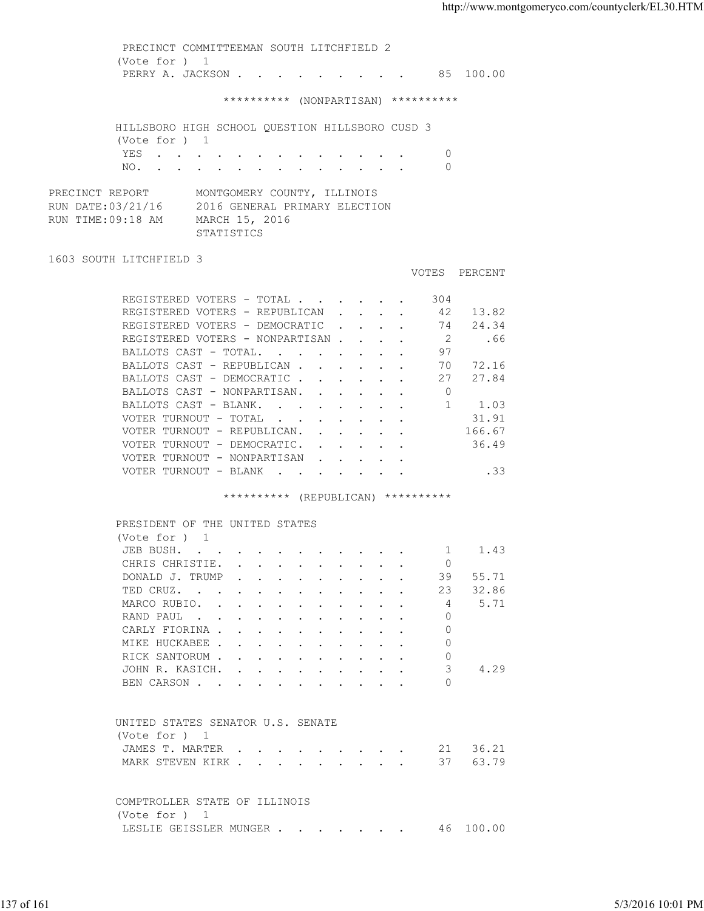PRECINCT COMMITTEEMAN SOUTH LITCHFIELD 2
(Vote for ) 1

| | VOTES | PERCENT |
|---|---|---|
| PERRY A. JACKSON | 85 | 100.00 |

********** (NONPARTISAN) **********

HILLSBORO HIGH SCHOOL QUESTION HILLSBORO CUSD 3
(Vote for ) 1

| | VOTES | PERCENT |
|---|---|---|
| YES | 0 | |
| NO. | 0 | |

PRECINCT REPORT MONTGOMERY COUNTY, ILLINOIS
RUN DATE:03/21/16 2016 GENERAL PRIMARY ELECTION
RUN TIME:09:18 AM MARCH 15, 2016
STATISTICS

1603 SOUTH LITCHFIELD 3

| | VOTES | PERCENT |
|---|---|---|
| REGISTERED VOTERS - TOTAL | 304 | |
| REGISTERED VOTERS - REPUBLICAN | 42 | 13.82 |
| REGISTERED VOTERS - DEMOCRATIC | 74 | 24.34 |
| REGISTERED VOTERS - NONPARTISAN | 2 | .66 |
| BALLOTS CAST - TOTAL. | 97 | |
| BALLOTS CAST - REPUBLICAN | 70 | 72.16 |
| BALLOTS CAST - DEMOCRATIC | 27 | 27.84 |
| BALLOTS CAST - NONPARTISAN. | 0 | |
| BALLOTS CAST - BLANK. | 1 | 1.03 |
| VOTER TURNOUT - TOTAL | | 31.91 |
| VOTER TURNOUT - REPUBLICAN. | | 166.67 |
| VOTER TURNOUT - DEMOCRATIC. | | 36.49 |
| VOTER TURNOUT - NONPARTISAN | | |
| VOTER TURNOUT - BLANK | | .33 |

********** (REPUBLICAN) **********

PRESIDENT OF THE UNITED STATES
(Vote for ) 1

| | VOTES | PERCENT |
|---|---|---|
| JEB BUSH. | 1 | 1.43 |
| CHRIS CHRISTIE. | 0 | |
| DONALD J. TRUMP | 39 | 55.71 |
| TED CRUZ. | 23 | 32.86 |
| MARCO RUBIO. | 4 | 5.71 |
| RAND PAUL | 0 | |
| CARLY FIORINA | 0 | |
| MIKE HUCKABEE | 0 | |
| RICK SANTORUM | 0 | |
| JOHN R. KASICH. | 3 | 4.29 |
| BEN CARSON | 0 | |

UNITED STATES SENATOR U.S. SENATE
(Vote for ) 1

| | VOTES | PERCENT |
|---|---|---|
| JAMES T. MARTER | 21 | 36.21 |
| MARK STEVEN KIRK | 37 | 63.79 |

COMPTROLLER STATE OF ILLINOIS
(Vote for ) 1

| | VOTES | PERCENT |
|---|---|---|
| LESLIE GEISSLER MUNGER | 46 | 100.00 |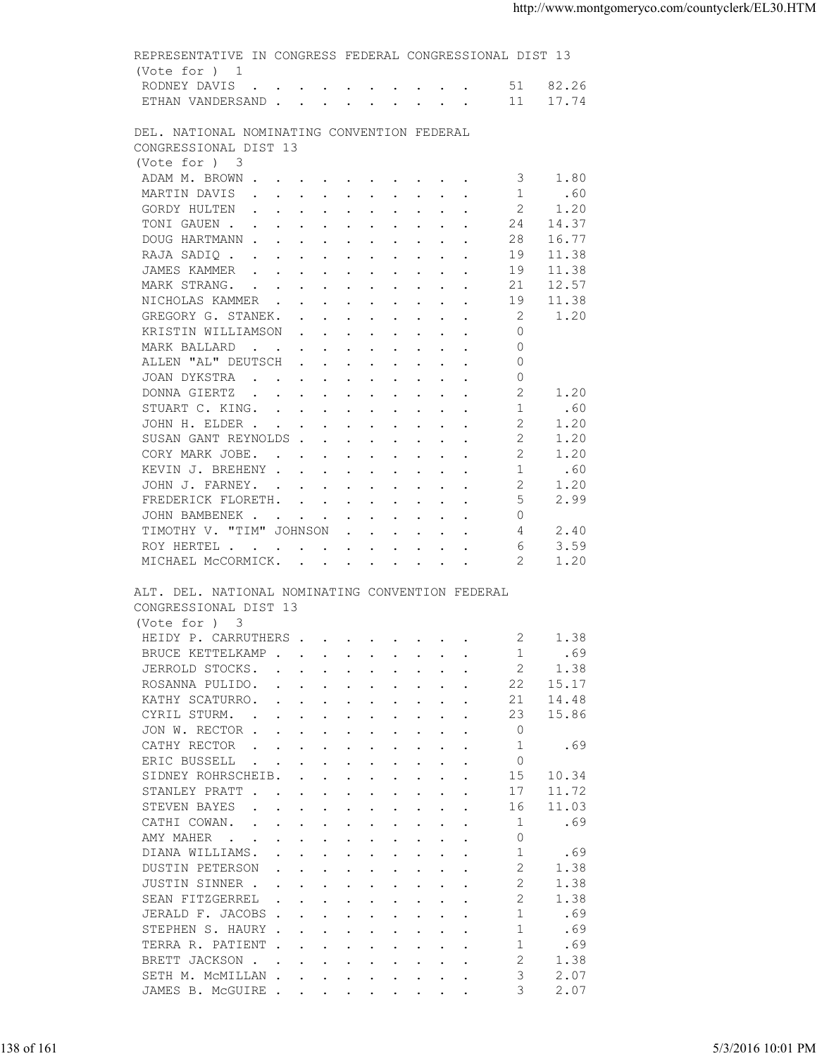REPRESENTATIVE IN CONGRESS FEDERAL CONGRESSIONAL DIST 13
(Vote for ) 1

| Candidate | Votes | Percent |
|---|---|---|
| RODNEY DAVIS | 51 | 82.26 |
| ETHAN VANDERSAND | 11 | 17.74 |

DEL. NATIONAL NOMINATING CONVENTION FEDERAL CONGRESSIONAL DIST 13
(Vote for ) 3

| Candidate | Votes | Percent |
|---|---|---|
| ADAM M. BROWN | 3 | 1.80 |
| MARTIN DAVIS | 1 | .60 |
| GORDY HULTEN | 2 | 1.20 |
| TONI GAUEN | 24 | 14.37 |
| DOUG HARTMANN | 28 | 16.77 |
| RAJA SADIQ | 19 | 11.38 |
| JAMES KAMMER | 19 | 11.38 |
| MARK STRANG. | 21 | 12.57 |
| NICHOLAS KAMMER | 19 | 11.38 |
| GREGORY G. STANEK. | 2 | 1.20 |
| KRISTIN WILLIAMSON | 0 | |
| MARK BALLARD | 0 | |
| ALLEN "AL" DEUTSCH | 0 | |
| JOAN DYKSTRA | 0 | |
| DONNA GIERTZ | 2 | 1.20 |
| STUART C. KING. | 1 | .60 |
| JOHN H. ELDER | 2 | 1.20 |
| SUSAN GANT REYNOLDS | 2 | 1.20 |
| CORY MARK JOBE. | 2 | 1.20 |
| KEVIN J. BREHENY | 1 | .60 |
| JOHN J. FARNEY. | 2 | 1.20 |
| FREDERICK FLORETH. | 5 | 2.99 |
| JOHN BAMBENEK | 0 | |
| TIMOTHY V. "TIM" JOHNSON | 4 | 2.40 |
| ROY HERTEL | 6 | 3.59 |
| MICHAEL McCORMICK. | 2 | 1.20 |

ALT. DEL. NATIONAL NOMINATING CONVENTION FEDERAL CONGRESSIONAL DIST 13
(Vote for ) 3

| Candidate | Votes | Percent |
|---|---|---|
| HEIDY P. CARRUTHERS | 2 | 1.38 |
| BRUCE KETTELKAMP | 1 | .69 |
| JERROLD STOCKS. | 2 | 1.38 |
| ROSANNA PULIDO. | 22 | 15.17 |
| KATHY SCATURRO. | 21 | 14.48 |
| CYRIL STURM. | 23 | 15.86 |
| JON W. RECTOR | 0 | |
| CATHY RECTOR | 1 | .69 |
| ERIC BUSSELL | 0 | |
| SIDNEY ROHRSCHEIB. | 15 | 10.34 |
| STANLEY PRATT | 17 | 11.72 |
| STEVEN BAYES | 16 | 11.03 |
| CATHI COWAN. | 1 | .69 |
| AMY MAHER | 0 | |
| DIANA WILLIAMS. | 1 | .69 |
| DUSTIN PETERSON | 2 | 1.38 |
| JUSTIN SINNER | 2 | 1.38 |
| SEAN FITZGERREL | 2 | 1.38 |
| JERALD F. JACOBS | 1 | .69 |
| STEPHEN S. HAURY | 1 | .69 |
| TERRA R. PATIENT | 1 | .69 |
| BRETT JACKSON | 2 | 1.38 |
| SETH M. McMILLAN | 3 | 2.07 |
| JAMES B. McGUIRE | 3 | 2.07 |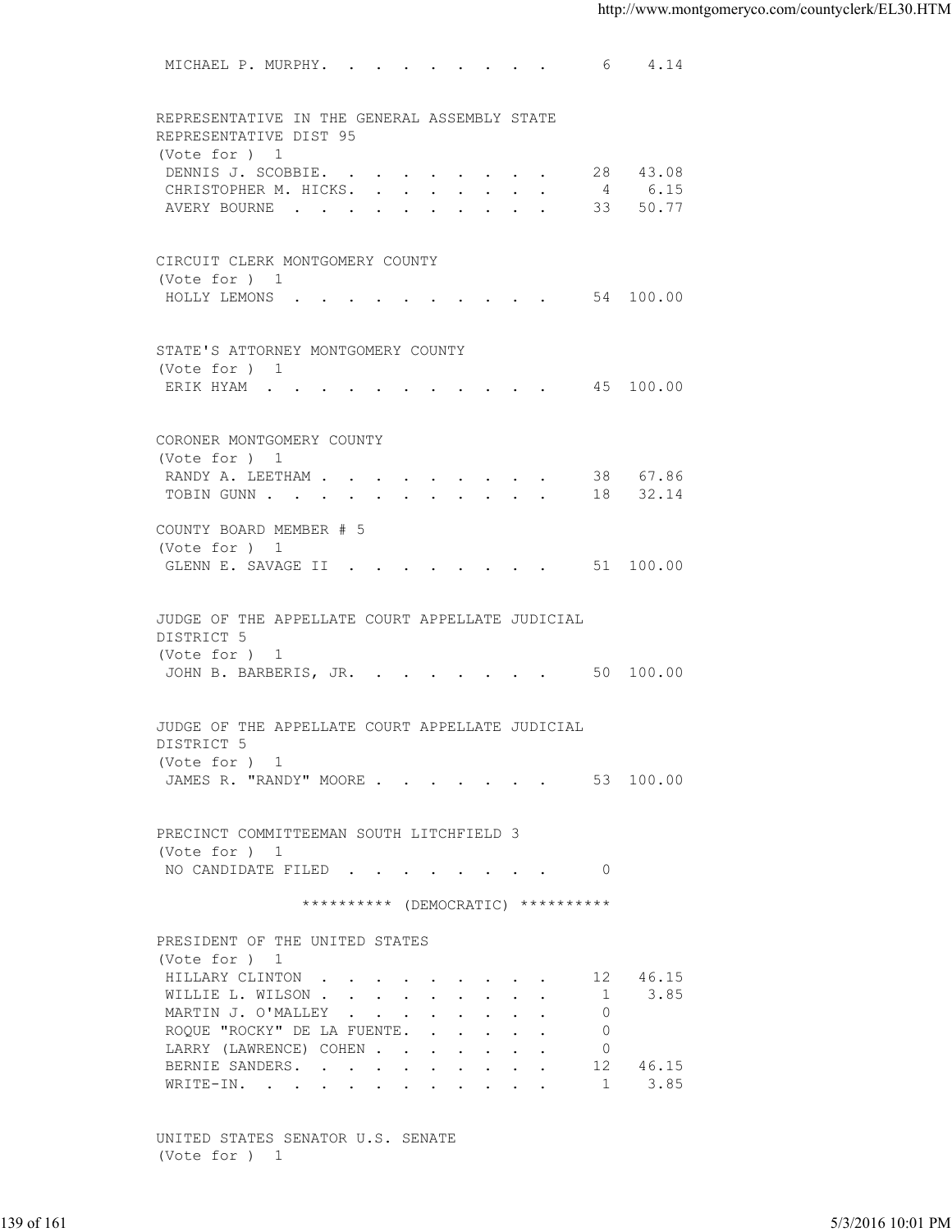MICHAEL P. MURPHY. . . . . . . . . . 6 4.14

REPRESENTATIVE IN THE GENERAL ASSEMBLY STATE REPRESENTATIVE DIST 95
(Vote for ) 1

| Candidate | Votes | Percent |
|---|---|---|
| DENNIS J. SCOBBIE. | 28 | 43.08 |
| CHRISTOPHER M. HICKS. | 4 | 6.15 |
| AVERY BOURNE | 33 | 50.77 |

CIRCUIT CLERK MONTGOMERY COUNTY
(Vote for ) 1

| Candidate | Votes | Percent |
|---|---|---|
| HOLLY LEMONS | 54 | 100.00 |

STATE'S ATTORNEY MONTGOMERY COUNTY
(Vote for ) 1

| Candidate | Votes | Percent |
|---|---|---|
| ERIK HYAM | 45 | 100.00 |

CORONER MONTGOMERY COUNTY
(Vote for ) 1

| Candidate | Votes | Percent |
|---|---|---|
| RANDY A. LEETHAM | 38 | 67.86 |
| TOBIN GUNN | 18 | 32.14 |

COUNTY BOARD MEMBER # 5
(Vote for ) 1

| Candidate | Votes | Percent |
|---|---|---|
| GLENN E. SAVAGE II | 51 | 100.00 |

JUDGE OF THE APPELLATE COURT APPELLATE JUDICIAL DISTRICT 5
(Vote for ) 1

| Candidate | Votes | Percent |
|---|---|---|
| JOHN B. BARBERIS, JR. | 50 | 100.00 |

JUDGE OF THE APPELLATE COURT APPELLATE JUDICIAL DISTRICT 5
(Vote for ) 1

| Candidate | Votes | Percent |
|---|---|---|
| JAMES R. "RANDY" MOORE | 53 | 100.00 |

PRECINCT COMMITTEEMAN SOUTH LITCHFIELD 3
(Vote for ) 1

| Candidate | Votes | Percent |
|---|---|---|
| NO CANDIDATE FILED | 0 | |

********** (DEMOCRATIC) **********

PRESIDENT OF THE UNITED STATES
(Vote for ) 1

| Candidate | Votes | Percent |
|---|---|---|
| HILLARY CLINTON | 12 | 46.15 |
| WILLIE L. WILSON | 1 | 3.85 |
| MARTIN J. O'MALLEY | 0 | |
| ROQUE "ROCKY" DE LA FUENTE. | 0 | |
| LARRY (LAWRENCE) COHEN | 0 | |
| BERNIE SANDERS. | 12 | 46.15 |
| WRITE-IN. | 1 | 3.85 |

UNITED STATES SENATOR U.S. SENATE
(Vote for ) 1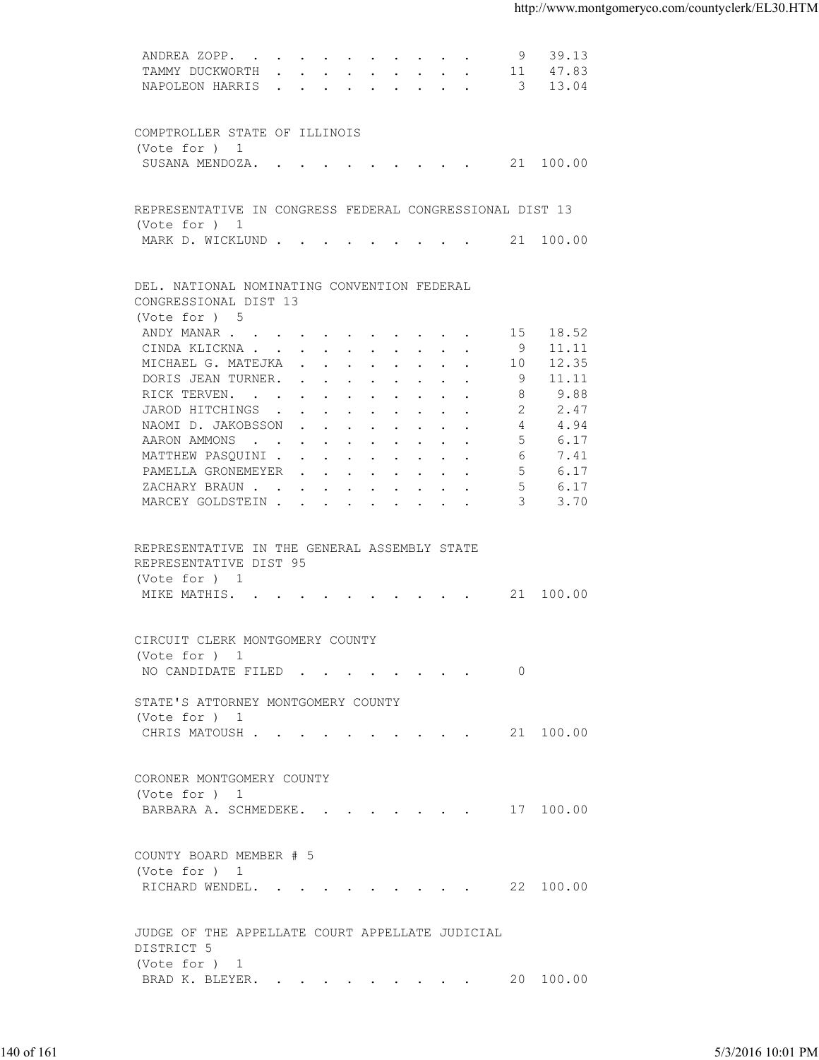| | | |
|---|---|---|
| ANDREA ZOPP. | 9 | 39.13 |
| TAMMY DUCKWORTH | 11 | 47.83 |
| NAPOLEON HARRIS | 3 | 13.04 |

COMPTROLLER STATE OF ILLINOIS
(Vote for ) 1

| | | |
|---|---|---|
| SUSANA MENDOZA. | 21 | 100.00 |

REPRESENTATIVE IN CONGRESS FEDERAL CONGRESSIONAL DIST 13
(Vote for ) 1

| | | |
|---|---|---|
| MARK D. WICKLUND | 21 | 100.00 |

DEL. NATIONAL NOMINATING CONVENTION FEDERAL CONGRESSIONAL DIST 13
(Vote for ) 5

| | | |
|---|---|---|
| ANDY MANAR | 15 | 18.52 |
| CINDA KLICKNA | 9 | 11.11 |
| MICHAEL G. MATEJKA | 10 | 12.35 |
| DORIS JEAN TURNER. | 9 | 11.11 |
| RICK TERVEN. | 8 | 9.88 |
| JAROD HITCHINGS | 2 | 2.47 |
| NAOMI D. JAKOBSSON | 4 | 4.94 |
| AARON AMMONS | 5 | 6.17 |
| MATTHEW PASQUINI | 6 | 7.41 |
| PAMELLA GRONEMEYER | 5 | 6.17 |
| ZACHARY BRAUN | 5 | 6.17 |
| MARCEY GOLDSTEIN | 3 | 3.70 |

REPRESENTATIVE IN THE GENERAL ASSEMBLY STATE REPRESENTATIVE DIST 95
(Vote for ) 1

| | | |
|---|---|---|
| MIKE MATHIS. | 21 | 100.00 |

CIRCUIT CLERK MONTGOMERY COUNTY
(Vote for ) 1

| | | |
|---|---|---|
| NO CANDIDATE FILED | 0 | |

STATE'S ATTORNEY MONTGOMERY COUNTY
(Vote for ) 1

| | | |
|---|---|---|
| CHRIS MATOUSH | 21 | 100.00 |

CORONER MONTGOMERY COUNTY
(Vote for ) 1

| | | |
|---|---|---|
| BARBARA A. SCHMEDEKE. | 17 | 100.00 |

COUNTY BOARD MEMBER # 5
(Vote for ) 1

| | | |
|---|---|---|
| RICHARD WENDEL. | 22 | 100.00 |

JUDGE OF THE APPELLATE COURT APPELLATE JUDICIAL DISTRICT 5
(Vote for ) 1

| | | |
|---|---|---|
| BRAD K. BLEYER. | 20 | 100.00 |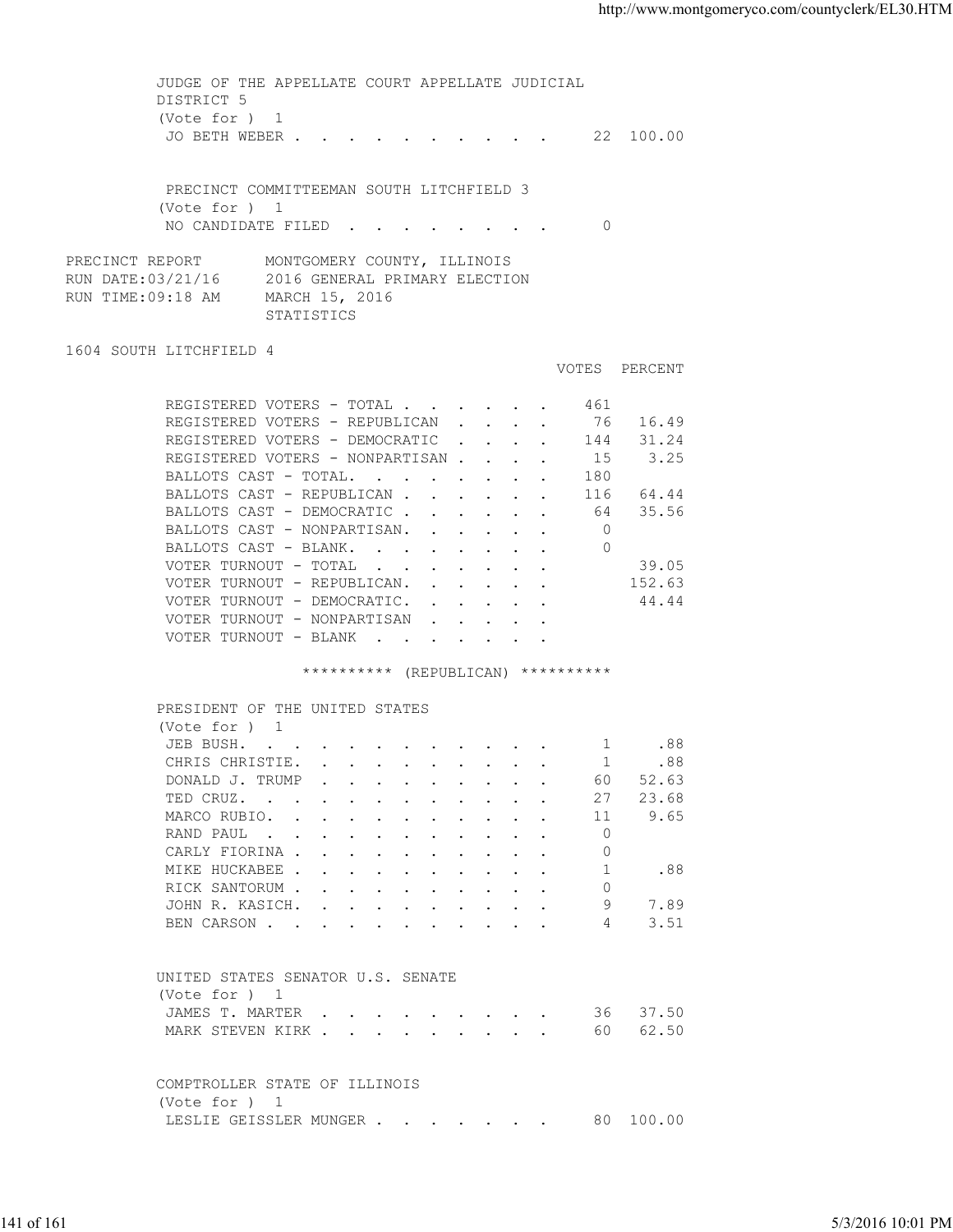JUDGE OF THE APPELLATE COURT APPELLATE JUDICIAL DISTRICT 5
(Vote for ) 1

| | VOTES | PERCENT |
|---|---|---|
| JO BETH WEBER | 22 | 100.00 |

PRECINCT COMMITTEEMAN SOUTH LITCHFIELD 3
(Vote for ) 1

| | VOTES | PERCENT |
|---|---|---|
| NO CANDIDATE FILED | 0 | |

PRECINCT REPORT MONTGOMERY COUNTY, ILLINOIS
RUN DATE:03/21/16 2016 GENERAL PRIMARY ELECTION
RUN TIME:09:18 AM MARCH 15, 2016
STATISTICS

## 1604 SOUTH LITCHFIELD 4

| | VOTES | PERCENT |
|---|---|---|
| REGISTERED VOTERS - TOTAL | 461 | |
| REGISTERED VOTERS - REPUBLICAN | 76 | 16.49 |
| REGISTERED VOTERS - DEMOCRATIC | 144 | 31.24 |
| REGISTERED VOTERS - NONPARTISAN | 15 | 3.25 |
| BALLOTS CAST - TOTAL. | 180 | |
| BALLOTS CAST - REPUBLICAN | 116 | 64.44 |
| BALLOTS CAST - DEMOCRATIC | 64 | 35.56 |
| BALLOTS CAST - NONPARTISAN. | 0 | |
| BALLOTS CAST - BLANK. | 0 | |
| VOTER TURNOUT - TOTAL | | 39.05 |
| VOTER TURNOUT - REPUBLICAN. | | 152.63 |
| VOTER TURNOUT - DEMOCRATIC. | | 44.44 |
| VOTER TURNOUT - NONPARTISAN | | |
| VOTER TURNOUT - BLANK | | |

********** (REPUBLICAN) **********

PRESIDENT OF THE UNITED STATES
(Vote for ) 1

| | VOTES | PERCENT |
|---|---|---|
| JEB BUSH. | 1 | .88 |
| CHRIS CHRISTIE. | 1 | .88 |
| DONALD J. TRUMP | 60 | 52.63 |
| TED CRUZ. | 27 | 23.68 |
| MARCO RUBIO. | 11 | 9.65 |
| RAND PAUL | 0 | |
| CARLY FIORINA | 0 | |
| MIKE HUCKABEE | 1 | .88 |
| RICK SANTORUM | 0 | |
| JOHN R. KASICH. | 9 | 7.89 |
| BEN CARSON | 4 | 3.51 |

UNITED STATES SENATOR U.S. SENATE
(Vote for ) 1

| | VOTES | PERCENT |
|---|---|---|
| JAMES T. MARTER | 36 | 37.50 |
| MARK STEVEN KIRK | 60 | 62.50 |

COMPTROLLER STATE OF ILLINOIS
(Vote for ) 1

| | VOTES | PERCENT |
|---|---|---|
| LESLIE GEISSLER MUNGER | 80 | 100.00 |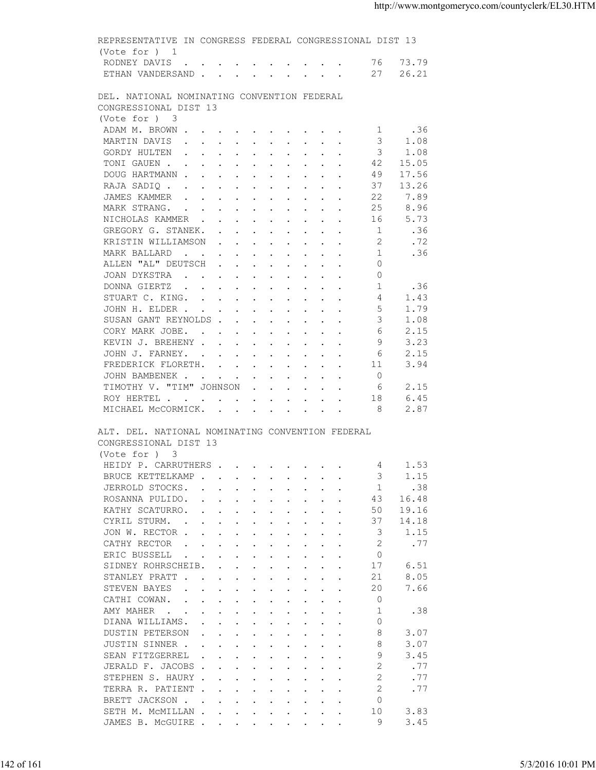REPRESENTATIVE IN CONGRESS FEDERAL CONGRESSIONAL DIST 13
(Vote for ) 1

| Candidate | Votes | Percent |
|---|---|---|
| RODNEY DAVIS | 76 | 73.79 |
| ETHAN VANDERSAND | 27 | 26.21 |

DEL. NATIONAL NOMINATING CONVENTION FEDERAL CONGRESSIONAL DIST 13
(Vote for ) 3

| Candidate | Votes | Percent |
|---|---|---|
| ADAM M. BROWN | 1 | .36 |
| MARTIN DAVIS | 3 | 1.08 |
| GORDY HULTEN | 3 | 1.08 |
| TONI GAUEN | 42 | 15.05 |
| DOUG HARTMANN | 49 | 17.56 |
| RAJA SADIQ | 37 | 13.26 |
| JAMES KAMMER | 22 | 7.89 |
| MARK STRANG. | 25 | 8.96 |
| NICHOLAS KAMMER | 16 | 5.73 |
| GREGORY G. STANEK. | 1 | .36 |
| KRISTIN WILLIAMSON | 2 | .72 |
| MARK BALLARD | 1 | .36 |
| ALLEN "AL" DEUTSCH | 0 | |
| JOAN DYKSTRA | 0 | |
| DONNA GIERTZ | 1 | .36 |
| STUART C. KING. | 4 | 1.43 |
| JOHN H. ELDER | 5 | 1.79 |
| SUSAN GANT REYNOLDS | 3 | 1.08 |
| CORY MARK JOBE. | 6 | 2.15 |
| KEVIN J. BREHENY | 9 | 3.23 |
| JOHN J. FARNEY. | 6 | 2.15 |
| FREDERICK FLORETH. | 11 | 3.94 |
| JOHN BAMBENEK | 0 | |
| TIMOTHY V. "TIM" JOHNSON | 6 | 2.15 |
| ROY HERTEL | 18 | 6.45 |
| MICHAEL McCORMICK. | 8 | 2.87 |

ALT. DEL. NATIONAL NOMINATING CONVENTION FEDERAL CONGRESSIONAL DIST 13
(Vote for ) 3

| Candidate | Votes | Percent |
|---|---|---|
| HEIDY P. CARRUTHERS | 4 | 1.53 |
| BRUCE KETTELKAMP | 3 | 1.15 |
| JERROLD STOCKS. | 1 | .38 |
| ROSANNA PULIDO. | 43 | 16.48 |
| KATHY SCATURRO. | 50 | 19.16 |
| CYRIL STURM. | 37 | 14.18 |
| JON W. RECTOR | 3 | 1.15 |
| CATHY RECTOR | 2 | .77 |
| ERIC BUSSELL | 0 | |
| SIDNEY ROHRSCHEIB. | 17 | 6.51 |
| STANLEY PRATT | 21 | 8.05 |
| STEVEN BAYES | 20 | 7.66 |
| CATHI COWAN. | 0 | |
| AMY MAHER | 1 | .38 |
| DIANA WILLIAMS. | 0 | |
| DUSTIN PETERSON | 8 | 3.07 |
| JUSTIN SINNER | 8 | 3.07 |
| SEAN FITZGERREL | 9 | 3.45 |
| JERALD F. JACOBS | 2 | .77 |
| STEPHEN S. HAURY | 2 | .77 |
| TERRA R. PATIENT | 2 | .77 |
| BRETT JACKSON | 0 | |
| SETH M. McMILLAN | 10 | 3.83 |
| JAMES B. McGUIRE | 9 | 3.45 |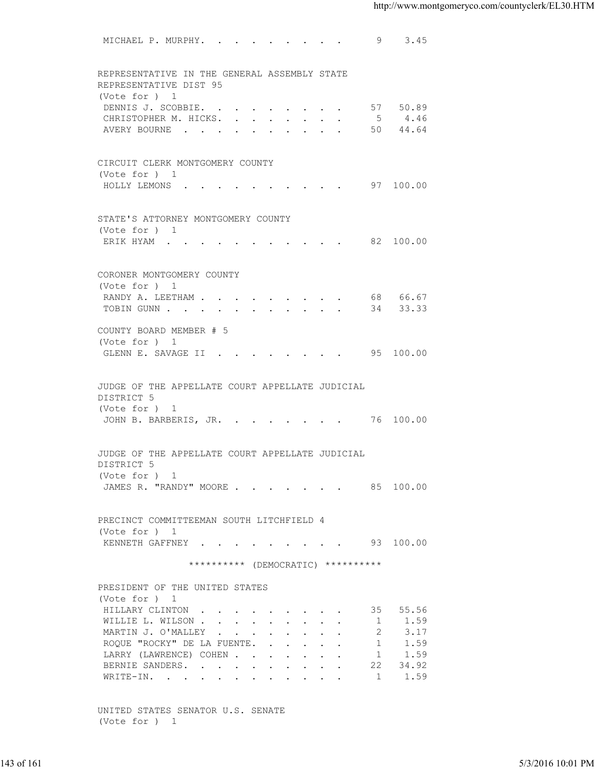MICHAEL P. MURPHY. . . . . . . . . . 9 3.45

REPRESENTATIVE IN THE GENERAL ASSEMBLY STATE REPRESENTATIVE DIST 95
(Vote for ) 1

| Candidate | Votes | Percent |
|---|---|---|
| DENNIS J. SCOBBIE. | 57 | 50.89 |
| CHRISTOPHER M. HICKS. | 5 | 4.46 |
| AVERY BOURNE | 50 | 44.64 |

CIRCUIT CLERK MONTGOMERY COUNTY
(Vote for ) 1

| Candidate | Votes | Percent |
|---|---|---|
| HOLLY LEMONS | 97 | 100.00 |

STATE'S ATTORNEY MONTGOMERY COUNTY
(Vote for ) 1

| Candidate | Votes | Percent |
|---|---|---|
| ERIK HYAM | 82 | 100.00 |

CORONER MONTGOMERY COUNTY
(Vote for ) 1

| Candidate | Votes | Percent |
|---|---|---|
| RANDY A. LEETHAM | 68 | 66.67 |
| TOBIN GUNN | 34 | 33.33 |

COUNTY BOARD MEMBER # 5
(Vote for ) 1

| Candidate | Votes | Percent |
|---|---|---|
| GLENN E. SAVAGE II | 95 | 100.00 |

JUDGE OF THE APPELLATE COURT APPELLATE JUDICIAL DISTRICT 5
(Vote for ) 1

| Candidate | Votes | Percent |
|---|---|---|
| JOHN B. BARBERIS, JR. | 76 | 100.00 |

JUDGE OF THE APPELLATE COURT APPELLATE JUDICIAL DISTRICT 5
(Vote for ) 1

| Candidate | Votes | Percent |
|---|---|---|
| JAMES R. "RANDY" MOORE | 85 | 100.00 |

PRECINCT COMMITTEEMAN SOUTH LITCHFIELD 4
(Vote for ) 1

| Candidate | Votes | Percent |
|---|---|---|
| KENNETH GAFFNEY | 93 | 100.00 |

********** (DEMOCRATIC) **********

PRESIDENT OF THE UNITED STATES
(Vote for ) 1

| Candidate | Votes | Percent |
|---|---|---|
| HILLARY CLINTON | 35 | 55.56 |
| WILLIE L. WILSON | 1 | 1.59 |
| MARTIN J. O'MALLEY | 2 | 3.17 |
| ROQUE "ROCKY" DE LA FUENTE. | 1 | 1.59 |
| LARRY (LAWRENCE) COHEN | 1 | 1.59 |
| BERNIE SANDERS. | 22 | 34.92 |
| WRITE-IN. | 1 | 1.59 |

UNITED STATES SENATOR U.S. SENATE
(Vote for ) 1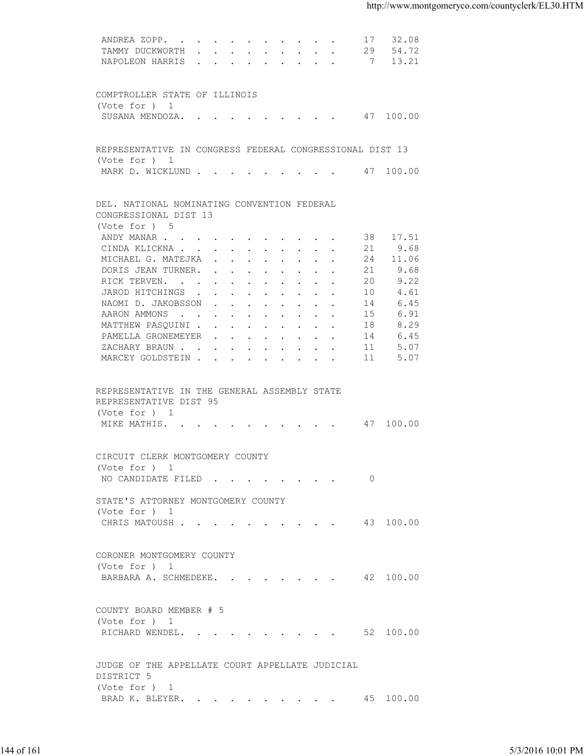| | | |
|---|---|---|
| ANDREA ZOPP. | 17 | 32.08 |
| TAMMY DUCKWORTH | 29 | 54.72 |
| NAPOLEON HARRIS | 7 | 13.21 |

COMPTROLLER STATE OF ILLINOIS
(Vote for ) 1

| | | |
|---|---|---|
| SUSANA MENDOZA. | 47 | 100.00 |

REPRESENTATIVE IN CONGRESS FEDERAL CONGRESSIONAL DIST 13
(Vote for ) 1

| | | |
|---|---|---|
| MARK D. WICKLUND | 47 | 100.00 |

DEL. NATIONAL NOMINATING CONVENTION FEDERAL CONGRESSIONAL DIST 13
(Vote for ) 5

| | | |
|---|---|---|
| ANDY MANAR | 38 | 17.51 |
| CINDA KLICKNA | 21 | 9.68 |
| MICHAEL G. MATEJKA | 24 | 11.06 |
| DORIS JEAN TURNER. | 21 | 9.68 |
| RICK TERVEN. | 20 | 9.22 |
| JAROD HITCHINGS | 10 | 4.61 |
| NAOMI D. JAKOBSSON | 14 | 6.45 |
| AARON AMMONS | 15 | 6.91 |
| MATTHEW PASQUINI | 18 | 8.29 |
| PAMELLA GRONEMEYER | 14 | 6.45 |
| ZACHARY BRAUN | 11 | 5.07 |
| MARCEY GOLDSTEIN | 11 | 5.07 |

REPRESENTATIVE IN THE GENERAL ASSEMBLY STATE REPRESENTATIVE DIST 95
(Vote for ) 1

| | | |
|---|---|---|
| MIKE MATHIS. | 47 | 100.00 |

CIRCUIT CLERK MONTGOMERY COUNTY
(Vote for ) 1

| | | |
|---|---|---|
| NO CANDIDATE FILED | 0 | |

STATE'S ATTORNEY MONTGOMERY COUNTY
(Vote for ) 1

| | | |
|---|---|---|
| CHRIS MATOUSH | 43 | 100.00 |

CORONER MONTGOMERY COUNTY
(Vote for ) 1

| | | |
|---|---|---|
| BARBARA A. SCHMEDEKE. | 42 | 100.00 |

COUNTY BOARD MEMBER # 5
(Vote for ) 1

| | | |
|---|---|---|
| RICHARD WENDEL. | 52 | 100.00 |

JUDGE OF THE APPELLATE COURT APPELLATE JUDICIAL DISTRICT 5
(Vote for ) 1

| | | |
|---|---|---|
| BRAD K. BLEYER. | 45 | 100.00 |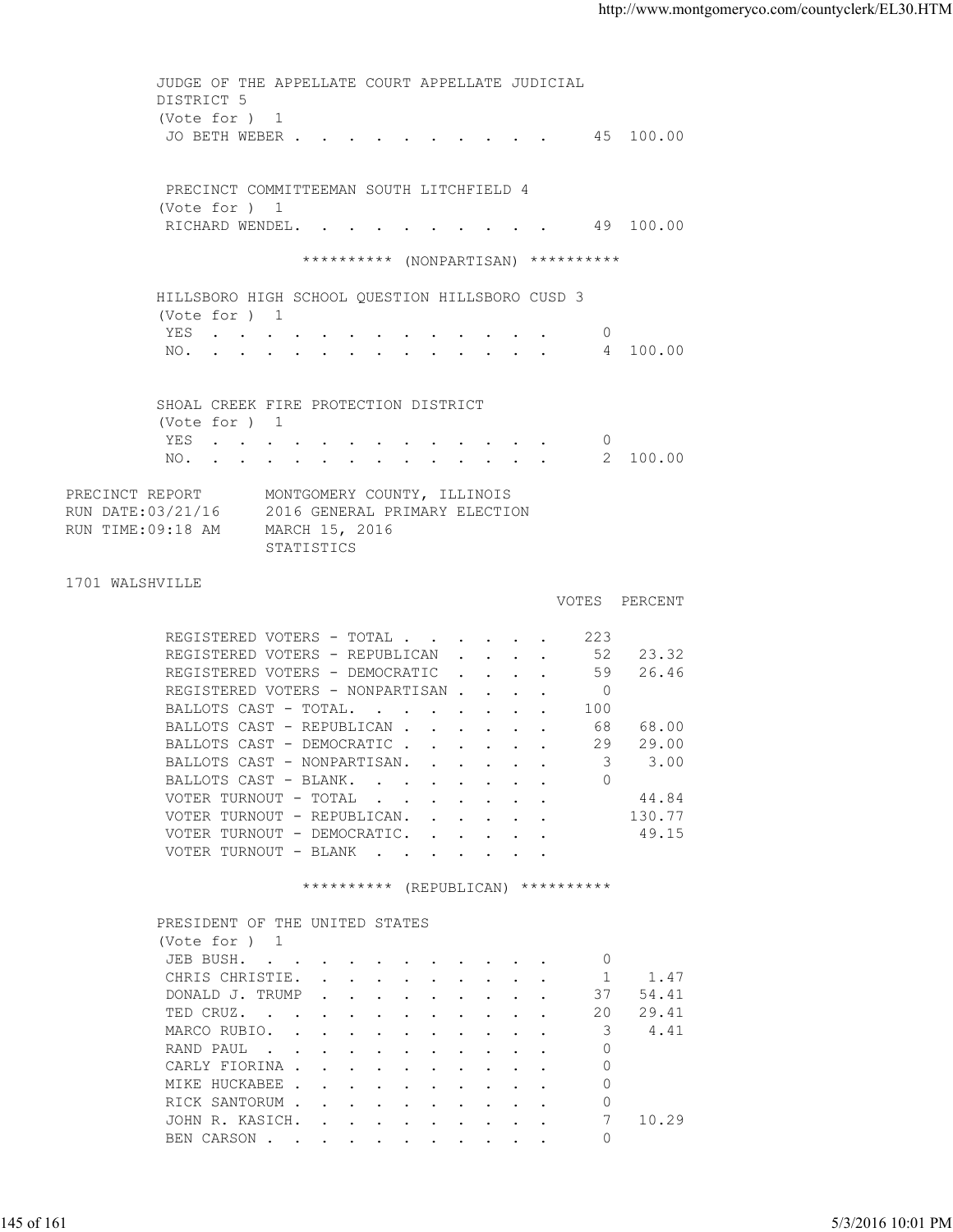JUDGE OF THE APPELLATE COURT APPELLATE JUDICIAL DISTRICT 5
(Vote for ) 1

| | | |
|---|---|---|
| JO BETH WEBER | 45 | 100.00 |

PRECINCT COMMITTEEMAN SOUTH LITCHFIELD 4
(Vote for ) 1

| | | |
|---|---|---|
| RICHARD WENDEL | 49 | 100.00 |

********** (NONPARTISAN) **********

HILLSBORO HIGH SCHOOL QUESTION HILLSBORO CUSD 3
(Vote for ) 1

| | | |
|---|---|---|
| YES | 0 | |
| NO | 4 | 100.00 |

SHOAL CREEK FIRE PROTECTION DISTRICT
(Vote for ) 1

| | | |
|---|---|---|
| YES | 0 | |
| NO | 2 | 100.00 |

PRECINCT REPORT MONTGOMERY COUNTY, ILLINOIS
RUN DATE:03/21/16 2016 GENERAL PRIMARY ELECTION
RUN TIME:09:18 AM MARCH 15, 2016
STATISTICS

1701 WALSHVILLE

| | VOTES | PERCENT |
|---|---|---|
| REGISTERED VOTERS - TOTAL | 223 | |
| REGISTERED VOTERS - REPUBLICAN | 52 | 23.32 |
| REGISTERED VOTERS - DEMOCRATIC | 59 | 26.46 |
| REGISTERED VOTERS - NONPARTISAN | 0 | |
| BALLOTS CAST - TOTAL. | 100 | |
| BALLOTS CAST - REPUBLICAN | 68 | 68.00 |
| BALLOTS CAST - DEMOCRATIC | 29 | 29.00 |
| BALLOTS CAST - NONPARTISAN. | 3 | 3.00 |
| BALLOTS CAST - BLANK. | 0 | |
| VOTER TURNOUT - TOTAL | | 44.84 |
| VOTER TURNOUT - REPUBLICAN. | | 130.77 |
| VOTER TURNOUT - DEMOCRATIC. | | 49.15 |
| VOTER TURNOUT - BLANK | | |

********** (REPUBLICAN) **********

PRESIDENT OF THE UNITED STATES
(Vote for ) 1

| | | |
|---|---|---|
| JEB BUSH. | 0 | |
| CHRIS CHRISTIE. | 1 | 1.47 |
| DONALD J. TRUMP | 37 | 54.41 |
| TED CRUZ. | 20 | 29.41 |
| MARCO RUBIO. | 3 | 4.41 |
| RAND PAUL | 0 | |
| CARLY FIORINA | 0 | |
| MIKE HUCKABEE | 0 | |
| RICK SANTORUM | 0 | |
| JOHN R. KASICH. | 7 | 10.29 |
| BEN CARSON | 0 | |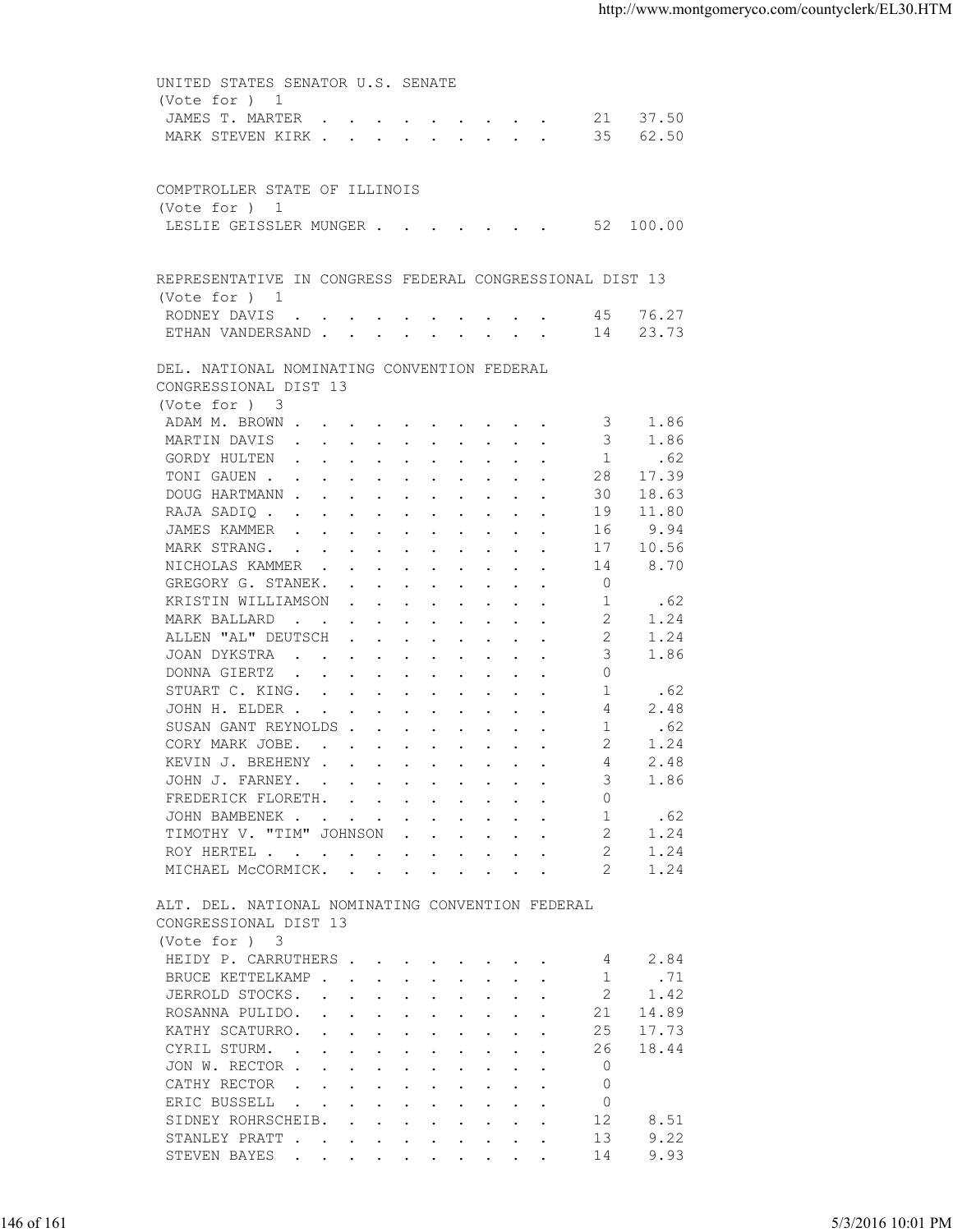UNITED STATES SENATOR U.S. SENATE
(Vote for ) 1

| Candidate | Votes | Percent |
|---|---|---|
| JAMES T. MARTER | 21 | 37.50 |
| MARK STEVEN KIRK | 35 | 62.50 |

COMPTROLLER STATE OF ILLINOIS
(Vote for ) 1

| Candidate | Votes | Percent |
|---|---|---|
| LESLIE GEISSLER MUNGER | 52 | 100.00 |

REPRESENTATIVE IN CONGRESS FEDERAL CONGRESSIONAL DIST 13
(Vote for ) 1

| Candidate | Votes | Percent |
|---|---|---|
| RODNEY DAVIS | 45 | 76.27 |
| ETHAN VANDERSAND | 14 | 23.73 |

DEL. NATIONAL NOMINATING CONVENTION FEDERAL CONGRESSIONAL DIST 13
(Vote for ) 3

| Candidate | Votes | Percent |
|---|---|---|
| ADAM M. BROWN | 3 | 1.86 |
| MARTIN DAVIS | 3 | 1.86 |
| GORDY HULTEN | 1 | .62 |
| TONI GAUEN | 28 | 17.39 |
| DOUG HARTMANN | 30 | 18.63 |
| RAJA SADIQ | 19 | 11.80 |
| JAMES KAMMER | 16 | 9.94 |
| MARK STRANG. | 17 | 10.56 |
| NICHOLAS KAMMER | 14 | 8.70 |
| GREGORY G. STANEK. | 0 | |
| KRISTIN WILLIAMSON | 1 | .62 |
| MARK BALLARD | 2 | 1.24 |
| ALLEN "AL" DEUTSCH | 2 | 1.24 |
| JOAN DYKSTRA | 3 | 1.86 |
| DONNA GIERTZ | 0 | |
| STUART C. KING. | 1 | .62 |
| JOHN H. ELDER | 4 | 2.48 |
| SUSAN GANT REYNOLDS | 1 | .62 |
| CORY MARK JOBE. | 2 | 1.24 |
| KEVIN J. BREHENY | 4 | 2.48 |
| JOHN J. FARNEY. | 3 | 1.86 |
| FREDERICK FLORETH. | 0 | |
| JOHN BAMBENEK | 1 | .62 |
| TIMOTHY V. "TIM" JOHNSON | 2 | 1.24 |
| ROY HERTEL | 2 | 1.24 |
| MICHAEL McCORMICK. | 2 | 1.24 |

ALT. DEL. NATIONAL NOMINATING CONVENTION FEDERAL CONGRESSIONAL DIST 13
(Vote for ) 3

| Candidate | Votes | Percent |
|---|---|---|
| HEIDY P. CARRUTHERS | 4 | 2.84 |
| BRUCE KETTELKAMP | 1 | .71 |
| JERROLD STOCKS. | 2 | 1.42 |
| ROSANNA PULIDO. | 21 | 14.89 |
| KATHY SCATURRO. | 25 | 17.73 |
| CYRIL STURM. | 26 | 18.44 |
| JON W. RECTOR | 0 | |
| CATHY RECTOR | 0 | |
| ERIC BUSSELL | 0 | |
| SIDNEY ROHRSCHEIB. | 12 | 8.51 |
| STANLEY PRATT | 13 | 9.22 |
| STEVEN BAYES | 14 | 9.93 |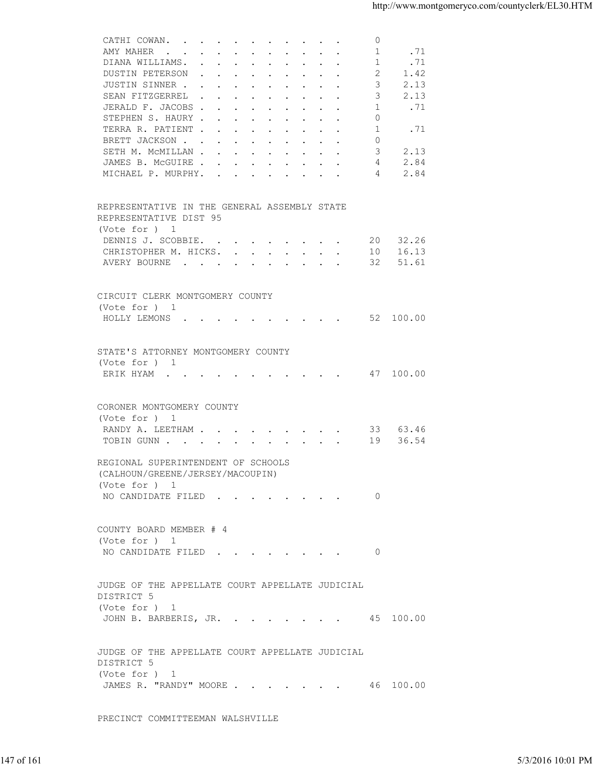| Candidate | Votes | Percent |
|---|---|---|
| CATHI COWAN | 0 | |
| AMY MAHER | 1 | .71 |
| DIANA WILLIAMS | 1 | .71 |
| DUSTIN PETERSON | 2 | 1.42 |
| JUSTIN SINNER | 3 | 2.13 |
| SEAN FITZGERREL | 3 | 2.13 |
| JERALD F. JACOBS | 1 | .71 |
| STEPHEN S. HAURY | 0 | |
| TERRA R. PATIENT | 1 | .71 |
| BRETT JACKSON | 0 | |
| SETH M. McMILLAN | 3 | 2.13 |
| JAMES B. McGUIRE | 4 | 2.84 |
| MICHAEL P. MURPHY | 4 | 2.84 |

REPRESENTATIVE IN THE GENERAL ASSEMBLY STATE REPRESENTATIVE DIST 95
(Vote for ) 1

| Candidate | Votes | Percent |
|---|---|---|
| DENNIS J. SCOBBIE | 20 | 32.26 |
| CHRISTOPHER M. HICKS | 10 | 16.13 |
| AVERY BOURNE | 32 | 51.61 |

CIRCUIT CLERK MONTGOMERY COUNTY
(Vote for ) 1

| Candidate | Votes | Percent |
|---|---|---|
| HOLLY LEMONS | 52 | 100.00 |

STATE'S ATTORNEY MONTGOMERY COUNTY
(Vote for ) 1

| Candidate | Votes | Percent |
|---|---|---|
| ERIK HYAM | 47 | 100.00 |

CORONER MONTGOMERY COUNTY
(Vote for ) 1

| Candidate | Votes | Percent |
|---|---|---|
| RANDY A. LEETHAM | 33 | 63.46 |
| TOBIN GUNN | 19 | 36.54 |

REGIONAL SUPERINTENDENT OF SCHOOLS (CALHOUN/GREENE/JERSEY/MACOUPIN)
(Vote for ) 1

| Candidate | Votes | Percent |
|---|---|---|
| NO CANDIDATE FILED | 0 | |

COUNTY BOARD MEMBER # 4
(Vote for ) 1

| Candidate | Votes | Percent |
|---|---|---|
| NO CANDIDATE FILED | 0 | |

JUDGE OF THE APPELLATE COURT APPELLATE JUDICIAL DISTRICT 5
(Vote for ) 1

| Candidate | Votes | Percent |
|---|---|---|
| JOHN B. BARBERIS, JR. | 45 | 100.00 |

JUDGE OF THE APPELLATE COURT APPELLATE JUDICIAL DISTRICT 5
(Vote for ) 1

| Candidate | Votes | Percent |
|---|---|---|
| JAMES R. "RANDY" MOORE | 46 | 100.00 |

PRECINCT COMMITTEEMAN WALSHVILLE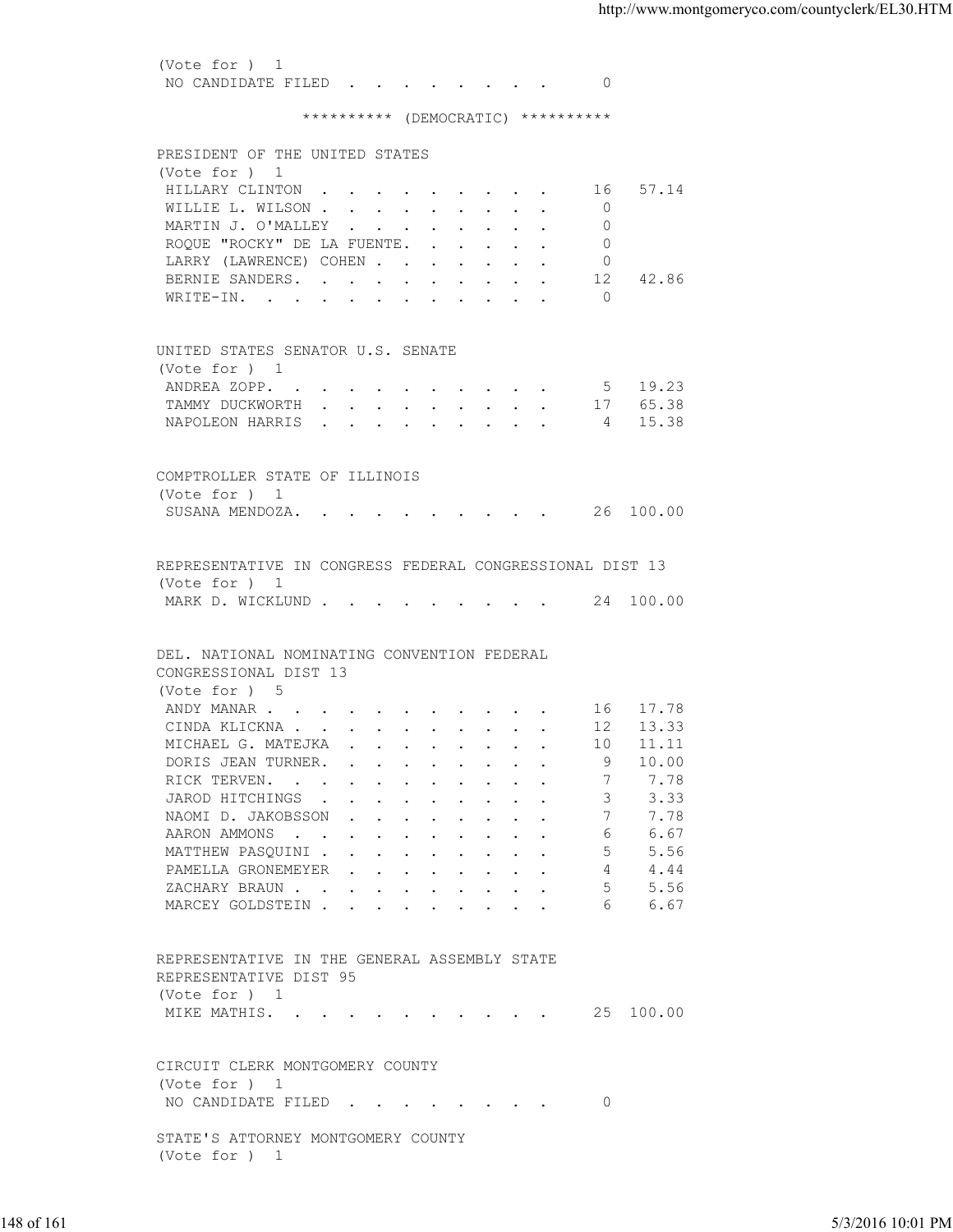(Vote for ) 1

| Candidate | Votes | Percent |
|---|---|---|
| NO CANDIDATE FILED | 0 | |

********** (DEMOCRATIC) **********

PRESIDENT OF THE UNITED STATES

(Vote for ) 1

| Candidate | Votes | Percent |
|---|---|---|
| HILLARY CLINTON | 16 | 57.14 |
| WILLIE L. WILSON | 0 | |
| MARTIN J. O'MALLEY | 0 | |
| ROQUE "ROCKY" DE LA FUENTE. | 0 | |
| LARRY (LAWRENCE) COHEN | 0 | |
| BERNIE SANDERS. | 12 | 42.86 |
| WRITE-IN. | 0 | |

UNITED STATES SENATOR U.S. SENATE

(Vote for ) 1

| Candidate | Votes | Percent |
|---|---|---|
| ANDREA ZOPP. | 5 | 19.23 |
| TAMMY DUCKWORTH | 17 | 65.38 |
| NAPOLEON HARRIS | 4 | 15.38 |

COMPTROLLER STATE OF ILLINOIS

(Vote for ) 1

| Candidate | Votes | Percent |
|---|---|---|
| SUSANA MENDOZA. | 26 | 100.00 |

REPRESENTATIVE IN CONGRESS FEDERAL CONGRESSIONAL DIST 13

(Vote for ) 1

| Candidate | Votes | Percent |
|---|---|---|
| MARK D. WICKLUND | 24 | 100.00 |

DEL. NATIONAL NOMINATING CONVENTION FEDERAL CONGRESSIONAL DIST 13

(Vote for ) 5

| Candidate | Votes | Percent |
|---|---|---|
| ANDY MANAR | 16 | 17.78 |
| CINDA KLICKNA | 12 | 13.33 |
| MICHAEL G. MATEJKA | 10 | 11.11 |
| DORIS JEAN TURNER. | 9 | 10.00 |
| RICK TERVEN. | 7 | 7.78 |
| JAROD HITCHINGS | 3 | 3.33 |
| NAOMI D. JAKOBSSON | 7 | 7.78 |
| AARON AMMONS | 6 | 6.67 |
| MATTHEW PASQUINI | 5 | 5.56 |
| PAMELLA GRONEMEYER | 4 | 4.44 |
| ZACHARY BRAUN | 5 | 5.56 |
| MARCEY GOLDSTEIN | 6 | 6.67 |

REPRESENTATIVE IN THE GENERAL ASSEMBLY STATE REPRESENTATIVE DIST 95

(Vote for ) 1

| Candidate | Votes | Percent |
|---|---|---|
| MIKE MATHIS. | 25 | 100.00 |

CIRCUIT CLERK MONTGOMERY COUNTY

(Vote for ) 1

| Candidate | Votes | Percent |
|---|---|---|
| NO CANDIDATE FILED | 0 | |

STATE'S ATTORNEY MONTGOMERY COUNTY

(Vote for ) 1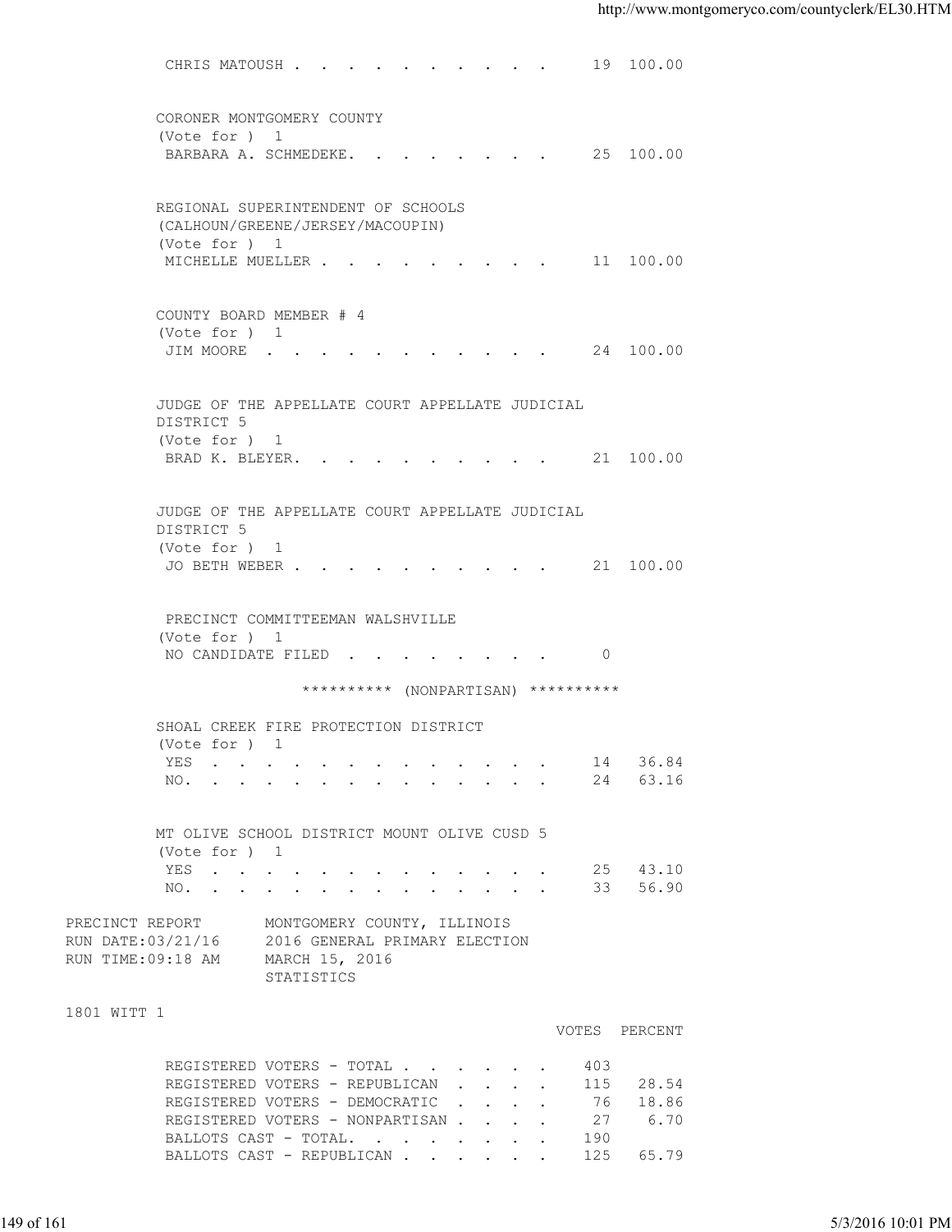CHRIS MATOUSH . . . . . . . . . . . 19 100.00

CORONER MONTGOMERY COUNTY
(Vote for ) 1
BARBARA A. SCHMEDEKE. . . . . . . . . 25 100.00

REGIONAL SUPERINTENDENT OF SCHOOLS
(CALHOUN/GREENE/JERSEY/MACOUPIN)
(Vote for ) 1
MICHELLE MUELLER . . . . . . . . . . 11 100.00

COUNTY BOARD MEMBER # 4
(Vote for ) 1
JIM MOORE . . . . . . . . . . . . 24 100.00

JUDGE OF THE APPELLATE COURT APPELLATE JUDICIAL
DISTRICT 5
(Vote for ) 1
BRAD K. BLEYER. . . . . . . . . . . 21 100.00

JUDGE OF THE APPELLATE COURT APPELLATE JUDICIAL
DISTRICT 5
(Vote for ) 1
JO BETH WEBER . . . . . . . . . . . 21 100.00

PRECINCT COMMITTEEMAN WALSHVILLE
(Vote for ) 1
NO CANDIDATE FILED . . . . . . . . . 0

********** (NONPARTISAN) **********

SHOAL CREEK FIRE PROTECTION DISTRICT
(Vote for ) 1

| | | |
|---|---|---|
| YES . . . . . . . . . . . . . . . | 14 | 36.84 |
| NO. . . . . . . . . . . . . . . . | 24 | 63.16 |

MT OLIVE SCHOOL DISTRICT MOUNT OLIVE CUSD 5
(Vote for ) 1

| | | |
|---|---|---|
| YES . . . . . . . . . . . . . . . | 25 | 43.10 |
| NO. . . . . . . . . . . . . . . . | 33 | 56.90 |

PRECINCT REPORT MONTGOMERY COUNTY, ILLINOIS
RUN DATE:03/21/16 2016 GENERAL PRIMARY ELECTION
RUN TIME:09:18 AM MARCH 15, 2016
STATISTICS

1801 WITT 1

| | VOTES | PERCENT |
|---|---|---|
| REGISTERED VOTERS - TOTAL . . . . . . | 403 | |
| REGISTERED VOTERS - REPUBLICAN . . . . | 115 | 28.54 |
| REGISTERED VOTERS - DEMOCRATIC . . . . | 76 | 18.86 |
| REGISTERED VOTERS - NONPARTISAN . . . . | 27 | 6.70 |
| BALLOTS CAST - TOTAL. . . . . . . . | 190 | |
| BALLOTS CAST - REPUBLICAN . . . . . . | 125 | 65.79 |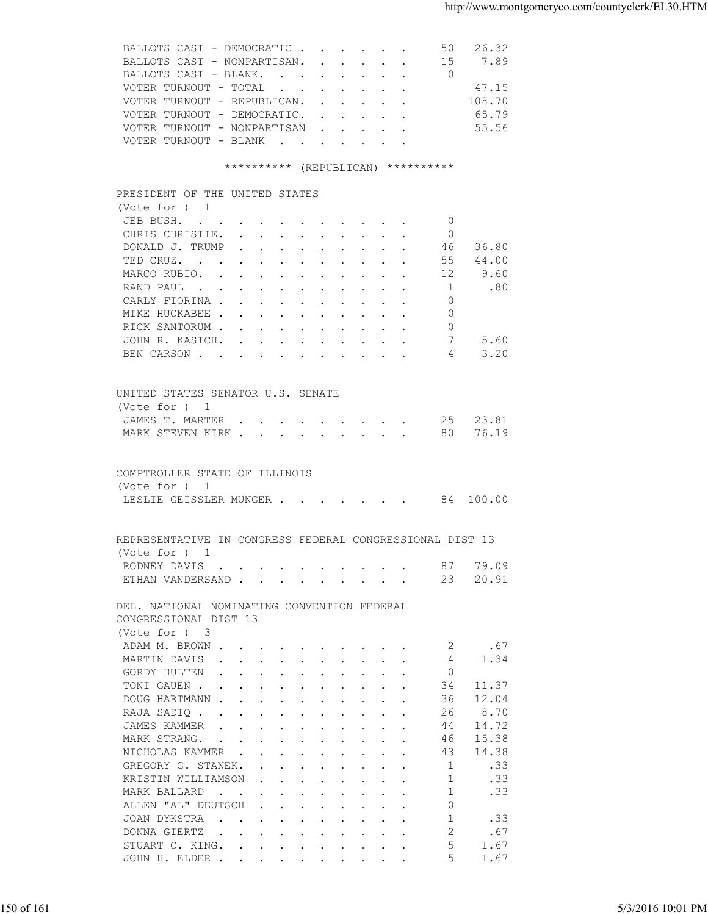| | | |
|---|---|---|
| BALLOTS CAST - DEMOCRATIC | 50 | 26.32 |
| BALLOTS CAST - NONPARTISAN | 15 | 7.89 |
| BALLOTS CAST - BLANK | 0 | |
| VOTER TURNOUT - TOTAL | | 47.15 |
| VOTER TURNOUT - REPUBLICAN | | 108.70 |
| VOTER TURNOUT - DEMOCRATIC | | 65.79 |
| VOTER TURNOUT - NONPARTISAN | | 55.56 |
| VOTER TURNOUT - BLANK | | |

********** (REPUBLICAN) **********

PRESIDENT OF THE UNITED STATES
(Vote for ) 1

| | | |
|---|---|---|
| JEB BUSH | 0 | |
| CHRIS CHRISTIE | 0 | |
| DONALD J. TRUMP | 46 | 36.80 |
| TED CRUZ | 55 | 44.00 |
| MARCO RUBIO | 12 | 9.60 |
| RAND PAUL | 1 | .80 |
| CARLY FIORINA | 0 | |
| MIKE HUCKABEE | 0 | |
| RICK SANTORUM | 0 | |
| JOHN R. KASICH | 7 | 5.60 |
| BEN CARSON | 4 | 3.20 |

UNITED STATES SENATOR U.S. SENATE
(Vote for ) 1

| | | |
|---|---|---|
| JAMES T. MARTER | 25 | 23.81 |
| MARK STEVEN KIRK | 80 | 76.19 |

COMPTROLLER STATE OF ILLINOIS
(Vote for ) 1

| | | |
|---|---|---|
| LESLIE GEISSLER MUNGER | 84 | 100.00 |

REPRESENTATIVE IN CONGRESS FEDERAL CONGRESSIONAL DIST 13
(Vote for ) 1

| | | |
|---|---|---|
| RODNEY DAVIS | 87 | 79.09 |
| ETHAN VANDERSAND | 23 | 20.91 |

DEL. NATIONAL NOMINATING CONVENTION FEDERAL CONGRESSIONAL DIST 13
(Vote for ) 3

| | | |
|---|---|---|
| ADAM M. BROWN | 2 | .67 |
| MARTIN DAVIS | 4 | 1.34 |
| GORDY HULTEN | 0 | |
| TONI GAUEN | 34 | 11.37 |
| DOUG HARTMANN | 36 | 12.04 |
| RAJA SADIQ | 26 | 8.70 |
| JAMES KAMMER | 44 | 14.72 |
| MARK STRANG | 46 | 15.38 |
| NICHOLAS KAMMER | 43 | 14.38 |
| GREGORY G. STANEK | 1 | .33 |
| KRISTIN WILLIAMSON | 1 | .33 |
| MARK BALLARD | 1 | .33 |
| ALLEN "AL" DEUTSCH | 0 | |
| JOAN DYKSTRA | 1 | .33 |
| DONNA GIERTZ | 2 | .67 |
| STUART C. KING | 5 | 1.67 |
| JOHN H. ELDER | 5 | 1.67 |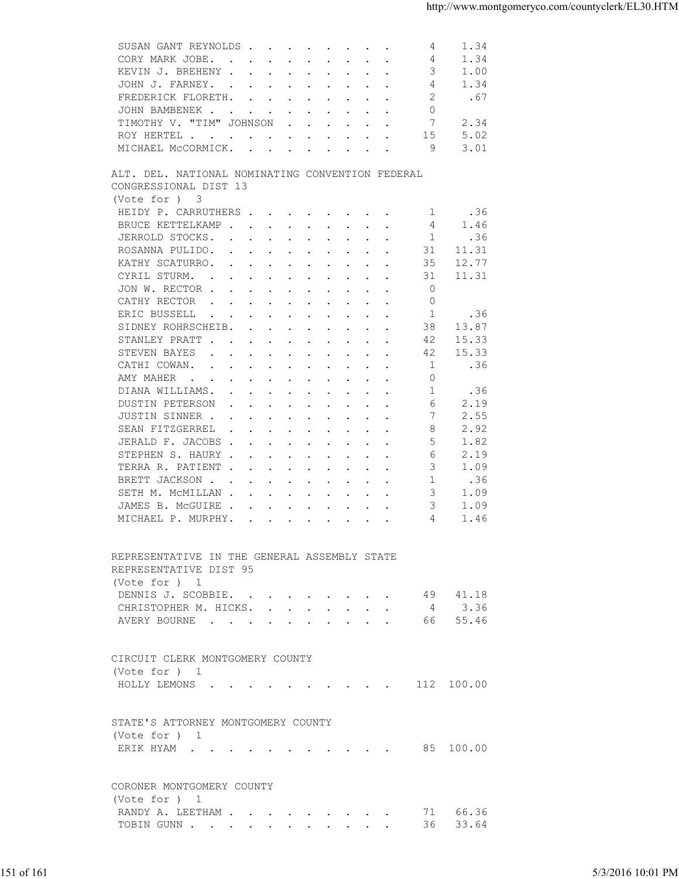| Candidate | Votes | Percent |
|---|---|---|
| SUSAN GANT REYNOLDS | 4 | 1.34 |
| CORY MARK JOBE. | 4 | 1.34 |
| KEVIN J. BREHENY | 3 | 1.00 |
| JOHN J. FARNEY. | 4 | 1.34 |
| FREDERICK FLORETH. | 2 | .67 |
| JOHN BAMBENEK | 0 | |
| TIMOTHY V. "TIM" JOHNSON | 7 | 2.34 |
| ROY HERTEL | 15 | 5.02 |
| MICHAEL McCORMICK. | 9 | 3.01 |

ALT. DEL. NATIONAL NOMINATING CONVENTION FEDERAL CONGRESSIONAL DIST 13
(Vote for ) 3

| Candidate | Votes | Percent |
|---|---|---|
| HEIDY P. CARRUTHERS | 1 | .36 |
| BRUCE KETTELKAMP | 4 | 1.46 |
| JERROLD STOCKS. | 1 | .36 |
| ROSANNA PULIDO. | 31 | 11.31 |
| KATHY SCATURRO. | 35 | 12.77 |
| CYRIL STURM. | 31 | 11.31 |
| JON W. RECTOR | 0 | |
| CATHY RECTOR | 0 | |
| ERIC BUSSELL | 1 | .36 |
| SIDNEY ROHRSCHEIB. | 38 | 13.87 |
| STANLEY PRATT | 42 | 15.33 |
| STEVEN BAYES | 42 | 15.33 |
| CATHI COWAN. | 1 | .36 |
| AMY MAHER | 0 | |
| DIANA WILLIAMS. | 1 | .36 |
| DUSTIN PETERSON | 6 | 2.19 |
| JUSTIN SINNER | 7 | 2.55 |
| SEAN FITZGERREL | 8 | 2.92 |
| JERALD F. JACOBS | 5 | 1.82 |
| STEPHEN S. HAURY | 6 | 2.19 |
| TERRA R. PATIENT | 3 | 1.09 |
| BRETT JACKSON | 1 | .36 |
| SETH M. McMILLAN | 3 | 1.09 |
| JAMES B. McGUIRE | 3 | 1.09 |
| MICHAEL P. MURPHY. | 4 | 1.46 |

REPRESENTATIVE IN THE GENERAL ASSEMBLY STATE REPRESENTATIVE DIST 95
(Vote for ) 1

| Candidate | Votes | Percent |
|---|---|---|
| DENNIS J. SCOBBIE. | 49 | 41.18 |
| CHRISTOPHER M. HICKS. | 4 | 3.36 |
| AVERY BOURNE | 66 | 55.46 |

CIRCUIT CLERK MONTGOMERY COUNTY
(Vote for ) 1

| Candidate | Votes | Percent |
|---|---|---|
| HOLLY LEMONS | 112 | 100.00 |

STATE'S ATTORNEY MONTGOMERY COUNTY
(Vote for ) 1

| Candidate | Votes | Percent |
|---|---|---|
| ERIK HYAM | 85 | 100.00 |

CORONER MONTGOMERY COUNTY
(Vote for ) 1

| Candidate | Votes | Percent |
|---|---|---|
| RANDY A. LEETHAM | 71 | 66.36 |
| TOBIN GUNN | 36 | 33.64 |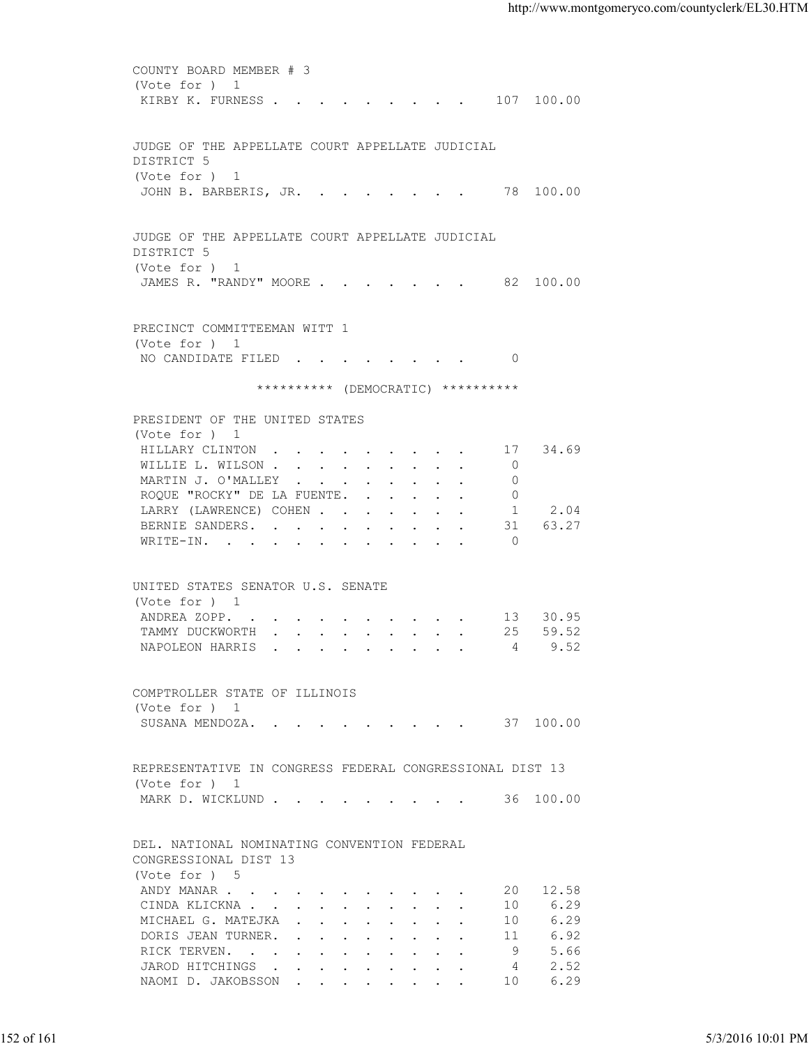COUNTY BOARD MEMBER # 3
(Vote for ) 1

| Candidate | Votes | Percent |
|---|---|---|
| KIRBY K. FURNESS | 107 | 100.00 |

JUDGE OF THE APPELLATE COURT APPELLATE JUDICIAL DISTRICT 5
(Vote for ) 1

| Candidate | Votes | Percent |
|---|---|---|
| JOHN B. BARBERIS, JR. | 78 | 100.00 |

JUDGE OF THE APPELLATE COURT APPELLATE JUDICIAL DISTRICT 5
(Vote for ) 1

| Candidate | Votes | Percent |
|---|---|---|
| JAMES R. "RANDY" MOORE | 82 | 100.00 |

PRECINCT COMMITTEEMAN WITT 1
(Vote for ) 1

| Candidate | Votes | Percent |
|---|---|---|
| NO CANDIDATE FILED | 0 | |

********** (DEMOCRATIC) **********

PRESIDENT OF THE UNITED STATES
(Vote for ) 1

| Candidate | Votes | Percent |
|---|---|---|
| HILLARY CLINTON | 17 | 34.69 |
| WILLIE L. WILSON | 0 | |
| MARTIN J. O'MALLEY | 0 | |
| ROQUE "ROCKY" DE LA FUENTE. | 0 | |
| LARRY (LAWRENCE) COHEN | 1 | 2.04 |
| BERNIE SANDERS. | 31 | 63.27 |
| WRITE-IN. | 0 | |

UNITED STATES SENATOR U.S. SENATE
(Vote for ) 1

| Candidate | Votes | Percent |
|---|---|---|
| ANDREA ZOPP. | 13 | 30.95 |
| TAMMY DUCKWORTH | 25 | 59.52 |
| NAPOLEON HARRIS | 4 | 9.52 |

COMPTROLLER STATE OF ILLINOIS
(Vote for ) 1

| Candidate | Votes | Percent |
|---|---|---|
| SUSANA MENDOZA. | 37 | 100.00 |

REPRESENTATIVE IN CONGRESS FEDERAL CONGRESSIONAL DIST 13
(Vote for ) 1

| Candidate | Votes | Percent |
|---|---|---|
| MARK D. WICKLUND | 36 | 100.00 |

DEL. NATIONAL NOMINATING CONVENTION FEDERAL CONGRESSIONAL DIST 13
(Vote for ) 5

| Candidate | Votes | Percent |
|---|---|---|
| ANDY MANAR | 20 | 12.58 |
| CINDA KLICKNA | 10 | 6.29 |
| MICHAEL G. MATEJKA | 10 | 6.29 |
| DORIS JEAN TURNER. | 11 | 6.92 |
| RICK TERVEN. | 9 | 5.66 |
| JAROD HITCHINGS | 4 | 2.52 |
| NAOMI D. JAKOBSSON | 10 | 6.29 |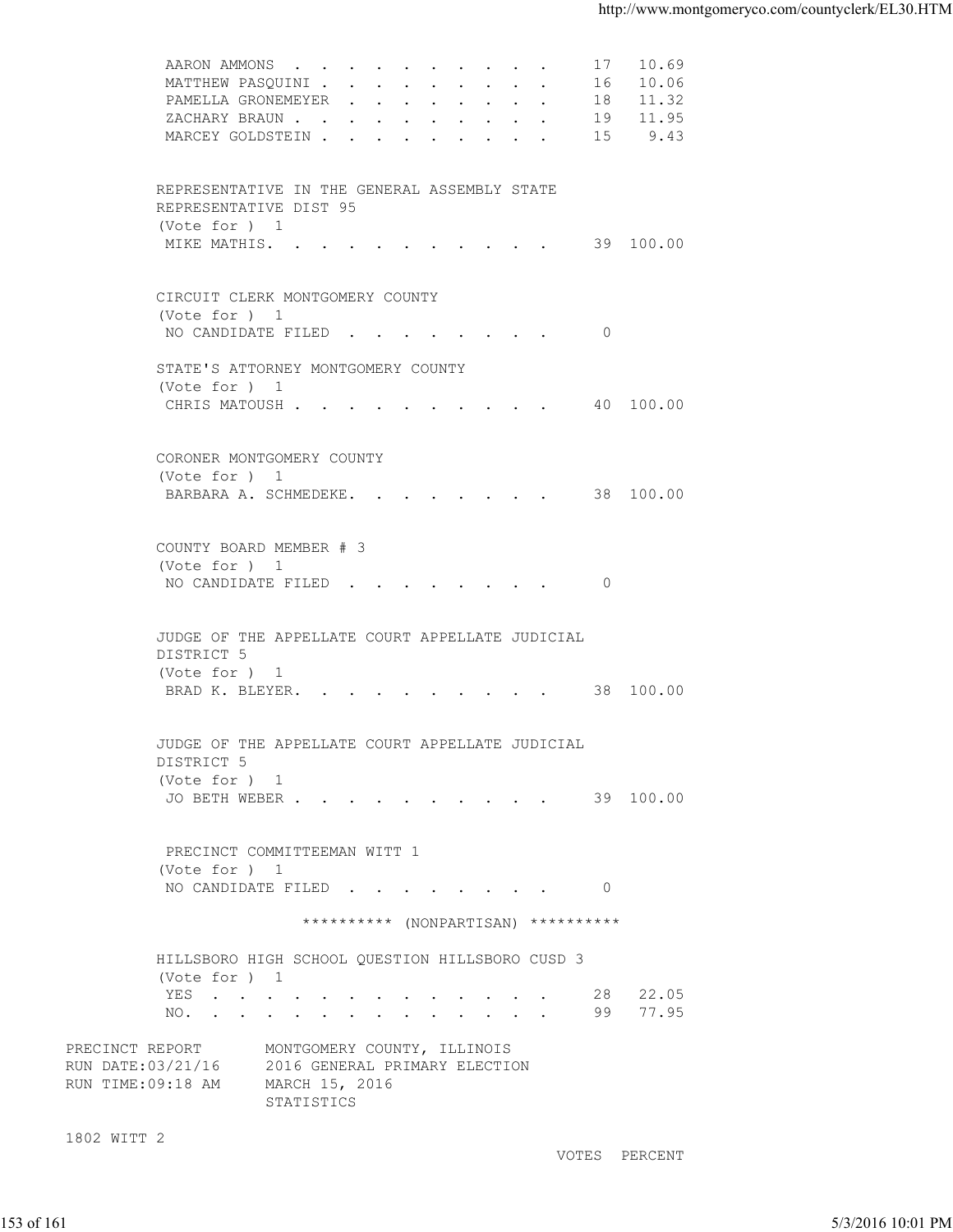| | VOTES | PERCENT |
|---|---|---|
| AARON AMMONS | 17 | 10.69 |
| MATTHEW PASQUINI | 16 | 10.06 |
| PAMELLA GRONEMEYER | 18 | 11.32 |
| ZACHARY BRAUN | 19 | 11.95 |
| MARCEY GOLDSTEIN | 15 | 9.43 |

REPRESENTATIVE IN THE GENERAL ASSEMBLY STATE REPRESENTATIVE DIST 95
(Vote for ) 1

| | VOTES | PERCENT |
|---|---|---|
| MIKE MATHIS | 39 | 100.00 |

CIRCUIT CLERK MONTGOMERY COUNTY
(Vote for ) 1

| | VOTES | PERCENT |
|---|---|---|
| NO CANDIDATE FILED | 0 | |

STATE'S ATTORNEY MONTGOMERY COUNTY
(Vote for ) 1

| | VOTES | PERCENT |
|---|---|---|
| CHRIS MATOUSH | 40 | 100.00 |

CORONER MONTGOMERY COUNTY
(Vote for ) 1

| | VOTES | PERCENT |
|---|---|---|
| BARBARA A. SCHMEDEKE | 38 | 100.00 |

COUNTY BOARD MEMBER # 3
(Vote for ) 1

| | VOTES | PERCENT |
|---|---|---|
| NO CANDIDATE FILED | 0 | |

JUDGE OF THE APPELLATE COURT APPELLATE JUDICIAL DISTRICT 5
(Vote for ) 1

| | VOTES | PERCENT |
|---|---|---|
| BRAD K. BLEYER | 38 | 100.00 |

JUDGE OF THE APPELLATE COURT APPELLATE JUDICIAL DISTRICT 5
(Vote for ) 1

| | VOTES | PERCENT |
|---|---|---|
| JO BETH WEBER | 39 | 100.00 |

PRECINCT COMMITTEEMAN WITT 1
(Vote for ) 1

| | VOTES | PERCENT |
|---|---|---|
| NO CANDIDATE FILED | 0 | |

********** (NONPARTISAN) **********

HILLSBORO HIGH SCHOOL QUESTION HILLSBORO CUSD 3
(Vote for ) 1

| | VOTES | PERCENT |
|---|---|---|
| YES | 28 | 22.05 |
| NO | 99 | 77.95 |

PRECINCT REPORT MONTGOMERY COUNTY, ILLINOIS
RUN DATE:03/21/16 2016 GENERAL PRIMARY ELECTION
RUN TIME:09:18 AM MARCH 15, 2016
STATISTICS

1802 WITT 2

VOTES PERCENT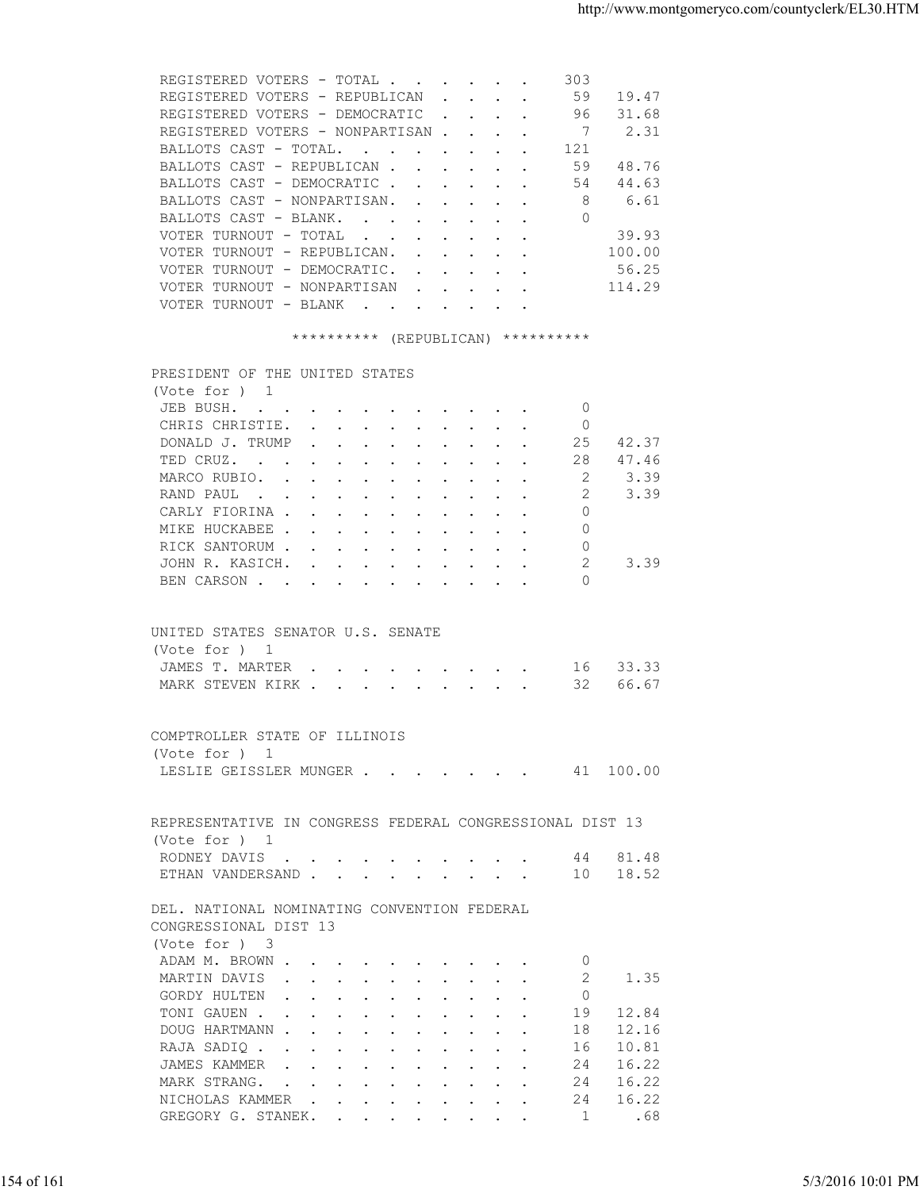| | | |
|---|---|---|
| REGISTERED VOTERS - TOTAL | 303 | |
| REGISTERED VOTERS - REPUBLICAN | 59 | 19.47 |
| REGISTERED VOTERS - DEMOCRATIC | 96 | 31.68 |
| REGISTERED VOTERS - NONPARTISAN | 7 | 2.31 |
| BALLOTS CAST - TOTAL. | 121 | |
| BALLOTS CAST - REPUBLICAN | 59 | 48.76 |
| BALLOTS CAST - DEMOCRATIC | 54 | 44.63 |
| BALLOTS CAST - NONPARTISAN. | 8 | 6.61 |
| BALLOTS CAST - BLANK. | 0 | |
| VOTER TURNOUT - TOTAL | | 39.93 |
| VOTER TURNOUT - REPUBLICAN. | | 100.00 |
| VOTER TURNOUT - DEMOCRATIC. | | 56.25 |
| VOTER TURNOUT - NONPARTISAN | | 114.29 |
| VOTER TURNOUT - BLANK | | |

********** (REPUBLICAN) **********

PRESIDENT OF THE UNITED STATES
(Vote for ) 1

| | | |
|---|---|---|
| JEB BUSH. | 0 | |
| CHRIS CHRISTIE. | 0 | |
| DONALD J. TRUMP | 25 | 42.37 |
| TED CRUZ. | 28 | 47.46 |
| MARCO RUBIO. | 2 | 3.39 |
| RAND PAUL | 2 | 3.39 |
| CARLY FIORINA | 0 | |
| MIKE HUCKABEE | 0 | |
| RICK SANTORUM | 0 | |
| JOHN R. KASICH. | 2 | 3.39 |
| BEN CARSON | 0 | |

UNITED STATES SENATOR U.S. SENATE
(Vote for ) 1

| | | |
|---|---|---|
| JAMES T. MARTER | 16 | 33.33 |
| MARK STEVEN KIRK | 32 | 66.67 |

COMPTROLLER STATE OF ILLINOIS
(Vote for ) 1

| | | |
|---|---|---|
| LESLIE GEISSLER MUNGER | 41 | 100.00 |

REPRESENTATIVE IN CONGRESS FEDERAL CONGRESSIONAL DIST 13
(Vote for ) 1

| | | |
|---|---|---|
| RODNEY DAVIS | 44 | 81.48 |
| ETHAN VANDERSAND | 10 | 18.52 |

DEL. NATIONAL NOMINATING CONVENTION FEDERAL CONGRESSIONAL DIST 13
(Vote for ) 3

| | | |
|---|---|---|
| ADAM M. BROWN | 0 | |
| MARTIN DAVIS | 2 | 1.35 |
| GORDY HULTEN | 0 | |
| TONI GAUEN | 19 | 12.84 |
| DOUG HARTMANN | 18 | 12.16 |
| RAJA SADIQ | 16 | 10.81 |
| JAMES KAMMER | 24 | 16.22 |
| MARK STRANG. | 24 | 16.22 |
| NICHOLAS KAMMER | 24 | 16.22 |
| GREGORY G. STANEK. | 1 | .68 |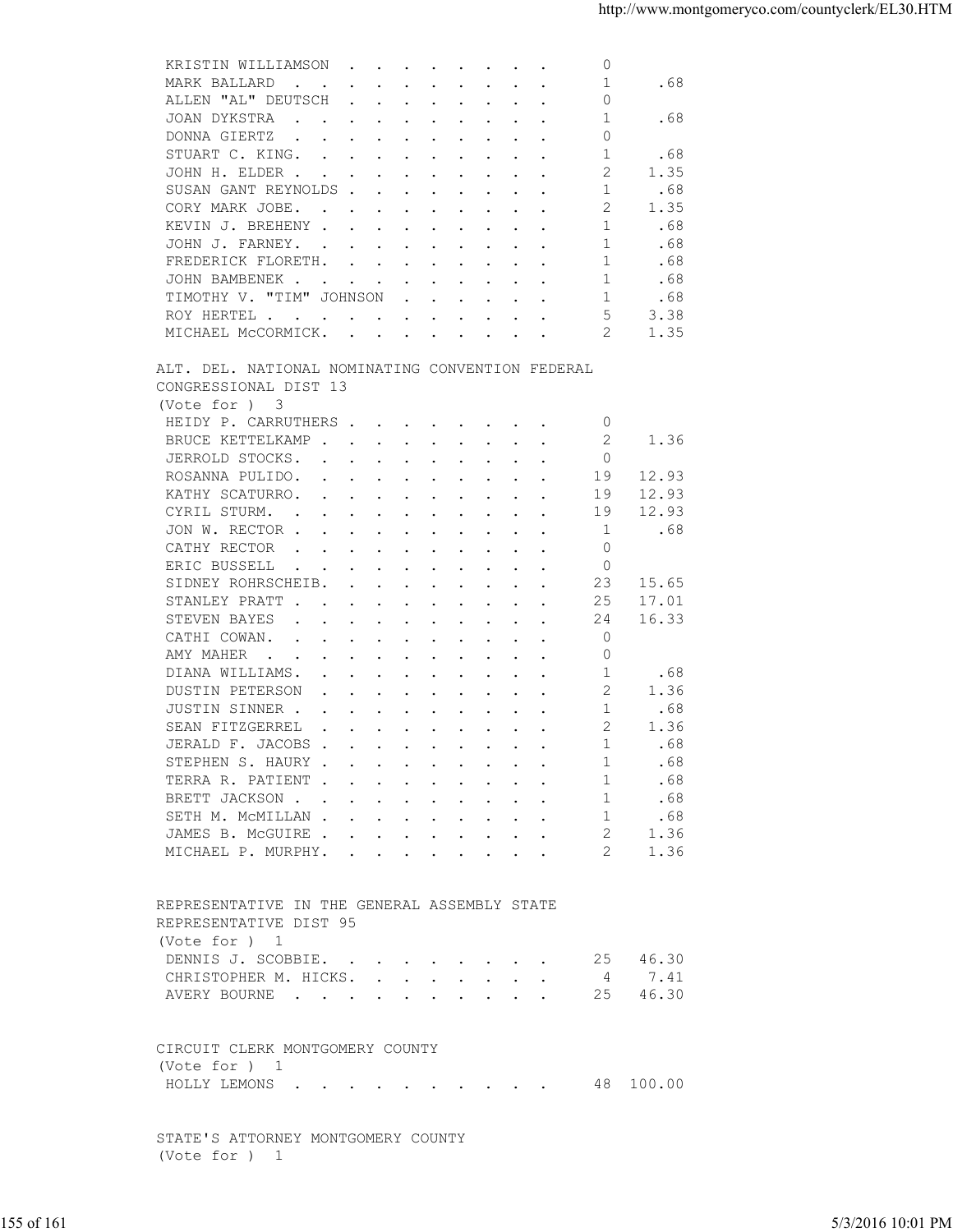| | | |
|---|---|---|
| KRISTIN WILLIAMSON | 0 | |
| MARK BALLARD | 1 | .68 |
| ALLEN "AL" DEUTSCH | 0 | |
| JOAN DYKSTRA | 1 | .68 |
| DONNA GIERTZ | 0 | |
| STUART C. KING. | 1 | .68 |
| JOHN H. ELDER | 2 | 1.35 |
| SUSAN GANT REYNOLDS | 1 | .68 |
| CORY MARK JOBE. | 2 | 1.35 |
| KEVIN J. BREHENY | 1 | .68 |
| JOHN J. FARNEY. | 1 | .68 |
| FREDERICK FLORETH. | 1 | .68 |
| JOHN BAMBENEK | 1 | .68 |
| TIMOTHY V. "TIM" JOHNSON | 1 | .68 |
| ROY HERTEL | 5 | 3.38 |
| MICHAEL McCORMICK. | 2 | 1.35 |

ALT. DEL. NATIONAL NOMINATING CONVENTION FEDERAL CONGRESSIONAL DIST 13
(Vote for ) 3

| | | |
|---|---|---|
| HEIDY P. CARRUTHERS | 0 | |
| BRUCE KETTELKAMP | 2 | 1.36 |
| JERROLD STOCKS. | 0 | |
| ROSANNA PULIDO. | 19 | 12.93 |
| KATHY SCATURRO. | 19 | 12.93 |
| CYRIL STURM. | 19 | 12.93 |
| JON W. RECTOR | 1 | .68 |
| CATHY RECTOR | 0 | |
| ERIC BUSSELL | 0 | |
| SIDNEY ROHRSCHEIB. | 23 | 15.65 |
| STANLEY PRATT | 25 | 17.01 |
| STEVEN BAYES | 24 | 16.33 |
| CATHI COWAN. | 0 | |
| AMY MAHER | 0 | |
| DIANA WILLIAMS. | 1 | .68 |
| DUSTIN PETERSON | 2 | 1.36 |
| JUSTIN SINNER | 1 | .68 |
| SEAN FITZGERREL | 2 | 1.36 |
| JERALD F. JACOBS | 1 | .68 |
| STEPHEN S. HAURY | 1 | .68 |
| TERRA R. PATIENT | 1 | .68 |
| BRETT JACKSON | 1 | .68 |
| SETH M. McMILLAN | 1 | .68 |
| JAMES B. McGUIRE | 2 | 1.36 |
| MICHAEL P. MURPHY. | 2 | 1.36 |

REPRESENTATIVE IN THE GENERAL ASSEMBLY STATE REPRESENTATIVE DIST 95
(Vote for ) 1

| | | |
|---|---|---|
| DENNIS J. SCOBBIE. | 25 | 46.30 |
| CHRISTOPHER M. HICKS. | 4 | 7.41 |
| AVERY BOURNE | 25 | 46.30 |

CIRCUIT CLERK MONTGOMERY COUNTY
(Vote for ) 1

| | | |
|---|---|---|
| HOLLY LEMONS | 48 | 100.00 |

STATE'S ATTORNEY MONTGOMERY COUNTY
(Vote for ) 1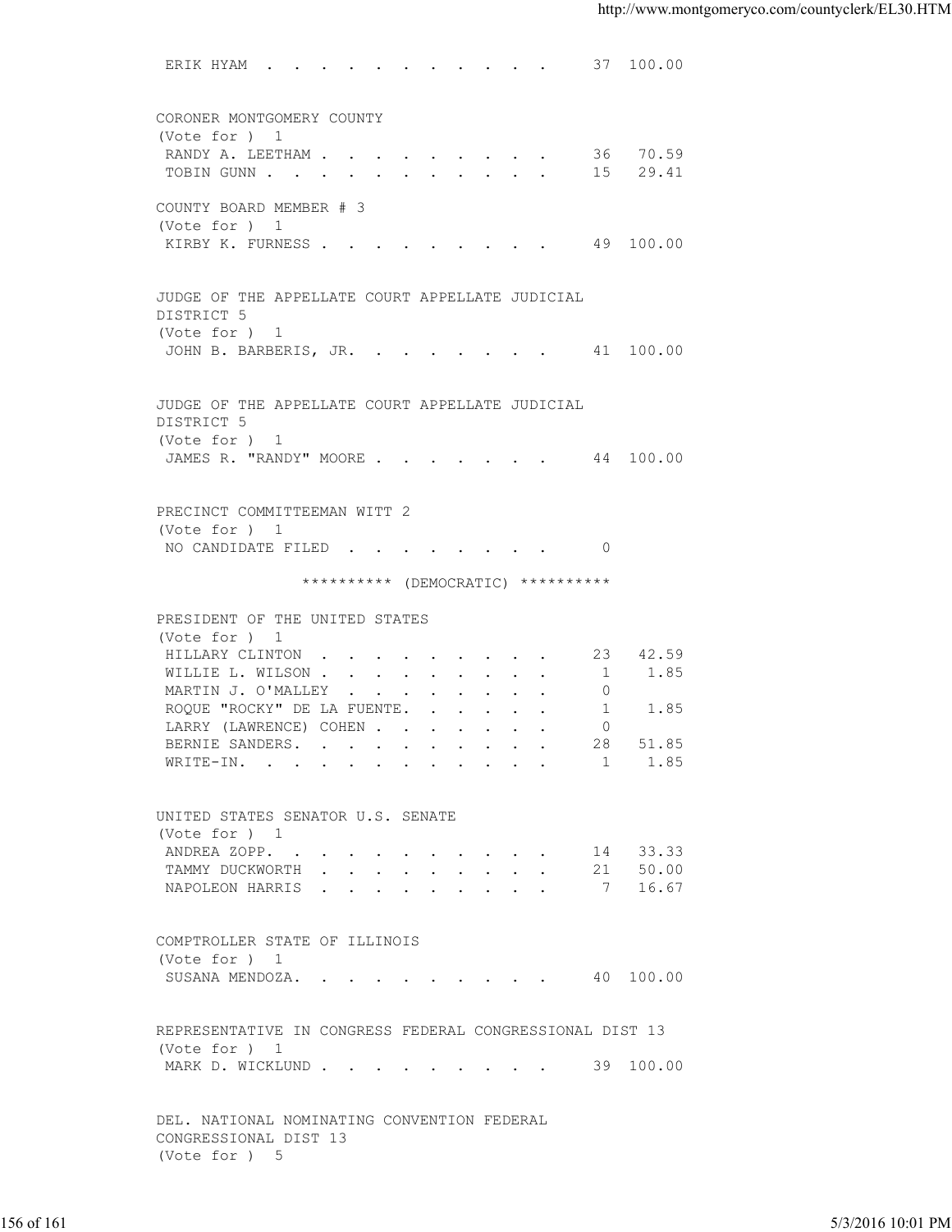ERIK HYAM . . . . . . . . . . . . 37 100.00

CORONER MONTGOMERY COUNTY
(Vote for ) 1

| | | |
|---|---|---|
| RANDY A. LEETHAM | 36 | 70.59 |
| TOBIN GUNN | 15 | 29.41 |

COUNTY BOARD MEMBER # 3
(Vote for ) 1

| | | |
|---|---|---|
| KIRBY K. FURNESS | 49 | 100.00 |

JUDGE OF THE APPELLATE COURT APPELLATE JUDICIAL DISTRICT 5
(Vote for ) 1

| | | |
|---|---|---|
| JOHN B. BARBERIS, JR. | 41 | 100.00 |

JUDGE OF THE APPELLATE COURT APPELLATE JUDICIAL DISTRICT 5
(Vote for ) 1

| | | |
|---|---|---|
| JAMES R. "RANDY" MOORE | 44 | 100.00 |

PRECINCT COMMITTEEMAN WITT 2
(Vote for ) 1

| | | |
|---|---|---|
| NO CANDIDATE FILED | 0 | |

********** (DEMOCRATIC) **********

PRESIDENT OF THE UNITED STATES
(Vote for ) 1

| | | |
|---|---|---|
| HILLARY CLINTON | 23 | 42.59 |
| WILLIE L. WILSON | 1 | 1.85 |
| MARTIN J. O'MALLEY | 0 | |
| ROQUE "ROCKY" DE LA FUENTE. | 1 | 1.85 |
| LARRY (LAWRENCE) COHEN | 0 | |
| BERNIE SANDERS. | 28 | 51.85 |
| WRITE-IN. | 1 | 1.85 |

UNITED STATES SENATOR U.S. SENATE
(Vote for ) 1

| | | |
|---|---|---|
| ANDREA ZOPP. | 14 | 33.33 |
| TAMMY DUCKWORTH | 21 | 50.00 |
| NAPOLEON HARRIS | 7 | 16.67 |

COMPTROLLER STATE OF ILLINOIS
(Vote for ) 1

| | | |
|---|---|---|
| SUSANA MENDOZA. | 40 | 100.00 |

REPRESENTATIVE IN CONGRESS FEDERAL CONGRESSIONAL DIST 13
(Vote for ) 1

| | | |
|---|---|---|
| MARK D. WICKLUND | 39 | 100.00 |

DEL. NATIONAL NOMINATING CONVENTION FEDERAL CONGRESSIONAL DIST 13
(Vote for ) 5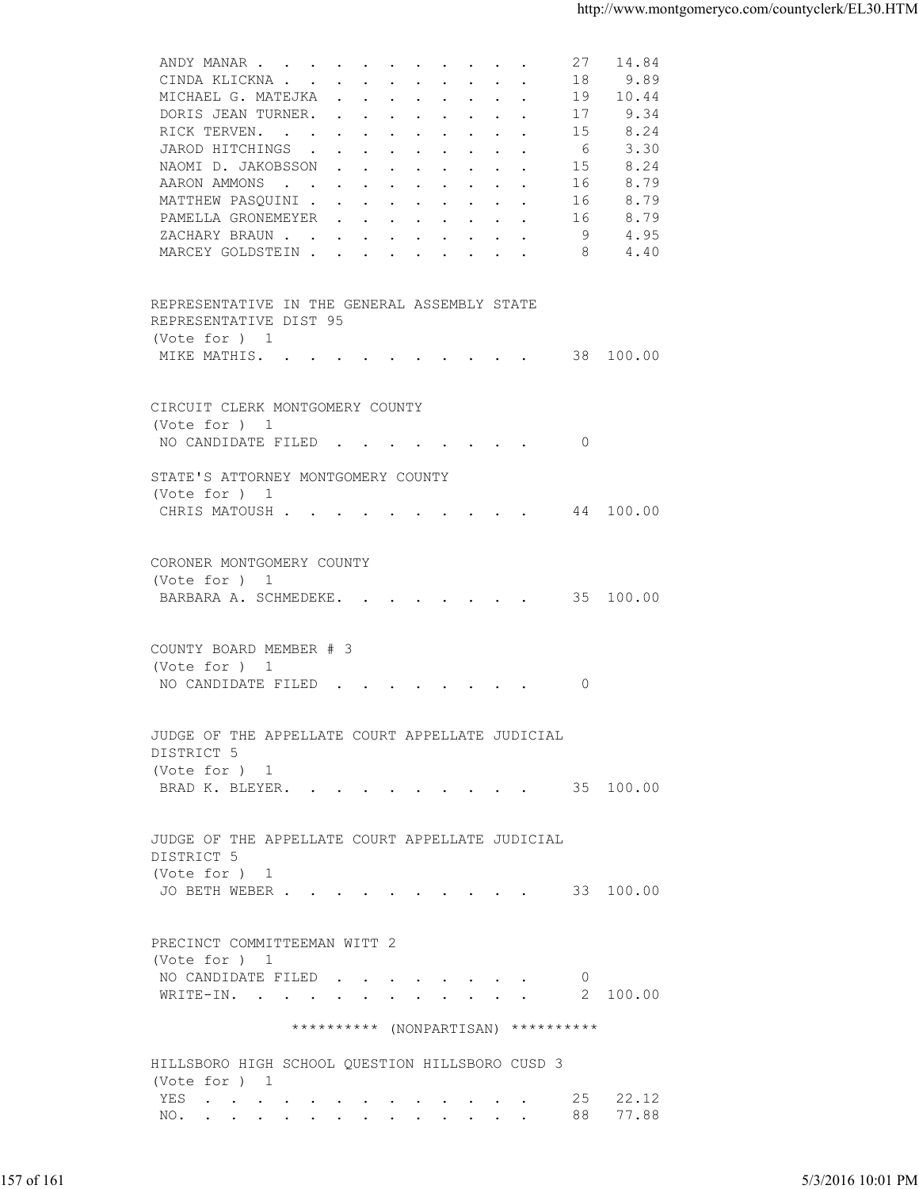| | | |
|---|---|---|
| ANDY MANAR | 27 | 14.84 |
| CINDA KLICKNA | 18 | 9.89 |
| MICHAEL G. MATEJKA | 19 | 10.44 |
| DORIS JEAN TURNER | 17 | 9.34 |
| RICK TERVEN | 15 | 8.24 |
| JAROD HITCHINGS | 6 | 3.30 |
| NAOMI D. JAKOBSSON | 15 | 8.24 |
| AARON AMMONS | 16 | 8.79 |
| MATTHEW PASQUINI | 16 | 8.79 |
| PAMELLA GRONEMEYER | 16 | 8.79 |
| ZACHARY BRAUN | 9 | 4.95 |
| MARCEY GOLDSTEIN | 8 | 4.40 |

REPRESENTATIVE IN THE GENERAL ASSEMBLY STATE REPRESENTATIVE DIST 95
(Vote for ) 1

| | | |
|---|---|---|
| MIKE MATHIS | 38 | 100.00 |

CIRCUIT CLERK MONTGOMERY COUNTY
(Vote for ) 1

| | | |
|---|---|---|
| NO CANDIDATE FILED | 0 | |

STATE'S ATTORNEY MONTGOMERY COUNTY
(Vote for ) 1

| | | |
|---|---|---|
| CHRIS MATOUSH | 44 | 100.00 |

CORONER MONTGOMERY COUNTY
(Vote for ) 1

| | | |
|---|---|---|
| BARBARA A. SCHMEDEKE | 35 | 100.00 |

COUNTY BOARD MEMBER # 3
(Vote for ) 1

| | | |
|---|---|---|
| NO CANDIDATE FILED | 0 | |

JUDGE OF THE APPELLATE COURT APPELLATE JUDICIAL DISTRICT 5
(Vote for ) 1

| | | |
|---|---|---|
| BRAD K. BLEYER | 35 | 100.00 |

JUDGE OF THE APPELLATE COURT APPELLATE JUDICIAL DISTRICT 5
(Vote for ) 1

| | | |
|---|---|---|
| JO BETH WEBER | 33 | 100.00 |

PRECINCT COMMITTEEMAN WITT 2
(Vote for ) 1

| | | |
|---|---|---|
| NO CANDIDATE FILED | 0 | |
| WRITE-IN | 2 | 100.00 |

********** (NONPARTISAN) **********

HILLSBORO HIGH SCHOOL QUESTION HILLSBORO CUSD 3
(Vote for ) 1

| | | |
|---|---|---|
| YES | 25 | 22.12 |
| NO | 88 | 77.88 |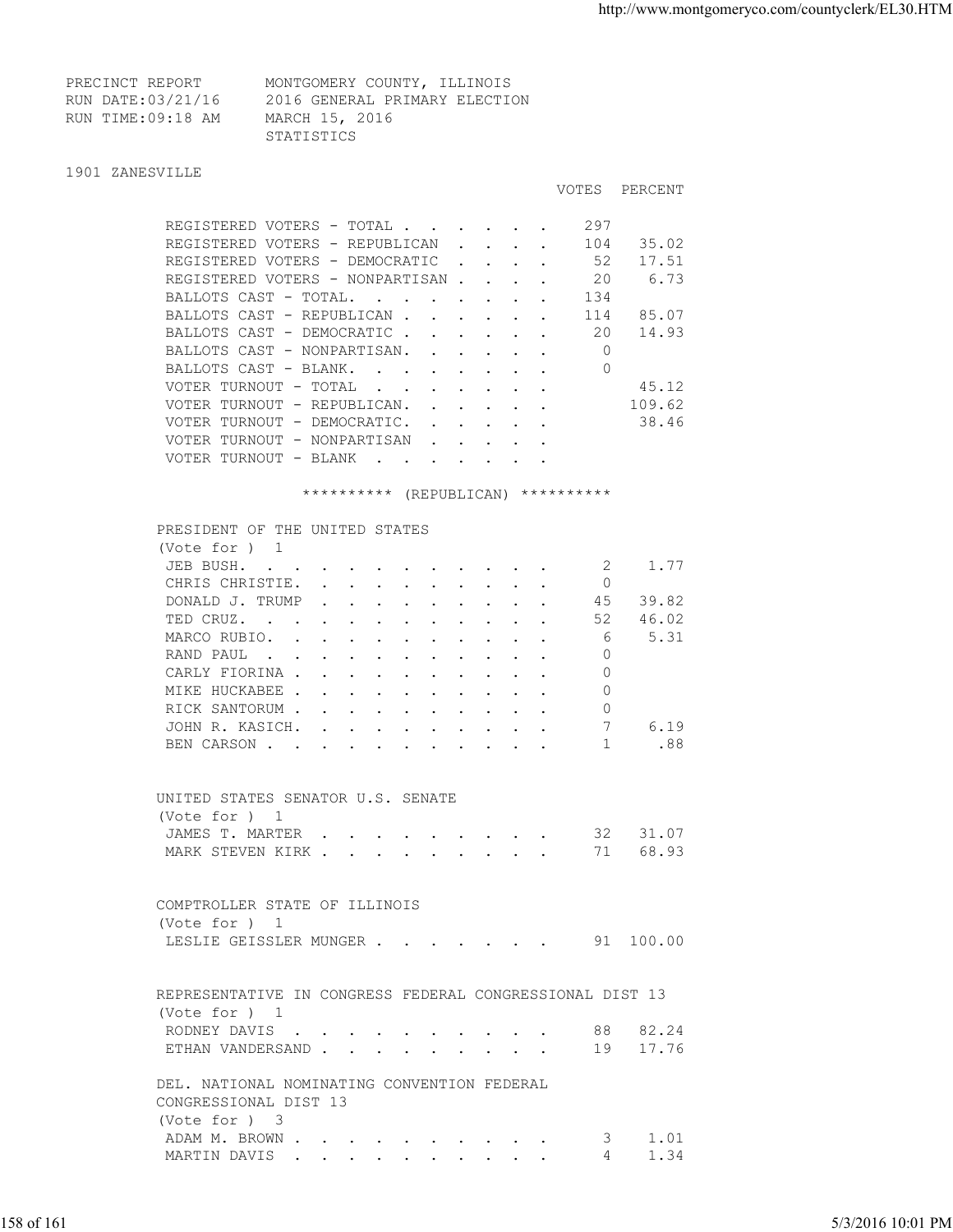PRECINCT REPORT MONTGOMERY COUNTY, ILLINOIS
RUN DATE:03/21/16 2016 GENERAL PRIMARY ELECTION
RUN TIME:09:18 AM MARCH 15, 2016
STATISTICS

## 1901 ZANESVILLE

| | VOTES | PERCENT |
|---|---|---|
| REGISTERED VOTERS - TOTAL | 297 | |
| REGISTERED VOTERS - REPUBLICAN | 104 | 35.02 |
| REGISTERED VOTERS - DEMOCRATIC | 52 | 17.51 |
| REGISTERED VOTERS - NONPARTISAN | 20 | 6.73 |
| BALLOTS CAST - TOTAL. | 134 | |
| BALLOTS CAST - REPUBLICAN | 114 | 85.07 |
| BALLOTS CAST - DEMOCRATIC | 20 | 14.93 |
| BALLOTS CAST - NONPARTISAN. | 0 | |
| BALLOTS CAST - BLANK. | 0 | |
| VOTER TURNOUT - TOTAL | | 45.12 |
| VOTER TURNOUT - REPUBLICAN. | | 109.62 |
| VOTER TURNOUT - DEMOCRATIC. | | 38.46 |
| VOTER TURNOUT - NONPARTISAN | | |
| VOTER TURNOUT - BLANK | | |

********** (REPUBLICAN) **********

### PRESIDENT OF THE UNITED STATES
(Vote for ) 1

| | VOTES | PERCENT |
|---|---|---|
| JEB BUSH. | 2 | 1.77 |
| CHRIS CHRISTIE. | 0 | |
| DONALD J. TRUMP | 45 | 39.82 |
| TED CRUZ. | 52 | 46.02 |
| MARCO RUBIO. | 6 | 5.31 |
| RAND PAUL | 0 | |
| CARLY FIORINA | 0 | |
| MIKE HUCKABEE | 0 | |
| RICK SANTORUM | 0 | |
| JOHN R. KASICH. | 7 | 6.19 |
| BEN CARSON | 1 | .88 |

### UNITED STATES SENATOR U.S. SENATE
(Vote for ) 1

| | VOTES | PERCENT |
|---|---|---|
| JAMES T. MARTER | 32 | 31.07 |
| MARK STEVEN KIRK | 71 | 68.93 |

### COMPTROLLER STATE OF ILLINOIS
(Vote for ) 1

| | VOTES | PERCENT |
|---|---|---|
| LESLIE GEISSLER MUNGER | 91 | 100.00 |

### REPRESENTATIVE IN CONGRESS FEDERAL CONGRESSIONAL DIST 13
(Vote for ) 1

| | VOTES | PERCENT |
|---|---|---|
| RODNEY DAVIS | 88 | 82.24 |
| ETHAN VANDERSAND | 19 | 17.76 |

### DEL. NATIONAL NOMINATING CONVENTION FEDERAL CONGRESSIONAL DIST 13
(Vote for ) 3

| | VOTES | PERCENT |
|---|---|---|
| ADAM M. BROWN | 3 | 1.01 |
| MARTIN DAVIS | 4 | 1.34 |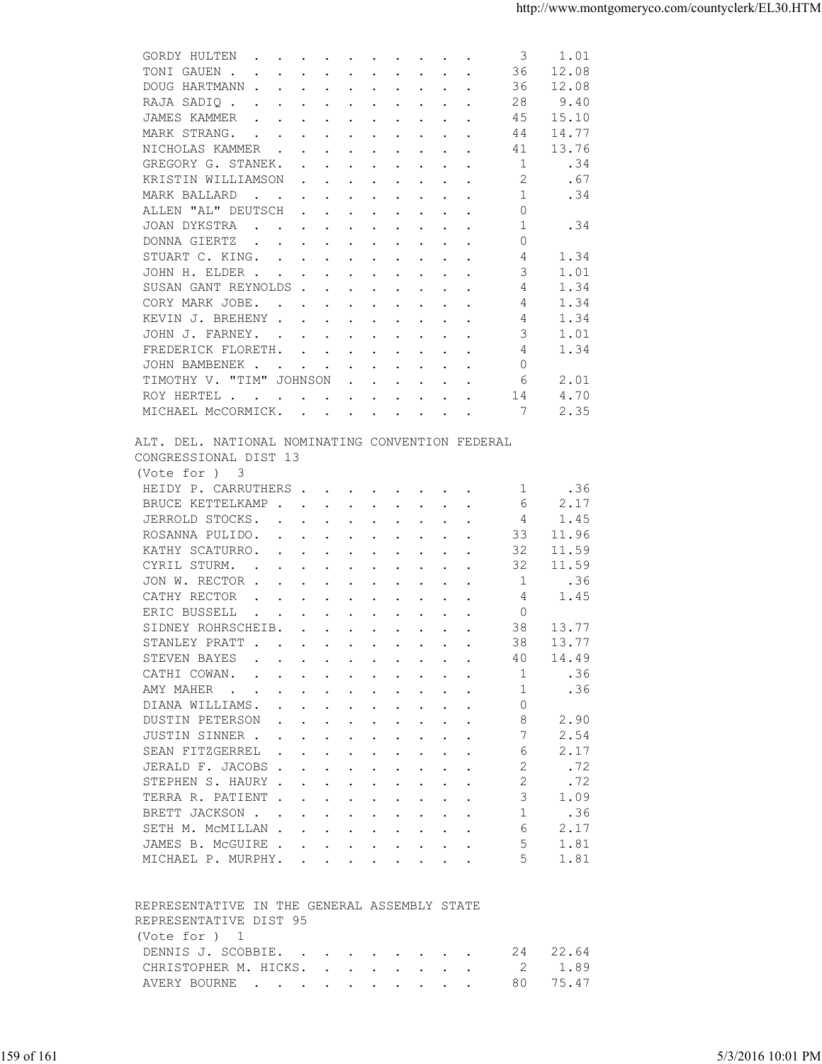| | | |
|---|---|---|
| GORDY HULTEN | 3 | 1.01 |
| TONI GAUEN | 36 | 12.08 |
| DOUG HARTMANN | 36 | 12.08 |
| RAJA SADIQ | 28 | 9.40 |
| JAMES KAMMER | 45 | 15.10 |
| MARK STRANG. | 44 | 14.77 |
| NICHOLAS KAMMER | 41 | 13.76 |
| GREGORY G. STANEK. | 1 | .34 |
| KRISTIN WILLIAMSON | 2 | .67 |
| MARK BALLARD | 1 | .34 |
| ALLEN "AL" DEUTSCH | 0 | |
| JOAN DYKSTRA | 1 | .34 |
| DONNA GIERTZ | 0 | |
| STUART C. KING. | 4 | 1.34 |
| JOHN H. ELDER | 3 | 1.01 |
| SUSAN GANT REYNOLDS | 4 | 1.34 |
| CORY MARK JOBE. | 4 | 1.34 |
| KEVIN J. BREHENY | 4 | 1.34 |
| JOHN J. FARNEY. | 3 | 1.01 |
| FREDERICK FLORETH. | 4 | 1.34 |
| JOHN BAMBENEK | 0 | |
| TIMOTHY V. "TIM" JOHNSON | 6 | 2.01 |
| ROY HERTEL | 14 | 4.70 |
| MICHAEL McCORMICK. | 7 | 2.35 |

ALT. DEL. NATIONAL NOMINATING CONVENTION FEDERAL CONGRESSIONAL DIST 13
(Vote for ) 3

| | | |
|---|---|---|
| HEIDY P. CARRUTHERS | 1 | .36 |
| BRUCE KETTELKAMP | 6 | 2.17 |
| JERROLD STOCKS. | 4 | 1.45 |
| ROSANNA PULIDO. | 33 | 11.96 |
| KATHY SCATURRO. | 32 | 11.59 |
| CYRIL STURM. | 32 | 11.59 |
| JON W. RECTOR | 1 | .36 |
| CATHY RECTOR | 4 | 1.45 |
| ERIC BUSSELL | 0 | |
| SIDNEY ROHRSCHEIB. | 38 | 13.77 |
| STANLEY PRATT | 38 | 13.77 |
| STEVEN BAYES | 40 | 14.49 |
| CATHI COWAN. | 1 | .36 |
| AMY MAHER | 1 | .36 |
| DIANA WILLIAMS. | 0 | |
| DUSTIN PETERSON | 8 | 2.90 |
| JUSTIN SINNER | 7 | 2.54 |
| SEAN FITZGERREL | 6 | 2.17 |
| JERALD F. JACOBS | 2 | .72 |
| STEPHEN S. HAURY | 2 | .72 |
| TERRA R. PATIENT | 3 | 1.09 |
| BRETT JACKSON | 1 | .36 |
| SETH M. McMILLAN | 6 | 2.17 |
| JAMES B. McGUIRE | 5 | 1.81 |
| MICHAEL P. MURPHY. | 5 | 1.81 |

REPRESENTATIVE IN THE GENERAL ASSEMBLY STATE REPRESENTATIVE DIST 95
(Vote for ) 1

| | | |
|---|---|---|
| DENNIS J. SCOBBIE. | 24 | 22.64 |
| CHRISTOPHER M. HICKS. | 2 | 1.89 |
| AVERY BOURNE | 80 | 75.47 |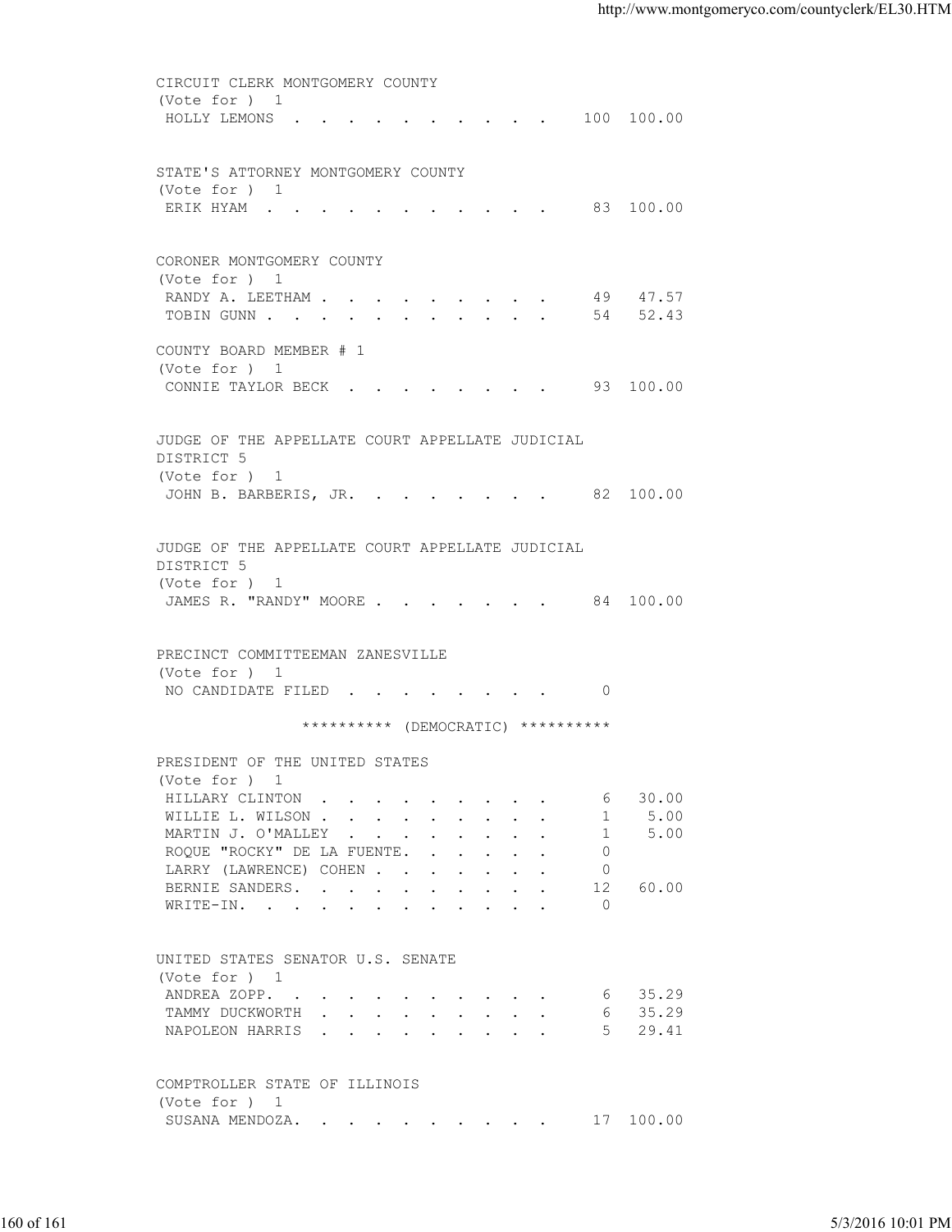CIRCUIT CLERK MONTGOMERY COUNTY
(Vote for ) 1

| | | |
|---|---|---|
| HOLLY LEMONS | 100 | 100.00 |

STATE'S ATTORNEY MONTGOMERY COUNTY
(Vote for ) 1

| | | |
|---|---|---|
| ERIK HYAM | 83 | 100.00 |

CORONER MONTGOMERY COUNTY
(Vote for ) 1

| | | |
|---|---|---|
| RANDY A. LEETHAM | 49 | 47.57 |
| TOBIN GUNN | 54 | 52.43 |

COUNTY BOARD MEMBER # 1
(Vote for ) 1

| | | |
|---|---|---|
| CONNIE TAYLOR BECK | 93 | 100.00 |

JUDGE OF THE APPELLATE COURT APPELLATE JUDICIAL DISTRICT 5
(Vote for ) 1

| | | |
|---|---|---|
| JOHN B. BARBERIS, JR. | 82 | 100.00 |

JUDGE OF THE APPELLATE COURT APPELLATE JUDICIAL DISTRICT 5
(Vote for ) 1

| | | |
|---|---|---|
| JAMES R. "RANDY" MOORE | 84 | 100.00 |

PRECINCT COMMITTEEMAN ZANESVILLE
(Vote for ) 1

| | | |
|---|---|---|
| NO CANDIDATE FILED | 0 | |

********** (DEMOCRATIC) **********

PRESIDENT OF THE UNITED STATES
(Vote for ) 1

| | | |
|---|---|---|
| HILLARY CLINTON | 6 | 30.00 |
| WILLIE L. WILSON | 1 | 5.00 |
| MARTIN J. O'MALLEY | 1 | 5.00 |
| ROQUE "ROCKY" DE LA FUENTE | 0 | |
| LARRY (LAWRENCE) COHEN | 0 | |
| BERNIE SANDERS | 12 | 60.00 |
| WRITE-IN | 0 | |

UNITED STATES SENATOR U.S. SENATE
(Vote for ) 1

| | | |
|---|---|---|
| ANDREA ZOPP | 6 | 35.29 |
| TAMMY DUCKWORTH | 6 | 35.29 |
| NAPOLEON HARRIS | 5 | 29.41 |

COMPTROLLER STATE OF ILLINOIS
(Vote for ) 1

| | | |
|---|---|---|
| SUSANA MENDOZA | 17 | 100.00 |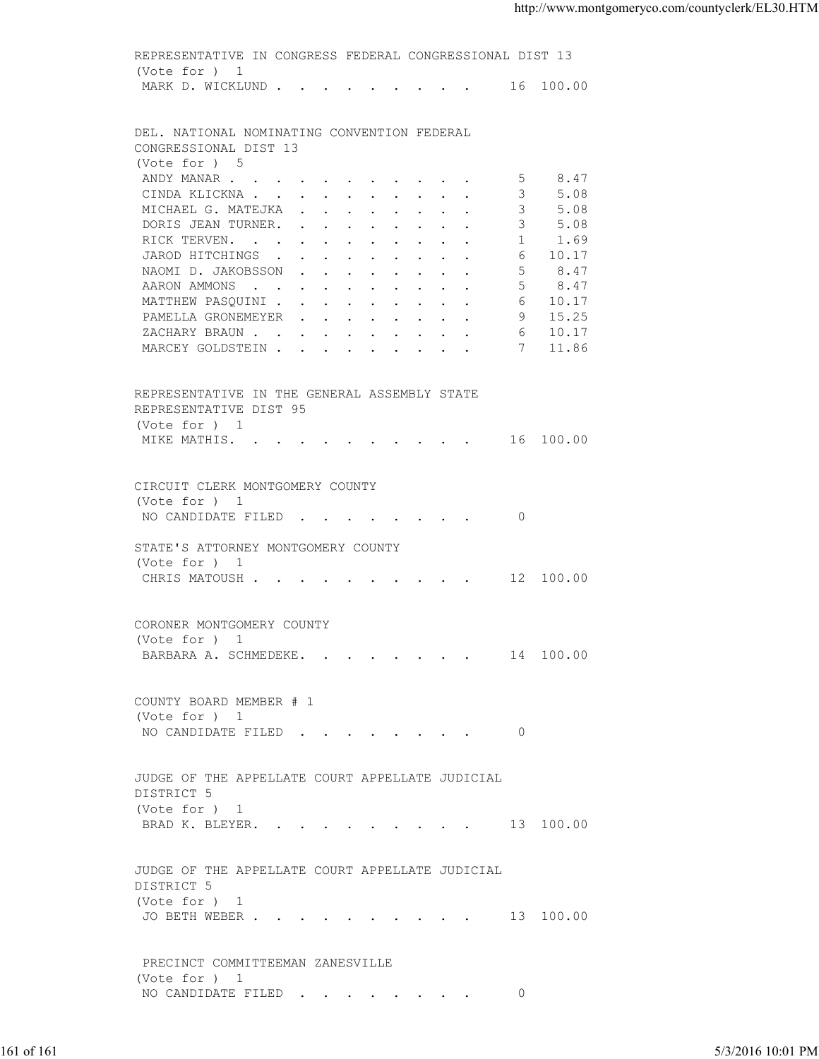REPRESENTATIVE IN CONGRESS FEDERAL CONGRESSIONAL DIST 13
(Vote for ) 1

| | | |
|---|---|---|
| MARK D. WICKLUND | 16 | 100.00 |

DEL. NATIONAL NOMINATING CONVENTION FEDERAL CONGRESSIONAL DIST 13
(Vote for ) 5

| | | |
|---|---|---|
| ANDY MANAR | 5 | 8.47 |
| CINDA KLICKNA | 3 | 5.08 |
| MICHAEL G. MATEJKA | 3 | 5.08 |
| DORIS JEAN TURNER. | 3 | 5.08 |
| RICK TERVEN. | 1 | 1.69 |
| JAROD HITCHINGS | 6 | 10.17 |
| NAOMI D. JAKOBSSON | 5 | 8.47 |
| AARON AMMONS | 5 | 8.47 |
| MATTHEW PASQUINI | 6 | 10.17 |
| PAMELLA GRONEMEYER | 9 | 15.25 |
| ZACHARY BRAUN | 6 | 10.17 |
| MARCEY GOLDSTEIN | 7 | 11.86 |

REPRESENTATIVE IN THE GENERAL ASSEMBLY STATE REPRESENTATIVE DIST 95
(Vote for ) 1

| | | |
|---|---|---|
| MIKE MATHIS. | 16 | 100.00 |

CIRCUIT CLERK MONTGOMERY COUNTY
(Vote for ) 1

| | | |
|---|---|---|
| NO CANDIDATE FILED | 0 | |

STATE'S ATTORNEY MONTGOMERY COUNTY
(Vote for ) 1

| | | |
|---|---|---|
| CHRIS MATOUSH | 12 | 100.00 |

CORONER MONTGOMERY COUNTY
(Vote for ) 1

| | | |
|---|---|---|
| BARBARA A. SCHMEDEKE. | 14 | 100.00 |

COUNTY BOARD MEMBER # 1
(Vote for ) 1

| | | |
|---|---|---|
| NO CANDIDATE FILED | 0 | |

JUDGE OF THE APPELLATE COURT APPELLATE JUDICIAL DISTRICT 5
(Vote for ) 1

| | | |
|---|---|---|
| BRAD K. BLEYER. | 13 | 100.00 |

JUDGE OF THE APPELLATE COURT APPELLATE JUDICIAL DISTRICT 5
(Vote for ) 1

| | | |
|---|---|---|
| JO BETH WEBER | 13 | 100.00 |

PRECINCT COMMITTEEMAN ZANESVILLE
(Vote for ) 1

| | | |
|---|---|---|
| NO CANDIDATE FILED | 0 | |